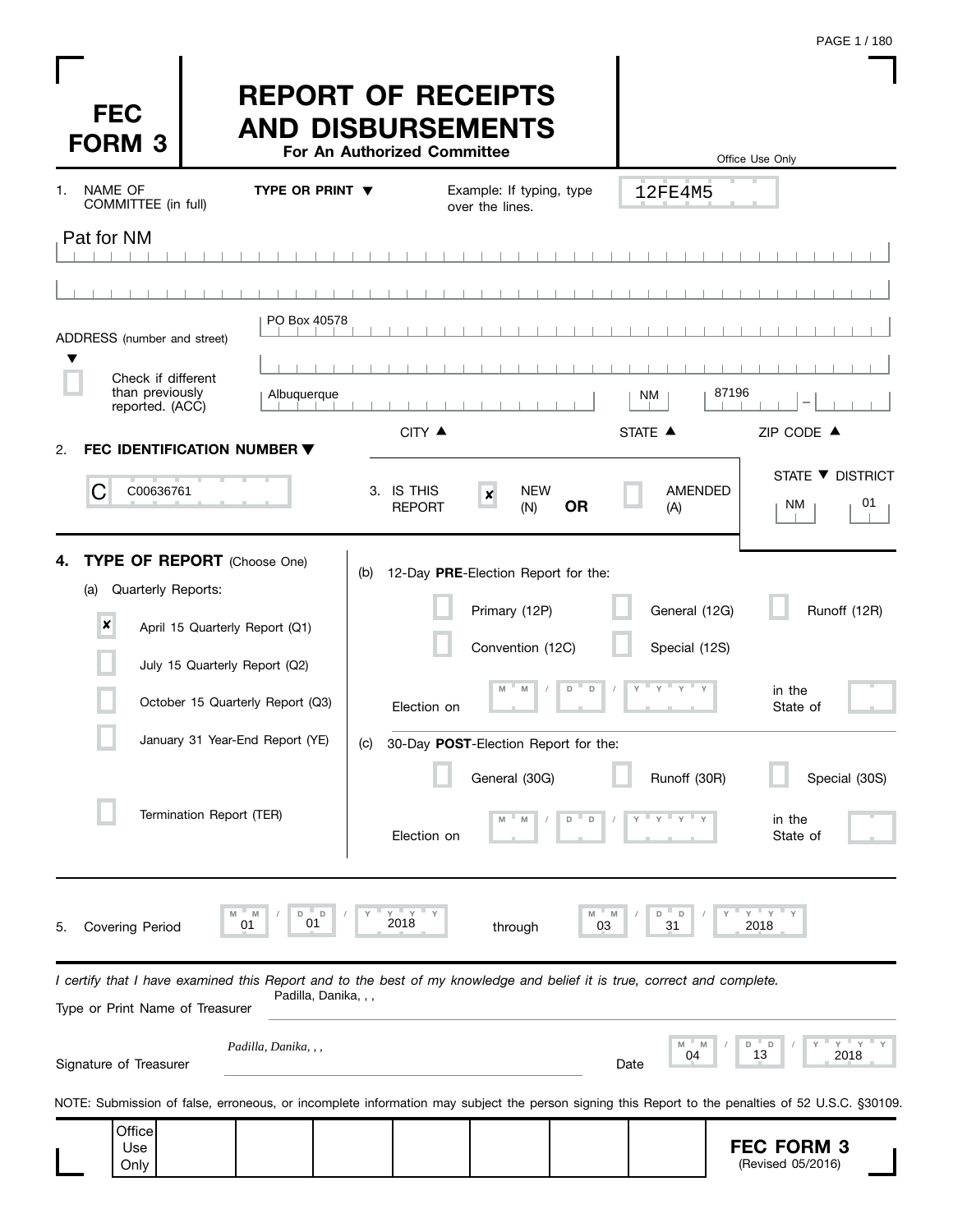# FEC FORM 3

# REPORT OF RECEIPTS AND DISBURSEMENTS

**For An Authorized Committee**

Office Use Only

12FE4M5

1. NAME OF COMMITTEE (in full) **TYPE OR PRINT ▼** Example: If typing, type over the lines.

Pat for NM

ADDRESS (number and street) ▼

PO Box 40578

☐ Check if different than previously reported. (ACC)

Albuquerque | NM | 87196 -

CITY ▲ STATE ▲ ZIP CODE ▲

2. **FEC IDENTIFICATION NUMBER ▼**

C00636761

3. IS THIS REPORT ☒ NEW (N) **OR** ☐ AMENDED (A)

STATE ▼ DISTRICT: NM 01

4. **TYPE OF REPORT** (Choose One)

(a) Quarterly Reports:

- ☒ April 15 Quarterly Report (Q1)
- ☐ July 15 Quarterly Report (Q2)
- ☐ October 15 Quarterly Report (Q3)
- ☐ January 31 Year-End Report (YE)
- ☐ Termination Report (TER)

(b) 12-Day **PRE**-Election Report for the:

- ☐ Primary (12P)
- ☐ General (12G)
- ☐ Runoff (12R)
- ☐ Convention (12C)
- ☐ Special (12S)

Election on MM / DD / YYYY in the State of

(c) 30-Day **POST**-Election Report for the:

- ☐ General (30G)
- ☐ Runoff (30R)
- ☐ Special (30S)

Election on MM / DD / YYYY in the State of

5. Covering Period 01 / 01 / 2018 through 03 / 31 / 2018

*I certify that I have examined this Report and to the best of my knowledge and belief it is true, correct and complete.*

Type or Print Name of Treasurer: Padilla, Danika, , ,

Signature of Treasurer: *Padilla, Danika, , ,*

Date: 04 / 13 / 2018

NOTE: Submission of false, erroneous, or incomplete information may subject the person signing this Report to the penalties of 52 U.S.C. §30109.

Office Use Only

**FEC FORM 3**
(Revised 05/2016)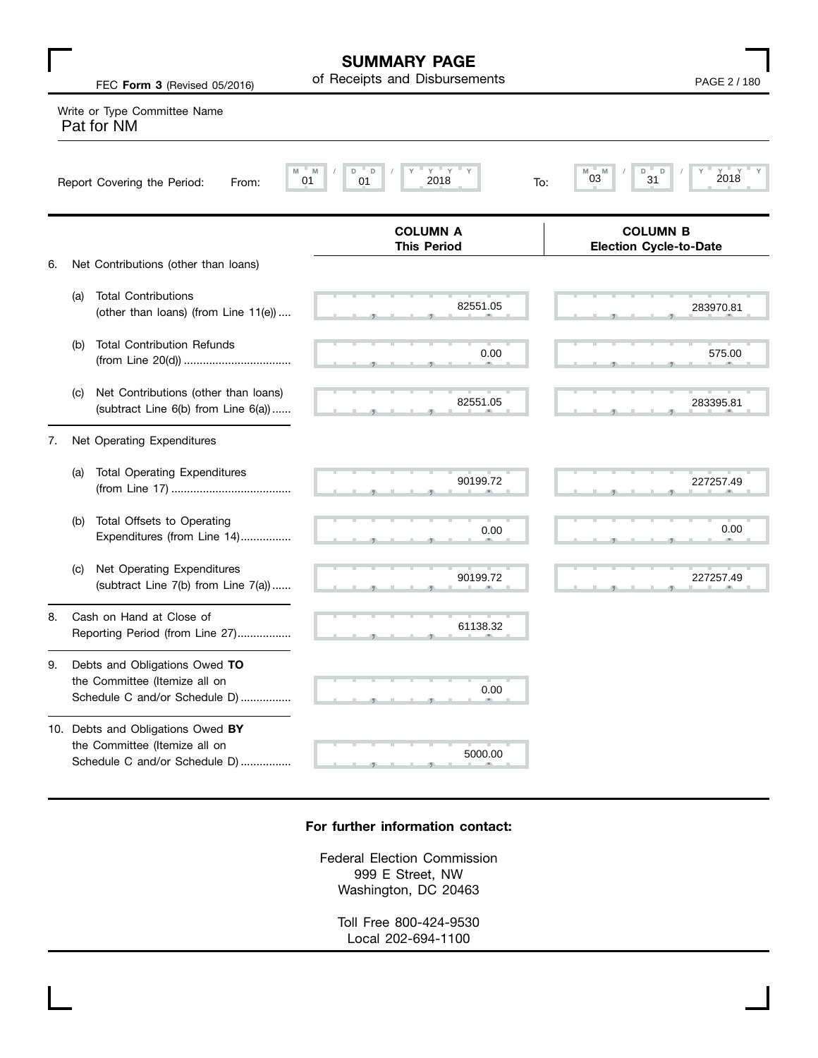# SUMMARY PAGE

## of Receipts and Disbursements

FEC **Form 3** (Revised 05/2016)

Write or Type Committee Name

Pat for NM

Report Covering the Period: From: 01 / 01 / 2018 To: 03 / 31 / 2018

| | COLUMN A This Period | COLUMN B Election Cycle-to-Date |
|---|---|---|
| 6. Net Contributions (other than loans) | | |
| (a) Total Contributions (other than loans) (from Line 11(e)) .... | 82551.05 | 283970.81 |
| (b) Total Contribution Refunds (from Line 20(d)) .................................. | 0.00 | 575.00 |
| (c) Net Contributions (other than loans) (subtract Line 6(b) from Line 6(a)) ...... | 82551.05 | 283395.81 |
| 7. Net Operating Expenditures | | |
| (a) Total Operating Expenditures (from Line 17) ...................................... | 90199.72 | 227257.49 |
| (b) Total Offsets to Operating Expenditures (from Line 14)................ | 0.00 | 0.00 |
| (c) Net Operating Expenditures (subtract Line 7(b) from Line 7(a)) ...... | 90199.72 | 227257.49 |
| 8. Cash on Hand at Close of Reporting Period (from Line 27)................. | 61138.32 | |
| 9. Debts and Obligations Owed **TO** the Committee (Itemize all on Schedule C and/or Schedule D) ................ | 0.00 | |
| 10. Debts and Obligations Owed **BY** the Committee (Itemize all on Schedule C and/or Schedule D) ................ | 5000.00 | |

**For further information contact:**

Federal Election Commission
999 E Street, NW
Washington, DC 20463

Toll Free 800-424-9530
Local 202-694-1100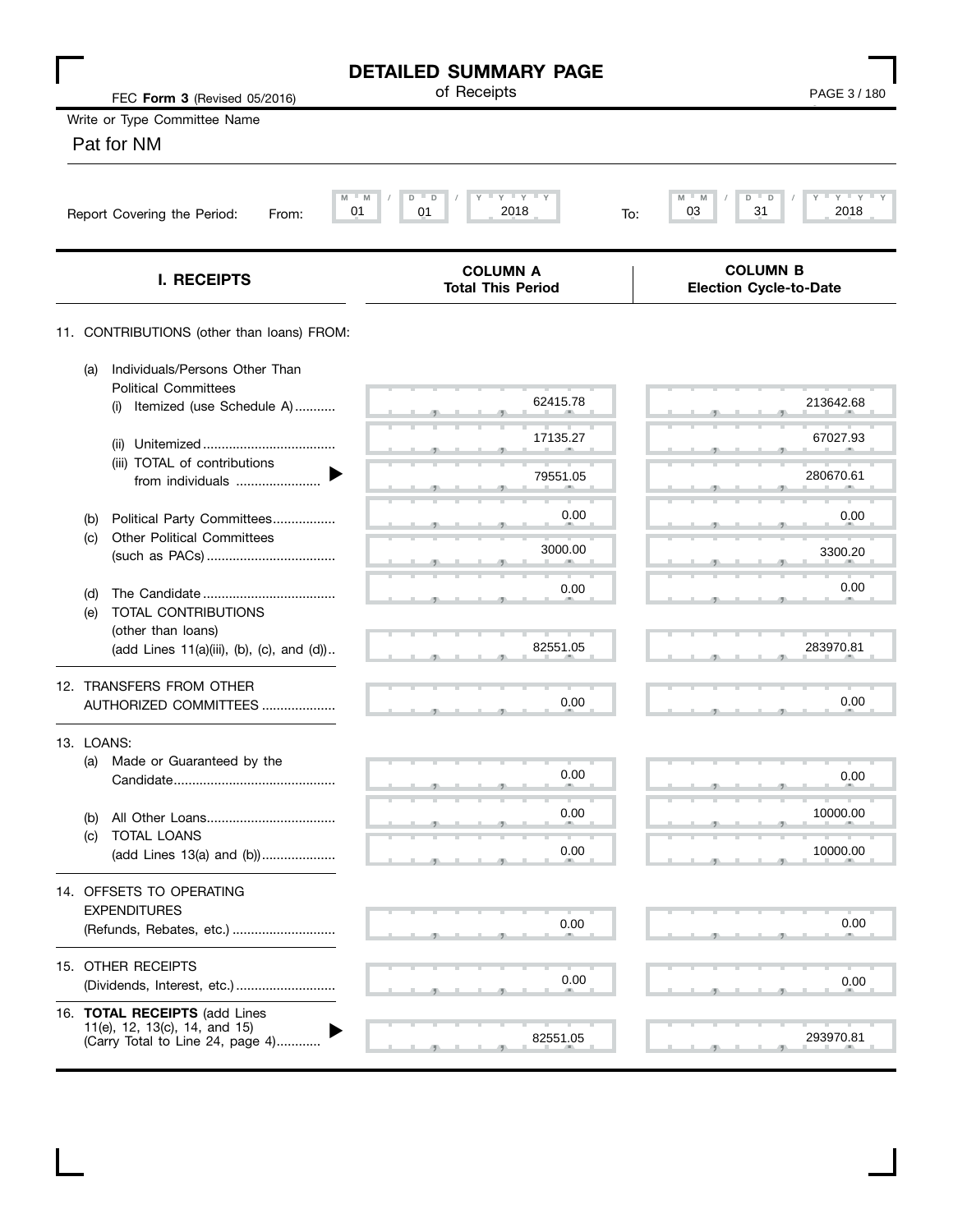# DETAILED SUMMARY PAGE

of Receipts

FEC **Form 3** (Revised 05/2016)

Write or Type Committee Name

Pat for NM

Report Covering the Period: From: 01 / 01 / 2018 To: 03 / 31 / 2018

| I. RECEIPTS | COLUMN A Total This Period | COLUMN B Election Cycle-to-Date |
|---|---|---|
| 11. CONTRIBUTIONS (other than loans) FROM: | | |
| (a) Individuals/Persons Other Than Political Committees (i) Itemized (use Schedule A) | 62415.78 | 213642.68 |
| (ii) Unitemized | 17135.27 | 67027.93 |
| (iii) TOTAL of contributions from individuals | 79551.05 | 280670.61 |
| (b) Political Party Committees | 0.00 | 0.00 |
| (c) Other Political Committees (such as PACs) | 3000.00 | 3300.20 |
| (d) The Candidate | 0.00 | 0.00 |
| (e) TOTAL CONTRIBUTIONS (other than loans) (add Lines 11(a)(iii), (b), (c), and (d)) | 82551.05 | 283970.81 |
| 12. TRANSFERS FROM OTHER AUTHORIZED COMMITTEES | 0.00 | 0.00 |
| 13. LOANS: | | |
| (a) Made or Guaranteed by the Candidate | 0.00 | 0.00 |
| (b) All Other Loans | 0.00 | 10000.00 |
| (c) TOTAL LOANS (add Lines 13(a) and (b)) | 0.00 | 10000.00 |
| 14. OFFSETS TO OPERATING EXPENDITURES (Refunds, Rebates, etc.) | 0.00 | 0.00 |
| 15. OTHER RECEIPTS (Dividends, Interest, etc.) | 0.00 | 0.00 |
| 16. **TOTAL RECEIPTS** (add Lines 11(e), 12, 13(c), 14, and 15) (Carry Total to Line 24, page 4) | 82551.05 | 293970.81 |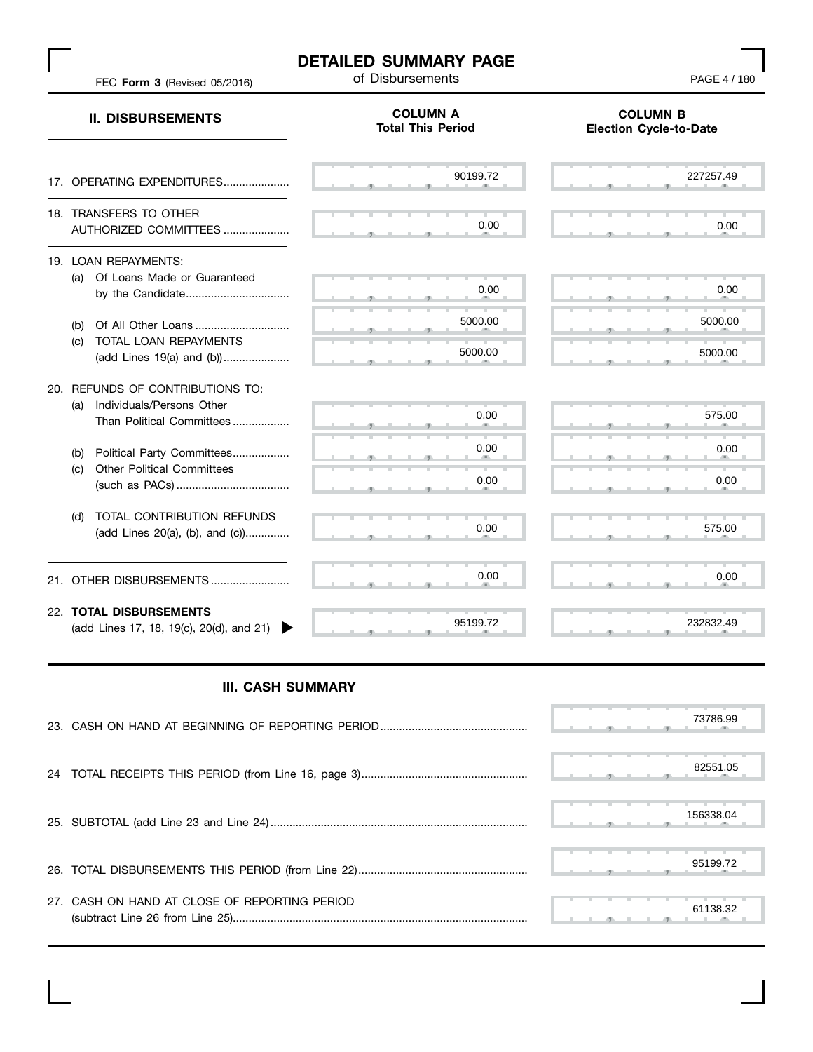# DETAILED SUMMARY PAGE

of Disbursements

FEC **Form 3** (Revised 05/2016)

| II. DISBURSEMENTS | COLUMN A Total This Period | COLUMN B Election Cycle-to-Date |
|---|---|---|
| 17. OPERATING EXPENDITURES | 90199.72 | 227257.49 |
| 18. TRANSFERS TO OTHER AUTHORIZED COMMITTEES | 0.00 | 0.00 |
| 19. LOAN REPAYMENTS: | | |
| (a) Of Loans Made or Guaranteed by the Candidate | 0.00 | 0.00 |
| (b) Of All Other Loans | 5000.00 | 5000.00 |
| (c) TOTAL LOAN REPAYMENTS (add Lines 19(a) and (b)) | 5000.00 | 5000.00 |
| 20. REFUNDS OF CONTRIBUTIONS TO: | | |
| (a) Individuals/Persons Other Than Political Committees | 0.00 | 575.00 |
| (b) Political Party Committees | 0.00 | 0.00 |
| (c) Other Political Committees (such as PACs) | 0.00 | 0.00 |
| (d) TOTAL CONTRIBUTION REFUNDS (add Lines 20(a), (b), and (c)) | 0.00 | 575.00 |
| 21. OTHER DISBURSEMENTS | 0.00 | 0.00 |
| 22. **TOTAL DISBURSEMENTS** (add Lines 17, 18, 19(c), 20(d), and 21) | 95199.72 | 232832.49 |

## III. CASH SUMMARY

| | |
|---|---|
| 23. CASH ON HAND AT BEGINNING OF REPORTING PERIOD | 73786.99 |
| 24 TOTAL RECEIPTS THIS PERIOD (from Line 16, page 3) | 82551.05 |
| 25. SUBTOTAL (add Line 23 and Line 24) | 156338.04 |
| 26. TOTAL DISBURSEMENTS THIS PERIOD (from Line 22) | 95199.72 |
| 27. CASH ON HAND AT CLOSE OF REPORTING PERIOD (subtract Line 26 from Line 25) | 61138.32 |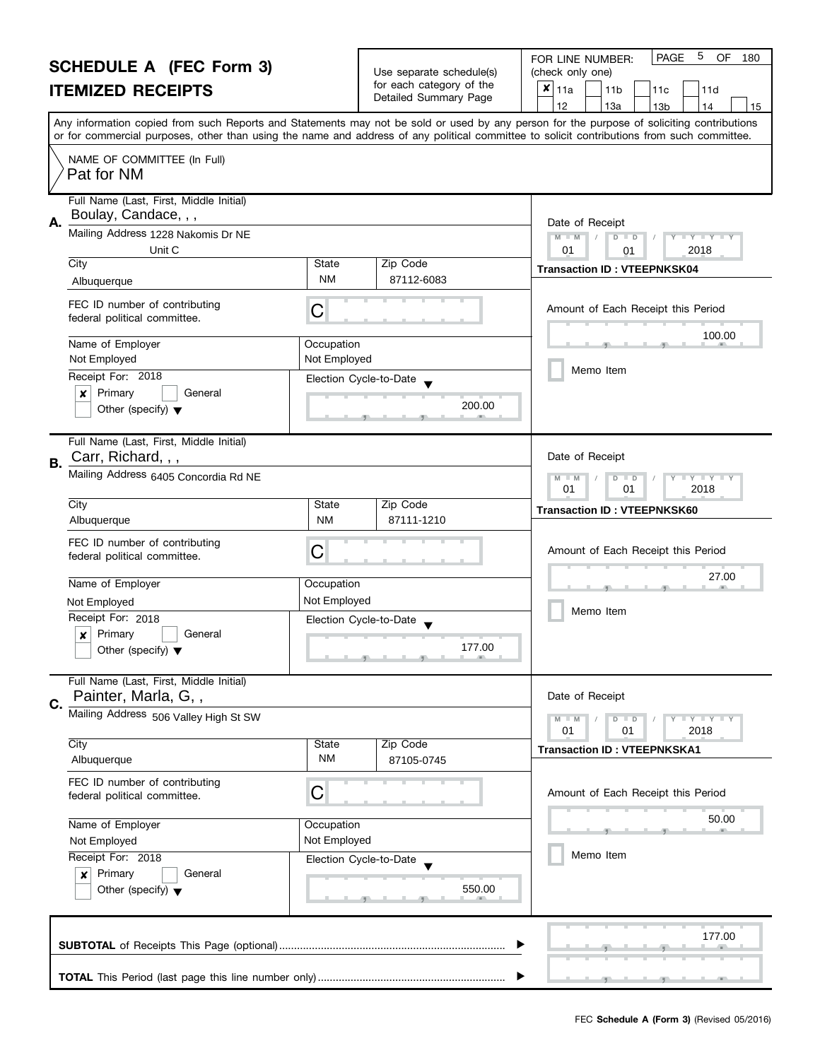# SCHEDULE A (FEC Form 3)

## ITEMIZED RECEIPTS

Use separate schedule(s) for each category of the Detailed Summary Page

FOR LINE NUMBER: (check only one)

- [x] 11a
- [ ] 11b
- [ ] 11c
- [ ] 11d
- [ ] 12
- [ ] 13a
- [ ] 13b
- [ ] 14
- [ ] 15

Any information copied from such Reports and Statements may not be sold or used by any person for the purpose of soliciting contributions or for commercial purposes, other than using the name and address of any political committee to solicit contributions from such committee.

NAME OF COMMITTEE (In Full)
Pat for NM

---

**A.** Full Name (Last, First, Middle Initial): Boulay, Candace, , ,

Mailing Address: 1228 Nakomis Dr NE, Unit C

| City | State | Zip Code |
|---|---|---|
| Albuquerque | NM | 87112-6083 |

FEC ID number of contributing federal political committee: C

| Name of Employer | Occupation |
|---|---|
| Not Employed | Not Employed |

Receipt For: 2018
- [x] Primary
- [ ] General
- [ ] Other (specify)

Election Cycle-to-Date: 200.00

Date of Receipt: 01 / 01 / 2018

Transaction ID : VTEEPNKSK04

Amount of Each Receipt this Period: 100.00

- [ ] Memo Item

---

**B.** Full Name (Last, First, Middle Initial): Carr, Richard, , ,

Mailing Address: 6405 Concordia Rd NE

| City | State | Zip Code |
|---|---|---|
| Albuquerque | NM | 87111-1210 |

FEC ID number of contributing federal political committee: C

| Name of Employer | Occupation |
|---|---|
| Not Employed | Not Employed |

Receipt For: 2018
- [x] Primary
- [ ] General
- [ ] Other (specify)

Election Cycle-to-Date: 177.00

Date of Receipt: 01 / 01 / 2018

Transaction ID : VTEEPNKSK60

Amount of Each Receipt this Period: 27.00

- [ ] Memo Item

---

**C.** Full Name (Last, First, Middle Initial): Painter, Marla, G, ,

Mailing Address: 506 Valley High St SW

| City | State | Zip Code |
|---|---|---|
| Albuquerque | NM | 87105-0745 |

FEC ID number of contributing federal political committee: C

| Name of Employer | Occupation |
|---|---|
| Not Employed | Not Employed |

Receipt For: 2018
- [x] Primary
- [ ] General
- [ ] Other (specify)

Election Cycle-to-Date: 550.00

Date of Receipt: 01 / 01 / 2018

Transaction ID : VTEEPNKSKA1

Amount of Each Receipt this Period: 50.00

- [ ] Memo Item

---

**SUBTOTAL** of Receipts This Page (optional): 177.00

**TOTAL** This Period (last page this line number only):

FEC **Schedule A (Form 3)** (Revised 05/2016)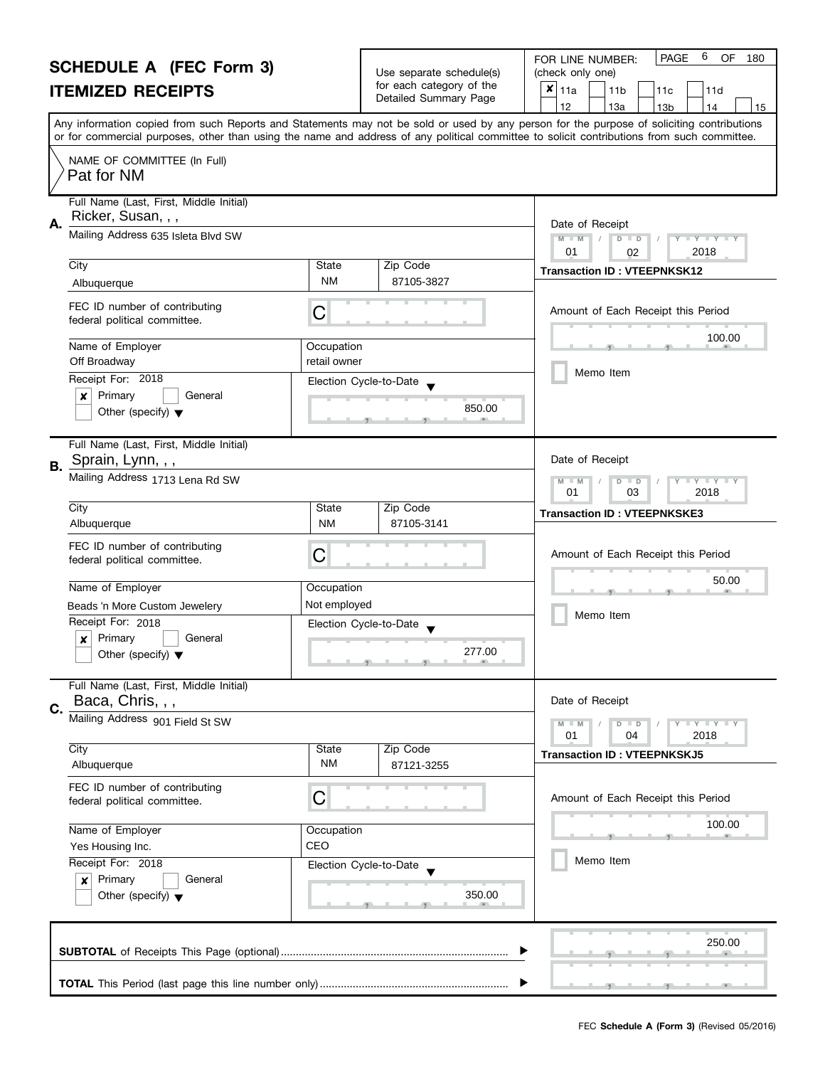# SCHEDULE A (FEC Form 3)

## ITEMIZED RECEIPTS

Use separate schedule(s) for each category of the Detailed Summary Page

FOR LINE NUMBER: (check only one)

- [x] 11a
- [ ] 11b
- [ ] 11c
- [ ] 11d
- [ ] 12
- [ ] 13a
- [ ] 13b
- [ ] 14
- [ ] 15

PAGE 6 OF 180

Any information copied from such Reports and Statements may not be sold or used by any person for the purpose of soliciting contributions or for commercial purposes, other than using the name and address of any political committee to solicit contributions from such committee.

NAME OF COMMITTEE (In Full)
Pat for NM

---

**A.** Full Name (Last, First, Middle Initial): Ricker, Susan, , ,

Mailing Address: 635 Isleta Blvd SW

| City | State | Zip Code |
|---|---|---|
| Albuquerque | NM | 87105-3827 |

FEC ID number of contributing federal political committee: C

| Name of Employer | Occupation |
|---|---|
| Off Broadway | retail owner |

Receipt For: 2018
- [x] Primary
- [ ] General
- [ ] Other (specify)

Election Cycle-to-Date: 850.00

Date of Receipt: 01 / 02 / 2018

Transaction ID : VTEEPNKSK12

Amount of Each Receipt this Period: 100.00

- [ ] Memo Item

---

**B.** Full Name (Last, First, Middle Initial): Sprain, Lynn, , ,

Mailing Address: 1713 Lena Rd SW

| City | State | Zip Code |
|---|---|---|
| Albuquerque | NM | 87105-3141 |

FEC ID number of contributing federal political committee: C

| Name of Employer | Occupation |
|---|---|
| Beads 'n More Custom Jewelery | Not employed |

Receipt For: 2018
- [x] Primary
- [ ] General
- [ ] Other (specify)

Election Cycle-to-Date: 277.00

Date of Receipt: 01 / 03 / 2018

Transaction ID : VTEEPNKSKE3

Amount of Each Receipt this Period: 50.00

- [ ] Memo Item

---

**C.** Full Name (Last, First, Middle Initial): Baca, Chris, , ,

Mailing Address: 901 Field St SW

| City | State | Zip Code |
|---|---|---|
| Albuquerque | NM | 87121-3255 |

FEC ID number of contributing federal political committee: C

| Name of Employer | Occupation |
|---|---|
| Yes Housing Inc. | CEO |

Receipt For: 2018
- [x] Primary
- [ ] General
- [ ] Other (specify)

Election Cycle-to-Date: 350.00

Date of Receipt: 01 / 04 / 2018

Transaction ID : VTEEPNKSKJ5

Amount of Each Receipt this Period: 100.00

- [ ] Memo Item

---

**SUBTOTAL** of Receipts This Page (optional): 250.00

**TOTAL** This Period (last page this line number only):

FEC **Schedule A (Form 3)** (Revised 05/2016)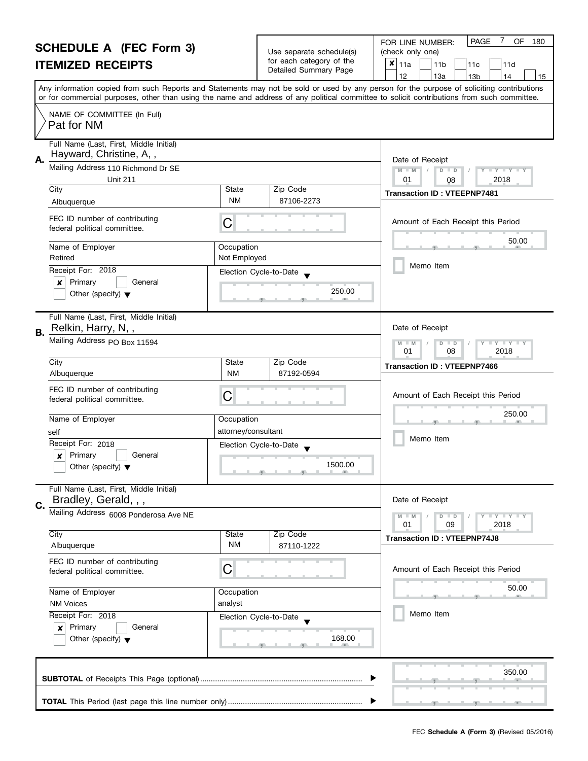# SCHEDULE A (FEC Form 3)

## ITEMIZED RECEIPTS

Use separate schedule(s) for each category of the Detailed Summary Page

FOR LINE NUMBER: (check only one)

- [x] 11a
- [ ] 11b
- [ ] 11c
- [ ] 11d
- [ ] 12
- [ ] 13a
- [ ] 13b
- [ ] 14
- [ ] 15

Any information copied from such Reports and Statements may not be sold or used by any person for the purpose of soliciting contributions or for commercial purposes, other than using the name and address of any political committee to solicit contributions from such committee.

NAME OF COMMITTEE (In Full)

Pat for NM

---

**A.**

Full Name (Last, First, Middle Initial): Hayward, Christine, A, ,

Mailing Address: 110 Richmond Dr SE, Unit 211

City: Albuquerque | State: NM | Zip Code: 87106-2273

FEC ID number of contributing federal political committee: C

Name of Employer: Retired

Occupation: Not Employed

Receipt For: 2018 — [x] Primary [ ] General [ ] Other (specify)

Election Cycle-to-Date: 250.00

Date of Receipt: 01 / 08 / 2018

Transaction ID : VTEEPNP7481

Amount of Each Receipt this Period: 50.00

[ ] Memo Item

---

**B.**

Full Name (Last, First, Middle Initial): Relkin, Harry, N, ,

Mailing Address: PO Box 11594

City: Albuquerque | State: NM | Zip Code: 87192-0594

FEC ID number of contributing federal political committee: C

Name of Employer: self

Occupation: attorney/consultant

Receipt For: 2018 — [x] Primary [ ] General [ ] Other (specify)

Election Cycle-to-Date: 1500.00

Date of Receipt: 01 / 08 / 2018

Transaction ID : VTEEPNP7466

Amount of Each Receipt this Period: 250.00

[ ] Memo Item

---

**C.**

Full Name (Last, First, Middle Initial): Bradley, Gerald, , ,

Mailing Address: 6008 Ponderosa Ave NE

City: Albuquerque | State: NM | Zip Code: 87110-1222

FEC ID number of contributing federal political committee: C

Name of Employer: NM Voices

Occupation: analyst

Receipt For: 2018 — [x] Primary [ ] General [ ] Other (specify)

Election Cycle-to-Date: 168.00

Date of Receipt: 01 / 09 / 2018

Transaction ID : VTEEPNP74J8

Amount of Each Receipt this Period: 50.00

[ ] Memo Item

---

**SUBTOTAL** of Receipts This Page (optional): 350.00

**TOTAL** This Period (last page this line number only):

FEC **Schedule A (Form 3)** (Revised 05/2016)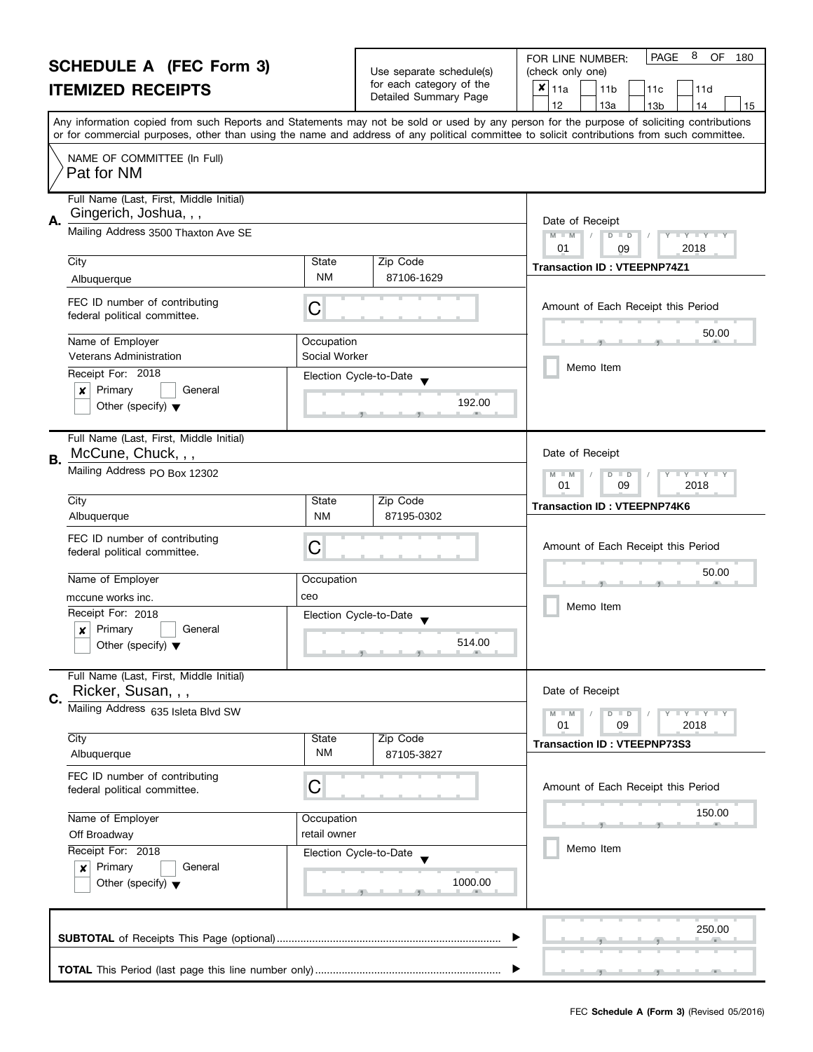# SCHEDULE A (FEC Form 3)
## ITEMIZED RECEIPTS

Use separate schedule(s) for each category of the Detailed Summary Page

FOR LINE NUMBER: (check only one)

- [x] 11a
- [ ] 11b
- [ ] 11c
- [ ] 11d
- [ ] 12
- [ ] 13a
- [ ] 13b
- [ ] 14
- [ ] 15

Any information copied from such Reports and Statements may not be sold or used by any person for the purpose of soliciting contributions or for commercial purposes, other than using the name and address of any political committee to solicit contributions from such committee.

NAME OF COMMITTEE (In Full)
Pat for NM

---

**A.**

Full Name (Last, First, Middle Initial): Gingerich, Joshua, , ,

Mailing Address: 3500 Thaxton Ave SE

City: Albuquerque | State: NM | Zip Code: 87106-1629

FEC ID number of contributing federal political committee: C

Name of Employer: Veterans Administration

Occupation: Social Worker

Receipt For: 2018
- [x] Primary
- [ ] General
- [ ] Other (specify)

Election Cycle-to-Date: 192.00

Date of Receipt: 01 / 09 / 2018

Transaction ID : VTEEPNP74Z1

Amount of Each Receipt this Period: 50.00

- [ ] Memo Item

---

**B.**

Full Name (Last, First, Middle Initial): McCune, Chuck, , ,

Mailing Address: PO Box 12302

City: Albuquerque | State: NM | Zip Code: 87195-0302

FEC ID number of contributing federal political committee: C

Name of Employer: mccune works inc.

Occupation: ceo

Receipt For: 2018
- [x] Primary
- [ ] General
- [ ] Other (specify)

Election Cycle-to-Date: 514.00

Date of Receipt: 01 / 09 / 2018

Transaction ID : VTEEPNP74K6

Amount of Each Receipt this Period: 50.00

- [ ] Memo Item

---

**C.**

Full Name (Last, First, Middle Initial): Ricker, Susan, , ,

Mailing Address: 635 Isleta Blvd SW

City: Albuquerque | State: NM | Zip Code: 87105-3827

FEC ID number of contributing federal political committee: C

Name of Employer: Off Broadway

Occupation: retail owner

Receipt For: 2018
- [x] Primary
- [ ] General
- [ ] Other (specify)

Election Cycle-to-Date: 1000.00

Date of Receipt: 01 / 09 / 2018

Transaction ID : VTEEPNP73S3

Amount of Each Receipt this Period: 150.00

- [ ] Memo Item

---

**SUBTOTAL** of Receipts This Page (optional): 250.00

**TOTAL** This Period (last page this line number only):

FEC **Schedule A (Form 3)** (Revised 05/2016)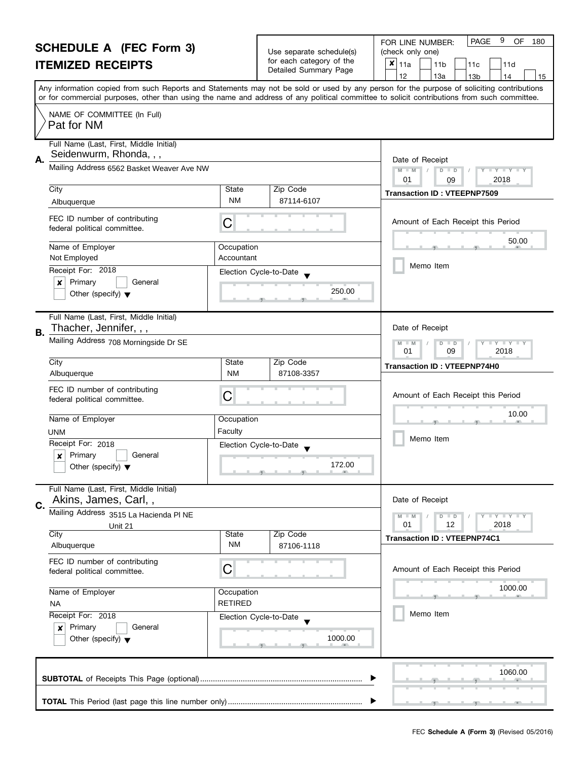# SCHEDULE A (FEC Form 3)

## ITEMIZED RECEIPTS

Use separate schedule(s) for each category of the Detailed Summary Page

FOR LINE NUMBER: (check only one)

- [x] 11a
- [ ] 11b
- [ ] 11c
- [ ] 11d
- [ ] 12
- [ ] 13a
- [ ] 13b
- [ ] 14
- [ ] 15

Any information copied from such Reports and Statements may not be sold or used by any person for the purpose of soliciting contributions or for commercial purposes, other than using the name and address of any political committee to solicit contributions from such committee.

NAME OF COMMITTEE (In Full)
Pat for NM

---

**A.**

Full Name (Last, First, Middle Initial): Seidenwurm, Rhonda, , ,

Mailing Address: 6562 Basket Weaver Ave NW

City: Albuquerque | State: NM | Zip Code: 87114-6107

FEC ID number of contributing federal political committee: C

Name of Employer: Not Employed

Occupation: Accountant

Receipt For: 2018

- [x] Primary
- [ ] General
- [ ] Other (specify)

Election Cycle-to-Date: 250.00

Date of Receipt: 01 / 09 / 2018

Transaction ID : VTEEPNP7509

Amount of Each Receipt this Period: 50.00

- [ ] Memo Item

---

**B.**

Full Name (Last, First, Middle Initial): Thacher, Jennifer, , ,

Mailing Address: 708 Morningside Dr SE

City: Albuquerque | State: NM | Zip Code: 87108-3357

FEC ID number of contributing federal political committee: C

Name of Employer: UNM

Occupation: Faculty

Receipt For: 2018

- [x] Primary
- [ ] General
- [ ] Other (specify)

Election Cycle-to-Date: 172.00

Date of Receipt: 01 / 09 / 2018

Transaction ID : VTEEPNP74H0

Amount of Each Receipt this Period: 10.00

- [ ] Memo Item

---

**C.**

Full Name (Last, First, Middle Initial): Akins, James, Carl, ,

Mailing Address: 3515 La Hacienda Pl NE
Unit 21

City: Albuquerque | State: NM | Zip Code: 87106-1118

FEC ID number of contributing federal political committee: C

Name of Employer: NA

Occupation: RETIRED

Receipt For: 2018

- [x] Primary
- [ ] General
- [ ] Other (specify)

Election Cycle-to-Date: 1000.00

Date of Receipt: 01 / 12 / 2018

Transaction ID : VTEEPNP74C1

Amount of Each Receipt this Period: 1000.00

- [ ] Memo Item

---

**SUBTOTAL** of Receipts This Page (optional): 1060.00

**TOTAL** This Period (last page this line number only):

FEC **Schedule A (Form 3)** (Revised 05/2016)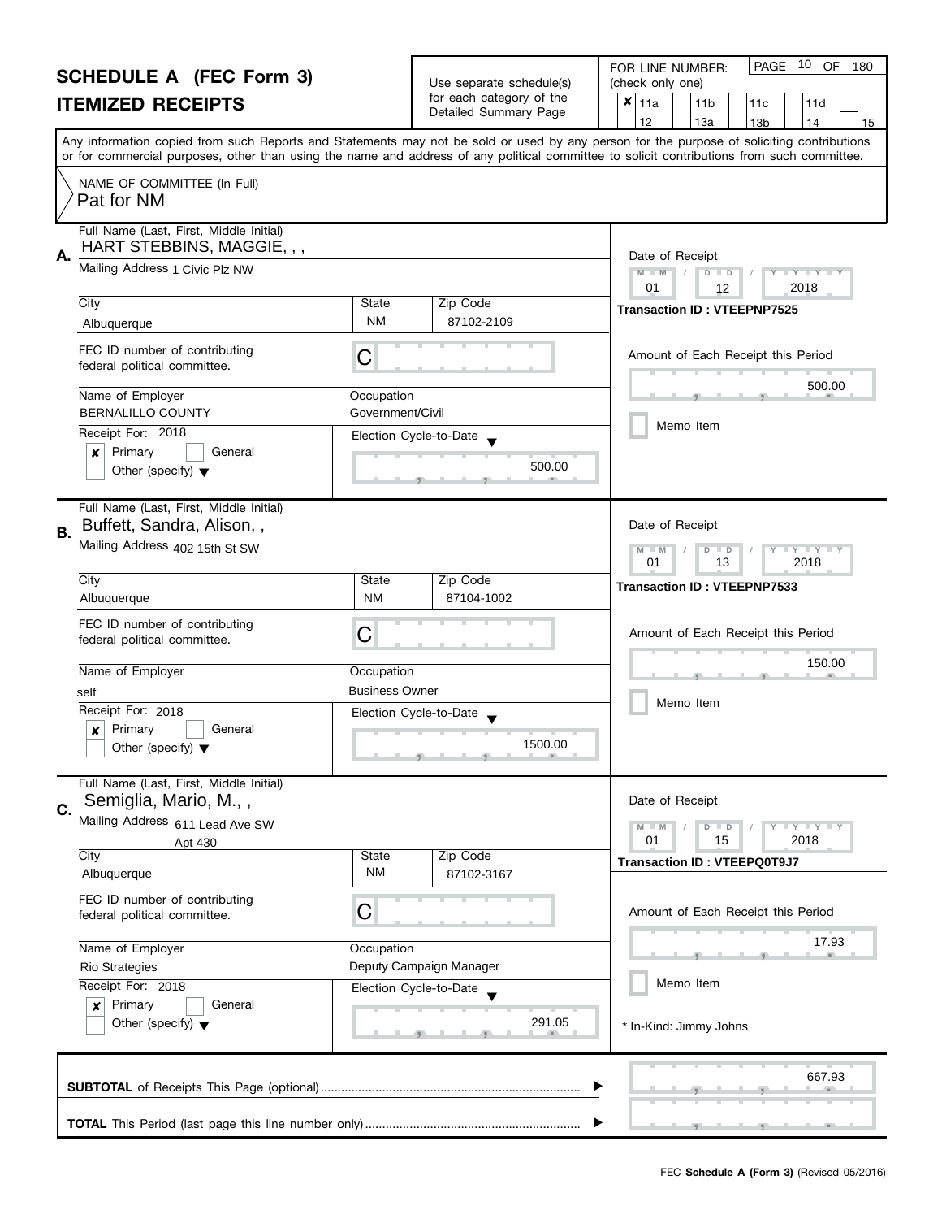# SCHEDULE A (FEC Form 3)
## ITEMIZED RECEIPTS

Use separate schedule(s) for each category of the Detailed Summary Page

FOR LINE NUMBER: (check only one)

- [x] 11a
- [ ] 11b
- [ ] 11c
- [ ] 11d
- [ ] 12
- [ ] 13a
- [ ] 13b
- [ ] 14
- [ ] 15

PAGE 10 OF 180

Any information copied from such Reports and Statements may not be sold or used by any person for the purpose of soliciting contributions or for commercial purposes, other than using the name and address of any political committee to solicit contributions from such committee.

NAME OF COMMITTEE (In Full)
Pat for NM

---

**A.** Full Name (Last, First, Middle Initial): HART STEBBINS, MAGGIE, , ,

Mailing Address: 1 Civic Plz NW

| City | State | Zip Code |
|---|---|---|
| Albuquerque | NM | 87102-2109 |

FEC ID number of contributing federal political committee: C

Name of Employer: BERNALILLO COUNTY
Occupation: Government/Civil

Receipt For: 2018
- [x] Primary
- [ ] General
- [ ] Other (specify)

Election Cycle-to-Date: 500.00

Date of Receipt: 01 / 12 / 2018
**Transaction ID : VTEEPNP7525**

Amount of Each Receipt this Period: 500.00

- [ ] Memo Item

---

**B.** Full Name (Last, First, Middle Initial): Buffett, Sandra, Alison, ,

Mailing Address: 402 15th St SW

| City | State | Zip Code |
|---|---|---|
| Albuquerque | NM | 87104-1002 |

FEC ID number of contributing federal political committee: C

Name of Employer: self
Occupation: Business Owner

Receipt For: 2018
- [x] Primary
- [ ] General
- [ ] Other (specify)

Election Cycle-to-Date: 1500.00

Date of Receipt: 01 / 13 / 2018
**Transaction ID : VTEEPNP7533**

Amount of Each Receipt this Period: 150.00

- [ ] Memo Item

---

**C.** Full Name (Last, First, Middle Initial): Semiglia, Mario, M., ,

Mailing Address: 611 Lead Ave SW
Apt 430

| City | State | Zip Code |
|---|---|---|
| Albuquerque | NM | 87102-3167 |

FEC ID number of contributing federal political committee: C

Name of Employer: Rio Strategies
Occupation: Deputy Campaign Manager

Receipt For: 2018
- [x] Primary
- [ ] General
- [ ] Other (specify)

Election Cycle-to-Date: 291.05

Date of Receipt: 01 / 15 / 2018
**Transaction ID : VTEEPQ0T9J7**

Amount of Each Receipt this Period: 17.93

- [ ] Memo Item

* In-Kind: Jimmy Johns

---

**SUBTOTAL** of Receipts This Page (optional): 667.93

**TOTAL** This Period (last page this line number only):

FEC **Schedule A (Form 3)** (Revised 05/2016)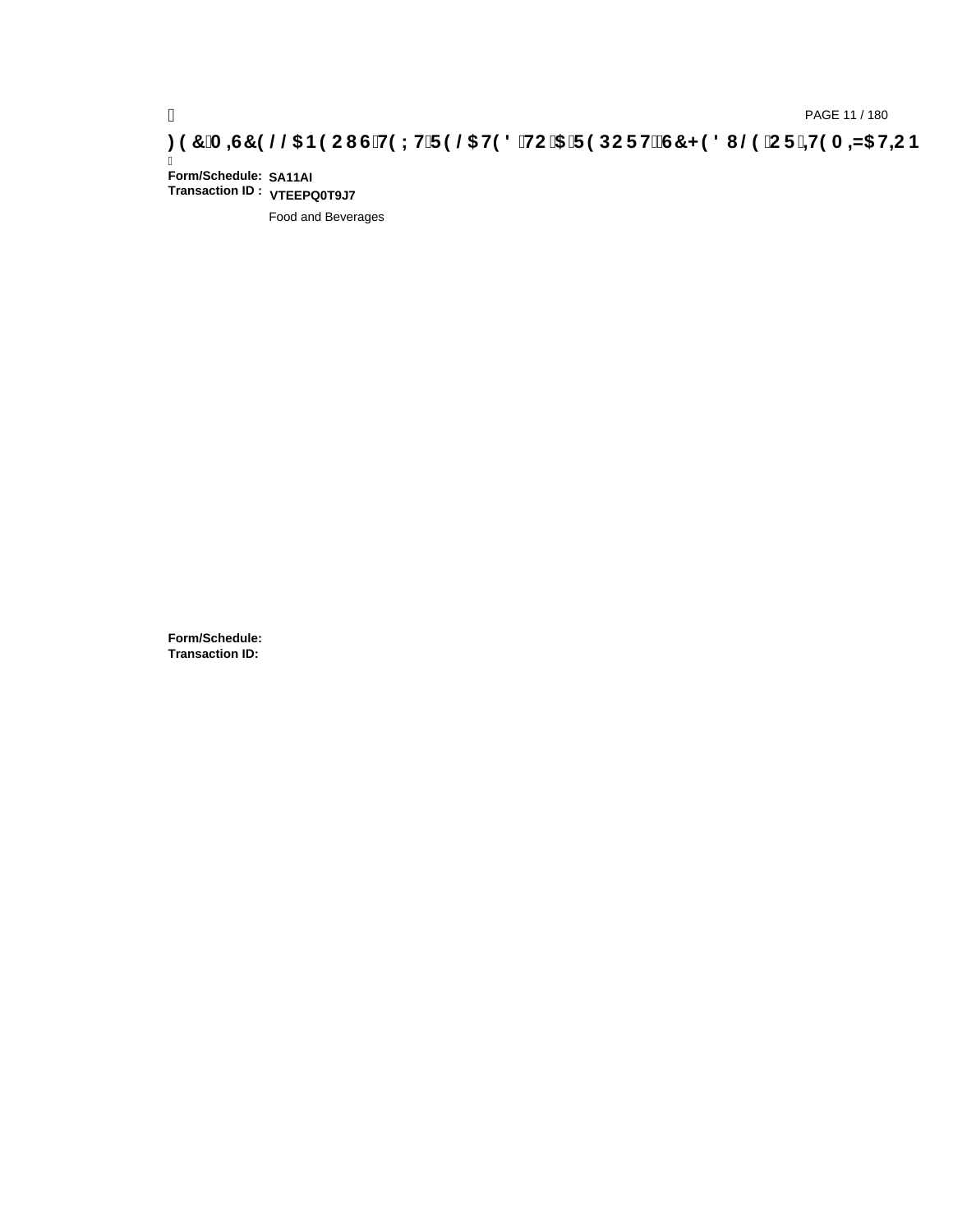**Form/Schedule:** **SA11AI**
**Transaction ID :** **VTEEPQ0T9J7**

Food and Beverages

**Form/Schedule:**
**Transaction ID:**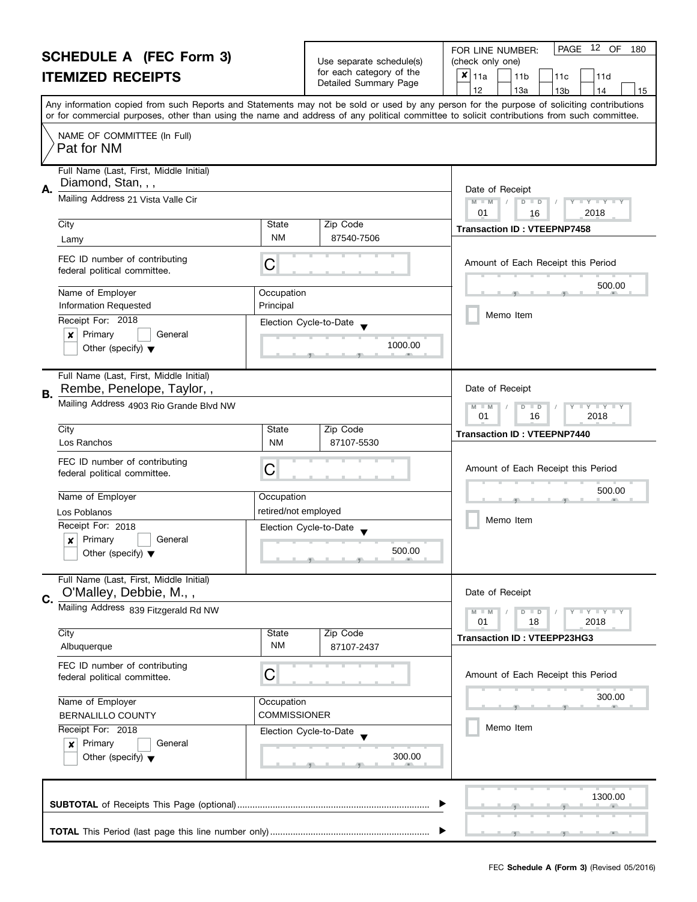# SCHEDULE A (FEC Form 3)
## ITEMIZED RECEIPTS

Use separate schedule(s) for each category of the Detailed Summary Page

FOR LINE NUMBER: (check only one)

- [x] 11a
- [ ] 11b
- [ ] 11c
- [ ] 11d
- [ ] 12
- [ ] 13a
- [ ] 13b
- [ ] 14
- [ ] 15

Any information copied from such Reports and Statements may not be sold or used by any person for the purpose of soliciting contributions or for commercial purposes, other than using the name and address of any political committee to solicit contributions from such committee.

NAME OF COMMITTEE (In Full)
Pat for NM

---

**A.** Full Name (Last, First, Middle Initial): Diamond, Stan, , ,

Mailing Address: 21 Vista Valle Cir

City: Lamy | State: NM | Zip Code: 87540-7506

FEC ID number of contributing federal political committee: C

Name of Employer: Information Requested | Occupation: Principal

Receipt For: 2018
- [x] Primary
- [ ] General
- [ ] Other (specify)

Election Cycle-to-Date: 1000.00

Date of Receipt: 01 / 16 / 2018

Transaction ID : VTEEPNP7458

Amount of Each Receipt this Period: 500.00

- [ ] Memo Item

---

**B.** Full Name (Last, First, Middle Initial): Rembe, Penelope, Taylor, ,

Mailing Address: 4903 Rio Grande Blvd NW

City: Los Ranchos | State: NM | Zip Code: 87107-5530

FEC ID number of contributing federal political committee: C

Name of Employer: Los Poblanos | Occupation: retired/not employed

Receipt For: 2018
- [x] Primary
- [ ] General
- [ ] Other (specify)

Election Cycle-to-Date: 500.00

Date of Receipt: 01 / 16 / 2018

Transaction ID : VTEEPNP7440

Amount of Each Receipt this Period: 500.00

- [ ] Memo Item

---

**C.** Full Name (Last, First, Middle Initial): O'Malley, Debbie, M., ,

Mailing Address: 839 Fitzgerald Rd NW

City: Albuquerque | State: NM | Zip Code: 87107-2437

FEC ID number of contributing federal political committee: C

Name of Employer: BERNALILLO COUNTY | Occupation: COMMISSIONER

Receipt For: 2018
- [x] Primary
- [ ] General
- [ ] Other (specify)

Election Cycle-to-Date: 300.00

Date of Receipt: 01 / 18 / 2018

Transaction ID : VTEEPP23HG3

Amount of Each Receipt this Period: 300.00

- [ ] Memo Item

---

**SUBTOTAL** of Receipts This Page (optional): 1300.00

**TOTAL** This Period (last page this line number only):

FEC **Schedule A (Form 3)** (Revised 05/2016)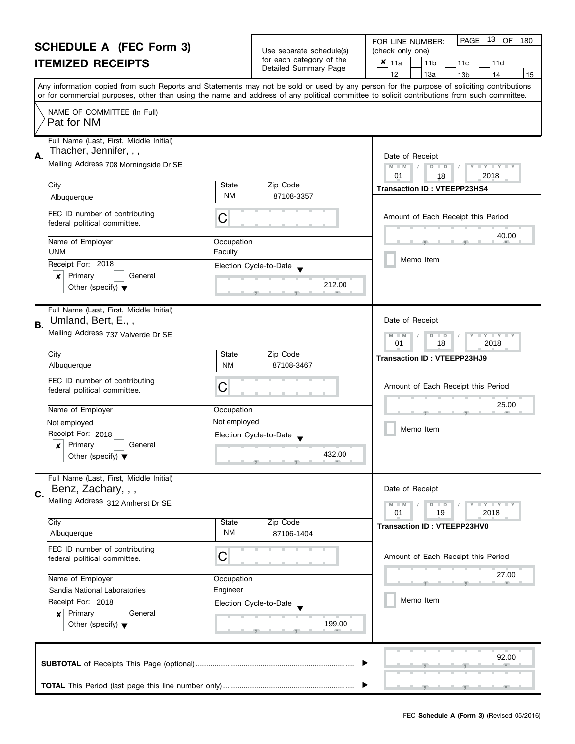# SCHEDULE A (FEC Form 3)

## ITEMIZED RECEIPTS

Use separate schedule(s) for each category of the Detailed Summary Page

FOR LINE NUMBER: (check only one)

- [x] 11a
- [ ] 11b
- [ ] 11c
- [ ] 11d
- [ ] 12
- [ ] 13a
- [ ] 13b
- [ ] 14
- [ ] 15

PAGE 13 OF 180

Any information copied from such Reports and Statements may not be sold or used by any person for the purpose of soliciting contributions or for commercial purposes, other than using the name and address of any political committee to solicit contributions from such committee.

NAME OF COMMITTEE (In Full)
Pat for NM

---

**A.** Full Name (Last, First, Middle Initial): Thacher, Jennifer, , ,

Mailing Address: 708 Morningside Dr SE

City: Albuquerque | State: NM | Zip Code: 87108-3357

FEC ID number of contributing federal political committee: C

Name of Employer: UNM | Occupation: Faculty

Receipt For: 2018
- [x] Primary
- [ ] General
- [ ] Other (specify)

Election Cycle-to-Date: 212.00

Date of Receipt: 01 / 18 / 2018

Transaction ID : VTEEPP23HS4

Amount of Each Receipt this Period: 40.00

- [ ] Memo Item

---

**B.** Full Name (Last, First, Middle Initial): Umland, Bert, E., ,

Mailing Address: 737 Valverde Dr SE

City: Albuquerque | State: NM | Zip Code: 87108-3467

FEC ID number of contributing federal political committee: C

Name of Employer: Not employed | Occupation: Not employed

Receipt For: 2018
- [x] Primary
- [ ] General
- [ ] Other (specify)

Election Cycle-to-Date: 432.00

Date of Receipt: 01 / 18 / 2018

Transaction ID : VTEEPP23HJ9

Amount of Each Receipt this Period: 25.00

- [ ] Memo Item

---

**C.** Full Name (Last, First, Middle Initial): Benz, Zachary, , ,

Mailing Address: 312 Amherst Dr SE

City: Albuquerque | State: NM | Zip Code: 87106-1404

FEC ID number of contributing federal political committee: C

Name of Employer: Sandia National Laboratories | Occupation: Engineer

Receipt For: 2018
- [x] Primary
- [ ] General
- [ ] Other (specify)

Election Cycle-to-Date: 199.00

Date of Receipt: 01 / 19 / 2018

Transaction ID : VTEEPP23HV0

Amount of Each Receipt this Period: 27.00

- [ ] Memo Item

---

**SUBTOTAL** of Receipts This Page (optional): 92.00

**TOTAL** This Period (last page this line number only):

FEC **Schedule A (Form 3)** (Revised 05/2016)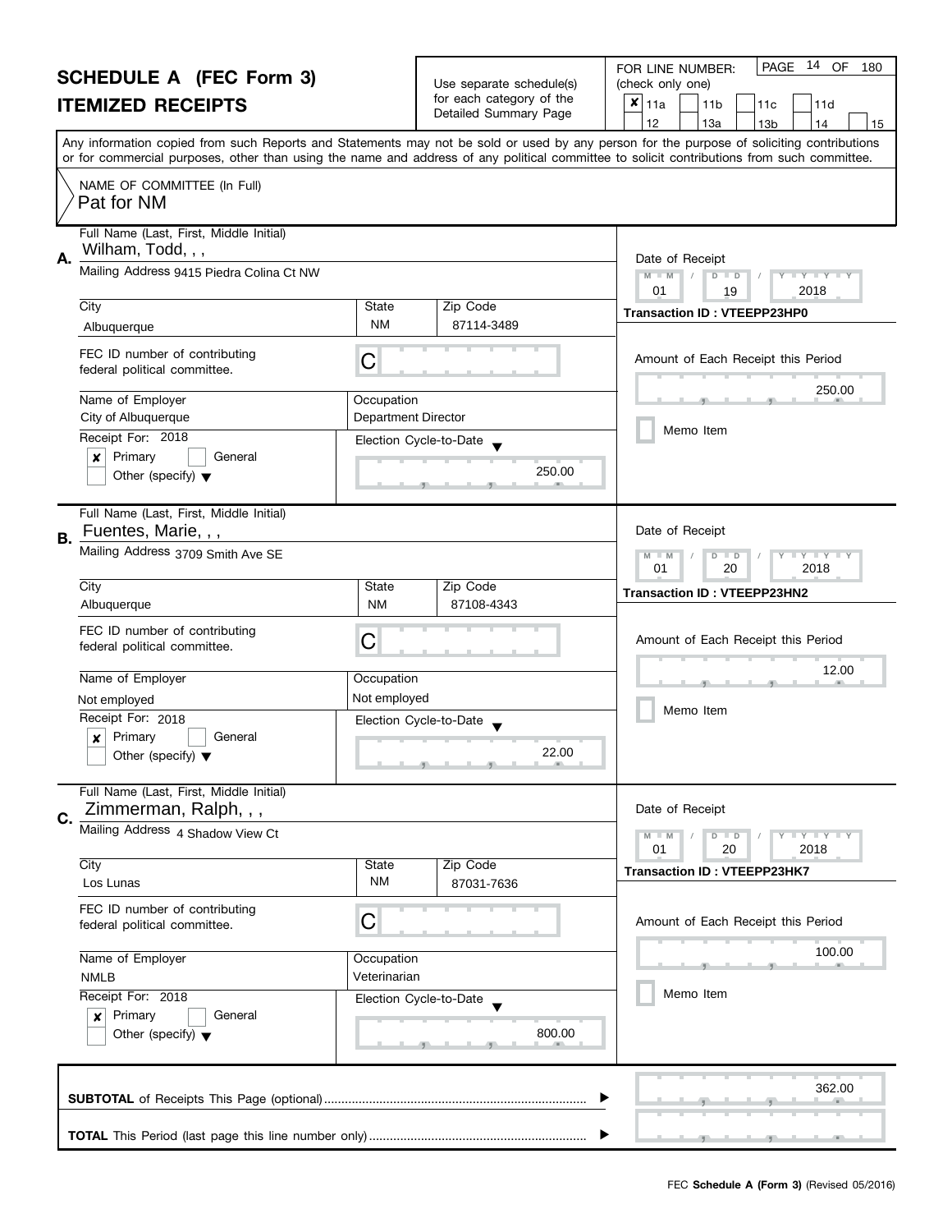# SCHEDULE A (FEC Form 3)
## ITEMIZED RECEIPTS

Use separate schedule(s) for each category of the Detailed Summary Page

FOR LINE NUMBER: (check only one)

- [x] 11a
- [ ] 11b
- [ ] 11c
- [ ] 11d
- [ ] 12
- [ ] 13a
- [ ] 13b
- [ ] 14
- [ ] 15

PAGE 14 OF 180

Any information copied from such Reports and Statements may not be sold or used by any person for the purpose of soliciting contributions or for commercial purposes, other than using the name and address of any political committee to solicit contributions from such committee.

NAME OF COMMITTEE (In Full)
Pat for NM

---

**A.**

Full Name (Last, First, Middle Initial): Wilham, Todd, , ,

Mailing Address: 9415 Piedra Colina Ct NW

| City | State | Zip Code |
|---|---|---|
| Albuquerque | NM | 87114-3489 |

FEC ID number of contributing federal political committee: C

| Name of Employer | Occupation |
|---|---|
| City of Albuquerque | Department Director |

Receipt For: 2018
- [x] Primary
- [ ] General
- [ ] Other (specify)

Election Cycle-to-Date: 250.00

Date of Receipt: 01 / 19 / 2018

Transaction ID : VTEEPP23HP0

Amount of Each Receipt this Period: 250.00

- [ ] Memo Item

---

**B.**

Full Name (Last, First, Middle Initial): Fuentes, Marie, , ,

Mailing Address: 3709 Smith Ave SE

| City | State | Zip Code |
|---|---|---|
| Albuquerque | NM | 87108-4343 |

FEC ID number of contributing federal political committee: C

| Name of Employer | Occupation |
|---|---|
| Not employed | Not employed |

Receipt For: 2018
- [x] Primary
- [ ] General
- [ ] Other (specify)

Election Cycle-to-Date: 22.00

Date of Receipt: 01 / 20 / 2018

Transaction ID : VTEEPP23HN2

Amount of Each Receipt this Period: 12.00

- [ ] Memo Item

---

**C.**

Full Name (Last, First, Middle Initial): Zimmerman, Ralph, , ,

Mailing Address: 4 Shadow View Ct

| City | State | Zip Code |
|---|---|---|
| Los Lunas | NM | 87031-7636 |

FEC ID number of contributing federal political committee: C

| Name of Employer | Occupation |
|---|---|
| NMLB | Veterinarian |

Receipt For: 2018
- [x] Primary
- [ ] General
- [ ] Other (specify)

Election Cycle-to-Date: 800.00

Date of Receipt: 01 / 20 / 2018

Transaction ID : VTEEPP23HK7

Amount of Each Receipt this Period: 100.00

- [ ] Memo Item

---

**SUBTOTAL** of Receipts This Page (optional): 362.00

**TOTAL** This Period (last page this line number only):

FEC **Schedule A (Form 3)** (Revised 05/2016)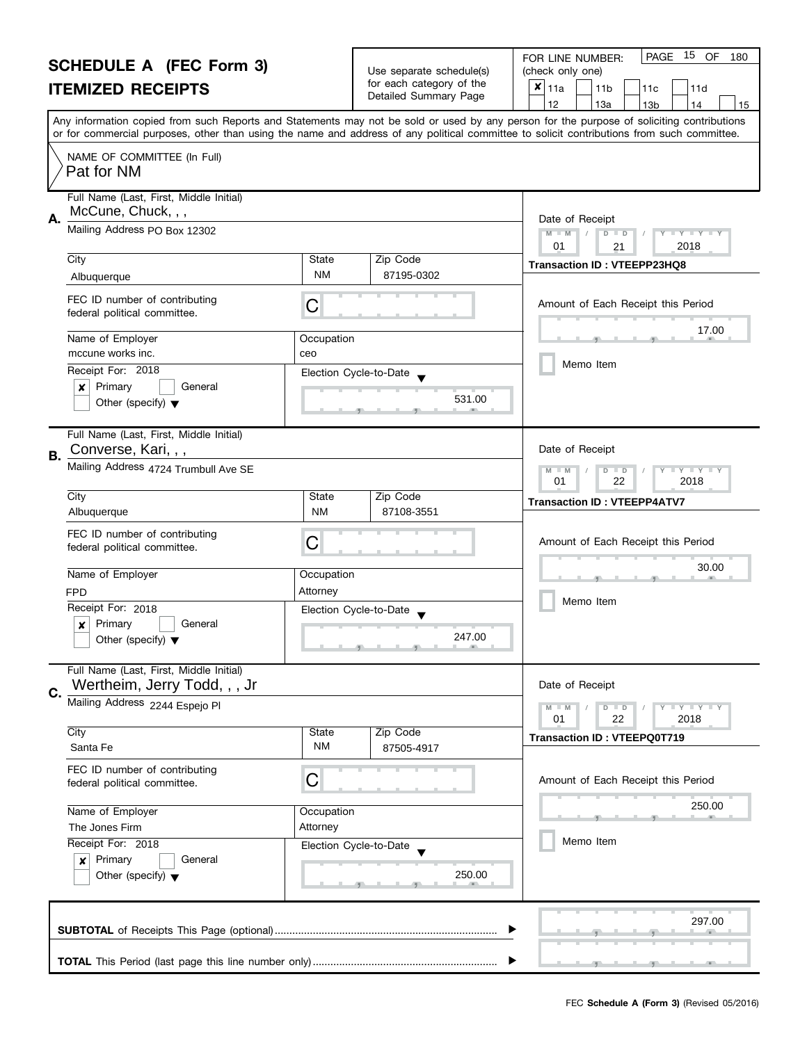# SCHEDULE A (FEC Form 3)
## ITEMIZED RECEIPTS

Use separate schedule(s) for each category of the Detailed Summary Page

FOR LINE NUMBER: (check only one)

- [x] 11a
- [ ] 11b
- [ ] 11c
- [ ] 11d
- [ ] 12
- [ ] 13a
- [ ] 13b
- [ ] 14
- [ ] 15

Any information copied from such Reports and Statements may not be sold or used by any person for the purpose of soliciting contributions or for commercial purposes, other than using the name and address of any political committee to solicit contributions from such committee.

NAME OF COMMITTEE (In Full)
Pat for NM

---

**A.** Full Name (Last, First, Middle Initial): McCune, Chuck, , ,

Mailing Address: PO Box 12302

| City | State | Zip Code |
|---|---|---|
| Albuquerque | NM | 87195-0302 |

FEC ID number of contributing federal political committee: C

| Name of Employer | Occupation |
|---|---|
| mccune works inc. | ceo |

Receipt For: 2018
- [x] Primary
- [ ] General
- [ ] Other (specify)

Election Cycle-to-Date: 531.00

Date of Receipt: 01 / 21 / 2018

Transaction ID : VTEEPP23HQ8

Amount of Each Receipt this Period: 17.00

- [ ] Memo Item

---

**B.** Full Name (Last, First, Middle Initial): Converse, Kari, , ,

Mailing Address: 4724 Trumbull Ave SE

| City | State | Zip Code |
|---|---|---|
| Albuquerque | NM | 87108-3551 |

FEC ID number of contributing federal political committee: C

| Name of Employer | Occupation |
|---|---|
| FPD | Attorney |

Receipt For: 2018
- [x] Primary
- [ ] General
- [ ] Other (specify)

Election Cycle-to-Date: 247.00

Date of Receipt: 01 / 22 / 2018

Transaction ID : VTEEPP4ATV7

Amount of Each Receipt this Period: 30.00

- [ ] Memo Item

---

**C.** Full Name (Last, First, Middle Initial): Wertheim, Jerry Todd, , , Jr

Mailing Address: 2244 Espejo Pl

| City | State | Zip Code |
|---|---|---|
| Santa Fe | NM | 87505-4917 |

FEC ID number of contributing federal political committee: C

| Name of Employer | Occupation |
|---|---|
| The Jones Firm | Attorney |

Receipt For: 2018
- [x] Primary
- [ ] General
- [ ] Other (specify)

Election Cycle-to-Date: 250.00

Date of Receipt: 01 / 22 / 2018

Transaction ID : VTEEPQ0T719

Amount of Each Receipt this Period: 250.00

- [ ] Memo Item

---

**SUBTOTAL** of Receipts This Page (optional): 297.00

**TOTAL** This Period (last page this line number only):

FEC **Schedule A (Form 3)** (Revised 05/2016)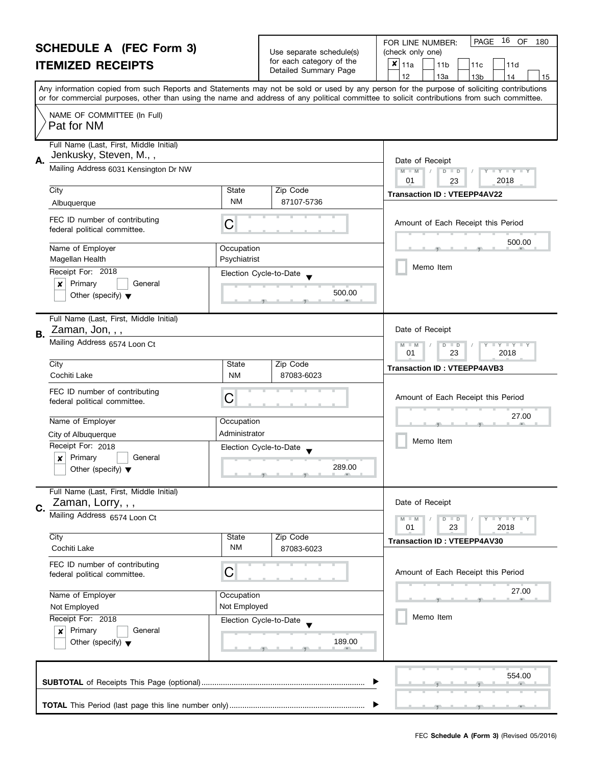# SCHEDULE A (FEC Form 3)
## ITEMIZED RECEIPTS

Use separate schedule(s) for each category of the Detailed Summary Page

FOR LINE NUMBER: (check only one)

- [x] 11a
- [ ] 11b
- [ ] 11c
- [ ] 11d
- [ ] 12
- [ ] 13a
- [ ] 13b
- [ ] 14
- [ ] 15

PAGE 16 OF 180

Any information copied from such Reports and Statements may not be sold or used by any person for the purpose of soliciting contributions or for commercial purposes, other than using the name and address of any political committee to solicit contributions from such committee.

NAME OF COMMITTEE (In Full)
Pat for NM

---

**A.** Full Name (Last, First, Middle Initial): Jenkusky, Steven, M., ,

Mailing Address: 6031 Kensington Dr NW

| City | State | Zip Code |
|---|---|---|
| Albuquerque | NM | 87107-5736 |

FEC ID number of contributing federal political committee: C

| Name of Employer | Occupation |
|---|---|
| Magellan Health | Psychiatrist |

Receipt For: 2018
- [x] Primary
- [ ] General
- [ ] Other (specify)

Election Cycle-to-Date: 500.00

Date of Receipt: 01 / 23 / 2018

Transaction ID : VTEEPP4AV22

Amount of Each Receipt this Period: 500.00

- [ ] Memo Item

---

**B.** Full Name (Last, First, Middle Initial): Zaman, Jon, , ,

Mailing Address: 6574 Loon Ct

| City | State | Zip Code |
|---|---|---|
| Cochiti Lake | NM | 87083-6023 |

FEC ID number of contributing federal political committee: C

| Name of Employer | Occupation |
|---|---|
| City of Albuquerque | Administrator |

Receipt For: 2018
- [x] Primary
- [ ] General
- [ ] Other (specify)

Election Cycle-to-Date: 289.00

Date of Receipt: 01 / 23 / 2018

Transaction ID : VTEEPP4AVB3

Amount of Each Receipt this Period: 27.00

- [ ] Memo Item

---

**C.** Full Name (Last, First, Middle Initial): Zaman, Lorry, , ,

Mailing Address: 6574 Loon Ct

| City | State | Zip Code |
|---|---|---|
| Cochiti Lake | NM | 87083-6023 |

FEC ID number of contributing federal political committee: C

| Name of Employer | Occupation |
|---|---|
| Not Employed | Not Employed |

Receipt For: 2018
- [x] Primary
- [ ] General
- [ ] Other (specify)

Election Cycle-to-Date: 189.00

Date of Receipt: 01 / 23 / 2018

Transaction ID : VTEEPP4AV30

Amount of Each Receipt this Period: 27.00

- [ ] Memo Item

---

**SUBTOTAL** of Receipts This Page (optional): 554.00

**TOTAL** This Period (last page this line number only):

FEC **Schedule A (Form 3)** (Revised 05/2016)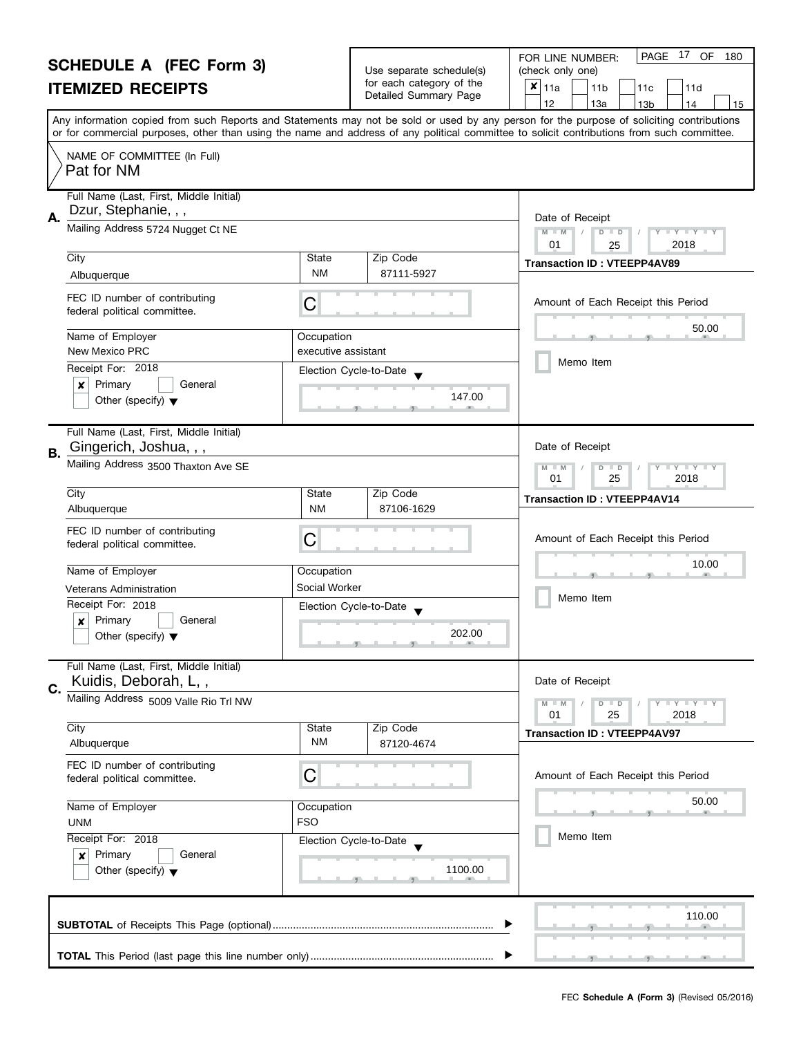# SCHEDULE A (FEC Form 3)

## ITEMIZED RECEIPTS

Use separate schedule(s) for each category of the Detailed Summary Page

FOR LINE NUMBER: (check only one)

- [x] 11a
- [ ] 11b
- [ ] 11c
- [ ] 11d
- [ ] 12
- [ ] 13a
- [ ] 13b
- [ ] 14
- [ ] 15

Any information copied from such Reports and Statements may not be sold or used by any person for the purpose of soliciting contributions or for commercial purposes, other than using the name and address of any political committee to solicit contributions from such committee.

NAME OF COMMITTEE (In Full)
Pat for NM

---

**A.** Full Name (Last, First, Middle Initial): Dzur, Stephanie, , ,

Mailing Address: 5724 Nugget Ct NE

| City | State | Zip Code |
|---|---|---|
| Albuquerque | NM | 87111-5927 |

FEC ID number of contributing federal political committee: C

| Name of Employer | Occupation |
|---|---|
| New Mexico PRC | executive assistant |

Receipt For: 2018
- [x] Primary
- [ ] General
- [ ] Other (specify)

Election Cycle-to-Date: 147.00

Date of Receipt: 01 / 25 / 2018

Transaction ID : VTEEPP4AV89

Amount of Each Receipt this Period: 50.00

- [ ] Memo Item

---

**B.** Full Name (Last, First, Middle Initial): Gingerich, Joshua, , ,

Mailing Address: 3500 Thaxton Ave SE

| City | State | Zip Code |
|---|---|---|
| Albuquerque | NM | 87106-1629 |

FEC ID number of contributing federal political committee: C

| Name of Employer | Occupation |
|---|---|
| Veterans Administration | Social Worker |

Receipt For: 2018
- [x] Primary
- [ ] General
- [ ] Other (specify)

Election Cycle-to-Date: 202.00

Date of Receipt: 01 / 25 / 2018

Transaction ID : VTEEPP4AV14

Amount of Each Receipt this Period: 10.00

- [ ] Memo Item

---

**C.** Full Name (Last, First, Middle Initial): Kuidis, Deborah, L, ,

Mailing Address: 5009 Valle Rio Trl NW

| City | State | Zip Code |
|---|---|---|
| Albuquerque | NM | 87120-4674 |

FEC ID number of contributing federal political committee: C

| Name of Employer | Occupation |
|---|---|
| UNM | FSO |

Receipt For: 2018
- [x] Primary
- [ ] General
- [ ] Other (specify)

Election Cycle-to-Date: 1100.00

Date of Receipt: 01 / 25 / 2018

Transaction ID : VTEEPP4AV97

Amount of Each Receipt this Period: 50.00

- [ ] Memo Item

---

**SUBTOTAL** of Receipts This Page (optional): 110.00

**TOTAL** This Period (last page this line number only):

FEC **Schedule A (Form 3)** (Revised 05/2016)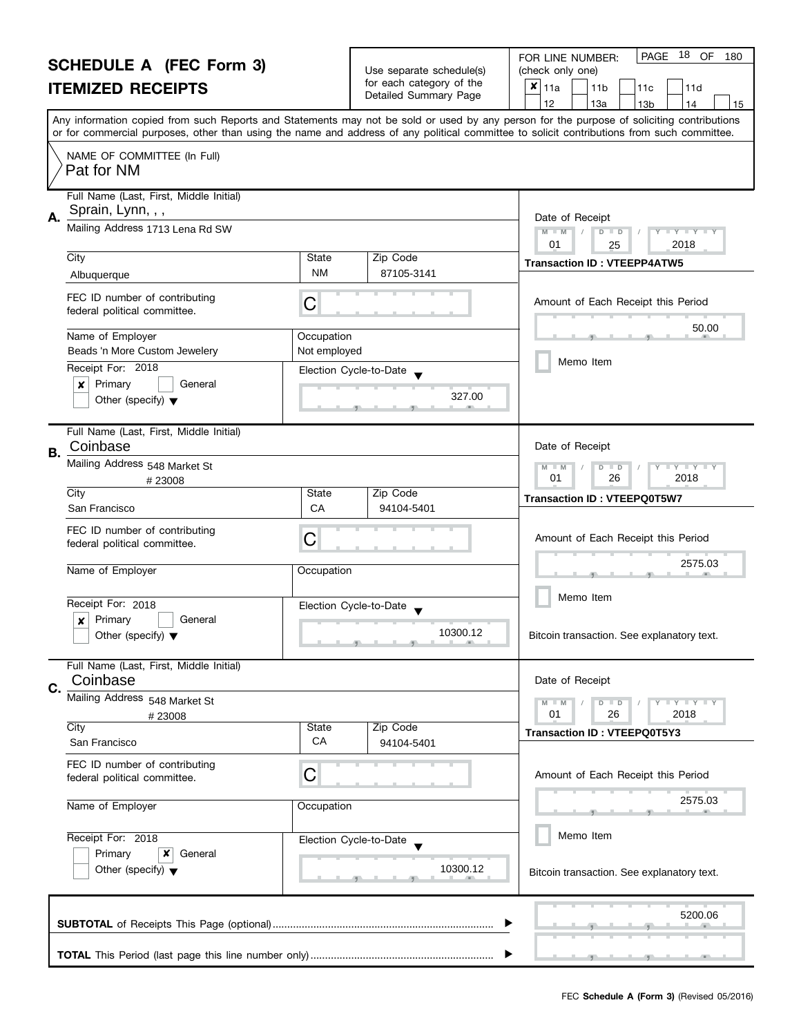# SCHEDULE A (FEC Form 3)
# ITEMIZED RECEIPTS

Use separate schedule(s) for each category of the Detailed Summary Page

FOR LINE NUMBER: (check only one)

- [x] 11a
- [ ] 11b
- [ ] 11c
- [ ] 11d
- [ ] 12
- [ ] 13a
- [ ] 13b
- [ ] 14
- [ ] 15

Any information copied from such Reports and Statements may not be sold or used by any person for the purpose of soliciting contributions or for commercial purposes, other than using the name and address of any political committee to solicit contributions from such committee.

NAME OF COMMITTEE (In Full)
Pat for NM

---

**A.** Full Name (Last, First, Middle Initial): Sprain, Lynn, , ,

Mailing Address: 1713 Lena Rd SW

City: Albuquerque | State: NM | Zip Code: 87105-3141

FEC ID number of contributing federal political committee: C

Name of Employer: Beads 'n More Custom Jewelery

Occupation: Not employed

Receipt For: 2018
- [x] Primary
- [ ] General
- [ ] Other (specify)

Election Cycle-to-Date: 327.00

Date of Receipt: 01 / 25 / 2018

Transaction ID : VTEEPP4ATW5

Amount of Each Receipt this Period: 50.00

- [ ] Memo Item

---

**B.** Full Name (Last, First, Middle Initial): Coinbase

Mailing Address: 548 Market St
# 23008

City: San Francisco | State: CA | Zip Code: 94104-5401

FEC ID number of contributing federal political committee: C

Name of Employer:

Occupation:

Receipt For: 2018
- [x] Primary
- [ ] General
- [ ] Other (specify)

Election Cycle-to-Date: 10300.12

Date of Receipt: 01 / 26 / 2018

Transaction ID : VTEEPQ0T5W7

Amount of Each Receipt this Period: 2575.03

- [ ] Memo Item

Bitcoin transaction. See explanatory text.

---

**C.** Full Name (Last, First, Middle Initial): Coinbase

Mailing Address: 548 Market St
# 23008

City: San Francisco | State: CA | Zip Code: 94104-5401

FEC ID number of contributing federal political committee: C

Name of Employer:

Occupation:

Receipt For: 2018
- [ ] Primary
- [x] General
- [ ] Other (specify)

Election Cycle-to-Date: 10300.12

Date of Receipt: 01 / 26 / 2018

Transaction ID : VTEEPQ0T5Y3

Amount of Each Receipt this Period: 2575.03

- [ ] Memo Item

Bitcoin transaction. See explanatory text.

---

**SUBTOTAL** of Receipts This Page (optional): 5200.06

**TOTAL** This Period (last page this line number only):

FEC **Schedule A (Form 3)** (Revised 05/2016)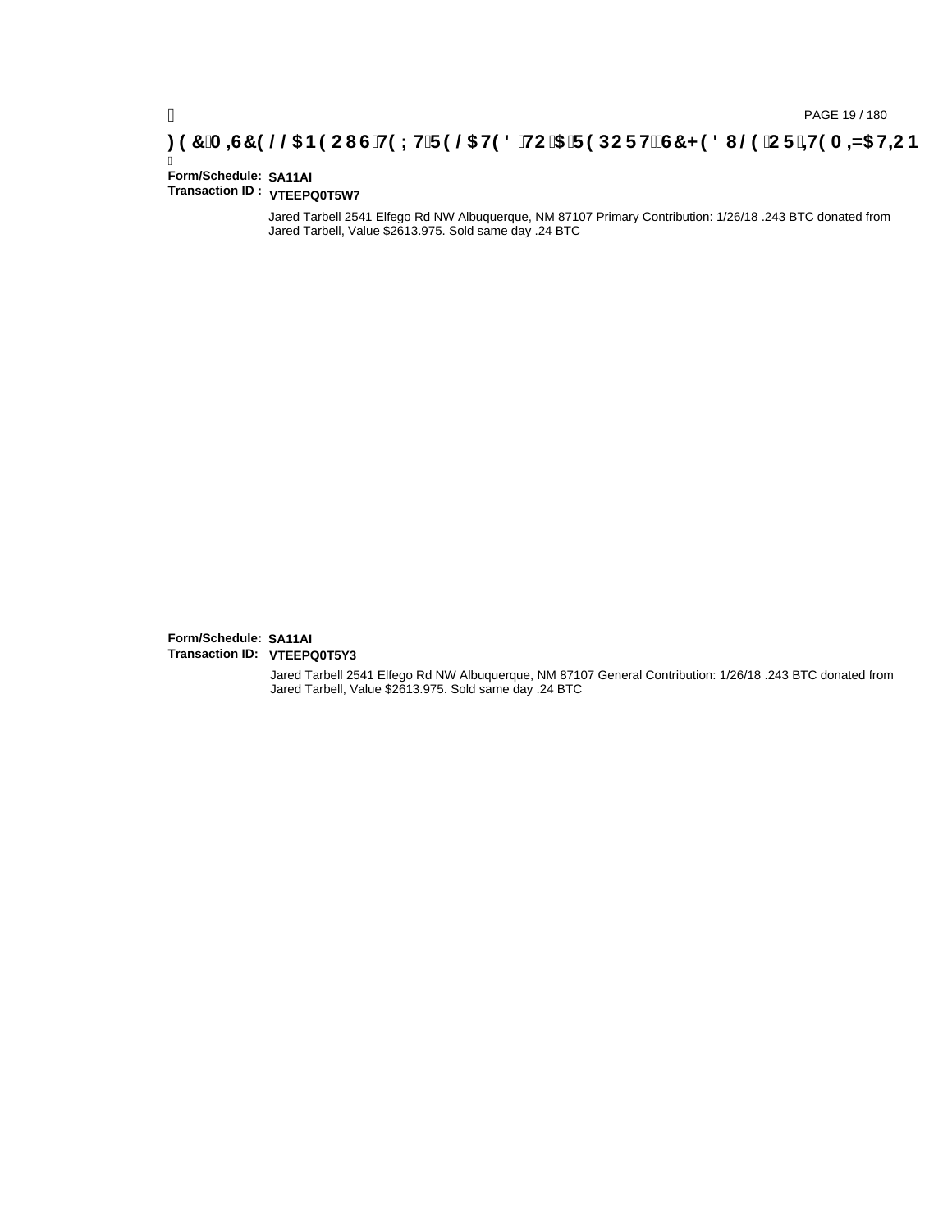**Form/Schedule:** **SA11AI**
**Transaction ID :** **VTEEPQ0T5W7**

Jared Tarbell 2541 Elfego Rd NW Albuquerque, NM 87107 Primary Contribution: 1/26/18 .243 BTC donated from Jared Tarbell, Value $2613.975. Sold same day .24 BTC

**Form/Schedule:** **SA11AI**
**Transaction ID:** **VTEEPQ0T5Y3**

Jared Tarbell 2541 Elfego Rd NW Albuquerque, NM 87107 General Contribution: 1/26/18 .243 BTC donated from Jared Tarbell, Value $2613.975. Sold same day .24 BTC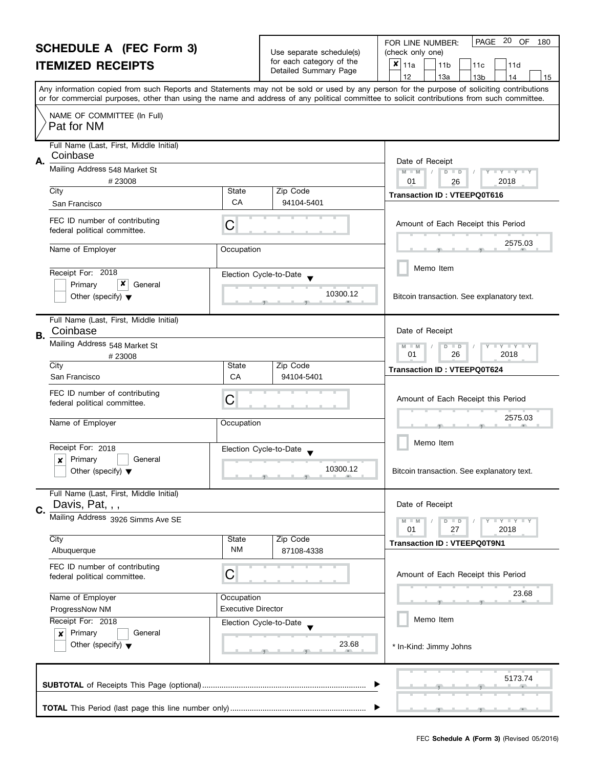# SCHEDULE A (FEC Form 3)

## ITEMIZED RECEIPTS

Use separate schedule(s) for each category of the Detailed Summary Page

FOR LINE NUMBER: (check only one)

- [x] 11a
- [ ] 11b
- [ ] 11c
- [ ] 11d
- [ ] 12
- [ ] 13a
- [ ] 13b
- [ ] 14
- [ ] 15

Any information copied from such Reports and Statements may not be sold or used by any person for the purpose of soliciting contributions or for commercial purposes, other than using the name and address of any political committee to solicit contributions from such committee.

NAME OF COMMITTEE (In Full)
Pat for NM

---

**A.**

Full Name (Last, First, Middle Initial): Coinbase

Mailing Address: 548 Market St
# 23008

| City | State | Zip Code |
|---|---|---|
| San Francisco | CA | 94104-5401 |

FEC ID number of contributing federal political committee: C

Name of Employer:

Occupation:

Receipt For: 2018
- [ ] Primary
- [x] General
- [ ] Other (specify)

Election Cycle-to-Date: 10300.12

Date of Receipt: 01 / 26 / 2018

Transaction ID : VTEEPQ0T616

Amount of Each Receipt this Period: 2575.03

- [ ] Memo Item

Bitcoin transaction. See explanatory text.

---

**B.**

Full Name (Last, First, Middle Initial): Coinbase

Mailing Address: 548 Market St
# 23008

| City | State | Zip Code |
|---|---|---|
| San Francisco | CA | 94104-5401 |

FEC ID number of contributing federal political committee: C

Name of Employer:

Occupation:

Receipt For: 2018
- [x] Primary
- [ ] General
- [ ] Other (specify)

Election Cycle-to-Date: 10300.12

Date of Receipt: 01 / 26 / 2018

Transaction ID : VTEEPQ0T624

Amount of Each Receipt this Period: 2575.03

- [ ] Memo Item

Bitcoin transaction. See explanatory text.

---

**C.**

Full Name (Last, First, Middle Initial): Davis, Pat, , ,

Mailing Address: 3926 Simms Ave SE

| City | State | Zip Code |
|---|---|---|
| Albuquerque | NM | 87108-4338 |

FEC ID number of contributing federal political committee: C

Name of Employer: ProgressNow NM

Occupation: Executive Director

Receipt For: 2018
- [x] Primary
- [ ] General
- [ ] Other (specify)

Election Cycle-to-Date: 23.68

Date of Receipt: 01 / 27 / 2018

Transaction ID : VTEEPQ0T9N1

Amount of Each Receipt this Period: 23.68

- [ ] Memo Item

* In-Kind: Jimmy Johns

---

**SUBTOTAL** of Receipts This Page (optional): 5173.74

**TOTAL** This Period (last page this line number only):

FEC **Schedule A (Form 3)** (Revised 05/2016)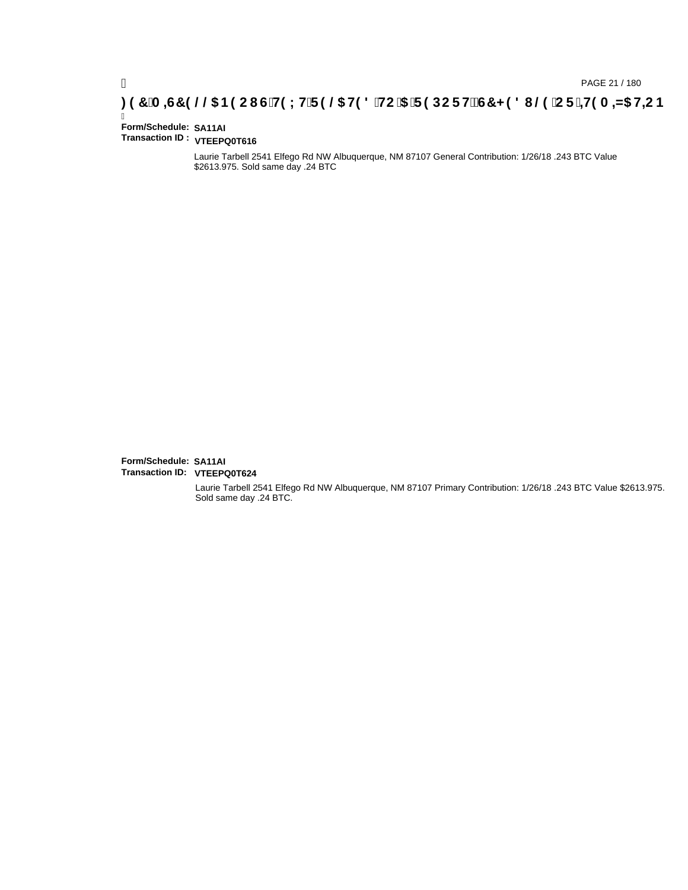**Form/Schedule:** SA11AI
**Transaction ID :** VTEEPQ0T616

Laurie Tarbell 2541 Elfego Rd NW Albuquerque, NM 87107 General Contribution: 1/26/18 .243 BTC Value $2613.975. Sold same day .24 BTC

**Form/Schedule:** SA11AI
**Transaction ID:** VTEEPQ0T624

Laurie Tarbell 2541 Elfego Rd NW Albuquerque, NM 87107 Primary Contribution: 1/26/18 .243 BTC Value $2613.975. Sold same day .24 BTC.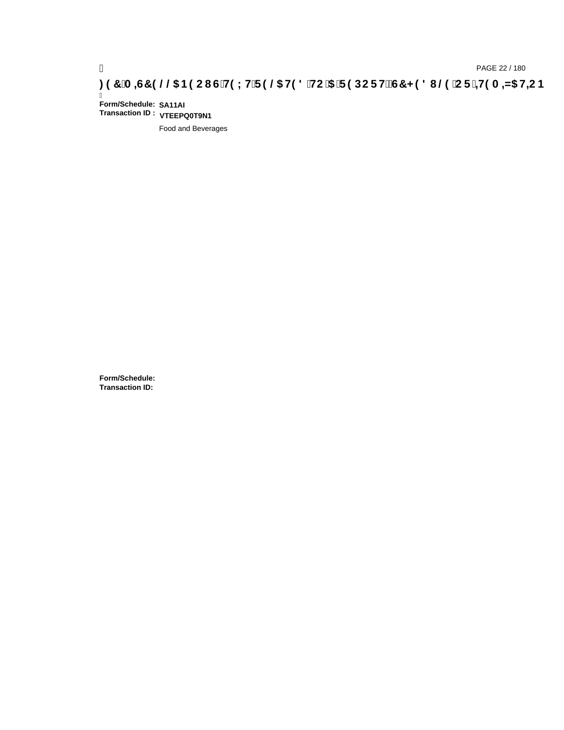# FEC MISCELLANEOUS TEXT RELATED TO A REPORT SCHEDULE OR ITEMIZATION

**Form/Schedule:** **SA11AI**
**Transaction ID :** **VTEEPQ0T9N1**

Food and Beverages

**Form/Schedule:**
**Transaction ID:**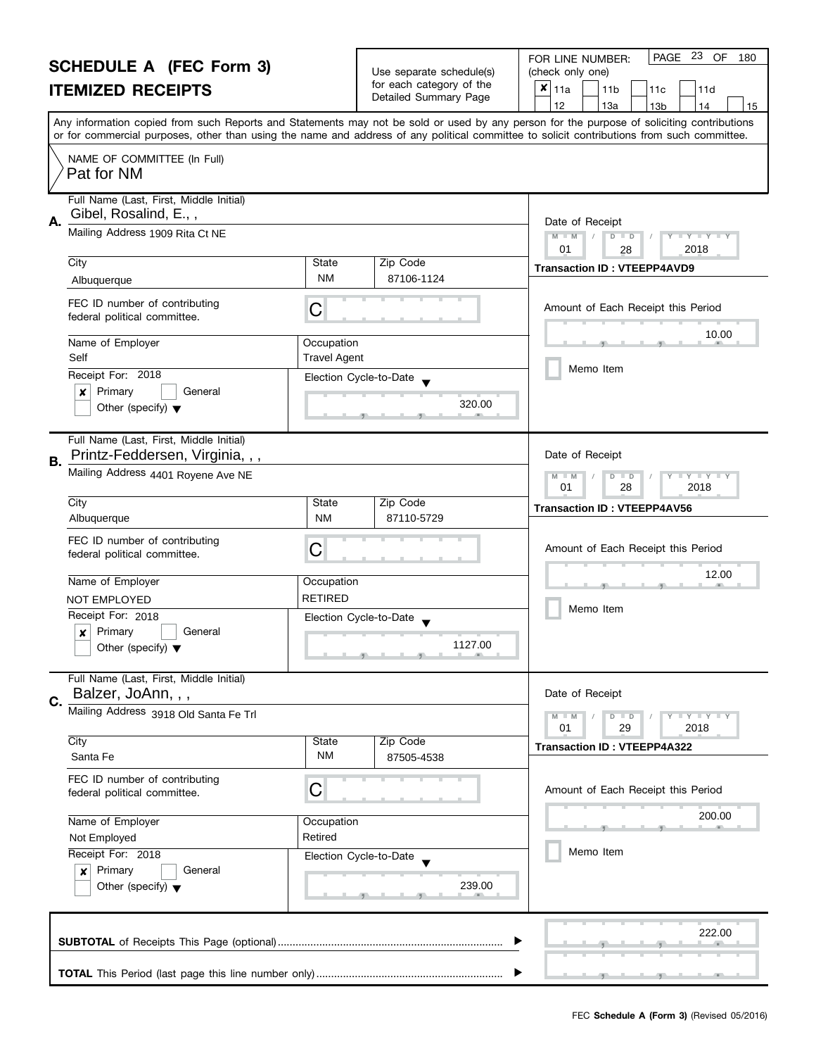# SCHEDULE A (FEC Form 3)
# ITEMIZED RECEIPTS

Use separate schedule(s) for each category of the Detailed Summary Page

FOR LINE NUMBER: (check only one)

- [x] 11a
- [ ] 11b
- [ ] 11c
- [ ] 11d
- [ ] 12
- [ ] 13a
- [ ] 13b
- [ ] 14
- [ ] 15

Any information copied from such Reports and Statements may not be sold or used by any person for the purpose of soliciting contributions or for commercial purposes, other than using the name and address of any political committee to solicit contributions from such committee.

NAME OF COMMITTEE (In Full)
Pat for NM

---

**A.** Full Name (Last, First, Middle Initial): Gibel, Rosalind, E., ,

Mailing Address: 1909 Rita Ct NE

| City | State | Zip Code |
|---|---|---|
| Albuquerque | NM | 87106-1124 |

FEC ID number of contributing federal political committee: C

| Name of Employer | Occupation |
|---|---|
| Self | Travel Agent |

Receipt For: 2018
- [x] Primary
- [ ] General
- [ ] Other (specify)

Election Cycle-to-Date: 320.00

Date of Receipt: 01 / 28 / 2018

Transaction ID : VTEEPP4AVD9

Amount of Each Receipt this Period: 10.00

- [ ] Memo Item

---

**B.** Full Name (Last, First, Middle Initial): Printz-Feddersen, Virginia, , ,

Mailing Address: 4401 Royene Ave NE

| City | State | Zip Code |
|---|---|---|
| Albuquerque | NM | 87110-5729 |

FEC ID number of contributing federal political committee: C

| Name of Employer | Occupation |
|---|---|
| NOT EMPLOYED | RETIRED |

Receipt For: 2018
- [x] Primary
- [ ] General
- [ ] Other (specify)

Election Cycle-to-Date: 1127.00

Date of Receipt: 01 / 28 / 2018

Transaction ID : VTEEPP4AV56

Amount of Each Receipt this Period: 12.00

- [ ] Memo Item

---

**C.** Full Name (Last, First, Middle Initial): Balzer, JoAnn, , ,

Mailing Address: 3918 Old Santa Fe Trl

| City | State | Zip Code |
|---|---|---|
| Santa Fe | NM | 87505-4538 |

FEC ID number of contributing federal political committee: C

| Name of Employer | Occupation |
|---|---|
| Not Employed | Retired |

Receipt For: 2018
- [x] Primary
- [ ] General
- [ ] Other (specify)

Election Cycle-to-Date: 239.00

Date of Receipt: 01 / 29 / 2018

Transaction ID : VTEEPP4A322

Amount of Each Receipt this Period: 200.00

- [ ] Memo Item

---

**SUBTOTAL** of Receipts This Page (optional): 222.00

**TOTAL** This Period (last page this line number only):

FEC **Schedule A (Form 3)** (Revised 05/2016)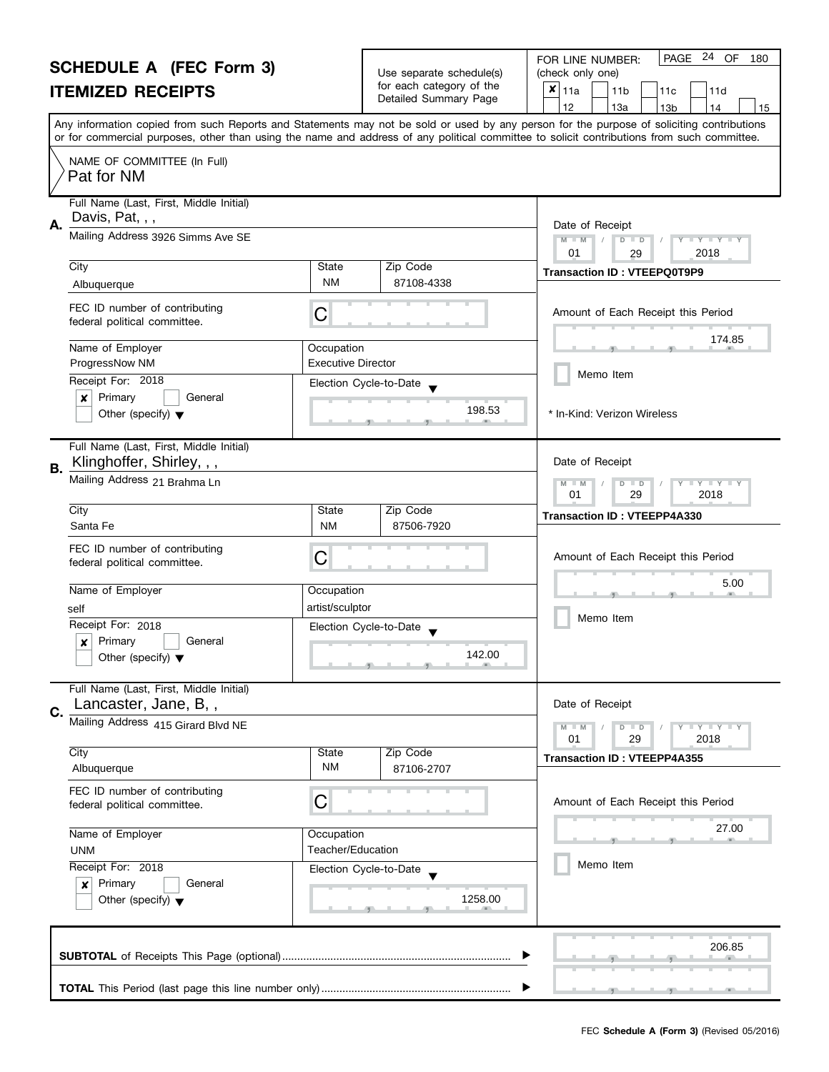# SCHEDULE A (FEC Form 3)
## ITEMIZED RECEIPTS

Use separate schedule(s) for each category of the Detailed Summary Page

FOR LINE NUMBER: (check only one)

| | | | | |
|---|---|---|---|---|
| ☒ 11a | ☐ 11b | ☐ 11c | ☐ 11d | |
| ☐ 12 | ☐ 13a | ☐ 13b | ☐ 14 | ☐ 15 |

Any information copied from such Reports and Statements may not be sold or used by any person for the purpose of soliciting contributions or for commercial purposes, other than using the name and address of any political committee to solicit contributions from such committee.

NAME OF COMMITTEE (In Full)
Pat for NM

---

**A.** Full Name (Last, First, Middle Initial): Davis, Pat, , ,

Mailing Address: 3926 Simms Ave SE

City: Albuquerque | State: NM | Zip Code: 87108-4338

FEC ID number of contributing federal political committee: C

Name of Employer: ProgressNow NM

Occupation: Executive Director

Receipt For: 2018 ☒ Primary ☐ General ☐ Other (specify)

Election Cycle-to-Date: 198.53

Date of Receipt: 01/29/2018

Transaction ID : VTEEPQ0T9P9

Amount of Each Receipt this Period: 174.85

☐ Memo Item

* In-Kind: Verizon Wireless

---

**B.** Full Name (Last, First, Middle Initial): Klinghoffer, Shirley, , ,

Mailing Address: 21 Brahma Ln

City: Santa Fe | State: NM | Zip Code: 87506-7920

FEC ID number of contributing federal political committee: C

Name of Employer: self

Occupation: artist/sculptor

Receipt For: 2018 ☒ Primary ☐ General ☐ Other (specify)

Election Cycle-to-Date: 142.00

Date of Receipt: 01/29/2018

Transaction ID : VTEEPP4A330

Amount of Each Receipt this Period: 5.00

☐ Memo Item

---

**C.** Full Name (Last, First, Middle Initial): Lancaster, Jane, B, ,

Mailing Address: 415 Girard Blvd NE

City: Albuquerque | State: NM | Zip Code: 87106-2707

FEC ID number of contributing federal political committee: C

Name of Employer: UNM

Occupation: Teacher/Education

Receipt For: 2018 ☒ Primary ☐ General ☐ Other (specify)

Election Cycle-to-Date: 1258.00

Date of Receipt: 01/29/2018

Transaction ID : VTEEPP4A355

Amount of Each Receipt this Period: 27.00

☐ Memo Item

---

**SUBTOTAL** of Receipts This Page (optional): 206.85

**TOTAL** This Period (last page this line number only):

FEC **Schedule A (Form 3)** (Revised 05/2016)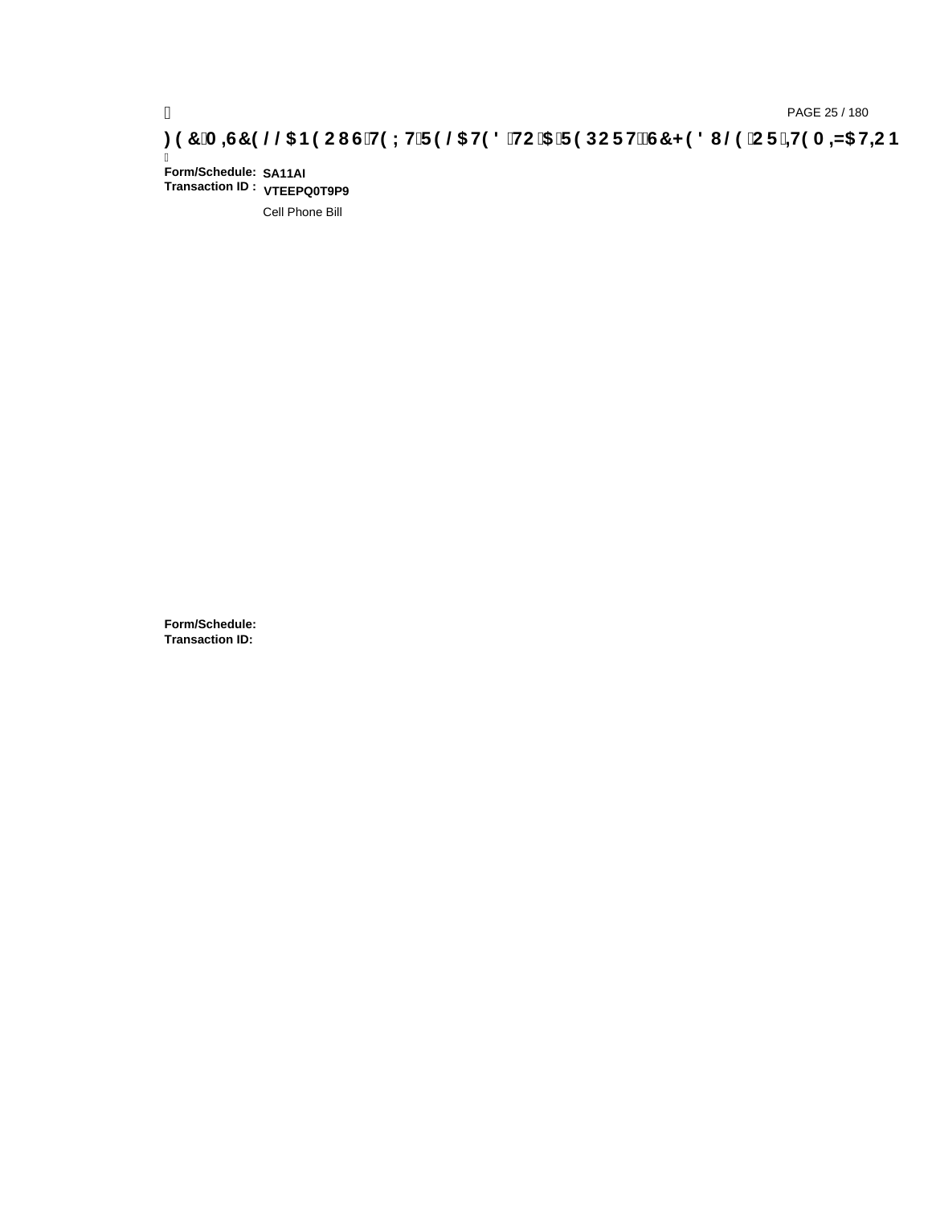**Form/Schedule:** **SA11AI**
**Transaction ID :** **VTEEPQ0T9P9**

Cell Phone Bill

**Form/Schedule:**
**Transaction ID:**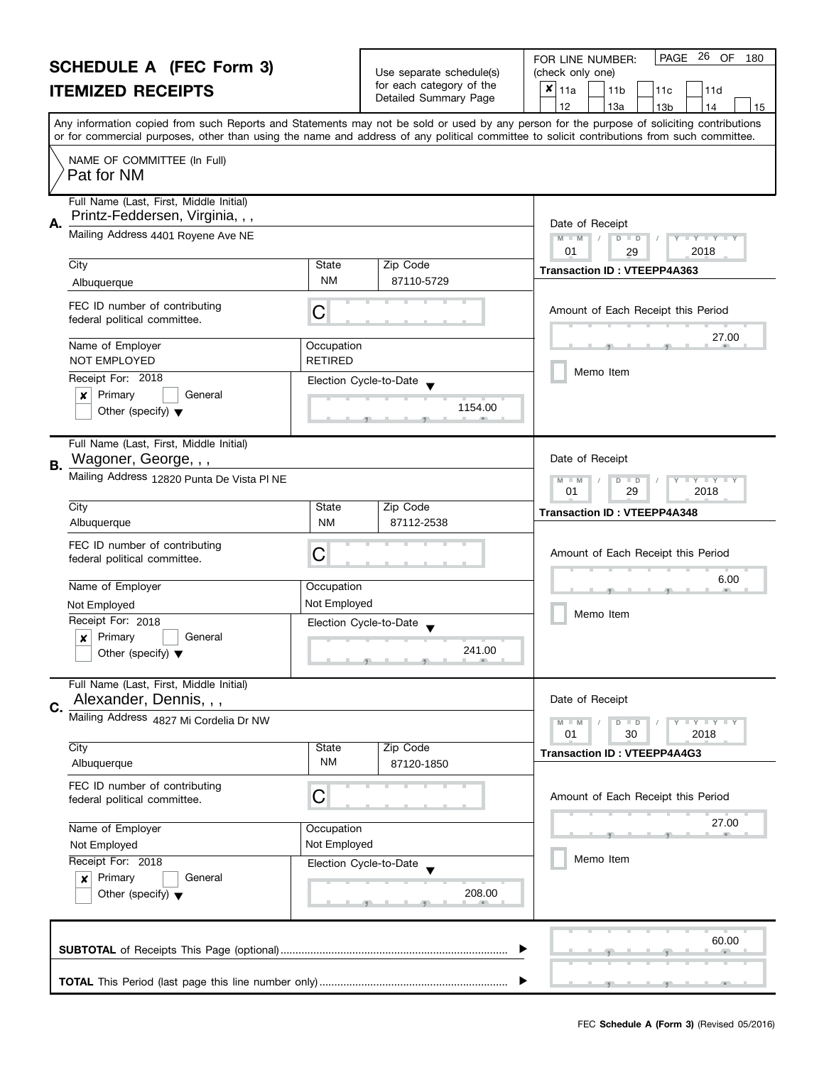# SCHEDULE A (FEC Form 3)
## ITEMIZED RECEIPTS

Use separate schedule(s) for each category of the Detailed Summary Page

FOR LINE NUMBER: (check only one)

- [x] 11a
- [ ] 11b
- [ ] 11c
- [ ] 11d
- [ ] 12
- [ ] 13a
- [ ] 13b
- [ ] 14
- [ ] 15

Any information copied from such Reports and Statements may not be sold or used by any person for the purpose of soliciting contributions or for commercial purposes, other than using the name and address of any political committee to solicit contributions from such committee.

NAME OF COMMITTEE (In Full)
Pat for NM

---

**A.** Full Name (Last, First, Middle Initial): Printz-Feddersen, Virginia, , ,

Mailing Address: 4401 Royene Ave NE

City: Albuquerque | State: NM | Zip Code: 87110-5729

FEC ID number of contributing federal political committee: C

Name of Employer: NOT EMPLOYED | Occupation: RETIRED

Receipt For: 2018
- [x] Primary
- [ ] General
- [ ] Other (specify)

Election Cycle-to-Date: 1154.00

Date of Receipt: 01 / 29 / 2018

Transaction ID : VTEEPP4A363

Amount of Each Receipt this Period: 27.00

- [ ] Memo Item

---

**B.** Full Name (Last, First, Middle Initial): Wagoner, George, , ,

Mailing Address: 12820 Punta De Vista Pl NE

City: Albuquerque | State: NM | Zip Code: 87112-2538

FEC ID number of contributing federal political committee: C

Name of Employer: Not Employed | Occupation: Not Employed

Receipt For: 2018
- [x] Primary
- [ ] General
- [ ] Other (specify)

Election Cycle-to-Date: 241.00

Date of Receipt: 01 / 29 / 2018

Transaction ID : VTEEPP4A348

Amount of Each Receipt this Period: 6.00

- [ ] Memo Item

---

**C.** Full Name (Last, First, Middle Initial): Alexander, Dennis, , ,

Mailing Address: 4827 Mi Cordelia Dr NW

City: Albuquerque | State: NM | Zip Code: 87120-1850

FEC ID number of contributing federal political committee: C

Name of Employer: Not Employed | Occupation: Not Employed

Receipt For: 2018
- [x] Primary
- [ ] General
- [ ] Other (specify)

Election Cycle-to-Date: 208.00

Date of Receipt: 01 / 30 / 2018

Transaction ID : VTEEPP4A4G3

Amount of Each Receipt this Period: 27.00

- [ ] Memo Item

---

**SUBTOTAL** of Receipts This Page (optional): 60.00

**TOTAL** This Period (last page this line number only):

FEC **Schedule A (Form 3)** (Revised 05/2016)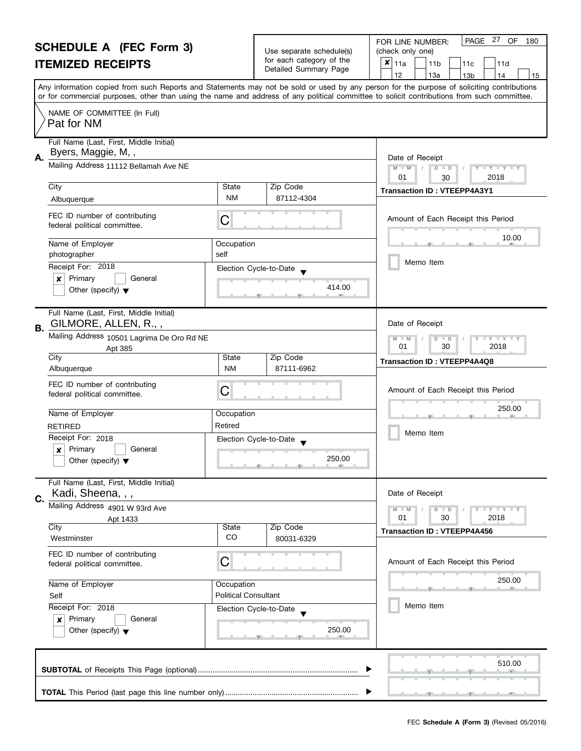# SCHEDULE A (FEC Form 3)
## ITEMIZED RECEIPTS

Use separate schedule(s) for each category of the Detailed Summary Page

FOR LINE NUMBER: (check only one)

- [x] 11a
- [ ] 11b
- [ ] 11c
- [ ] 11d
- [ ] 12
- [ ] 13a
- [ ] 13b
- [ ] 14
- [ ] 15

PAGE 27 OF 180

Any information copied from such Reports and Statements may not be sold or used by any person for the purpose of soliciting contributions or for commercial purposes, other than using the name and address of any political committee to solicit contributions from such committee.

NAME OF COMMITTEE (In Full)
Pat for NM

---

**A.** Full Name (Last, First, Middle Initial): Byers, Maggie, M, ,

Mailing Address: 11112 Bellamah Ave NE

| City | State | Zip Code |
|---|---|---|
| Albuquerque | NM | 87112-4304 |

FEC ID number of contributing federal political committee: C

| Name of Employer | Occupation |
|---|---|
| photographer | self |

Receipt For: 2018
- [x] Primary
- [ ] General
- [ ] Other (specify)

Election Cycle-to-Date: 414.00

Date of Receipt: 01 / 30 / 2018

Transaction ID : VTEEPP4A3Y1

Amount of Each Receipt this Period: 10.00

- [ ] Memo Item

---

**B.** Full Name (Last, First, Middle Initial): GILMORE, ALLEN, R., ,

Mailing Address: 10501 Lagrima De Oro Rd NE
Apt 385

| City | State | Zip Code |
|---|---|---|
| Albuquerque | NM | 87111-6962 |

FEC ID number of contributing federal political committee: C

| Name of Employer | Occupation |
|---|---|
| RETIRED | Retired |

Receipt For: 2018
- [x] Primary
- [ ] General
- [ ] Other (specify)

Election Cycle-to-Date: 250.00

Date of Receipt: 01 / 30 / 2018

Transaction ID : VTEEPP4A4Q8

Amount of Each Receipt this Period: 250.00

- [ ] Memo Item

---

**C.** Full Name (Last, First, Middle Initial): Kadi, Sheena, , ,

Mailing Address: 4901 W 93rd Ave
Apt 1433

| City | State | Zip Code |
|---|---|---|
| Westminster | CO | 80031-6329 |

FEC ID number of contributing federal political committee: C

| Name of Employer | Occupation |
|---|---|
| Self | Political Consultant |

Receipt For: 2018
- [x] Primary
- [ ] General
- [ ] Other (specify)

Election Cycle-to-Date: 250.00

Date of Receipt: 01 / 30 / 2018

Transaction ID : VTEEPP4A456

Amount of Each Receipt this Period: 250.00

- [ ] Memo Item

---

**SUBTOTAL** of Receipts This Page (optional): 510.00

**TOTAL** This Period (last page this line number only):

FEC **Schedule A (Form 3)** (Revised 05/2016)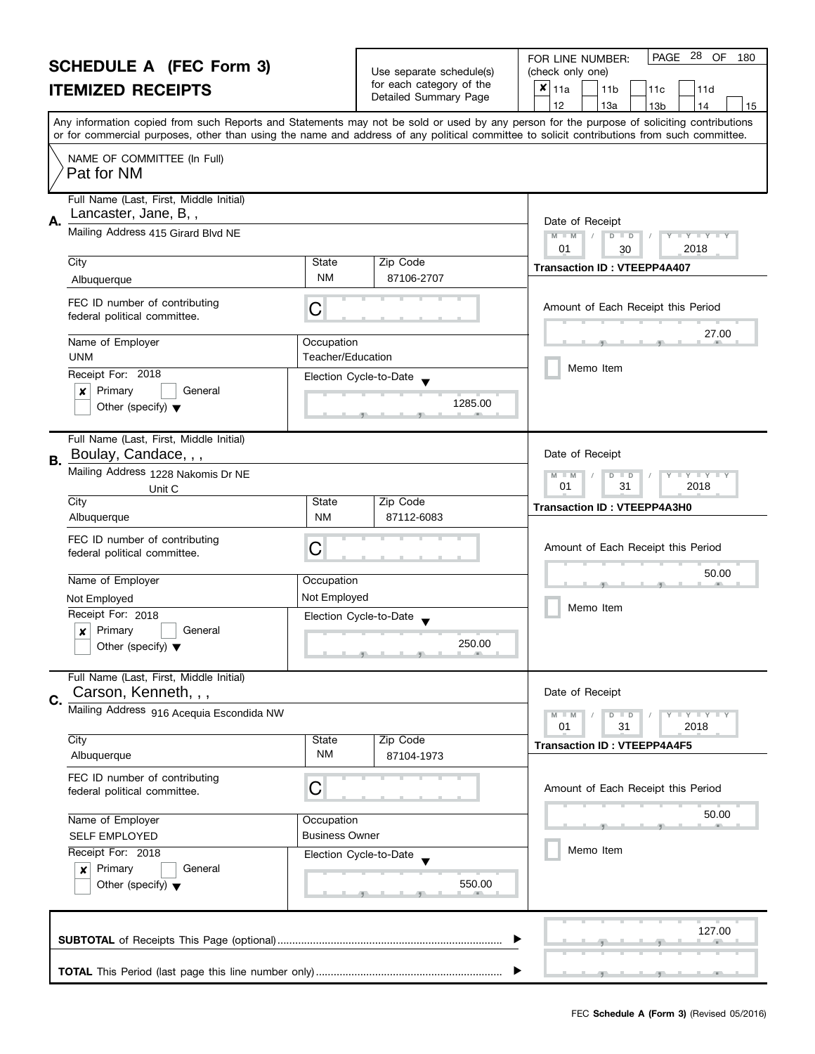# SCHEDULE A (FEC Form 3)
## ITEMIZED RECEIPTS

Use separate schedule(s) for each category of the Detailed Summary Page

FOR LINE NUMBER: (check only one)

- [x] 11a
- [ ] 11b
- [ ] 11c
- [ ] 11d
- [ ] 12
- [ ] 13a
- [ ] 13b
- [ ] 14
- [ ] 15

Any information copied from such Reports and Statements may not be sold or used by any person for the purpose of soliciting contributions or for commercial purposes, other than using the name and address of any political committee to solicit contributions from such committee.

NAME OF COMMITTEE (In Full)
Pat for NM

---

**A.** Full Name (Last, First, Middle Initial): Lancaster, Jane, B, ,

Mailing Address: 415 Girard Blvd NE

| City | State | Zip Code |
|---|---|---|
| Albuquerque | NM | 87106-2707 |

FEC ID number of contributing federal political committee: C

Name of Employer: UNM
Occupation: Teacher/Education

Receipt For: 2018
- [x] Primary
- [ ] General
- [ ] Other (specify)

Election Cycle-to-Date: 1285.00

Date of Receipt: 01 / 30 / 2018
Transaction ID : VTEEPP4A407

Amount of Each Receipt this Period: 27.00

- [ ] Memo Item

---

**B.** Full Name (Last, First, Middle Initial): Boulay, Candace, , ,

Mailing Address: 1228 Nakomis Dr NE, Unit C

| City | State | Zip Code |
|---|---|---|
| Albuquerque | NM | 87112-6083 |

FEC ID number of contributing federal political committee: C

Name of Employer: Not Employed
Occupation: Not Employed

Receipt For: 2018
- [x] Primary
- [ ] General
- [ ] Other (specify)

Election Cycle-to-Date: 250.00

Date of Receipt: 01 / 31 / 2018
Transaction ID : VTEEPP4A3H0

Amount of Each Receipt this Period: 50.00

- [ ] Memo Item

---

**C.** Full Name (Last, First, Middle Initial): Carson, Kenneth, , ,

Mailing Address: 916 Acequia Escondida NW

| City | State | Zip Code |
|---|---|---|
| Albuquerque | NM | 87104-1973 |

FEC ID number of contributing federal political committee: C

Name of Employer: SELF EMPLOYED
Occupation: Business Owner

Receipt For: 2018
- [x] Primary
- [ ] General
- [ ] Other (specify)

Election Cycle-to-Date: 550.00

Date of Receipt: 01 / 31 / 2018
Transaction ID : VTEEPP4A4F5

Amount of Each Receipt this Period: 50.00

- [ ] Memo Item

---

**SUBTOTAL** of Receipts This Page (optional): 127.00

**TOTAL** This Period (last page this line number only):

FEC **Schedule A (Form 3)** (Revised 05/2016)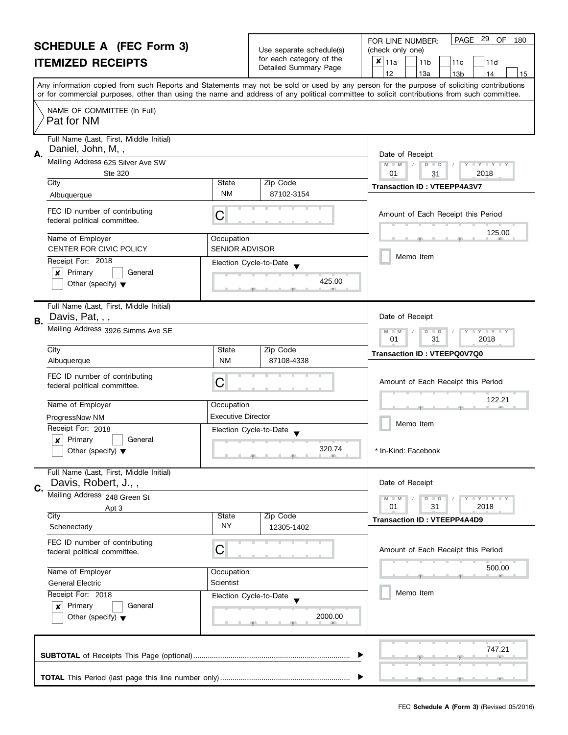# SCHEDULE A (FEC Form 3)
# ITEMIZED RECEIPTS

Use separate schedule(s) for each category of the Detailed Summary Page

FOR LINE NUMBER: (check only one)

PAGE 29 OF 180

- [x] 11a
- [ ] 11b
- [ ] 11c
- [ ] 11d
- [ ] 12
- [ ] 13a
- [ ] 13b
- [ ] 14
- [ ] 15

Any information copied from such Reports and Statements may not be sold or used by any person for the purpose of soliciting contributions or for commercial purposes, other than using the name and address of any political committee to solicit contributions from such committee.

NAME OF COMMITTEE (In Full)
Pat for NM

---

**A.** Full Name (Last, First, Middle Initial): Daniel, John, M, ,

Mailing Address: 625 Silver Ave SW, Ste 320

City: Albuquerque | State: NM | Zip Code: 87102-3154

FEC ID number of contributing federal political committee: C

Name of Employer: CENTER FOR CIVIC POLICY | Occupation: SENIOR ADVISOR

Receipt For: 2018 — [x] Primary [ ] General [ ] Other (specify)

Election Cycle-to-Date: 425.00

Date of Receipt: 01 / 31 / 2018

Transaction ID : VTEEPP4A3V7

Amount of Each Receipt this Period: 125.00

[ ] Memo Item

---

**B.** Full Name (Last, First, Middle Initial): Davis, Pat, , ,

Mailing Address: 3926 Simms Ave SE

City: Albuquerque | State: NM | Zip Code: 87108-4338

FEC ID number of contributing federal political committee: C

Name of Employer: ProgressNow NM | Occupation: Executive Director

Receipt For: 2018 — [x] Primary [ ] General [ ] Other (specify)

Election Cycle-to-Date: 320.74

Date of Receipt: 01 / 31 / 2018

Transaction ID : VTEEPQ0V7Q0

Amount of Each Receipt this Period: 122.21

[ ] Memo Item

* In-Kind: Facebook

---

**C.** Full Name (Last, First, Middle Initial): Davis, Robert, J., ,

Mailing Address: 248 Green St, Apt 3

City: Schenectady | State: NY | Zip Code: 12305-1402

FEC ID number of contributing federal political committee: C

Name of Employer: General Electric | Occupation: Scientist

Receipt For: 2018 — [x] Primary [ ] General [ ] Other (specify)

Election Cycle-to-Date: 2000.00

Date of Receipt: 01 / 31 / 2018

Transaction ID : VTEEPP4A4D9

Amount of Each Receipt this Period: 500.00

[ ] Memo Item

---

**SUBTOTAL** of Receipts This Page (optional): 747.21

**TOTAL** This Period (last page this line number only):

FEC **Schedule A (Form 3)** (Revised 05/2016)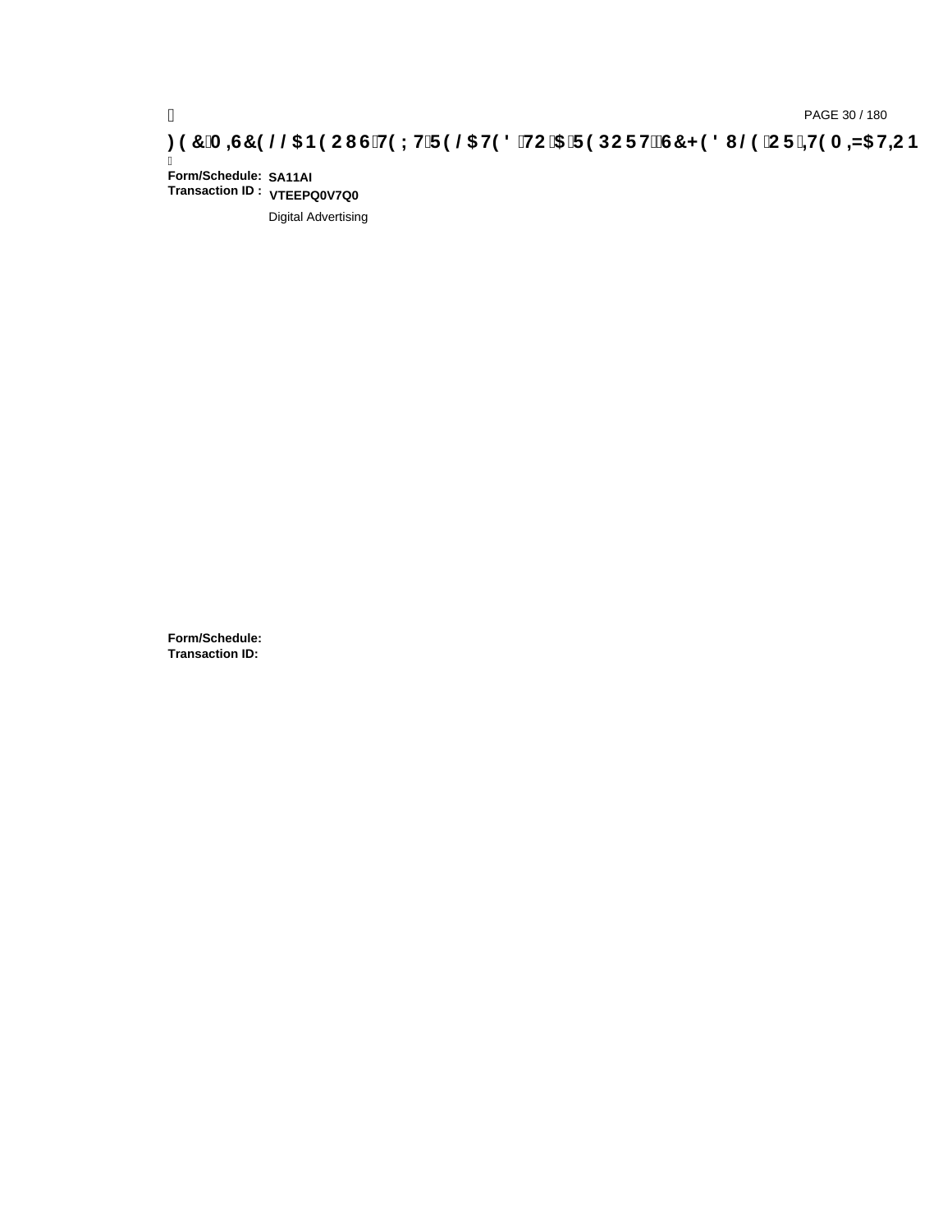**Form/Schedule:** **SA11AI**
**Transaction ID :** **VTEEPQ0V7Q0**

Digital Advertising

**Form/Schedule:**
**Transaction ID:**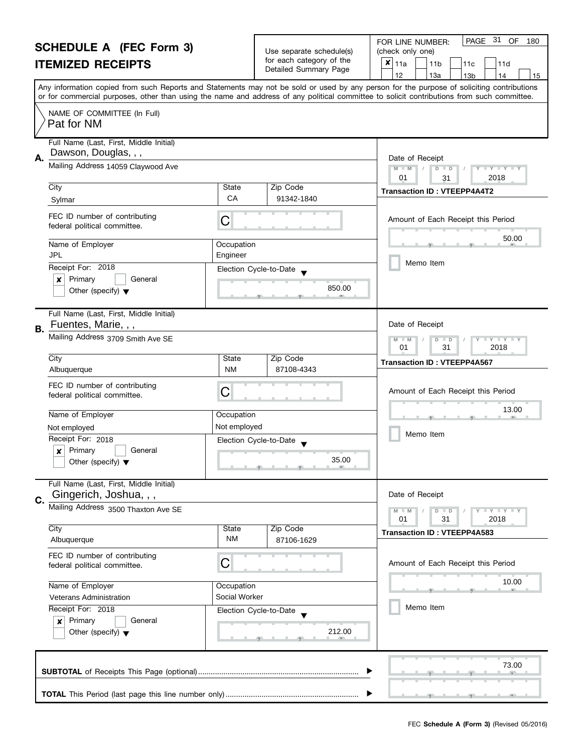# SCHEDULE A (FEC Form 3)

## ITEMIZED RECEIPTS

Use separate schedule(s) for each category of the Detailed Summary Page

FOR LINE NUMBER: (check only one)

- [x] 11a
- [ ] 11b
- [ ] 11c
- [ ] 11d
- [ ] 12
- [ ] 13a
- [ ] 13b
- [ ] 14
- [ ] 15

Any information copied from such Reports and Statements may not be sold or used by any person for the purpose of soliciting contributions or for commercial purposes, other than using the name and address of any political committee to solicit contributions from such committee.

NAME OF COMMITTEE (In Full)
Pat for NM

---

**A.** Full Name (Last, First, Middle Initial): Dawson, Douglas, , ,

Mailing Address: 14059 Claywood Ave

| City | State | Zip Code |
|---|---|---|
| Sylmar | CA | 91342-1840 |

FEC ID number of contributing federal political committee: C

| Name of Employer | Occupation |
|---|---|
| JPL | Engineer |

Receipt For: 2018
- [x] Primary
- [ ] General
- [ ] Other (specify)

Election Cycle-to-Date: 850.00

Date of Receipt: 01 / 31 / 2018

Transaction ID : VTEEPP4A4T2

Amount of Each Receipt this Period: 50.00

- [ ] Memo Item

---

**B.** Full Name (Last, First, Middle Initial): Fuentes, Marie, , ,

Mailing Address: 3709 Smith Ave SE

| City | State | Zip Code |
|---|---|---|
| Albuquerque | NM | 87108-4343 |

FEC ID number of contributing federal political committee: C

| Name of Employer | Occupation |
|---|---|
| Not employed | Not employed |

Receipt For: 2018
- [x] Primary
- [ ] General
- [ ] Other (specify)

Election Cycle-to-Date: 35.00

Date of Receipt: 01 / 31 / 2018

Transaction ID : VTEEPP4A567

Amount of Each Receipt this Period: 13.00

- [ ] Memo Item

---

**C.** Full Name (Last, First, Middle Initial): Gingerich, Joshua, , ,

Mailing Address: 3500 Thaxton Ave SE

| City | State | Zip Code |
|---|---|---|
| Albuquerque | NM | 87106-1629 |

FEC ID number of contributing federal political committee: C

| Name of Employer | Occupation |
|---|---|
| Veterans Administration | Social Worker |

Receipt For: 2018
- [x] Primary
- [ ] General
- [ ] Other (specify)

Election Cycle-to-Date: 212.00

Date of Receipt: 01 / 31 / 2018

Transaction ID : VTEEPP4A583

Amount of Each Receipt this Period: 10.00

- [ ] Memo Item

---

**SUBTOTAL** of Receipts This Page (optional): 73.00

**TOTAL** This Period (last page this line number only):

FEC **Schedule A (Form 3)** (Revised 05/2016)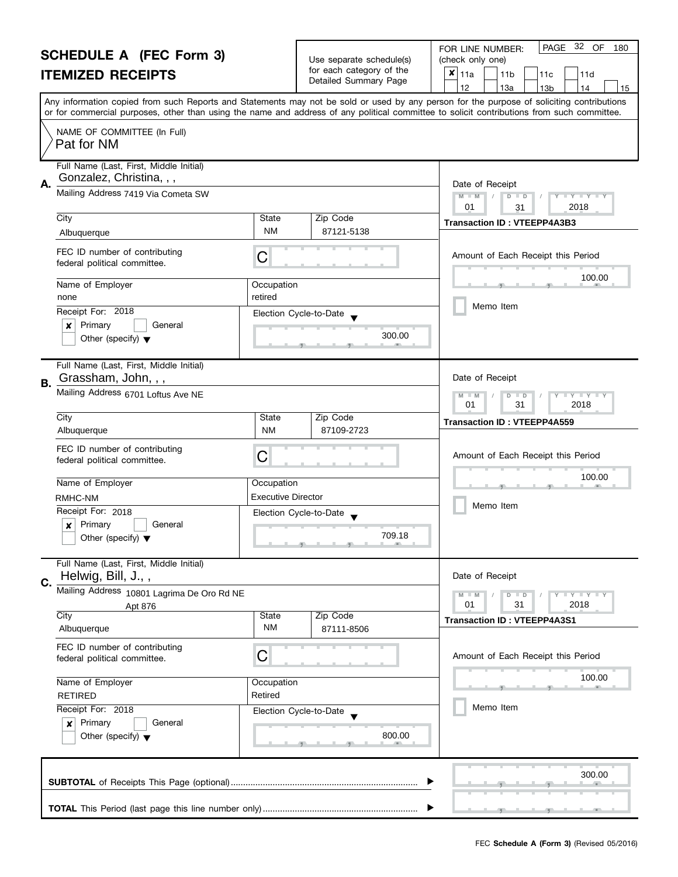# SCHEDULE A (FEC Form 3)

## ITEMIZED RECEIPTS

Use separate schedule(s) for each category of the Detailed Summary Page

FOR LINE NUMBER: (check only one)

- [x] 11a
- [ ] 11b
- [ ] 11c
- [ ] 11d
- [ ] 12
- [ ] 13a
- [ ] 13b
- [ ] 14
- [ ] 15

Any information copied from such Reports and Statements may not be sold or used by any person for the purpose of soliciting contributions or for commercial purposes, other than using the name and address of any political committee to solicit contributions from such committee.

NAME OF COMMITTEE (In Full): Pat for NM

---

**A.**

| Field | Value |
|---|---|
| Full Name (Last, First, Middle Initial) | Gonzalez, Christina, , , |
| Mailing Address | 7419 Via Cometa SW |
| City | Albuquerque |
| State | NM |
| Zip Code | 87121-5138 |
| FEC ID number of contributing federal political committee | C |
| Name of Employer | none |
| Occupation | retired |
| Receipt For | 2018 — [x] Primary [ ] General [ ] Other (specify) |
| Election Cycle-to-Date | 300.00 |
| Date of Receipt | 01 / 31 / 2018 |
| Transaction ID | VTEEPP4A3B3 |
| Amount of Each Receipt this Period | 100.00 |
| Memo Item | [ ] |

---

**B.**

| Field | Value |
|---|---|
| Full Name (Last, First, Middle Initial) | Grassham, John, , , |
| Mailing Address | 6701 Loftus Ave NE |
| City | Albuquerque |
| State | NM |
| Zip Code | 87109-2723 |
| FEC ID number of contributing federal political committee | C |
| Name of Employer | RMHC-NM |
| Occupation | Executive Director |
| Receipt For | 2018 — [x] Primary [ ] General [ ] Other (specify) |
| Election Cycle-to-Date | 709.18 |
| Date of Receipt | 01 / 31 / 2018 |
| Transaction ID | VTEEPP4A559 |
| Amount of Each Receipt this Period | 100.00 |
| Memo Item | [ ] |

---

**C.**

| Field | Value |
|---|---|
| Full Name (Last, First, Middle Initial) | Helwig, Bill, J., , |
| Mailing Address | 10801 Lagrima De Oro Rd NE Apt 876 |
| City | Albuquerque |
| State | NM |
| Zip Code | 87111-8506 |
| FEC ID number of contributing federal political committee | C |
| Name of Employer | RETIRED |
| Occupation | Retired |
| Receipt For | 2018 — [x] Primary [ ] General [ ] Other (specify) |
| Election Cycle-to-Date | 800.00 |
| Date of Receipt | 01 / 31 / 2018 |
| Transaction ID | VTEEPP4A3S1 |
| Amount of Each Receipt this Period | 100.00 |
| Memo Item | [ ] |

---

**SUBTOTAL** of Receipts This Page (optional): 300.00

**TOTAL** This Period (last page this line number only):

FEC **Schedule A (Form 3)** (Revised 05/2016)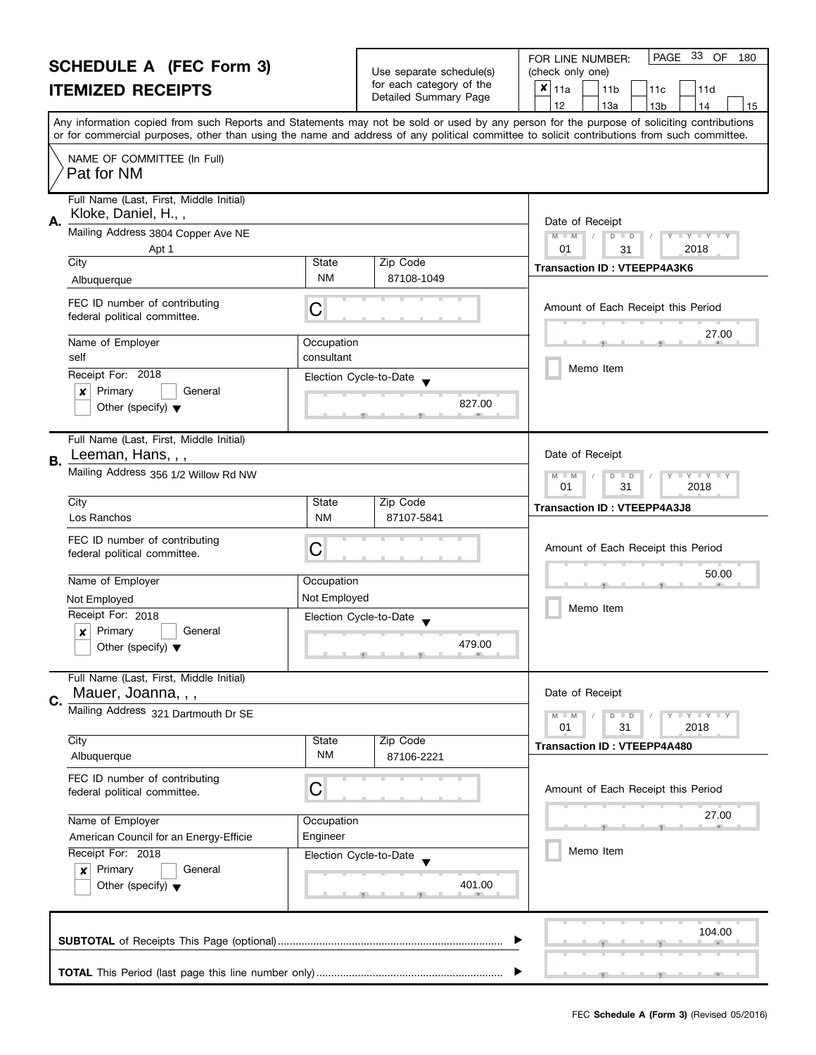# SCHEDULE A (FEC Form 3)
## ITEMIZED RECEIPTS

Use separate schedule(s) for each category of the Detailed Summary Page

FOR LINE NUMBER: (check only one)

- [x] 11a
- [ ] 11b
- [ ] 11c
- [ ] 11d
- [ ] 12
- [ ] 13a
- [ ] 13b
- [ ] 14
- [ ] 15

PAGE 33 OF 180

Any information copied from such Reports and Statements may not be sold or used by any person for the purpose of soliciting contributions or for commercial purposes, other than using the name and address of any political committee to solicit contributions from such committee.

NAME OF COMMITTEE (In Full)
Pat for NM

---

**A.** Full Name (Last, First, Middle Initial): Kloke, Daniel, H., ,

Mailing Address: 3804 Copper Ave NE, Apt 1

City: Albuquerque | State: NM | Zip Code: 87108-1049

FEC ID number of contributing federal political committee: C

Name of Employer: self | Occupation: consultant

Receipt For: 2018 — [x] Primary [ ] General [ ] Other (specify)

Election Cycle-to-Date: 827.00

Date of Receipt: 01 / 31 / 2018

Transaction ID : VTEEPP4A3K6

Amount of Each Receipt this Period: 27.00

[ ] Memo Item

---

**B.** Full Name (Last, First, Middle Initial): Leeman, Hans, , ,

Mailing Address: 356 1/2 Willow Rd NW

City: Los Ranchos | State: NM | Zip Code: 87107-5841

FEC ID number of contributing federal political committee: C

Name of Employer: Not Employed | Occupation: Not Employed

Receipt For: 2018 — [x] Primary [ ] General [ ] Other (specify)

Election Cycle-to-Date: 479.00

Date of Receipt: 01 / 31 / 2018

Transaction ID : VTEEPP4A3J8

Amount of Each Receipt this Period: 50.00

[ ] Memo Item

---

**C.** Full Name (Last, First, Middle Initial): Mauer, Joanna, , ,

Mailing Address: 321 Dartmouth Dr SE

City: Albuquerque | State: NM | Zip Code: 87106-2221

FEC ID number of contributing federal political committee: C

Name of Employer: American Council for an Energy-Efficie | Occupation: Engineer

Receipt For: 2018 — [x] Primary [ ] General [ ] Other (specify)

Election Cycle-to-Date: 401.00

Date of Receipt: 01 / 31 / 2018

Transaction ID : VTEEPP4A480

Amount of Each Receipt this Period: 27.00

[ ] Memo Item

---

**SUBTOTAL** of Receipts This Page (optional): 104.00

**TOTAL** This Period (last page this line number only):

FEC **Schedule A (Form 3)** (Revised 05/2016)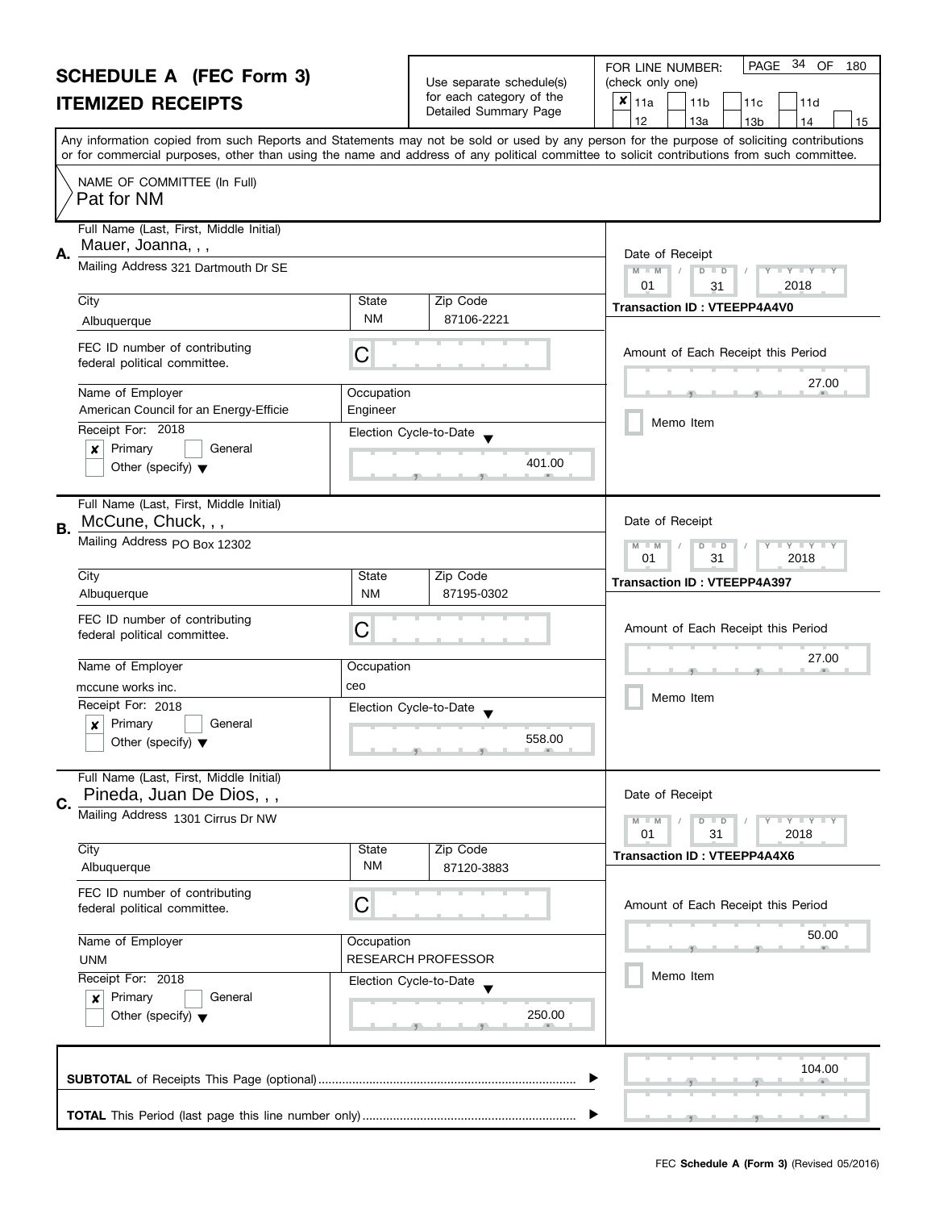# SCHEDULE A (FEC Form 3)

## ITEMIZED RECEIPTS

Use separate schedule(s) for each category of the Detailed Summary Page

FOR LINE NUMBER: (check only one)

- [x] 11a
- [ ] 11b
- [ ] 11c
- [ ] 11d
- [ ] 12
- [ ] 13a
- [ ] 13b
- [ ] 14
- [ ] 15

Any information copied from such Reports and Statements may not be sold or used by any person for the purpose of soliciting contributions or for commercial purposes, other than using the name and address of any political committee to solicit contributions from such committee.

NAME OF COMMITTEE (In Full)
Pat for NM

---

**A.** Full Name (Last, First, Middle Initial): Mauer, Joanna, , ,

Mailing Address: 321 Dartmouth Dr SE

| City | State | Zip Code |
|---|---|---|
| Albuquerque | NM | 87106-2221 |

FEC ID number of contributing federal political committee: C

| Name of Employer | Occupation |
|---|---|
| American Council for an Energy-Efficie | Engineer |

Receipt For: 2018
- [x] Primary
- [ ] General
- [ ] Other (specify)

Election Cycle-to-Date: 401.00

Date of Receipt: 01 / 31 / 2018

Transaction ID : VTEEPP4A4V0

Amount of Each Receipt this Period: 27.00

- [ ] Memo Item

---

**B.** Full Name (Last, First, Middle Initial): McCune, Chuck, , ,

Mailing Address: PO Box 12302

| City | State | Zip Code |
|---|---|---|
| Albuquerque | NM | 87195-0302 |

FEC ID number of contributing federal political committee: C

| Name of Employer | Occupation |
|---|---|
| mccune works inc. | ceo |

Receipt For: 2018
- [x] Primary
- [ ] General
- [ ] Other (specify)

Election Cycle-to-Date: 558.00

Date of Receipt: 01 / 31 / 2018

Transaction ID : VTEEPP4A397

Amount of Each Receipt this Period: 27.00

- [ ] Memo Item

---

**C.** Full Name (Last, First, Middle Initial): Pineda, Juan De Dios, , ,

Mailing Address: 1301 Cirrus Dr NW

| City | State | Zip Code |
|---|---|---|
| Albuquerque | NM | 87120-3883 |

FEC ID number of contributing federal political committee: C

| Name of Employer | Occupation |
|---|---|
| UNM | RESEARCH PROFESSOR |

Receipt For: 2018
- [x] Primary
- [ ] General
- [ ] Other (specify)

Election Cycle-to-Date: 250.00

Date of Receipt: 01 / 31 / 2018

Transaction ID : VTEEPP4A4X6

Amount of Each Receipt this Period: 50.00

- [ ] Memo Item

---

**SUBTOTAL** of Receipts This Page (optional): 104.00

**TOTAL** This Period (last page this line number only):

FEC **Schedule A (Form 3)** (Revised 05/2016)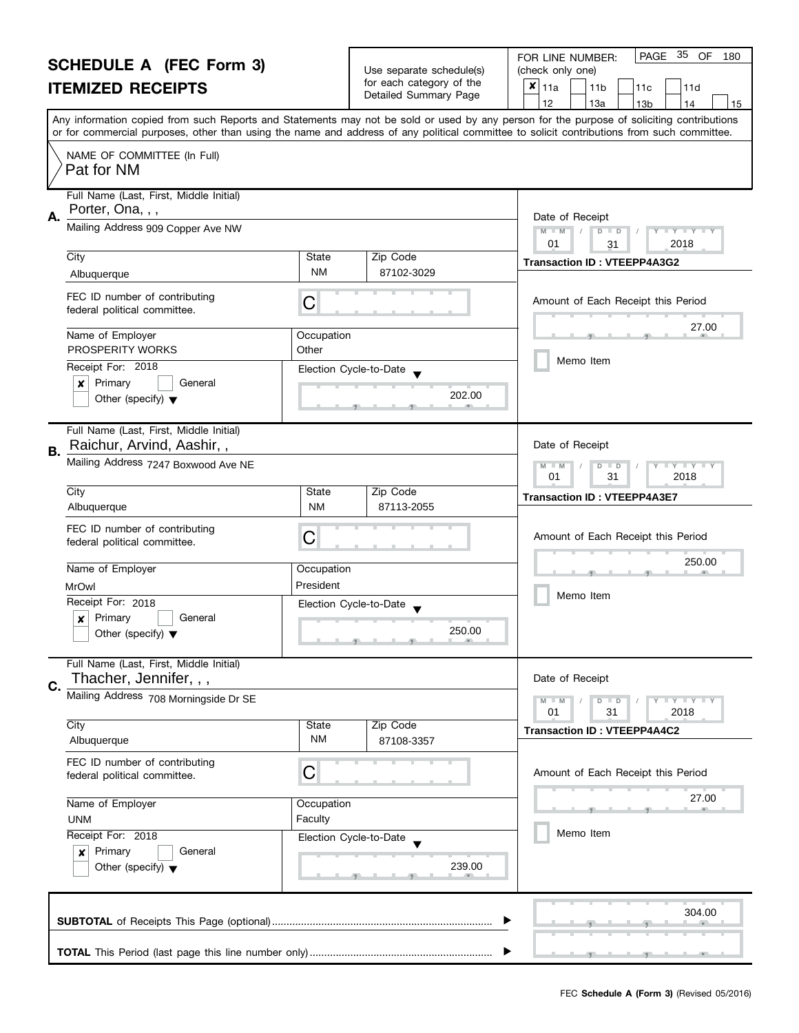# SCHEDULE A (FEC Form 3)
## ITEMIZED RECEIPTS

Use separate schedule(s) for each category of the Detailed Summary Page

FOR LINE NUMBER: (check only one)

- [x] 11a
- [ ] 11b
- [ ] 11c
- [ ] 11d
- [ ] 12
- [ ] 13a
- [ ] 13b
- [ ] 14
- [ ] 15

PAGE 35 OF 180

Any information copied from such Reports and Statements may not be sold or used by any person for the purpose of soliciting contributions or for commercial purposes, other than using the name and address of any political committee to solicit contributions from such committee.

NAME OF COMMITTEE (In Full)
Pat for NM

---

**A.** Full Name (Last, First, Middle Initial): Porter, Ona, , ,

Mailing Address: 909 Copper Ave NW

City: Albuquerque | State: NM | Zip Code: 87102-3029

FEC ID number of contributing federal political committee: C

Name of Employer: PROSPERITY WORKS | Occupation: Other

Receipt For: 2018 — [x] Primary [ ] General [ ] Other (specify)

Election Cycle-to-Date: 202.00

Date of Receipt: 01 / 31 / 2018

Transaction ID : VTEEPP4A3G2

Amount of Each Receipt this Period: 27.00

[ ] Memo Item

---

**B.** Full Name (Last, First, Middle Initial): Raichur, Arvind, Aashir, ,

Mailing Address: 7247 Boxwood Ave NE

City: Albuquerque | State: NM | Zip Code: 87113-2055

FEC ID number of contributing federal political committee: C

Name of Employer: MrOwl | Occupation: President

Receipt For: 2018 — [x] Primary [ ] General [ ] Other (specify)

Election Cycle-to-Date: 250.00

Date of Receipt: 01 / 31 / 2018

Transaction ID : VTEEPP4A3E7

Amount of Each Receipt this Period: 250.00

[ ] Memo Item

---

**C.** Full Name (Last, First, Middle Initial): Thacher, Jennifer, , ,

Mailing Address: 708 Morningside Dr SE

City: Albuquerque | State: NM | Zip Code: 87108-3357

FEC ID number of contributing federal political committee: C

Name of Employer: UNM | Occupation: Faculty

Receipt For: 2018 — [x] Primary [ ] General [ ] Other (specify)

Election Cycle-to-Date: 239.00

Date of Receipt: 01 / 31 / 2018

Transaction ID : VTEEPP4A4C2

Amount of Each Receipt this Period: 27.00

[ ] Memo Item

---

**SUBTOTAL** of Receipts This Page (optional): 304.00

**TOTAL** This Period (last page this line number only):

FEC **Schedule A (Form 3)** (Revised 05/2016)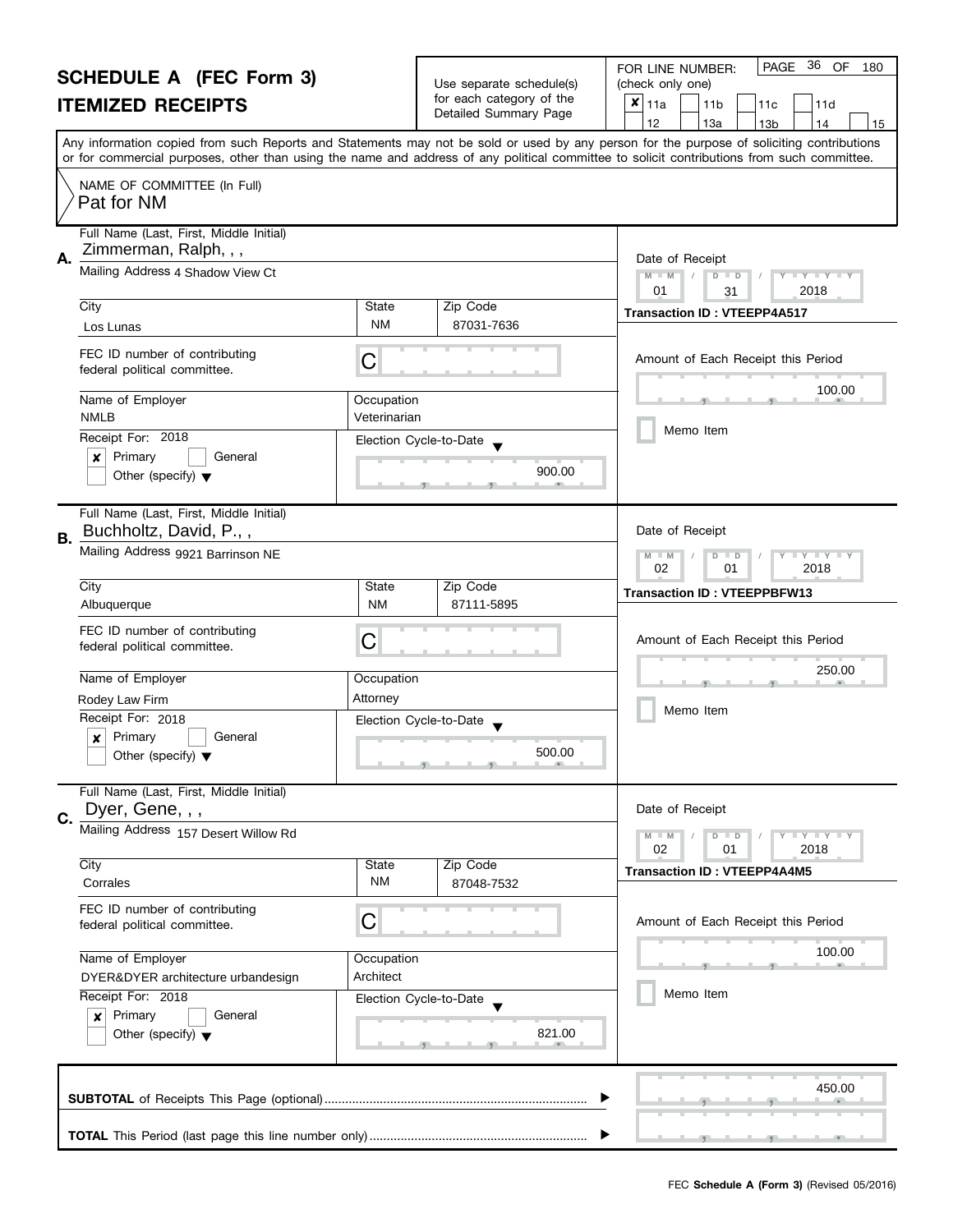# SCHEDULE A (FEC Form 3)
## ITEMIZED RECEIPTS

Use separate schedule(s) for each category of the Detailed Summary Page

FOR LINE NUMBER: (check only one)

☒ 11a ☐ 11b ☐ 11c ☐ 11d ☐ 12 ☐ 13a ☐ 13b ☐ 14 ☐ 15

PAGE 36 OF 180

Any information copied from such Reports and Statements may not be sold or used by any person for the purpose of soliciting contributions or for commercial purposes, other than using the name and address of any political committee to solicit contributions from such committee.

NAME OF COMMITTEE (In Full)
Pat for NM

---

**A.** Full Name (Last, First, Middle Initial): Zimmerman, Ralph, , ,

Mailing Address: 4 Shadow View Ct

City: Los Lunas | State: NM | Zip Code: 87031-7636

FEC ID number of contributing federal political committee: C

Name of Employer: NMLB | Occupation: Veterinarian

Receipt For: 2018 ☒ Primary ☐ General ☐ Other (specify)

Election Cycle-to-Date: 900.00

Date of Receipt: 01/31/2018

Transaction ID : VTEEPP4A517

Amount of Each Receipt this Period: 100.00

☐ Memo Item

---

**B.** Full Name (Last, First, Middle Initial): Buchholtz, David, P., ,

Mailing Address: 9921 Barrinson NE

City: Albuquerque | State: NM | Zip Code: 87111-5895

FEC ID number of contributing federal political committee: C

Name of Employer: Rodey Law Firm | Occupation: Attorney

Receipt For: 2018 ☒ Primary ☐ General ☐ Other (specify)

Election Cycle-to-Date: 500.00

Date of Receipt: 02/01/2018

Transaction ID : VTEEPPBFW13

Amount of Each Receipt this Period: 250.00

☐ Memo Item

---

**C.** Full Name (Last, First, Middle Initial): Dyer, Gene, , ,

Mailing Address: 157 Desert Willow Rd

City: Corrales | State: NM | Zip Code: 87048-7532

FEC ID number of contributing federal political committee: C

Name of Employer: DYER&DYER architecture urbandesign | Occupation: Architect

Receipt For: 2018 ☒ Primary ☐ General ☐ Other (specify)

Election Cycle-to-Date: 821.00

Date of Receipt: 02/01/2018

Transaction ID : VTEEPP4A4M5

Amount of Each Receipt this Period: 100.00

☐ Memo Item

---

**SUBTOTAL** of Receipts This Page (optional): 450.00

**TOTAL** This Period (last page this line number only):

FEC **Schedule A (Form 3)** (Revised 05/2016)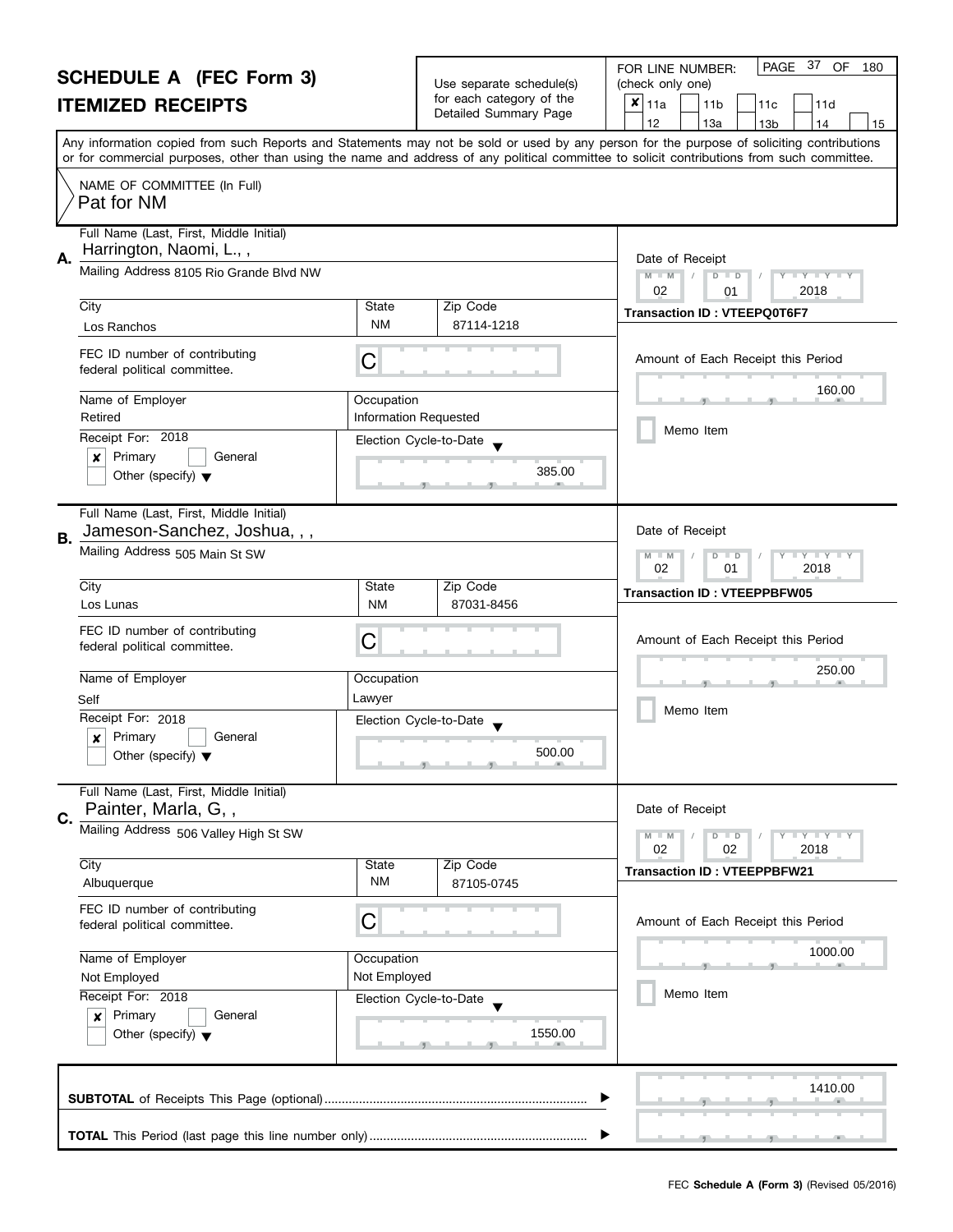# SCHEDULE A (FEC Form 3)
## ITEMIZED RECEIPTS

Use separate schedule(s) for each category of the Detailed Summary Page

FOR LINE NUMBER: (check only one)

- [x] 11a
- [ ] 11b
- [ ] 11c
- [ ] 11d
- [ ] 12
- [ ] 13a
- [ ] 13b
- [ ] 14
- [ ] 15

PAGE 37 OF 180

Any information copied from such Reports and Statements may not be sold or used by any person for the purpose of soliciting contributions or for commercial purposes, other than using the name and address of any political committee to solicit contributions from such committee.

NAME OF COMMITTEE (In Full)
Pat for NM

---

**A.** Full Name (Last, First, Middle Initial): Harrington, Naomi, L., ,

Mailing Address: 8105 Rio Grande Blvd NW

| City | State | Zip Code |
|---|---|---|
| Los Ranchos | NM | 87114-1218 |

FEC ID number of contributing federal political committee: C

| Name of Employer | Occupation |
|---|---|
| Retired | Information Requested |

Receipt For: 2018
- [x] Primary
- [ ] General
- [ ] Other (specify)

Election Cycle-to-Date: 385.00

Date of Receipt: 02 / 01 / 2018

Transaction ID : VTEEPQ0T6F7

Amount of Each Receipt this Period: 160.00

- [ ] Memo Item

---

**B.** Full Name (Last, First, Middle Initial): Jameson-Sanchez, Joshua, , ,

Mailing Address: 505 Main St SW

| City | State | Zip Code |
|---|---|---|
| Los Lunas | NM | 87031-8456 |

FEC ID number of contributing federal political committee: C

| Name of Employer | Occupation |
|---|---|
| Self | Lawyer |

Receipt For: 2018
- [x] Primary
- [ ] General
- [ ] Other (specify)

Election Cycle-to-Date: 500.00

Date of Receipt: 02 / 01 / 2018

Transaction ID : VTEEPPBFW05

Amount of Each Receipt this Period: 250.00

- [ ] Memo Item

---

**C.** Full Name (Last, First, Middle Initial): Painter, Marla, G, ,

Mailing Address: 506 Valley High St SW

| City | State | Zip Code |
|---|---|---|
| Albuquerque | NM | 87105-0745 |

FEC ID number of contributing federal political committee: C

| Name of Employer | Occupation |
|---|---|
| Not Employed | Not Employed |

Receipt For: 2018
- [x] Primary
- [ ] General
- [ ] Other (specify)

Election Cycle-to-Date: 1550.00

Date of Receipt: 02 / 02 / 2018

Transaction ID : VTEEPPBFW21

Amount of Each Receipt this Period: 1000.00

- [ ] Memo Item

---

**SUBTOTAL** of Receipts This Page (optional): 1410.00

**TOTAL** This Period (last page this line number only):

FEC **Schedule A (Form 3)** (Revised 05/2016)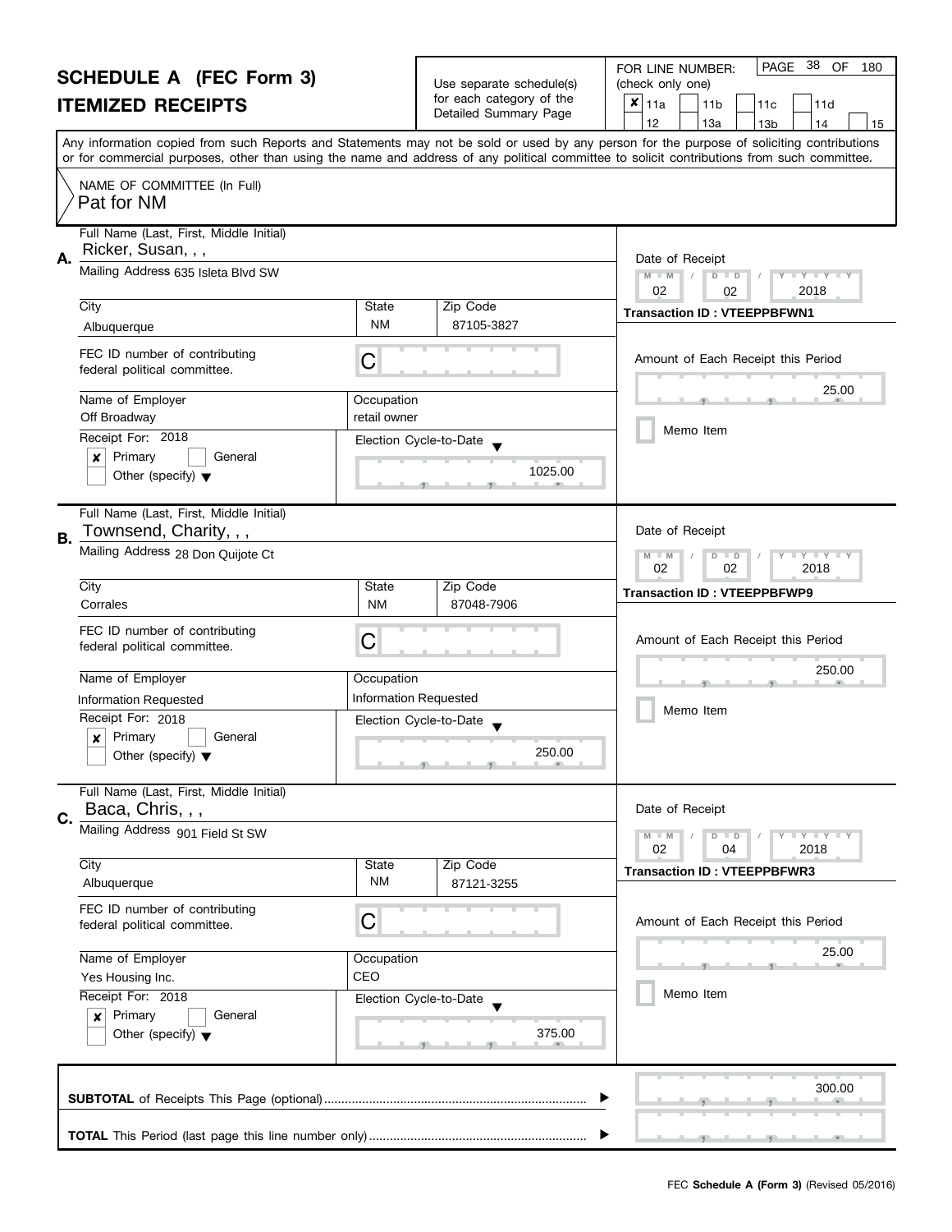# SCHEDULE A (FEC Form 3)
## ITEMIZED RECEIPTS

Use separate schedule(s) for each category of the Detailed Summary Page

FOR LINE NUMBER: (check only one)

☒ 11a ☐ 11b ☐ 11c ☐ 11d ☐ 12 ☐ 13a ☐ 13b ☐ 14 ☐ 15

Any information copied from such Reports and Statements may not be sold or used by any person for the purpose of soliciting contributions or for commercial purposes, other than using the name and address of any political committee to solicit contributions from such committee.

NAME OF COMMITTEE (In Full)
Pat for NM

---

**A.** Full Name (Last, First, Middle Initial): Ricker, Susan, , ,

Mailing Address: 635 Isleta Blvd SW

| City | State | Zip Code |
|---|---|---|
| Albuquerque | NM | 87105-3827 |

FEC ID number of contributing federal political committee: C

| Name of Employer | Occupation |
|---|---|
| Off Broadway | retail owner |

Receipt For: 2018 ☒ Primary ☐ General ☐ Other (specify)

Election Cycle-to-Date: 1025.00

Date of Receipt: 02 / 02 / 2018

Transaction ID : VTEEPPBFWN1

Amount of Each Receipt this Period: 25.00

☐ Memo Item

---

**B.** Full Name (Last, First, Middle Initial): Townsend, Charity, , ,

Mailing Address: 28 Don Quijote Ct

| City | State | Zip Code |
|---|---|---|
| Corrales | NM | 87048-7906 |

FEC ID number of contributing federal political committee: C

| Name of Employer | Occupation |
|---|---|
| Information Requested | Information Requested |

Receipt For: 2018 ☒ Primary ☐ General ☐ Other (specify)

Election Cycle-to-Date: 250.00

Date of Receipt: 02 / 02 / 2018

Transaction ID : VTEEPPBFWP9

Amount of Each Receipt this Period: 250.00

☐ Memo Item

---

**C.** Full Name (Last, First, Middle Initial): Baca, Chris, , ,

Mailing Address: 901 Field St SW

| City | State | Zip Code |
|---|---|---|
| Albuquerque | NM | 87121-3255 |

FEC ID number of contributing federal political committee: C

| Name of Employer | Occupation |
|---|---|
| Yes Housing Inc. | CEO |

Receipt For: 2018 ☒ Primary ☐ General ☐ Other (specify)

Election Cycle-to-Date: 375.00

Date of Receipt: 02 / 04 / 2018

Transaction ID : VTEEPPBFWR3

Amount of Each Receipt this Period: 25.00

☐ Memo Item

---

**SUBTOTAL** of Receipts This Page (optional): 300.00

**TOTAL** This Period (last page this line number only):

FEC **Schedule A (Form 3)** (Revised 05/2016)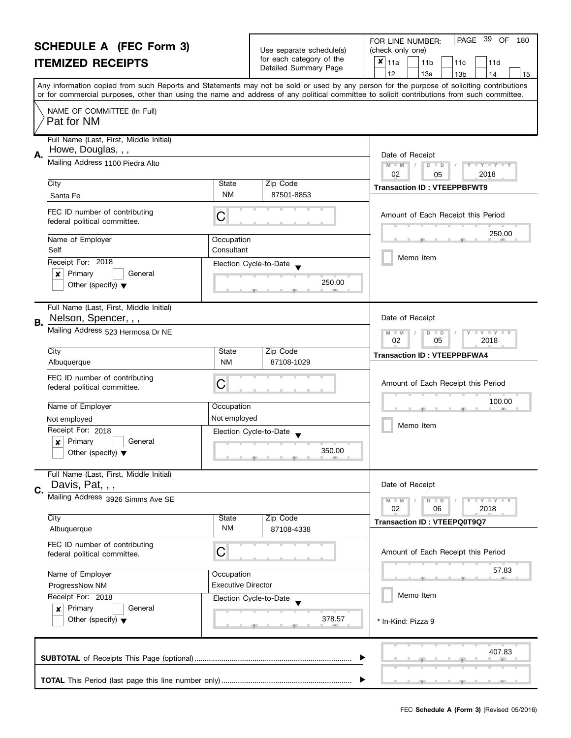# SCHEDULE A (FEC Form 3)

## ITEMIZED RECEIPTS

Use separate schedule(s) for each category of the Detailed Summary Page

FOR LINE NUMBER: (check only one)

- [x] 11a
- [ ] 11b
- [ ] 11c
- [ ] 11d
- [ ] 12
- [ ] 13a
- [ ] 13b
- [ ] 14
- [ ] 15

PAGE 39 OF 180

Any information copied from such Reports and Statements may not be sold or used by any person for the purpose of soliciting contributions or for commercial purposes, other than using the name and address of any political committee to solicit contributions from such committee.

NAME OF COMMITTEE (In Full)
Pat for NM

---

**A.** Full Name (Last, First, Middle Initial): Howe, Douglas, , ,

Mailing Address: 1100 Piedra Alto

City: Santa Fe | State: NM | Zip Code: 87501-8853

FEC ID number of contributing federal political committee: C

Name of Employer: Self | Occupation: Consultant

Receipt For: 2018
- [x] Primary
- [ ] General
- [ ] Other (specify)

Election Cycle-to-Date: 250.00

Date of Receipt: 02 / 05 / 2018

Transaction ID : VTEEPPBFWT9

Amount of Each Receipt this Period: 250.00

- [ ] Memo Item

---

**B.** Full Name (Last, First, Middle Initial): Nelson, Spencer, , ,

Mailing Address: 523 Hermosa Dr NE

City: Albuquerque | State: NM | Zip Code: 87108-1029

FEC ID number of contributing federal political committee: C

Name of Employer: Not employed | Occupation: Not employed

Receipt For: 2018
- [x] Primary
- [ ] General
- [ ] Other (specify)

Election Cycle-to-Date: 350.00

Date of Receipt: 02 / 05 / 2018

Transaction ID : VTEEPPBFWA4

Amount of Each Receipt this Period: 100.00

- [ ] Memo Item

---

**C.** Full Name (Last, First, Middle Initial): Davis, Pat, , ,

Mailing Address: 3926 Simms Ave SE

City: Albuquerque | State: NM | Zip Code: 87108-4338

FEC ID number of contributing federal political committee: C

Name of Employer: ProgressNow NM | Occupation: Executive Director

Receipt For: 2018
- [x] Primary
- [ ] General
- [ ] Other (specify)

Election Cycle-to-Date: 378.57

Date of Receipt: 02 / 06 / 2018

Transaction ID : VTEEPQ0T9Q7

Amount of Each Receipt this Period: 57.83

- [ ] Memo Item

\* In-Kind: Pizza 9

---

**SUBTOTAL** of Receipts This Page (optional): 407.83

**TOTAL** This Period (last page this line number only):

FEC **Schedule A (Form 3)** (Revised 05/2016)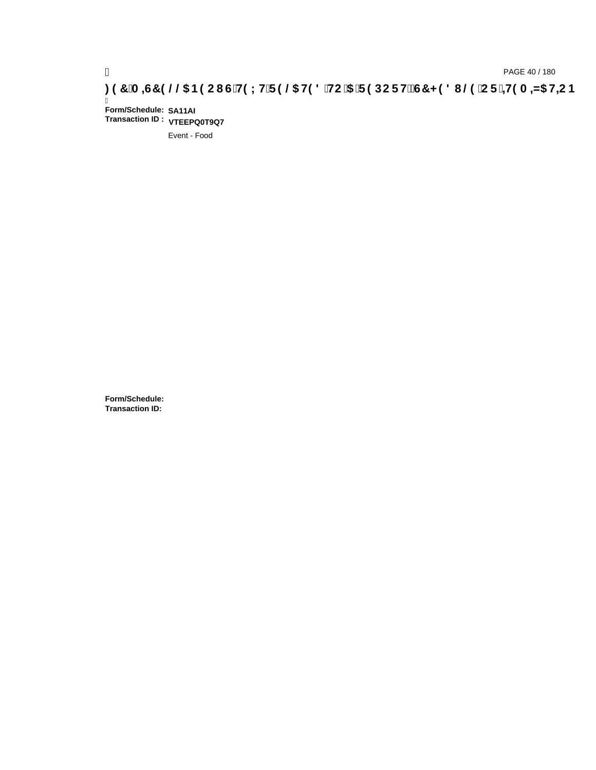**Form/Schedule:** SA11AI
**Transaction ID :** VTEEPQ0T9Q7

Event - Food

**Form/Schedule:**
**Transaction ID:**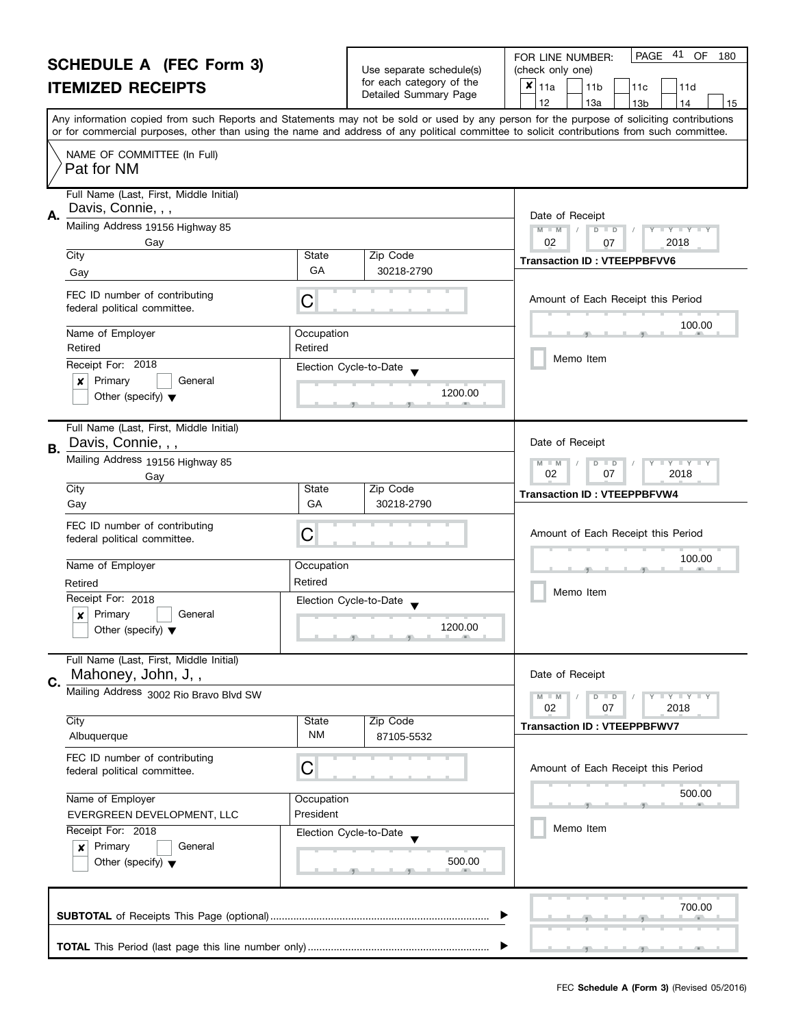# SCHEDULE A (FEC Form 3)
# ITEMIZED RECEIPTS

Use separate schedule(s) for each category of the Detailed Summary Page

FOR LINE NUMBER: (check only one)

- [x] 11a
- [ ] 11b
- [ ] 11c
- [ ] 11d
- [ ] 12
- [ ] 13a
- [ ] 13b
- [ ] 14
- [ ] 15

PAGE 41 OF 180

Any information copied from such Reports and Statements may not be sold or used by any person for the purpose of soliciting contributions or for commercial purposes, other than using the name and address of any political committee to solicit contributions from such committee.

NAME OF COMMITTEE (In Full)
Pat for NM

---

**A.** Full Name (Last, First, Middle Initial): Davis, Connie, , ,

Mailing Address: 19156 Highway 85, Gay

City: Gay | State: GA | Zip Code: 30218-2790

FEC ID number of contributing federal political committee: C

Name of Employer: Retired | Occupation: Retired

Receipt For: 2018 — [x] Primary [ ] General [ ] Other (specify)

Election Cycle-to-Date: 1200.00

Date of Receipt: 02/07/2018

Transaction ID : VTEEPPBFVV6

Amount of Each Receipt this Period: 100.00

[ ] Memo Item

---

**B.** Full Name (Last, First, Middle Initial): Davis, Connie, , ,

Mailing Address: 19156 Highway 85, Gay

City: Gay | State: GA | Zip Code: 30218-2790

FEC ID number of contributing federal political committee: C

Name of Employer: Retired | Occupation: Retired

Receipt For: 2018 — [x] Primary [ ] General [ ] Other (specify)

Election Cycle-to-Date: 1200.00

Date of Receipt: 02/07/2018

Transaction ID : VTEEPPBFVW4

Amount of Each Receipt this Period: 100.00

[ ] Memo Item

---

**C.** Full Name (Last, First, Middle Initial): Mahoney, John, J, ,

Mailing Address: 3002 Rio Bravo Blvd SW

City: Albuquerque | State: NM | Zip Code: 87105-5532

FEC ID number of contributing federal political committee: C

Name of Employer: EVERGREEN DEVELOPMENT, LLC | Occupation: President

Receipt For: 2018 — [x] Primary [ ] General [ ] Other (specify)

Election Cycle-to-Date: 500.00

Date of Receipt: 02/07/2018

Transaction ID : VTEEPPBFWV7

Amount of Each Receipt this Period: 500.00

[ ] Memo Item

---

**SUBTOTAL** of Receipts This Page (optional): 700.00

**TOTAL** This Period (last page this line number only):

FEC **Schedule A (Form 3)** (Revised 05/2016)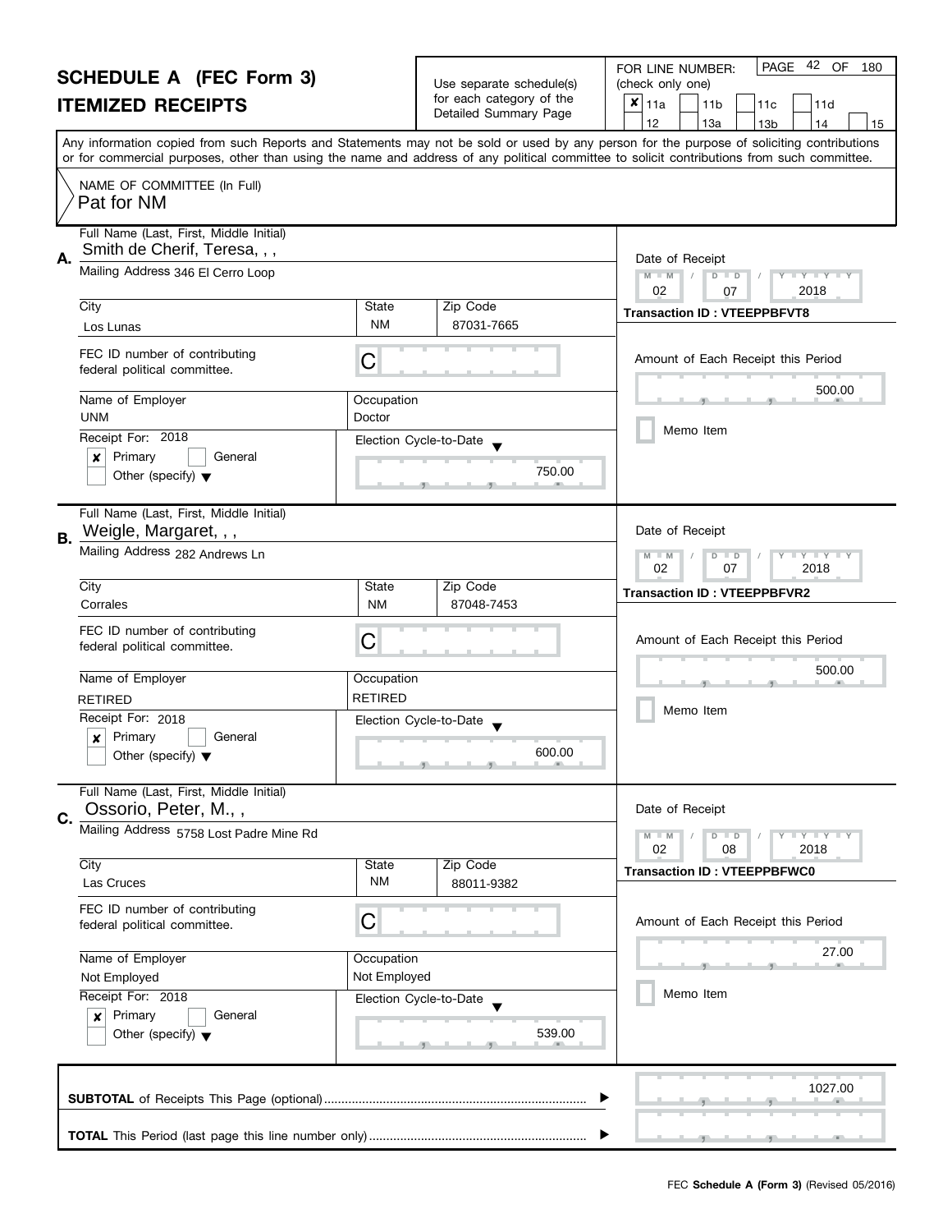# SCHEDULE A (FEC Form 3)
## ITEMIZED RECEIPTS

Use separate schedule(s) for each category of the Detailed Summary Page

FOR LINE NUMBER: (check only one)

☒ 11a ☐ 11b ☐ 11c ☐ 11d ☐ 12 ☐ 13a ☐ 13b ☐ 14 ☐ 15

Any information copied from such Reports and Statements may not be sold or used by any person for the purpose of soliciting contributions or for commercial purposes, other than using the name and address of any political committee to solicit contributions from such committee.

NAME OF COMMITTEE (In Full)
Pat for NM

---

**A.** Full Name (Last, First, Middle Initial): Smith de Cherif, Teresa, , ,

Mailing Address: 346 El Cerro Loop

City: Los Lunas | State: NM | Zip Code: 87031-7665

FEC ID number of contributing federal political committee: C

Name of Employer: UNM | Occupation: Doctor

Receipt For: 2018 ☒ Primary ☐ General ☐ Other (specify)

Election Cycle-to-Date: 750.00

Date of Receipt: 02 / 07 / 2018

Transaction ID : VTEEPPBFVT8

Amount of Each Receipt this Period: 500.00

☐ Memo Item

---

**B.** Full Name (Last, First, Middle Initial): Weigle, Margaret, , ,

Mailing Address: 282 Andrews Ln

City: Corrales | State: NM | Zip Code: 87048-7453

FEC ID number of contributing federal political committee: C

Name of Employer: RETIRED | Occupation: RETIRED

Receipt For: 2018 ☒ Primary ☐ General ☐ Other (specify)

Election Cycle-to-Date: 600.00

Date of Receipt: 02 / 07 / 2018

Transaction ID : VTEEPPBFVR2

Amount of Each Receipt this Period: 500.00

☐ Memo Item

---

**C.** Full Name (Last, First, Middle Initial): Ossorio, Peter, M., ,

Mailing Address: 5758 Lost Padre Mine Rd

City: Las Cruces | State: NM | Zip Code: 88011-9382

FEC ID number of contributing federal political committee: C

Name of Employer: Not Employed | Occupation: Not Employed

Receipt For: 2018 ☒ Primary ☐ General ☐ Other (specify)

Election Cycle-to-Date: 539.00

Date of Receipt: 02 / 08 / 2018

Transaction ID : VTEEPPBFWC0

Amount of Each Receipt this Period: 27.00

☐ Memo Item

---

**SUBTOTAL** of Receipts This Page (optional): 1027.00

**TOTAL** This Period (last page this line number only):

FEC **Schedule A (Form 3)** (Revised 05/2016)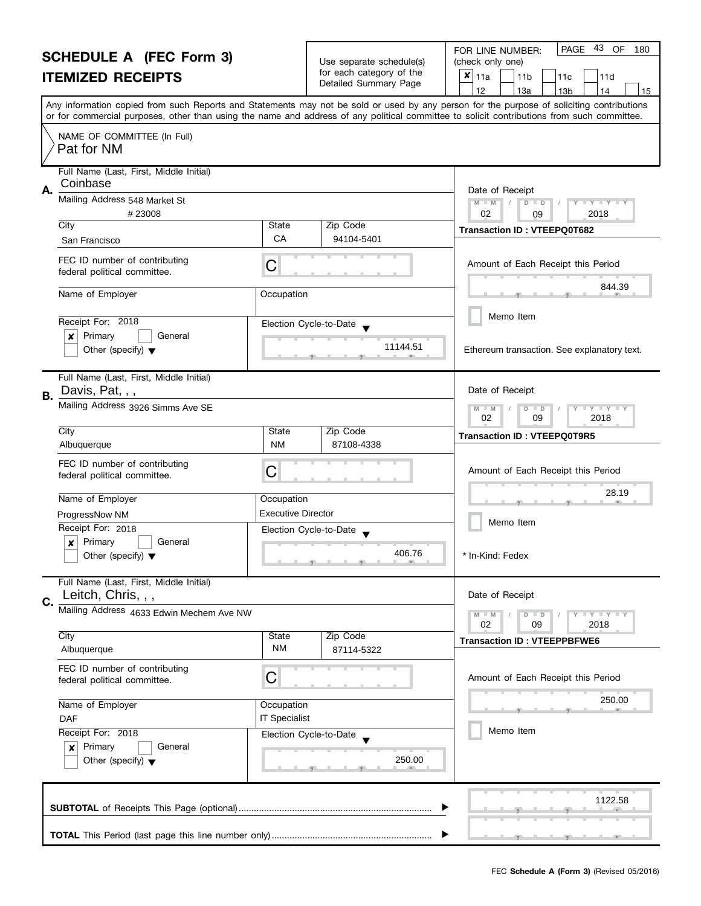# SCHEDULE A (FEC Form 3)

## ITEMIZED RECEIPTS

Use separate schedule(s) for each category of the Detailed Summary Page

FOR LINE NUMBER: (check only one)

- [x] 11a
- [ ] 11b
- [ ] 11c
- [ ] 11d
- [ ] 12
- [ ] 13a
- [ ] 13b
- [ ] 14
- [ ] 15

PAGE 43 OF 180

Any information copied from such Reports and Statements may not be sold or used by any person for the purpose of soliciting contributions or for commercial purposes, other than using the name and address of any political committee to solicit contributions from such committee.

NAME OF COMMITTEE (In Full)
Pat for NM

---

**A.**

Full Name (Last, First, Middle Initial): Coinbase

Mailing Address: 548 Market St # 23008

City: San Francisco | State: CA | Zip Code: 94104-5401

FEC ID number of contributing federal political committee: C

Name of Employer: | Occupation:

Receipt For: 2018 — [x] Primary [ ] General [ ] Other (specify)

Election Cycle-to-Date: 11144.51

Date of Receipt: 02 / 09 / 2018

Transaction ID : VTEEPQ0T682

Amount of Each Receipt this Period: 844.39

[ ] Memo Item

Ethereum transaction. See explanatory text.

---

**B.**

Full Name (Last, First, Middle Initial): Davis, Pat, , ,

Mailing Address: 3926 Simms Ave SE

City: Albuquerque | State: NM | Zip Code: 87108-4338

FEC ID number of contributing federal political committee: C

Name of Employer: ProgressNow NM | Occupation: Executive Director

Receipt For: 2018 — [x] Primary [ ] General [ ] Other (specify)

Election Cycle-to-Date: 406.76

Date of Receipt: 02 / 09 / 2018

Transaction ID : VTEEPQ0T9R5

Amount of Each Receipt this Period: 28.19

[ ] Memo Item

\* In-Kind: Fedex

---

**C.**

Full Name (Last, First, Middle Initial): Leitch, Chris, , ,

Mailing Address: 4633 Edwin Mechem Ave NW

City: Albuquerque | State: NM | Zip Code: 87114-5322

FEC ID number of contributing federal political committee: C

Name of Employer: DAF | Occupation: IT Specialist

Receipt For: 2018 — [x] Primary [ ] General [ ] Other (specify)

Election Cycle-to-Date: 250.00

Date of Receipt: 02 / 09 / 2018

Transaction ID : VTEEPPBFWE6

Amount of Each Receipt this Period: 250.00

[ ] Memo Item

---

**SUBTOTAL** of Receipts This Page (optional): 1122.58

**TOTAL** This Period (last page this line number only):

FEC **Schedule A (Form 3)** (Revised 05/2016)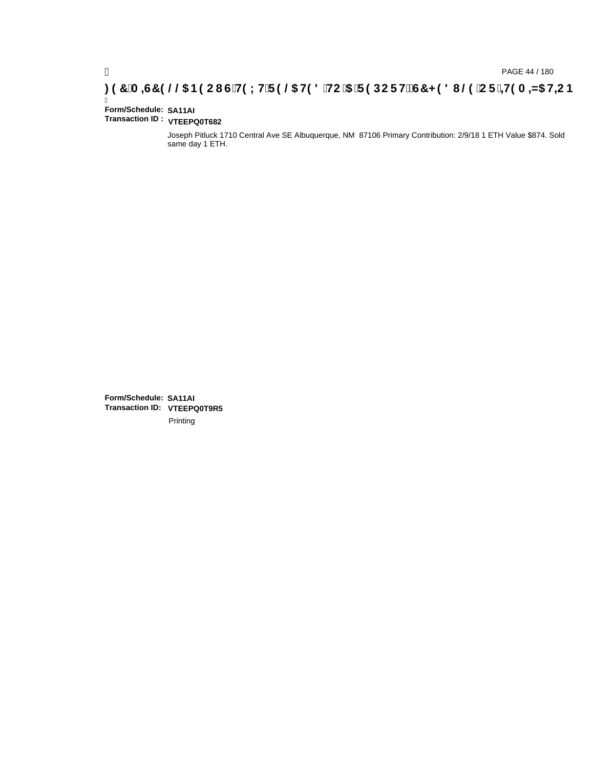**Form/Schedule:** **SA11AI**
**Transaction ID :** **VTEEPQ0T682**

Joseph Pitluck 1710 Central Ave SE Albuquerque, NM 87106 Primary Contribution: 2/9/18 1 ETH Value $874. Sold same day 1 ETH.

**Form/Schedule:** **SA11AI**
**Transaction ID:** **VTEEPQ0T9R5**

Printing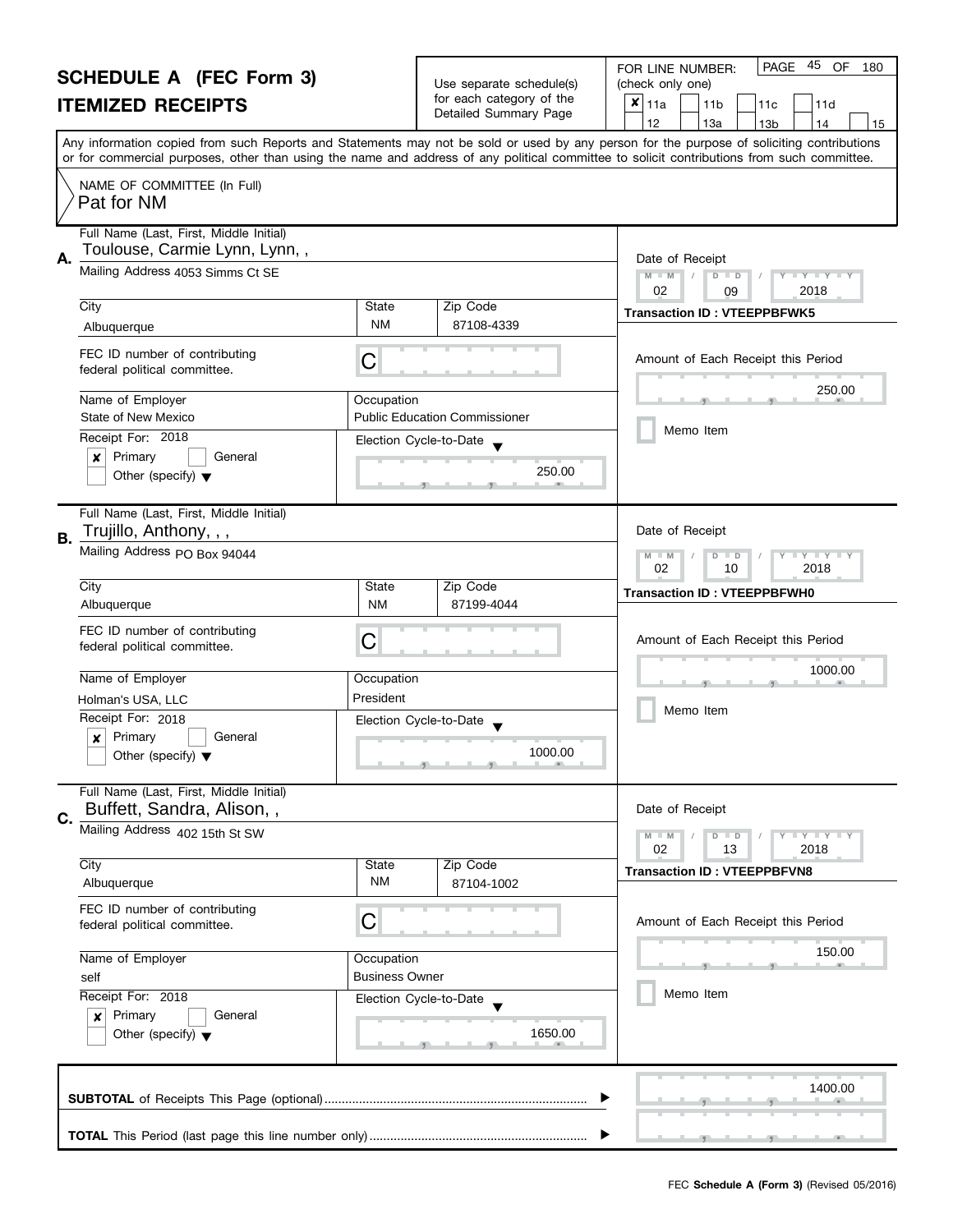# SCHEDULE A (FEC Form 3)

## ITEMIZED RECEIPTS

Use separate schedule(s) for each category of the Detailed Summary Page

FOR LINE NUMBER: (check only one)

- [x] 11a
- [ ] 11b
- [ ] 11c
- [ ] 11d
- [ ] 12
- [ ] 13a
- [ ] 13b
- [ ] 14
- [ ] 15

PAGE 45 OF 180

Any information copied from such Reports and Statements may not be sold or used by any person for the purpose of soliciting contributions or for commercial purposes, other than using the name and address of any political committee to solicit contributions from such committee.

NAME OF COMMITTEE (In Full)
Pat for NM

---

**A.** Full Name (Last, First, Middle Initial): Toulouse, Carmie Lynn, Lynn, ,

Mailing Address: 4053 Simms Ct SE

| City | State | Zip Code |
|---|---|---|
| Albuquerque | NM | 87108-4339 |

FEC ID number of contributing federal political committee: C

Name of Employer: State of New Mexico
Occupation: Public Education Commissioner

Receipt For: 2018
- [x] Primary
- [ ] General
- [ ] Other (specify)

Election Cycle-to-Date: 250.00

Date of Receipt: 02 / 09 / 2018
Transaction ID : VTEEPPBFWK5

Amount of Each Receipt this Period: 250.00

- [ ] Memo Item

---

**B.** Full Name (Last, First, Middle Initial): Trujillo, Anthony, , ,

Mailing Address: PO Box 94044

| City | State | Zip Code |
|---|---|---|
| Albuquerque | NM | 87199-4044 |

FEC ID number of contributing federal political committee: C

Name of Employer: Holman's USA, LLC
Occupation: President

Receipt For: 2018
- [x] Primary
- [ ] General
- [ ] Other (specify)

Election Cycle-to-Date: 1000.00

Date of Receipt: 02 / 10 / 2018
Transaction ID : VTEEPPBFWH0

Amount of Each Receipt this Period: 1000.00

- [ ] Memo Item

---

**C.** Full Name (Last, First, Middle Initial): Buffett, Sandra, Alison, ,

Mailing Address: 402 15th St SW

| City | State | Zip Code |
|---|---|---|
| Albuquerque | NM | 87104-1002 |

FEC ID number of contributing federal political committee: C

Name of Employer: self
Occupation: Business Owner

Receipt For: 2018
- [x] Primary
- [ ] General
- [ ] Other (specify)

Election Cycle-to-Date: 1650.00

Date of Receipt: 02 / 13 / 2018
Transaction ID : VTEEPPBFVN8

Amount of Each Receipt this Period: 150.00

- [ ] Memo Item

---

**SUBTOTAL** of Receipts This Page (optional): 1400.00

**TOTAL** This Period (last page this line number only):

FEC **Schedule A (Form 3)** (Revised 05/2016)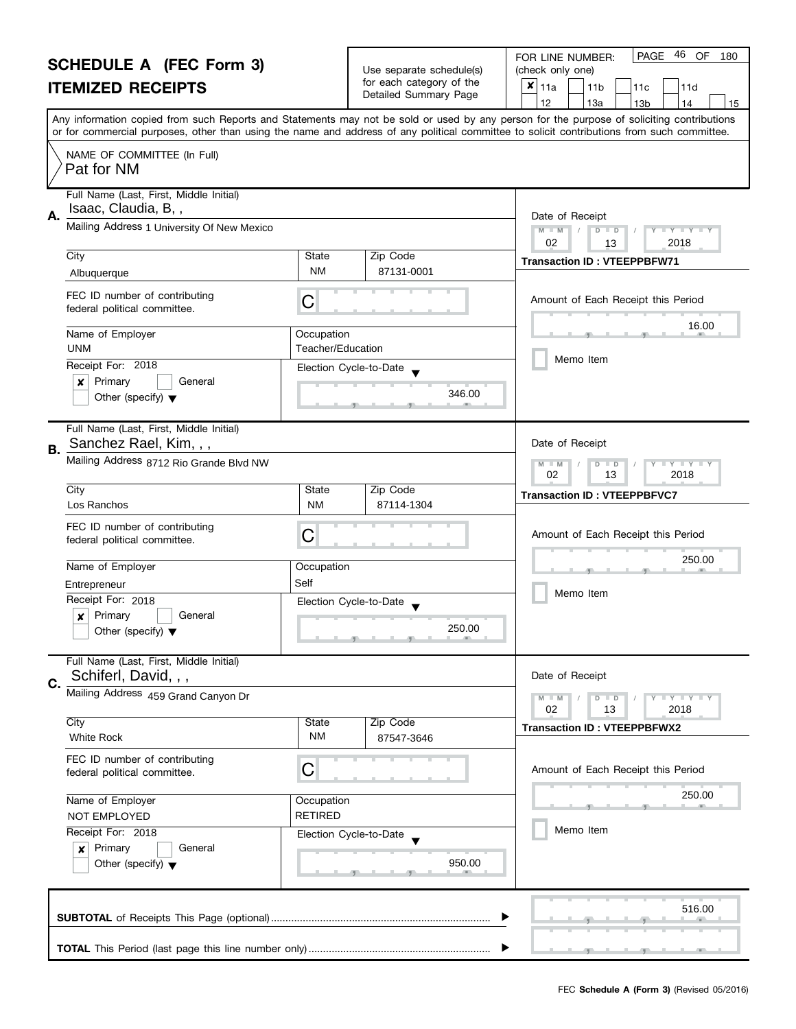# SCHEDULE A (FEC Form 3)

## ITEMIZED RECEIPTS

Use separate schedule(s) for each category of the Detailed Summary Page

FOR LINE NUMBER: (check only one)

- [x] 11a
- [ ] 11b
- [ ] 11c
- [ ] 11d
- [ ] 12
- [ ] 13a
- [ ] 13b
- [ ] 14
- [ ] 15

PAGE 46 OF 180

Any information copied from such Reports and Statements may not be sold or used by any person for the purpose of soliciting contributions or for commercial purposes, other than using the name and address of any political committee to solicit contributions from such committee.

NAME OF COMMITTEE (In Full)
Pat for NM

---

**A.** Full Name (Last, First, Middle Initial): Isaac, Claudia, B, ,

Mailing Address: 1 University Of New Mexico

City: Albuquerque | State: NM | Zip Code: 87131-0001

FEC ID number of contributing federal political committee: C

Name of Employer: UNM | Occupation: Teacher/Education

Receipt For: 2018 — [x] Primary [ ] General [ ] Other (specify)

Election Cycle-to-Date: 346.00

Date of Receipt: 02 / 13 / 2018

Transaction ID : VTEEPPBFW71

Amount of Each Receipt this Period: 16.00

[ ] Memo Item

---

**B.** Full Name (Last, First, Middle Initial): Sanchez Rael, Kim, , ,

Mailing Address: 8712 Rio Grande Blvd NW

City: Los Ranchos | State: NM | Zip Code: 87114-1304

FEC ID number of contributing federal political committee: C

Name of Employer: Entrepreneur | Occupation: Self

Receipt For: 2018 — [x] Primary [ ] General [ ] Other (specify)

Election Cycle-to-Date: 250.00

Date of Receipt: 02 / 13 / 2018

Transaction ID : VTEEPPBFVC7

Amount of Each Receipt this Period: 250.00

[ ] Memo Item

---

**C.** Full Name (Last, First, Middle Initial): Schiferl, David, , ,

Mailing Address: 459 Grand Canyon Dr

City: White Rock | State: NM | Zip Code: 87547-3646

FEC ID number of contributing federal political committee: C

Name of Employer: NOT EMPLOYED | Occupation: RETIRED

Receipt For: 2018 — [x] Primary [ ] General [ ] Other (specify)

Election Cycle-to-Date: 950.00

Date of Receipt: 02 / 13 / 2018

Transaction ID : VTEEPPBFWX2

Amount of Each Receipt this Period: 250.00

[ ] Memo Item

---

**SUBTOTAL** of Receipts This Page (optional): 516.00

**TOTAL** This Period (last page this line number only):

FEC **Schedule A (Form 3)** (Revised 05/2016)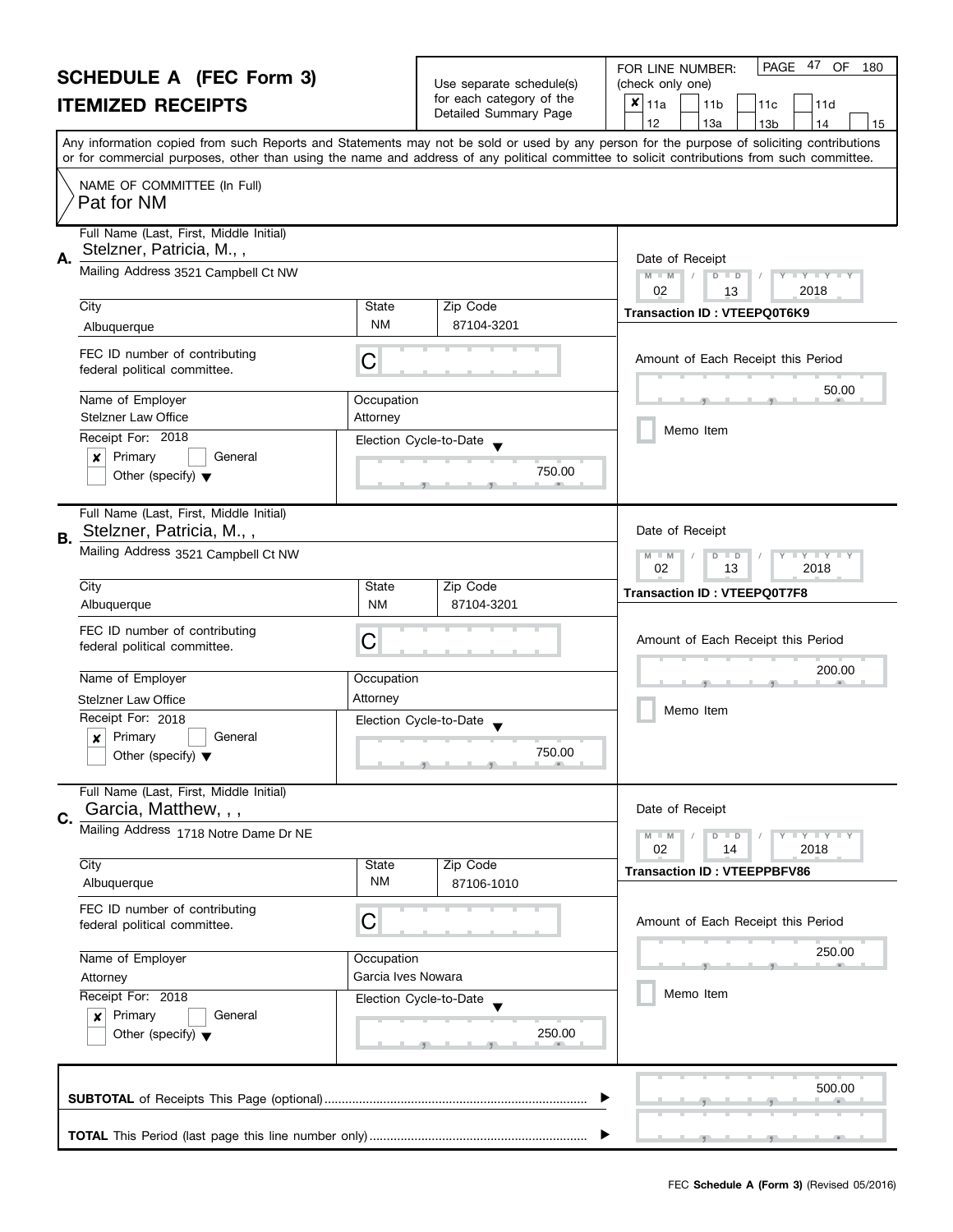# SCHEDULE A (FEC Form 3)
## ITEMIZED RECEIPTS

Use separate schedule(s) for each category of the Detailed Summary Page

FOR LINE NUMBER: (check only one)

☒ 11a ☐ 11b ☐ 11c ☐ 11d ☐ 12 ☐ 13a ☐ 13b ☐ 14 ☐ 15

PAGE 47 OF 180

Any information copied from such Reports and Statements may not be sold or used by any person for the purpose of soliciting contributions or for commercial purposes, other than using the name and address of any political committee to solicit contributions from such committee.

NAME OF COMMITTEE (In Full)
Pat for NM

---

**A.** Full Name (Last, First, Middle Initial): Stelzner, Patricia, M., ,

Mailing Address: 3521 Campbell Ct NW

| City | State | Zip Code |
|---|---|---|
| Albuquerque | NM | 87104-3201 |

FEC ID number of contributing federal political committee: C

| Name of Employer | Occupation |
|---|---|
| Stelzner Law Office | Attorney |

Receipt For: 2018
☒ Primary ☐ General
☐ Other (specify)

Election Cycle-to-Date: 750.00

Date of Receipt: 02 / 13 / 2018

Transaction ID : VTEEPQ0T6K9

Amount of Each Receipt this Period: 50.00

☐ Memo Item

---

**B.** Full Name (Last, First, Middle Initial): Stelzner, Patricia, M., ,

Mailing Address: 3521 Campbell Ct NW

| City | State | Zip Code |
|---|---|---|
| Albuquerque | NM | 87104-3201 |

FEC ID number of contributing federal political committee: C

| Name of Employer | Occupation |
|---|---|
| Stelzner Law Office | Attorney |

Receipt For: 2018
☒ Primary ☐ General
☐ Other (specify)

Election Cycle-to-Date: 750.00

Date of Receipt: 02 / 13 / 2018

Transaction ID : VTEEPQ0T7F8

Amount of Each Receipt this Period: 200.00

☐ Memo Item

---

**C.** Full Name (Last, First, Middle Initial): Garcia, Matthew, , ,

Mailing Address: 1718 Notre Dame Dr NE

| City | State | Zip Code |
|---|---|---|
| Albuquerque | NM | 87106-1010 |

FEC ID number of contributing federal political committee: C

| Name of Employer | Occupation |
|---|---|
| Attorney | Garcia Ives Nowara |

Receipt For: 2018
☒ Primary ☐ General
☐ Other (specify)

Election Cycle-to-Date: 250.00

Date of Receipt: 02 / 14 / 2018

Transaction ID : VTEEPPBFV86

Amount of Each Receipt this Period: 250.00

☐ Memo Item

---

**SUBTOTAL** of Receipts This Page (optional): 500.00

**TOTAL** This Period (last page this line number only):

FEC **Schedule A (Form 3)** (Revised 05/2016)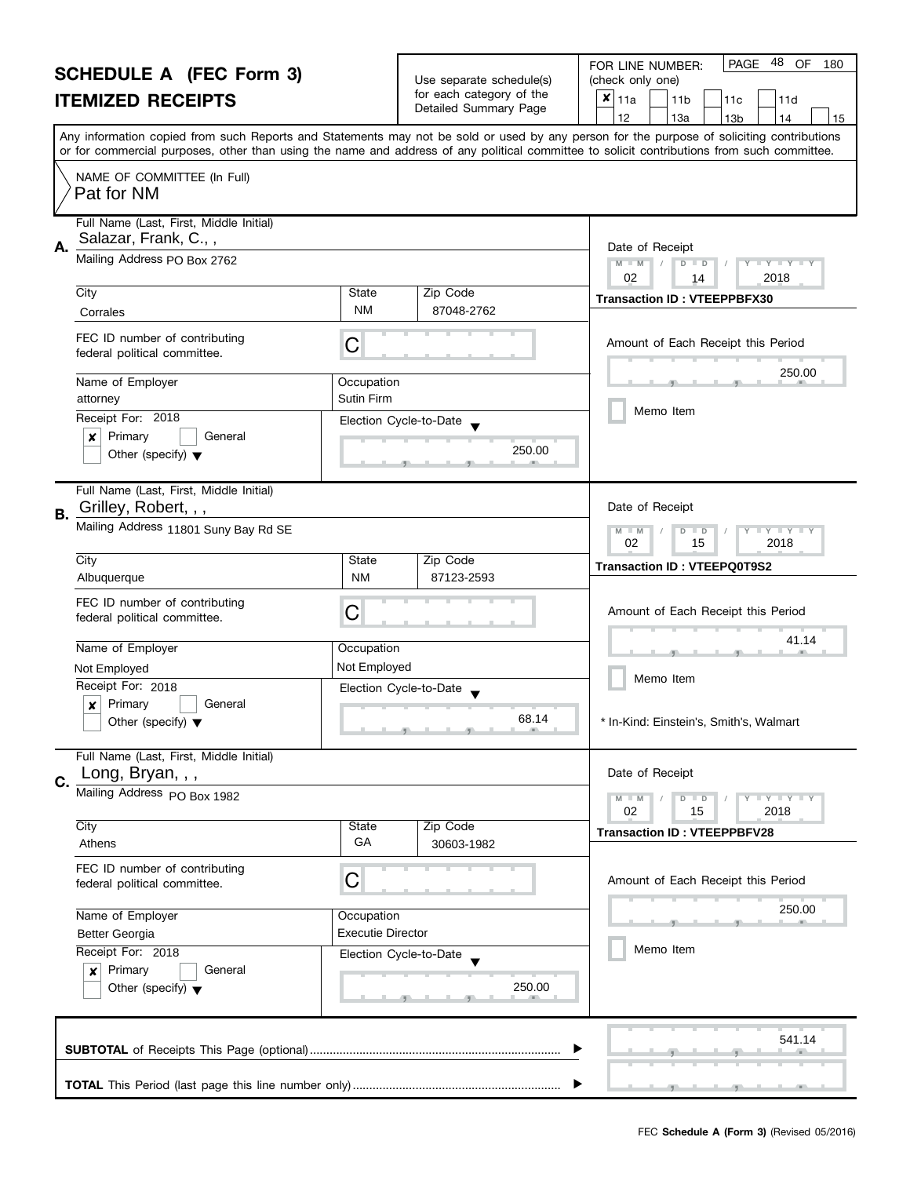# SCHEDULE A (FEC Form 3)

## ITEMIZED RECEIPTS

Use separate schedule(s) for each category of the Detailed Summary Page

FOR LINE NUMBER: (check only one)

- [x] 11a
- [ ] 11b
- [ ] 11c
- [ ] 11d
- [ ] 12
- [ ] 13a
- [ ] 13b
- [ ] 14
- [ ] 15

Any information copied from such Reports and Statements may not be sold or used by any person for the purpose of soliciting contributions or for commercial purposes, other than using the name and address of any political committee to solicit contributions from such committee.

NAME OF COMMITTEE (In Full)
Pat for NM

---

**A.** Full Name (Last, First, Middle Initial): Salazar, Frank, C., ,

Mailing Address: PO Box 2762

| City | State | Zip Code |
|---|---|---|
| Corrales | NM | 87048-2762 |

FEC ID number of contributing federal political committee: C

| Name of Employer | Occupation |
|---|---|
| attorney | Sutin Firm |

Receipt For: 2018
- [x] Primary
- [ ] General
- [ ] Other (specify)

Election Cycle-to-Date: 250.00

Date of Receipt: 02 / 14 / 2018

Transaction ID : VTEEPPBFX30

Amount of Each Receipt this Period: 250.00

- [ ] Memo Item

---

**B.** Full Name (Last, First, Middle Initial): Grilley, Robert, , ,

Mailing Address: 11801 Suny Bay Rd SE

| City | State | Zip Code |
|---|---|---|
| Albuquerque | NM | 87123-2593 |

FEC ID number of contributing federal political committee: C

| Name of Employer | Occupation |
|---|---|
| Not Employed | Not Employed |

Receipt For: 2018
- [x] Primary
- [ ] General
- [ ] Other (specify)

Election Cycle-to-Date: 68.14

Date of Receipt: 02 / 15 / 2018

Transaction ID : VTEEPQ0T9S2

Amount of Each Receipt this Period: 41.14

- [ ] Memo Item

* In-Kind: Einstein's, Smith's, Walmart

---

**C.** Full Name (Last, First, Middle Initial): Long, Bryan, , ,

Mailing Address: PO Box 1982

| City | State | Zip Code |
|---|---|---|
| Athens | GA | 30603-1982 |

FEC ID number of contributing federal political committee: C

| Name of Employer | Occupation |
|---|---|
| Better Georgia | Executie Director |

Receipt For: 2018
- [x] Primary
- [ ] General
- [ ] Other (specify)

Election Cycle-to-Date: 250.00

Date of Receipt: 02 / 15 / 2018

Transaction ID : VTEEPPBFV28

Amount of Each Receipt this Period: 250.00

- [ ] Memo Item

---

**SUBTOTAL** of Receipts This Page (optional): 541.14

**TOTAL** This Period (last page this line number only):

FEC **Schedule A (Form 3)** (Revised 05/2016)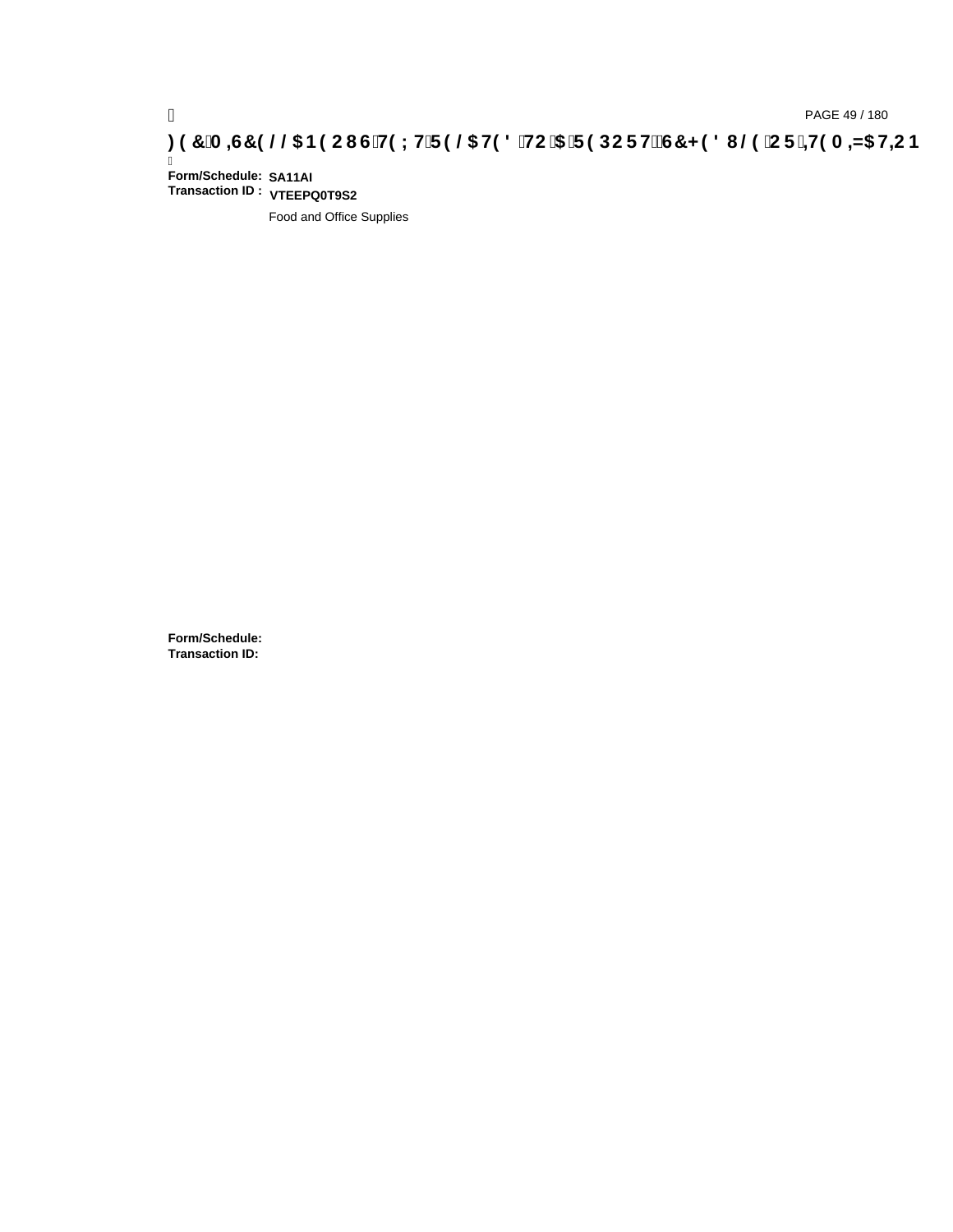**Form/Schedule:** SA11AI
**Transaction ID :** VTEEPQ0T9S2

Food and Office Supplies

**Form/Schedule:**
**Transaction ID:**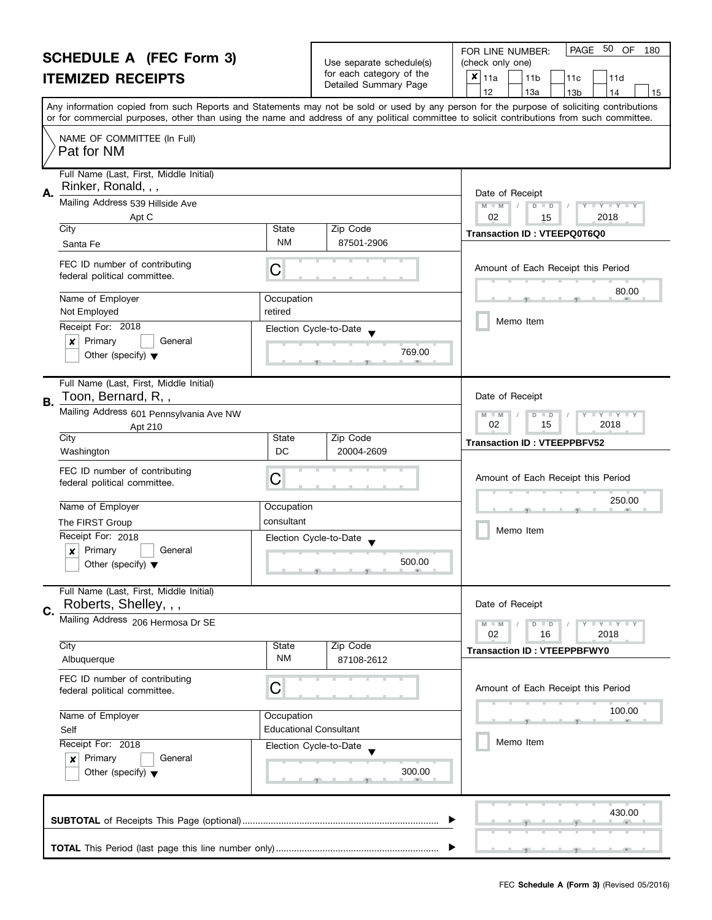# SCHEDULE A (FEC Form 3)

## ITEMIZED RECEIPTS

Use separate schedule(s) for each category of the Detailed Summary Page

FOR LINE NUMBER: (check only one)

- [x] 11a
- [ ] 11b
- [ ] 11c
- [ ] 11d
- [ ] 12
- [ ] 13a
- [ ] 13b
- [ ] 14
- [ ] 15

Any information copied from such Reports and Statements may not be sold or used by any person for the purpose of soliciting contributions or for commercial purposes, other than using the name and address of any political committee to solicit contributions from such committee.

NAME OF COMMITTEE (In Full)
Pat for NM

---

**A.** Full Name (Last, First, Middle Initial): Rinker, Ronald, , ,

Mailing Address: 539 Hillside Ave, Apt C

City: Santa Fe | State: NM | Zip Code: 87501-2906

FEC ID number of contributing federal political committee: C

Name of Employer: Not Employed | Occupation: retired

Receipt For: 2018
- [x] Primary
- [ ] General
- [ ] Other (specify)

Election Cycle-to-Date: 769.00

Date of Receipt: 02 / 15 / 2018

Transaction ID : VTEEPQ0T6Q0

Amount of Each Receipt this Period: 80.00

- [ ] Memo Item

---

**B.** Full Name (Last, First, Middle Initial): Toon, Bernard, R, ,

Mailing Address: 601 Pennsylvania Ave NW, Apt 210

City: Washington | State: DC | Zip Code: 20004-2609

FEC ID number of contributing federal political committee: C

Name of Employer: The FIRST Group | Occupation: consultant

Receipt For: 2018
- [x] Primary
- [ ] General
- [ ] Other (specify)

Election Cycle-to-Date: 500.00

Date of Receipt: 02 / 15 / 2018

Transaction ID : VTEEPPBFV52

Amount of Each Receipt this Period: 250.00

- [ ] Memo Item

---

**C.** Full Name (Last, First, Middle Initial): Roberts, Shelley, , ,

Mailing Address: 206 Hermosa Dr SE

City: Albuquerque | State: NM | Zip Code: 87108-2612

FEC ID number of contributing federal political committee: C

Name of Employer: Self | Occupation: Educational Consultant

Receipt For: 2018
- [x] Primary
- [ ] General
- [ ] Other (specify)

Election Cycle-to-Date: 300.00

Date of Receipt: 02 / 16 / 2018

Transaction ID : VTEEPPBFWY0

Amount of Each Receipt this Period: 100.00

- [ ] Memo Item

---

**SUBTOTAL** of Receipts This Page (optional): 430.00

**TOTAL** This Period (last page this line number only):

FEC **Schedule A (Form 3)** (Revised 05/2016)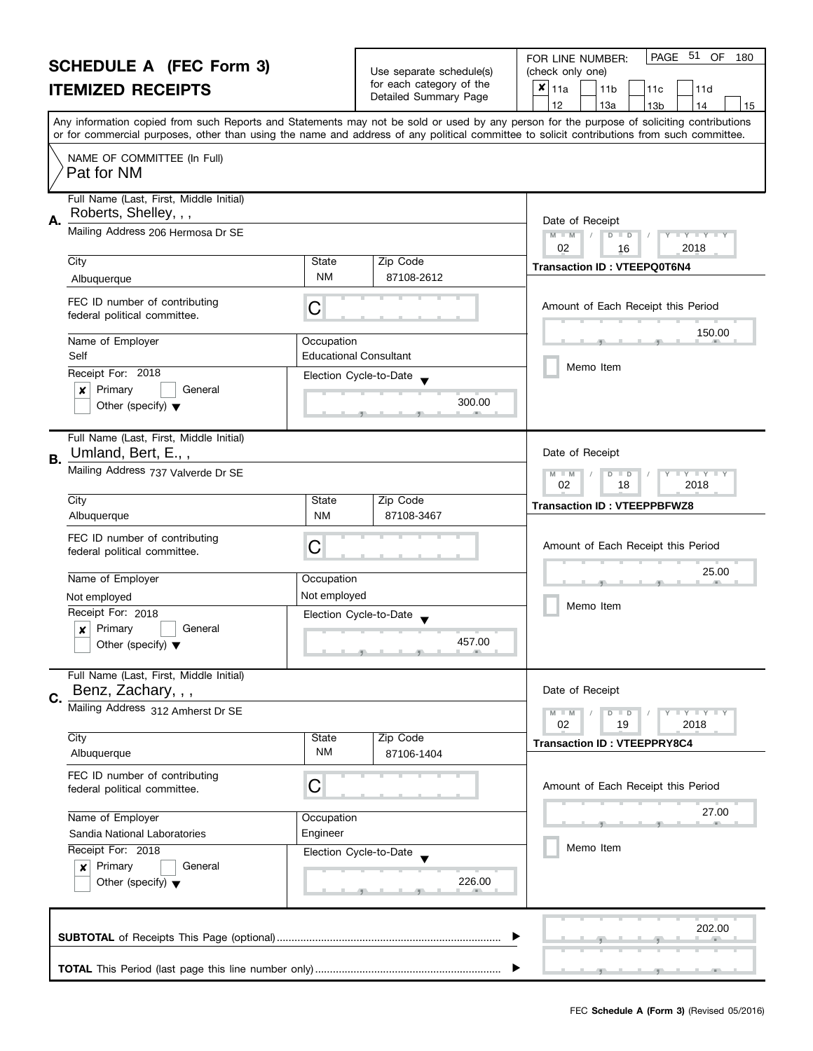# SCHEDULE A (FEC Form 3)

## ITEMIZED RECEIPTS

Use separate schedule(s) for each category of the Detailed Summary Page

FOR LINE NUMBER: (check only one)

- [x] 11a
- [ ] 11b
- [ ] 11c
- [ ] 11d
- [ ] 12
- [ ] 13a
- [ ] 13b
- [ ] 14
- [ ] 15

Any information copied from such Reports and Statements may not be sold or used by any person for the purpose of soliciting contributions or for commercial purposes, other than using the name and address of any political committee to solicit contributions from such committee.

NAME OF COMMITTEE (In Full)
Pat for NM

---

**A.**

Full Name (Last, First, Middle Initial): Roberts, Shelley, , ,

Mailing Address: 206 Hermosa Dr SE

| City | State | Zip Code |
|---|---|---|
| Albuquerque | NM | 87108-2612 |

FEC ID number of contributing federal political committee: C

| Name of Employer | Occupation |
|---|---|
| Self | Educational Consultant |

Receipt For: 2018

- [x] Primary
- [ ] General
- [ ] Other (specify)

Election Cycle-to-Date: 300.00

Date of Receipt: 02 / 16 / 2018

Transaction ID : VTEEPQ0T6N4

Amount of Each Receipt this Period: 150.00

- [ ] Memo Item

---

**B.**

Full Name (Last, First, Middle Initial): Umland, Bert, E., ,

Mailing Address: 737 Valverde Dr SE

| City | State | Zip Code |
|---|---|---|
| Albuquerque | NM | 87108-3467 |

FEC ID number of contributing federal political committee: C

| Name of Employer | Occupation |
|---|---|
| Not employed | Not employed |

Receipt For: 2018

- [x] Primary
- [ ] General
- [ ] Other (specify)

Election Cycle-to-Date: 457.00

Date of Receipt: 02 / 18 / 2018

Transaction ID : VTEEPPBFWZ8

Amount of Each Receipt this Period: 25.00

- [ ] Memo Item

---

**C.**

Full Name (Last, First, Middle Initial): Benz, Zachary, , ,

Mailing Address: 312 Amherst Dr SE

| City | State | Zip Code |
|---|---|---|
| Albuquerque | NM | 87106-1404 |

FEC ID number of contributing federal political committee: C

| Name of Employer | Occupation |
|---|---|
| Sandia National Laboratories | Engineer |

Receipt For: 2018

- [x] Primary
- [ ] General
- [ ] Other (specify)

Election Cycle-to-Date: 226.00

Date of Receipt: 02 / 19 / 2018

Transaction ID : VTEEPPRY8C4

Amount of Each Receipt this Period: 27.00

- [ ] Memo Item

---

**SUBTOTAL** of Receipts This Page (optional): 202.00

**TOTAL** This Period (last page this line number only):

FEC **Schedule A (Form 3)** (Revised 05/2016)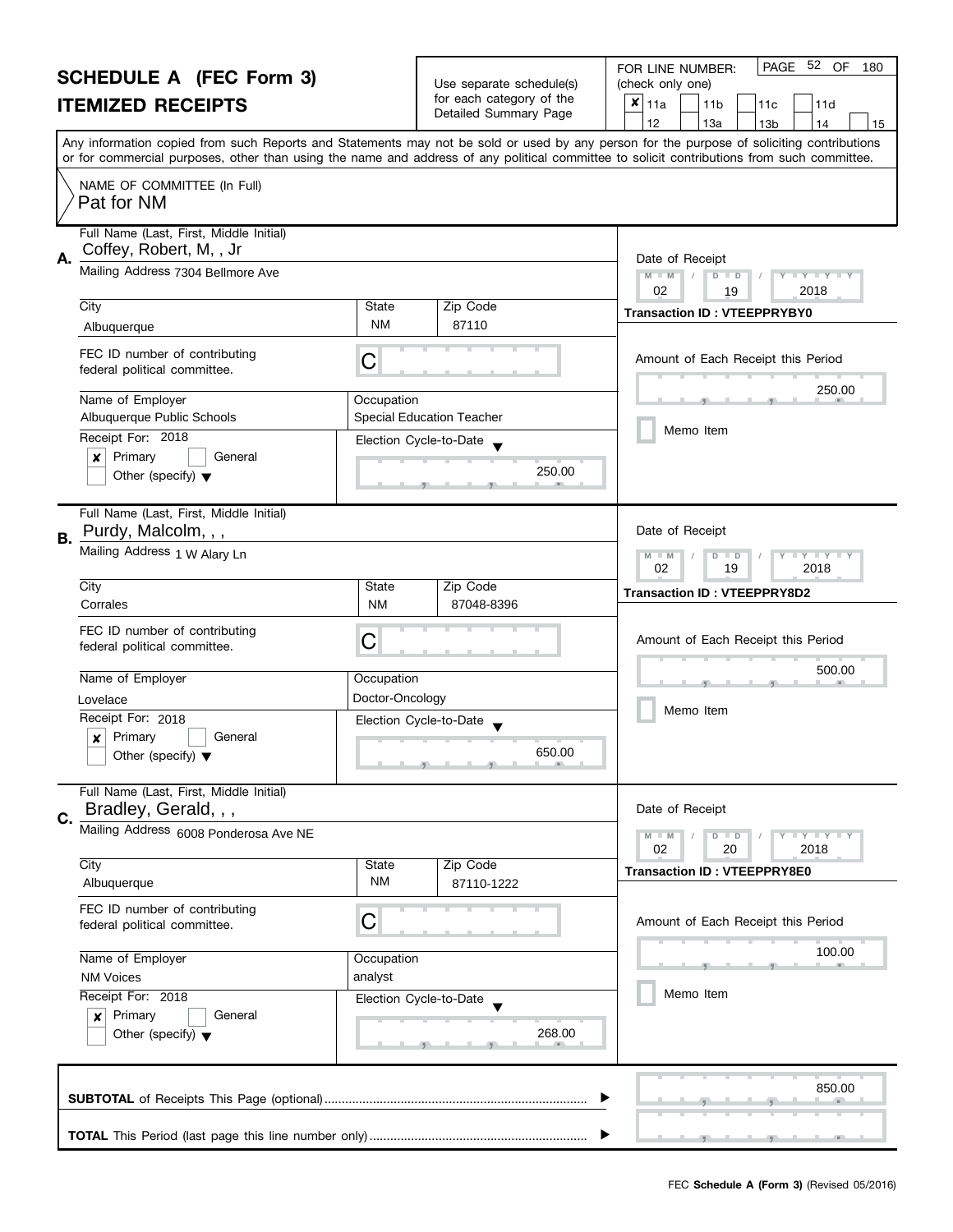# SCHEDULE A (FEC Form 3)

## ITEMIZED RECEIPTS

Use separate schedule(s) for each category of the Detailed Summary Page

FOR LINE NUMBER: (check only one)

- [x] 11a
- [ ] 11b
- [ ] 11c
- [ ] 11d
- [ ] 12
- [ ] 13a
- [ ] 13b
- [ ] 14
- [ ] 15

PAGE 52 OF 180

Any information copied from such Reports and Statements may not be sold or used by any person for the purpose of soliciting contributions or for commercial purposes, other than using the name and address of any political committee to solicit contributions from such committee.

NAME OF COMMITTEE (In Full)
Pat for NM

---

**A.** Full Name (Last, First, Middle Initial): Coffey, Robert, M, , Jr

Mailing Address: 7304 Bellmore Ave

City: Albuquerque | State: NM | Zip Code: 87110

FEC ID number of contributing federal political committee: C

Name of Employer: Albuquerque Public Schools

Occupation: Special Education Teacher

Receipt For: 2018
- [x] Primary
- [ ] General
- [ ] Other (specify)

Election Cycle-to-Date: 250.00

Date of Receipt: 02 / 19 / 2018

Transaction ID : VTEEPPRYBY0

Amount of Each Receipt this Period: 250.00

- [ ] Memo Item

---

**B.** Full Name (Last, First, Middle Initial): Purdy, Malcolm, , ,

Mailing Address: 1 W Alary Ln

City: Corrales | State: NM | Zip Code: 87048-8396

FEC ID number of contributing federal political committee: C

Name of Employer: Lovelace

Occupation: Doctor-Oncology

Receipt For: 2018
- [x] Primary
- [ ] General
- [ ] Other (specify)

Election Cycle-to-Date: 650.00

Date of Receipt: 02 / 19 / 2018

Transaction ID : VTEEPPRY8D2

Amount of Each Receipt this Period: 500.00

- [ ] Memo Item

---

**C.** Full Name (Last, First, Middle Initial): Bradley, Gerald, , ,

Mailing Address: 6008 Ponderosa Ave NE

City: Albuquerque | State: NM | Zip Code: 87110-1222

FEC ID number of contributing federal political committee: C

Name of Employer: NM Voices

Occupation: analyst

Receipt For: 2018
- [x] Primary
- [ ] General
- [ ] Other (specify)

Election Cycle-to-Date: 268.00

Date of Receipt: 02 / 20 / 2018

Transaction ID : VTEEPPRY8E0

Amount of Each Receipt this Period: 100.00

- [ ] Memo Item

---

**SUBTOTAL** of Receipts This Page (optional): 850.00

**TOTAL** This Period (last page this line number only):

FEC **Schedule A (Form 3)** (Revised 05/2016)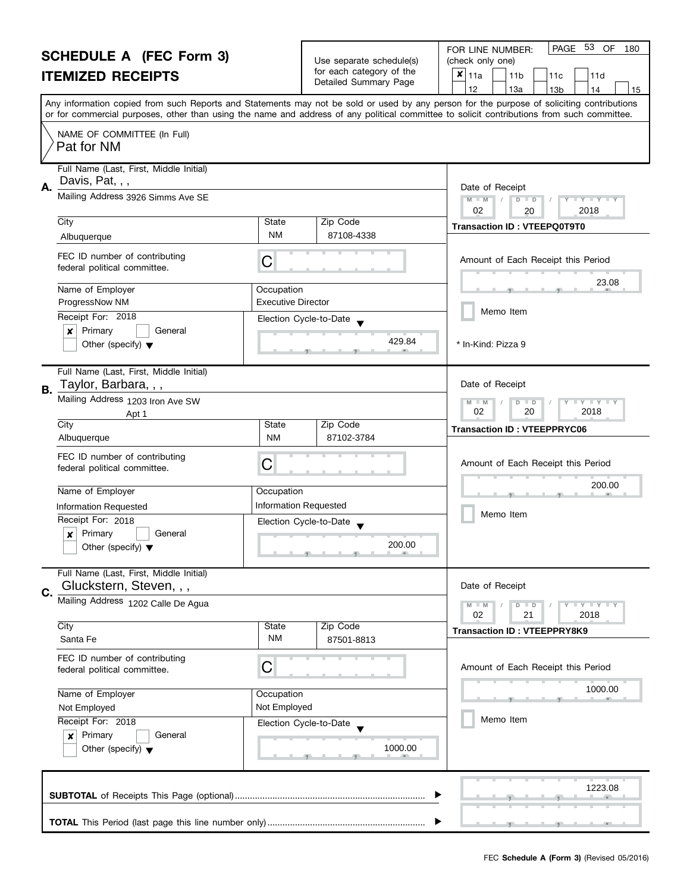# SCHEDULE A (FEC Form 3)
## ITEMIZED RECEIPTS

Use separate schedule(s) for each category of the Detailed Summary Page

FOR LINE NUMBER: (check only one)

- [x] 11a
- [ ] 11b
- [ ] 11c
- [ ] 11d
- [ ] 12
- [ ] 13a
- [ ] 13b
- [ ] 14
- [ ] 15

Any information copied from such Reports and Statements may not be sold or used by any person for the purpose of soliciting contributions or for commercial purposes, other than using the name and address of any political committee to solicit contributions from such committee.

NAME OF COMMITTEE (In Full)
Pat for NM

---

**A.** Full Name (Last, First, Middle Initial): Davis, Pat, , ,

Mailing Address: 3926 Simms Ave SE

| City | State | Zip Code |
|---|---|---|
| Albuquerque | NM | 87108-4338 |

FEC ID number of contributing federal political committee: C

| Name of Employer | Occupation |
|---|---|
| ProgressNow NM | Executive Director |

Receipt For: 2018
- [x] Primary
- [ ] General
- [ ] Other (specify)

Election Cycle-to-Date: 429.84

Date of Receipt: 02 / 20 / 2018

Transaction ID : VTEEPQ0T9T0

Amount of Each Receipt this Period: 23.08

- [ ] Memo Item

* In-Kind: Pizza 9

---

**B.** Full Name (Last, First, Middle Initial): Taylor, Barbara, , ,

Mailing Address: 1203 Iron Ave SW
Apt 1

| City | State | Zip Code |
|---|---|---|
| Albuquerque | NM | 87102-3784 |

FEC ID number of contributing federal political committee: C

| Name of Employer | Occupation |
|---|---|
| Information Requested | Information Requested |

Receipt For: 2018
- [x] Primary
- [ ] General
- [ ] Other (specify)

Election Cycle-to-Date: 200.00

Date of Receipt: 02 / 20 / 2018

Transaction ID : VTEEPPRYC06

Amount of Each Receipt this Period: 200.00

- [ ] Memo Item

---

**C.** Full Name (Last, First, Middle Initial): Gluckstern, Steven, , ,

Mailing Address: 1202 Calle De Agua

| City | State | Zip Code |
|---|---|---|
| Santa Fe | NM | 87501-8813 |

FEC ID number of contributing federal political committee: C

| Name of Employer | Occupation |
|---|---|
| Not Employed | Not Employed |

Receipt For: 2018
- [x] Primary
- [ ] General
- [ ] Other (specify)

Election Cycle-to-Date: 1000.00

Date of Receipt: 02 / 21 / 2018

Transaction ID : VTEEPPRY8K9

Amount of Each Receipt this Period: 1000.00

- [ ] Memo Item

---

**SUBTOTAL** of Receipts This Page (optional): 1223.08

**TOTAL** This Period (last page this line number only):

FEC **Schedule A (Form 3)** (Revised 05/2016)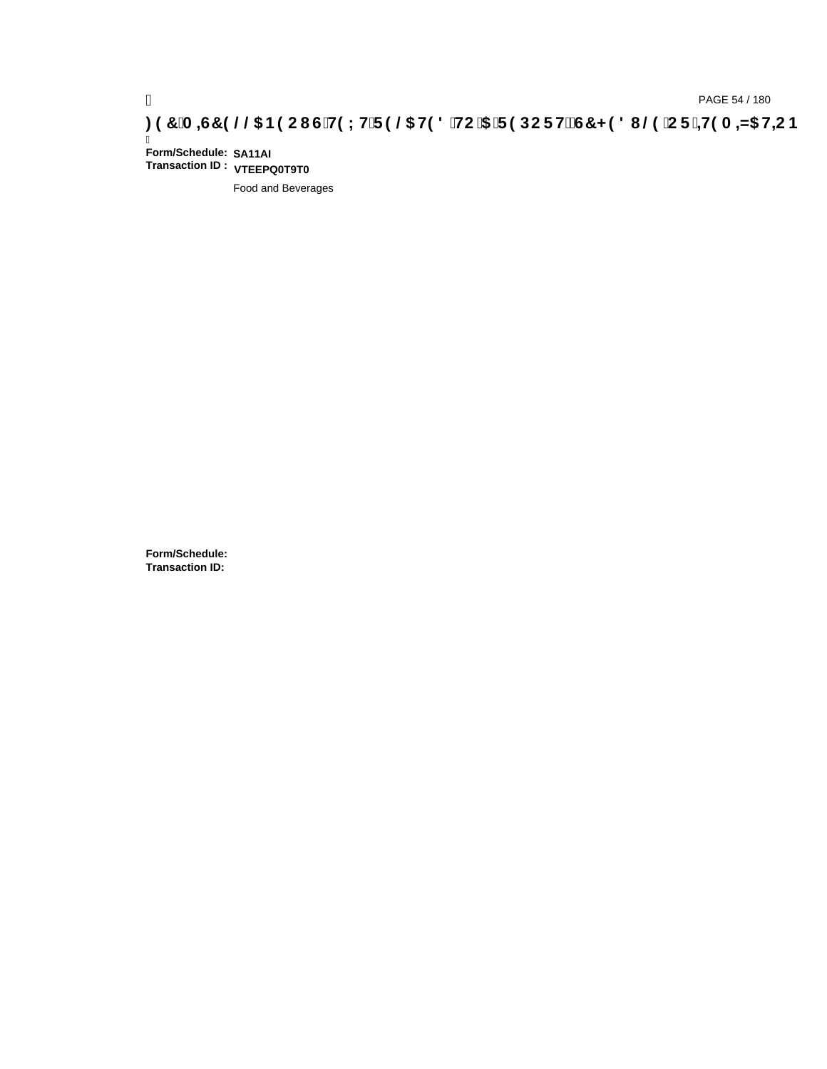**Form/Schedule:** **SA11AI**
**Transaction ID :** **VTEEPQ0T9T0**

Food and Beverages

**Form/Schedule:**
**Transaction ID:**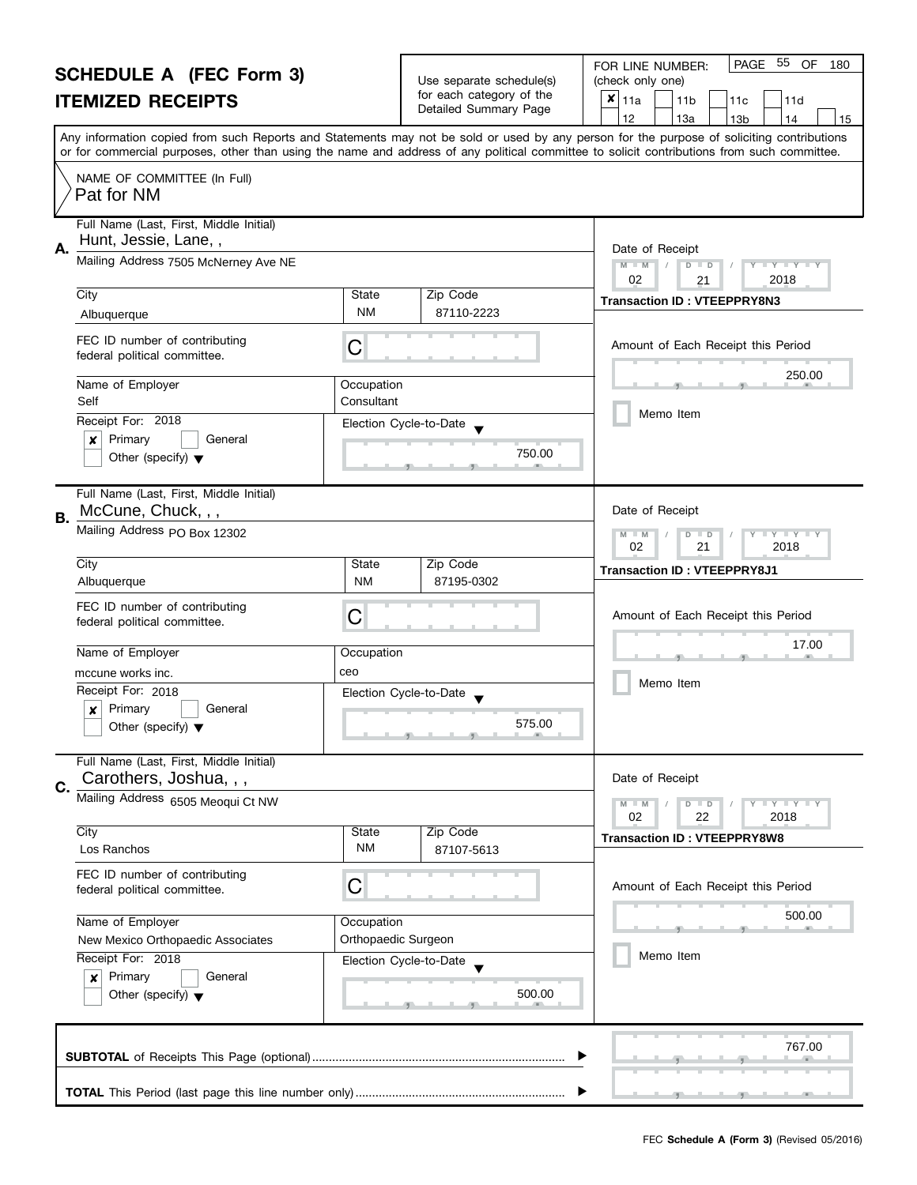# SCHEDULE A (FEC Form 3)

## ITEMIZED RECEIPTS

Use separate schedule(s) for each category of the Detailed Summary Page

FOR LINE NUMBER: (check only one)

- [x] 11a
- [ ] 11b
- [ ] 11c
- [ ] 11d
- [ ] 12
- [ ] 13a
- [ ] 13b
- [ ] 14
- [ ] 15

Any information copied from such Reports and Statements may not be sold or used by any person for the purpose of soliciting contributions or for commercial purposes, other than using the name and address of any political committee to solicit contributions from such committee.

NAME OF COMMITTEE (In Full)
Pat for NM

---

**A.**

| Field | Value |
|---|---|
| Full Name (Last, First, Middle Initial) | Hunt, Jessie, Lane, , |
| Mailing Address | 7505 McNerney Ave NE |
| City | Albuquerque |
| State | NM |
| Zip Code | 87110-2223 |
| FEC ID number of contributing federal political committee. | C |
| Name of Employer | Self |
| Occupation | Consultant |
| Receipt For: 2018 | [x] Primary [ ] General [ ] Other (specify) |
| Election Cycle-to-Date | 750.00 |
| Date of Receipt | 02 / 21 / 2018 |
| Transaction ID | VTEEPPRY8N3 |
| Amount of Each Receipt this Period | 250.00 |
| Memo Item | [ ] |

---

**B.**

| Field | Value |
|---|---|
| Full Name (Last, First, Middle Initial) | McCune, Chuck, , , |
| Mailing Address | PO Box 12302 |
| City | Albuquerque |
| State | NM |
| Zip Code | 87195-0302 |
| FEC ID number of contributing federal political committee. | C |
| Name of Employer | mccune works inc. |
| Occupation | ceo |
| Receipt For: 2018 | [x] Primary [ ] General [ ] Other (specify) |
| Election Cycle-to-Date | 575.00 |
| Date of Receipt | 02 / 21 / 2018 |
| Transaction ID | VTEEPPRY8J1 |
| Amount of Each Receipt this Period | 17.00 |
| Memo Item | [ ] |

---

**C.**

| Field | Value |
|---|---|
| Full Name (Last, First, Middle Initial) | Carothers, Joshua, , , |
| Mailing Address | 6505 Meoqui Ct NW |
| City | Los Ranchos |
| State | NM |
| Zip Code | 87107-5613 |
| FEC ID number of contributing federal political committee. | C |
| Name of Employer | New Mexico Orthopaedic Associates |
| Occupation | Orthopaedic Surgeon |
| Receipt For: 2018 | [x] Primary [ ] General [ ] Other (specify) |
| Election Cycle-to-Date | 500.00 |
| Date of Receipt | 02 / 22 / 2018 |
| Transaction ID | VTEEPPRY8W8 |
| Amount of Each Receipt this Period | 500.00 |
| Memo Item | [ ] |

---

**SUBTOTAL** of Receipts This Page (optional) ........ 767.00

**TOTAL** This Period (last page this line number only) ........

FEC **Schedule A (Form 3)** (Revised 05/2016)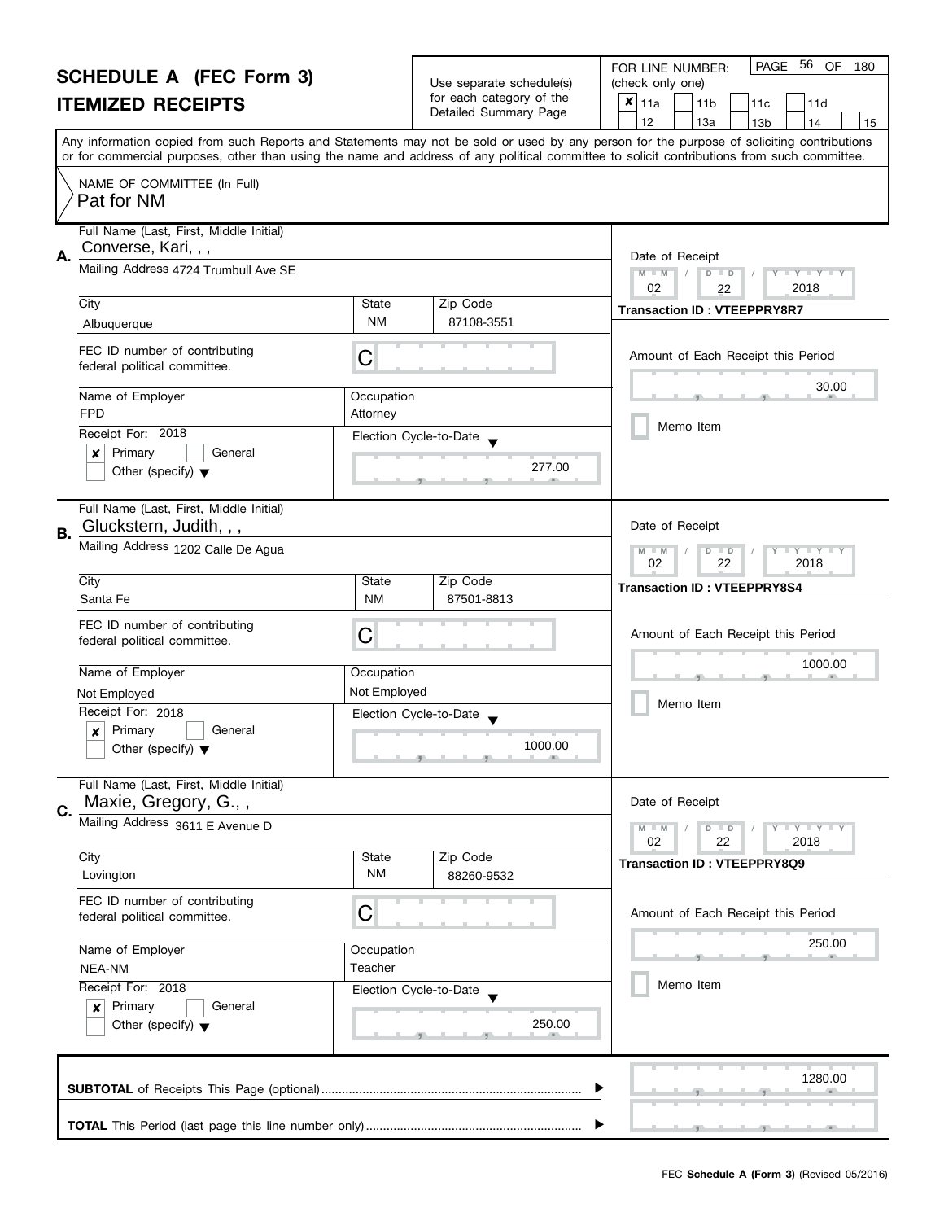# SCHEDULE A (FEC Form 3)
## ITEMIZED RECEIPTS

Use separate schedule(s) for each category of the Detailed Summary Page

FOR LINE NUMBER: (check only one)

- [x] 11a
- [ ] 11b
- [ ] 11c
- [ ] 11d
- [ ] 12
- [ ] 13a
- [ ] 13b
- [ ] 14
- [ ] 15

Any information copied from such Reports and Statements may not be sold or used by any person for the purpose of soliciting contributions or for commercial purposes, other than using the name and address of any political committee to solicit contributions from such committee.

NAME OF COMMITTEE (In Full)
Pat for NM

---

**A.** Full Name (Last, First, Middle Initial): Converse, Kari, , ,

Mailing Address: 4724 Trumbull Ave SE

| City | State | Zip Code |
|---|---|---|
| Albuquerque | NM | 87108-3551 |

FEC ID number of contributing federal political committee: C

| Name of Employer | Occupation |
|---|---|
| FPD | Attorney |

Receipt For: 2018
- [x] Primary
- [ ] General
- [ ] Other (specify)

Election Cycle-to-Date: 277.00

Date of Receipt: 02 / 22 / 2018

Transaction ID : VTEEPPRY8R7

Amount of Each Receipt this Period: 30.00

- [ ] Memo Item

---

**B.** Full Name (Last, First, Middle Initial): Gluckstern, Judith, , ,

Mailing Address: 1202 Calle De Agua

| City | State | Zip Code |
|---|---|---|
| Santa Fe | NM | 87501-8813 |

FEC ID number of contributing federal political committee: C

| Name of Employer | Occupation |
|---|---|
| Not Employed | Not Employed |

Receipt For: 2018
- [x] Primary
- [ ] General
- [ ] Other (specify)

Election Cycle-to-Date: 1000.00

Date of Receipt: 02 / 22 / 2018

Transaction ID : VTEEPPRY8S4

Amount of Each Receipt this Period: 1000.00

- [ ] Memo Item

---

**C.** Full Name (Last, First, Middle Initial): Maxie, Gregory, G., ,

Mailing Address: 3611 E Avenue D

| City | State | Zip Code |
|---|---|---|
| Lovington | NM | 88260-9532 |

FEC ID number of contributing federal political committee: C

| Name of Employer | Occupation |
|---|---|
| NEA-NM | Teacher |

Receipt For: 2018
- [x] Primary
- [ ] General
- [ ] Other (specify)

Election Cycle-to-Date: 250.00

Date of Receipt: 02 / 22 / 2018

Transaction ID : VTEEPPRY8Q9

Amount of Each Receipt this Period: 250.00

- [ ] Memo Item

---

**SUBTOTAL** of Receipts This Page (optional): 1280.00

**TOTAL** This Period (last page this line number only):

FEC **Schedule A (Form 3)** (Revised 05/2016)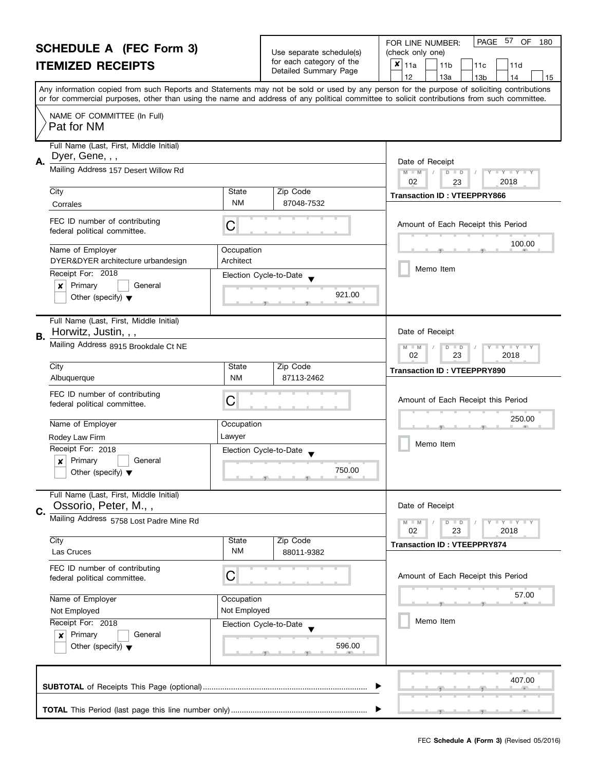# SCHEDULE A (FEC Form 3)
# ITEMIZED RECEIPTS

Use separate schedule(s) for each category of the Detailed Summary Page

FOR LINE NUMBER: (check only one)

- [x] 11a
- [ ] 11b
- [ ] 11c
- [ ] 11d
- [ ] 12
- [ ] 13a
- [ ] 13b
- [ ] 14
- [ ] 15

Any information copied from such Reports and Statements may not be sold or used by any person for the purpose of soliciting contributions or for commercial purposes, other than using the name and address of any political committee to solicit contributions from such committee.

NAME OF COMMITTEE (In Full)
Pat for NM

---

**A.** Full Name (Last, First, Middle Initial): Dyer, Gene, , ,

Mailing Address: 157 Desert Willow Rd

| City | State | Zip Code |
|---|---|---|
| Corrales | NM | 87048-7532 |

FEC ID number of contributing federal political committee: C

| Name of Employer | Occupation |
|---|---|
| DYER&DYER architecture urbandesign | Architect |

Receipt For: 2018
- [x] Primary
- [ ] General
- [ ] Other (specify)

Election Cycle-to-Date: 921.00

Date of Receipt: 02 / 23 / 2018

Transaction ID : VTEEPPRY866

Amount of Each Receipt this Period: 100.00

- [ ] Memo Item

---

**B.** Full Name (Last, First, Middle Initial): Horwitz, Justin, , ,

Mailing Address: 8915 Brookdale Ct NE

| City | State | Zip Code |
|---|---|---|
| Albuquerque | NM | 87113-2462 |

FEC ID number of contributing federal political committee: C

| Name of Employer | Occupation |
|---|---|
| Rodey Law Firm | Lawyer |

Receipt For: 2018
- [x] Primary
- [ ] General
- [ ] Other (specify)

Election Cycle-to-Date: 750.00

Date of Receipt: 02 / 23 / 2018

Transaction ID : VTEEPPRY890

Amount of Each Receipt this Period: 250.00

- [ ] Memo Item

---

**C.** Full Name (Last, First, Middle Initial): Ossorio, Peter, M., ,

Mailing Address: 5758 Lost Padre Mine Rd

| City | State | Zip Code |
|---|---|---|
| Las Cruces | NM | 88011-9382 |

FEC ID number of contributing federal political committee: C

| Name of Employer | Occupation |
|---|---|
| Not Employed | Not Employed |

Receipt For: 2018
- [x] Primary
- [ ] General
- [ ] Other (specify)

Election Cycle-to-Date: 596.00

Date of Receipt: 02 / 23 / 2018

Transaction ID : VTEEPPRY874

Amount of Each Receipt this Period: 57.00

- [ ] Memo Item

---

**SUBTOTAL** of Receipts This Page (optional): 407.00

**TOTAL** This Period (last page this line number only):

FEC **Schedule A (Form 3)** (Revised 05/2016)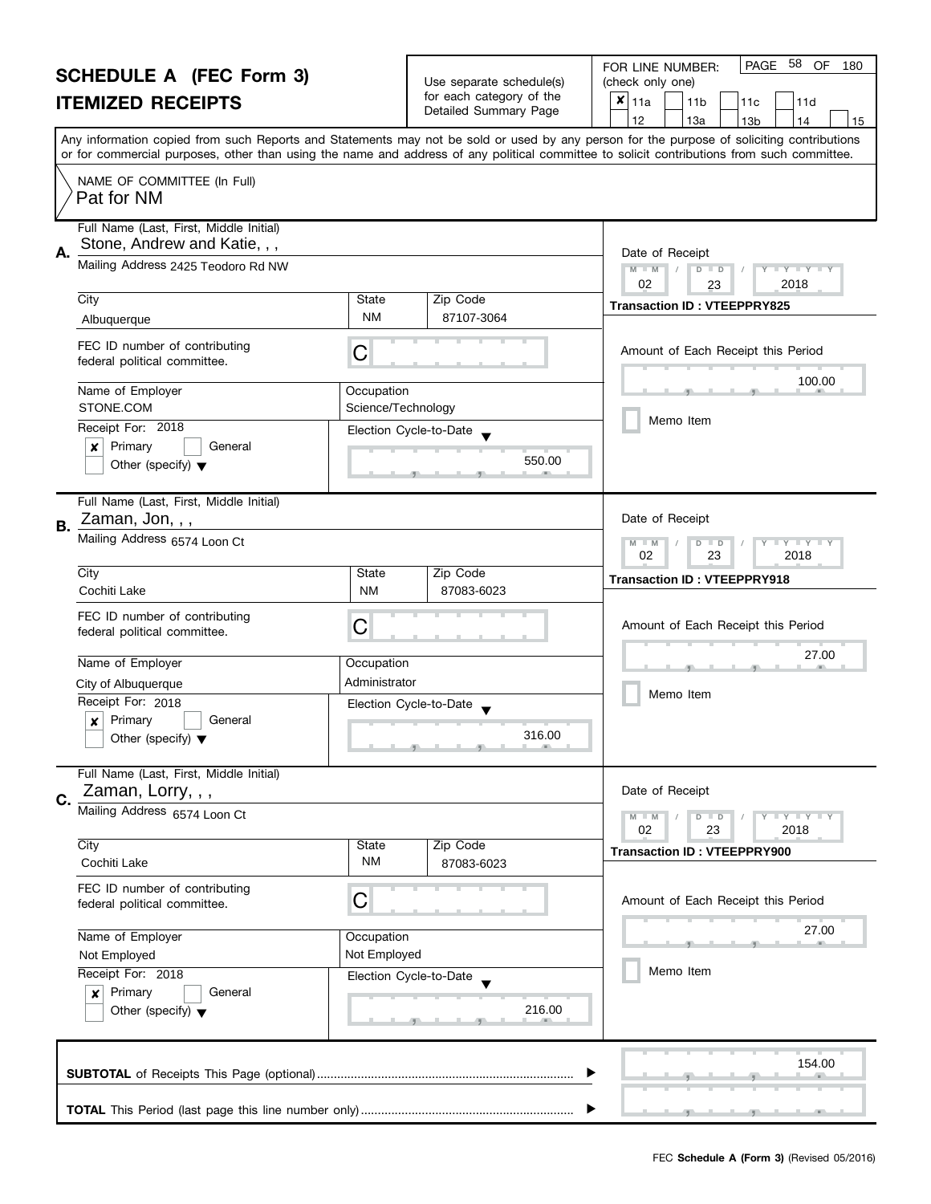# SCHEDULE A (FEC Form 3)

## ITEMIZED RECEIPTS

Use separate schedule(s) for each category of the Detailed Summary Page

FOR LINE NUMBER: (check only one)

- [x] 11a
- [ ] 11b
- [ ] 11c
- [ ] 11d
- [ ] 12
- [ ] 13a
- [ ] 13b
- [ ] 14
- [ ] 15

Any information copied from such Reports and Statements may not be sold or used by any person for the purpose of soliciting contributions or for commercial purposes, other than using the name and address of any political committee to solicit contributions from such committee.

NAME OF COMMITTEE (In Full)
Pat for NM

---

**A.** Full Name (Last, First, Middle Initial): Stone, Andrew and Katie, , ,

Mailing Address: 2425 Teodoro Rd NW

| City | State | Zip Code |
|---|---|---|
| Albuquerque | NM | 87107-3064 |

FEC ID number of contributing federal political committee: C

| Name of Employer | Occupation |
|---|---|
| STONE.COM | Science/Technology |

Receipt For: 2018
- [x] Primary
- [ ] General
- [ ] Other (specify)

Election Cycle-to-Date: 550.00

Date of Receipt: 02 / 23 / 2018

Transaction ID : VTEEPPRY825

Amount of Each Receipt this Period: 100.00

- [ ] Memo Item

---

**B.** Full Name (Last, First, Middle Initial): Zaman, Jon, , ,

Mailing Address: 6574 Loon Ct

| City | State | Zip Code |
|---|---|---|
| Cochiti Lake | NM | 87083-6023 |

FEC ID number of contributing federal political committee: C

| Name of Employer | Occupation |
|---|---|
| City of Albuquerque | Administrator |

Receipt For: 2018
- [x] Primary
- [ ] General
- [ ] Other (specify)

Election Cycle-to-Date: 316.00

Date of Receipt: 02 / 23 / 2018

Transaction ID : VTEEPPRY918

Amount of Each Receipt this Period: 27.00

- [ ] Memo Item

---

**C.** Full Name (Last, First, Middle Initial): Zaman, Lorry, , ,

Mailing Address: 6574 Loon Ct

| City | State | Zip Code |
|---|---|---|
| Cochiti Lake | NM | 87083-6023 |

FEC ID number of contributing federal political committee: C

| Name of Employer | Occupation |
|---|---|
| Not Employed | Not Employed |

Receipt For: 2018
- [x] Primary
- [ ] General
- [ ] Other (specify)

Election Cycle-to-Date: 216.00

Date of Receipt: 02 / 23 / 2018

Transaction ID : VTEEPPRY900

Amount of Each Receipt this Period: 27.00

- [ ] Memo Item

---

**SUBTOTAL** of Receipts This Page (optional): 154.00

**TOTAL** This Period (last page this line number only):

FEC **Schedule A (Form 3)** (Revised 05/2016)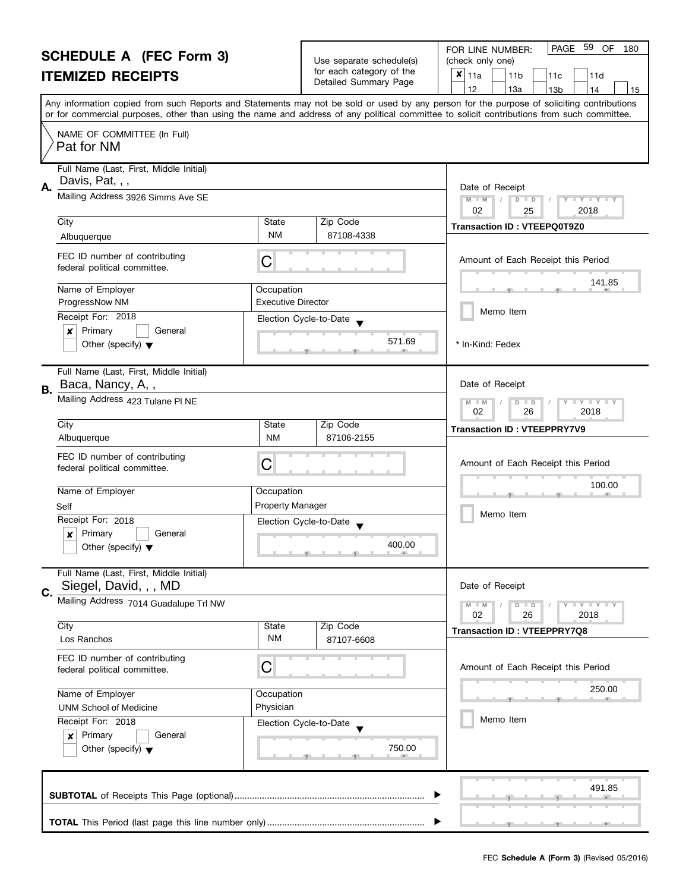# SCHEDULE A (FEC Form 3)
# ITEMIZED RECEIPTS

Use separate schedule(s) for each category of the Detailed Summary Page

FOR LINE NUMBER: (check only one)

- [x] 11a
- [ ] 11b
- [ ] 11c
- [ ] 11d
- [ ] 12
- [ ] 13a
- [ ] 13b
- [ ] 14
- [ ] 15

PAGE 59 OF 180

Any information copied from such Reports and Statements may not be sold or used by any person for the purpose of soliciting contributions or for commercial purposes, other than using the name and address of any political committee to solicit contributions from such committee.

NAME OF COMMITTEE (In Full)
Pat for NM

---

**A.** Full Name (Last, First, Middle Initial): Davis, Pat, , ,

Mailing Address: 3926 Simms Ave SE

City: Albuquerque | State: NM | Zip Code: 87108-4338

FEC ID number of contributing federal political committee: C

Name of Employer: ProgressNow NM | Occupation: Executive Director

Receipt For: 2018 — [x] Primary [ ] General [ ] Other (specify)

Election Cycle-to-Date: 571.69

Date of Receipt: 02 / 25 / 2018

Transaction ID : VTEEPQ0T9Z0

Amount of Each Receipt this Period: 141.85

[ ] Memo Item

* In-Kind: Fedex

---

**B.** Full Name (Last, First, Middle Initial): Baca, Nancy, A, ,

Mailing Address: 423 Tulane Pl NE

City: Albuquerque | State: NM | Zip Code: 87106-2155

FEC ID number of contributing federal political committee: C

Name of Employer: Self | Occupation: Property Manager

Receipt For: 2018 — [x] Primary [ ] General [ ] Other (specify)

Election Cycle-to-Date: 400.00

Date of Receipt: 02 / 26 / 2018

Transaction ID : VTEEPPRY7V9

Amount of Each Receipt this Period: 100.00

[ ] Memo Item

---

**C.** Full Name (Last, First, Middle Initial): Siegel, David, , , MD

Mailing Address: 7014 Guadalupe Trl NW

City: Los Ranchos | State: NM | Zip Code: 87107-6608

FEC ID number of contributing federal political committee: C

Name of Employer: UNM School of Medicine | Occupation: Physician

Receipt For: 2018 — [x] Primary [ ] General [ ] Other (specify)

Election Cycle-to-Date: 750.00

Date of Receipt: 02 / 26 / 2018

Transaction ID : VTEEPPRY7Q8

Amount of Each Receipt this Period: 250.00

[ ] Memo Item

---

**SUBTOTAL** of Receipts This Page (optional): 491.85

**TOTAL** This Period (last page this line number only):

FEC **Schedule A (Form 3)** (Revised 05/2016)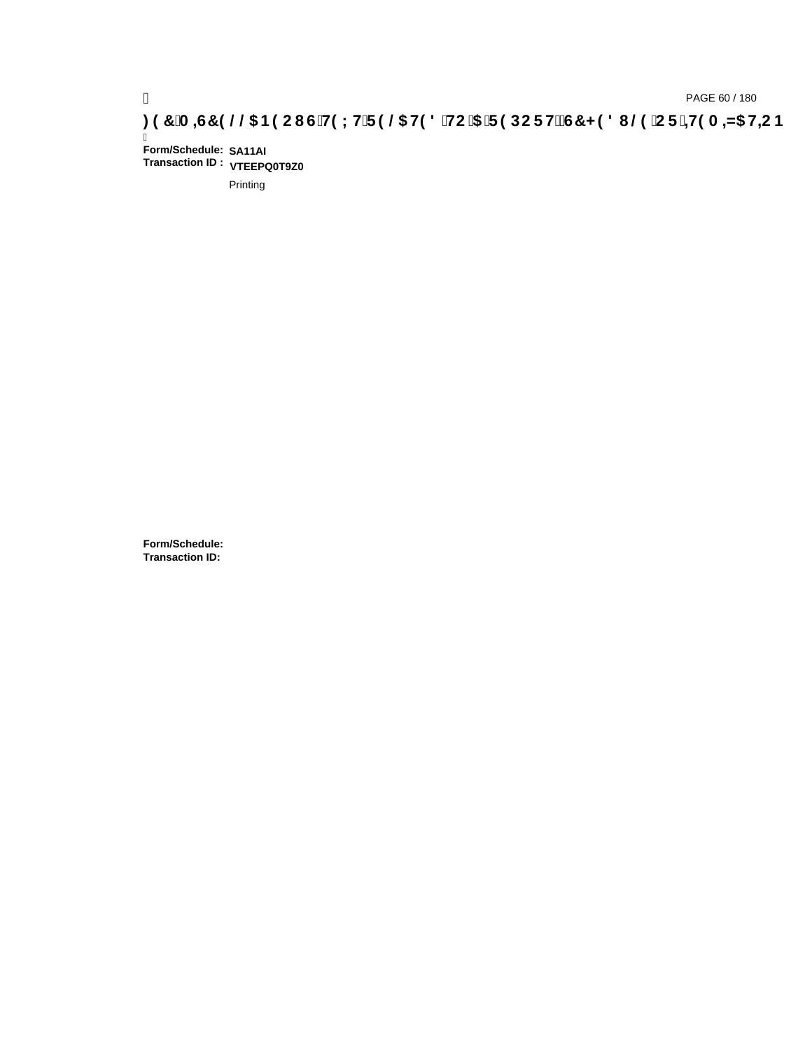**Form/Schedule:** **SA11AI**
**Transaction ID :** **VTEEPQ0T9Z0**

Printing

**Form/Schedule:**
**Transaction ID:**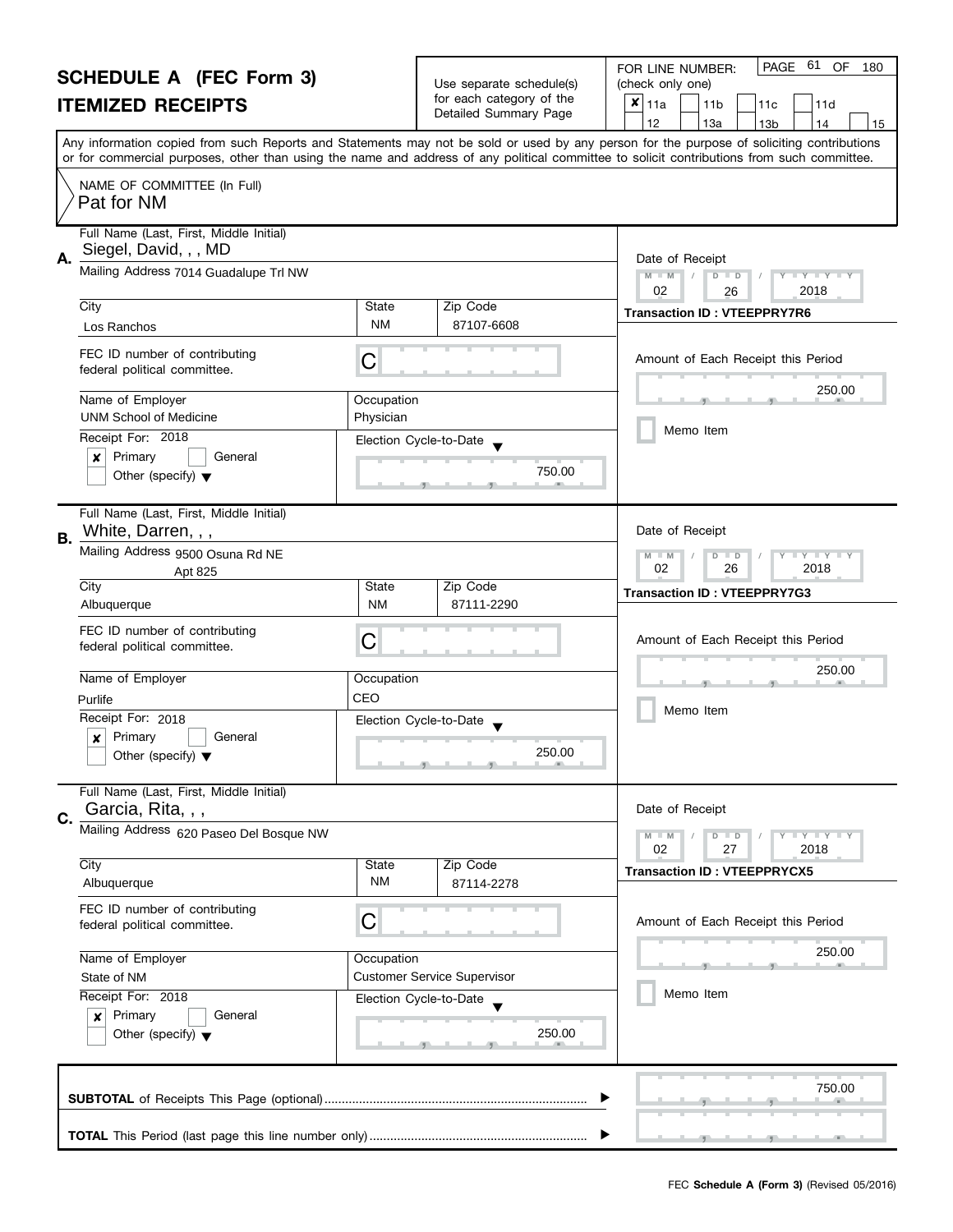# SCHEDULE A (FEC Form 3)
## ITEMIZED RECEIPTS

Use separate schedule(s) for each category of the Detailed Summary Page

FOR LINE NUMBER: (check only one)

- [x] 11a
- [ ] 11b
- [ ] 11c
- [ ] 11d
- [ ] 12
- [ ] 13a
- [ ] 13b
- [ ] 14
- [ ] 15

PAGE 61 OF 180

Any information copied from such Reports and Statements may not be sold or used by any person for the purpose of soliciting contributions or for commercial purposes, other than using the name and address of any political committee to solicit contributions from such committee.

NAME OF COMMITTEE (In Full)
Pat for NM

---

**A.**
Full Name (Last, First, Middle Initial): Siegel, David, , , MD
Mailing Address: 7014 Guadalupe Trl NW
City: Los Ranchos | State: NM | Zip Code: 87107-6608
FEC ID number of contributing federal political committee: C
Name of Employer: UNM School of Medicine
Occupation: Physician
Receipt For: 2018
- [x] Primary
- [ ] General
- [ ] Other (specify)

Election Cycle-to-Date: 750.00

Date of Receipt: 02 / 26 / 2018
Transaction ID : VTEEPPRY7R6
Amount of Each Receipt this Period: 250.00
- [ ] Memo Item

---

**B.**
Full Name (Last, First, Middle Initial): White, Darren, , ,
Mailing Address: 9500 Osuna Rd NE, Apt 825
City: Albuquerque | State: NM | Zip Code: 87111-2290
FEC ID number of contributing federal political committee: C
Name of Employer: Purlife
Occupation: CEO
Receipt For: 2018
- [x] Primary
- [ ] General
- [ ] Other (specify)

Election Cycle-to-Date: 250.00

Date of Receipt: 02 / 26 / 2018
Transaction ID : VTEEPPRY7G3
Amount of Each Receipt this Period: 250.00
- [ ] Memo Item

---

**C.**
Full Name (Last, First, Middle Initial): Garcia, Rita, , ,
Mailing Address: 620 Paseo Del Bosque NW
City: Albuquerque | State: NM | Zip Code: 87114-2278
FEC ID number of contributing federal political committee: C
Name of Employer: State of NM
Occupation: Customer Service Supervisor
Receipt For: 2018
- [x] Primary
- [ ] General
- [ ] Other (specify)

Election Cycle-to-Date: 250.00

Date of Receipt: 02 / 27 / 2018
Transaction ID : VTEEPPRYCX5
Amount of Each Receipt this Period: 250.00
- [ ] Memo Item

---

**SUBTOTAL** of Receipts This Page (optional): 750.00

**TOTAL** This Period (last page this line number only):

FEC **Schedule A (Form 3)** (Revised 05/2016)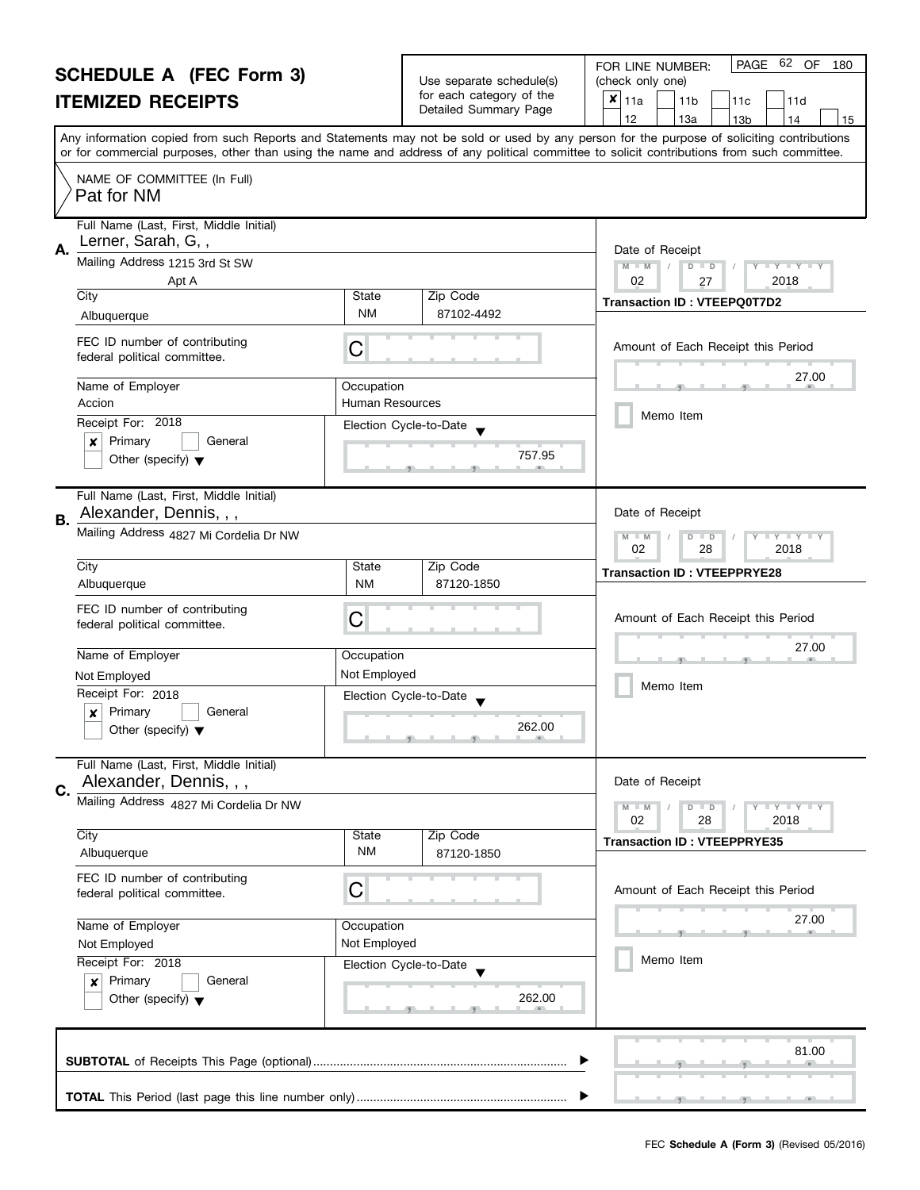# SCHEDULE A (FEC Form 3)
## ITEMIZED RECEIPTS

Use separate schedule(s) for each category of the Detailed Summary Page

FOR LINE NUMBER: (check only one)

- [x] 11a
- [ ] 11b
- [ ] 11c
- [ ] 11d
- [ ] 12
- [ ] 13a
- [ ] 13b
- [ ] 14
- [ ] 15

Any information copied from such Reports and Statements may not be sold or used by any person for the purpose of soliciting contributions or for commercial purposes, other than using the name and address of any political committee to solicit contributions from such committee.

NAME OF COMMITTEE (In Full)
Pat for NM

---

**A.** Full Name (Last, First, Middle Initial): Lerner, Sarah, G, ,

Mailing Address: 1215 3rd St SW
Apt A

| City | State | Zip Code |
|---|---|---|
| Albuquerque | NM | 87102-4492 |

FEC ID number of contributing federal political committee: C

| Name of Employer | Occupation |
|---|---|
| Accion | Human Resources |

Receipt For: 2018
- [x] Primary
- [ ] General
- [ ] Other (specify)

Election Cycle-to-Date: 757.95

Date of Receipt: 02 / 27 / 2018

Transaction ID : VTEEPQ0T7D2

Amount of Each Receipt this Period: 27.00

- [ ] Memo Item

---

**B.** Full Name (Last, First, Middle Initial): Alexander, Dennis, , ,

Mailing Address: 4827 Mi Cordelia Dr NW

| City | State | Zip Code |
|---|---|---|
| Albuquerque | NM | 87120-1850 |

FEC ID number of contributing federal political committee: C

| Name of Employer | Occupation |
|---|---|
| Not Employed | Not Employed |

Receipt For: 2018
- [x] Primary
- [ ] General
- [ ] Other (specify)

Election Cycle-to-Date: 262.00

Date of Receipt: 02 / 28 / 2018

Transaction ID : VTEEPPRYE28

Amount of Each Receipt this Period: 27.00

- [ ] Memo Item

---

**C.** Full Name (Last, First, Middle Initial): Alexander, Dennis, , ,

Mailing Address: 4827 Mi Cordelia Dr NW

| City | State | Zip Code |
|---|---|---|
| Albuquerque | NM | 87120-1850 |

FEC ID number of contributing federal political committee: C

| Name of Employer | Occupation |
|---|---|
| Not Employed | Not Employed |

Receipt For: 2018
- [x] Primary
- [ ] General
- [ ] Other (specify)

Election Cycle-to-Date: 262.00

Date of Receipt: 02 / 28 / 2018

Transaction ID : VTEEPPRYE35

Amount of Each Receipt this Period: 27.00

- [ ] Memo Item

---

**SUBTOTAL** of Receipts This Page (optional) ........ 81.00

**TOTAL** This Period (last page this line number only) ........

FEC **Schedule A (Form 3)** (Revised 05/2016)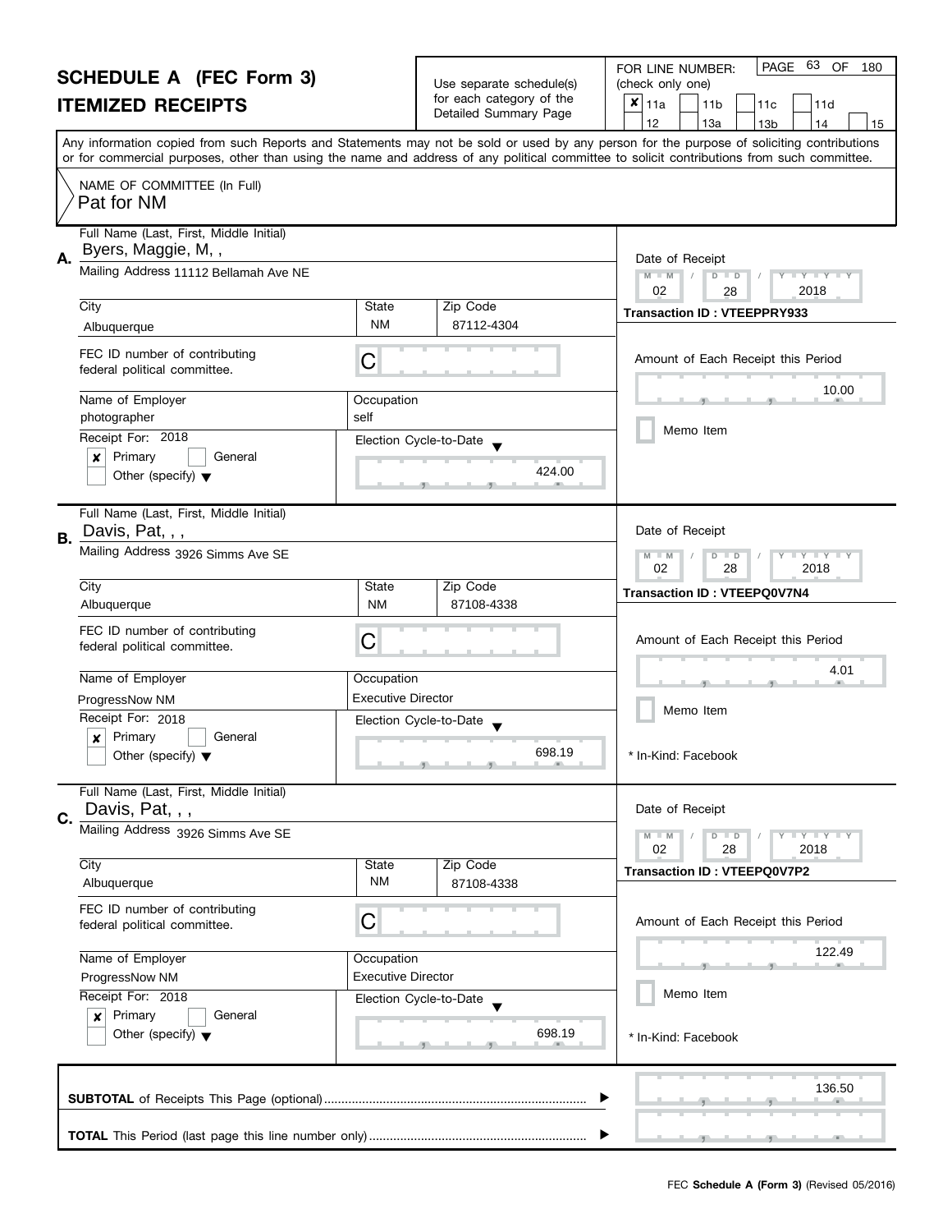# SCHEDULE A (FEC Form 3)

## ITEMIZED RECEIPTS

Use separate schedule(s) for each category of the Detailed Summary Page

FOR LINE NUMBER: (check only one)

- [x] 11a
- [ ] 11b
- [ ] 11c
- [ ] 11d
- [ ] 12
- [ ] 13a
- [ ] 13b
- [ ] 14
- [ ] 15

Any information copied from such Reports and Statements may not be sold or used by any person for the purpose of soliciting contributions or for commercial purposes, other than using the name and address of any political committee to solicit contributions from such committee.

NAME OF COMMITTEE (In Full)
Pat for NM

---

**A.** Full Name (Last, First, Middle Initial): Byers, Maggie, M, ,

Mailing Address: 11112 Bellamah Ave NE

| City | State | Zip Code |
|---|---|---|
| Albuquerque | NM | 87112-4304 |

FEC ID number of contributing federal political committee: C

| Name of Employer | Occupation |
|---|---|
| photographer | self |

Receipt For: 2018
- [x] Primary
- [ ] General
- [ ] Other (specify)

Election Cycle-to-Date: 424.00

Date of Receipt: 02 / 28 / 2018

Transaction ID : VTEEPPRY933

Amount of Each Receipt this Period: 10.00

- [ ] Memo Item

---

**B.** Full Name (Last, First, Middle Initial): Davis, Pat, , ,

Mailing Address: 3926 Simms Ave SE

| City | State | Zip Code |
|---|---|---|
| Albuquerque | NM | 87108-4338 |

FEC ID number of contributing federal political committee: C

| Name of Employer | Occupation |
|---|---|
| ProgressNow NM | Executive Director |

Receipt For: 2018
- [x] Primary
- [ ] General
- [ ] Other (specify)

Election Cycle-to-Date: 698.19

Date of Receipt: 02 / 28 / 2018

Transaction ID : VTEEPQ0V7N4

Amount of Each Receipt this Period: 4.01

- [ ] Memo Item

\* In-Kind: Facebook

---

**C.** Full Name (Last, First, Middle Initial): Davis, Pat, , ,

Mailing Address: 3926 Simms Ave SE

| City | State | Zip Code |
|---|---|---|
| Albuquerque | NM | 87108-4338 |

FEC ID number of contributing federal political committee: C

| Name of Employer | Occupation |
|---|---|
| ProgressNow NM | Executive Director |

Receipt For: 2018
- [x] Primary
- [ ] General
- [ ] Other (specify)

Election Cycle-to-Date: 698.19

Date of Receipt: 02 / 28 / 2018

Transaction ID : VTEEPQ0V7P2

Amount of Each Receipt this Period: 122.49

- [ ] Memo Item

\* In-Kind: Facebook

---

**SUBTOTAL** of Receipts This Page (optional): 136.50

**TOTAL** This Period (last page this line number only):

FEC **Schedule A (Form 3)** (Revised 05/2016)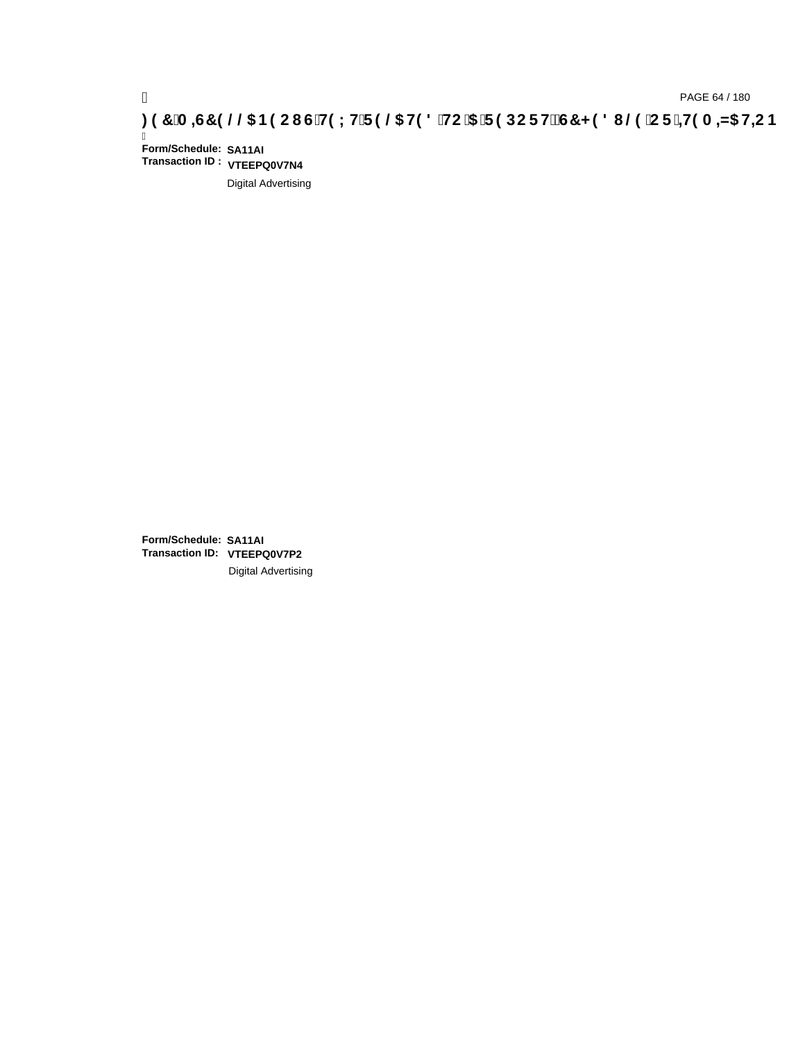**Form/Schedule:** **SA11AI**
**Transaction ID :** **VTEEPQ0V7N4**

Digital Advertising

**Form/Schedule:** **SA11AI**
**Transaction ID:** **VTEEPQ0V7P2**

Digital Advertising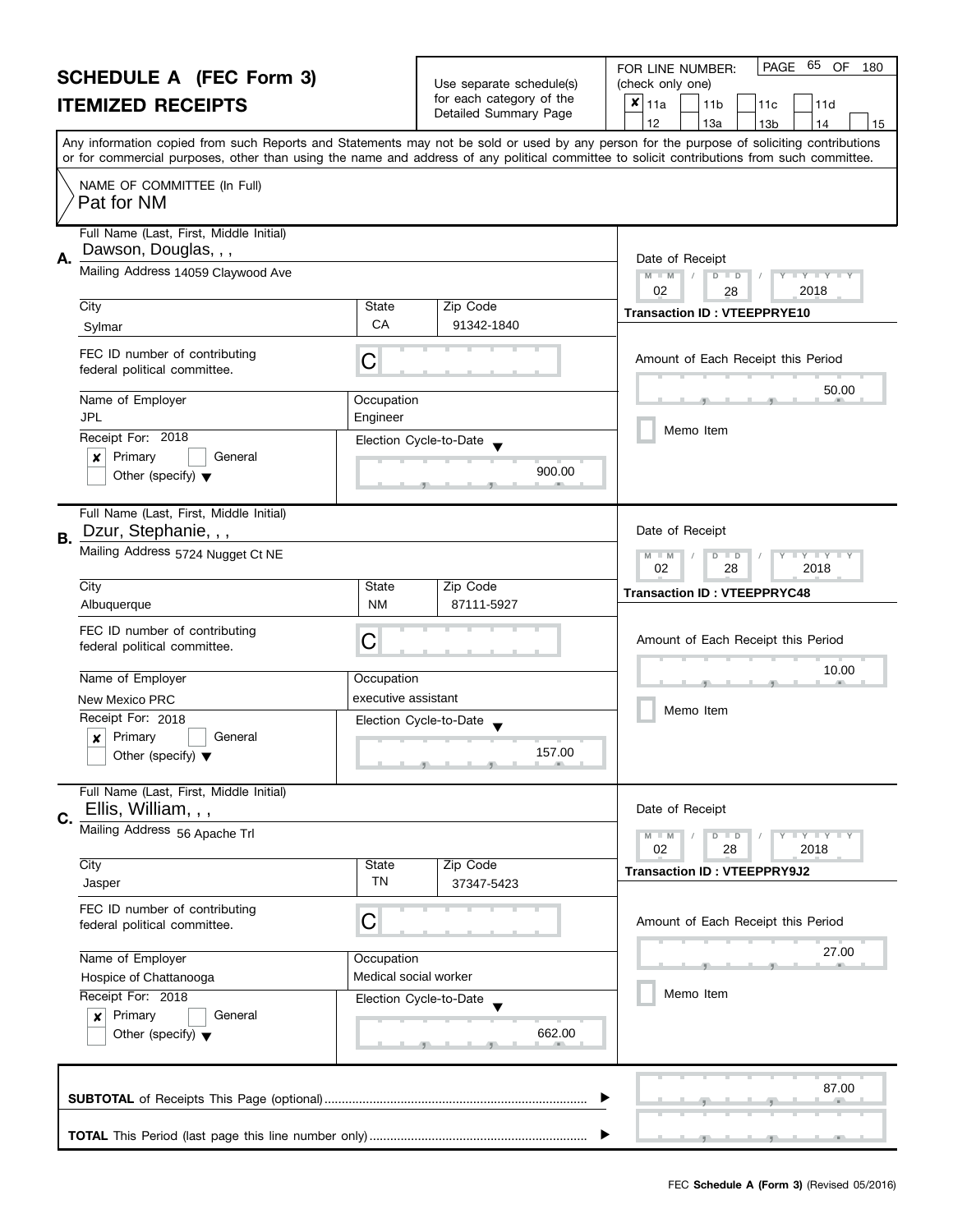# SCHEDULE A (FEC Form 3)
# ITEMIZED RECEIPTS

Use separate schedule(s) for each category of the Detailed Summary Page

FOR LINE NUMBER: (check only one)

- [x] 11a
- [ ] 11b
- [ ] 11c
- [ ] 11d
- [ ] 12
- [ ] 13a
- [ ] 13b
- [ ] 14
- [ ] 15

PAGE 65 OF 180

Any information copied from such Reports and Statements may not be sold or used by any person for the purpose of soliciting contributions or for commercial purposes, other than using the name and address of any political committee to solicit contributions from such committee.

NAME OF COMMITTEE (In Full)
Pat for NM

---

**A.** Full Name (Last, First, Middle Initial): Dawson, Douglas, , ,

Mailing Address: 14059 Claywood Ave

City: Sylmar | State: CA | Zip Code: 91342-1840

FEC ID number of contributing federal political committee: C

Name of Employer: JPL | Occupation: Engineer

Receipt For: 2018
- [x] Primary
- [ ] General
- [ ] Other (specify)

Election Cycle-to-Date: 900.00

Date of Receipt: 02 / 28 / 2018

Transaction ID : VTEEPPRYE10

Amount of Each Receipt this Period: 50.00

- [ ] Memo Item

---

**B.** Full Name (Last, First, Middle Initial): Dzur, Stephanie, , ,

Mailing Address: 5724 Nugget Ct NE

City: Albuquerque | State: NM | Zip Code: 87111-5927

FEC ID number of contributing federal political committee: C

Name of Employer: New Mexico PRC | Occupation: executive assistant

Receipt For: 2018
- [x] Primary
- [ ] General
- [ ] Other (specify)

Election Cycle-to-Date: 157.00

Date of Receipt: 02 / 28 / 2018

Transaction ID : VTEEPPRYC48

Amount of Each Receipt this Period: 10.00

- [ ] Memo Item

---

**C.** Full Name (Last, First, Middle Initial): Ellis, William, , ,

Mailing Address: 56 Apache Trl

City: Jasper | State: TN | Zip Code: 37347-5423

FEC ID number of contributing federal political committee: C

Name of Employer: Hospice of Chattanooga | Occupation: Medical social worker

Receipt For: 2018
- [x] Primary
- [ ] General
- [ ] Other (specify)

Election Cycle-to-Date: 662.00

Date of Receipt: 02 / 28 / 2018

Transaction ID : VTEEPPRY9J2

Amount of Each Receipt this Period: 27.00

- [ ] Memo Item

---

**SUBTOTAL** of Receipts This Page (optional): 87.00

**TOTAL** This Period (last page this line number only):

FEC **Schedule A (Form 3)** (Revised 05/2016)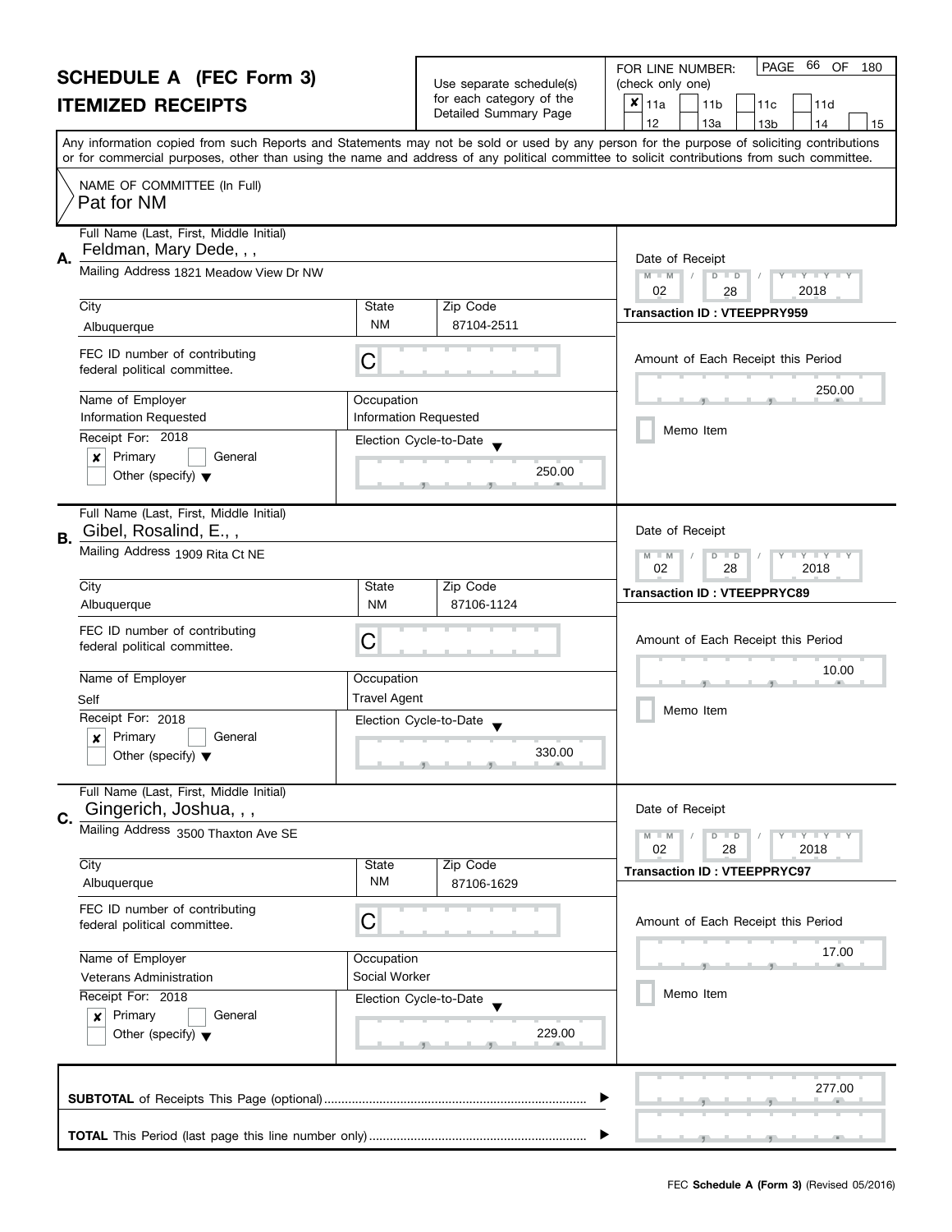# SCHEDULE A (FEC Form 3)
# ITEMIZED RECEIPTS

Use separate schedule(s) for each category of the Detailed Summary Page

FOR LINE NUMBER: (check only one)

- [x] 11a
- [ ] 11b
- [ ] 11c
- [ ] 11d
- [ ] 12
- [ ] 13a
- [ ] 13b
- [ ] 14
- [ ] 15

Any information copied from such Reports and Statements may not be sold or used by any person for the purpose of soliciting contributions or for commercial purposes, other than using the name and address of any political committee to solicit contributions from such committee.

NAME OF COMMITTEE (In Full)
Pat for NM

---

**A.** Full Name (Last, First, Middle Initial): Feldman, Mary Dede, , ,

Mailing Address: 1821 Meadow View Dr NW

City: Albuquerque | State: NM | Zip Code: 87104-2511

FEC ID number of contributing federal political committee: C

Name of Employer: Information Requested

Occupation: Information Requested

Receipt For: 2018
- [x] Primary
- [ ] General
- [ ] Other (specify)

Election Cycle-to-Date: 250.00

Date of Receipt: 02 / 28 / 2018

Transaction ID : VTEEPPRY959

Amount of Each Receipt this Period: 250.00

- [ ] Memo Item

---

**B.** Full Name (Last, First, Middle Initial): Gibel, Rosalind, E., ,

Mailing Address: 1909 Rita Ct NE

City: Albuquerque | State: NM | Zip Code: 87106-1124

FEC ID number of contributing federal political committee: C

Name of Employer: Self

Occupation: Travel Agent

Receipt For: 2018
- [x] Primary
- [ ] General
- [ ] Other (specify)

Election Cycle-to-Date: 330.00

Date of Receipt: 02 / 28 / 2018

Transaction ID : VTEEPPRYC89

Amount of Each Receipt this Period: 10.00

- [ ] Memo Item

---

**C.** Full Name (Last, First, Middle Initial): Gingerich, Joshua, , ,

Mailing Address: 3500 Thaxton Ave SE

City: Albuquerque | State: NM | Zip Code: 87106-1629

FEC ID number of contributing federal political committee: C

Name of Employer: Veterans Administration

Occupation: Social Worker

Receipt For: 2018
- [x] Primary
- [ ] General
- [ ] Other (specify)

Election Cycle-to-Date: 229.00

Date of Receipt: 02 / 28 / 2018

Transaction ID : VTEEPPRYC97

Amount of Each Receipt this Period: 17.00

- [ ] Memo Item

---

**SUBTOTAL** of Receipts This Page (optional): 277.00

**TOTAL** This Period (last page this line number only):

FEC **Schedule A (Form 3)** (Revised 05/2016)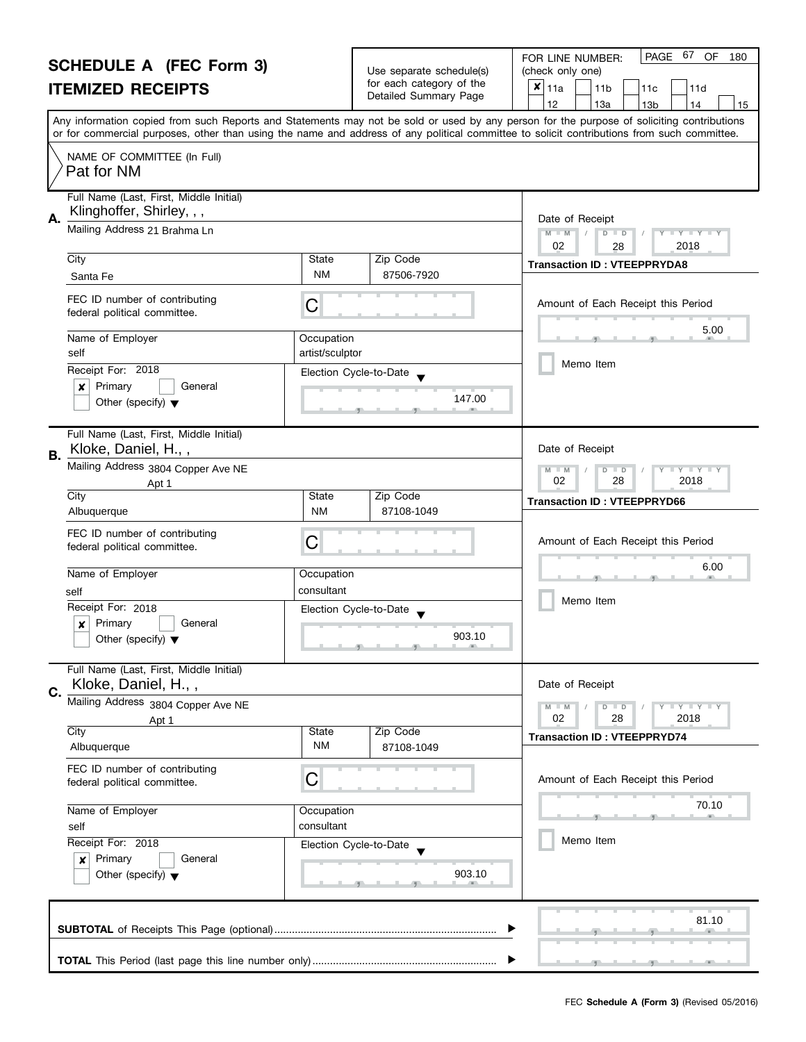# SCHEDULE A (FEC Form 3)
## ITEMIZED RECEIPTS

Use separate schedule(s) for each category of the Detailed Summary Page

FOR LINE NUMBER: (check only one)

- [x] 11a
- [ ] 11b
- [ ] 11c
- [ ] 11d
- [ ] 12
- [ ] 13a
- [ ] 13b
- [ ] 14
- [ ] 15

PAGE 67 OF 180

Any information copied from such Reports and Statements may not be sold or used by any person for the purpose of soliciting contributions or for commercial purposes, other than using the name and address of any political committee to solicit contributions from such committee.

NAME OF COMMITTEE (In Full)
Pat for NM

---

**A.** Full Name (Last, First, Middle Initial): Klinghoffer, Shirley, , ,

Mailing Address: 21 Brahma Ln

City: Santa Fe | State: NM | Zip Code: 87506-7920

FEC ID number of contributing federal political committee: C

Name of Employer: self | Occupation: artist/sculptor

Receipt For: 2018 — [x] Primary [ ] General [ ] Other (specify)

Election Cycle-to-Date: 147.00

Date of Receipt: 02 / 28 / 2018

Transaction ID : VTEEPPRYDA8

Amount of Each Receipt this Period: 5.00

[ ] Memo Item

---

**B.** Full Name (Last, First, Middle Initial): Kloke, Daniel, H., ,

Mailing Address: 3804 Copper Ave NE, Apt 1

City: Albuquerque | State: NM | Zip Code: 87108-1049

FEC ID number of contributing federal political committee: C

Name of Employer: self | Occupation: consultant

Receipt For: 2018 — [x] Primary [ ] General [ ] Other (specify)

Election Cycle-to-Date: 903.10

Date of Receipt: 02 / 28 / 2018

Transaction ID : VTEEPPRYD66

Amount of Each Receipt this Period: 6.00

[ ] Memo Item

---

**C.** Full Name (Last, First, Middle Initial): Kloke, Daniel, H., ,

Mailing Address: 3804 Copper Ave NE, Apt 1

City: Albuquerque | State: NM | Zip Code: 87108-1049

FEC ID number of contributing federal political committee: C

Name of Employer: self | Occupation: consultant

Receipt For: 2018 — [x] Primary [ ] General [ ] Other (specify)

Election Cycle-to-Date: 903.10

Date of Receipt: 02 / 28 / 2018

Transaction ID : VTEEPPRYD74

Amount of Each Receipt this Period: 70.10

[ ] Memo Item

---

**SUBTOTAL** of Receipts This Page (optional): 81.10

**TOTAL** This Period (last page this line number only):

FEC **Schedule A (Form 3)** (Revised 05/2016)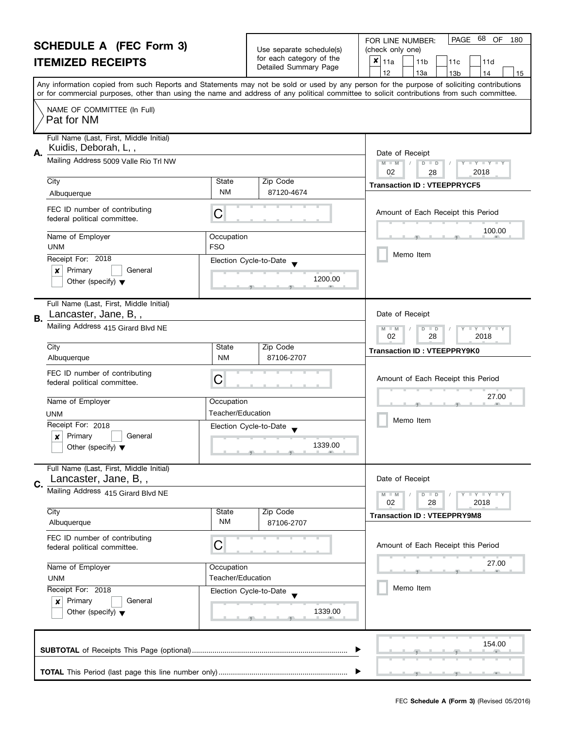# SCHEDULE A (FEC Form 3)

## ITEMIZED RECEIPTS

Use separate schedule(s) for each category of the Detailed Summary Page

FOR LINE NUMBER: (check only one)

- [x] 11a
- [ ] 11b
- [ ] 11c
- [ ] 11d
- [ ] 12
- [ ] 13a
- [ ] 13b
- [ ] 14
- [ ] 15

Any information copied from such Reports and Statements may not be sold or used by any person for the purpose of soliciting contributions or for commercial purposes, other than using the name and address of any political committee to solicit contributions from such committee.

NAME OF COMMITTEE (In Full)
Pat for NM

---

**A.**

Full Name (Last, First, Middle Initial): Kuidis, Deborah, L, ,

Mailing Address: 5009 Valle Rio Trl NW

City: Albuquerque | State: NM | Zip Code: 87120-4674

FEC ID number of contributing federal political committee: C

Name of Employer: UNM

Occupation: FSO

Receipt For: 2018

- [x] Primary
- [ ] General
- [ ] Other (specify)

Election Cycle-to-Date: 1200.00

Date of Receipt: 02 / 28 / 2018

Transaction ID : VTEEPPRYCF5

Amount of Each Receipt this Period: 100.00

- [ ] Memo Item

---

**B.**

Full Name (Last, First, Middle Initial): Lancaster, Jane, B, ,

Mailing Address: 415 Girard Blvd NE

City: Albuquerque | State: NM | Zip Code: 87106-2707

FEC ID number of contributing federal political committee: C

Name of Employer: UNM

Occupation: Teacher/Education

Receipt For: 2018

- [x] Primary
- [ ] General
- [ ] Other (specify)

Election Cycle-to-Date: 1339.00

Date of Receipt: 02 / 28 / 2018

Transaction ID : VTEEPPRY9K0

Amount of Each Receipt this Period: 27.00

- [ ] Memo Item

---

**C.**

Full Name (Last, First, Middle Initial): Lancaster, Jane, B, ,

Mailing Address: 415 Girard Blvd NE

City: Albuquerque | State: NM | Zip Code: 87106-2707

FEC ID number of contributing federal political committee: C

Name of Employer: UNM

Occupation: Teacher/Education

Receipt For: 2018

- [x] Primary
- [ ] General
- [ ] Other (specify)

Election Cycle-to-Date: 1339.00

Date of Receipt: 02 / 28 / 2018

Transaction ID : VTEEPPRY9M8

Amount of Each Receipt this Period: 27.00

- [ ] Memo Item

---

**SUBTOTAL** of Receipts This Page (optional): 154.00

**TOTAL** This Period (last page this line number only):

FEC **Schedule A (Form 3)** (Revised 05/2016)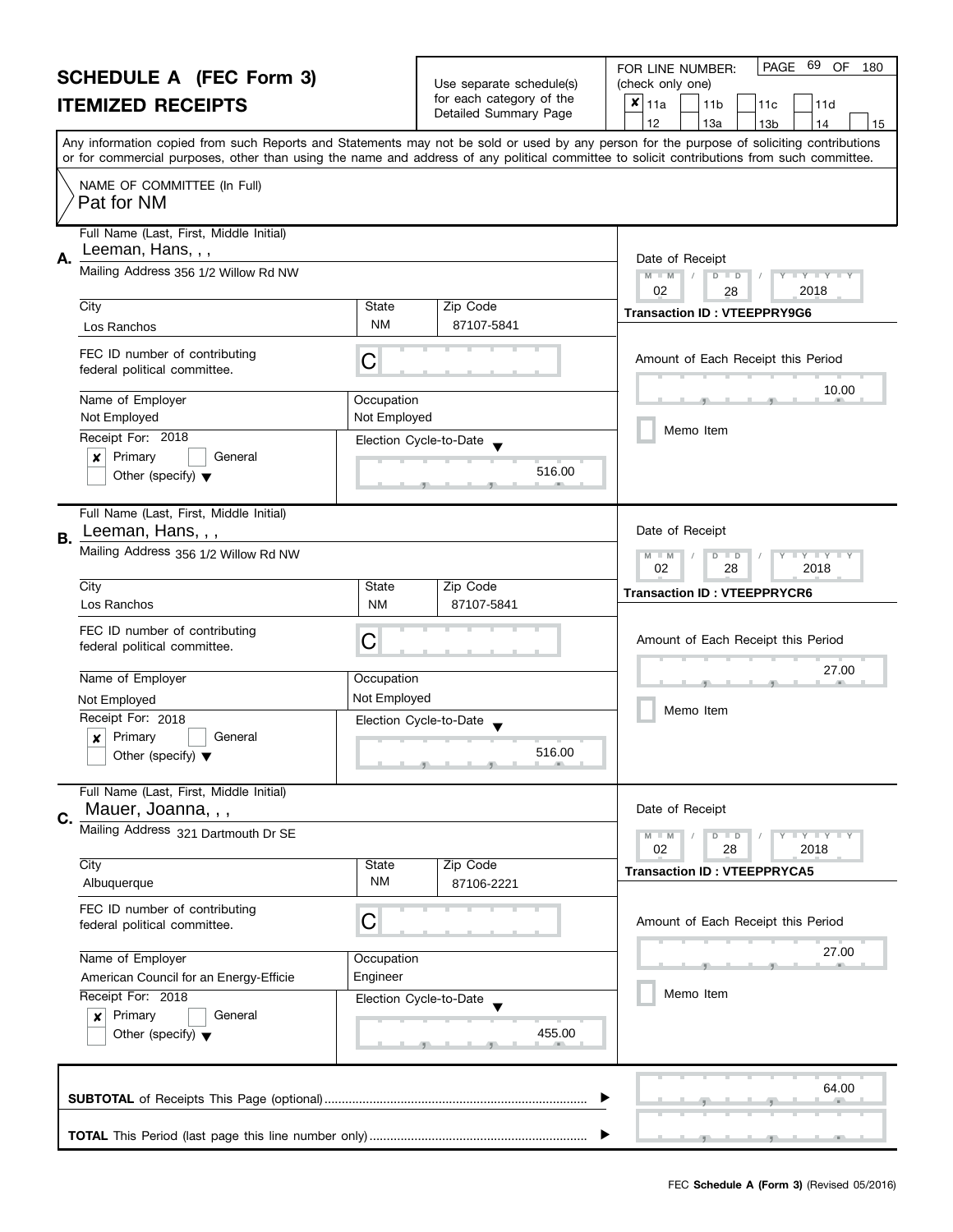# SCHEDULE A (FEC Form 3)
## ITEMIZED RECEIPTS

Use separate schedule(s) for each category of the Detailed Summary Page

FOR LINE NUMBER: (check only one)

- [x] 11a
- [ ] 11b
- [ ] 11c
- [ ] 11d
- [ ] 12
- [ ] 13a
- [ ] 13b
- [ ] 14
- [ ] 15

PAGE 69 OF 180

Any information copied from such Reports and Statements may not be sold or used by any person for the purpose of soliciting contributions or for commercial purposes, other than using the name and address of any political committee to solicit contributions from such committee.

NAME OF COMMITTEE (In Full)
Pat for NM

---

**A.**

Full Name (Last, First, Middle Initial): Leeman, Hans, , ,

Mailing Address: 356 1/2 Willow Rd NW

| City | State | Zip Code |
|---|---|---|
| Los Ranchos | NM | 87107-5841 |

FEC ID number of contributing federal political committee: C

| Name of Employer | Occupation |
|---|---|
| Not Employed | Not Employed |

Receipt For: 2018
- [x] Primary
- [ ] General
- [ ] Other (specify)

Election Cycle-to-Date: 516.00

Date of Receipt: 02 / 28 / 2018

Transaction ID : VTEEPPRY9G6

Amount of Each Receipt this Period: 10.00

- [ ] Memo Item

---

**B.**

Full Name (Last, First, Middle Initial): Leeman, Hans, , ,

Mailing Address: 356 1/2 Willow Rd NW

| City | State | Zip Code |
|---|---|---|
| Los Ranchos | NM | 87107-5841 |

FEC ID number of contributing federal political committee: C

| Name of Employer | Occupation |
|---|---|
| Not Employed | Not Employed |

Receipt For: 2018
- [x] Primary
- [ ] General
- [ ] Other (specify)

Election Cycle-to-Date: 516.00

Date of Receipt: 02 / 28 / 2018

Transaction ID : VTEEPPRYCR6

Amount of Each Receipt this Period: 27.00

- [ ] Memo Item

---

**C.**

Full Name (Last, First, Middle Initial): Mauer, Joanna, , ,

Mailing Address: 321 Dartmouth Dr SE

| City | State | Zip Code |
|---|---|---|
| Albuquerque | NM | 87106-2221 |

FEC ID number of contributing federal political committee: C

| Name of Employer | Occupation |
|---|---|
| American Council for an Energy-Efficie | Engineer |

Receipt For: 2018
- [x] Primary
- [ ] General
- [ ] Other (specify)

Election Cycle-to-Date: 455.00

Date of Receipt: 02 / 28 / 2018

Transaction ID : VTEEPPRYCA5

Amount of Each Receipt this Period: 27.00

- [ ] Memo Item

---

**SUBTOTAL** of Receipts This Page (optional): 64.00

**TOTAL** This Period (last page this line number only):

FEC **Schedule A (Form 3)** (Revised 05/2016)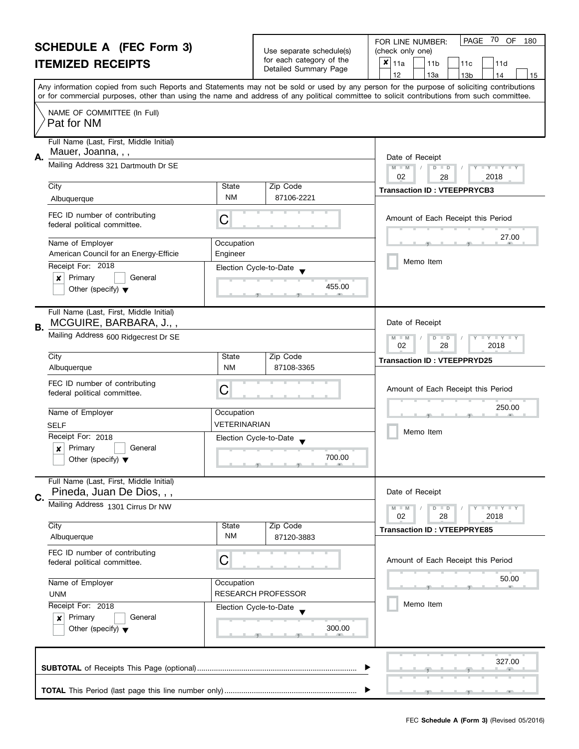# SCHEDULE A (FEC Form 3)

## ITEMIZED RECEIPTS

Use separate schedule(s) for each category of the Detailed Summary Page

FOR LINE NUMBER: (check only one)

- [x] 11a
- [ ] 11b
- [ ] 11c
- [ ] 11d
- [ ] 12
- [ ] 13a
- [ ] 13b
- [ ] 14
- [ ] 15

Any information copied from such Reports and Statements may not be sold or used by any person for the purpose of soliciting contributions or for commercial purposes, other than using the name and address of any political committee to solicit contributions from such committee.

NAME OF COMMITTEE (In Full)
Pat for NM

---

**A.** Full Name (Last, First, Middle Initial): Mauer, Joanna, , ,

Mailing Address: 321 Dartmouth Dr SE

| City | State | Zip Code |
|---|---|---|
| Albuquerque | NM | 87106-2221 |

FEC ID number of contributing federal political committee: C

| Name of Employer | Occupation |
|---|---|
| American Council for an Energy-Efficie | Engineer |

Receipt For: 2018
- [x] Primary
- [ ] General
- [ ] Other (specify)

Election Cycle-to-Date: 455.00

Date of Receipt: 02 / 28 / 2018

Transaction ID : VTEEPPRYCB3

Amount of Each Receipt this Period: 27.00

- [ ] Memo Item

---

**B.** Full Name (Last, First, Middle Initial): MCGUIRE, BARBARA, J., ,

Mailing Address: 600 Ridgecrest Dr SE

| City | State | Zip Code |
|---|---|---|
| Albuquerque | NM | 87108-3365 |

FEC ID number of contributing federal political committee: C

| Name of Employer | Occupation |
|---|---|
| SELF | VETERINARIAN |

Receipt For: 2018
- [x] Primary
- [ ] General
- [ ] Other (specify)

Election Cycle-to-Date: 700.00

Date of Receipt: 02 / 28 / 2018

Transaction ID : VTEEPPRYD25

Amount of Each Receipt this Period: 250.00

- [ ] Memo Item

---

**C.** Full Name (Last, First, Middle Initial): Pineda, Juan De Dios, , ,

Mailing Address: 1301 Cirrus Dr NW

| City | State | Zip Code |
|---|---|---|
| Albuquerque | NM | 87120-3883 |

FEC ID number of contributing federal political committee: C

| Name of Employer | Occupation |
|---|---|
| UNM | RESEARCH PROFESSOR |

Receipt For: 2018
- [x] Primary
- [ ] General
- [ ] Other (specify)

Election Cycle-to-Date: 300.00

Date of Receipt: 02 / 28 / 2018

Transaction ID : VTEEPPRYE85

Amount of Each Receipt this Period: 50.00

- [ ] Memo Item

---

**SUBTOTAL** of Receipts This Page (optional): 327.00

**TOTAL** This Period (last page this line number only):

FEC **Schedule A (Form 3)** (Revised 05/2016)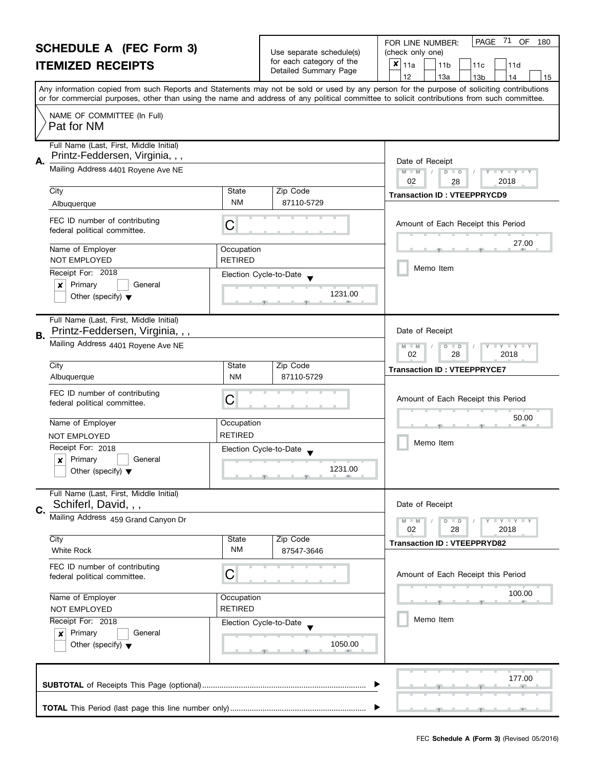# SCHEDULE A (FEC Form 3)
## ITEMIZED RECEIPTS

Use separate schedule(s) for each category of the Detailed Summary Page

FOR LINE NUMBER: (check only one)

- [x] 11a
- [ ] 11b
- [ ] 11c
- [ ] 11d
- [ ] 12
- [ ] 13a
- [ ] 13b
- [ ] 14
- [ ] 15

Any information copied from such Reports and Statements may not be sold or used by any person for the purpose of soliciting contributions or for commercial purposes, other than using the name and address of any political committee to solicit contributions from such committee.

NAME OF COMMITTEE (In Full)
Pat for NM

---

**A.**
Full Name (Last, First, Middle Initial): Printz-Feddersen, Virginia, , ,
Mailing Address: 4401 Royene Ave NE
City: Albuquerque
State: NM
Zip Code: 87110-5729
FEC ID number of contributing federal political committee: C
Name of Employer: NOT EMPLOYED
Occupation: RETIRED
Receipt For: 2018
- [x] Primary
- [ ] General
- [ ] Other (specify)

Election Cycle-to-Date: 1231.00
Date of Receipt: 02 / 28 / 2018
Transaction ID : VTEEPPRYCD9
Amount of Each Receipt this Period: 27.00
- [ ] Memo Item

---

**B.**
Full Name (Last, First, Middle Initial): Printz-Feddersen, Virginia, , ,
Mailing Address: 4401 Royene Ave NE
City: Albuquerque
State: NM
Zip Code: 87110-5729
FEC ID number of contributing federal political committee: C
Name of Employer: NOT EMPLOYED
Occupation: RETIRED
Receipt For: 2018
- [x] Primary
- [ ] General
- [ ] Other (specify)

Election Cycle-to-Date: 1231.00
Date of Receipt: 02 / 28 / 2018
Transaction ID : VTEEPPRYCE7
Amount of Each Receipt this Period: 50.00
- [ ] Memo Item

---

**C.**
Full Name (Last, First, Middle Initial): Schiferl, David, , ,
Mailing Address: 459 Grand Canyon Dr
City: White Rock
State: NM
Zip Code: 87547-3646
FEC ID number of contributing federal political committee: C
Name of Employer: NOT EMPLOYED
Occupation: RETIRED
Receipt For: 2018
- [x] Primary
- [ ] General
- [ ] Other (specify)

Election Cycle-to-Date: 1050.00
Date of Receipt: 02 / 28 / 2018
Transaction ID : VTEEPPRYD82
Amount of Each Receipt this Period: 100.00
- [ ] Memo Item

---

**SUBTOTAL** of Receipts This Page (optional): 177.00

**TOTAL** This Period (last page this line number only):

FEC **Schedule A (Form 3)** (Revised 05/2016)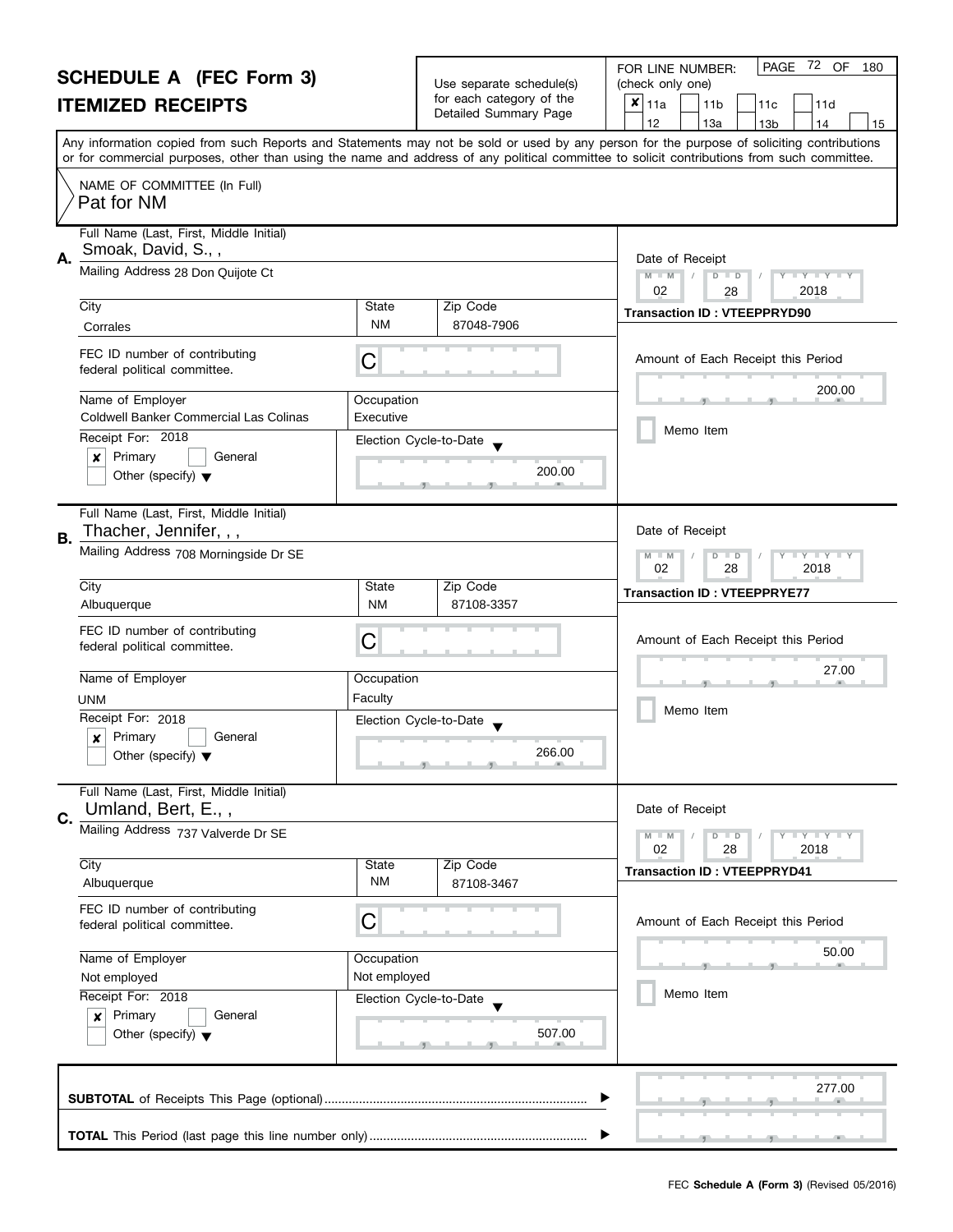# SCHEDULE A (FEC Form 3)

## ITEMIZED RECEIPTS

Use separate schedule(s) for each category of the Detailed Summary Page

FOR LINE NUMBER: (check only one)

- [x] 11a
- [ ] 11b
- [ ] 11c
- [ ] 11d
- [ ] 12
- [ ] 13a
- [ ] 13b
- [ ] 14
- [ ] 15

Any information copied from such Reports and Statements may not be sold or used by any person for the purpose of soliciting contributions or for commercial purposes, other than using the name and address of any political committee to solicit contributions from such committee.

NAME OF COMMITTEE (In Full)
Pat for NM

---

**A.** Full Name (Last, First, Middle Initial): Smoak, David, S., ,

Mailing Address: 28 Don Quijote Ct

| City | State | Zip Code |
|---|---|---|
| Corrales | NM | 87048-7906 |

FEC ID number of contributing federal political committee: C

| Name of Employer | Occupation |
|---|---|
| Coldwell Banker Commercial Las Colinas | Executive |

Receipt For: 2018
- [x] Primary
- [ ] General
- [ ] Other (specify)

Election Cycle-to-Date: 200.00

Date of Receipt: 02 / 28 / 2018

Transaction ID : VTEEPPRYD90

Amount of Each Receipt this Period: 200.00

- [ ] Memo Item

---

**B.** Full Name (Last, First, Middle Initial): Thacher, Jennifer, , ,

Mailing Address: 708 Morningside Dr SE

| City | State | Zip Code |
|---|---|---|
| Albuquerque | NM | 87108-3357 |

FEC ID number of contributing federal political committee: C

| Name of Employer | Occupation |
|---|---|
| UNM | Faculty |

Receipt For: 2018
- [x] Primary
- [ ] General
- [ ] Other (specify)

Election Cycle-to-Date: 266.00

Date of Receipt: 02 / 28 / 2018

Transaction ID : VTEEPPRYE77

Amount of Each Receipt this Period: 27.00

- [ ] Memo Item

---

**C.** Full Name (Last, First, Middle Initial): Umland, Bert, E., ,

Mailing Address: 737 Valverde Dr SE

| City | State | Zip Code |
|---|---|---|
| Albuquerque | NM | 87108-3467 |

FEC ID number of contributing federal political committee: C

| Name of Employer | Occupation |
|---|---|
| Not employed | Not employed |

Receipt For: 2018
- [x] Primary
- [ ] General
- [ ] Other (specify)

Election Cycle-to-Date: 507.00

Date of Receipt: 02 / 28 / 2018

Transaction ID : VTEEPPRYD41

Amount of Each Receipt this Period: 50.00

- [ ] Memo Item

---

**SUBTOTAL** of Receipts This Page (optional): 277.00

**TOTAL** This Period (last page this line number only):

FEC **Schedule A (Form 3)** (Revised 05/2016)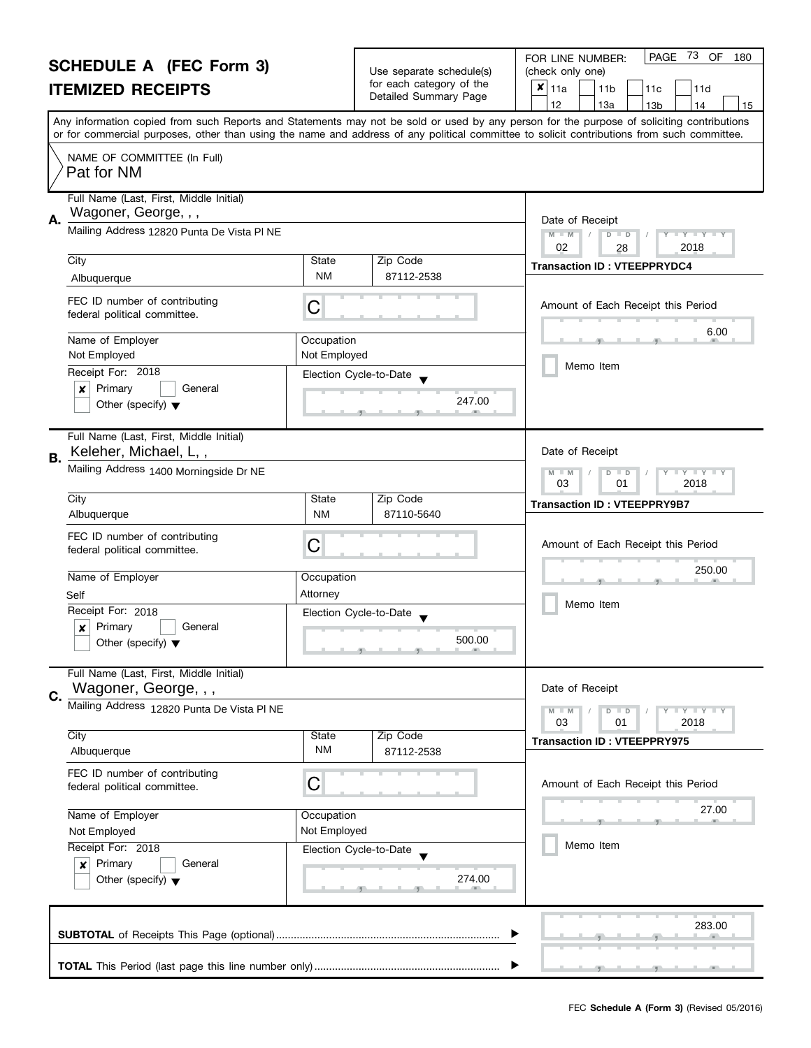# SCHEDULE A (FEC Form 3)
## ITEMIZED RECEIPTS

Use separate schedule(s) for each category of the Detailed Summary Page

FOR LINE NUMBER: (check only one)

- [x] 11a
- [ ] 11b
- [ ] 11c
- [ ] 11d
- [ ] 12
- [ ] 13a
- [ ] 13b
- [ ] 14
- [ ] 15

Any information copied from such Reports and Statements may not be sold or used by any person for the purpose of soliciting contributions or for commercial purposes, other than using the name and address of any political committee to solicit contributions from such committee.

NAME OF COMMITTEE (In Full)
Pat for NM

---

**A.**

Full Name (Last, First, Middle Initial): Wagoner, George, , ,

Mailing Address: 12820 Punta De Vista Pl NE

City: Albuquerque | State: NM | Zip Code: 87112-2538

FEC ID number of contributing federal political committee: C

Name of Employer: Not Employed | Occupation: Not Employed

Receipt For: 2018
- [x] Primary
- [ ] General
- [ ] Other (specify)

Election Cycle-to-Date: 247.00

Date of Receipt: 02 / 28 / 2018

Transaction ID : VTEEPPRYDC4

Amount of Each Receipt this Period: 6.00

- [ ] Memo Item

---

**B.**

Full Name (Last, First, Middle Initial): Keleher, Michael, L, ,

Mailing Address: 1400 Morningside Dr NE

City: Albuquerque | State: NM | Zip Code: 87110-5640

FEC ID number of contributing federal political committee: C

Name of Employer: Self | Occupation: Attorney

Receipt For: 2018
- [x] Primary
- [ ] General
- [ ] Other (specify)

Election Cycle-to-Date: 500.00

Date of Receipt: 03 / 01 / 2018

Transaction ID : VTEEPPRY9B7

Amount of Each Receipt this Period: 250.00

- [ ] Memo Item

---

**C.**

Full Name (Last, First, Middle Initial): Wagoner, George, , ,

Mailing Address: 12820 Punta De Vista Pl NE

City: Albuquerque | State: NM | Zip Code: 87112-2538

FEC ID number of contributing federal political committee: C

Name of Employer: Not Employed | Occupation: Not Employed

Receipt For: 2018
- [x] Primary
- [ ] General
- [ ] Other (specify)

Election Cycle-to-Date: 274.00

Date of Receipt: 03 / 01 / 2018

Transaction ID : VTEEPPRY975

Amount of Each Receipt this Period: 27.00

- [ ] Memo Item

---

**SUBTOTAL** of Receipts This Page (optional): 283.00

**TOTAL** This Period (last page this line number only):

FEC **Schedule A (Form 3)** (Revised 05/2016)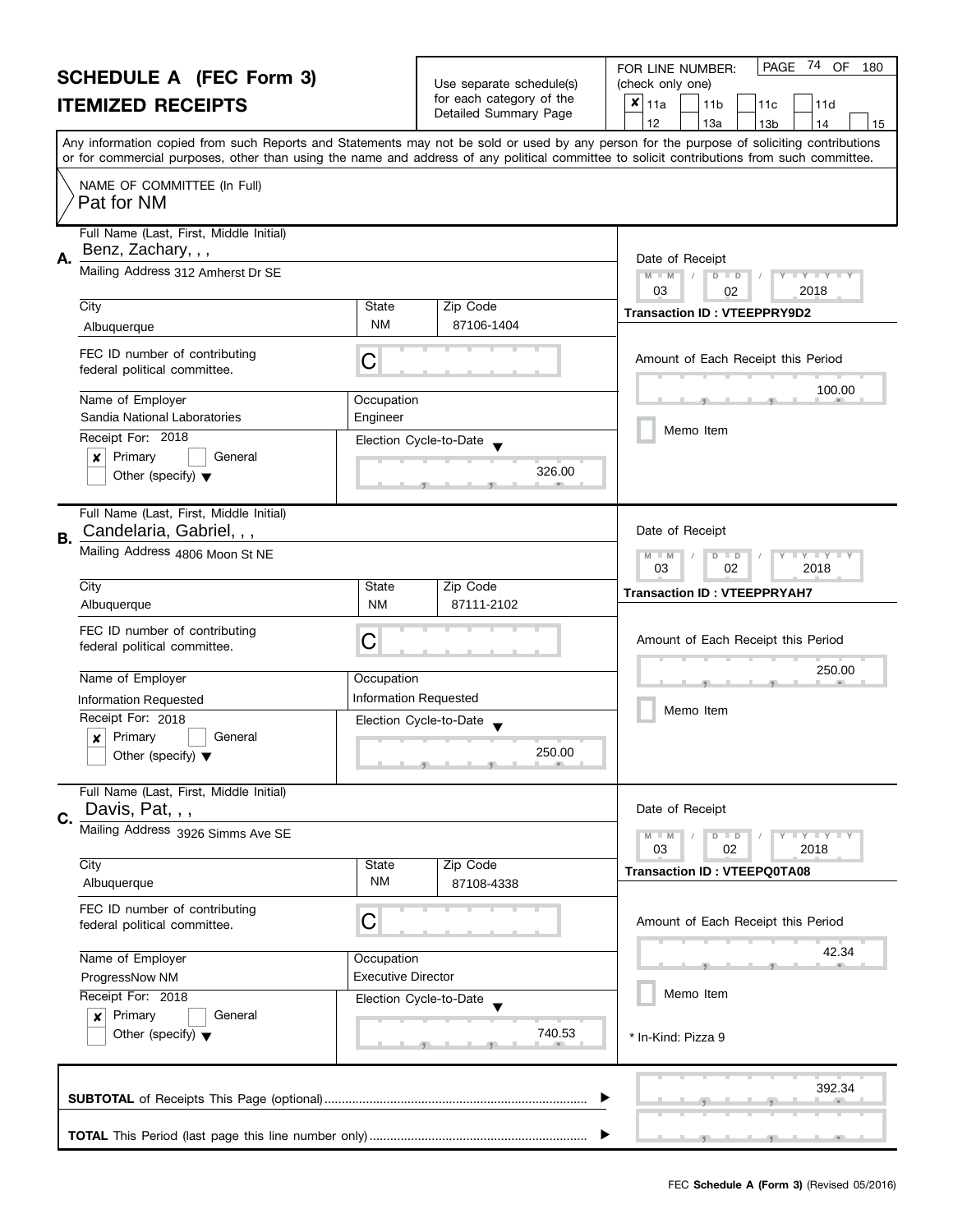# SCHEDULE A (FEC Form 3)

## ITEMIZED RECEIPTS

Use separate schedule(s) for each category of the Detailed Summary Page

FOR LINE NUMBER: (check only one)

☒ 11a ☐ 11b ☐ 11c ☐ 11d ☐ 12 ☐ 13a ☐ 13b ☐ 14 ☐ 15

Any information copied from such Reports and Statements may not be sold or used by any person for the purpose of soliciting contributions or for commercial purposes, other than using the name and address of any political committee to solicit contributions from such committee.

NAME OF COMMITTEE (In Full)
Pat for NM

---

**A.**

Full Name (Last, First, Middle Initial): Benz, Zachary, , ,

Mailing Address: 312 Amherst Dr SE

City: Albuquerque | State: NM | Zip Code: 87106-1404

FEC ID number of contributing federal political committee: C

Name of Employer: Sandia National Laboratories

Occupation: Engineer

Receipt For: 2018 ☒ Primary ☐ General ☐ Other (specify)

Election Cycle-to-Date: 326.00

Date of Receipt: 03 / 02 / 2018

Transaction ID : VTEEPPRY9D2

Amount of Each Receipt this Period: 100.00

☐ Memo Item

---

**B.**

Full Name (Last, First, Middle Initial): Candelaria, Gabriel, , ,

Mailing Address: 4806 Moon St NE

City: Albuquerque | State: NM | Zip Code: 87111-2102

FEC ID number of contributing federal political committee: C

Name of Employer: Information Requested

Occupation: Information Requested

Receipt For: 2018 ☒ Primary ☐ General ☐ Other (specify)

Election Cycle-to-Date: 250.00

Date of Receipt: 03 / 02 / 2018

Transaction ID : VTEEPPRYAH7

Amount of Each Receipt this Period: 250.00

☐ Memo Item

---

**C.**

Full Name (Last, First, Middle Initial): Davis, Pat, , ,

Mailing Address: 3926 Simms Ave SE

City: Albuquerque | State: NM | Zip Code: 87108-4338

FEC ID number of contributing federal political committee: C

Name of Employer: ProgressNow NM

Occupation: Executive Director

Receipt For: 2018 ☒ Primary ☐ General ☐ Other (specify)

Election Cycle-to-Date: 740.53

Date of Receipt: 03 / 02 / 2018

Transaction ID : VTEEPQ0TA08

Amount of Each Receipt this Period: 42.34

☐ Memo Item

\* In-Kind: Pizza 9

---

**SUBTOTAL** of Receipts This Page (optional): 392.34

**TOTAL** This Period (last page this line number only):

FEC **Schedule A (Form 3)** (Revised 05/2016)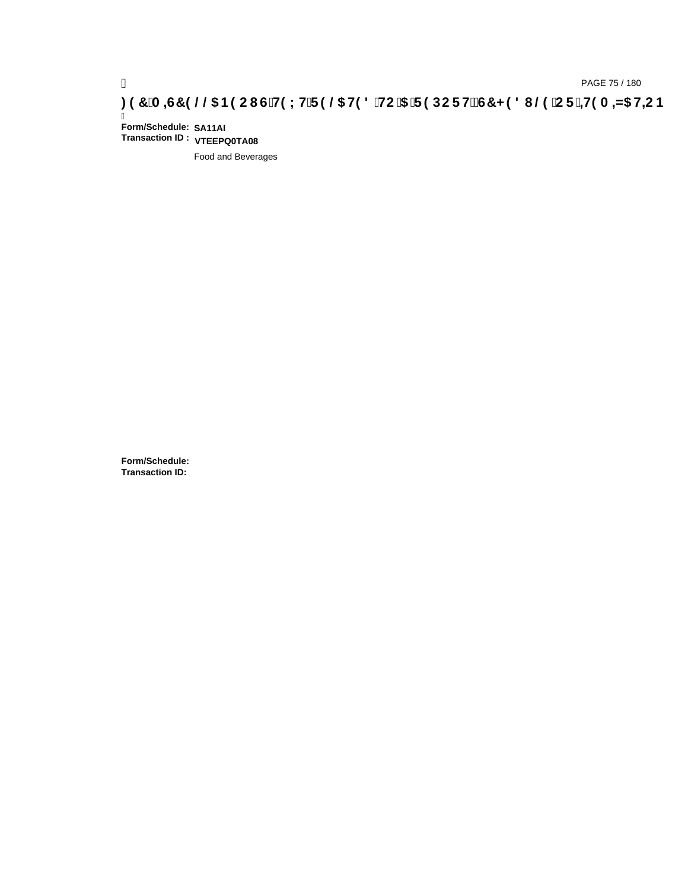**Form/Schedule:** **SA11AI**
**Transaction ID :** **VTEEPQ0TA08**

Food and Beverages

**Form/Schedule:**
**Transaction ID:**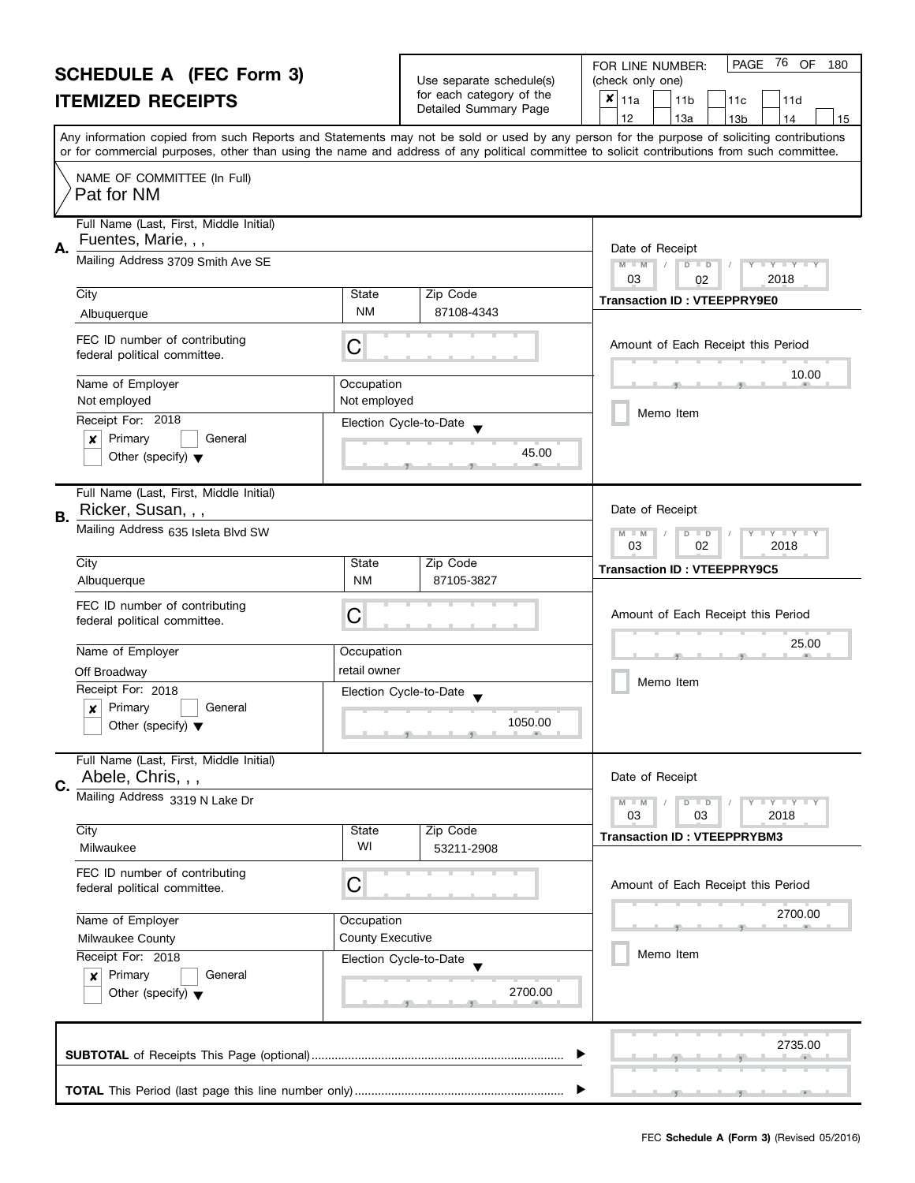# SCHEDULE A (FEC Form 3)
## ITEMIZED RECEIPTS

Use separate schedule(s) for each category of the Detailed Summary Page

FOR LINE NUMBER: (check only one)

- [x] 11a
- [ ] 11b
- [ ] 11c
- [ ] 11d
- [ ] 12
- [ ] 13a
- [ ] 13b
- [ ] 14
- [ ] 15

Any information copied from such Reports and Statements may not be sold or used by any person for the purpose of soliciting contributions or for commercial purposes, other than using the name and address of any political committee to solicit contributions from such committee.

NAME OF COMMITTEE (In Full)
Pat for NM

---

**A.** Full Name (Last, First, Middle Initial): Fuentes, Marie, , ,

Mailing Address: 3709 Smith Ave SE

| City | State | Zip Code |
|---|---|---|
| Albuquerque | NM | 87108-4343 |

FEC ID number of contributing federal political committee: C

| Name of Employer | Occupation |
|---|---|
| Not employed | Not employed |

Receipt For: 2018
- [x] Primary
- [ ] General
- [ ] Other (specify)

Election Cycle-to-Date: 45.00

Date of Receipt: 03 / 02 / 2018

Transaction ID : VTEEPPRY9E0

Amount of Each Receipt this Period: 10.00

- [ ] Memo Item

---

**B.** Full Name (Last, First, Middle Initial): Ricker, Susan, , ,

Mailing Address: 635 Isleta Blvd SW

| City | State | Zip Code |
|---|---|---|
| Albuquerque | NM | 87105-3827 |

FEC ID number of contributing federal political committee: C

| Name of Employer | Occupation |
|---|---|
| Off Broadway | retail owner |

Receipt For: 2018
- [x] Primary
- [ ] General
- [ ] Other (specify)

Election Cycle-to-Date: 1050.00

Date of Receipt: 03 / 02 / 2018

Transaction ID : VTEEPPRY9C5

Amount of Each Receipt this Period: 25.00

- [ ] Memo Item

---

**C.** Full Name (Last, First, Middle Initial): Abele, Chris, , ,

Mailing Address: 3319 N Lake Dr

| City | State | Zip Code |
|---|---|---|
| Milwaukee | WI | 53211-2908 |

FEC ID number of contributing federal political committee: C

| Name of Employer | Occupation |
|---|---|
| Milwaukee County | County Executive |

Receipt For: 2018
- [x] Primary
- [ ] General
- [ ] Other (specify)

Election Cycle-to-Date: 2700.00

Date of Receipt: 03 / 03 / 2018

Transaction ID : VTEEPPRYBM3

Amount of Each Receipt this Period: 2700.00

- [ ] Memo Item

---

**SUBTOTAL** of Receipts This Page (optional): 2735.00

**TOTAL** This Period (last page this line number only):

FEC **Schedule A (Form 3)** (Revised 05/2016)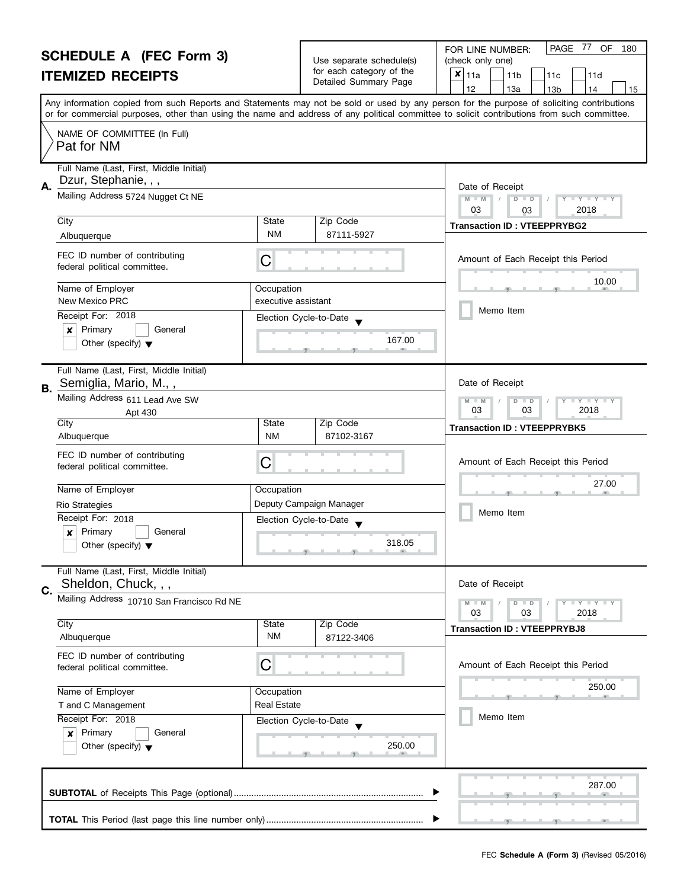# SCHEDULE A (FEC Form 3)
## ITEMIZED RECEIPTS

Use separate schedule(s) for each category of the Detailed Summary Page

FOR LINE NUMBER: (check only one)

- [x] 11a
- [ ] 11b
- [ ] 11c
- [ ] 11d
- [ ] 12
- [ ] 13a
- [ ] 13b
- [ ] 14
- [ ] 15

Any information copied from such Reports and Statements may not be sold or used by any person for the purpose of soliciting contributions or for commercial purposes, other than using the name and address of any political committee to solicit contributions from such committee.

NAME OF COMMITTEE (In Full)
Pat for NM

---

**A.** Full Name (Last, First, Middle Initial): Dzur, Stephanie, , ,

Mailing Address: 5724 Nugget Ct NE

City: Albuquerque | State: NM | Zip Code: 87111-5927

FEC ID number of contributing federal political committee: C

Name of Employer: New Mexico PRC

Occupation: executive assistant

Receipt For: 2018
- [x] Primary
- [ ] General
- [ ] Other (specify)

Election Cycle-to-Date: 167.00

Date of Receipt: 03 / 03 / 2018

Transaction ID : VTEEPPRYBG2

Amount of Each Receipt this Period: 10.00

- [ ] Memo Item

---

**B.** Full Name (Last, First, Middle Initial): Semiglia, Mario, M., ,

Mailing Address: 611 Lead Ave SW, Apt 430

City: Albuquerque | State: NM | Zip Code: 87102-3167

FEC ID number of contributing federal political committee: C

Name of Employer: Rio Strategies

Occupation: Deputy Campaign Manager

Receipt For: 2018
- [x] Primary
- [ ] General
- [ ] Other (specify)

Election Cycle-to-Date: 318.05

Date of Receipt: 03 / 03 / 2018

Transaction ID : VTEEPPRYBK5

Amount of Each Receipt this Period: 27.00

- [ ] Memo Item

---

**C.** Full Name (Last, First, Middle Initial): Sheldon, Chuck, , ,

Mailing Address: 10710 San Francisco Rd NE

City: Albuquerque | State: NM | Zip Code: 87122-3406

FEC ID number of contributing federal political committee: C

Name of Employer: T and C Management

Occupation: Real Estate

Receipt For: 2018
- [x] Primary
- [ ] General
- [ ] Other (specify)

Election Cycle-to-Date: 250.00

Date of Receipt: 03 / 03 / 2018

Transaction ID : VTEEPPRYBJ8

Amount of Each Receipt this Period: 250.00

- [ ] Memo Item

---

**SUBTOTAL** of Receipts This Page (optional): 287.00

**TOTAL** This Period (last page this line number only):

FEC **Schedule A (Form 3)** (Revised 05/2016)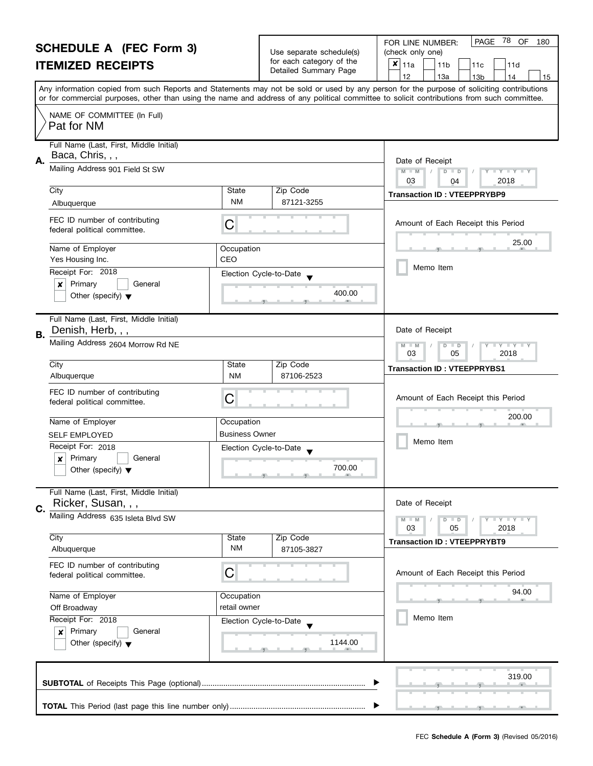# SCHEDULE A (FEC Form 3)

## ITEMIZED RECEIPTS

Use separate schedule(s) for each category of the Detailed Summary Page

FOR LINE NUMBER: (check only one)

- [x] 11a
- [ ] 11b
- [ ] 11c
- [ ] 11d
- [ ] 12
- [ ] 13a
- [ ] 13b
- [ ] 14
- [ ] 15

Any information copied from such Reports and Statements may not be sold or used by any person for the purpose of soliciting contributions or for commercial purposes, other than using the name and address of any political committee to solicit contributions from such committee.

NAME OF COMMITTEE (In Full)
Pat for NM

---

**A.** Full Name (Last, First, Middle Initial): Baca, Chris, , ,

Mailing Address: 901 Field St SW

| City | State | Zip Code |
|---|---|---|
| Albuquerque | NM | 87121-3255 |

FEC ID number of contributing federal political committee: C

| Name of Employer | Occupation |
|---|---|
| Yes Housing Inc. | CEO |

Receipt For: 2018
- [x] Primary
- [ ] General
- [ ] Other (specify)

Election Cycle-to-Date: 400.00

Date of Receipt: 03 / 04 / 2018

Transaction ID : VTEEPPRYBP9

Amount of Each Receipt this Period: 25.00

- [ ] Memo Item

---

**B.** Full Name (Last, First, Middle Initial): Denish, Herb, , ,

Mailing Address: 2604 Morrow Rd NE

| City | State | Zip Code |
|---|---|---|
| Albuquerque | NM | 87106-2523 |

FEC ID number of contributing federal political committee: C

| Name of Employer | Occupation |
|---|---|
| SELF EMPLOYED | Business Owner |

Receipt For: 2018
- [x] Primary
- [ ] General
- [ ] Other (specify)

Election Cycle-to-Date: 700.00

Date of Receipt: 03 / 05 / 2018

Transaction ID : VTEEPPRYBS1

Amount of Each Receipt this Period: 200.00

- [ ] Memo Item

---

**C.** Full Name (Last, First, Middle Initial): Ricker, Susan, , ,

Mailing Address: 635 Isleta Blvd SW

| City | State | Zip Code |
|---|---|---|
| Albuquerque | NM | 87105-3827 |

FEC ID number of contributing federal political committee: C

| Name of Employer | Occupation |
|---|---|
| Off Broadway | retail owner |

Receipt For: 2018
- [x] Primary
- [ ] General
- [ ] Other (specify)

Election Cycle-to-Date: 1144.00

Date of Receipt: 03 / 05 / 2018

Transaction ID : VTEEPPRYBT9

Amount of Each Receipt this Period: 94.00

- [ ] Memo Item

---

**SUBTOTAL** of Receipts This Page (optional): 319.00

**TOTAL** This Period (last page this line number only):

FEC **Schedule A (Form 3)** (Revised 05/2016)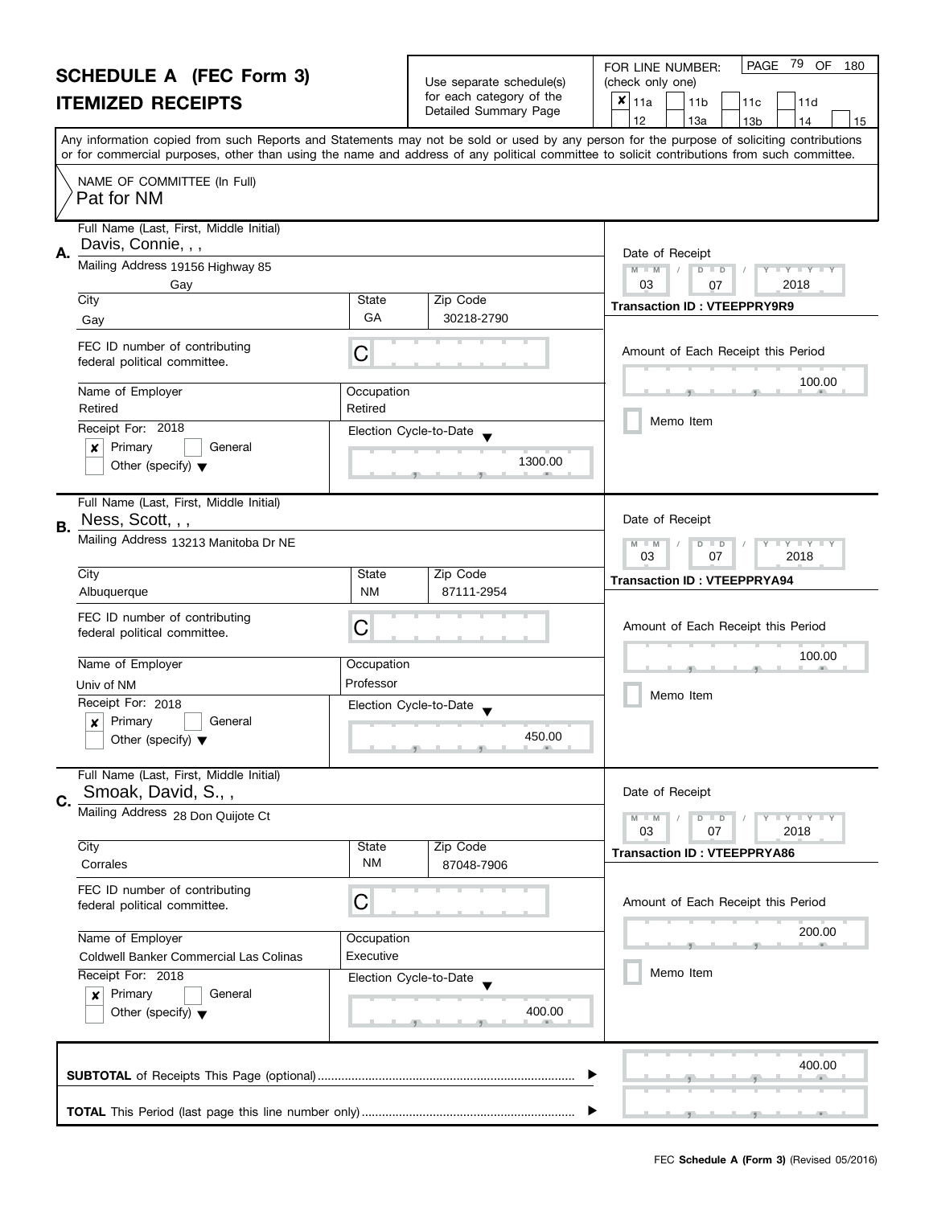# SCHEDULE A (FEC Form 3)
# ITEMIZED RECEIPTS

Use separate schedule(s) for each category of the Detailed Summary Page

FOR LINE NUMBER: (check only one)

- [x] 11a
- [ ] 11b
- [ ] 11c
- [ ] 11d
- [ ] 12
- [ ] 13a
- [ ] 13b
- [ ] 14
- [ ] 15

Any information copied from such Reports and Statements may not be sold or used by any person for the purpose of soliciting contributions or for commercial purposes, other than using the name and address of any political committee to solicit contributions from such committee.

NAME OF COMMITTEE (In Full)
Pat for NM

---

**A.** Full Name (Last, First, Middle Initial): Davis, Connie, , ,

Mailing Address: 19156 Highway 85, Gay

| City | State | Zip Code |
|---|---|---|
| Gay | GA | 30218-2790 |

FEC ID number of contributing federal political committee: C

| Name of Employer | Occupation |
|---|---|
| Retired | Retired |

Receipt For: 2018
- [x] Primary
- [ ] General
- [ ] Other (specify)

Election Cycle-to-Date: 1300.00

Date of Receipt: 03 / 07 / 2018

Transaction ID : VTEEPPRY9R9

Amount of Each Receipt this Period: 100.00

- [ ] Memo Item

---

**B.** Full Name (Last, First, Middle Initial): Ness, Scott, , ,

Mailing Address: 13213 Manitoba Dr NE

| City | State | Zip Code |
|---|---|---|
| Albuquerque | NM | 87111-2954 |

FEC ID number of contributing federal political committee: C

| Name of Employer | Occupation |
|---|---|
| Univ of NM | Professor |

Receipt For: 2018
- [x] Primary
- [ ] General
- [ ] Other (specify)

Election Cycle-to-Date: 450.00

Date of Receipt: 03 / 07 / 2018

Transaction ID : VTEEPPRYA94

Amount of Each Receipt this Period: 100.00

- [ ] Memo Item

---

**C.** Full Name (Last, First, Middle Initial): Smoak, David, S., ,

Mailing Address: 28 Don Quijote Ct

| City | State | Zip Code |
|---|---|---|
| Corrales | NM | 87048-7906 |

FEC ID number of contributing federal political committee: C

| Name of Employer | Occupation |
|---|---|
| Coldwell Banker Commercial Las Colinas | Executive |

Receipt For: 2018
- [x] Primary
- [ ] General
- [ ] Other (specify)

Election Cycle-to-Date: 400.00

Date of Receipt: 03 / 07 / 2018

Transaction ID : VTEEPPRYA86

Amount of Each Receipt this Period: 200.00

- [ ] Memo Item

---

**SUBTOTAL** of Receipts This Page (optional): 400.00

**TOTAL** This Period (last page this line number only):

FEC **Schedule A (Form 3)** (Revised 05/2016)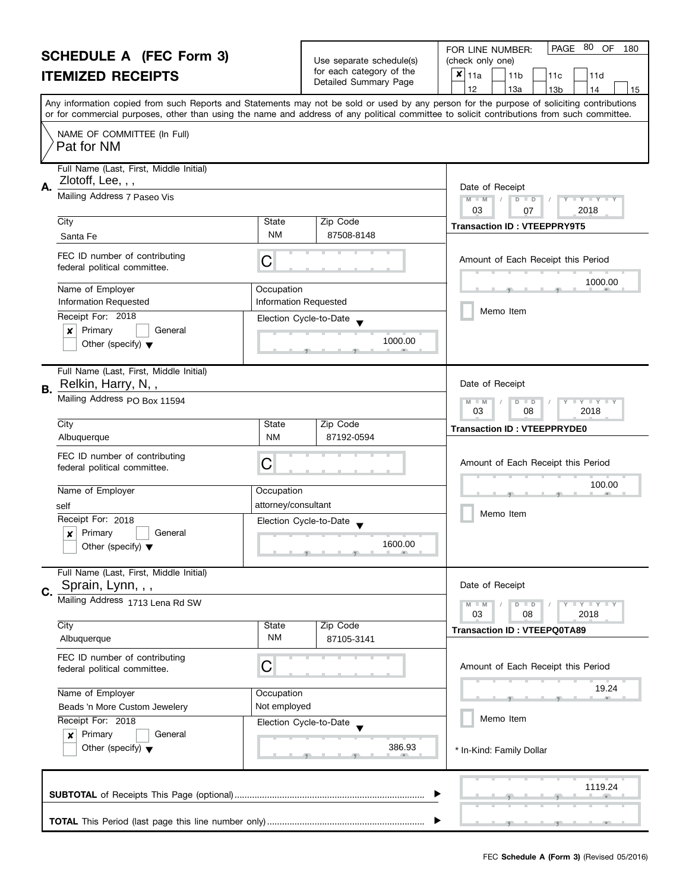# SCHEDULE A (FEC Form 3)

## ITEMIZED RECEIPTS

Use separate schedule(s) for each category of the Detailed Summary Page

FOR LINE NUMBER: (check only one)

- [x] 11a
- [ ] 11b
- [ ] 11c
- [ ] 11d
- [ ] 12
- [ ] 13a
- [ ] 13b
- [ ] 14
- [ ] 15

Any information copied from such Reports and Statements may not be sold or used by any person for the purpose of soliciting contributions or for commercial purposes, other than using the name and address of any political committee to solicit contributions from such committee.

NAME OF COMMITTEE (In Full)
Pat for NM

---

**A.** Full Name (Last, First, Middle Initial): Zlotoff, Lee, , ,

Mailing Address: 7 Paseo Vis

City: Santa Fe | State: NM | Zip Code: 87508-8148

FEC ID number of contributing federal political committee: C

Name of Employer: Information Requested | Occupation: Information Requested

Receipt For: 2018
- [x] Primary
- [ ] General
- [ ] Other (specify)

Election Cycle-to-Date: 1000.00

Date of Receipt: 03 / 07 / 2018

Transaction ID : VTEEPPRY9T5

Amount of Each Receipt this Period: 1000.00

- [ ] Memo Item

---

**B.** Full Name (Last, First, Middle Initial): Relkin, Harry, N, ,

Mailing Address: PO Box 11594

City: Albuquerque | State: NM | Zip Code: 87192-0594

FEC ID number of contributing federal political committee: C

Name of Employer: self | Occupation: attorney/consultant

Receipt For: 2018
- [x] Primary
- [ ] General
- [ ] Other (specify)

Election Cycle-to-Date: 1600.00

Date of Receipt: 03 / 08 / 2018

Transaction ID : VTEEPPRYDE0

Amount of Each Receipt this Period: 100.00

- [ ] Memo Item

---

**C.** Full Name (Last, First, Middle Initial): Sprain, Lynn, , ,

Mailing Address: 1713 Lena Rd SW

City: Albuquerque | State: NM | Zip Code: 87105-3141

FEC ID number of contributing federal political committee: C

Name of Employer: Beads 'n More Custom Jewelery | Occupation: Not employed

Receipt For: 2018
- [x] Primary
- [ ] General
- [ ] Other (specify)

Election Cycle-to-Date: 386.93

Date of Receipt: 03 / 08 / 2018

Transaction ID : VTEEPQ0TA89

Amount of Each Receipt this Period: 19.24

- [ ] Memo Item

\* In-Kind: Family Dollar

---

**SUBTOTAL** of Receipts This Page (optional): 1119.24

**TOTAL** This Period (last page this line number only):

FEC **Schedule A (Form 3)** (Revised 05/2016)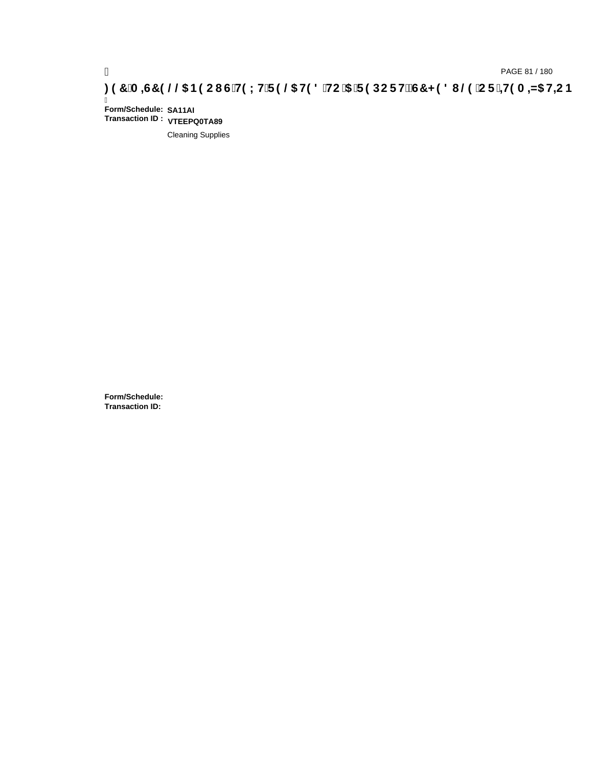**Form/Schedule:** SA11AI
**Transaction ID :** VTEEPQ0TA89

Cleaning Supplies

**Form/Schedule:**
**Transaction ID:**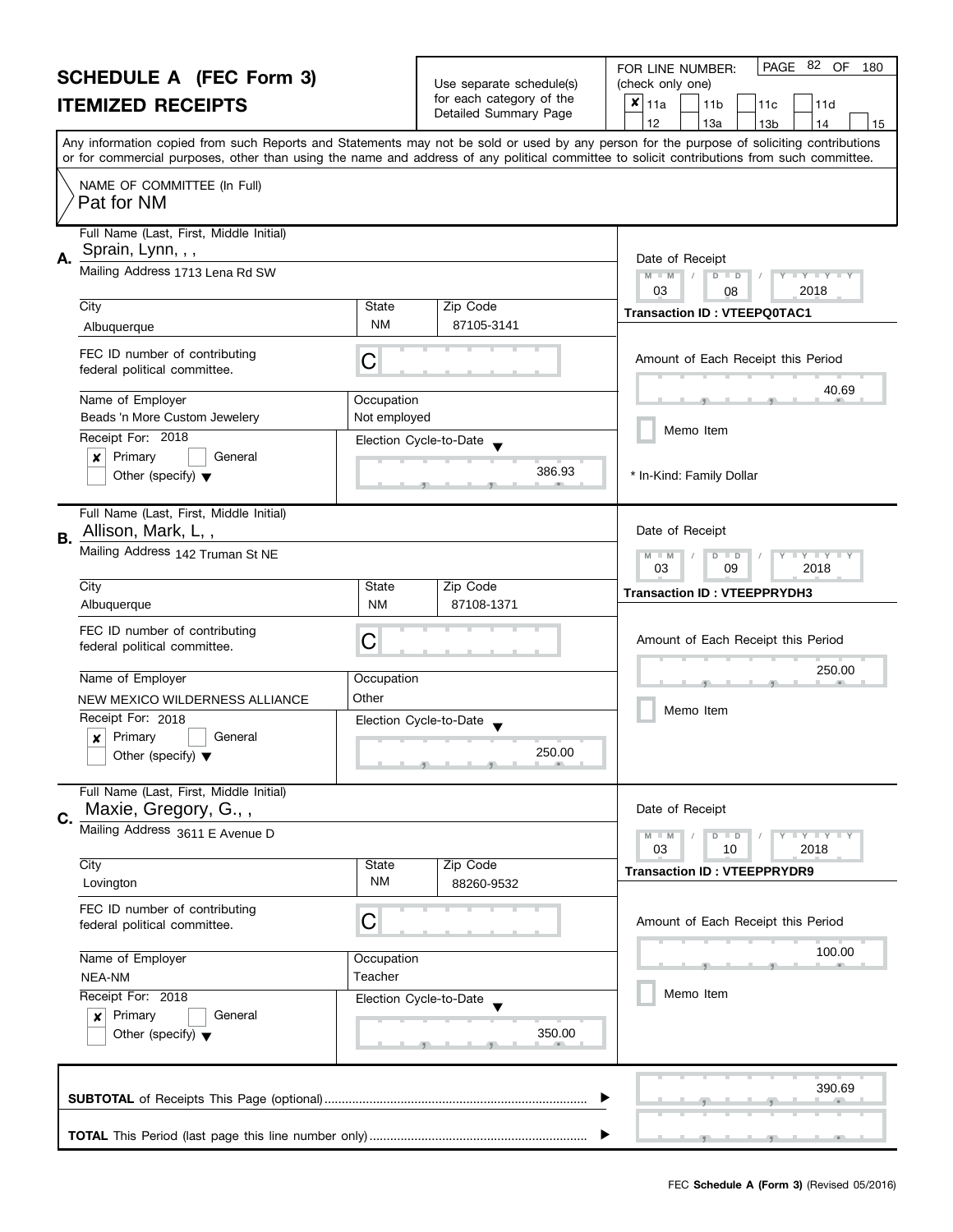# SCHEDULE A (FEC Form 3)

## ITEMIZED RECEIPTS

Use separate schedule(s) for each category of the Detailed Summary Page

FOR LINE NUMBER: (check only one)

- [x] 11a
- [ ] 11b
- [ ] 11c
- [ ] 11d
- [ ] 12
- [ ] 13a
- [ ] 13b
- [ ] 14
- [ ] 15

Any information copied from such Reports and Statements may not be sold or used by any person for the purpose of soliciting contributions or for commercial purposes, other than using the name and address of any political committee to solicit contributions from such committee.

NAME OF COMMITTEE (In Full)
Pat for NM

---

**A.**

| Field | Value |
|---|---|
| Full Name (Last, First, Middle Initial) | Sprain, Lynn, , , |
| Mailing Address | 1713 Lena Rd SW |
| City | Albuquerque |
| State | NM |
| Zip Code | 87105-3141 |
| FEC ID number of contributing federal political committee | C |
| Name of Employer | Beads 'n More Custom Jewelery |
| Occupation | Not employed |
| Receipt For | 2018 — [x] Primary [ ] General [ ] Other (specify) |
| Election Cycle-to-Date | 386.93 |
| Date of Receipt | 03 / 08 / 2018 |
| Transaction ID | VTEEPQ0TAC1 |
| Amount of Each Receipt this Period | 40.69 |
| Memo Item | [ ] |

\* In-Kind: Family Dollar

---

**B.**

| Field | Value |
|---|---|
| Full Name (Last, First, Middle Initial) | Allison, Mark, L, , |
| Mailing Address | 142 Truman St NE |
| City | Albuquerque |
| State | NM |
| Zip Code | 87108-1371 |
| FEC ID number of contributing federal political committee | C |
| Name of Employer | NEW MEXICO WILDERNESS ALLIANCE |
| Occupation | Other |
| Receipt For | 2018 — [x] Primary [ ] General [ ] Other (specify) |
| Election Cycle-to-Date | 250.00 |
| Date of Receipt | 03 / 09 / 2018 |
| Transaction ID | VTEEPPRYDH3 |
| Amount of Each Receipt this Period | 250.00 |
| Memo Item | [ ] |

---

**C.**

| Field | Value |
|---|---|
| Full Name (Last, First, Middle Initial) | Maxie, Gregory, G., , |
| Mailing Address | 3611 E Avenue D |
| City | Lovington |
| State | NM |
| Zip Code | 88260-9532 |
| FEC ID number of contributing federal political committee | C |
| Name of Employer | NEA-NM |
| Occupation | Teacher |
| Receipt For | 2018 — [x] Primary [ ] General [ ] Other (specify) |
| Election Cycle-to-Date | 350.00 |
| Date of Receipt | 03 / 10 / 2018 |
| Transaction ID | VTEEPPRYDR9 |
| Amount of Each Receipt this Period | 100.00 |
| Memo Item | [ ] |

---

**SUBTOTAL** of Receipts This Page (optional) ........ 390.69

**TOTAL** This Period (last page this line number only) ........

FEC **Schedule A (Form 3)** (Revised 05/2016)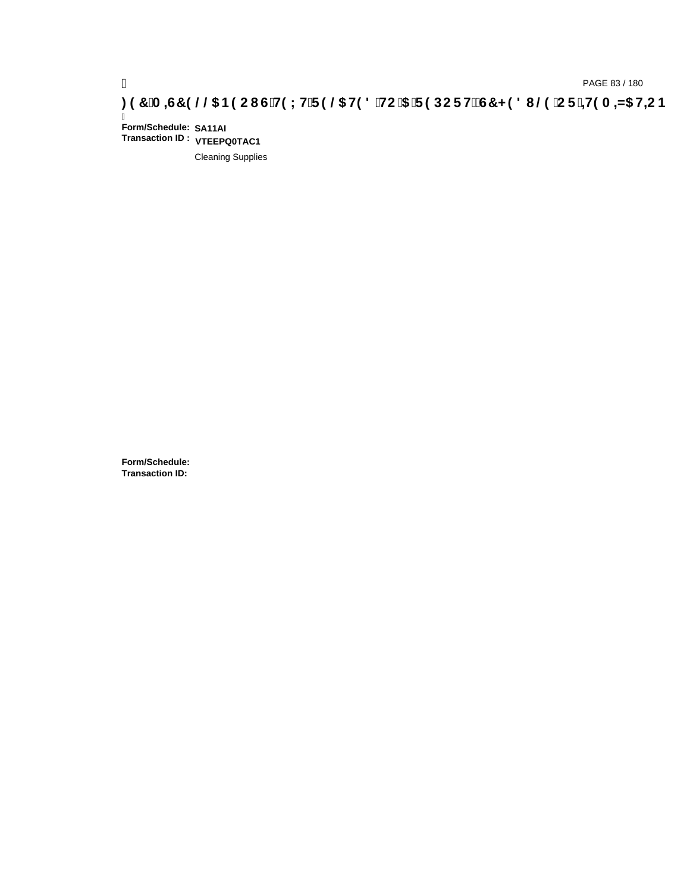**Form/Schedule:** **SA11AI**
**Transaction ID :** **VTEEPQ0TAC1**

Cleaning Supplies

**Form/Schedule:**
**Transaction ID:**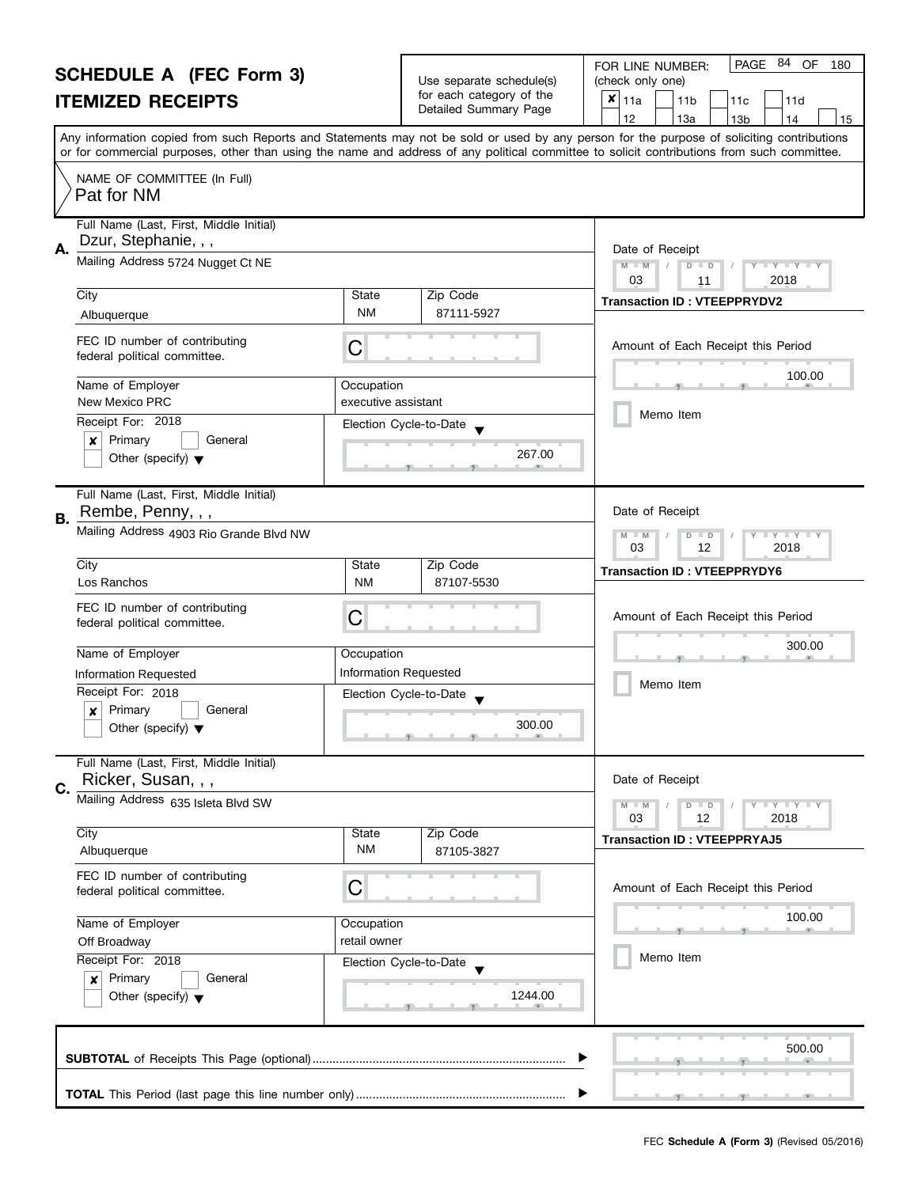# SCHEDULE A (FEC Form 3)

## ITEMIZED RECEIPTS

Use separate schedule(s) for each category of the Detailed Summary Page

FOR LINE NUMBER: (check only one)

- [x] 11a
- [ ] 11b
- [ ] 11c
- [ ] 11d
- [ ] 12
- [ ] 13a
- [ ] 13b
- [ ] 14
- [ ] 15

Any information copied from such Reports and Statements may not be sold or used by any person for the purpose of soliciting contributions or for commercial purposes, other than using the name and address of any political committee to solicit contributions from such committee.

NAME OF COMMITTEE (In Full)
Pat for NM

---

**A.** Full Name (Last, First, Middle Initial): Dzur, Stephanie, , ,

Mailing Address: 5724 Nugget Ct NE

| City | State | Zip Code |
|---|---|---|
| Albuquerque | NM | 87111-5927 |

FEC ID number of contributing federal political committee: C

| Name of Employer | Occupation |
|---|---|
| New Mexico PRC | executive assistant |

Receipt For: 2018
- [x] Primary
- [ ] General
- [ ] Other (specify)

Election Cycle-to-Date: 267.00

Date of Receipt: 03 / 11 / 2018

Transaction ID : VTEEPPRYDV2

Amount of Each Receipt this Period: 100.00

- [ ] Memo Item

---

**B.** Full Name (Last, First, Middle Initial): Rembe, Penny, , ,

Mailing Address: 4903 Rio Grande Blvd NW

| City | State | Zip Code |
|---|---|---|
| Los Ranchos | NM | 87107-5530 |

FEC ID number of contributing federal political committee: C

| Name of Employer | Occupation |
|---|---|
| Information Requested | Information Requested |

Receipt For: 2018
- [x] Primary
- [ ] General
- [ ] Other (specify)

Election Cycle-to-Date: 300.00

Date of Receipt: 03 / 12 / 2018

Transaction ID : VTEEPPRYDY6

Amount of Each Receipt this Period: 300.00

- [ ] Memo Item

---

**C.** Full Name (Last, First, Middle Initial): Ricker, Susan, , ,

Mailing Address: 635 Isleta Blvd SW

| City | State | Zip Code |
|---|---|---|
| Albuquerque | NM | 87105-3827 |

FEC ID number of contributing federal political committee: C

| Name of Employer | Occupation |
|---|---|
| Off Broadway | retail owner |

Receipt For: 2018
- [x] Primary
- [ ] General
- [ ] Other (specify)

Election Cycle-to-Date: 1244.00

Date of Receipt: 03 / 12 / 2018

Transaction ID : VTEEPPRYAJ5

Amount of Each Receipt this Period: 100.00

- [ ] Memo Item

---

**SUBTOTAL** of Receipts This Page (optional): 500.00

**TOTAL** This Period (last page this line number only):

FEC **Schedule A (Form 3)** (Revised 05/2016)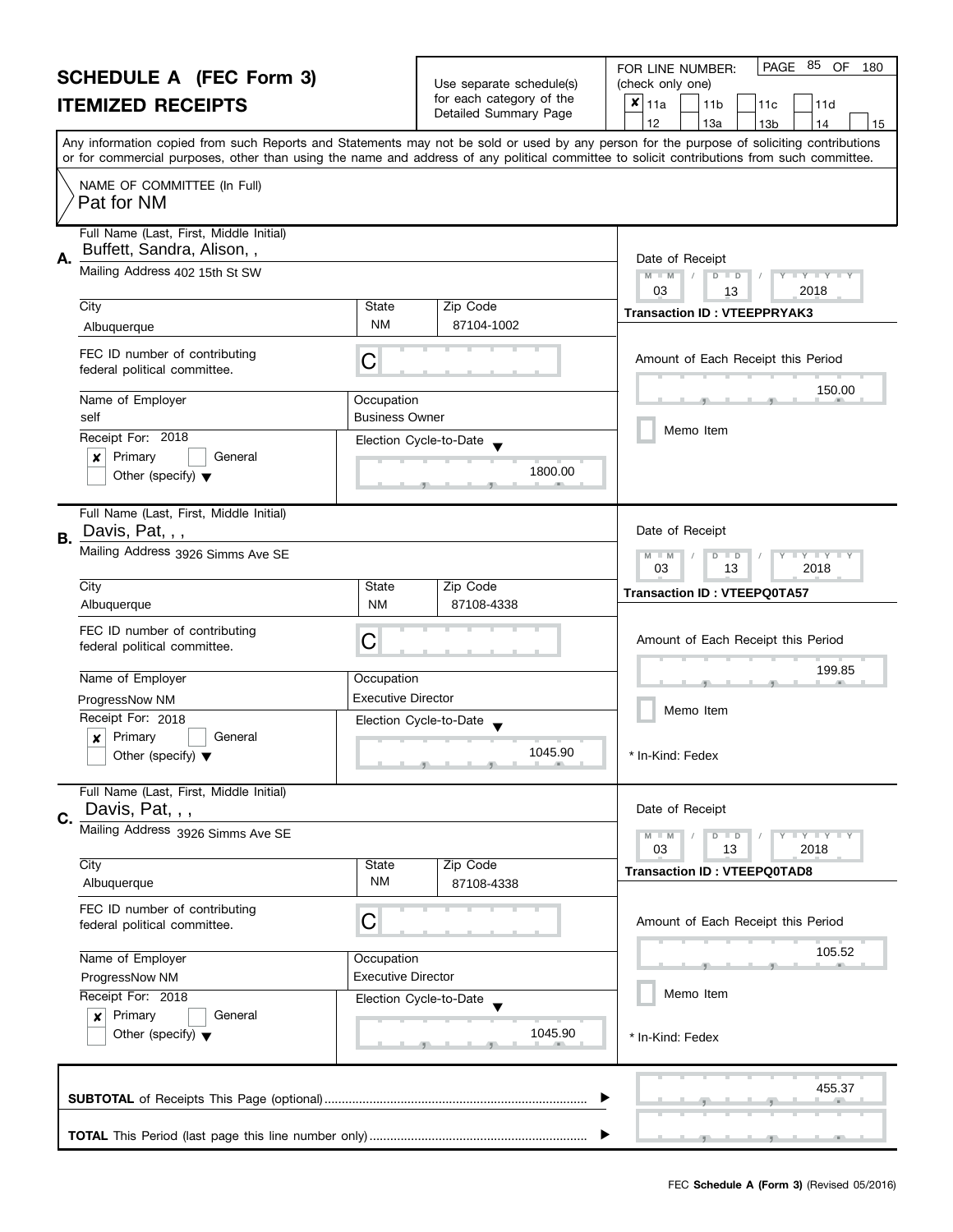# SCHEDULE A (FEC Form 3)

## ITEMIZED RECEIPTS

Use separate schedule(s) for each category of the Detailed Summary Page

FOR LINE NUMBER: (check only one)

- [x] 11a
- [ ] 11b
- [ ] 11c
- [ ] 11d
- [ ] 12
- [ ] 13a
- [ ] 13b
- [ ] 14
- [ ] 15

Any information copied from such Reports and Statements may not be sold or used by any person for the purpose of soliciting contributions or for commercial purposes, other than using the name and address of any political committee to solicit contributions from such committee.

NAME OF COMMITTEE (In Full)
Pat for NM

---

**A.** Full Name (Last, First, Middle Initial): Buffett, Sandra, Alison, ,

Mailing Address: 402 15th St SW

City: Albuquerque | State: NM | Zip Code: 87104-1002

FEC ID number of contributing federal political committee: C

Name of Employer: self

Occupation: Business Owner

Receipt For: 2018

- [x] Primary
- [ ] General
- [ ] Other (specify)

Election Cycle-to-Date: 1800.00

Date of Receipt: 03 / 13 / 2018

Transaction ID : VTEEPPRYAK3

Amount of Each Receipt this Period: 150.00

- [ ] Memo Item

---

**B.** Full Name (Last, First, Middle Initial): Davis, Pat, , ,

Mailing Address: 3926 Simms Ave SE

City: Albuquerque | State: NM | Zip Code: 87108-4338

FEC ID number of contributing federal political committee: C

Name of Employer: ProgressNow NM

Occupation: Executive Director

Receipt For: 2018

- [x] Primary
- [ ] General
- [ ] Other (specify)

Election Cycle-to-Date: 1045.90

Date of Receipt: 03 / 13 / 2018

Transaction ID : VTEEPQ0TA57

Amount of Each Receipt this Period: 199.85

- [ ] Memo Item

* In-Kind: Fedex

---

**C.** Full Name (Last, First, Middle Initial): Davis, Pat, , ,

Mailing Address: 3926 Simms Ave SE

City: Albuquerque | State: NM | Zip Code: 87108-4338

FEC ID number of contributing federal political committee: C

Name of Employer: ProgressNow NM

Occupation: Executive Director

Receipt For: 2018

- [x] Primary
- [ ] General
- [ ] Other (specify)

Election Cycle-to-Date: 1045.90

Date of Receipt: 03 / 13 / 2018

Transaction ID : VTEEPQ0TAD8

Amount of Each Receipt this Period: 105.52

- [ ] Memo Item

* In-Kind: Fedex

---

**SUBTOTAL** of Receipts This Page (optional): 455.37

**TOTAL** This Period (last page this line number only):

FEC **Schedule A (Form 3)** (Revised 05/2016)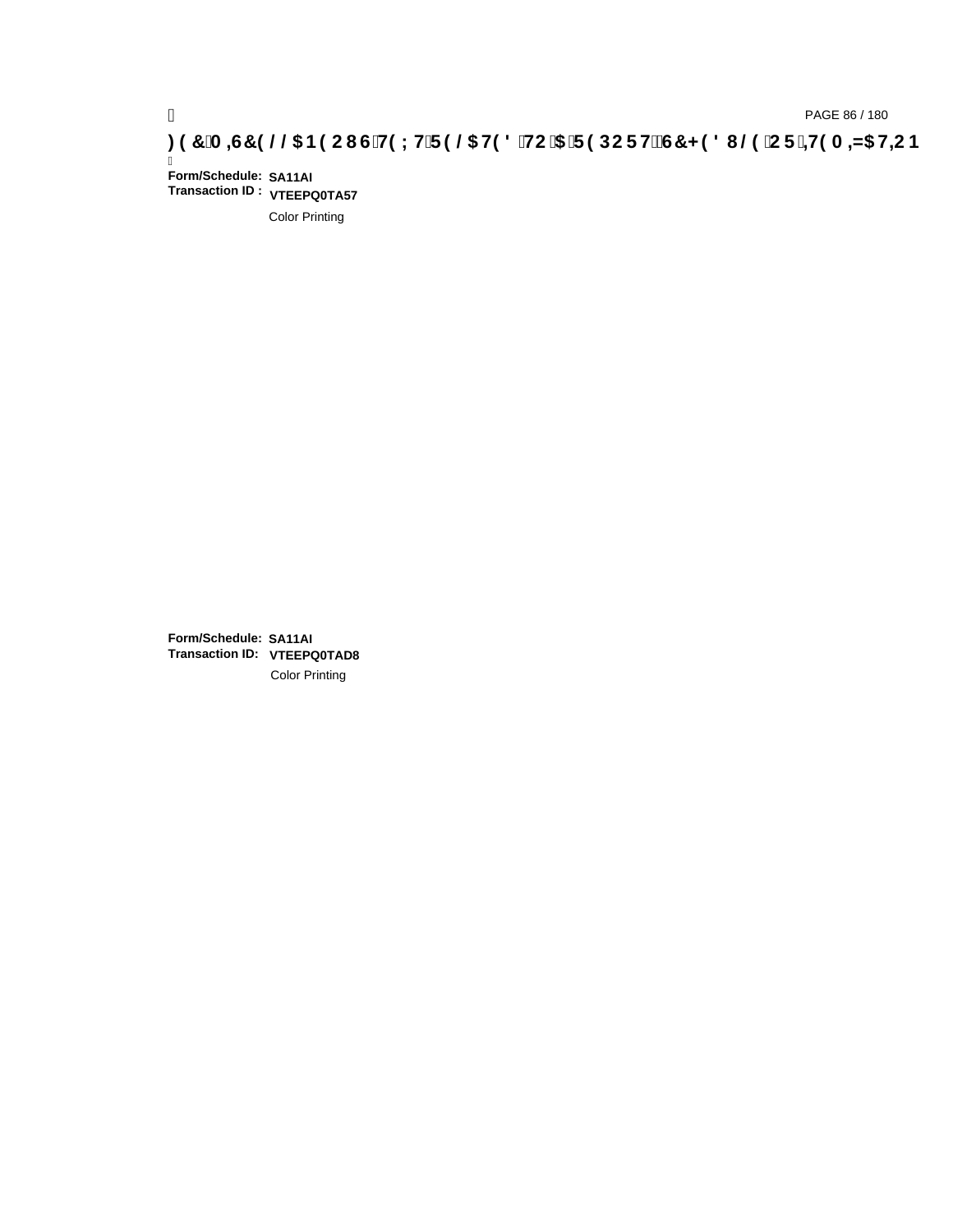**Form/Schedule:** SA11AI
**Transaction ID :** VTEEPQ0TA57

Color Printing

**Form/Schedule:** SA11AI
**Transaction ID:** VTEEPQ0TAD8

Color Printing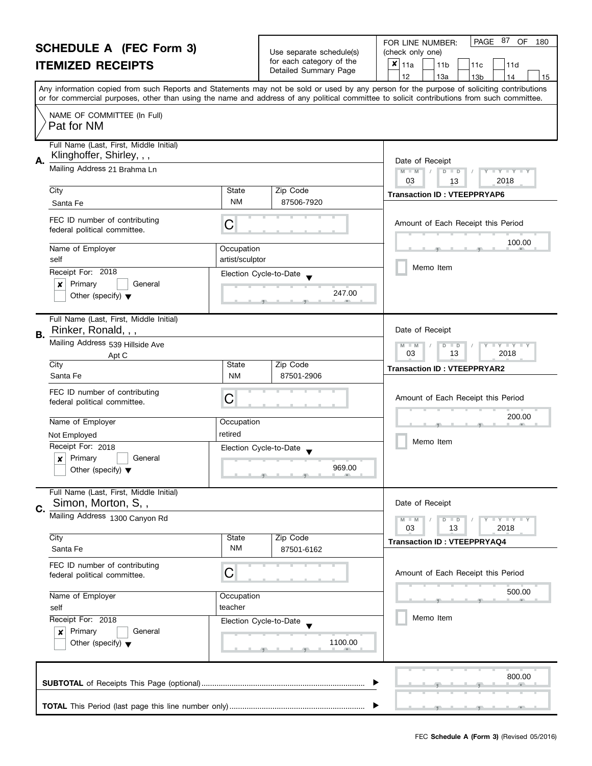# SCHEDULE A (FEC Form 3)
## ITEMIZED RECEIPTS

Use separate schedule(s) for each category of the Detailed Summary Page

FOR LINE NUMBER: (check only one)

- [x] 11a
- [ ] 11b
- [ ] 11c
- [ ] 11d
- [ ] 12
- [ ] 13a
- [ ] 13b
- [ ] 14
- [ ] 15

Any information copied from such Reports and Statements may not be sold or used by any person for the purpose of soliciting contributions or for commercial purposes, other than using the name and address of any political committee to solicit contributions from such committee.

NAME OF COMMITTEE (In Full)
Pat for NM

---

**A.** Full Name (Last, First, Middle Initial): Klinghoffer, Shirley, , ,

Mailing Address: 21 Brahma Ln

City: Santa Fe | State: NM | Zip Code: 87506-7920

FEC ID number of contributing federal political committee: C

Name of Employer: self | Occupation: artist/sculptor

Receipt For: 2018 — [x] Primary [ ] General [ ] Other (specify)

Election Cycle-to-Date: 247.00

Date of Receipt: 03 / 13 / 2018

Transaction ID : VTEEPPRYAP6

Amount of Each Receipt this Period: 100.00

[ ] Memo Item

---

**B.** Full Name (Last, First, Middle Initial): Rinker, Ronald, , ,

Mailing Address: 539 Hillside Ave Apt C

City: Santa Fe | State: NM | Zip Code: 87501-2906

FEC ID number of contributing federal political committee: C

Name of Employer: Not Employed | Occupation: retired

Receipt For: 2018 — [x] Primary [ ] General [ ] Other (specify)

Election Cycle-to-Date: 969.00

Date of Receipt: 03 / 13 / 2018

Transaction ID : VTEEPPRYAR2

Amount of Each Receipt this Period: 200.00

[ ] Memo Item

---

**C.** Full Name (Last, First, Middle Initial): Simon, Morton, S, ,

Mailing Address: 1300 Canyon Rd

City: Santa Fe | State: NM | Zip Code: 87501-6162

FEC ID number of contributing federal political committee: C

Name of Employer: self | Occupation: teacher

Receipt For: 2018 — [x] Primary [ ] General [ ] Other (specify)

Election Cycle-to-Date: 1100.00

Date of Receipt: 03 / 13 / 2018

Transaction ID : VTEEPPRYAQ4

Amount of Each Receipt this Period: 500.00

[ ] Memo Item

---

**SUBTOTAL** of Receipts This Page (optional): 800.00

**TOTAL** This Period (last page this line number only):

FEC **Schedule A (Form 3)** (Revised 05/2016)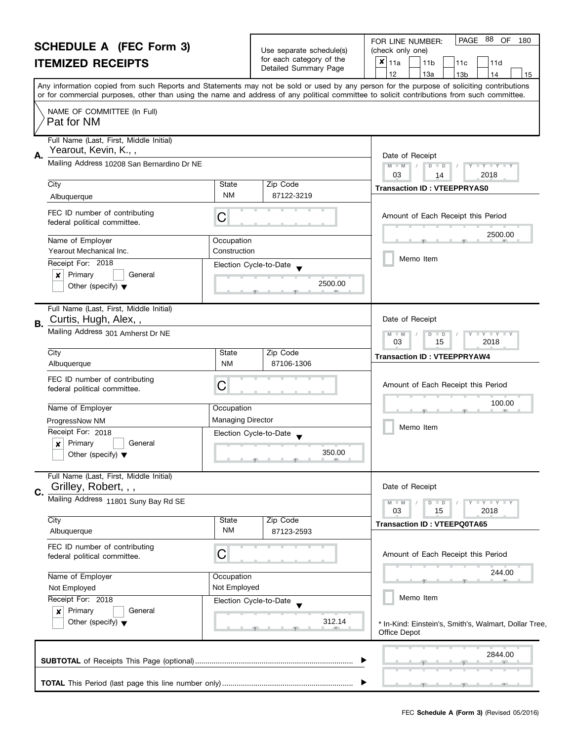# SCHEDULE A (FEC Form 3)
## ITEMIZED RECEIPTS

Use separate schedule(s) for each category of the Detailed Summary Page

FOR LINE NUMBER: (check only one)

☒ 11a ☐ 11b ☐ 11c ☐ 11d ☐ 12 ☐ 13a ☐ 13b ☐ 14 ☐ 15

Any information copied from such Reports and Statements may not be sold or used by any person for the purpose of soliciting contributions or for commercial purposes, other than using the name and address of any political committee to solicit contributions from such committee.

NAME OF COMMITTEE (In Full)
Pat for NM

---

**A.** Full Name (Last, First, Middle Initial): Yearout, Kevin, K., ,

Mailing Address: 10208 San Bernardino Dr NE

City: Albuquerque | State: NM | Zip Code: 87122-3219

FEC ID number of contributing federal political committee: C

Name of Employer: Yearout Mechanical Inc.
Occupation: Construction

Receipt For: 2018
☒ Primary ☐ General
☐ Other (specify)

Election Cycle-to-Date: 2500.00

Date of Receipt: 03 / 14 / 2018
Transaction ID : VTEEPPRYAS0

Amount of Each Receipt this Period: 2500.00

☐ Memo Item

---

**B.** Full Name (Last, First, Middle Initial): Curtis, Hugh, Alex, ,

Mailing Address: 301 Amherst Dr NE

City: Albuquerque | State: NM | Zip Code: 87106-1306

FEC ID number of contributing federal political committee: C

Name of Employer: ProgressNow NM
Occupation: Managing Director

Receipt For: 2018
☒ Primary ☐ General
☐ Other (specify)

Election Cycle-to-Date: 350.00

Date of Receipt: 03 / 15 / 2018
Transaction ID : VTEEPPRYAW4

Amount of Each Receipt this Period: 100.00

☐ Memo Item

---

**C.** Full Name (Last, First, Middle Initial): Grilley, Robert, , ,

Mailing Address: 11801 Suny Bay Rd SE

City: Albuquerque | State: NM | Zip Code: 87123-2593

FEC ID number of contributing federal political committee: C

Name of Employer: Not Employed
Occupation: Not Employed

Receipt For: 2018
☒ Primary ☐ General
☐ Other (specify)

Election Cycle-to-Date: 312.14

Date of Receipt: 03 / 15 / 2018
Transaction ID : VTEEPQ0TA65

Amount of Each Receipt this Period: 244.00

☐ Memo Item

* In-Kind: Einstein's, Smith's, Walmart, Dollar Tree, Office Depot

---

**SUBTOTAL** of Receipts This Page (optional): 2844.00

**TOTAL** This Period (last page this line number only):

FEC **Schedule A (Form 3)** (Revised 05/2016)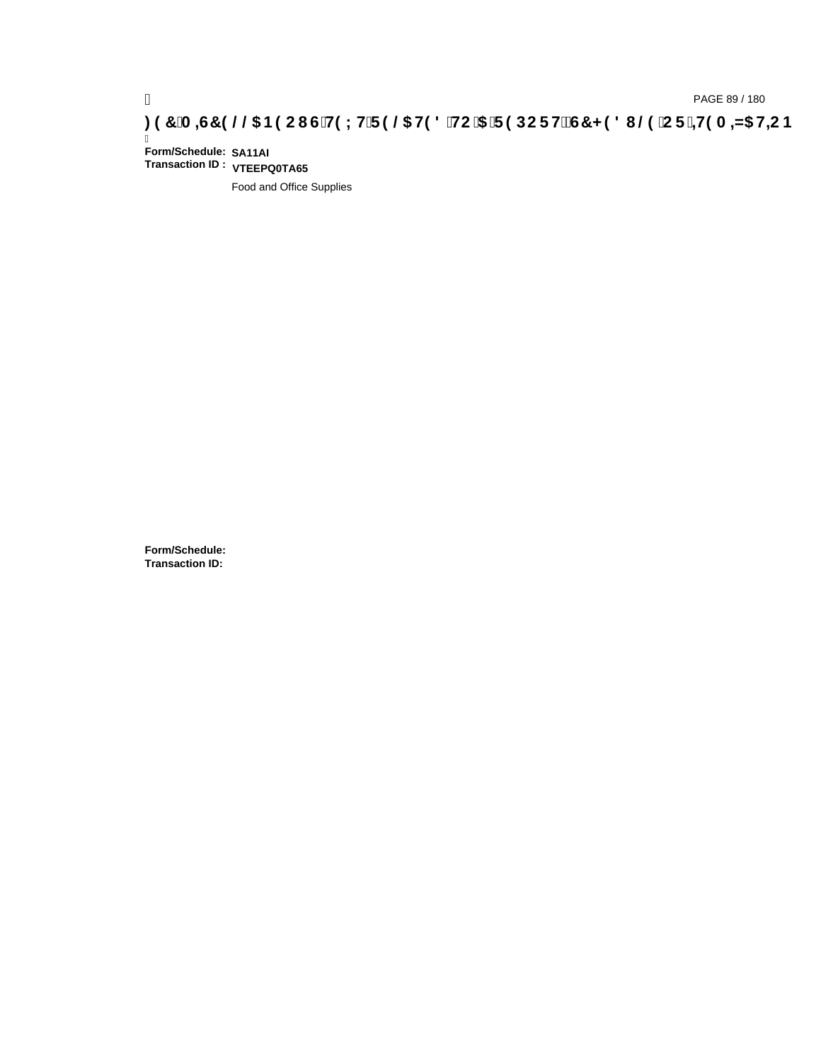**Form/Schedule:** SA11AI
**Transaction ID :** VTEEPQ0TA65

Food and Office Supplies

**Form/Schedule:**
**Transaction ID:**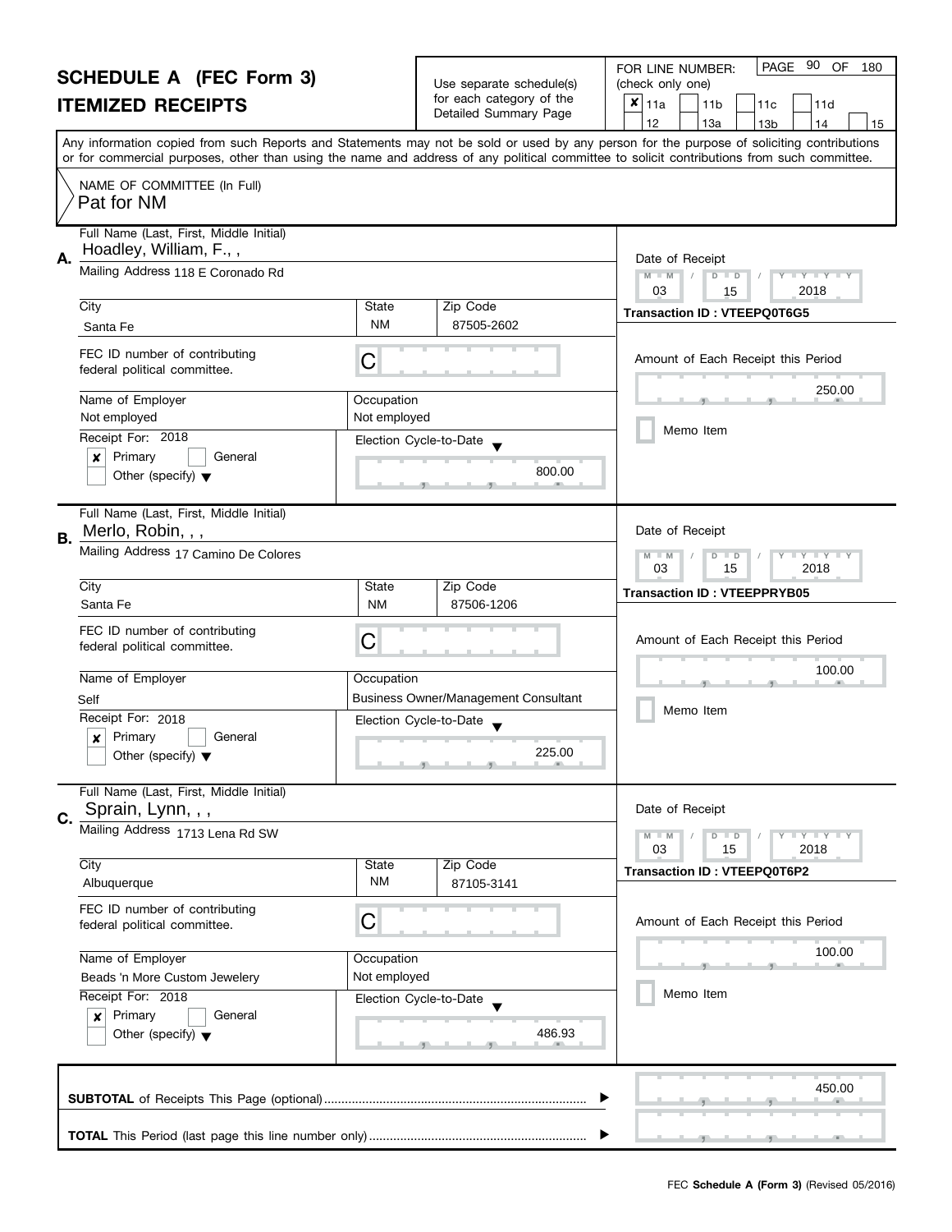# SCHEDULE A (FEC Form 3)

## ITEMIZED RECEIPTS

Use separate schedule(s) for each category of the Detailed Summary Page

FOR LINE NUMBER: (check only one)

- [x] 11a
- [ ] 11b
- [ ] 11c
- [ ] 11d
- [ ] 12
- [ ] 13a
- [ ] 13b
- [ ] 14
- [ ] 15

PAGE 90 OF 180

Any information copied from such Reports and Statements may not be sold or used by any person for the purpose of soliciting contributions or for commercial purposes, other than using the name and address of any political committee to solicit contributions from such committee.

NAME OF COMMITTEE (In Full)
Pat for NM

---

**A.**

Full Name (Last, First, Middle Initial): Hoadley, William, F., ,

Mailing Address: 118 E Coronado Rd

| City | State | Zip Code |
|---|---|---|
| Santa Fe | NM | 87505-2602 |

FEC ID number of contributing federal political committee: C

| Name of Employer | Occupation |
|---|---|
| Not employed | Not employed |

Receipt For: 2018
- [x] Primary
- [ ] General
- [ ] Other (specify)

Election Cycle-to-Date: 800.00

Date of Receipt: 03 / 15 / 2018

Transaction ID : VTEEPQ0T6G5

Amount of Each Receipt this Period: 250.00

- [ ] Memo Item

---

**B.**

Full Name (Last, First, Middle Initial): Merlo, Robin, , ,

Mailing Address: 17 Camino De Colores

| City | State | Zip Code |
|---|---|---|
| Santa Fe | NM | 87506-1206 |

FEC ID number of contributing federal political committee: C

| Name of Employer | Occupation |
|---|---|
| Self | Business Owner/Management Consultant |

Receipt For: 2018
- [x] Primary
- [ ] General
- [ ] Other (specify)

Election Cycle-to-Date: 225.00

Date of Receipt: 03 / 15 / 2018

Transaction ID : VTEEPPRYB05

Amount of Each Receipt this Period: 100.00

- [ ] Memo Item

---

**C.**

Full Name (Last, First, Middle Initial): Sprain, Lynn, , ,

Mailing Address: 1713 Lena Rd SW

| City | State | Zip Code |
|---|---|---|
| Albuquerque | NM | 87105-3141 |

FEC ID number of contributing federal political committee: C

| Name of Employer | Occupation |
|---|---|
| Beads 'n More Custom Jewelery | Not employed |

Receipt For: 2018
- [x] Primary
- [ ] General
- [ ] Other (specify)

Election Cycle-to-Date: 486.93

Date of Receipt: 03 / 15 / 2018

Transaction ID : VTEEPQ0T6P2

Amount of Each Receipt this Period: 100.00

- [ ] Memo Item

---

**SUBTOTAL** of Receipts This Page (optional): 450.00

**TOTAL** This Period (last page this line number only):

FEC Schedule A (Form 3) (Revised 05/2016)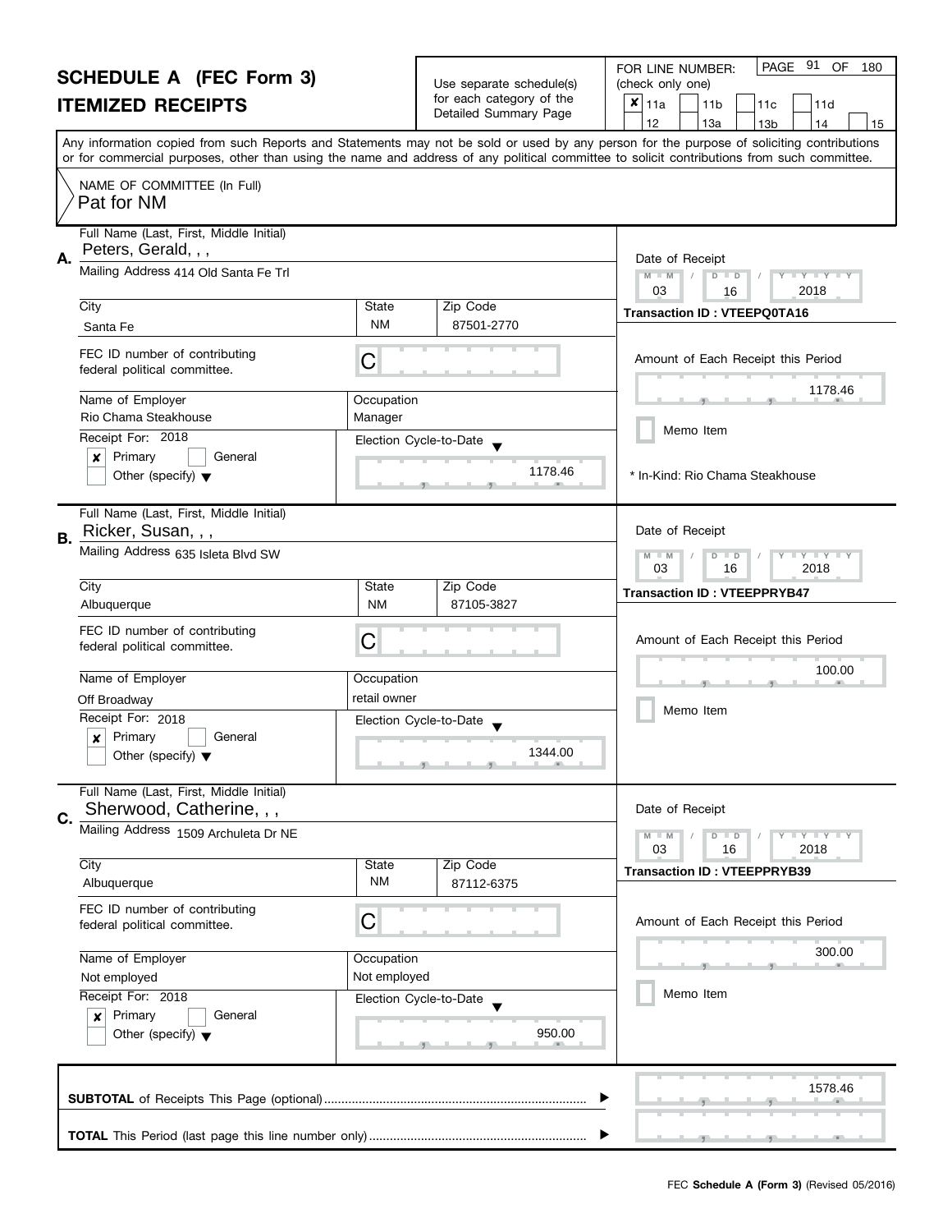# SCHEDULE A (FEC Form 3)
## ITEMIZED RECEIPTS

Use separate schedule(s) for each category of the Detailed Summary Page

FOR LINE NUMBER: (check only one)

- [x] 11a
- [ ] 11b
- [ ] 11c
- [ ] 11d
- [ ] 12
- [ ] 13a
- [ ] 13b
- [ ] 14
- [ ] 15

Any information copied from such Reports and Statements may not be sold or used by any person for the purpose of soliciting contributions or for commercial purposes, other than using the name and address of any political committee to solicit contributions from such committee.

NAME OF COMMITTEE (In Full)
Pat for NM

---

**A.** Full Name (Last, First, Middle Initial): Peters, Gerald, , ,

Mailing Address: 414 Old Santa Fe Trl

| City | State | Zip Code |
|---|---|---|
| Santa Fe | NM | 87501-2770 |

FEC ID number of contributing federal political committee: C

| Name of Employer | Occupation |
|---|---|
| Rio Chama Steakhouse | Manager |

Receipt For: 2018
- [x] Primary
- [ ] General
- [ ] Other (specify)

Election Cycle-to-Date: 1178.46

Date of Receipt: 03 / 16 / 2018

**Transaction ID : VTEEPQ0TA16**

Amount of Each Receipt this Period: 1178.46

- [ ] Memo Item

* In-Kind: Rio Chama Steakhouse

---

**B.** Full Name (Last, First, Middle Initial): Ricker, Susan, , ,

Mailing Address: 635 Isleta Blvd SW

| City | State | Zip Code |
|---|---|---|
| Albuquerque | NM | 87105-3827 |

FEC ID number of contributing federal political committee: C

| Name of Employer | Occupation |
|---|---|
| Off Broadway | retail owner |

Receipt For: 2018
- [x] Primary
- [ ] General
- [ ] Other (specify)

Election Cycle-to-Date: 1344.00

Date of Receipt: 03 / 16 / 2018

**Transaction ID : VTEEPPRYB47**

Amount of Each Receipt this Period: 100.00

- [ ] Memo Item

---

**C.** Full Name (Last, First, Middle Initial): Sherwood, Catherine, , ,

Mailing Address: 1509 Archuleta Dr NE

| City | State | Zip Code |
|---|---|---|
| Albuquerque | NM | 87112-6375 |

FEC ID number of contributing federal political committee: C

| Name of Employer | Occupation |
|---|---|
| Not employed | Not employed |

Receipt For: 2018
- [x] Primary
- [ ] General
- [ ] Other (specify)

Election Cycle-to-Date: 950.00

Date of Receipt: 03 / 16 / 2018

**Transaction ID : VTEEPPRYB39**

Amount of Each Receipt this Period: 300.00

- [ ] Memo Item

---

**SUBTOTAL** of Receipts This Page (optional): 1578.46

**TOTAL** This Period (last page this line number only):

FEC **Schedule A (Form 3)** (Revised 05/2016)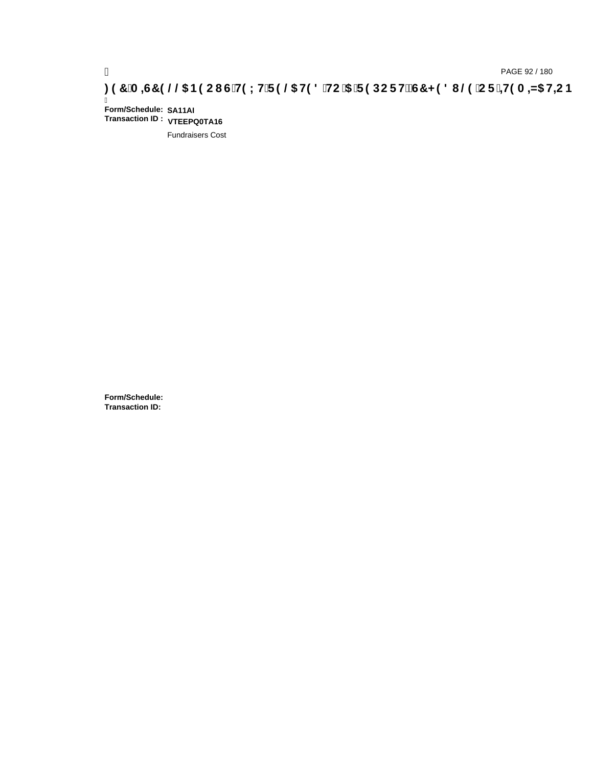**Form/Schedule:** **SA11AI**
**Transaction ID :** **VTEEPQ0TA16**

Fundraisers Cost

**Form/Schedule:**
**Transaction ID:**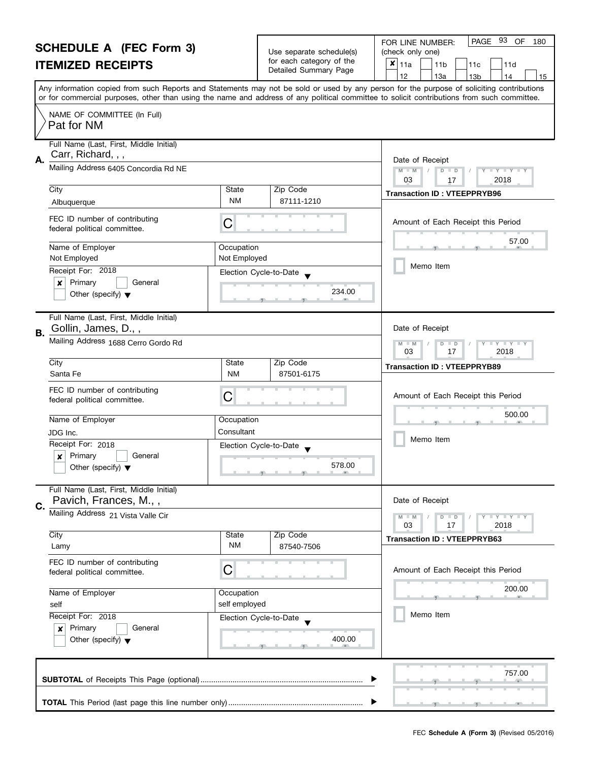# SCHEDULE A (FEC Form 3)
## ITEMIZED RECEIPTS

Use separate schedule(s) for each category of the Detailed Summary Page

FOR LINE NUMBER: (check only one)

- [x] 11a
- [ ] 11b
- [ ] 11c
- [ ] 11d
- [ ] 12
- [ ] 13a
- [ ] 13b
- [ ] 14
- [ ] 15

Any information copied from such Reports and Statements may not be sold or used by any person for the purpose of soliciting contributions or for commercial purposes, other than using the name and address of any political committee to solicit contributions from such committee.

NAME OF COMMITTEE (In Full)
Pat for NM

---

**A.** Full Name (Last, First, Middle Initial): Carr, Richard, , ,

Mailing Address: 6405 Concordia Rd NE

City: Albuquerque | State: NM | Zip Code: 87111-1210

FEC ID number of contributing federal political committee: C

Name of Employer: Not Employed | Occupation: Not Employed

Receipt For: 2018 — [x] Primary [ ] General [ ] Other (specify)

Election Cycle-to-Date: 234.00

Date of Receipt: 03 / 17 / 2018

Transaction ID : VTEEPPRYB96

Amount of Each Receipt this Period: 57.00

[ ] Memo Item

---

**B.** Full Name (Last, First, Middle Initial): Gollin, James, D., ,

Mailing Address: 1688 Cerro Gordo Rd

City: Santa Fe | State: NM | Zip Code: 87501-6175

FEC ID number of contributing federal political committee: C

Name of Employer: JDG Inc. | Occupation: Consultant

Receipt For: 2018 — [x] Primary [ ] General [ ] Other (specify)

Election Cycle-to-Date: 578.00

Date of Receipt: 03 / 17 / 2018

Transaction ID : VTEEPPRYB89

Amount of Each Receipt this Period: 500.00

[ ] Memo Item

---

**C.** Full Name (Last, First, Middle Initial): Pavich, Frances, M., ,

Mailing Address: 21 Vista Valle Cir

City: Lamy | State: NM | Zip Code: 87540-7506

FEC ID number of contributing federal political committee: C

Name of Employer: self | Occupation: self employed

Receipt For: 2018 — [x] Primary [ ] General [ ] Other (specify)

Election Cycle-to-Date: 400.00

Date of Receipt: 03 / 17 / 2018

Transaction ID : VTEEPPRYB63

Amount of Each Receipt this Period: 200.00

[ ] Memo Item

---

**SUBTOTAL** of Receipts This Page (optional): 757.00

**TOTAL** This Period (last page this line number only):

FEC **Schedule A (Form 3)** (Revised 05/2016)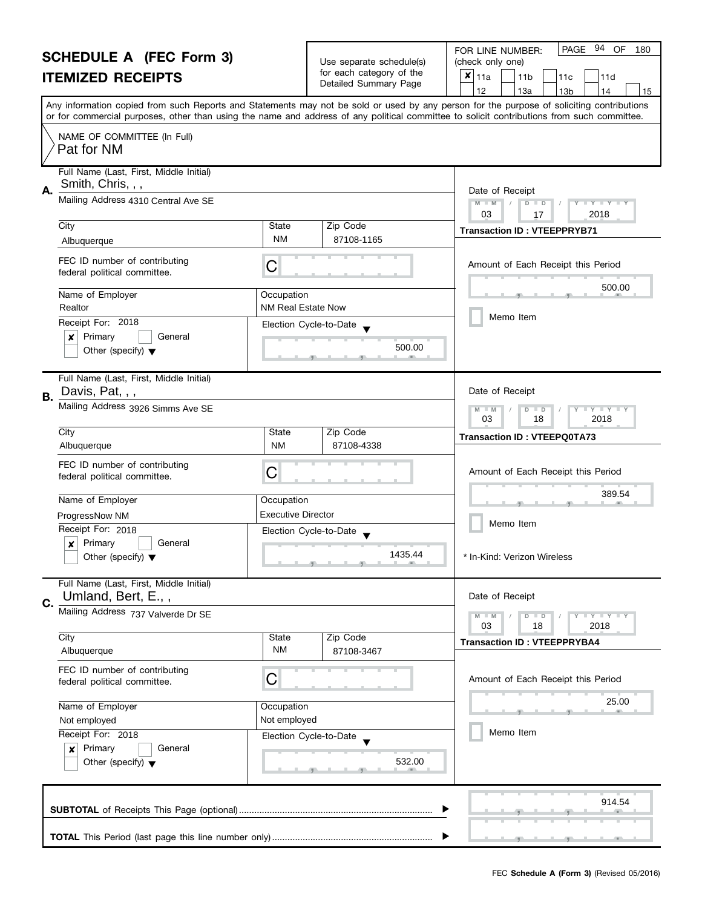# SCHEDULE A (FEC Form 3)
## ITEMIZED RECEIPTS

Use separate schedule(s) for each category of the Detailed Summary Page

FOR LINE NUMBER: (check only one)

- [x] 11a
- [ ] 11b
- [ ] 11c
- [ ] 11d
- [ ] 12
- [ ] 13a
- [ ] 13b
- [ ] 14
- [ ] 15

Any information copied from such Reports and Statements may not be sold or used by any person for the purpose of soliciting contributions or for commercial purposes, other than using the name and address of any political committee to solicit contributions from such committee.

NAME OF COMMITTEE (In Full): Pat for NM

---

**A.**
Full Name (Last, First, Middle Initial): Smith, Chris, , ,
Mailing Address: 4310 Central Ave SE
City: Albuquerque | State: NM | Zip Code: 87108-1165
FEC ID number of contributing federal political committee: C
Name of Employer: Realtor
Occupation: NM Real Estate Now
Receipt For: 2018 — [x] Primary [ ] General [ ] Other (specify)
Election Cycle-to-Date: 500.00
Date of Receipt: 03 / 17 / 2018
Transaction ID : VTEEPPRYB71
Amount of Each Receipt this Period: 500.00
[ ] Memo Item

---

**B.**
Full Name (Last, First, Middle Initial): Davis, Pat, , ,
Mailing Address: 3926 Simms Ave SE
City: Albuquerque | State: NM | Zip Code: 87108-4338
FEC ID number of contributing federal political committee: C
Name of Employer: ProgressNow NM
Occupation: Executive Director
Receipt For: 2018 — [x] Primary [ ] General [ ] Other (specify)
Election Cycle-to-Date: 1435.44
Date of Receipt: 03 / 18 / 2018
Transaction ID : VTEEPQ0TA73
Amount of Each Receipt this Period: 389.54
[ ] Memo Item
* In-Kind: Verizon Wireless

---

**C.**
Full Name (Last, First, Middle Initial): Umland, Bert, E., ,
Mailing Address: 737 Valverde Dr SE
City: Albuquerque | State: NM | Zip Code: 87108-3467
FEC ID number of contributing federal political committee: C
Name of Employer: Not employed
Occupation: Not employed
Receipt For: 2018 — [x] Primary [ ] General [ ] Other (specify)
Election Cycle-to-Date: 532.00
Date of Receipt: 03 / 18 / 2018
Transaction ID : VTEEPPRYBA4
Amount of Each Receipt this Period: 25.00
[ ] Memo Item

---

**SUBTOTAL** of Receipts This Page (optional): 914.54

**TOTAL** This Period (last page this line number only):

FEC **Schedule A (Form 3)** (Revised 05/2016)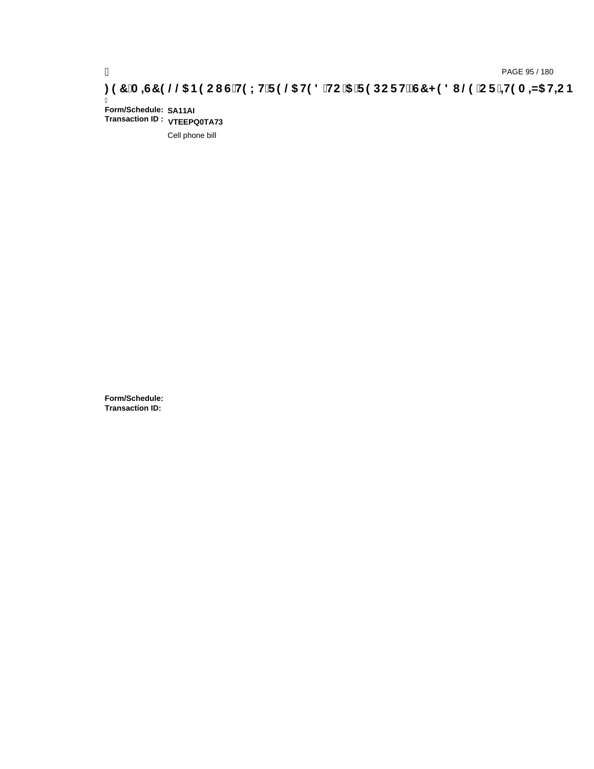**)(&0,6&(//$1(286 7(;7 5(/$7(' 72 $ 5(3257 6&+('8/( 25 ,7(0,=$7,21**

**Form/Schedule:** **SA11AI**
**Transaction ID :** **VTEEPQ0TA73**

Cell phone bill

**Form/Schedule:**
**Transaction ID:**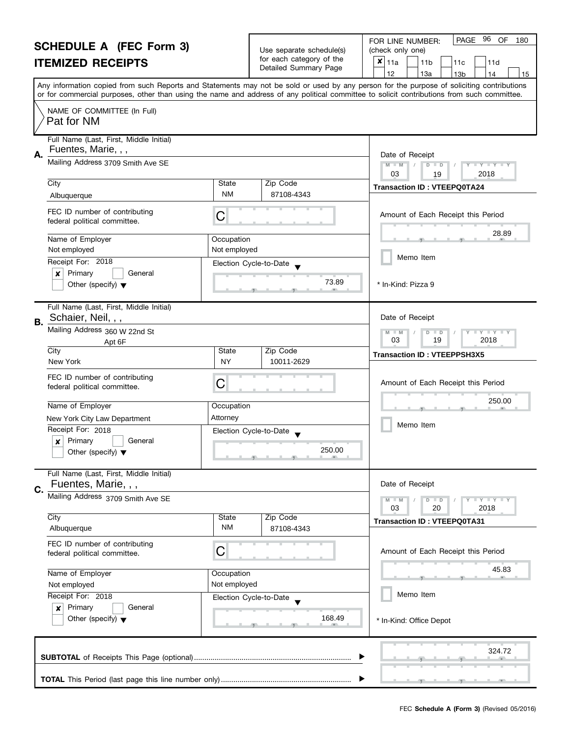# SCHEDULE A (FEC Form 3)

## ITEMIZED RECEIPTS

Use separate schedule(s) for each category of the Detailed Summary Page

FOR LINE NUMBER: (check only one)

- [x] 11a
- [ ] 11b
- [ ] 11c
- [ ] 11d
- [ ] 12
- [ ] 13a
- [ ] 13b
- [ ] 14
- [ ] 15

Any information copied from such Reports and Statements may not be sold or used by any person for the purpose of soliciting contributions or for commercial purposes, other than using the name and address of any political committee to solicit contributions from such committee.

NAME OF COMMITTEE (In Full): Pat for NM

---

### A.

**Full Name (Last, First, Middle Initial):** Fuentes, Marie, , ,

**Mailing Address:** 3709 Smith Ave SE

| City | State | Zip Code |
|---|---|---|
| Albuquerque | NM | 87108-4343 |

FEC ID number of contributing federal political committee: C

| Name of Employer | Occupation |
|---|---|
| Not employed | Not employed |

Receipt For: 2018

- [x] Primary
- [ ] General
- [ ] Other (specify)

Election Cycle-to-Date: 73.89

Date of Receipt: 03 / 19 / 2018

Transaction ID : VTEEPQ0TA24

Amount of Each Receipt this Period: 28.89

- [ ] Memo Item

\* In-Kind: Pizza 9

---

### B.

**Full Name (Last, First, Middle Initial):** Schaier, Neil, , ,

**Mailing Address:** 360 W 22nd St
Apt 6F

| City | State | Zip Code |
|---|---|---|
| New York | NY | 10011-2629 |

FEC ID number of contributing federal political committee: C

| Name of Employer | Occupation |
|---|---|
| New York City Law Department | Attorney |

Receipt For: 2018

- [x] Primary
- [ ] General
- [ ] Other (specify)

Election Cycle-to-Date: 250.00

Date of Receipt: 03 / 19 / 2018

Transaction ID : VTEEPPSH3X5

Amount of Each Receipt this Period: 250.00

- [ ] Memo Item

---

### C.

**Full Name (Last, First, Middle Initial):** Fuentes, Marie, , ,

**Mailing Address:** 3709 Smith Ave SE

| City | State | Zip Code |
|---|---|---|
| Albuquerque | NM | 87108-4343 |

FEC ID number of contributing federal political committee: C

| Name of Employer | Occupation |
|---|---|
| Not employed | Not employed |

Receipt For: 2018

- [x] Primary
- [ ] General
- [ ] Other (specify)

Election Cycle-to-Date: 168.49

Date of Receipt: 03 / 20 / 2018

Transaction ID : VTEEPQ0TA31

Amount of Each Receipt this Period: 45.83

- [ ] Memo Item

\* In-Kind: Office Depot

---

**SUBTOTAL** of Receipts This Page (optional): 324.72

**TOTAL** This Period (last page this line number only):

FEC **Schedule A (Form 3)** (Revised 05/2016)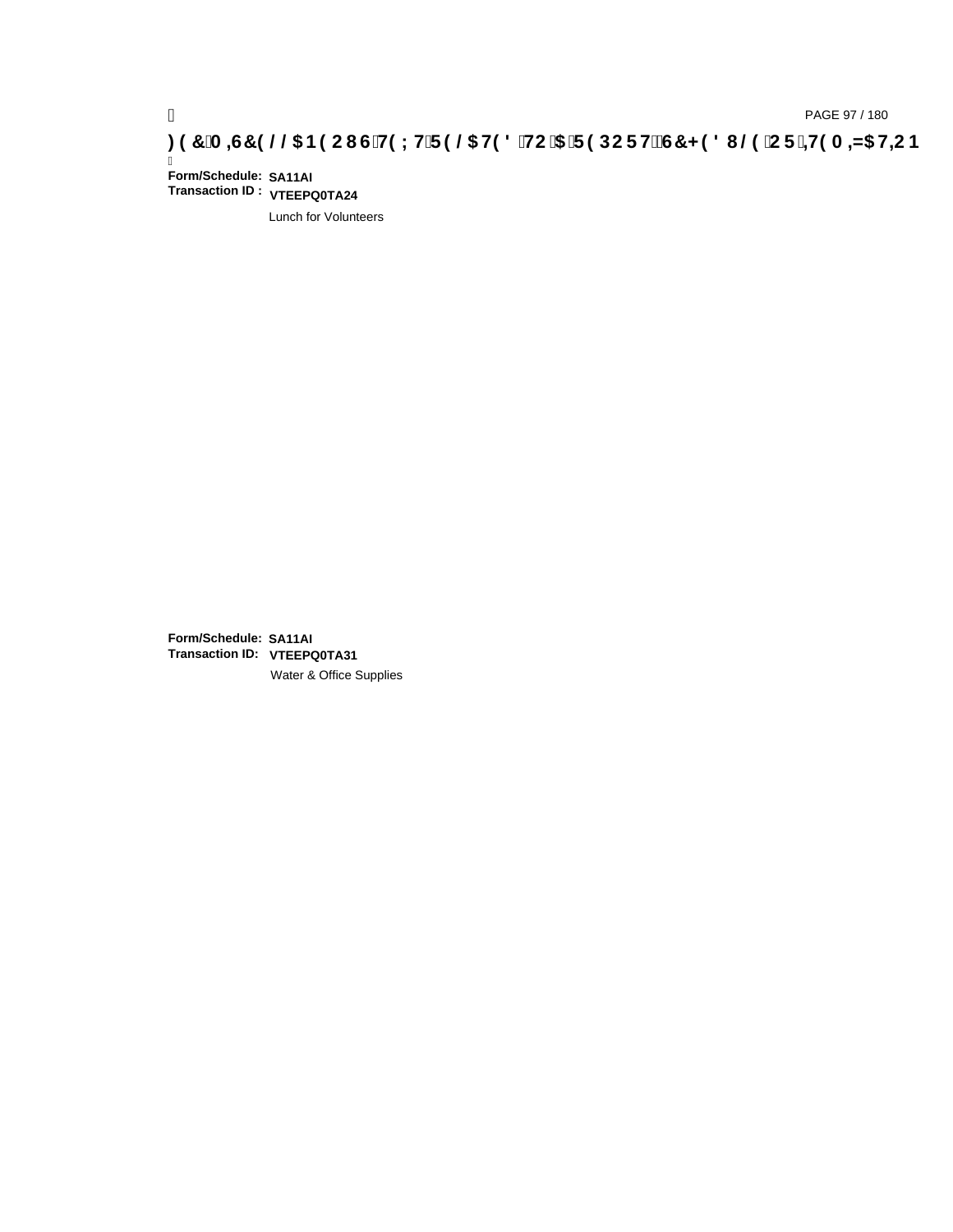**Form/Schedule:** SA11AI
**Transaction ID :** VTEEPQ0TA24

Lunch for Volunteers

**Form/Schedule:** SA11AI
**Transaction ID:** VTEEPQ0TA31

Water & Office Supplies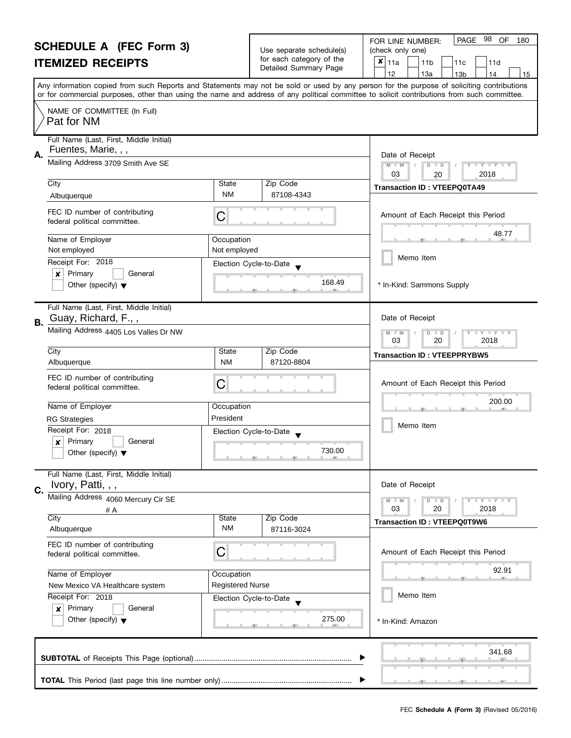# SCHEDULE A (FEC Form 3)

## ITEMIZED RECEIPTS

Use separate schedule(s) for each category of the Detailed Summary Page

FOR LINE NUMBER: (check only one)

- [x] 11a
- [ ] 11b
- [ ] 11c
- [ ] 11d
- [ ] 12
- [ ] 13a
- [ ] 13b
- [ ] 14
- [ ] 15

Any information copied from such Reports and Statements may not be sold or used by any person for the purpose of soliciting contributions or for commercial purposes, other than using the name and address of any political committee to solicit contributions from such committee.

NAME OF COMMITTEE (In Full)
Pat for NM

---

**A.** Full Name (Last, First, Middle Initial): Fuentes, Marie, , ,

Mailing Address: 3709 Smith Ave SE

City: Albuquerque | State: NM | Zip Code: 87108-4343

FEC ID number of contributing federal political committee: C

Name of Employer: Not employed | Occupation: Not employed

Receipt For: 2018 — [x] Primary [ ] General [ ] Other (specify)

Election Cycle-to-Date: 168.49

Date of Receipt: 03 / 20 / 2018

Transaction ID : VTEEPQ0TA49

Amount of Each Receipt this Period: 48.77

[ ] Memo Item

* In-Kind: Sammons Supply

---

**B.** Full Name (Last, First, Middle Initial): Guay, Richard, F., ,

Mailing Address: 4405 Los Valles Dr NW

City: Albuquerque | State: NM | Zip Code: 87120-8804

FEC ID number of contributing federal political committee: C

Name of Employer: RG Strategies | Occupation: President

Receipt For: 2018 — [x] Primary [ ] General [ ] Other (specify)

Election Cycle-to-Date: 730.00

Date of Receipt: 03 / 20 / 2018

Transaction ID : VTEEPPRYBW5

Amount of Each Receipt this Period: 200.00

[ ] Memo Item

---

**C.** Full Name (Last, First, Middle Initial): Ivory, Patti, , ,

Mailing Address: 4060 Mercury Cir SE # A

City: Albuquerque | State: NM | Zip Code: 87116-3024

FEC ID number of contributing federal political committee: C

Name of Employer: New Mexico VA Healthcare system | Occupation: Registered Nurse

Receipt For: 2018 — [x] Primary [ ] General [ ] Other (specify)

Election Cycle-to-Date: 275.00

Date of Receipt: 03 / 20 / 2018

Transaction ID : VTEEPQ0T9W6

Amount of Each Receipt this Period: 92.91

[ ] Memo Item

* In-Kind: Amazon

---

**SUBTOTAL** of Receipts This Page (optional): 341.68

**TOTAL** This Period (last page this line number only):

FEC Schedule A (Form 3) (Revised 05/2016)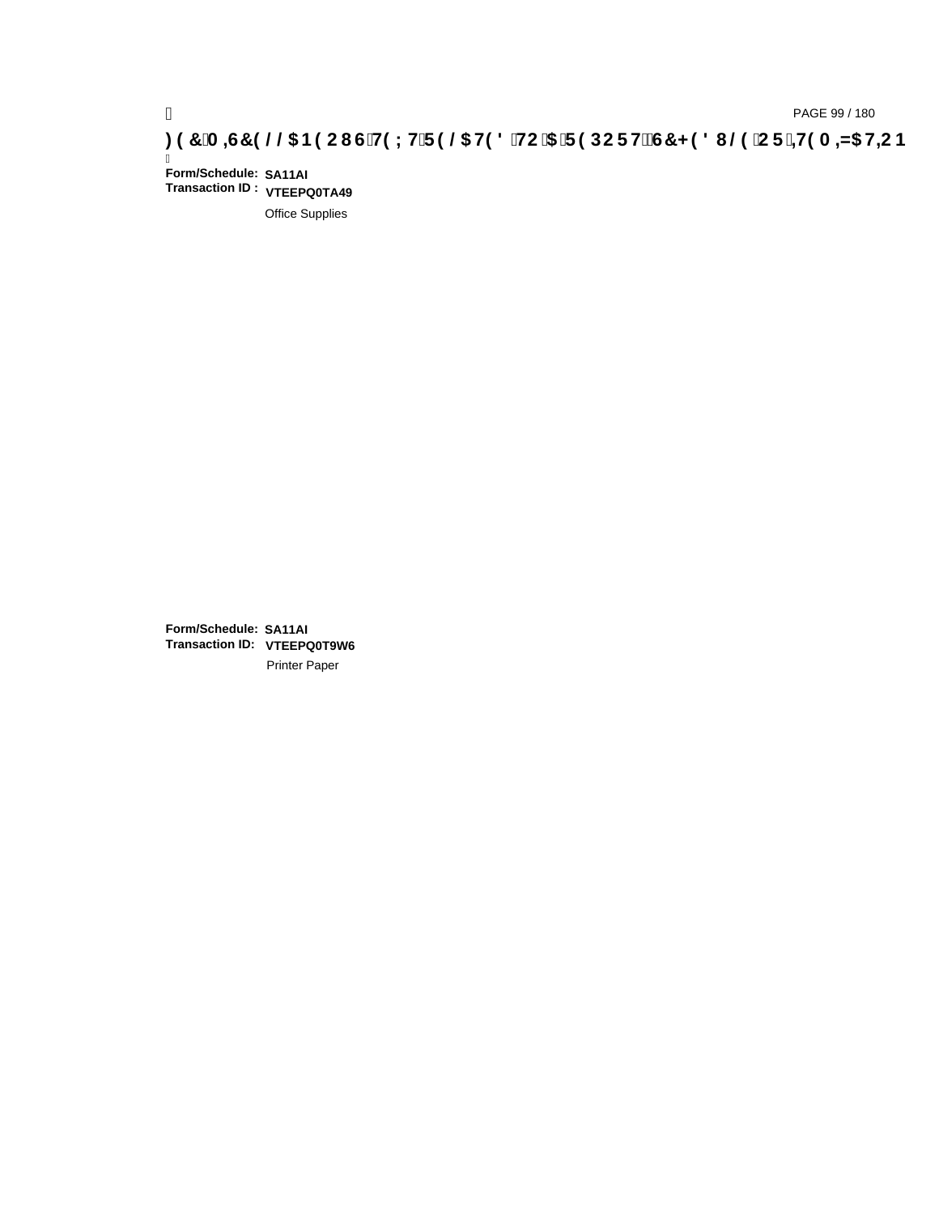**Form/Schedule:** SA11AI
**Transaction ID :** VTEEPQ0TA49

Office Supplies

**Form/Schedule:** SA11AI
**Transaction ID:** VTEEPQ0T9W6

Printer Paper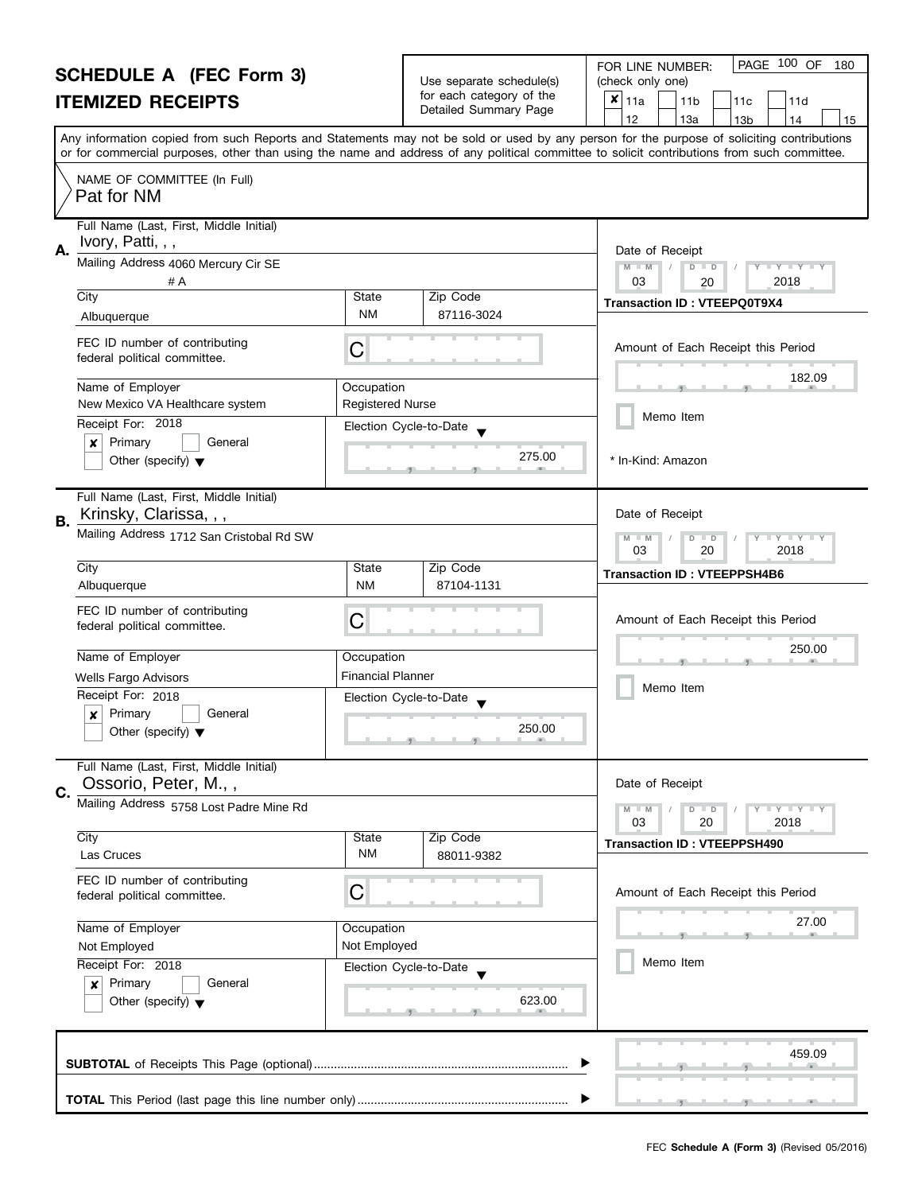# SCHEDULE A (FEC Form 3)
# ITEMIZED RECEIPTS

Use separate schedule(s) for each category of the Detailed Summary Page

FOR LINE NUMBER: (check only one)

- [x] 11a
- [ ] 11b
- [ ] 11c
- [ ] 11d
- [ ] 12
- [ ] 13a
- [ ] 13b
- [ ] 14
- [ ] 15

PAGE 100 OF 180

Any information copied from such Reports and Statements may not be sold or used by any person for the purpose of soliciting contributions or for commercial purposes, other than using the name and address of any political committee to solicit contributions from such committee.

NAME OF COMMITTEE (In Full)
Pat for NM

---

**A.**

Full Name (Last, First, Middle Initial): Ivory, Patti, , ,

Mailing Address: 4060 Mercury Cir SE # A

City: Albuquerque | State: NM | Zip Code: 87116-3024

FEC ID number of contributing federal political committee: C

Name of Employer: New Mexico VA Healthcare system

Occupation: Registered Nurse

Receipt For: 2018

- [x] Primary
- [ ] General
- [ ] Other (specify)

Election Cycle-to-Date: 275.00

Date of Receipt: 03 / 20 / 2018

Transaction ID : VTEEPQ0T9X4

Amount of Each Receipt this Period: 182.09

- [ ] Memo Item

* In-Kind: Amazon

---

**B.**

Full Name (Last, First, Middle Initial): Krinsky, Clarissa, , ,

Mailing Address: 1712 San Cristobal Rd SW

City: Albuquerque | State: NM | Zip Code: 87104-1131

FEC ID number of contributing federal political committee: C

Name of Employer: Wells Fargo Advisors

Occupation: Financial Planner

Receipt For: 2018

- [x] Primary
- [ ] General
- [ ] Other (specify)

Election Cycle-to-Date: 250.00

Date of Receipt: 03 / 20 / 2018

Transaction ID : VTEEPPSH4B6

Amount of Each Receipt this Period: 250.00

- [ ] Memo Item

---

**C.**

Full Name (Last, First, Middle Initial): Ossorio, Peter, M., ,

Mailing Address: 5758 Lost Padre Mine Rd

City: Las Cruces | State: NM | Zip Code: 88011-9382

FEC ID number of contributing federal political committee: C

Name of Employer: Not Employed

Occupation: Not Employed

Receipt For: 2018

- [x] Primary
- [ ] General
- [ ] Other (specify)

Election Cycle-to-Date: 623.00

Date of Receipt: 03 / 20 / 2018

Transaction ID : VTEEPPSH490

Amount of Each Receipt this Period: 27.00

- [ ] Memo Item

---

**SUBTOTAL** of Receipts This Page (optional): 459.09

**TOTAL** This Period (last page this line number only):

FEC **Schedule A (Form 3)** (Revised 05/2016)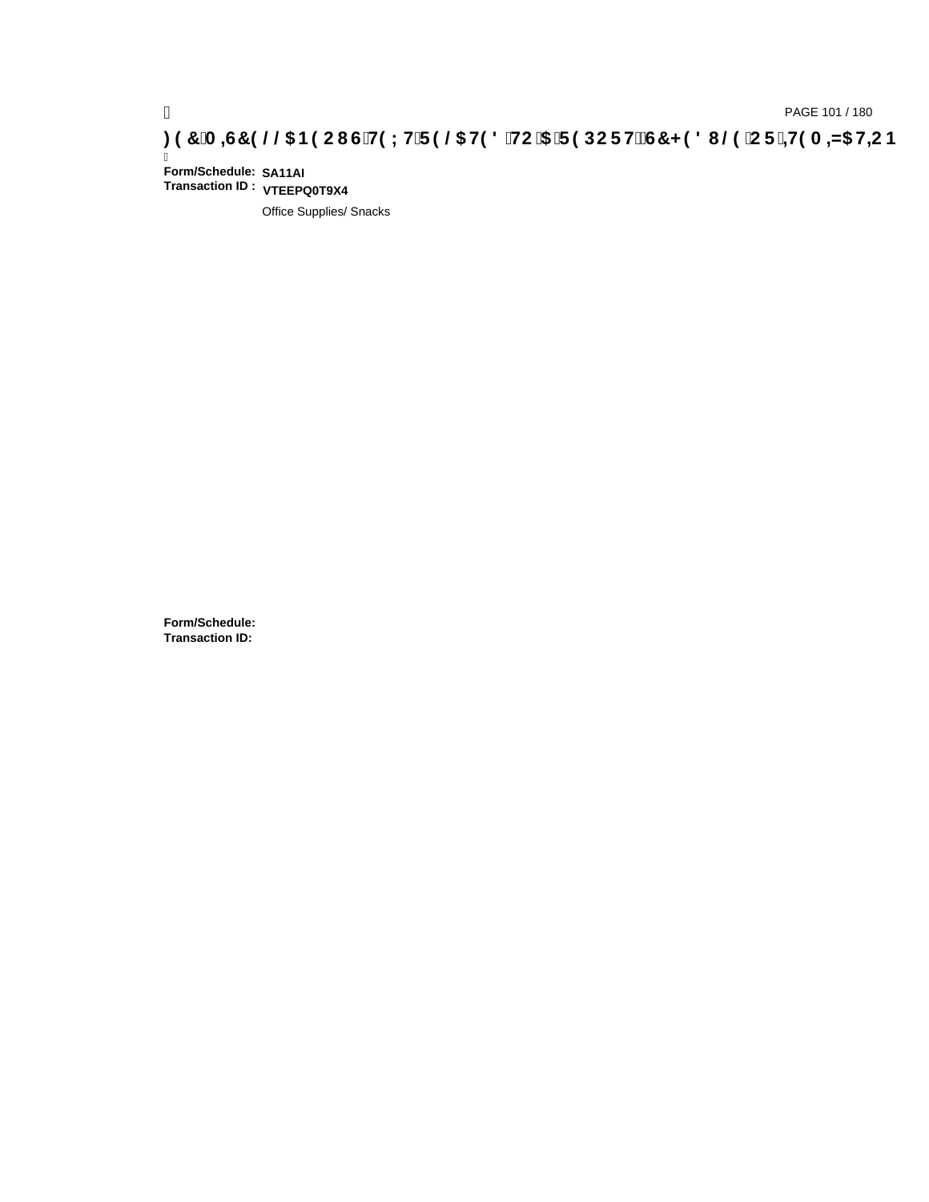**Form/Schedule:** **SA11AI**
**Transaction ID :** **VTEEPQ0T9X4**

Office Supplies/ Snacks

**Form/Schedule:**
**Transaction ID:**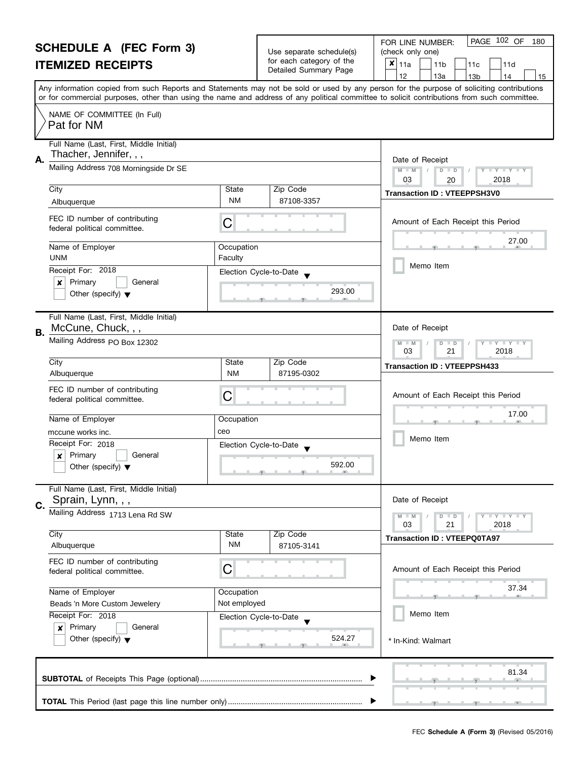# SCHEDULE A (FEC Form 3)
# ITEMIZED RECEIPTS

Use separate schedule(s) for each category of the Detailed Summary Page

FOR LINE NUMBER: (check only one)

- [x] 11a
- [ ] 11b
- [ ] 11c
- [ ] 11d
- [ ] 12
- [ ] 13a
- [ ] 13b
- [ ] 14
- [ ] 15

Any information copied from such Reports and Statements may not be sold or used by any person for the purpose of soliciting contributions or for commercial purposes, other than using the name and address of any political committee to solicit contributions from such committee.

**NAME OF COMMITTEE (In Full)**
Pat for NM

---

**A.**

Full Name (Last, First, Middle Initial): Thacher, Jennifer, , ,

Mailing Address: 708 Morningside Dr SE

City: Albuquerque | State: NM | Zip Code: 87108-3357

FEC ID number of contributing federal political committee: C

Name of Employer: UNM

Occupation: Faculty

Receipt For: 2018
- [x] Primary
- [ ] General
- [ ] Other (specify)

Election Cycle-to-Date: 293.00

Date of Receipt: 03 / 20 / 2018

**Transaction ID : VTEEPPSH3V0**

Amount of Each Receipt this Period: 27.00

- [ ] Memo Item

---

**B.**

Full Name (Last, First, Middle Initial): McCune, Chuck, , ,

Mailing Address: PO Box 12302

City: Albuquerque | State: NM | Zip Code: 87195-0302

FEC ID number of contributing federal political committee: C

Name of Employer: mccune works inc.

Occupation: ceo

Receipt For: 2018
- [x] Primary
- [ ] General
- [ ] Other (specify)

Election Cycle-to-Date: 592.00

Date of Receipt: 03 / 21 / 2018

**Transaction ID : VTEEPPSH433**

Amount of Each Receipt this Period: 17.00

- [ ] Memo Item

---

**C.**

Full Name (Last, First, Middle Initial): Sprain, Lynn, , ,

Mailing Address: 1713 Lena Rd SW

City: Albuquerque | State: NM | Zip Code: 87105-3141

FEC ID number of contributing federal political committee: C

Name of Employer: Beads 'n More Custom Jewelery

Occupation: Not employed

Receipt For: 2018
- [x] Primary
- [ ] General
- [ ] Other (specify)

Election Cycle-to-Date: 524.27

Date of Receipt: 03 / 21 / 2018

**Transaction ID : VTEEPQ0TA97**

Amount of Each Receipt this Period: 37.34

- [ ] Memo Item

* In-Kind: Walmart

---

**SUBTOTAL** of Receipts This Page (optional): 81.34

**TOTAL** This Period (last page this line number only):

FEC **Schedule A (Form 3)** (Revised 05/2016)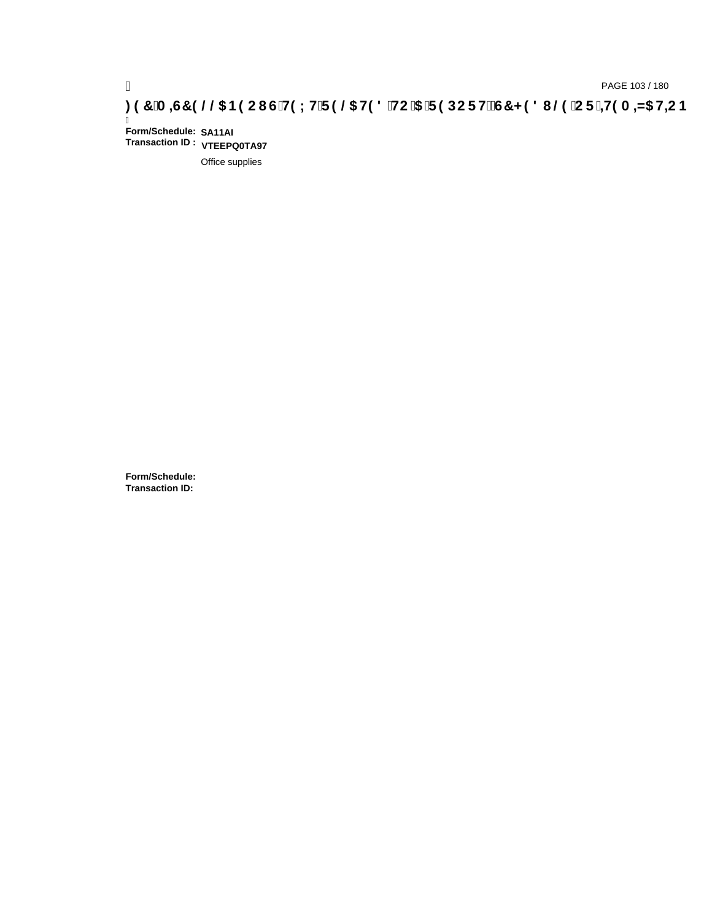**Form/Schedule:** **SA11AI**
**Transaction ID :** **VTEEPQ0TA97**

Office supplies

**Form/Schedule:**
**Transaction ID:**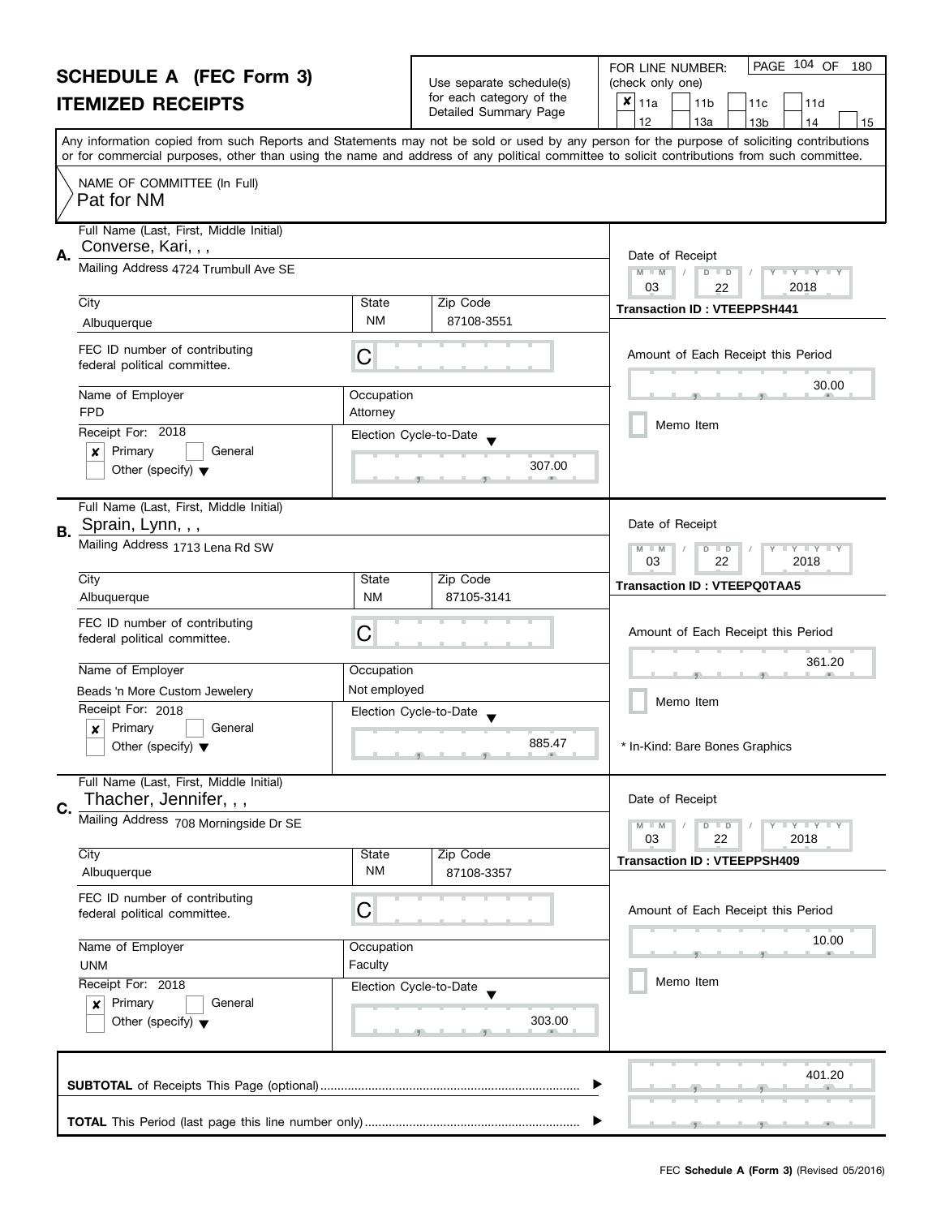# SCHEDULE A (FEC Form 3)

## ITEMIZED RECEIPTS

Use separate schedule(s) for each category of the Detailed Summary Page

FOR LINE NUMBER: (check only one)

- [x] 11a
- [ ] 11b
- [ ] 11c
- [ ] 11d
- [ ] 12
- [ ] 13a
- [ ] 13b
- [ ] 14
- [ ] 15

Any information copied from such Reports and Statements may not be sold or used by any person for the purpose of soliciting contributions or for commercial purposes, other than using the name and address of any political committee to solicit contributions from such committee.

NAME OF COMMITTEE (In Full)
Pat for NM

---

**A.** Full Name (Last, First, Middle Initial): Converse, Kari, , ,

Mailing Address: 4724 Trumbull Ave SE

City: Albuquerque | State: NM | Zip Code: 87108-3551

FEC ID number of contributing federal political committee: C

Name of Employer: FPD | Occupation: Attorney

Receipt For: 2018 — [x] Primary [ ] General [ ] Other (specify)

Election Cycle-to-Date: 307.00

Date of Receipt: 03 / 22 / 2018

Transaction ID : VTEEPPSH441

Amount of Each Receipt this Period: 30.00

[ ] Memo Item

---

**B.** Full Name (Last, First, Middle Initial): Sprain, Lynn, , ,

Mailing Address: 1713 Lena Rd SW

City: Albuquerque | State: NM | Zip Code: 87105-3141

FEC ID number of contributing federal political committee: C

Name of Employer: Beads 'n More Custom Jewelery | Occupation: Not employed

Receipt For: 2018 — [x] Primary [ ] General [ ] Other (specify)

Election Cycle-to-Date: 885.47

Date of Receipt: 03 / 22 / 2018

Transaction ID : VTEEPQ0TAA5

Amount of Each Receipt this Period: 361.20

[ ] Memo Item

* In-Kind: Bare Bones Graphics

---

**C.** Full Name (Last, First, Middle Initial): Thacher, Jennifer, , ,

Mailing Address: 708 Morningside Dr SE

City: Albuquerque | State: NM | Zip Code: 87108-3357

FEC ID number of contributing federal political committee: C

Name of Employer: UNM | Occupation: Faculty

Receipt For: 2018 — [x] Primary [ ] General [ ] Other (specify)

Election Cycle-to-Date: 303.00

Date of Receipt: 03 / 22 / 2018

Transaction ID : VTEEPPSH409

Amount of Each Receipt this Period: 10.00

[ ] Memo Item

---

**SUBTOTAL** of Receipts This Page (optional): 401.20

**TOTAL** This Period (last page this line number only):

FEC **Schedule A (Form 3)** (Revised 05/2016)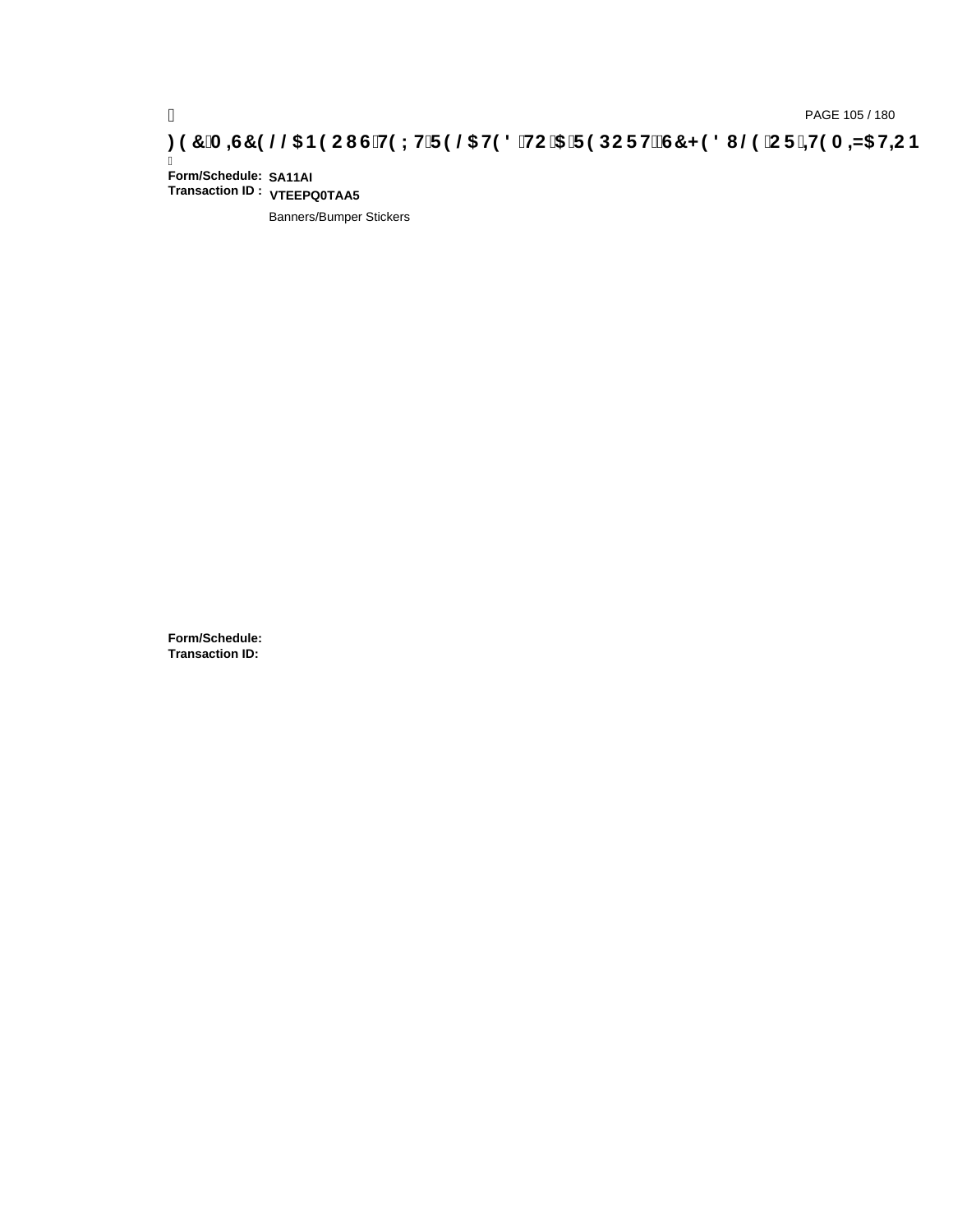**Form/Schedule:** **SA11AI**
**Transaction ID :** **VTEEPQ0TAA5**

Banners/Bumper Stickers

**Form/Schedule:**
**Transaction ID:**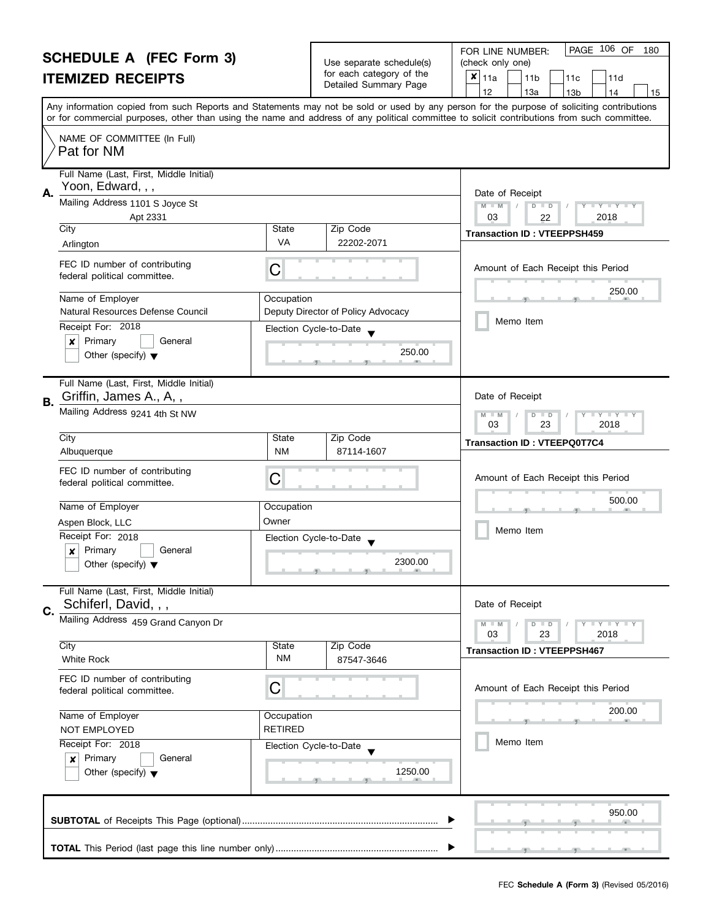# SCHEDULE A (FEC Form 3)
# ITEMIZED RECEIPTS

Use separate schedule(s) for each category of the Detailed Summary Page

FOR LINE NUMBER: (check only one)

- [x] 11a
- [ ] 11b
- [ ] 11c
- [ ] 11d
- [ ] 12
- [ ] 13a
- [ ] 13b
- [ ] 14
- [ ] 15

Any information copied from such Reports and Statements may not be sold or used by any person for the purpose of soliciting contributions or for commercial purposes, other than using the name and address of any political committee to solicit contributions from such committee.

NAME OF COMMITTEE (In Full)
Pat for NM

---

**A.** Full Name (Last, First, Middle Initial): Yoon, Edward, , ,

Mailing Address: 1101 S Joyce St, Apt 2331

City: Arlington | State: VA | Zip Code: 22202-2071

FEC ID number of contributing federal political committee: C

Name of Employer: Natural Resources Defense Council

Occupation: Deputy Director of Policy Advocacy

Receipt For: 2018
- [x] Primary
- [ ] General
- [ ] Other (specify)

Election Cycle-to-Date: 250.00

Date of Receipt: 03 / 22 / 2018

Transaction ID : VTEEPPSH459

Amount of Each Receipt this Period: 250.00

- [ ] Memo Item

---

**B.** Full Name (Last, First, Middle Initial): Griffin, James A., A, ,

Mailing Address: 9241 4th St NW

City: Albuquerque | State: NM | Zip Code: 87114-1607

FEC ID number of contributing federal political committee: C

Name of Employer: Aspen Block, LLC

Occupation: Owner

Receipt For: 2018
- [x] Primary
- [ ] General
- [ ] Other (specify)

Election Cycle-to-Date: 2300.00

Date of Receipt: 03 / 23 / 2018

Transaction ID : VTEEPQ0T7C4

Amount of Each Receipt this Period: 500.00

- [ ] Memo Item

---

**C.** Full Name (Last, First, Middle Initial): Schiferl, David, , ,

Mailing Address: 459 Grand Canyon Dr

City: White Rock | State: NM | Zip Code: 87547-3646

FEC ID number of contributing federal political committee: C

Name of Employer: NOT EMPLOYED

Occupation: RETIRED

Receipt For: 2018
- [x] Primary
- [ ] General
- [ ] Other (specify)

Election Cycle-to-Date: 1250.00

Date of Receipt: 03 / 23 / 2018

Transaction ID : VTEEPPSH467

Amount of Each Receipt this Period: 200.00

- [ ] Memo Item

---

**SUBTOTAL** of Receipts This Page (optional): 950.00

**TOTAL** This Period (last page this line number only):

FEC **Schedule A (Form 3)** (Revised 05/2016)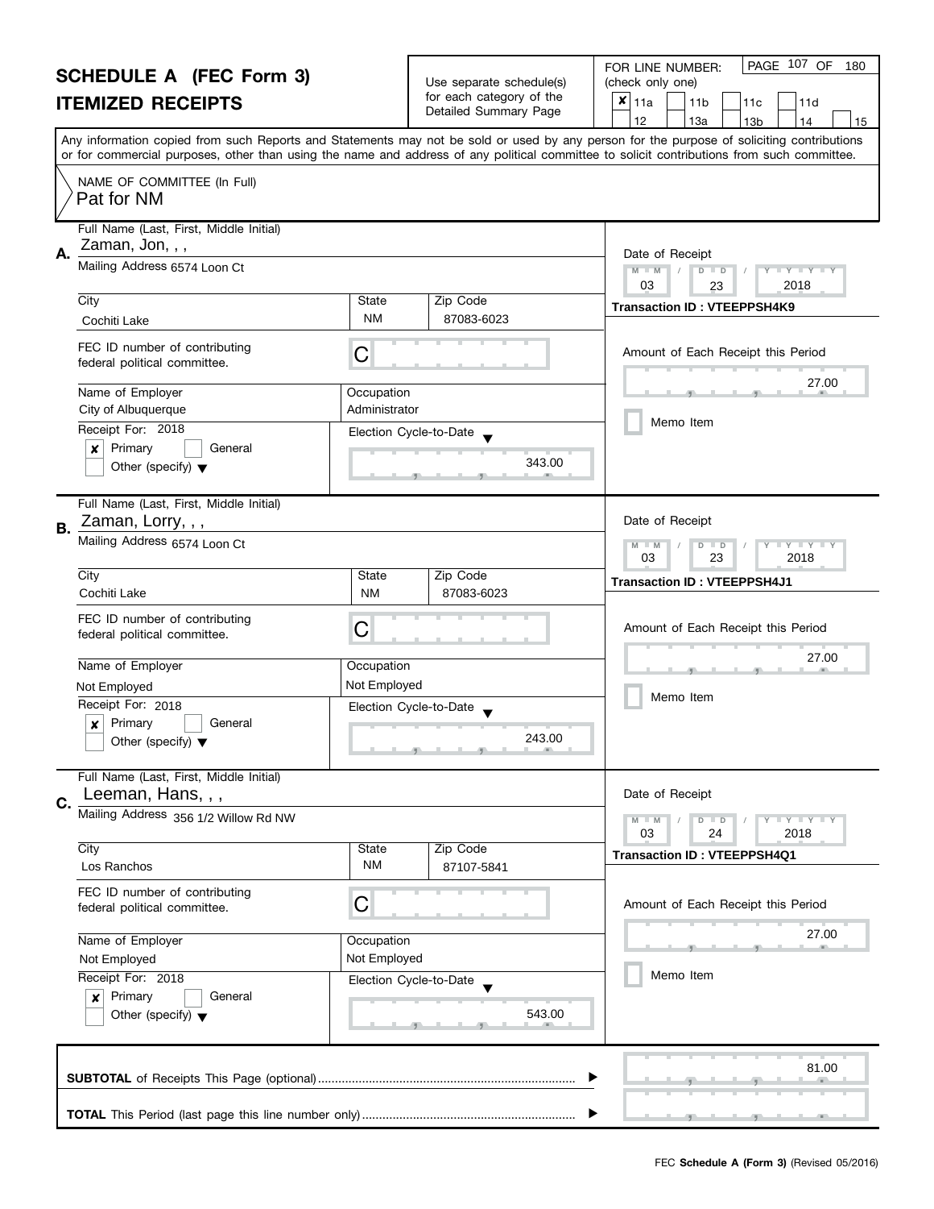# SCHEDULE A (FEC Form 3)
## ITEMIZED RECEIPTS

Use separate schedule(s) for each category of the Detailed Summary Page

FOR LINE NUMBER: (check only one)

- [x] 11a
- [ ] 11b
- [ ] 11c
- [ ] 11d
- [ ] 12
- [ ] 13a
- [ ] 13b
- [ ] 14
- [ ] 15

PAGE 107 OF 180

Any information copied from such Reports and Statements may not be sold or used by any person for the purpose of soliciting contributions or for commercial purposes, other than using the name and address of any political committee to solicit contributions from such committee.

NAME OF COMMITTEE (In Full)
Pat for NM

---

**A.**

Full Name (Last, First, Middle Initial): Zaman, Jon, , ,

Mailing Address: 6574 Loon Ct

City: Cochiti Lake | State: NM | Zip Code: 87083-6023

FEC ID number of contributing federal political committee: C

Name of Employer: City of Albuquerque

Occupation: Administrator

Receipt For: 2018

- [x] Primary
- [ ] General
- [ ] Other (specify)

Election Cycle-to-Date: 343.00

Date of Receipt: 03 / 23 / 2018

Transaction ID : VTEEPPSH4K9

Amount of Each Receipt this Period: 27.00

- [ ] Memo Item

---

**B.**

Full Name (Last, First, Middle Initial): Zaman, Lorry, , ,

Mailing Address: 6574 Loon Ct

City: Cochiti Lake | State: NM | Zip Code: 87083-6023

FEC ID number of contributing federal political committee: C

Name of Employer: Not Employed

Occupation: Not Employed

Receipt For: 2018

- [x] Primary
- [ ] General
- [ ] Other (specify)

Election Cycle-to-Date: 243.00

Date of Receipt: 03 / 23 / 2018

Transaction ID : VTEEPPSH4J1

Amount of Each Receipt this Period: 27.00

- [ ] Memo Item

---

**C.**

Full Name (Last, First, Middle Initial): Leeman, Hans, , ,

Mailing Address: 356 1/2 Willow Rd NW

City: Los Ranchos | State: NM | Zip Code: 87107-5841

FEC ID number of contributing federal political committee: C

Name of Employer: Not Employed

Occupation: Not Employed

Receipt For: 2018

- [x] Primary
- [ ] General
- [ ] Other (specify)

Election Cycle-to-Date: 543.00

Date of Receipt: 03 / 24 / 2018

Transaction ID : VTEEPPSH4Q1

Amount of Each Receipt this Period: 27.00

- [ ] Memo Item

---

**SUBTOTAL** of Receipts This Page (optional): 81.00

**TOTAL** This Period (last page this line number only):

FEC **Schedule A (Form 3)** (Revised 05/2016)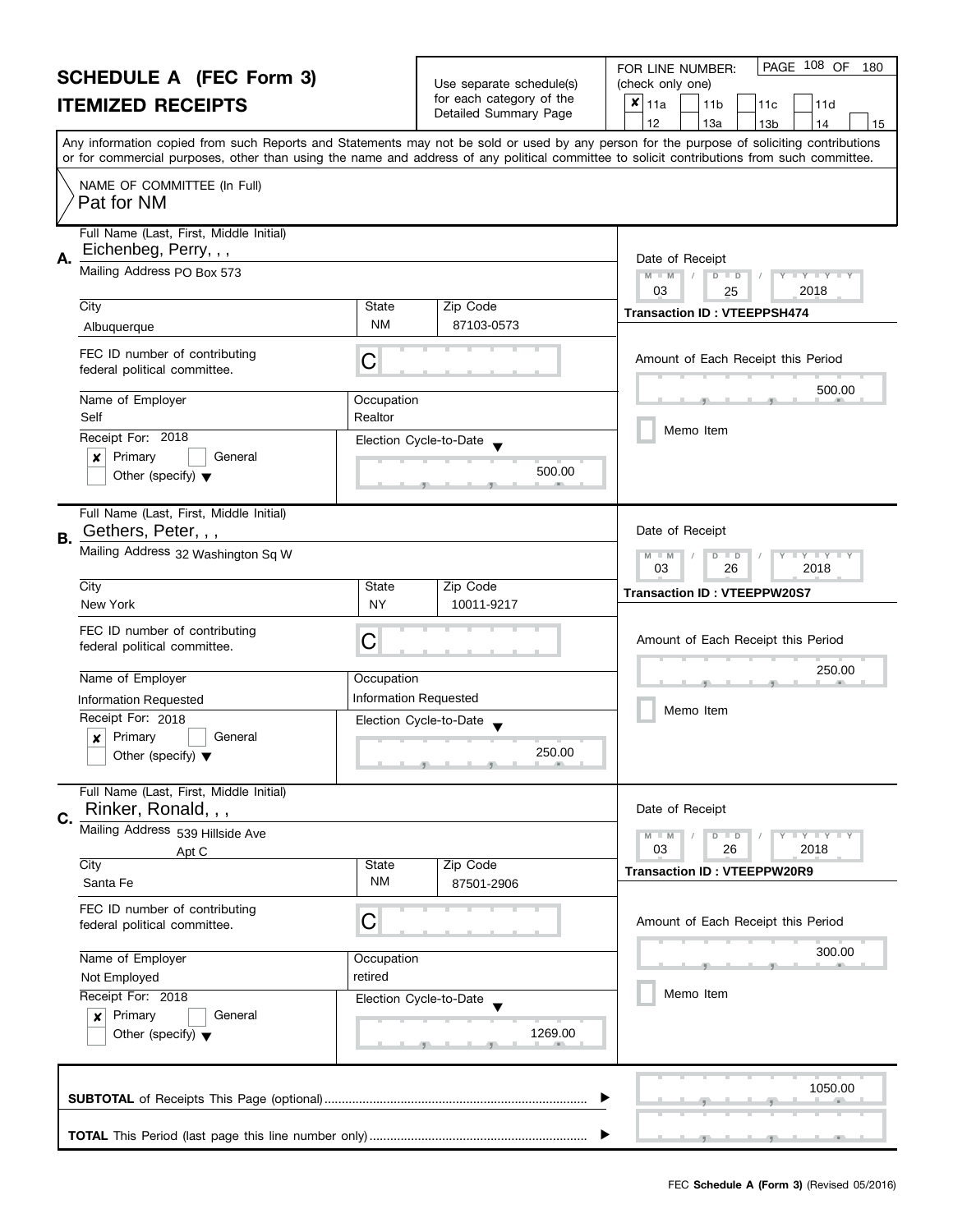# SCHEDULE A (FEC Form 3)

## ITEMIZED RECEIPTS

Use separate schedule(s) for each category of the Detailed Summary Page

FOR LINE NUMBER: (check only one)

- [x] 11a
- [ ] 11b
- [ ] 11c
- [ ] 11d
- [ ] 12
- [ ] 13a
- [ ] 13b
- [ ] 14
- [ ] 15

PAGE 108 OF 180

Any information copied from such Reports and Statements may not be sold or used by any person for the purpose of soliciting contributions or for commercial purposes, other than using the name and address of any political committee to solicit contributions from such committee.

NAME OF COMMITTEE (In Full)
Pat for NM

---

**A.**

Full Name (Last, First, Middle Initial): Eichenbeg, Perry, , ,

Mailing Address: PO Box 573

City: Albuquerque | State: NM | Zip Code: 87103-0573

FEC ID number of contributing federal political committee: C

Name of Employer: Self

Occupation: Realtor

Receipt For: 2018

- [x] Primary
- [ ] General
- [ ] Other (specify)

Election Cycle-to-Date: 500.00

Date of Receipt: 03 / 25 / 2018

Transaction ID : VTEEPPSH474

Amount of Each Receipt this Period: 500.00

- [ ] Memo Item

---

**B.**

Full Name (Last, First, Middle Initial): Gethers, Peter, , ,

Mailing Address: 32 Washington Sq W

City: New York | State: NY | Zip Code: 10011-9217

FEC ID number of contributing federal political committee: C

Name of Employer: Information Requested

Occupation: Information Requested

Receipt For: 2018

- [x] Primary
- [ ] General
- [ ] Other (specify)

Election Cycle-to-Date: 250.00

Date of Receipt: 03 / 26 / 2018

Transaction ID : VTEEPPW20S7

Amount of Each Receipt this Period: 250.00

- [ ] Memo Item

---

**C.**

Full Name (Last, First, Middle Initial): Rinker, Ronald, , ,

Mailing Address: 539 Hillside Ave, Apt C

City: Santa Fe | State: NM | Zip Code: 87501-2906

FEC ID number of contributing federal political committee: C

Name of Employer: Not Employed

Occupation: retired

Receipt For: 2018

- [x] Primary
- [ ] General
- [ ] Other (specify)

Election Cycle-to-Date: 1269.00

Date of Receipt: 03 / 26 / 2018

Transaction ID : VTEEPPW20R9

Amount of Each Receipt this Period: 300.00

- [ ] Memo Item

---

**SUBTOTAL** of Receipts This Page (optional): 1050.00

**TOTAL** This Period (last page this line number only):

FEC **Schedule A (Form 3)** (Revised 05/2016)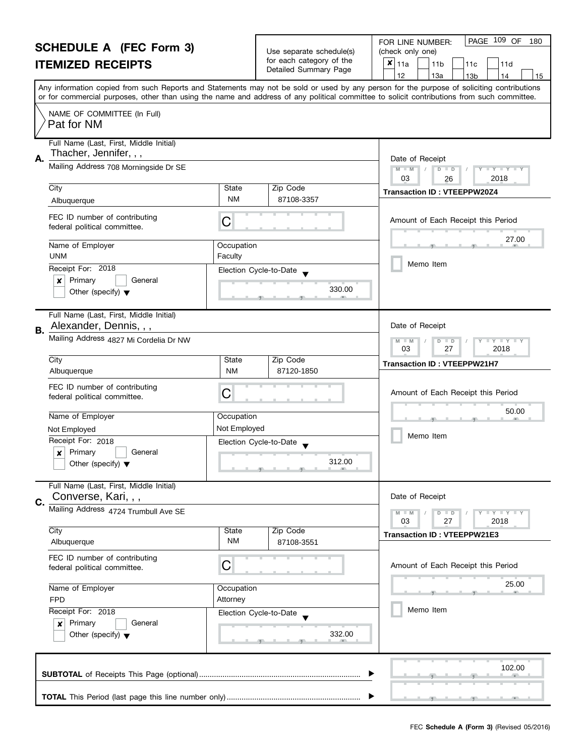# SCHEDULE A (FEC Form 3)
# ITEMIZED RECEIPTS

Use separate schedule(s) for each category of the Detailed Summary Page

FOR LINE NUMBER: (check only one)

- [x] 11a
- [ ] 11b
- [ ] 11c
- [ ] 11d
- [ ] 12
- [ ] 13a
- [ ] 13b
- [ ] 14
- [ ] 15

PAGE 109 OF 180

Any information copied from such Reports and Statements may not be sold or used by any person for the purpose of soliciting contributions or for commercial purposes, other than using the name and address of any political committee to solicit contributions from such committee.

NAME OF COMMITTEE (In Full)
Pat for NM

---

**A.** Full Name (Last, First, Middle Initial): Thacher, Jennifer, , ,

Mailing Address: 708 Morningside Dr SE

City: Albuquerque | State: NM | Zip Code: 87108-3357

FEC ID number of contributing federal political committee: C

Name of Employer: UNM | Occupation: Faculty

Receipt For: 2018
- [x] Primary
- [ ] General
- [ ] Other (specify)

Election Cycle-to-Date: 330.00

Date of Receipt: 03 / 26 / 2018

Transaction ID : VTEEPPW20Z4

Amount of Each Receipt this Period: 27.00

- [ ] Memo Item

---

**B.** Full Name (Last, First, Middle Initial): Alexander, Dennis, , ,

Mailing Address: 4827 Mi Cordelia Dr NW

City: Albuquerque | State: NM | Zip Code: 87120-1850

FEC ID number of contributing federal political committee: C

Name of Employer: Not Employed | Occupation: Not Employed

Receipt For: 2018
- [x] Primary
- [ ] General
- [ ] Other (specify)

Election Cycle-to-Date: 312.00

Date of Receipt: 03 / 27 / 2018

Transaction ID : VTEEPPW21H7

Amount of Each Receipt this Period: 50.00

- [ ] Memo Item

---

**C.** Full Name (Last, First, Middle Initial): Converse, Kari, , ,

Mailing Address: 4724 Trumbull Ave SE

City: Albuquerque | State: NM | Zip Code: 87108-3551

FEC ID number of contributing federal political committee: C

Name of Employer: FPD | Occupation: Attorney

Receipt For: 2018
- [x] Primary
- [ ] General
- [ ] Other (specify)

Election Cycle-to-Date: 332.00

Date of Receipt: 03 / 27 / 2018

Transaction ID : VTEEPPW21E3

Amount of Each Receipt this Period: 25.00

- [ ] Memo Item

---

**SUBTOTAL** of Receipts This Page (optional): 102.00

**TOTAL** This Period (last page this line number only):

FEC **Schedule A (Form 3)** (Revised 05/2016)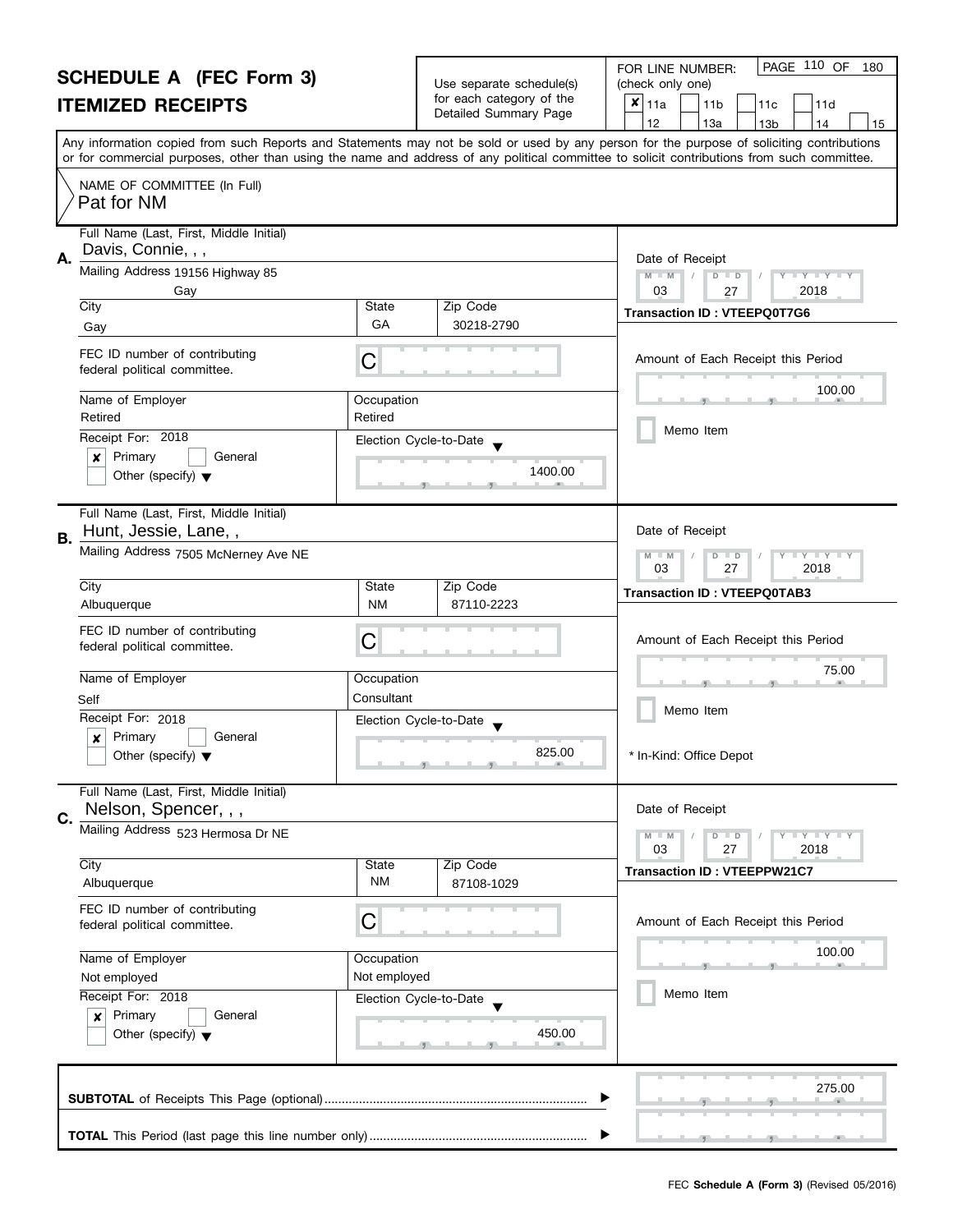# SCHEDULE A (FEC Form 3)
## ITEMIZED RECEIPTS

Use separate schedule(s) for each category of the Detailed Summary Page

FOR LINE NUMBER: (check only one)

- [x] 11a
- [ ] 11b
- [ ] 11c
- [ ] 11d
- [ ] 12
- [ ] 13a
- [ ] 13b
- [ ] 14
- [ ] 15

Any information copied from such Reports and Statements may not be sold or used by any person for the purpose of soliciting contributions or for commercial purposes, other than using the name and address of any political committee to solicit contributions from such committee.

NAME OF COMMITTEE (In Full)
Pat for NM

---

**A.** Full Name (Last, First, Middle Initial): Davis, Connie, , ,

Mailing Address: 19156 Highway 85
Gay

| City | State | Zip Code |
|---|---|---|
| Gay | GA | 30218-2790 |

FEC ID number of contributing federal political committee: C

| Name of Employer | Occupation |
|---|---|
| Retired | Retired |

Receipt For: 2018
- [x] Primary
- [ ] General
- [ ] Other (specify)

Election Cycle-to-Date: 1400.00

Date of Receipt: 03 / 27 / 2018

Transaction ID : VTEEPQ0T7G6

Amount of Each Receipt this Period: 100.00

- [ ] Memo Item

---

**B.** Full Name (Last, First, Middle Initial): Hunt, Jessie, Lane, ,

Mailing Address: 7505 McNerney Ave NE

| City | State | Zip Code |
|---|---|---|
| Albuquerque | NM | 87110-2223 |

FEC ID number of contributing federal political committee: C

| Name of Employer | Occupation |
|---|---|
| Self | Consultant |

Receipt For: 2018
- [x] Primary
- [ ] General
- [ ] Other (specify)

Election Cycle-to-Date: 825.00

Date of Receipt: 03 / 27 / 2018

Transaction ID : VTEEPQ0TAB3

Amount of Each Receipt this Period: 75.00

- [ ] Memo Item

\* In-Kind: Office Depot

---

**C.** Full Name (Last, First, Middle Initial): Nelson, Spencer, , ,

Mailing Address: 523 Hermosa Dr NE

| City | State | Zip Code |
|---|---|---|
| Albuquerque | NM | 87108-1029 |

FEC ID number of contributing federal political committee: C

| Name of Employer | Occupation |
|---|---|
| Not employed | Not employed |

Receipt For: 2018
- [x] Primary
- [ ] General
- [ ] Other (specify)

Election Cycle-to-Date: 450.00

Date of Receipt: 03 / 27 / 2018

Transaction ID : VTEEPPW21C7

Amount of Each Receipt this Period: 100.00

- [ ] Memo Item

---

**SUBTOTAL** of Receipts This Page (optional): 275.00

**TOTAL** This Period (last page this line number only):

FEC **Schedule A (Form 3)** (Revised 05/2016)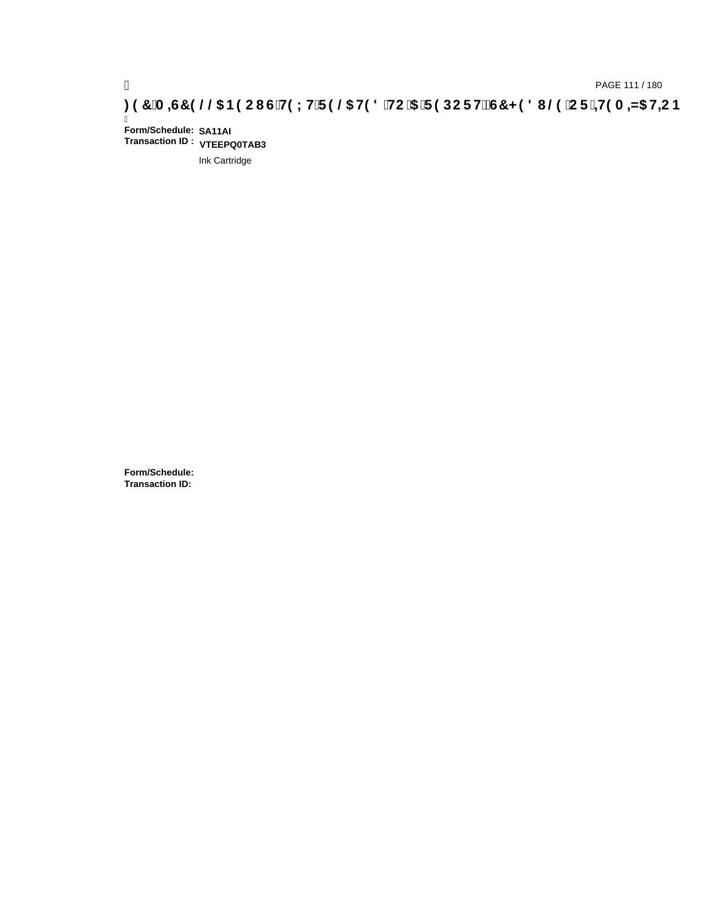**Form/Schedule:** **SA11AI**
**Transaction ID :** **VTEEPQ0TAB3**

Ink Cartridge

**Form/Schedule:**
**Transaction ID:**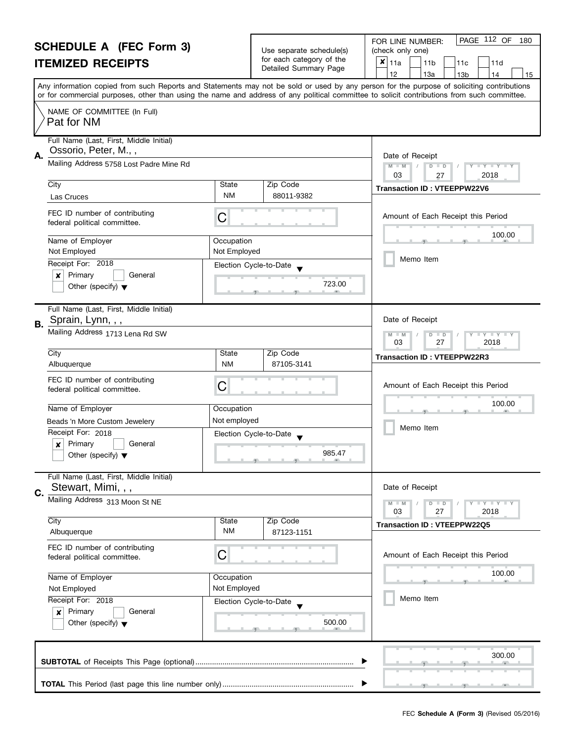# SCHEDULE A (FEC Form 3)

## ITEMIZED RECEIPTS

Use separate schedule(s) for each category of the Detailed Summary Page

FOR LINE NUMBER: (check only one)

- [x] 11a
- [ ] 11b
- [ ] 11c
- [ ] 11d
- [ ] 12
- [ ] 13a
- [ ] 13b
- [ ] 14
- [ ] 15

PAGE 112 OF 180

Any information copied from such Reports and Statements may not be sold or used by any person for the purpose of soliciting contributions or for commercial purposes, other than using the name and address of any political committee to solicit contributions from such committee.

NAME OF COMMITTEE (In Full)
Pat for NM

---

**A.** Full Name (Last, First, Middle Initial): Ossorio, Peter, M., ,

Mailing Address: 5758 Lost Padre Mine Rd

| City | State | Zip Code |
|---|---|---|
| Las Cruces | NM | 88011-9382 |

FEC ID number of contributing federal political committee: C

| Name of Employer | Occupation |
|---|---|
| Not Employed | Not Employed |

Receipt For: 2018
- [x] Primary
- [ ] General
- [ ] Other (specify)

Election Cycle-to-Date: 723.00

Date of Receipt: 03 / 27 / 2018

Transaction ID : VTEEPPW22V6

Amount of Each Receipt this Period: 100.00

- [ ] Memo Item

---

**B.** Full Name (Last, First, Middle Initial): Sprain, Lynn, , ,

Mailing Address: 1713 Lena Rd SW

| City | State | Zip Code |
|---|---|---|
| Albuquerque | NM | 87105-3141 |

FEC ID number of contributing federal political committee: C

| Name of Employer | Occupation |
|---|---|
| Beads 'n More Custom Jewelery | Not employed |

Receipt For: 2018
- [x] Primary
- [ ] General
- [ ] Other (specify)

Election Cycle-to-Date: 985.47

Date of Receipt: 03 / 27 / 2018

Transaction ID : VTEEPPW22R3

Amount of Each Receipt this Period: 100.00

- [ ] Memo Item

---

**C.** Full Name (Last, First, Middle Initial): Stewart, Mimi, , ,

Mailing Address: 313 Moon St NE

| City | State | Zip Code |
|---|---|---|
| Albuquerque | NM | 87123-1151 |

FEC ID number of contributing federal political committee: C

| Name of Employer | Occupation |
|---|---|
| Not Employed | Not Employed |

Receipt For: 2018
- [x] Primary
- [ ] General
- [ ] Other (specify)

Election Cycle-to-Date: 500.00

Date of Receipt: 03 / 27 / 2018

Transaction ID : VTEEPPW22Q5

Amount of Each Receipt this Period: 100.00

- [ ] Memo Item

---

**SUBTOTAL** of Receipts This Page (optional): 300.00

**TOTAL** This Period (last page this line number only):

FEC **Schedule A (Form 3)** (Revised 05/2016)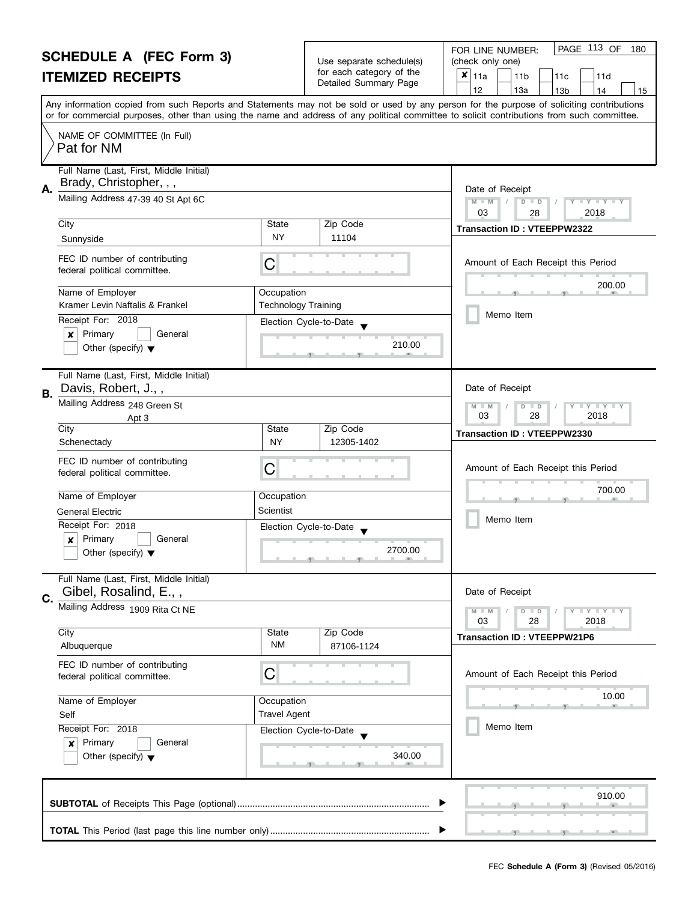# SCHEDULE A (FEC Form 3)
## ITEMIZED RECEIPTS

Use separate schedule(s) for each category of the Detailed Summary Page

FOR LINE NUMBER: (check only one)

- [x] 11a
- [ ] 11b
- [ ] 11c
- [ ] 11d
- [ ] 12
- [ ] 13a
- [ ] 13b
- [ ] 14
- [ ] 15

PAGE 113 OF 180

Any information copied from such Reports and Statements may not be sold or used by any person for the purpose of soliciting contributions or for commercial purposes, other than using the name and address of any political committee to solicit contributions from such committee.

NAME OF COMMITTEE (In Full)
Pat for NM

---

**A.** Full Name (Last, First, Middle Initial): Brady, Christopher, , ,

Mailing Address: 47-39 40 St Apt 6C

City: Sunnyside | State: NY | Zip Code: 11104

FEC ID number of contributing federal political committee: C

Name of Employer: Kramer Levin Naftalis & Frankel

Occupation: Technology Training

Receipt For: 2018
- [x] Primary
- [ ] General
- [ ] Other (specify)

Election Cycle-to-Date: 210.00

Date of Receipt: 03 / 28 / 2018

Transaction ID : VTEEPPW2322

Amount of Each Receipt this Period: 200.00

- [ ] Memo Item

---

**B.** Full Name (Last, First, Middle Initial): Davis, Robert, J., ,

Mailing Address: 248 Green St Apt 3

City: Schenectady | State: NY | Zip Code: 12305-1402

FEC ID number of contributing federal political committee: C

Name of Employer: General Electric

Occupation: Scientist

Receipt For: 2018
- [x] Primary
- [ ] General
- [ ] Other (specify)

Election Cycle-to-Date: 2700.00

Date of Receipt: 03 / 28 / 2018

Transaction ID : VTEEPPW2330

Amount of Each Receipt this Period: 700.00

- [ ] Memo Item

---

**C.** Full Name (Last, First, Middle Initial): Gibel, Rosalind, E., ,

Mailing Address: 1909 Rita Ct NE

City: Albuquerque | State: NM | Zip Code: 87106-1124

FEC ID number of contributing federal political committee: C

Name of Employer: Self

Occupation: Travel Agent

Receipt For: 2018
- [x] Primary
- [ ] General
- [ ] Other (specify)

Election Cycle-to-Date: 340.00

Date of Receipt: 03 / 28 / 2018

Transaction ID : VTEEPPW21P6

Amount of Each Receipt this Period: 10.00

- [ ] Memo Item

---

**SUBTOTAL** of Receipts This Page (optional): 910.00

**TOTAL** This Period (last page this line number only):

FEC **Schedule A (Form 3)** (Revised 05/2016)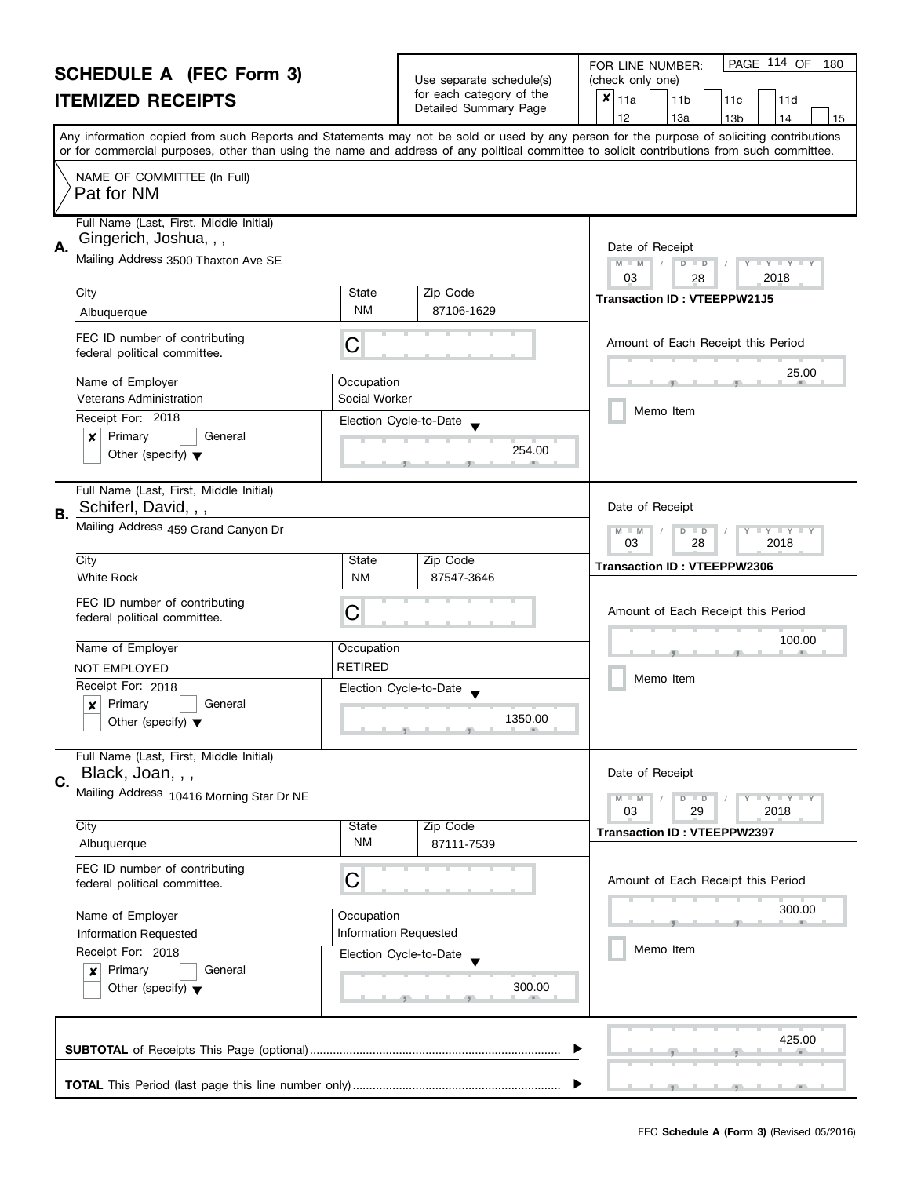# SCHEDULE A (FEC Form 3)
## ITEMIZED RECEIPTS

Use separate schedule(s) for each category of the Detailed Summary Page

FOR LINE NUMBER: (check only one)

- [x] 11a
- [ ] 11b
- [ ] 11c
- [ ] 11d
- [ ] 12
- [ ] 13a
- [ ] 13b
- [ ] 14
- [ ] 15

PAGE 114 OF 180

Any information copied from such Reports and Statements may not be sold or used by any person for the purpose of soliciting contributions or for commercial purposes, other than using the name and address of any political committee to solicit contributions from such committee.

NAME OF COMMITTEE (In Full)
Pat for NM

---

**A.** Full Name (Last, First, Middle Initial): Gingerich, Joshua, , ,

Mailing Address: 3500 Thaxton Ave SE

City: Albuquerque | State: NM | Zip Code: 87106-1629

FEC ID number of contributing federal political committee: C

Name of Employer: Veterans Administration | Occupation: Social Worker

Receipt For: 2018 — [x] Primary [ ] General [ ] Other (specify)

Election Cycle-to-Date: 254.00

Date of Receipt: 03 / 28 / 2018

Transaction ID : VTEEPPW21J5

Amount of Each Receipt this Period: 25.00

[ ] Memo Item

---

**B.** Full Name (Last, First, Middle Initial): Schiferl, David, , ,

Mailing Address: 459 Grand Canyon Dr

City: White Rock | State: NM | Zip Code: 87547-3646

FEC ID number of contributing federal political committee: C

Name of Employer: NOT EMPLOYED | Occupation: RETIRED

Receipt For: 2018 — [x] Primary [ ] General [ ] Other (specify)

Election Cycle-to-Date: 1350.00

Date of Receipt: 03 / 28 / 2018

Transaction ID : VTEEPPW2306

Amount of Each Receipt this Period: 100.00

[ ] Memo Item

---

**C.** Full Name (Last, First, Middle Initial): Black, Joan, , ,

Mailing Address: 10416 Morning Star Dr NE

City: Albuquerque | State: NM | Zip Code: 87111-7539

FEC ID number of contributing federal political committee: C

Name of Employer: Information Requested | Occupation: Information Requested

Receipt For: 2018 — [x] Primary [ ] General [ ] Other (specify)

Election Cycle-to-Date: 300.00

Date of Receipt: 03 / 29 / 2018

Transaction ID : VTEEPPW2397

Amount of Each Receipt this Period: 300.00

[ ] Memo Item

---

**SUBTOTAL** of Receipts This Page (optional): 425.00

**TOTAL** This Period (last page this line number only):

FEC **Schedule A (Form 3)** (Revised 05/2016)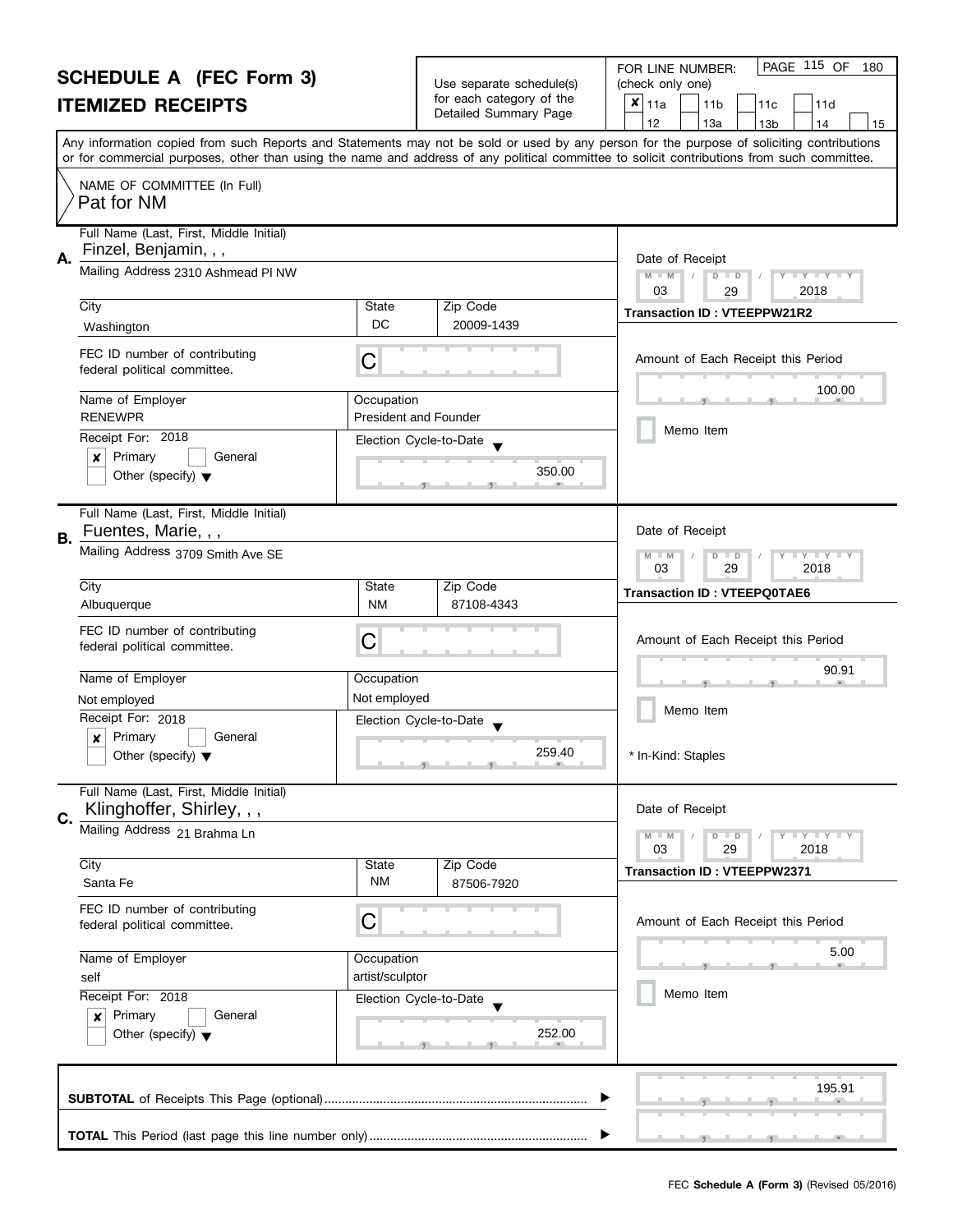# SCHEDULE A (FEC Form 3)
## ITEMIZED RECEIPTS

Use separate schedule(s) for each category of the Detailed Summary Page

FOR LINE NUMBER: (check only one)

☒ 11a ☐ 11b ☐ 11c ☐ 11d ☐ 12 ☐ 13a ☐ 13b ☐ 14 ☐ 15

PAGE 115 OF 180

Any information copied from such Reports and Statements may not be sold or used by any person for the purpose of soliciting contributions or for commercial purposes, other than using the name and address of any political committee to solicit contributions from such committee.

NAME OF COMMITTEE (In Full)
Pat for NM

---

**A.** Full Name (Last, First, Middle Initial): Finzel, Benjamin, , ,

Mailing Address: 2310 Ashmead Pl NW

City: Washington | State: DC | Zip Code: 20009-1439

FEC ID number of contributing federal political committee: C

Name of Employer: RENEWPR | Occupation: President and Founder

Receipt For: 2018 — ☒ Primary ☐ General ☐ Other (specify)

Election Cycle-to-Date: 350.00

Date of Receipt: 03 / 29 / 2018

Transaction ID : VTEEPPW21R2

Amount of Each Receipt this Period: 100.00

☐ Memo Item

---

**B.** Full Name (Last, First, Middle Initial): Fuentes, Marie, , ,

Mailing Address: 3709 Smith Ave SE

City: Albuquerque | State: NM | Zip Code: 87108-4343

FEC ID number of contributing federal political committee: C

Name of Employer: Not employed | Occupation: Not employed

Receipt For: 2018 — ☒ Primary ☐ General ☐ Other (specify)

Election Cycle-to-Date: 259.40

Date of Receipt: 03 / 29 / 2018

Transaction ID : VTEEPQ0TAE6

Amount of Each Receipt this Period: 90.91

☐ Memo Item

* In-Kind: Staples

---

**C.** Full Name (Last, First, Middle Initial): Klinghoffer, Shirley, , ,

Mailing Address: 21 Brahma Ln

City: Santa Fe | State: NM | Zip Code: 87506-7920

FEC ID number of contributing federal political committee: C

Name of Employer: self | Occupation: artist/sculptor

Receipt For: 2018 — ☒ Primary ☐ General ☐ Other (specify)

Election Cycle-to-Date: 252.00

Date of Receipt: 03 / 29 / 2018

Transaction ID : VTEEPPW2371

Amount of Each Receipt this Period: 5.00

☐ Memo Item

---

**SUBTOTAL** of Receipts This Page (optional): 195.91

**TOTAL** This Period (last page this line number only):

FEC **Schedule A (Form 3)** (Revised 05/2016)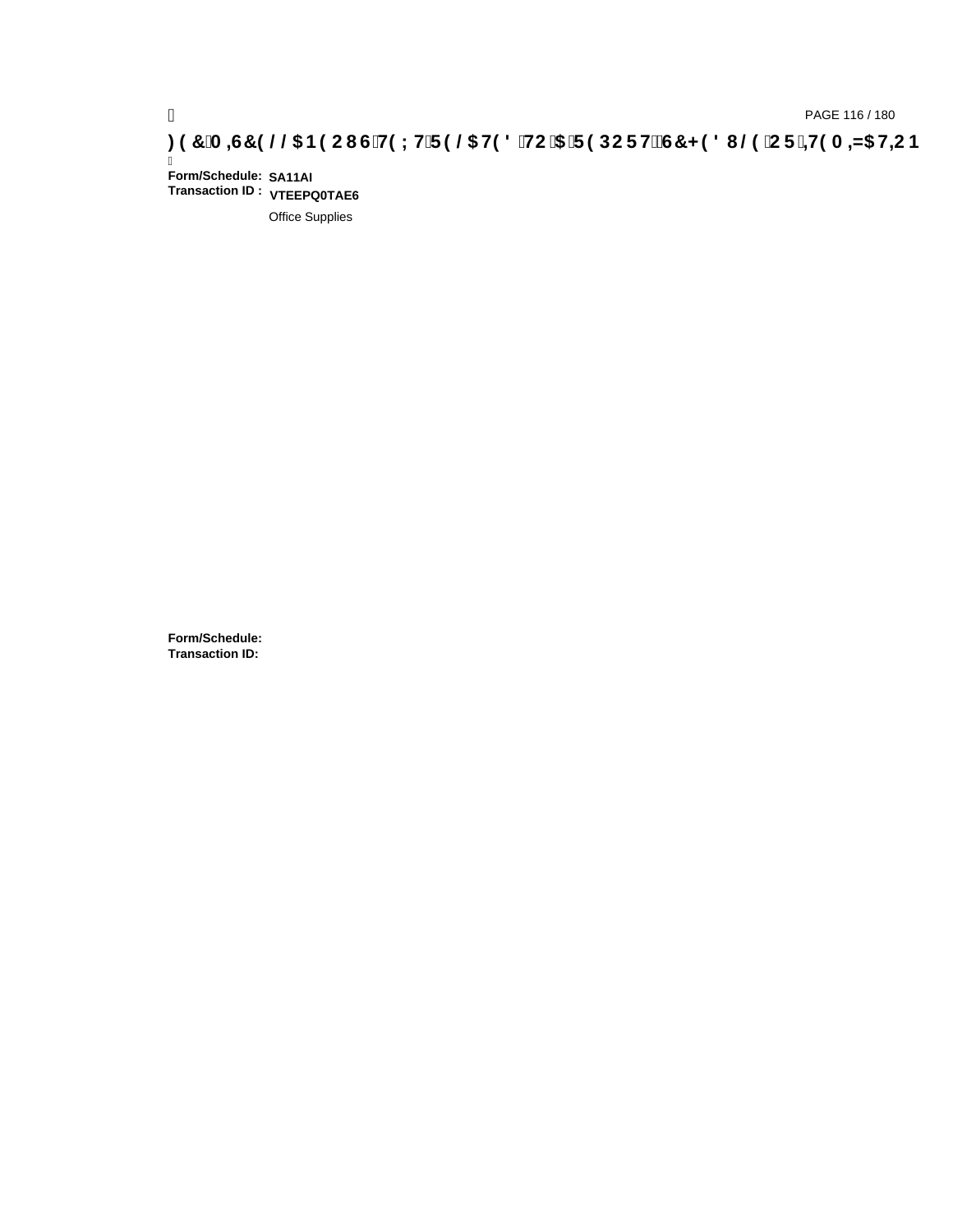**)(&0,6&(//$1(2867(;75(/$7('72$5(32576&+('8/(25,7(0,=$7,21**

**Form/Schedule:** **SA11AI**
**Transaction ID :** **VTEEPQ0TAE6**

Office Supplies

**Form/Schedule:**
**Transaction ID:**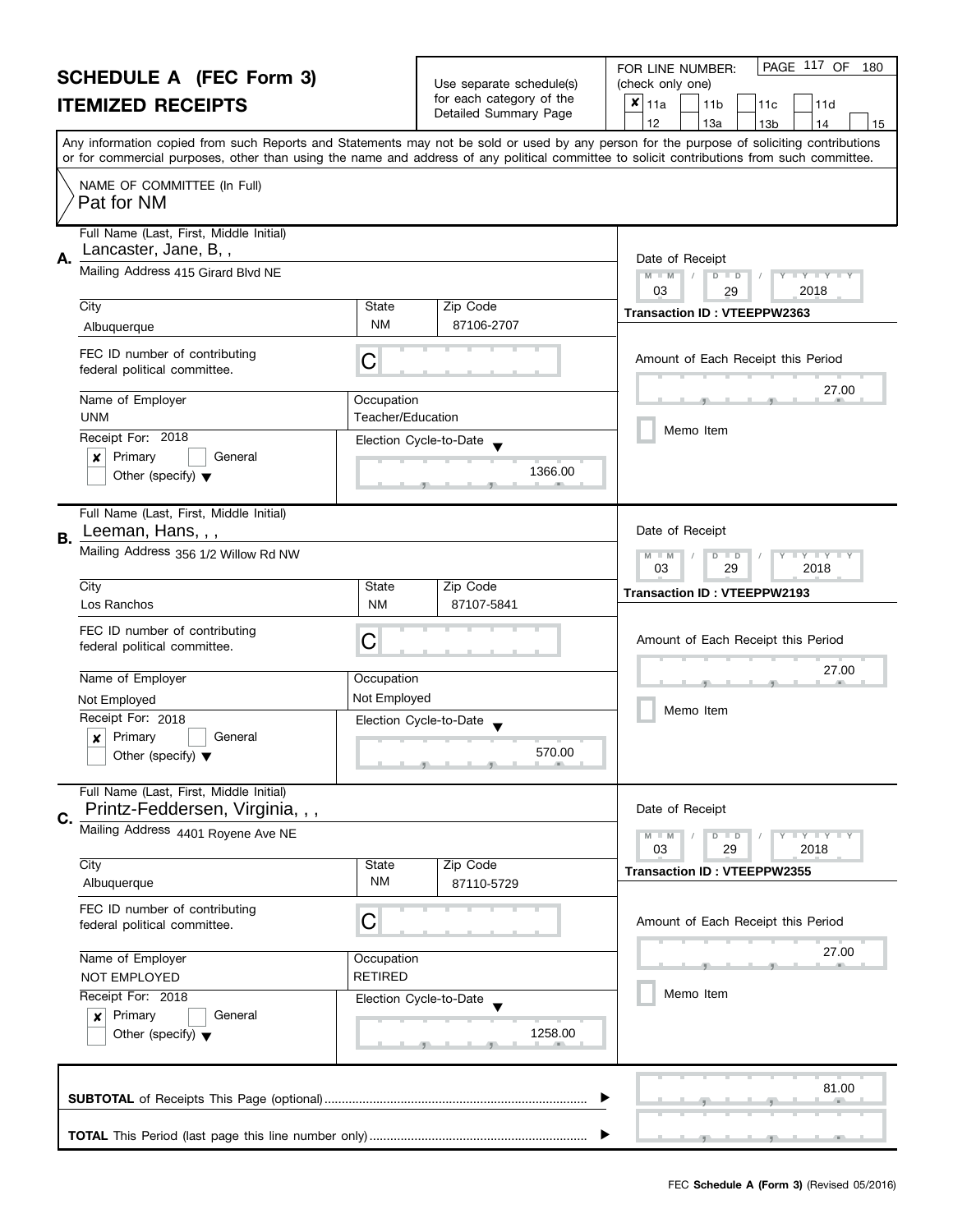# SCHEDULE A (FEC Form 3)
## ITEMIZED RECEIPTS

Use separate schedule(s) for each category of the Detailed Summary Page

FOR LINE NUMBER: (check only one)

- [x] 11a
- [ ] 11b
- [ ] 11c
- [ ] 11d
- [ ] 12
- [ ] 13a
- [ ] 13b
- [ ] 14
- [ ] 15

Any information copied from such Reports and Statements may not be sold or used by any person for the purpose of soliciting contributions or for commercial purposes, other than using the name and address of any political committee to solicit contributions from such committee.

NAME OF COMMITTEE (In Full)
Pat for NM

---

**A.** Full Name (Last, First, Middle Initial): Lancaster, Jane, B, ,

Mailing Address: 415 Girard Blvd NE

City: Albuquerque | State: NM | Zip Code: 87106-2707

FEC ID number of contributing federal political committee: C

Name of Employer: UNM
Occupation: Teacher/Education

Receipt For: 2018
- [x] Primary
- [ ] General
- [ ] Other (specify)

Election Cycle-to-Date: 1366.00

Date of Receipt: 03 / 29 / 2018
Transaction ID : VTEEPPW2363

Amount of Each Receipt this Period: 27.00

- [ ] Memo Item

---

**B.** Full Name (Last, First, Middle Initial): Leeman, Hans, , ,

Mailing Address: 356 1/2 Willow Rd NW

City: Los Ranchos | State: NM | Zip Code: 87107-5841

FEC ID number of contributing federal political committee: C

Name of Employer: Not Employed
Occupation: Not Employed

Receipt For: 2018
- [x] Primary
- [ ] General
- [ ] Other (specify)

Election Cycle-to-Date: 570.00

Date of Receipt: 03 / 29 / 2018
Transaction ID : VTEEPPW2193

Amount of Each Receipt this Period: 27.00

- [ ] Memo Item

---

**C.** Full Name (Last, First, Middle Initial): Printz-Feddersen, Virginia, , ,

Mailing Address: 4401 Royene Ave NE

City: Albuquerque | State: NM | Zip Code: 87110-5729

FEC ID number of contributing federal political committee: C

Name of Employer: NOT EMPLOYED
Occupation: RETIRED

Receipt For: 2018
- [x] Primary
- [ ] General
- [ ] Other (specify)

Election Cycle-to-Date: 1258.00

Date of Receipt: 03 / 29 / 2018
Transaction ID : VTEEPPW2355

Amount of Each Receipt this Period: 27.00

- [ ] Memo Item

---

**SUBTOTAL** of Receipts This Page (optional): 81.00

**TOTAL** This Period (last page this line number only):

FEC **Schedule A (Form 3)** (Revised 05/2016)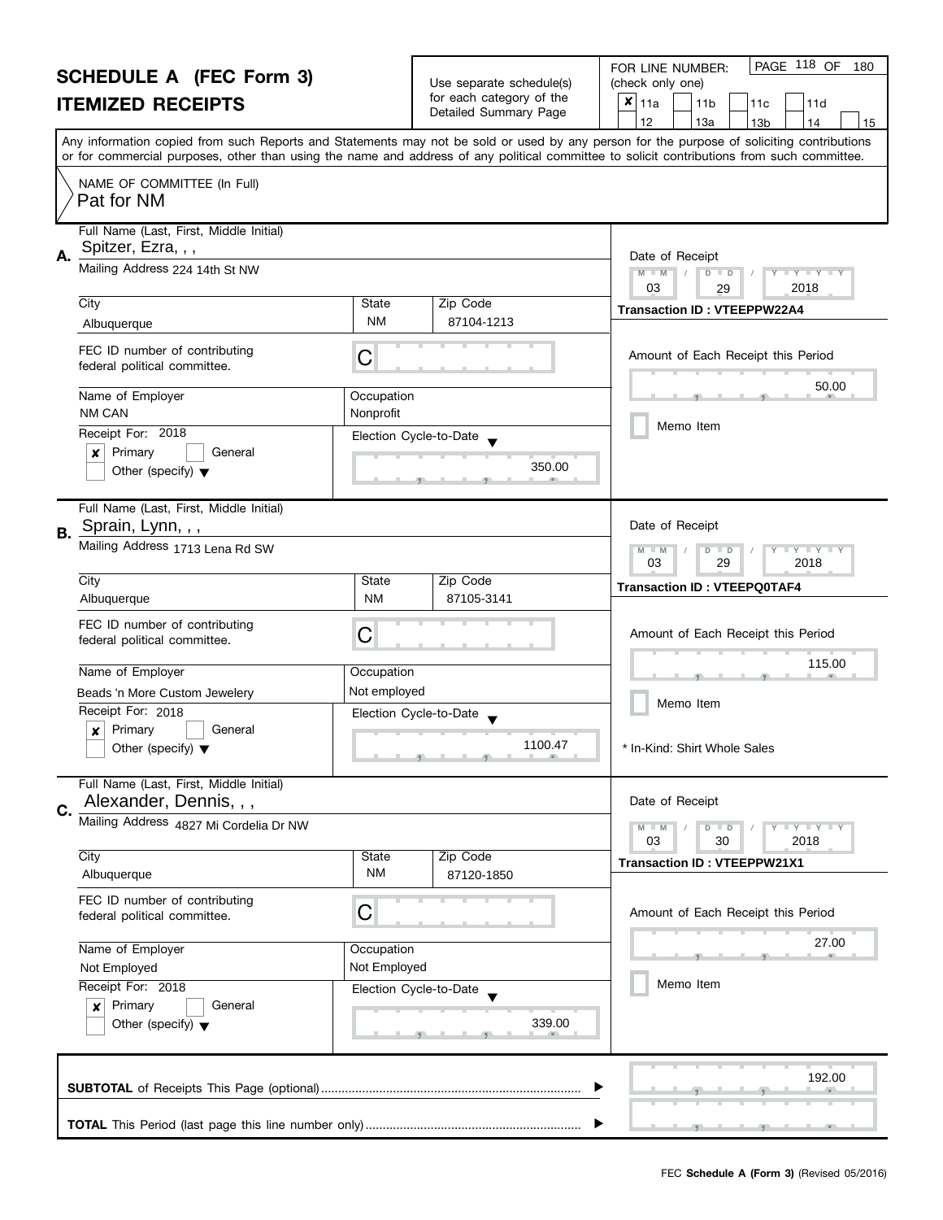# SCHEDULE A (FEC Form 3)

## ITEMIZED RECEIPTS

Use separate schedule(s) for each category of the Detailed Summary Page

FOR LINE NUMBER: (check only one)

- [x] 11a
- [ ] 11b
- [ ] 11c
- [ ] 11d
- [ ] 12
- [ ] 13a
- [ ] 13b
- [ ] 14
- [ ] 15

Any information copied from such Reports and Statements may not be sold or used by any person for the purpose of soliciting contributions or for commercial purposes, other than using the name and address of any political committee to solicit contributions from such committee.

NAME OF COMMITTEE (In Full)

Pat for NM

---

**A.**

Full Name (Last, First, Middle Initial): Spitzer, Ezra, , ,

Mailing Address: 224 14th St NW

City: Albuquerque | State: NM | Zip Code: 87104-1213

FEC ID number of contributing federal political committee: C

Name of Employer: NM CAN

Occupation: Nonprofit

Receipt For: 2018

- [x] Primary
- [ ] General
- [ ] Other (specify)

Election Cycle-to-Date: 350.00

Date of Receipt: 03 / 29 / 2018

Transaction ID : VTEEPPW22A4

Amount of Each Receipt this Period: 50.00

- [ ] Memo Item

---

**B.**

Full Name (Last, First, Middle Initial): Sprain, Lynn, , ,

Mailing Address: 1713 Lena Rd SW

City: Albuquerque | State: NM | Zip Code: 87105-3141

FEC ID number of contributing federal political committee: C

Name of Employer: Beads 'n More Custom Jewelery

Occupation: Not employed

Receipt For: 2018

- [x] Primary
- [ ] General
- [ ] Other (specify)

Election Cycle-to-Date: 1100.47

Date of Receipt: 03 / 29 / 2018

Transaction ID : VTEEPQ0TAF4

Amount of Each Receipt this Period: 115.00

- [ ] Memo Item

\* In-Kind: Shirt Whole Sales

---

**C.**

Full Name (Last, First, Middle Initial): Alexander, Dennis, , ,

Mailing Address: 4827 Mi Cordelia Dr NW

City: Albuquerque | State: NM | Zip Code: 87120-1850

FEC ID number of contributing federal political committee: C

Name of Employer: Not Employed

Occupation: Not Employed

Receipt For: 2018

- [x] Primary
- [ ] General
- [ ] Other (specify)

Election Cycle-to-Date: 339.00

Date of Receipt: 03 / 30 / 2018

Transaction ID : VTEEPPW21X1

Amount of Each Receipt this Period: 27.00

- [ ] Memo Item

---

**SUBTOTAL** of Receipts This Page (optional): 192.00

**TOTAL** This Period (last page this line number only):

FEC **Schedule A (Form 3)** (Revised 05/2016)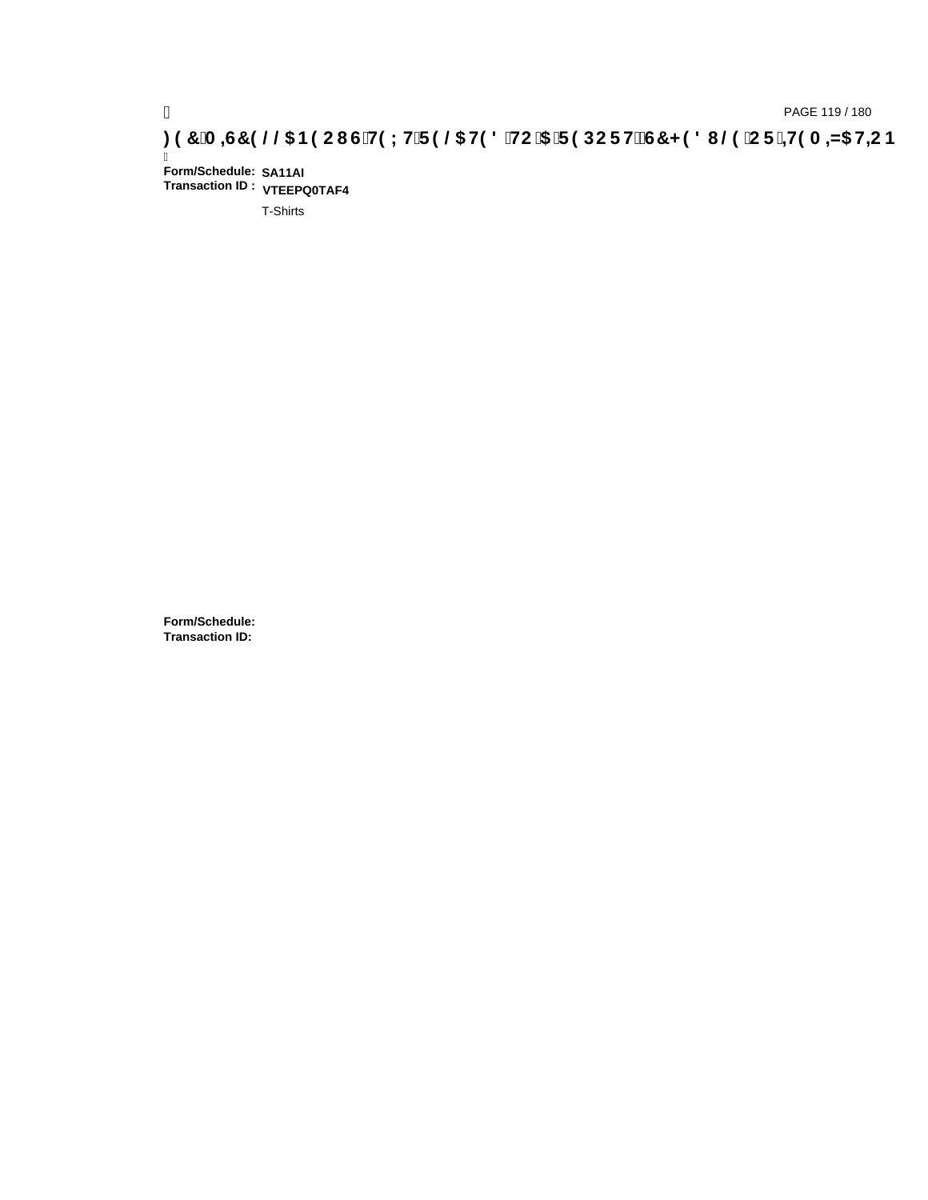**Form/Schedule:** SA11AI
**Transaction ID :** VTEEPQ0TAF4

T-Shirts

**Form/Schedule:**
**Transaction ID:**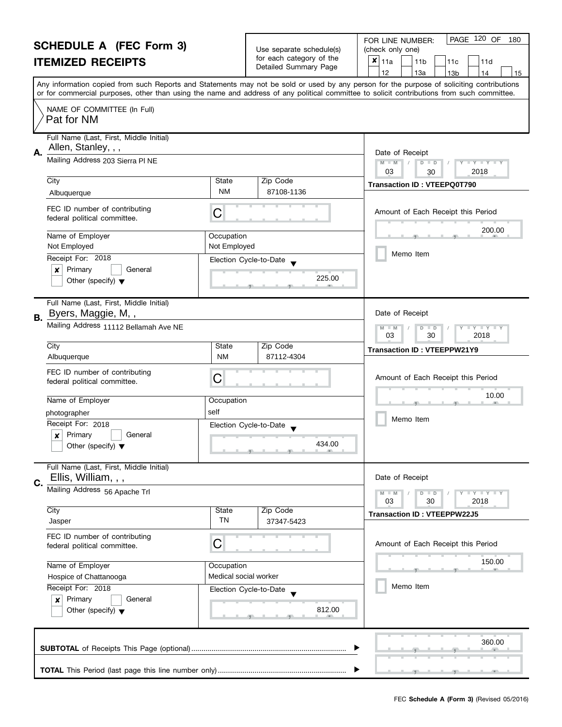# SCHEDULE A (FEC Form 3)
## ITEMIZED RECEIPTS

Use separate schedule(s) for each category of the Detailed Summary Page

FOR LINE NUMBER: (check only one)

- [x] 11a
- [ ] 11b
- [ ] 11c
- [ ] 11d
- [ ] 12
- [ ] 13a
- [ ] 13b
- [ ] 14
- [ ] 15

Any information copied from such Reports and Statements may not be sold or used by any person for the purpose of soliciting contributions or for commercial purposes, other than using the name and address of any political committee to solicit contributions from such committee.

NAME OF COMMITTEE (In Full)
Pat for NM

---

**A.**
Full Name (Last, First, Middle Initial): Allen, Stanley, , ,
Mailing Address: 203 Sierra Pl NE
City: Albuquerque | State: NM | Zip Code: 87108-1136
FEC ID number of contributing federal political committee: C
Name of Employer: Not Employed
Occupation: Not Employed
Receipt For: 2018
- [x] Primary
- [ ] General
- [ ] Other (specify)

Election Cycle-to-Date: 225.00

Date of Receipt: 03 / 30 / 2018
Transaction ID : VTEEPQ0T790
Amount of Each Receipt this Period: 200.00
- [ ] Memo Item

---

**B.**
Full Name (Last, First, Middle Initial): Byers, Maggie, M, ,
Mailing Address: 11112 Bellamah Ave NE
City: Albuquerque | State: NM | Zip Code: 87112-4304
FEC ID number of contributing federal political committee: C
Name of Employer: photographer
Occupation: self
Receipt For: 2018
- [x] Primary
- [ ] General
- [ ] Other (specify)

Election Cycle-to-Date: 434.00

Date of Receipt: 03 / 30 / 2018
Transaction ID : VTEEPPW21Y9
Amount of Each Receipt this Period: 10.00
- [ ] Memo Item

---

**C.**
Full Name (Last, First, Middle Initial): Ellis, William, , ,
Mailing Address: 56 Apache Trl
City: Jasper | State: TN | Zip Code: 37347-5423
FEC ID number of contributing federal political committee: C
Name of Employer: Hospice of Chattanooga
Occupation: Medical social worker
Receipt For: 2018
- [x] Primary
- [ ] General
- [ ] Other (specify)

Election Cycle-to-Date: 812.00

Date of Receipt: 03 / 30 / 2018
Transaction ID : VTEEPPW22J5
Amount of Each Receipt this Period: 150.00
- [ ] Memo Item

---

**SUBTOTAL** of Receipts This Page (optional): 360.00

**TOTAL** This Period (last page this line number only):

FEC **Schedule A (Form 3)** (Revised 05/2016)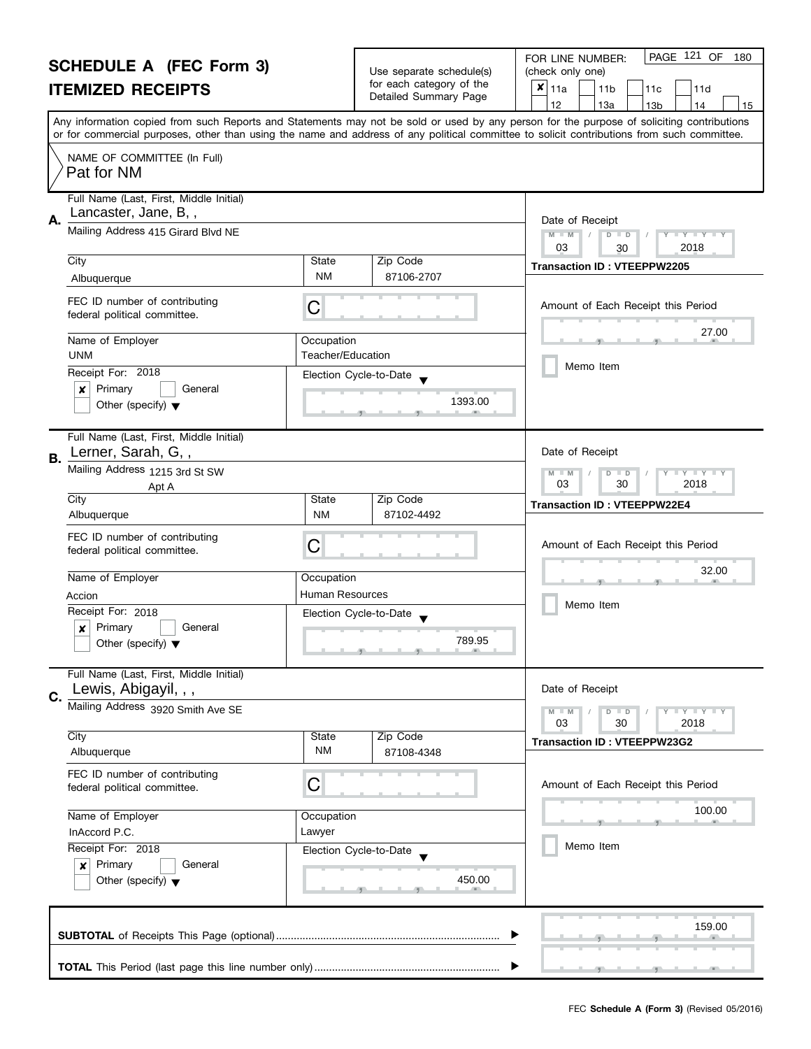# SCHEDULE A (FEC Form 3)
## ITEMIZED RECEIPTS

Use separate schedule(s) for each category of the Detailed Summary Page

FOR LINE NUMBER: (check only one)

☒ 11a ☐ 11b ☐ 11c ☐ 11d ☐ 12 ☐ 13a ☐ 13b ☐ 14 ☐ 15

Any information copied from such Reports and Statements may not be sold or used by any person for the purpose of soliciting contributions or for commercial purposes, other than using the name and address of any political committee to solicit contributions from such committee.

NAME OF COMMITTEE (In Full)
Pat for NM

---

**A.** Full Name (Last, First, Middle Initial): Lancaster, Jane, B, ,

Mailing Address: 415 Girard Blvd NE

City: Albuquerque | State: NM | Zip Code: 87106-2707

FEC ID number of contributing federal political committee: C

Name of Employer: UNM | Occupation: Teacher/Education

Receipt For: 2018 ☒ Primary ☐ General ☐ Other (specify)

Election Cycle-to-Date: 1393.00

Date of Receipt: 03/30/2018

Transaction ID : VTEEPPW2205

Amount of Each Receipt this Period: 27.00

☐ Memo Item

---

**B.** Full Name (Last, First, Middle Initial): Lerner, Sarah, G, ,

Mailing Address: 1215 3rd St SW, Apt A

City: Albuquerque | State: NM | Zip Code: 87102-4492

FEC ID number of contributing federal political committee: C

Name of Employer: Accion | Occupation: Human Resources

Receipt For: 2018 ☒ Primary ☐ General ☐ Other (specify)

Election Cycle-to-Date: 789.95

Date of Receipt: 03/30/2018

Transaction ID : VTEEPPW22E4

Amount of Each Receipt this Period: 32.00

☐ Memo Item

---

**C.** Full Name (Last, First, Middle Initial): Lewis, Abigayil, , ,

Mailing Address: 3920 Smith Ave SE

City: Albuquerque | State: NM | Zip Code: 87108-4348

FEC ID number of contributing federal political committee: C

Name of Employer: InAccord P.C. | Occupation: Lawyer

Receipt For: 2018 ☒ Primary ☐ General ☐ Other (specify)

Election Cycle-to-Date: 450.00

Date of Receipt: 03/30/2018

Transaction ID : VTEEPPW23G2

Amount of Each Receipt this Period: 100.00

☐ Memo Item

---

**SUBTOTAL** of Receipts This Page (optional): 159.00

**TOTAL** This Period (last page this line number only):

FEC **Schedule A (Form 3)** (Revised 05/2016)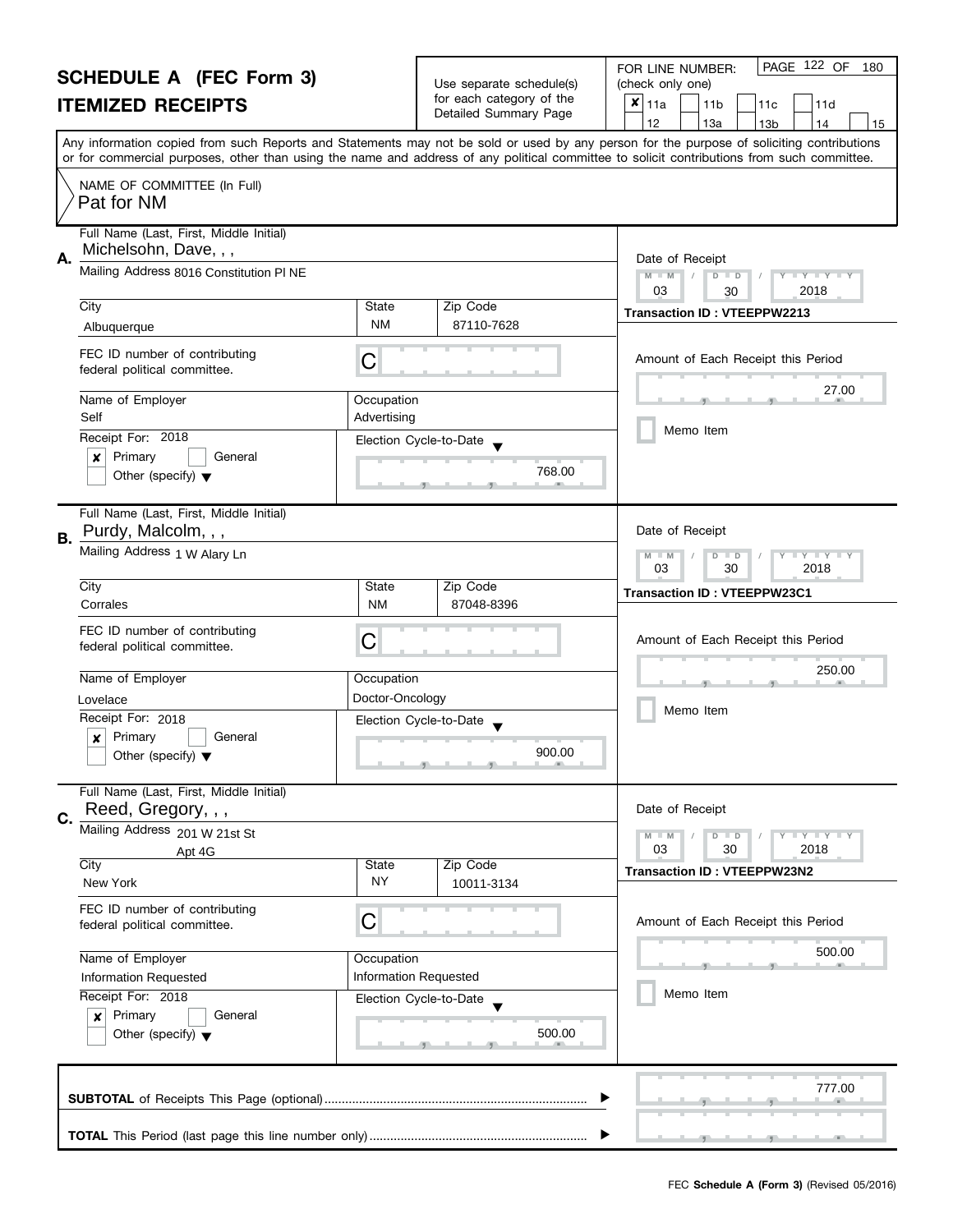# SCHEDULE A (FEC Form 3)
## ITEMIZED RECEIPTS

Use separate schedule(s) for each category of the Detailed Summary Page

FOR LINE NUMBER: (check only one)

- [x] 11a
- [ ] 11b
- [ ] 11c
- [ ] 11d
- [ ] 12
- [ ] 13a
- [ ] 13b
- [ ] 14
- [ ] 15

Any information copied from such Reports and Statements may not be sold or used by any person for the purpose of soliciting contributions or for commercial purposes, other than using the name and address of any political committee to solicit contributions from such committee.

NAME OF COMMITTEE (In Full)
Pat for NM

---

**A.** Full Name (Last, First, Middle Initial): Michelsohn, Dave, , ,

Mailing Address: 8016 Constitution Pl NE

| City | State | Zip Code |
|---|---|---|
| Albuquerque | NM | 87110-7628 |

FEC ID number of contributing federal political committee: C

| Name of Employer | Occupation |
|---|---|
| Self | Advertising |

Receipt For: 2018
- [x] Primary
- [ ] General
- [ ] Other (specify)

Election Cycle-to-Date: 768.00

Date of Receipt: 03 / 30 / 2018

Transaction ID : VTEEPPW2213

Amount of Each Receipt this Period: 27.00

- [ ] Memo Item

---

**B.** Full Name (Last, First, Middle Initial): Purdy, Malcolm, , ,

Mailing Address: 1 W Alary Ln

| City | State | Zip Code |
|---|---|---|
| Corrales | NM | 87048-8396 |

FEC ID number of contributing federal political committee: C

| Name of Employer | Occupation |
|---|---|
| Lovelace | Doctor-Oncology |

Receipt For: 2018
- [x] Primary
- [ ] General
- [ ] Other (specify)

Election Cycle-to-Date: 900.00

Date of Receipt: 03 / 30 / 2018

Transaction ID : VTEEPPW23C1

Amount of Each Receipt this Period: 250.00

- [ ] Memo Item

---

**C.** Full Name (Last, First, Middle Initial): Reed, Gregory, , ,

Mailing Address: 201 W 21st St
Apt 4G

| City | State | Zip Code |
|---|---|---|
| New York | NY | 10011-3134 |

FEC ID number of contributing federal political committee: C

| Name of Employer | Occupation |
|---|---|
| Information Requested | Information Requested |

Receipt For: 2018
- [x] Primary
- [ ] General
- [ ] Other (specify)

Election Cycle-to-Date: 500.00

Date of Receipt: 03 / 30 / 2018

Transaction ID : VTEEPPW23N2

Amount of Each Receipt this Period: 500.00

- [ ] Memo Item

---

**SUBTOTAL** of Receipts This Page (optional): 777.00

**TOTAL** This Period (last page this line number only):

FEC **Schedule A (Form 3)** (Revised 05/2016)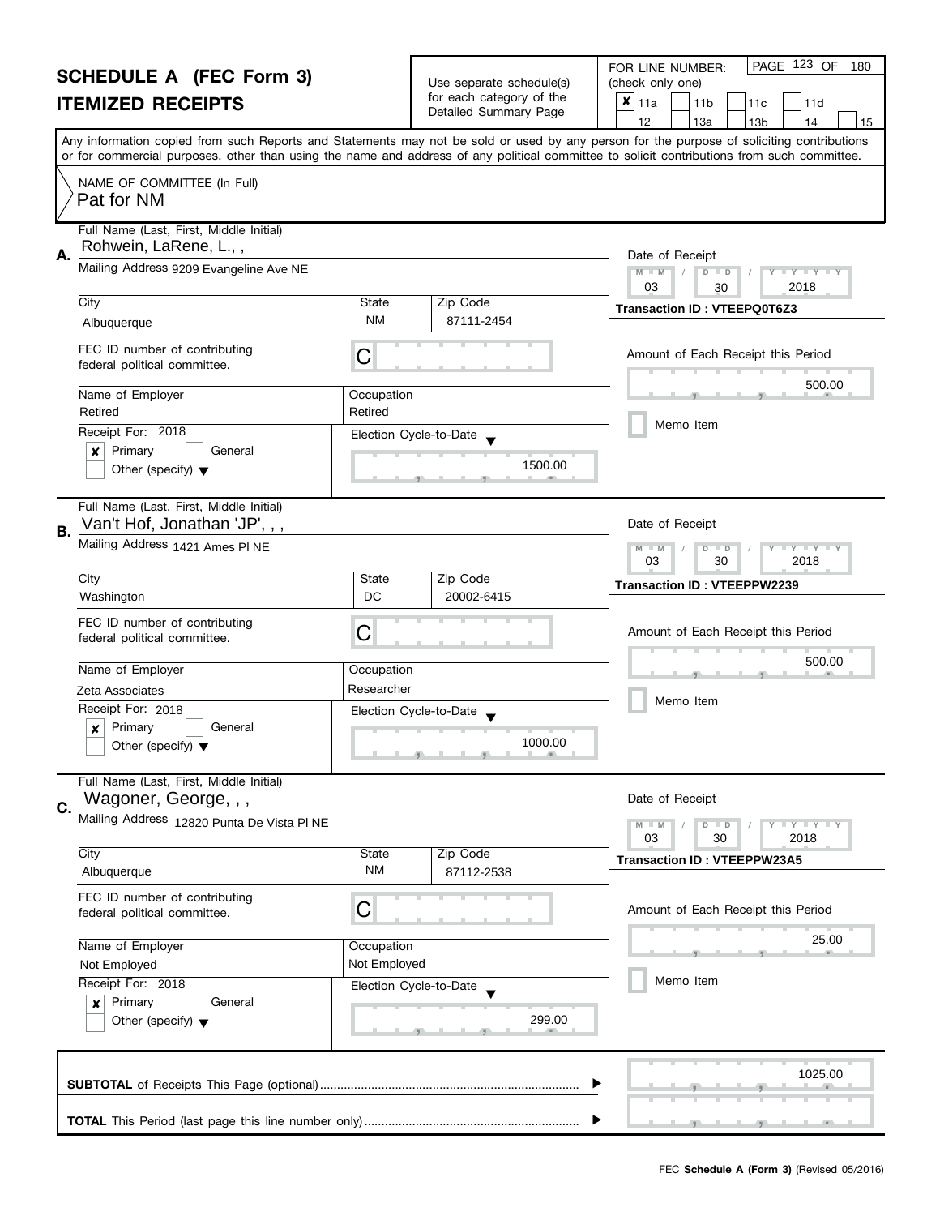# SCHEDULE A (FEC Form 3)
## ITEMIZED RECEIPTS

Use separate schedule(s) for each category of the Detailed Summary Page

FOR LINE NUMBER: (check only one)

- [x] 11a
- [ ] 11b
- [ ] 11c
- [ ] 11d
- [ ] 12
- [ ] 13a
- [ ] 13b
- [ ] 14
- [ ] 15

PAGE 123 OF 180

Any information copied from such Reports and Statements may not be sold or used by any person for the purpose of soliciting contributions or for commercial purposes, other than using the name and address of any political committee to solicit contributions from such committee.

NAME OF COMMITTEE (In Full)
Pat for NM

---

**A.** Full Name (Last, First, Middle Initial): Rohwein, LaRene, L., ,

Mailing Address: 9209 Evangeline Ave NE

| City | State | Zip Code |
|---|---|---|
| Albuquerque | NM | 87111-2454 |

FEC ID number of contributing federal political committee: C

| Name of Employer | Occupation |
|---|---|
| Retired | Retired |

Receipt For: 2018
- [x] Primary
- [ ] General
- [ ] Other (specify)

Election Cycle-to-Date: 1500.00

Date of Receipt: 03 / 30 / 2018

Transaction ID : VTEEPQ0T6Z3

Amount of Each Receipt this Period: 500.00

- [ ] Memo Item

---

**B.** Full Name (Last, First, Middle Initial): Van't Hof, Jonathan 'JP', , ,

Mailing Address: 1421 Ames Pl NE

| City | State | Zip Code |
|---|---|---|
| Washington | DC | 20002-6415 |

FEC ID number of contributing federal political committee: C

| Name of Employer | Occupation |
|---|---|
| Zeta Associates | Researcher |

Receipt For: 2018
- [x] Primary
- [ ] General
- [ ] Other (specify)

Election Cycle-to-Date: 1000.00

Date of Receipt: 03 / 30 / 2018

Transaction ID : VTEEPPW2239

Amount of Each Receipt this Period: 500.00

- [ ] Memo Item

---

**C.** Full Name (Last, First, Middle Initial): Wagoner, George, , ,

Mailing Address: 12820 Punta De Vista Pl NE

| City | State | Zip Code |
|---|---|---|
| Albuquerque | NM | 87112-2538 |

FEC ID number of contributing federal political committee: C

| Name of Employer | Occupation |
|---|---|
| Not Employed | Not Employed |

Receipt For: 2018
- [x] Primary
- [ ] General
- [ ] Other (specify)

Election Cycle-to-Date: 299.00

Date of Receipt: 03 / 30 / 2018

Transaction ID : VTEEPPW23A5

Amount of Each Receipt this Period: 25.00

- [ ] Memo Item

---

**SUBTOTAL** of Receipts This Page (optional): 1025.00

**TOTAL** This Period (last page this line number only):

FEC **Schedule A (Form 3)** (Revised 05/2016)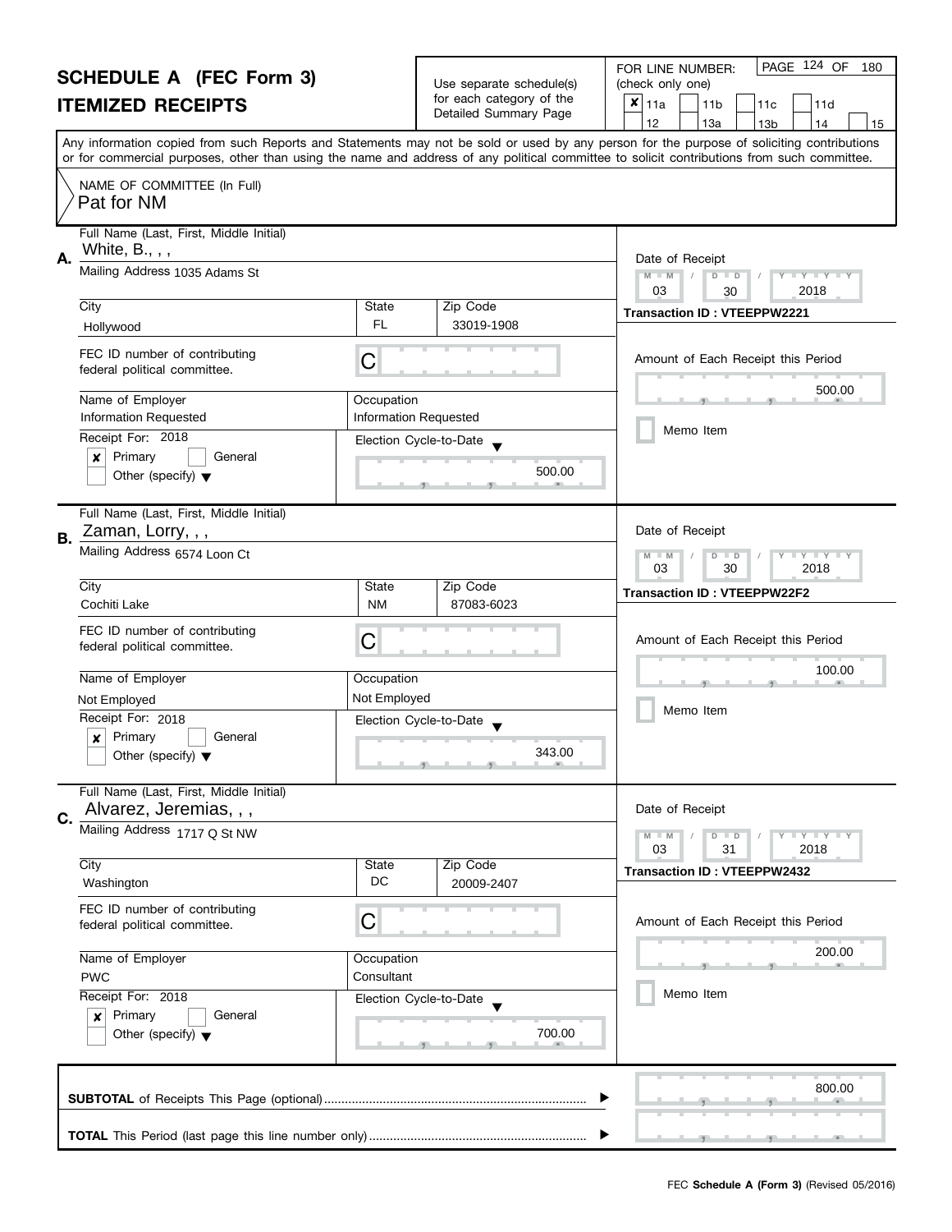# SCHEDULE A (FEC Form 3)

## ITEMIZED RECEIPTS

Use separate schedule(s) for each category of the Detailed Summary Page

FOR LINE NUMBER: (check only one)

- [x] 11a
- [ ] 11b
- [ ] 11c
- [ ] 11d
- [ ] 12
- [ ] 13a
- [ ] 13b
- [ ] 14
- [ ] 15

PAGE 124 OF 180

Any information copied from such Reports and Statements may not be sold or used by any person for the purpose of soliciting contributions or for commercial purposes, other than using the name and address of any political committee to solicit contributions from such committee.

NAME OF COMMITTEE (In Full): Pat for NM

---

**A.** Full Name (Last, First, Middle Initial): White, B., , ,

Mailing Address: 1035 Adams St

City: Hollywood | State: FL | Zip Code: 33019-1908

FEC ID number of contributing federal political committee: C

Name of Employer: Information Requested | Occupation: Information Requested

Receipt For: 2018 — [x] Primary [ ] General [ ] Other (specify)

Election Cycle-to-Date: 500.00

Date of Receipt: 03 / 30 / 2018

Transaction ID : VTEEPPW2221

Amount of Each Receipt this Period: 500.00

[ ] Memo Item

---

**B.** Full Name (Last, First, Middle Initial): Zaman, Lorry, , ,

Mailing Address: 6574 Loon Ct

City: Cochiti Lake | State: NM | Zip Code: 87083-6023

FEC ID number of contributing federal political committee: C

Name of Employer: Not Employed | Occupation: Not Employed

Receipt For: 2018 — [x] Primary [ ] General [ ] Other (specify)

Election Cycle-to-Date: 343.00

Date of Receipt: 03 / 30 / 2018

Transaction ID : VTEEPPW22F2

Amount of Each Receipt this Period: 100.00

[ ] Memo Item

---

**C.** Full Name (Last, First, Middle Initial): Alvarez, Jeremias, , ,

Mailing Address: 1717 Q St NW

City: Washington | State: DC | Zip Code: 20009-2407

FEC ID number of contributing federal political committee: C

Name of Employer: PWC | Occupation: Consultant

Receipt For: 2018 — [x] Primary [ ] General [ ] Other (specify)

Election Cycle-to-Date: 700.00

Date of Receipt: 03 / 31 / 2018

Transaction ID : VTEEPPW2432

Amount of Each Receipt this Period: 200.00

[ ] Memo Item

---

**SUBTOTAL** of Receipts This Page (optional): 800.00

**TOTAL** This Period (last page this line number only):

FEC **Schedule A (Form 3)** (Revised 05/2016)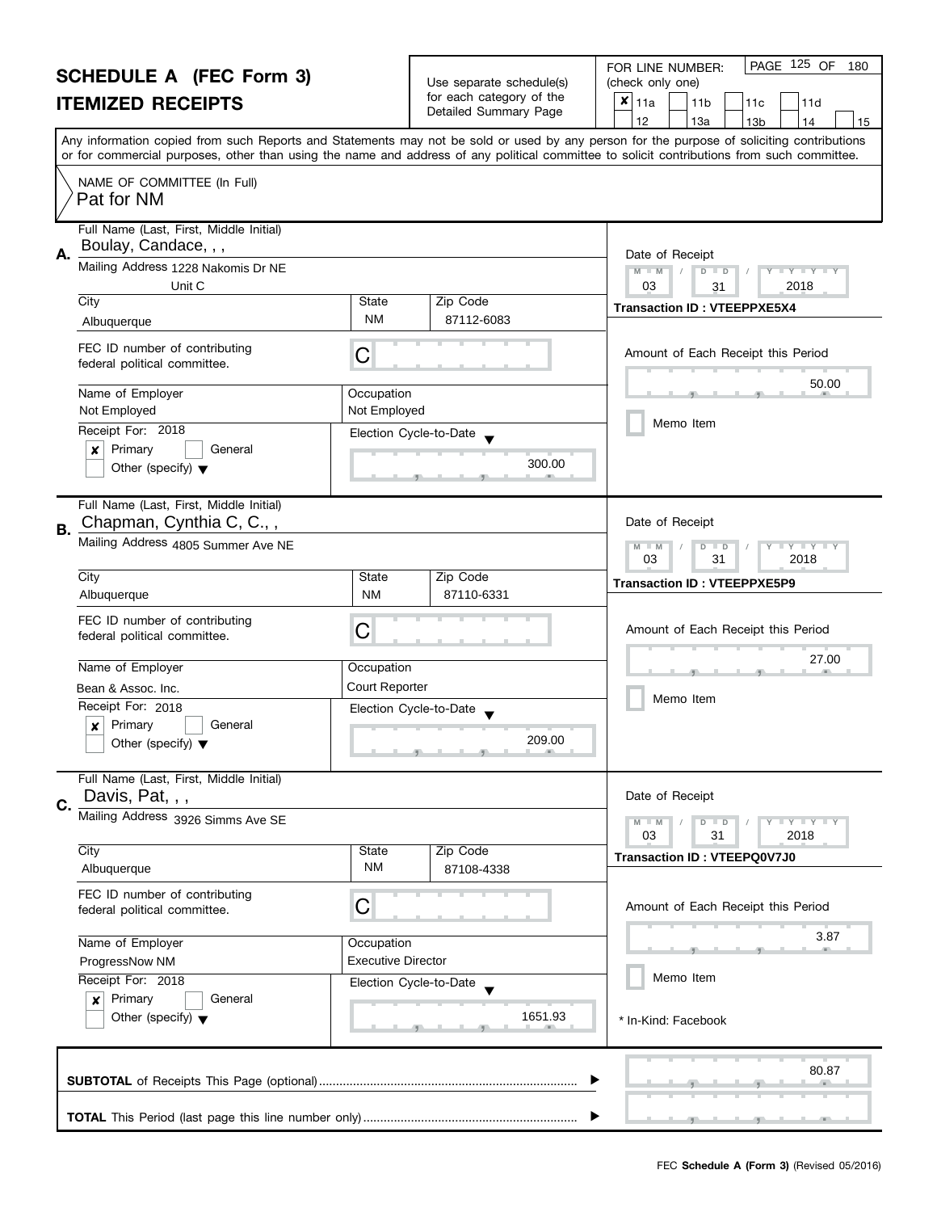# SCHEDULE A (FEC Form 3)

## ITEMIZED RECEIPTS

Use separate schedule(s) for each category of the Detailed Summary Page

FOR LINE NUMBER: (check only one)

- [x] 11a
- [ ] 11b
- [ ] 11c
- [ ] 11d
- [ ] 12
- [ ] 13a
- [ ] 13b
- [ ] 14
- [ ] 15

PAGE 125 OF 180

Any information copied from such Reports and Statements may not be sold or used by any person for the purpose of soliciting contributions or for commercial purposes, other than using the name and address of any political committee to solicit contributions from such committee.

NAME OF COMMITTEE (In Full)
Pat for NM

---

**A.**

Full Name (Last, First, Middle Initial): Boulay, Candace, , ,

Mailing Address: 1228 Nakomis Dr NE, Unit C

| City | State | Zip Code |
|---|---|---|
| Albuquerque | NM | 87112-6083 |

FEC ID number of contributing federal political committee: C

| Name of Employer | Occupation |
|---|---|
| Not Employed | Not Employed |

Receipt For: 2018
- [x] Primary
- [ ] General
- [ ] Other (specify)

Election Cycle-to-Date: 300.00

Date of Receipt: 03 / 31 / 2018

Transaction ID : VTEEPPXE5X4

Amount of Each Receipt this Period: 50.00

- [ ] Memo Item

---

**B.**

Full Name (Last, First, Middle Initial): Chapman, Cynthia C, C., ,

Mailing Address: 4805 Summer Ave NE

| City | State | Zip Code |
|---|---|---|
| Albuquerque | NM | 87110-6331 |

FEC ID number of contributing federal political committee: C

| Name of Employer | Occupation |
|---|---|
| Bean & Assoc. Inc. | Court Reporter |

Receipt For: 2018
- [x] Primary
- [ ] General
- [ ] Other (specify)

Election Cycle-to-Date: 209.00

Date of Receipt: 03 / 31 / 2018

Transaction ID : VTEEPPXE5P9

Amount of Each Receipt this Period: 27.00

- [ ] Memo Item

---

**C.**

Full Name (Last, First, Middle Initial): Davis, Pat, , ,

Mailing Address: 3926 Simms Ave SE

| City | State | Zip Code |
|---|---|---|
| Albuquerque | NM | 87108-4338 |

FEC ID number of contributing federal political committee: C

| Name of Employer | Occupation |
|---|---|
| ProgressNow NM | Executive Director |

Receipt For: 2018
- [x] Primary
- [ ] General
- [ ] Other (specify)

Election Cycle-to-Date: 1651.93

Date of Receipt: 03 / 31 / 2018

Transaction ID : VTEEPQ0V7J0

Amount of Each Receipt this Period: 3.87

- [ ] Memo Item

* In-Kind: Facebook

---

**SUBTOTAL** of Receipts This Page (optional): 80.87

**TOTAL** This Period (last page this line number only):

FEC **Schedule A (Form 3)** (Revised 05/2016)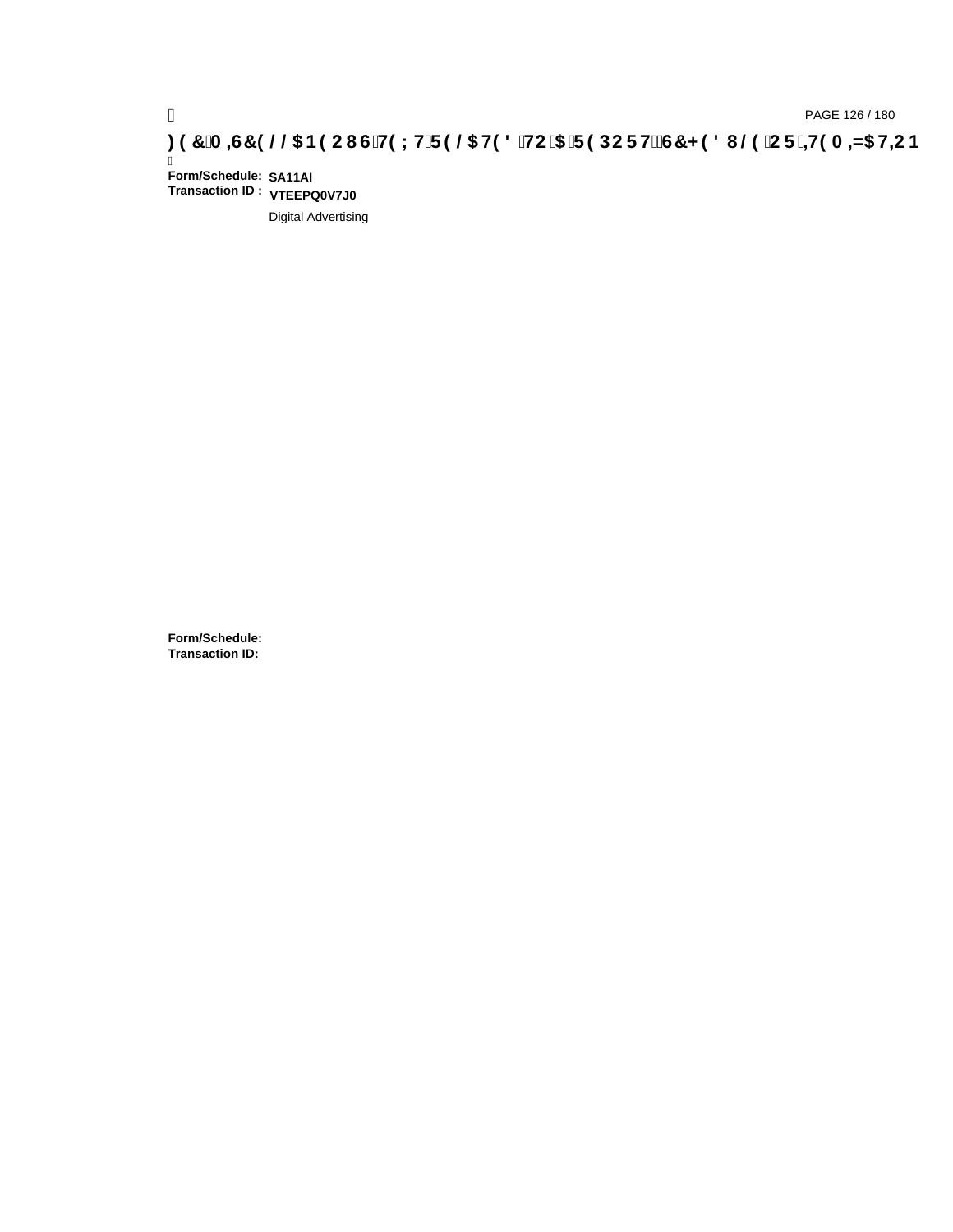**Form/Schedule:** **SA11AI**
**Transaction ID :** **VTEEPQ0V7J0**

Digital Advertising

**Form/Schedule:**
**Transaction ID:**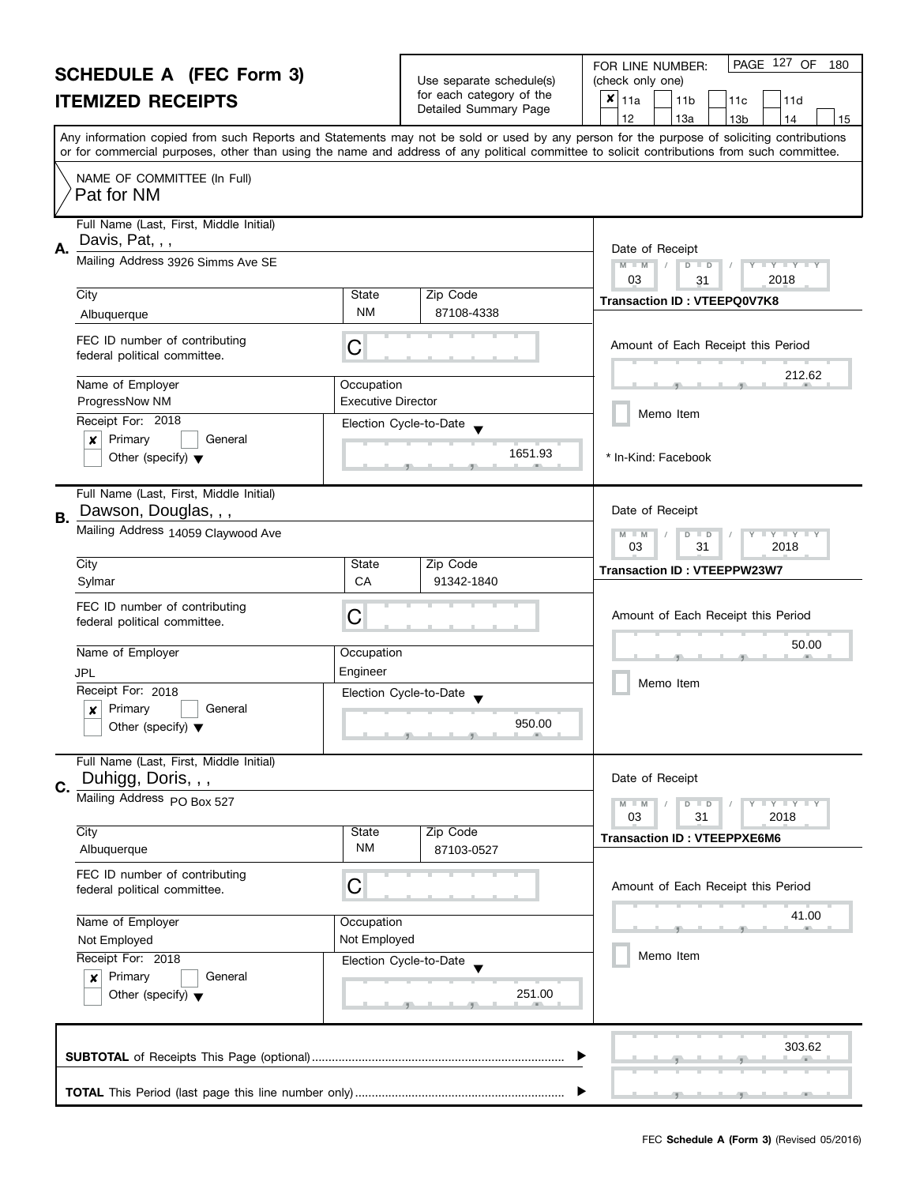# SCHEDULE A (FEC Form 3)
## ITEMIZED RECEIPTS

Use separate schedule(s) for each category of the Detailed Summary Page

FOR LINE NUMBER: (check only one)

- [x] 11a
- [ ] 11b
- [ ] 11c
- [ ] 11d
- [ ] 12
- [ ] 13a
- [ ] 13b
- [ ] 14
- [ ] 15

PAGE 127 OF 180

Any information copied from such Reports and Statements may not be sold or used by any person for the purpose of soliciting contributions or for commercial purposes, other than using the name and address of any political committee to solicit contributions from such committee.

NAME OF COMMITTEE (In Full)
Pat for NM

---

**A.** Full Name (Last, First, Middle Initial): Davis, Pat, , ,

Mailing Address: 3926 Simms Ave SE

City: Albuquerque | State: NM | Zip Code: 87108-4338

FEC ID number of contributing federal political committee: C

Name of Employer: ProgressNow NM

Occupation: Executive Director

Receipt For: 2018
- [x] Primary
- [ ] General
- [ ] Other (specify)

Election Cycle-to-Date: 1651.93

Date of Receipt: 03 / 31 / 2018

Transaction ID : VTEEPQ0V7K8

Amount of Each Receipt this Period: 212.62

- [ ] Memo Item

\* In-Kind: Facebook

---

**B.** Full Name (Last, First, Middle Initial): Dawson, Douglas, , ,

Mailing Address: 14059 Claywood Ave

City: Sylmar | State: CA | Zip Code: 91342-1840

FEC ID number of contributing federal political committee: C

Name of Employer: JPL

Occupation: Engineer

Receipt For: 2018
- [x] Primary
- [ ] General
- [ ] Other (specify)

Election Cycle-to-Date: 950.00

Date of Receipt: 03 / 31 / 2018

Transaction ID : VTEEPPW23W7

Amount of Each Receipt this Period: 50.00

- [ ] Memo Item

---

**C.** Full Name (Last, First, Middle Initial): Duhigg, Doris, , ,

Mailing Address: PO Box 527

City: Albuquerque | State: NM | Zip Code: 87103-0527

FEC ID number of contributing federal political committee: C

Name of Employer: Not Employed

Occupation: Not Employed

Receipt For: 2018
- [x] Primary
- [ ] General
- [ ] Other (specify)

Election Cycle-to-Date: 251.00

Date of Receipt: 03 / 31 / 2018

Transaction ID : VTEEPPXE6M6

Amount of Each Receipt this Period: 41.00

- [ ] Memo Item

---

**SUBTOTAL** of Receipts This Page (optional): 303.62

**TOTAL** This Period (last page this line number only):

FEC **Schedule A (Form 3)** (Revised 05/2016)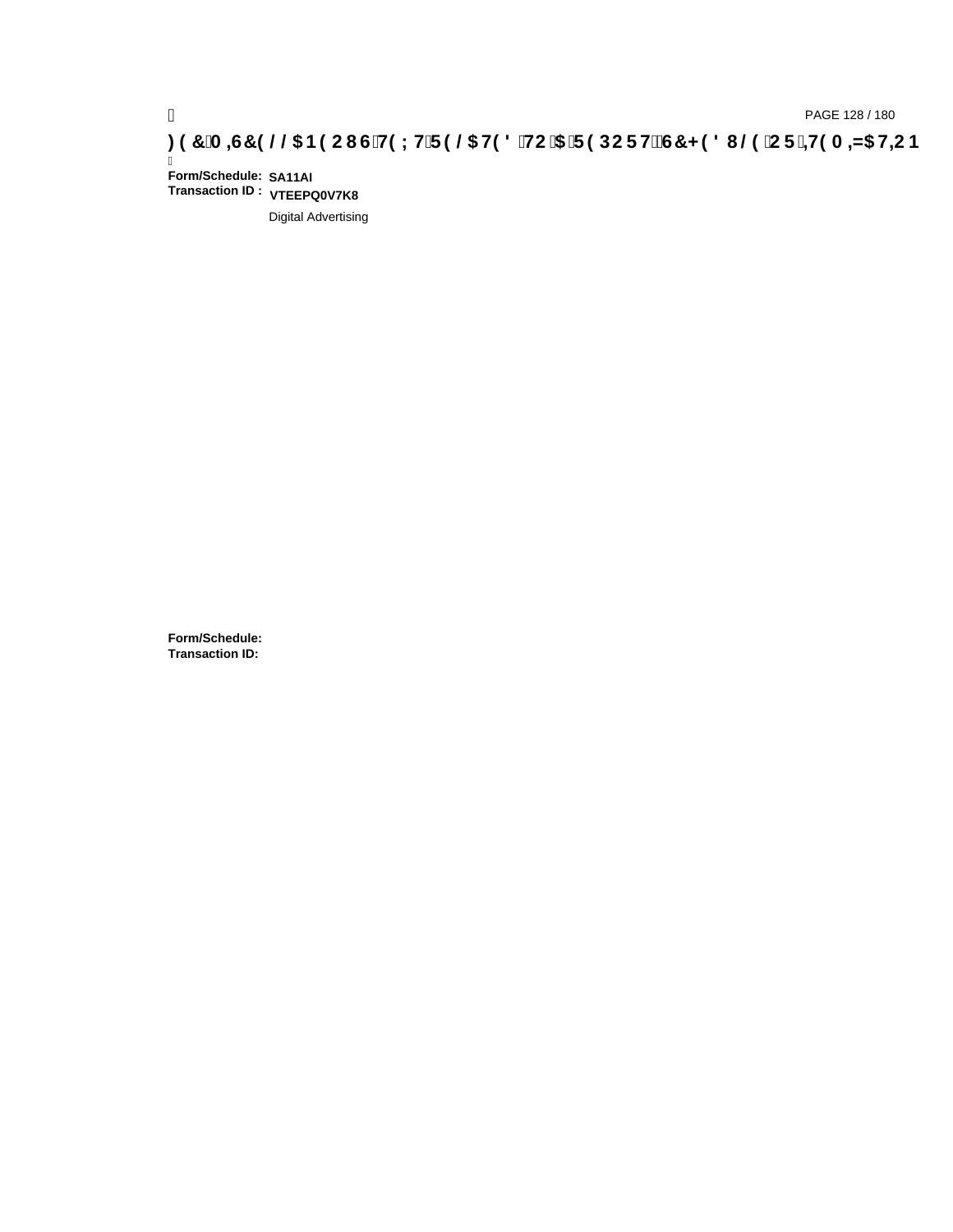**Form/Schedule:** SA11AI
**Transaction ID :** VTEEPQ0V7K8

Digital Advertising

**Form/Schedule:**
**Transaction ID:**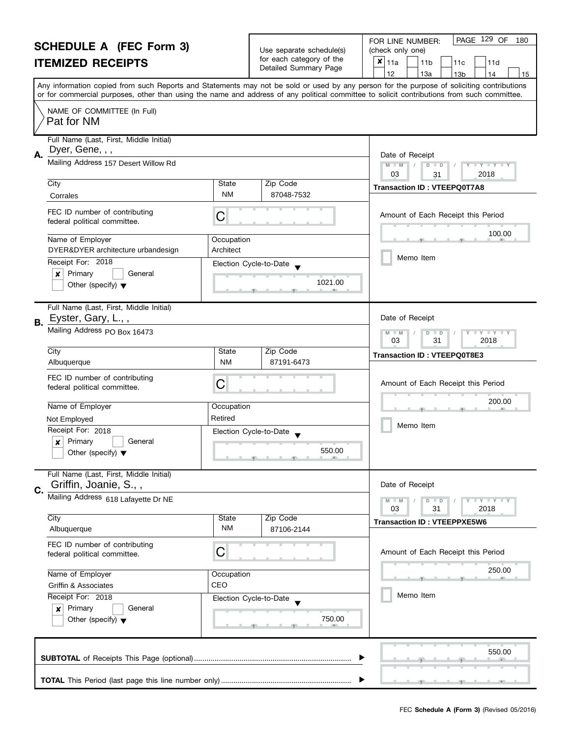# SCHEDULE A (FEC Form 3)
# ITEMIZED RECEIPTS

Use separate schedule(s) for each category of the Detailed Summary Page

FOR LINE NUMBER: (check only one)

- [x] 11a
- [ ] 11b
- [ ] 11c
- [ ] 11d
- [ ] 12
- [ ] 13a
- [ ] 13b
- [ ] 14
- [ ] 15

Any information copied from such Reports and Statements may not be sold or used by any person for the purpose of soliciting contributions or for commercial purposes, other than using the name and address of any political committee to solicit contributions from such committee.

NAME OF COMMITTEE (In Full)
Pat for NM

---

**A.** Full Name (Last, First, Middle Initial): Dyer, Gene, , ,

Mailing Address: 157 Desert Willow Rd

City: Corrales | State: NM | Zip Code: 87048-7532

FEC ID number of contributing federal political committee: C

Name of Employer: DYER&DYER architecture urbandesign | Occupation: Architect

Receipt For: 2018
- [x] Primary
- [ ] General
- [ ] Other (specify)

Election Cycle-to-Date: 1021.00

Date of Receipt: 03 / 31 / 2018

Transaction ID : VTEEPQ0T7A8

Amount of Each Receipt this Period: 100.00

- [ ] Memo Item

---

**B.** Full Name (Last, First, Middle Initial): Eyster, Gary, L., ,

Mailing Address: PO Box 16473

City: Albuquerque | State: NM | Zip Code: 87191-6473

FEC ID number of contributing federal political committee: C

Name of Employer: Not Employed | Occupation: Retired

Receipt For: 2018
- [x] Primary
- [ ] General
- [ ] Other (specify)

Election Cycle-to-Date: 550.00

Date of Receipt: 03 / 31 / 2018

Transaction ID : VTEEPQ0T8E3

Amount of Each Receipt this Period: 200.00

- [ ] Memo Item

---

**C.** Full Name (Last, First, Middle Initial): Griffin, Joanie, S., ,

Mailing Address: 618 Lafayette Dr NE

City: Albuquerque | State: NM | Zip Code: 87106-2144

FEC ID number of contributing federal political committee: C

Name of Employer: Griffin & Associates | Occupation: CEO

Receipt For: 2018
- [x] Primary
- [ ] General
- [ ] Other (specify)

Election Cycle-to-Date: 750.00

Date of Receipt: 03 / 31 / 2018

Transaction ID : VTEEPPXE5W6

Amount of Each Receipt this Period: 250.00

- [ ] Memo Item

---

**SUBTOTAL** of Receipts This Page (optional): 550.00

**TOTAL** This Period (last page this line number only):

FEC **Schedule A (Form 3)** (Revised 05/2016)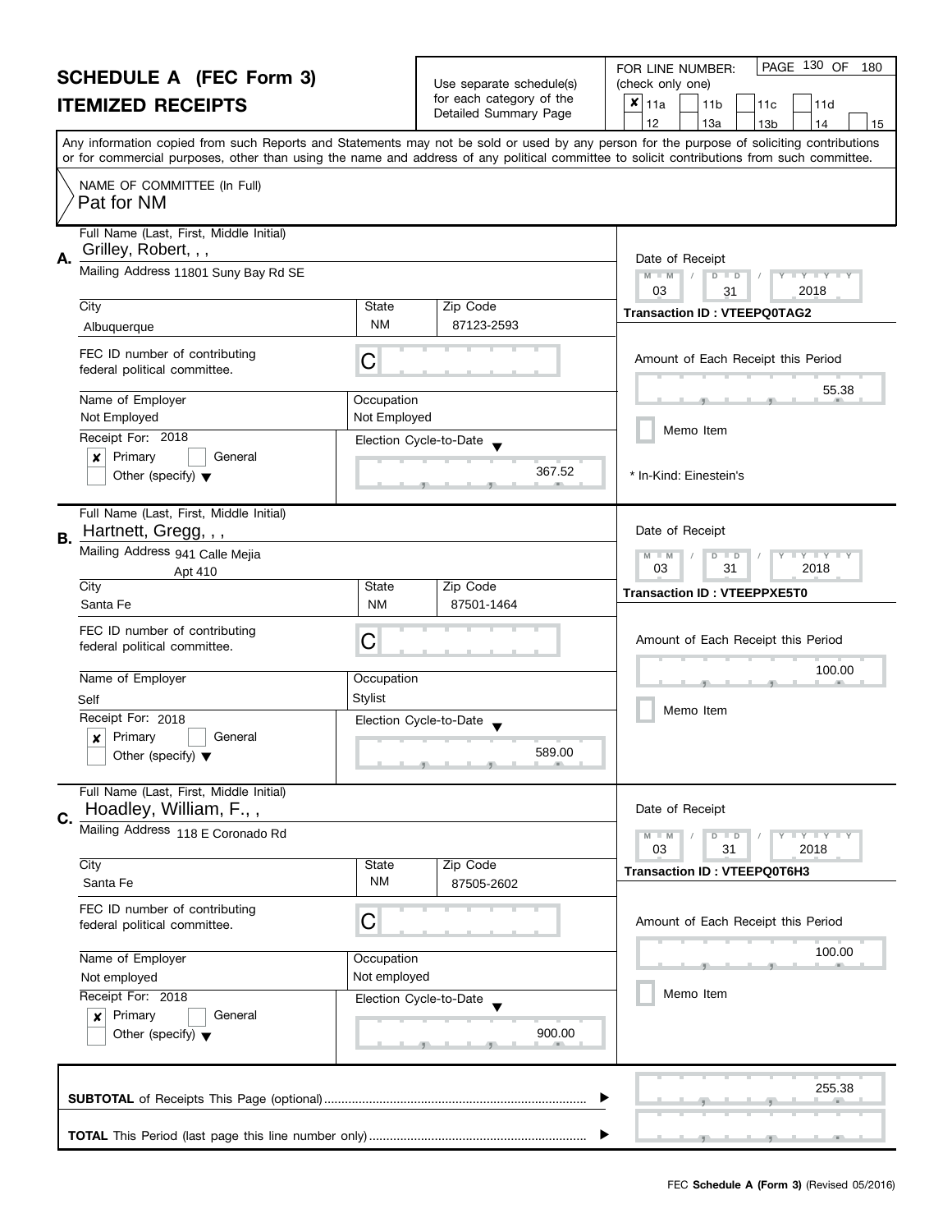# SCHEDULE A (FEC Form 3)
## ITEMIZED RECEIPTS

Use separate schedule(s) for each category of the Detailed Summary Page

FOR LINE NUMBER: (check only one)

- [x] 11a
- [ ] 11b
- [ ] 11c
- [ ] 11d
- [ ] 12
- [ ] 13a
- [ ] 13b
- [ ] 14
- [ ] 15

Any information copied from such Reports and Statements may not be sold or used by any person for the purpose of soliciting contributions or for commercial purposes, other than using the name and address of any political committee to solicit contributions from such committee.

NAME OF COMMITTEE (In Full)
Pat for NM

---

**A.** Full Name (Last, First, Middle Initial): Grilley, Robert, , ,

Mailing Address: 11801 Suny Bay Rd SE

City: Albuquerque | State: NM | Zip Code: 87123-2593

FEC ID number of contributing federal political committee: C

Name of Employer: Not Employed | Occupation: Not Employed

Receipt For: 2018 — [x] Primary [ ] General [ ] Other (specify)

Election Cycle-to-Date: 367.52

Date of Receipt: 03 / 31 / 2018

Transaction ID : VTEEPQ0TAG2

Amount of Each Receipt this Period: 55.38

[ ] Memo Item

* In-Kind: Einestein's

---

**B.** Full Name (Last, First, Middle Initial): Hartnett, Gregg, , ,

Mailing Address: 941 Calle Mejia, Apt 410

City: Santa Fe | State: NM | Zip Code: 87501-1464

FEC ID number of contributing federal political committee: C

Name of Employer: Self | Occupation: Stylist

Receipt For: 2018 — [x] Primary [ ] General [ ] Other (specify)

Election Cycle-to-Date: 589.00

Date of Receipt: 03 / 31 / 2018

Transaction ID : VTEEPPXE5T0

Amount of Each Receipt this Period: 100.00

[ ] Memo Item

---

**C.** Full Name (Last, First, Middle Initial): Hoadley, William, F., ,

Mailing Address: 118 E Coronado Rd

City: Santa Fe | State: NM | Zip Code: 87505-2602

FEC ID number of contributing federal political committee: C

Name of Employer: Not employed | Occupation: Not employed

Receipt For: 2018 — [x] Primary [ ] General [ ] Other (specify)

Election Cycle-to-Date: 900.00

Date of Receipt: 03 / 31 / 2018

Transaction ID : VTEEPQ0T6H3

Amount of Each Receipt this Period: 100.00

[ ] Memo Item

---

**SUBTOTAL** of Receipts This Page (optional): 255.38

**TOTAL** This Period (last page this line number only):

FEC Schedule A (Form 3) (Revised 05/2016)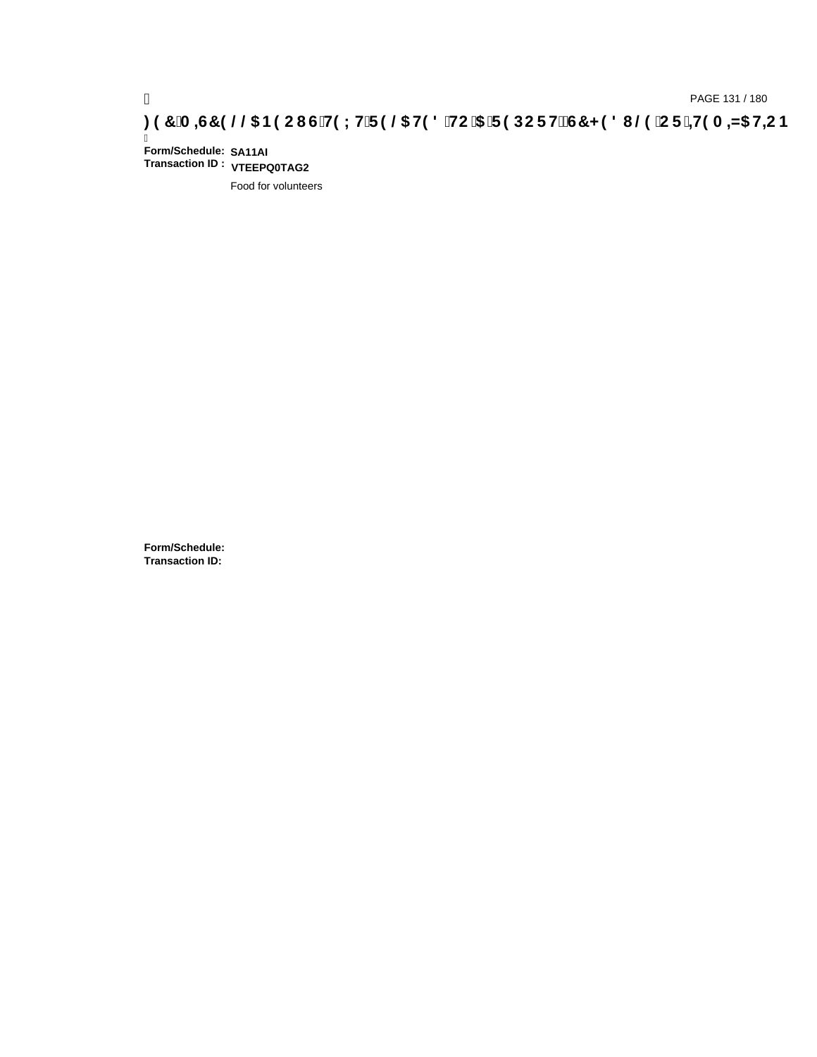**FEC MISCELLANEOUS TEXT RELATED TO A REPORT SCHEDULE OR ITEMIZATION**

**Form/Schedule:** **SA11AI**
**Transaction ID :** **VTEEPQ0TAG2**

Food for volunteers

**Form/Schedule:**
**Transaction ID:**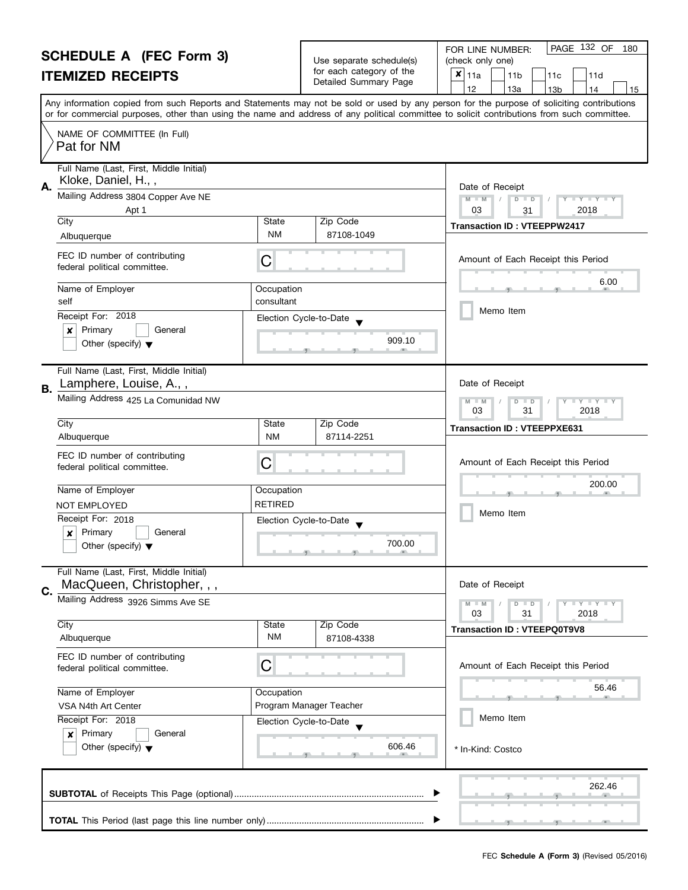# SCHEDULE A (FEC Form 3)
# ITEMIZED RECEIPTS

Use separate schedule(s) for each category of the Detailed Summary Page

FOR LINE NUMBER: (check only one)

- [x] 11a
- [ ] 11b
- [ ] 11c
- [ ] 11d
- [ ] 12
- [ ] 13a
- [ ] 13b
- [ ] 14
- [ ] 15

Any information copied from such Reports and Statements may not be sold or used by any person for the purpose of soliciting contributions or for commercial purposes, other than using the name and address of any political committee to solicit contributions from such committee.

NAME OF COMMITTEE (In Full)
Pat for NM

---

**A.** Full Name (Last, First, Middle Initial): Kloke, Daniel, H., ,

Mailing Address: 3804 Copper Ave NE, Apt 1

City: Albuquerque | State: NM | Zip Code: 87108-1049

FEC ID number of contributing federal political committee: C

Name of Employer: self | Occupation: consultant

Receipt For: 2018 — [x] Primary [ ] General [ ] Other (specify)

Election Cycle-to-Date: 909.10

Date of Receipt: 03 / 31 / 2018

Transaction ID : VTEEPPW2417

Amount of Each Receipt this Period: 6.00

[ ] Memo Item

---

**B.** Full Name (Last, First, Middle Initial): Lamphere, Louise, A., ,

Mailing Address: 425 La Comunidad NW

City: Albuquerque | State: NM | Zip Code: 87114-2251

FEC ID number of contributing federal political committee: C

Name of Employer: NOT EMPLOYED | Occupation: RETIRED

Receipt For: 2018 — [x] Primary [ ] General [ ] Other (specify)

Election Cycle-to-Date: 700.00

Date of Receipt: 03 / 31 / 2018

Transaction ID : VTEEPPXE631

Amount of Each Receipt this Period: 200.00

[ ] Memo Item

---

**C.** Full Name (Last, First, Middle Initial): MacQueen, Christopher, , ,

Mailing Address: 3926 Simms Ave SE

City: Albuquerque | State: NM | Zip Code: 87108-4338

FEC ID number of contributing federal political committee: C

Name of Employer: VSA N4th Art Center | Occupation: Program Manager Teacher

Receipt For: 2018 — [x] Primary [ ] General [ ] Other (specify)

Election Cycle-to-Date: 606.46

Date of Receipt: 03 / 31 / 2018

Transaction ID : VTEEPQ0T9V8

Amount of Each Receipt this Period: 56.46

[ ] Memo Item

\* In-Kind: Costco

---

**SUBTOTAL** of Receipts This Page (optional): 262.46

**TOTAL** This Period (last page this line number only):

FEC **Schedule A (Form 3)** (Revised 05/2016)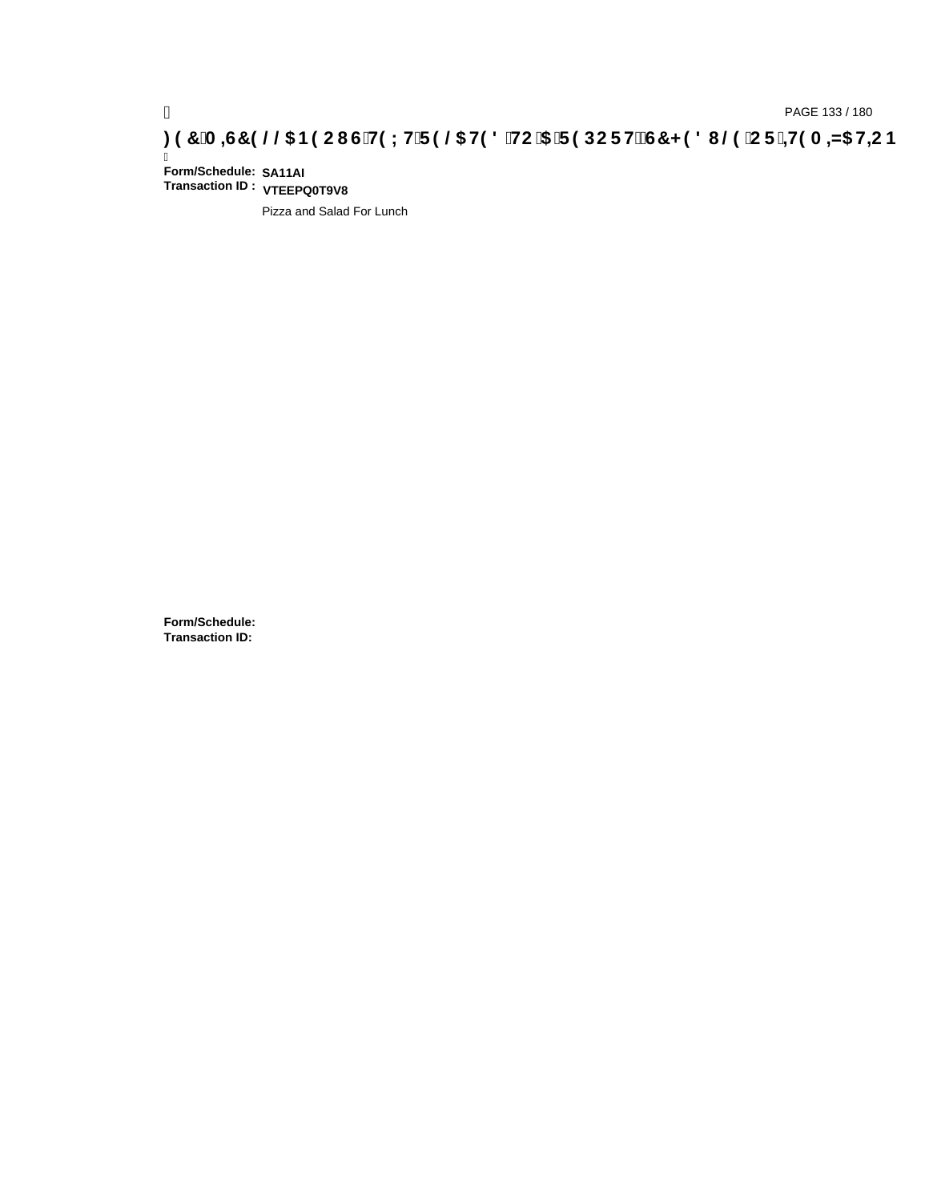**Form/Schedule:** SA11AI
**Transaction ID :** VTEEPQ0T9V8

Pizza and Salad For Lunch

**Form/Schedule:**
**Transaction ID:**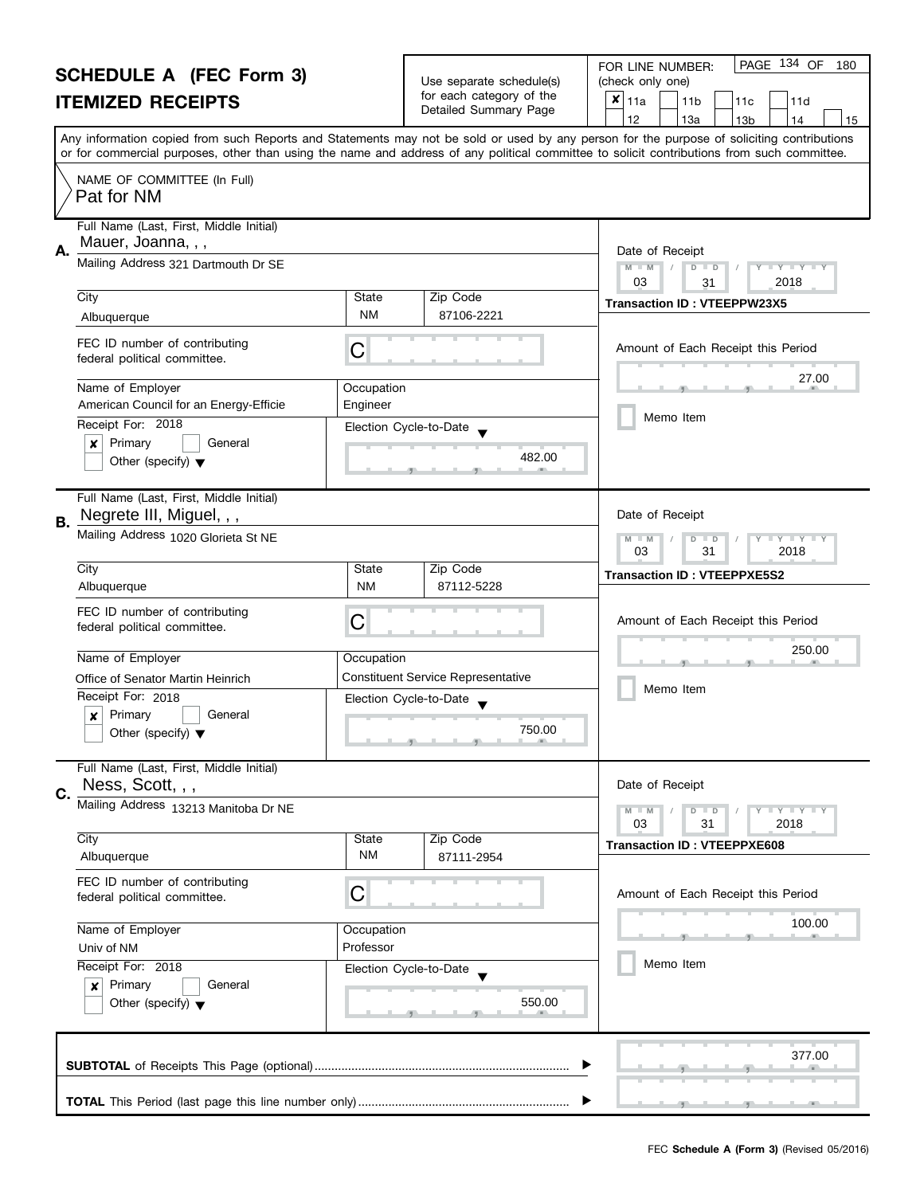# SCHEDULE A (FEC Form 3)
## ITEMIZED RECEIPTS

Use separate schedule(s) for each category of the Detailed Summary Page

FOR LINE NUMBER: (check only one)

- [x] 11a
- [ ] 11b
- [ ] 11c
- [ ] 11d
- [ ] 12
- [ ] 13a
- [ ] 13b
- [ ] 14
- [ ] 15

Any information copied from such Reports and Statements may not be sold or used by any person for the purpose of soliciting contributions or for commercial purposes, other than using the name and address of any political committee to solicit contributions from such committee.

NAME OF COMMITTEE (In Full)
Pat for NM

---

**A.** Full Name (Last, First, Middle Initial): Mauer, Joanna, , ,

Mailing Address: 321 Dartmouth Dr SE

City: Albuquerque | State: NM | Zip Code: 87106-2221

FEC ID number of contributing federal political committee: C

Name of Employer: American Council for an Energy-Efficie

Occupation: Engineer

Receipt For: 2018
- [x] Primary
- [ ] General
- [ ] Other (specify)

Election Cycle-to-Date: 482.00

Date of Receipt: 03 / 31 / 2018

Transaction ID : VTEEPPW23X5

Amount of Each Receipt this Period: 27.00

- [ ] Memo Item

---

**B.** Full Name (Last, First, Middle Initial): Negrete III, Miguel, , ,

Mailing Address: 1020 Glorieta St NE

City: Albuquerque | State: NM | Zip Code: 87112-5228

FEC ID number of contributing federal political committee: C

Name of Employer: Office of Senator Martin Heinrich

Occupation: Constituent Service Representative

Receipt For: 2018
- [x] Primary
- [ ] General
- [ ] Other (specify)

Election Cycle-to-Date: 750.00

Date of Receipt: 03 / 31 / 2018

Transaction ID : VTEEPPXE5S2

Amount of Each Receipt this Period: 250.00

- [ ] Memo Item

---

**C.** Full Name (Last, First, Middle Initial): Ness, Scott, , ,

Mailing Address: 13213 Manitoba Dr NE

City: Albuquerque | State: NM | Zip Code: 87111-2954

FEC ID number of contributing federal political committee: C

Name of Employer: Univ of NM

Occupation: Professor

Receipt For: 2018
- [x] Primary
- [ ] General
- [ ] Other (specify)

Election Cycle-to-Date: 550.00

Date of Receipt: 03 / 31 / 2018

Transaction ID : VTEEPPXE608

Amount of Each Receipt this Period: 100.00

- [ ] Memo Item

---

**SUBTOTAL** of Receipts This Page (optional) ........ 377.00

**TOTAL** This Period (last page this line number only) ........

FEC **Schedule A (Form 3)** (Revised 05/2016)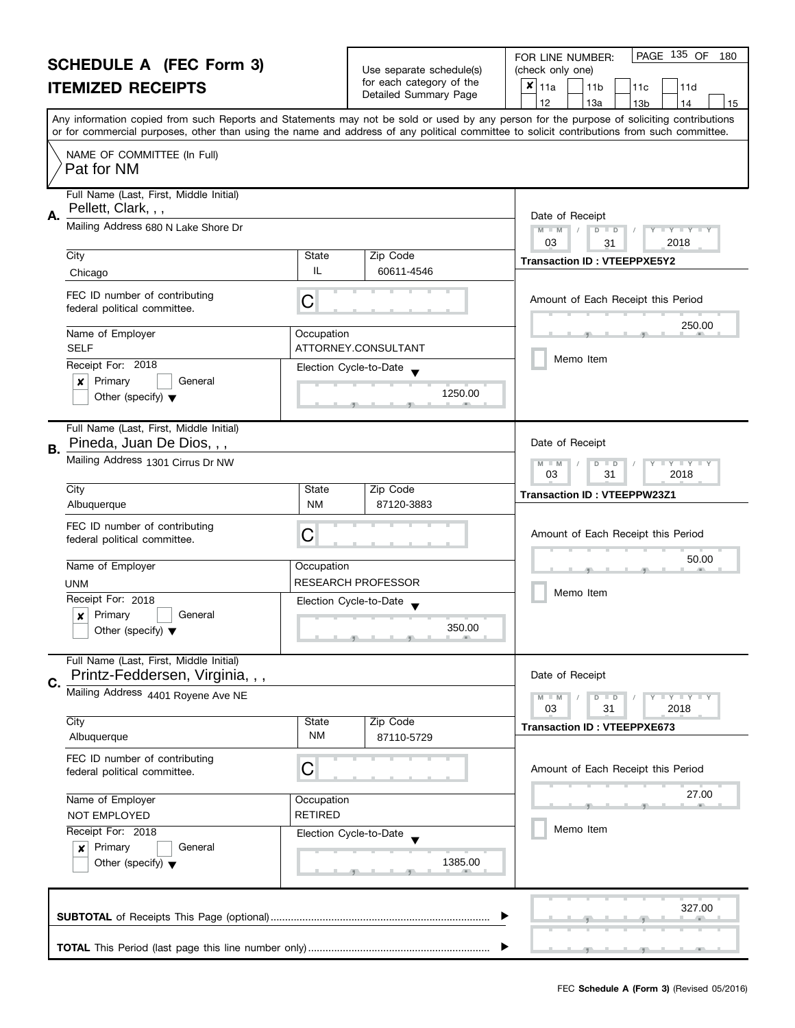# SCHEDULE A (FEC Form 3)

## ITEMIZED RECEIPTS

Use separate schedule(s) for each category of the Detailed Summary Page

FOR LINE NUMBER: (check only one)

- [x] 11a
- [ ] 11b
- [ ] 11c
- [ ] 11d
- [ ] 12
- [ ] 13a
- [ ] 13b
- [ ] 14
- [ ] 15

Any information copied from such Reports and Statements may not be sold or used by any person for the purpose of soliciting contributions or for commercial purposes, other than using the name and address of any political committee to solicit contributions from such committee.

NAME OF COMMITTEE (In Full)
Pat for NM

---

**A.** Full Name (Last, First, Middle Initial): Pellett, Clark, , ,

Mailing Address: 680 N Lake Shore Dr

| City | State | Zip Code |
|---|---|---|
| Chicago | IL | 60611-4546 |

FEC ID number of contributing federal political committee: C

Name of Employer: SELF
Occupation: ATTORNEY.CONSULTANT

Receipt For: 2018
- [x] Primary
- [ ] General
- [ ] Other (specify)

Election Cycle-to-Date: 1250.00

Date of Receipt: 03 / 31 / 2018
Transaction ID : VTEEPPXE5Y2

Amount of Each Receipt this Period: 250.00

- [ ] Memo Item

---

**B.** Full Name (Last, First, Middle Initial): Pineda, Juan De Dios, , ,

Mailing Address: 1301 Cirrus Dr NW

| City | State | Zip Code |
|---|---|---|
| Albuquerque | NM | 87120-3883 |

FEC ID number of contributing federal political committee: C

Name of Employer: UNM
Occupation: RESEARCH PROFESSOR

Receipt For: 2018
- [x] Primary
- [ ] General
- [ ] Other (specify)

Election Cycle-to-Date: 350.00

Date of Receipt: 03 / 31 / 2018
Transaction ID : VTEEPPW23Z1

Amount of Each Receipt this Period: 50.00

- [ ] Memo Item

---

**C.** Full Name (Last, First, Middle Initial): Printz-Feddersen, Virginia, , ,

Mailing Address: 4401 Royene Ave NE

| City | State | Zip Code |
|---|---|---|
| Albuquerque | NM | 87110-5729 |

FEC ID number of contributing federal political committee: C

Name of Employer: NOT EMPLOYED
Occupation: RETIRED

Receipt For: 2018
- [x] Primary
- [ ] General
- [ ] Other (specify)

Election Cycle-to-Date: 1385.00

Date of Receipt: 03 / 31 / 2018
Transaction ID : VTEEPPXE673

Amount of Each Receipt this Period: 27.00

- [ ] Memo Item

---

**SUBTOTAL** of Receipts This Page (optional): 327.00

**TOTAL** This Period (last page this line number only):

FEC **Schedule A (Form 3)** (Revised 05/2016)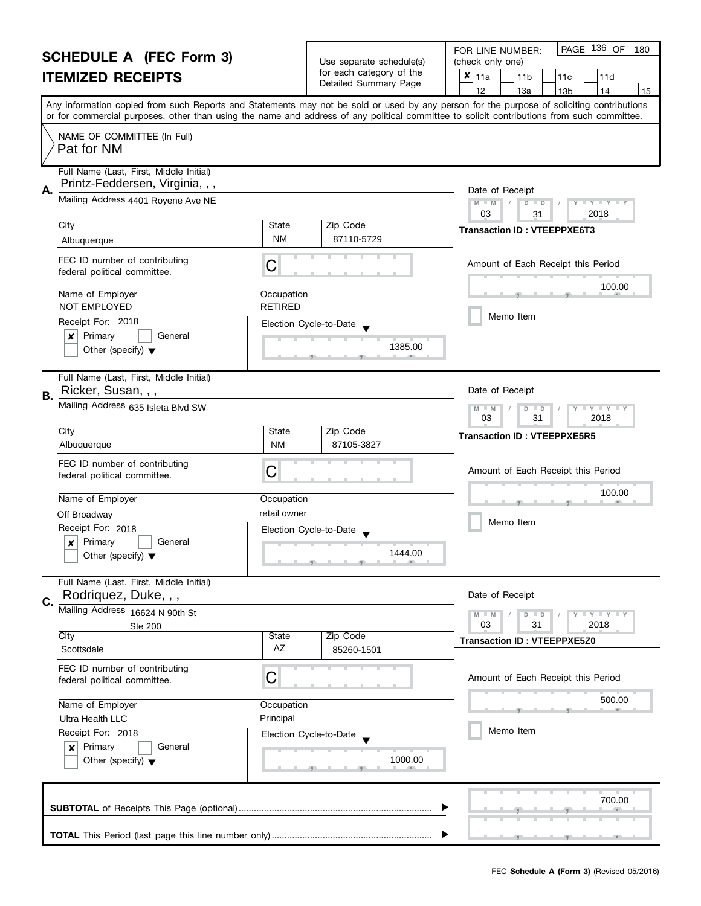# SCHEDULE A (FEC Form 3)

## ITEMIZED RECEIPTS

Use separate schedule(s) for each category of the Detailed Summary Page

FOR LINE NUMBER: (check only one)

- [x] 11a
- [ ] 11b
- [ ] 11c
- [ ] 11d
- [ ] 12
- [ ] 13a
- [ ] 13b
- [ ] 14
- [ ] 15

Any information copied from such Reports and Statements may not be sold or used by any person for the purpose of soliciting contributions or for commercial purposes, other than using the name and address of any political committee to solicit contributions from such committee.

NAME OF COMMITTEE (In Full)
Pat for NM

---

**A.** Full Name (Last, First, Middle Initial): Printz-Feddersen, Virginia, , ,

Mailing Address: 4401 Royene Ave NE

| City | State | Zip Code |
|---|---|---|
| Albuquerque | NM | 87110-5729 |

FEC ID number of contributing federal political committee: C

Name of Employer: NOT EMPLOYED
Occupation: RETIRED

Receipt For: 2018
- [x] Primary
- [ ] General
- [ ] Other (specify)

Election Cycle-to-Date: 1385.00

Date of Receipt: 03 / 31 / 2018
Transaction ID : VTEEPPXE6T3

Amount of Each Receipt this Period: 100.00

- [ ] Memo Item

---

**B.** Full Name (Last, First, Middle Initial): Ricker, Susan, , ,

Mailing Address: 635 Isleta Blvd SW

| City | State | Zip Code |
|---|---|---|
| Albuquerque | NM | 87105-3827 |

FEC ID number of contributing federal political committee: C

Name of Employer: Off Broadway
Occupation: retail owner

Receipt For: 2018
- [x] Primary
- [ ] General
- [ ] Other (specify)

Election Cycle-to-Date: 1444.00

Date of Receipt: 03 / 31 / 2018
Transaction ID : VTEEPPXE5R5

Amount of Each Receipt this Period: 100.00

- [ ] Memo Item

---

**C.** Full Name (Last, First, Middle Initial): Rodriquez, Duke, , ,

Mailing Address: 16624 N 90th St
Ste 200

| City | State | Zip Code |
|---|---|---|
| Scottsdale | AZ | 85260-1501 |

FEC ID number of contributing federal political committee: C

Name of Employer: Ultra Health LLC
Occupation: Principal

Receipt For: 2018
- [x] Primary
- [ ] General
- [ ] Other (specify)

Election Cycle-to-Date: 1000.00

Date of Receipt: 03 / 31 / 2018
Transaction ID : VTEEPPXE5Z0

Amount of Each Receipt this Period: 500.00

- [ ] Memo Item

---

**SUBTOTAL** of Receipts This Page (optional): 700.00

**TOTAL** This Period (last page this line number only):

FEC **Schedule A (Form 3)** (Revised 05/2016)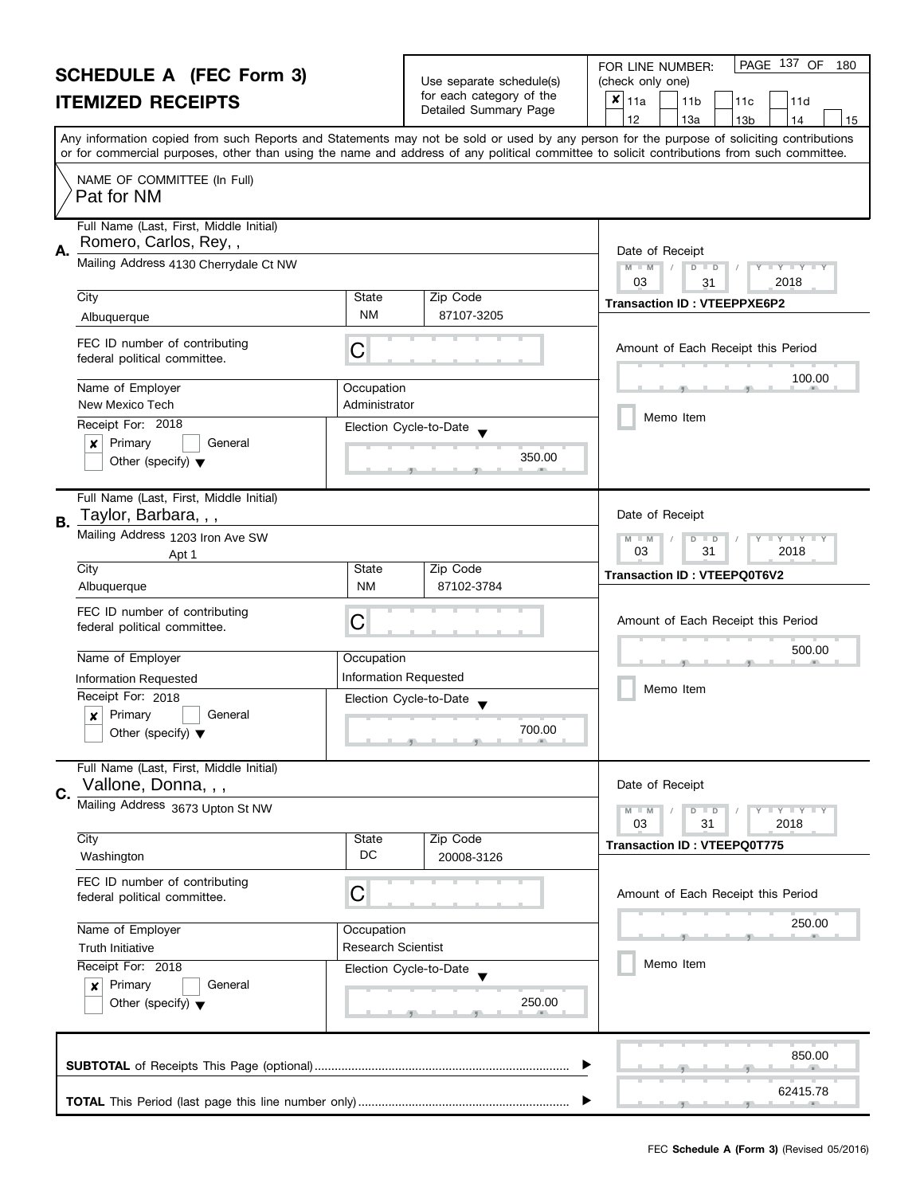# SCHEDULE A (FEC Form 3)
## ITEMIZED RECEIPTS

Use separate schedule(s) for each category of the Detailed Summary Page

FOR LINE NUMBER: (check only one)

- [x] 11a
- [ ] 11b
- [ ] 11c
- [ ] 11d
- [ ] 12
- [ ] 13a
- [ ] 13b
- [ ] 14
- [ ] 15

PAGE 137 OF 180

Any information copied from such Reports and Statements may not be sold or used by any person for the purpose of soliciting contributions or for commercial purposes, other than using the name and address of any political committee to solicit contributions from such committee.

NAME OF COMMITTEE (In Full)
Pat for NM

---

**A.** Full Name (Last, First, Middle Initial): Romero, Carlos, Rey, ,

Mailing Address: 4130 Cherrydale Ct NW

| City | State | Zip Code |
|---|---|---|
| Albuquerque | NM | 87107-3205 |

FEC ID number of contributing federal political committee: C

| Name of Employer | Occupation |
|---|---|
| New Mexico Tech | Administrator |

Receipt For: 2018
- [x] Primary
- [ ] General
- [ ] Other (specify)

Election Cycle-to-Date: 350.00

Date of Receipt: 03 / 31 / 2018

Transaction ID : VTEEPPXE6P2

Amount of Each Receipt this Period: 100.00

- [ ] Memo Item

---

**B.** Full Name (Last, First, Middle Initial): Taylor, Barbara, , ,

Mailing Address: 1203 Iron Ave SW
Apt 1

| City | State | Zip Code |
|---|---|---|
| Albuquerque | NM | 87102-3784 |

FEC ID number of contributing federal political committee: C

| Name of Employer | Occupation |
|---|---|
| Information Requested | Information Requested |

Receipt For: 2018
- [x] Primary
- [ ] General
- [ ] Other (specify)

Election Cycle-to-Date: 700.00

Date of Receipt: 03 / 31 / 2018

Transaction ID : VTEEPQ0T6V2

Amount of Each Receipt this Period: 500.00

- [ ] Memo Item

---

**C.** Full Name (Last, First, Middle Initial): Vallone, Donna, , ,

Mailing Address: 3673 Upton St NW

| City | State | Zip Code |
|---|---|---|
| Washington | DC | 20008-3126 |

FEC ID number of contributing federal political committee: C

| Name of Employer | Occupation |
|---|---|
| Truth Initiative | Research Scientist |

Receipt For: 2018
- [x] Primary
- [ ] General
- [ ] Other (specify)

Election Cycle-to-Date: 250.00

Date of Receipt: 03 / 31 / 2018

Transaction ID : VTEEPQ0T775

Amount of Each Receipt this Period: 250.00

- [ ] Memo Item

---

**SUBTOTAL** of Receipts This Page (optional): 850.00

**TOTAL** This Period (last page this line number only): 62415.78

FEC **Schedule A (Form 3)** (Revised 05/2016)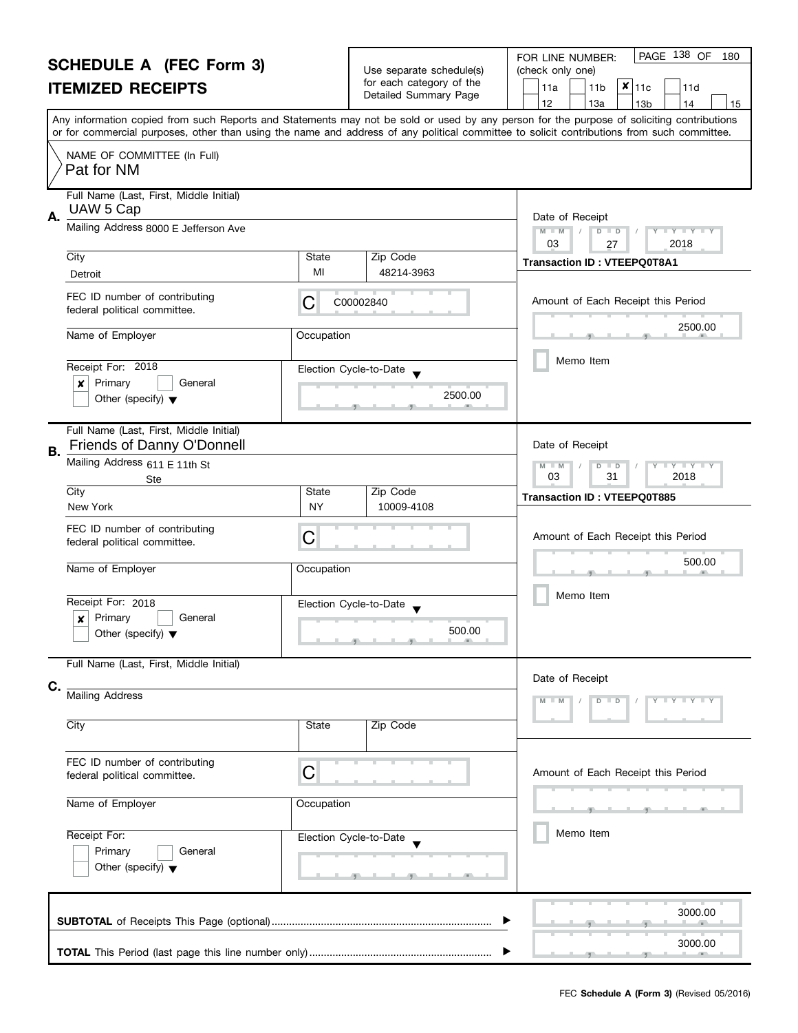# SCHEDULE A (FEC Form 3)
## ITEMIZED RECEIPTS

Use separate schedule(s) for each category of the Detailed Summary Page

FOR LINE NUMBER: (check only one)

- [ ] 11a
- [ ] 11b
- [x] 11c
- [ ] 11d
- [ ] 12
- [ ] 13a
- [ ] 13b
- [ ] 14
- [ ] 15

Any information copied from such Reports and Statements may not be sold or used by any person for the purpose of soliciting contributions or for commercial purposes, other than using the name and address of any political committee to solicit contributions from such committee.

NAME OF COMMITTEE (In Full): Pat for NM

---

**A.**

Full Name (Last, First, Middle Initial): UAW 5 Cap

Mailing Address: 8000 E Jefferson Ave

City: Detroit | State: MI | Zip Code: 48214-3963

FEC ID number of contributing federal political committee: C00002840

Name of Employer:

Occupation:

Receipt For: 2018

- [x] Primary
- [ ] General
- [ ] Other (specify)

Election Cycle-to-Date: 2500.00

Date of Receipt: 03 / 27 / 2018

Transaction ID : VTEEPQ0T8A1

Amount of Each Receipt this Period: 2500.00

- [ ] Memo Item

---

**B.**

Full Name (Last, First, Middle Initial): Friends of Danny O'Donnell

Mailing Address: 611 E 11th St, Ste

City: New York | State: NY | Zip Code: 10009-4108

FEC ID number of contributing federal political committee: C

Name of Employer:

Occupation:

Receipt For: 2018

- [x] Primary
- [ ] General
- [ ] Other (specify)

Election Cycle-to-Date: 500.00

Date of Receipt: 03 / 31 / 2018

Transaction ID : VTEEPQ0T885

Amount of Each Receipt this Period: 500.00

- [ ] Memo Item

---

**C.**

Full Name (Last, First, Middle Initial):

Mailing Address:

City: | State: | Zip Code:

FEC ID number of contributing federal political committee: C

Name of Employer:

Occupation:

Receipt For:

- [ ] Primary
- [ ] General
- [ ] Other (specify)

Election Cycle-to-Date:

Date of Receipt:

Amount of Each Receipt this Period:

- [ ] Memo Item

---

**SUBTOTAL** of Receipts This Page (optional): 3000.00

**TOTAL** This Period (last page this line number only): 3000.00

FEC **Schedule A (Form 3)** (Revised 05/2016)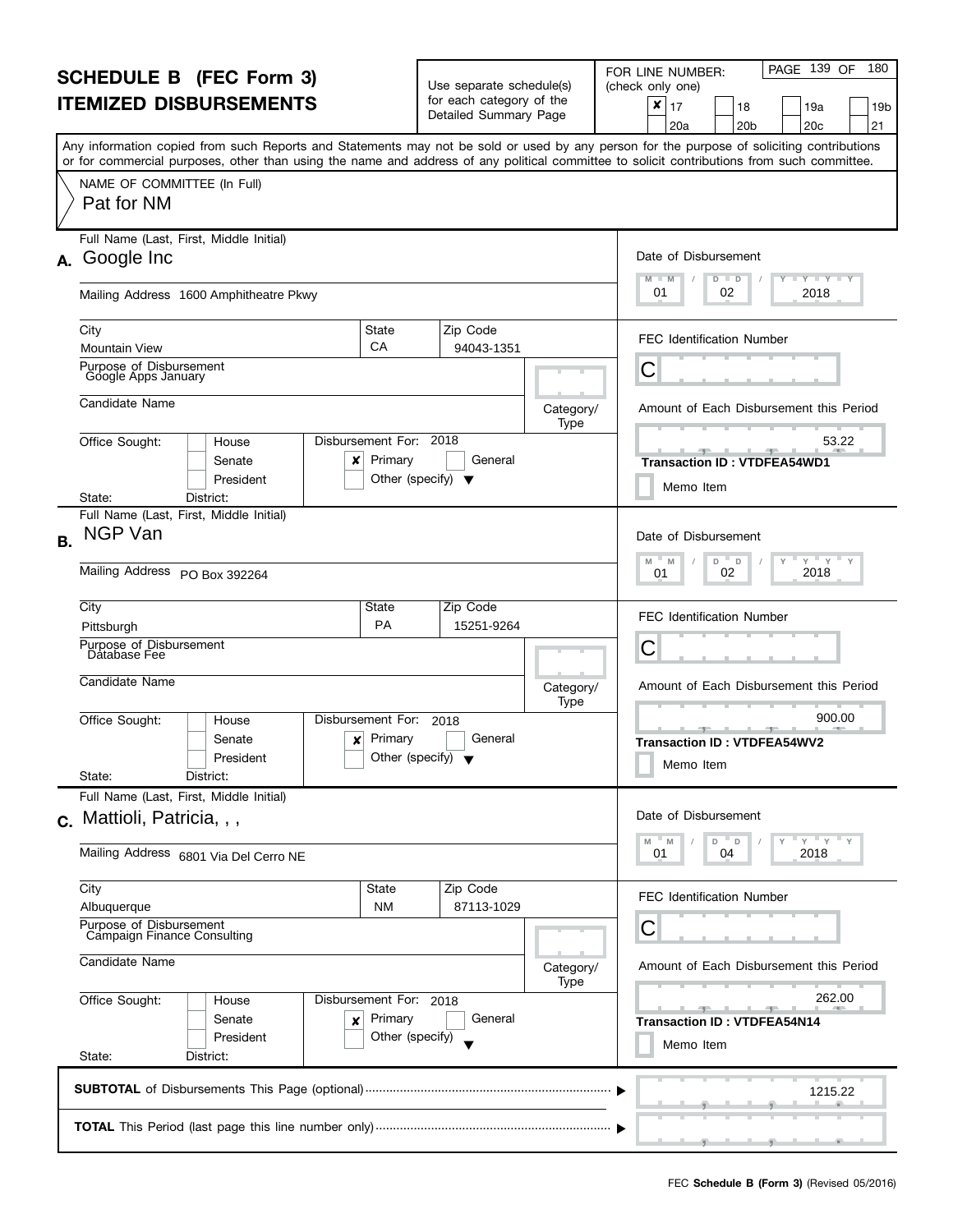# SCHEDULE B (FEC Form 3)
## ITEMIZED DISBURSEMENTS

Use separate schedule(s) for each category of the Detailed Summary Page

FOR LINE NUMBER: (check only one)

- [x] 17
- [ ] 18
- [ ] 19a
- [ ] 19b
- [ ] 20a
- [ ] 20b
- [ ] 20c
- [ ] 21

PAGE 139 OF 180

Any information copied from such Reports and Statements may not be sold or used by any person for the purpose of soliciting contributions or for commercial purposes, other than using the name and address of any political committee to solicit contributions from such committee.

NAME OF COMMITTEE (In Full)

Pat for NM

---

**A.** Full Name (Last, First, Middle Initial): Google Inc

Mailing Address: 1600 Amphitheatre Pkwy

City: Mountain View | State: CA | Zip Code: 94043-1351

Purpose of Disbursement: Google Apps January

Candidate Name:

Category/Type:

Office Sought: House / Senate / President

State: District:

Disbursement For: 2018 — [x] Primary [ ] General [ ] Other (specify)

Date of Disbursement: 01 / 02 / 2018

FEC Identification Number: C

Amount of Each Disbursement this Period: 53.22

Transaction ID : VTDFEA54WD1

[ ] Memo Item

---

**B.** Full Name (Last, First, Middle Initial): NGP Van

Mailing Address: PO Box 392264

City: Pittsburgh | State: PA | Zip Code: 15251-9264

Purpose of Disbursement: Database Fee

Candidate Name:

Category/Type:

Office Sought: House / Senate / President

State: District:

Disbursement For: 2018 — [x] Primary [ ] General [ ] Other (specify)

Date of Disbursement: 01 / 02 / 2018

FEC Identification Number: C

Amount of Each Disbursement this Period: 900.00

Transaction ID : VTDFEA54WV2

[ ] Memo Item

---

**C.** Full Name (Last, First, Middle Initial): Mattioli, Patricia, , ,

Mailing Address: 6801 Via Del Cerro NE

City: Albuquerque | State: NM | Zip Code: 87113-1029

Purpose of Disbursement: Campaign Finance Consulting

Candidate Name:

Category/Type:

Office Sought: House / Senate / President

State: District:

Disbursement For: 2018 — [x] Primary [ ] General [ ] Other (specify)

Date of Disbursement: 01 / 04 / 2018

FEC Identification Number: C

Amount of Each Disbursement this Period: 262.00

Transaction ID : VTDFEA54N14

[ ] Memo Item

---

**SUBTOTAL** of Disbursements This Page (optional): 1215.22

**TOTAL** This Period (last page this line number only):

FEC **Schedule B (Form 3)** (Revised 05/2016)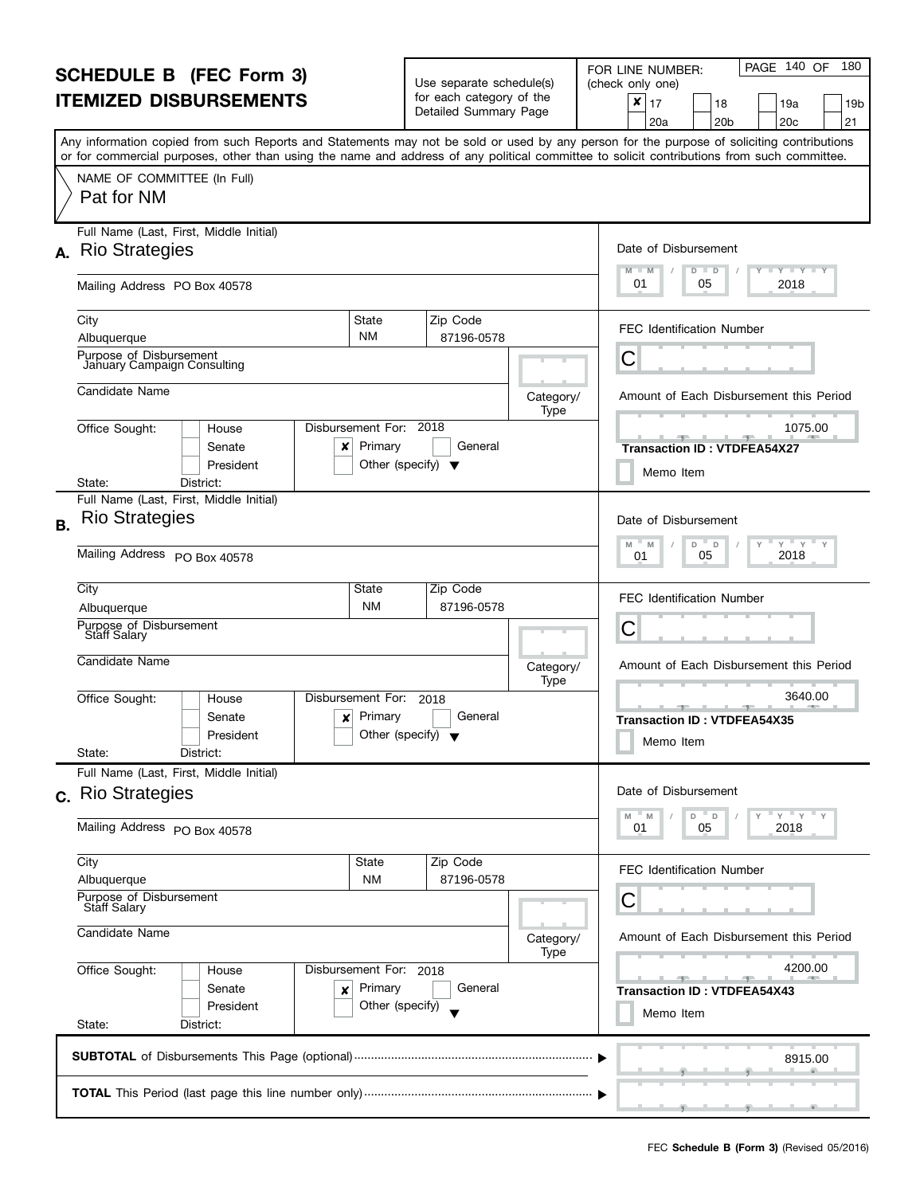# SCHEDULE B (FEC Form 3)
# ITEMIZED DISBURSEMENTS

Use separate schedule(s) for each category of the Detailed Summary Page

FOR LINE NUMBER: (check only one)

- [x] 17
- [ ] 18
- [ ] 19a
- [ ] 19b
- [ ] 20a
- [ ] 20b
- [ ] 20c
- [ ] 21

Any information copied from such Reports and Statements may not be sold or used by any person for the purpose of soliciting contributions or for commercial purposes, other than using the name and address of any political committee to solicit contributions from such committee.

NAME OF COMMITTEE (In Full)
Pat for NM

---

**A.** Full Name (Last, First, Middle Initial): Rio Strategies

Mailing Address: PO Box 40578

City: Albuquerque | State: NM | Zip Code: 87196-0578

Purpose of Disbursement: January Campaign Consulting

Candidate Name:

Category/Type:

Office Sought: [ ] House [ ] Senate [ ] President
State: District:

Disbursement For: 2018 [x] Primary [ ] General [ ] Other (specify)

Date of Disbursement: 01 / 05 / 2018

FEC Identification Number: C

Amount of Each Disbursement this Period: 1075.00

Transaction ID : VTDFEA54X27

[ ] Memo Item

---

**B.** Full Name (Last, First, Middle Initial): Rio Strategies

Mailing Address: PO Box 40578

City: Albuquerque | State: NM | Zip Code: 87196-0578

Purpose of Disbursement: Staff Salary

Candidate Name:

Category/Type:

Office Sought: [ ] House [ ] Senate [ ] President
State: District:

Disbursement For: 2018 [x] Primary [ ] General [ ] Other (specify)

Date of Disbursement: 01 / 05 / 2018

FEC Identification Number: C

Amount of Each Disbursement this Period: 3640.00

Transaction ID : VTDFEA54X35

[ ] Memo Item

---

**C.** Full Name (Last, First, Middle Initial): Rio Strategies

Mailing Address: PO Box 40578

City: Albuquerque | State: NM | Zip Code: 87196-0578

Purpose of Disbursement: Staff Salary

Candidate Name:

Category/Type:

Office Sought: [ ] House [ ] Senate [ ] President
State: District:

Disbursement For: 2018 [x] Primary [ ] General [ ] Other (specify)

Date of Disbursement: 01 / 05 / 2018

FEC Identification Number: C

Amount of Each Disbursement this Period: 4200.00

Transaction ID : VTDFEA54X43

[ ] Memo Item

---

**SUBTOTAL** of Disbursements This Page (optional): 8915.00

**TOTAL** This Period (last page this line number only):

FEC **Schedule B (Form 3)** (Revised 05/2016)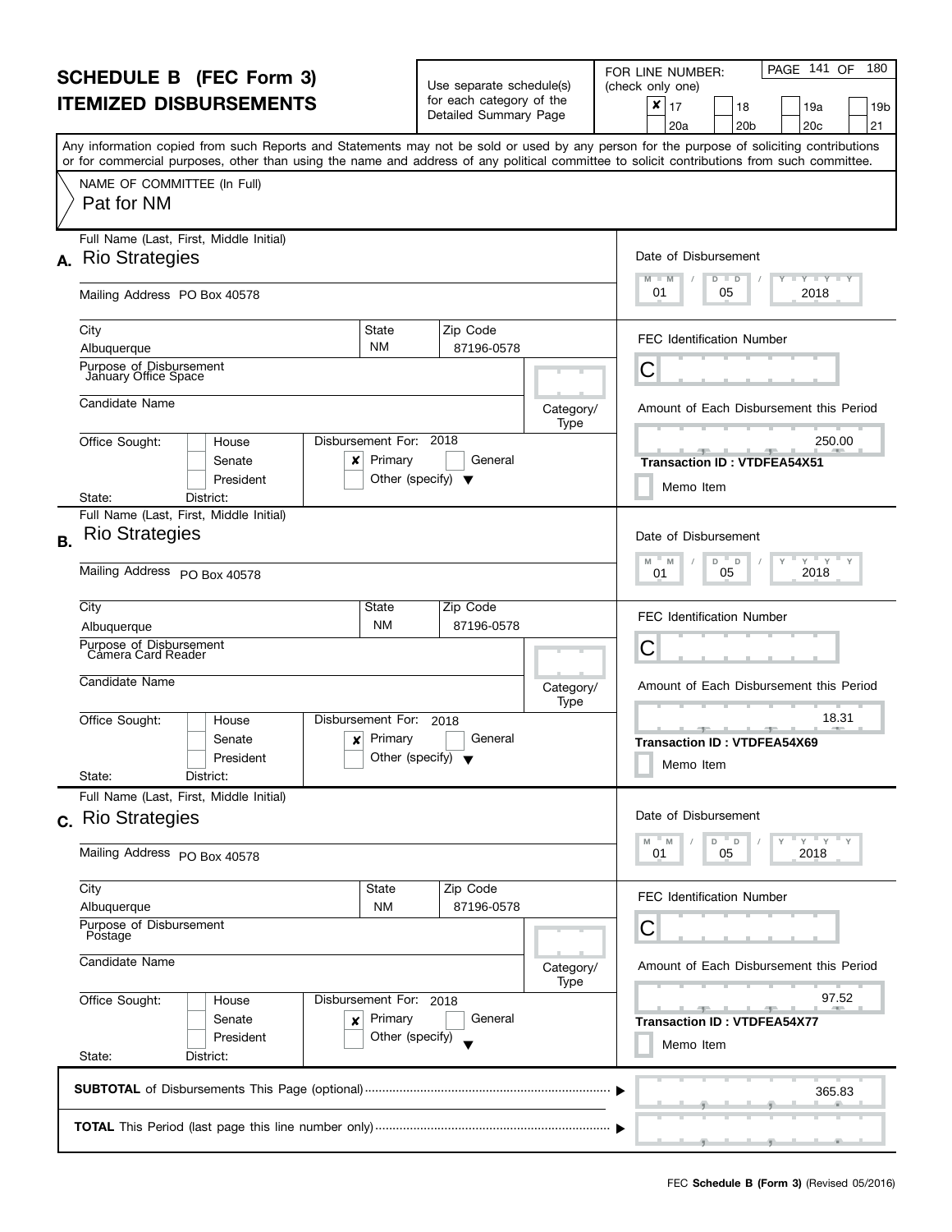# SCHEDULE B (FEC Form 3)
# ITEMIZED DISBURSEMENTS

Use separate schedule(s) for each category of the Detailed Summary Page

FOR LINE NUMBER: (check only one)

- [x] 17
- [ ] 18
- [ ] 19a
- [ ] 19b
- [ ] 20a
- [ ] 20b
- [ ] 20c
- [ ] 21

Any information copied from such Reports and Statements may not be sold or used by any person for the purpose of soliciting contributions or for commercial purposes, other than using the name and address of any political committee to solicit contributions from such committee.

NAME OF COMMITTEE (In Full)
Pat for NM

---

**A.** Full Name (Last, First, Middle Initial): Rio Strategies

Mailing Address: PO Box 40578

City: Albuquerque | State: NM | Zip Code: 87196-0578

Purpose of Disbursement: January Office Space

Candidate Name:

Category/Type:

Office Sought: [ ] House [ ] Senate [ ] President

State: District:

Disbursement For: 2018 [x] Primary [ ] General [ ] Other (specify)

Date of Disbursement: 01 / 05 / 2018

FEC Identification Number: C

Amount of Each Disbursement this Period: 250.00

Transaction ID : VTDFEA54X51

[ ] Memo Item

---

**B.** Full Name (Last, First, Middle Initial): Rio Strategies

Mailing Address: PO Box 40578

City: Albuquerque | State: NM | Zip Code: 87196-0578

Purpose of Disbursement: Camera Card Reader

Candidate Name:

Category/Type:

Office Sought: [ ] House [ ] Senate [ ] President

State: District:

Disbursement For: 2018 [x] Primary [ ] General [ ] Other (specify)

Date of Disbursement: 01 / 05 / 2018

FEC Identification Number: C

Amount of Each Disbursement this Period: 18.31

Transaction ID : VTDFEA54X69

[ ] Memo Item

---

**C.** Full Name (Last, First, Middle Initial): Rio Strategies

Mailing Address: PO Box 40578

City: Albuquerque | State: NM | Zip Code: 87196-0578

Purpose of Disbursement: Postage

Candidate Name:

Category/Type:

Office Sought: [ ] House [ ] Senate [ ] President

State: District:

Disbursement For: 2018 [x] Primary [ ] General [ ] Other (specify)

Date of Disbursement: 01 / 05 / 2018

FEC Identification Number: C

Amount of Each Disbursement this Period: 97.52

Transaction ID : VTDFEA54X77

[ ] Memo Item

---

**SUBTOTAL** of Disbursements This Page (optional): 365.83

**TOTAL** This Period (last page this line number only):

FEC **Schedule B (Form 3)** (Revised 05/2016)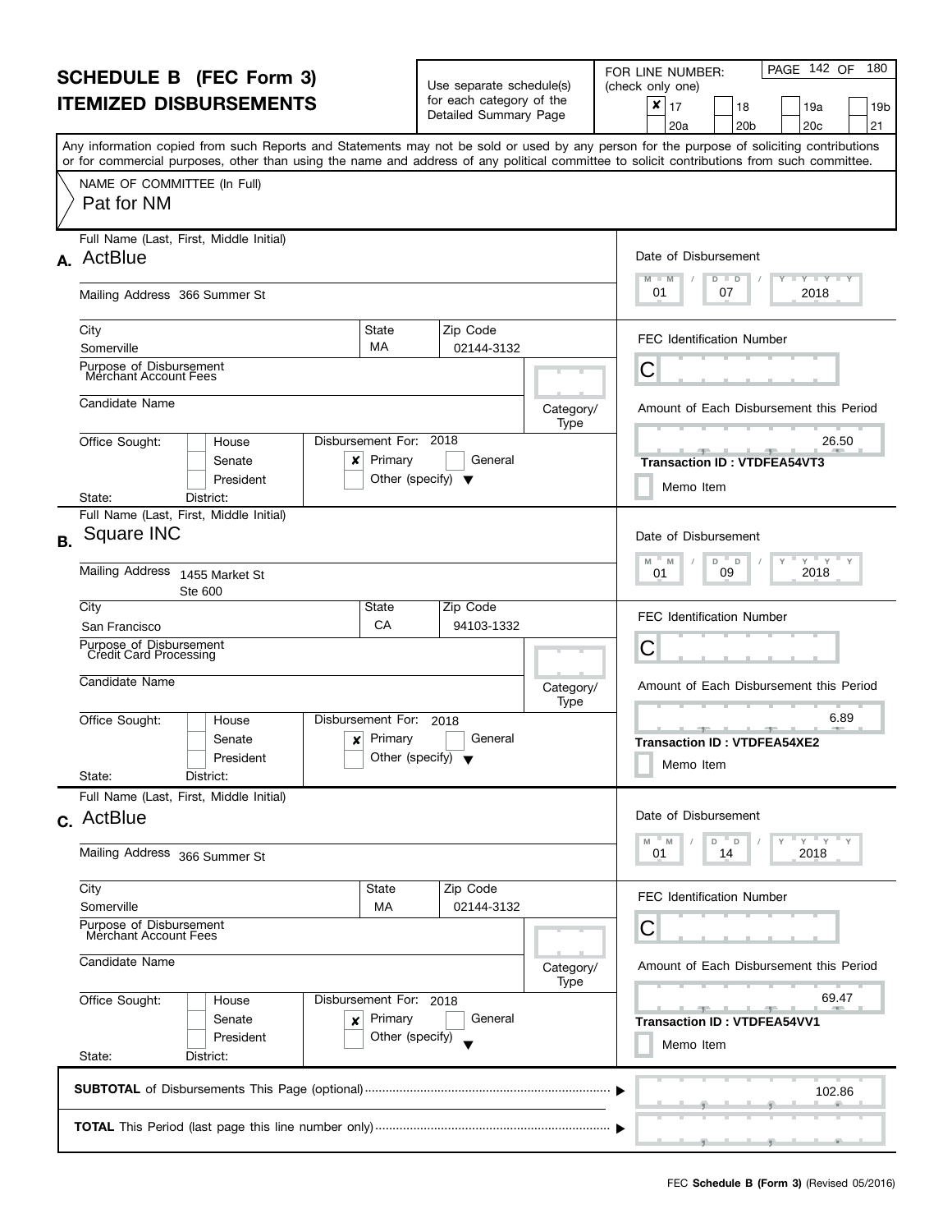# SCHEDULE B (FEC Form 3)
# ITEMIZED DISBURSEMENTS

Use separate schedule(s) for each category of the Detailed Summary Page

FOR LINE NUMBER: (check only one)

- [x] 17
- [ ] 18
- [ ] 19a
- [ ] 19b
- [ ] 20a
- [ ] 20b
- [ ] 20c
- [ ] 21

Any information copied from such Reports and Statements may not be sold or used by any person for the purpose of soliciting contributions or for commercial purposes, other than using the name and address of any political committee to solicit contributions from such committee.

NAME OF COMMITTEE (In Full)
Pat for NM

---

**A.** Full Name (Last, First, Middle Initial): ActBlue

Mailing Address: 366 Summer St

City: Somerville | State: MA | Zip Code: 02144-3132

Purpose of Disbursement: Merchant Account Fees

Candidate Name:

Category/Type:

Office Sought: [ ] House [ ] Senate [ ] President

State: District:

Disbursement For: 2018 [x] Primary [ ] General [ ] Other (specify)

Date of Disbursement: 01 / 07 / 2018

FEC Identification Number: C

Amount of Each Disbursement this Period: 26.50

Transaction ID : VTDFEA54VT3

[ ] Memo Item

---

**B.** Full Name (Last, First, Middle Initial): Square INC

Mailing Address: 1455 Market St, Ste 600

City: San Francisco | State: CA | Zip Code: 94103-1332

Purpose of Disbursement: Credit Card Processing

Candidate Name:

Category/Type:

Office Sought: [ ] House [ ] Senate [ ] President

State: District:

Disbursement For: 2018 [x] Primary [ ] General [ ] Other (specify)

Date of Disbursement: 01 / 09 / 2018

FEC Identification Number: C

Amount of Each Disbursement this Period: 6.89

Transaction ID : VTDFEA54XE2

[ ] Memo Item

---

**C.** Full Name (Last, First, Middle Initial): ActBlue

Mailing Address: 366 Summer St

City: Somerville | State: MA | Zip Code: 02144-3132

Purpose of Disbursement: Merchant Account Fees

Candidate Name:

Category/Type:

Office Sought: [ ] House [ ] Senate [ ] President

State: District:

Disbursement For: 2018 [x] Primary [ ] General [ ] Other (specify)

Date of Disbursement: 01 / 14 / 2018

FEC Identification Number: C

Amount of Each Disbursement this Period: 69.47

Transaction ID : VTDFEA54VV1

[ ] Memo Item

---

**SUBTOTAL** of Disbursements This Page (optional): 102.86

**TOTAL** This Period (last page this line number only):

FEC **Schedule B (Form 3)** (Revised 05/2016)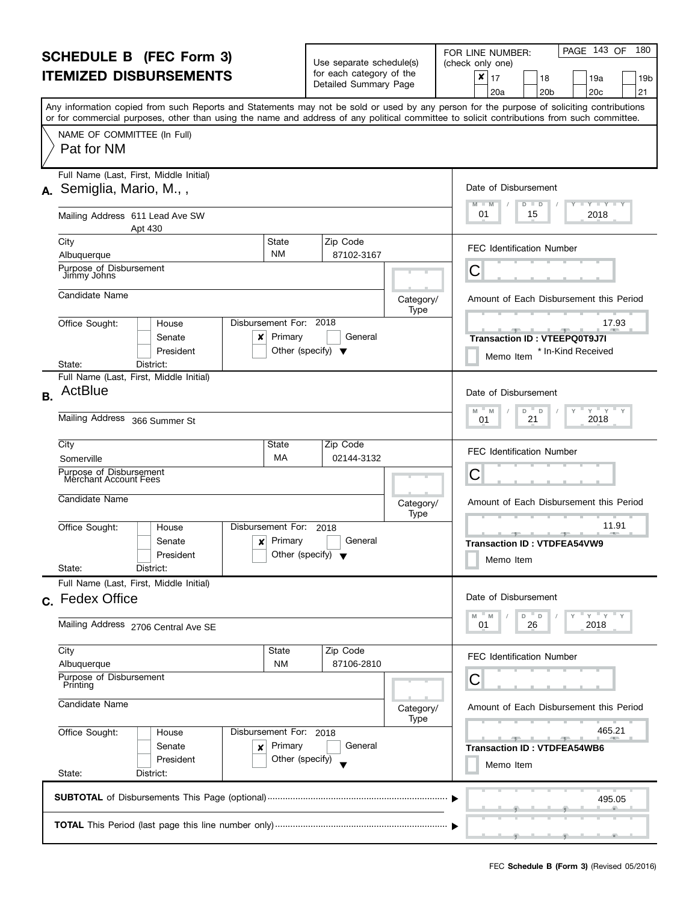# SCHEDULE B (FEC Form 3)
# ITEMIZED DISBURSEMENTS

Use separate schedule(s) for each category of the Detailed Summary Page

FOR LINE NUMBER: (check only one)

- [x] 17
- [ ] 18
- [ ] 19a
- [ ] 19b
- [ ] 20a
- [ ] 20b
- [ ] 20c
- [ ] 21

PAGE 143 OF 180

Any information copied from such Reports and Statements may not be sold or used by any person for the purpose of soliciting contributions or for commercial purposes, other than using the name and address of any political committee to solicit contributions from such committee.

NAME OF COMMITTEE (In Full)
Pat for NM

---

**A.** Full Name (Last, First, Middle Initial): Semiglia, Mario, M., ,

Mailing Address: 611 Lead Ave SW Apt 430

City: Albuquerque | State: NM | Zip Code: 87102-3167

Purpose of Disbursement: Jimmy Johns

Candidate Name:

Category/Type:

Office Sought: [ ] House [ ] Senate [ ] President

State: District:

Disbursement For: 2018 [x] Primary [ ] General [ ] Other (specify)

Date of Disbursement: 01 / 15 / 2018

FEC Identification Number: C

Amount of Each Disbursement this Period: 17.93

**Transaction ID : VTEEPQ0T9J7I**

[ ] Memo Item * In-Kind Received

---

**B.** Full Name (Last, First, Middle Initial): ActBlue

Mailing Address: 366 Summer St

City: Somerville | State: MA | Zip Code: 02144-3132

Purpose of Disbursement: Merchant Account Fees

Candidate Name:

Category/Type:

Office Sought: [ ] House [ ] Senate [ ] President

State: District:

Disbursement For: 2018 [x] Primary [ ] General [ ] Other (specify)

Date of Disbursement: 01 / 21 / 2018

FEC Identification Number: C

Amount of Each Disbursement this Period: 11.91

**Transaction ID : VTDFEA54VW9**

[ ] Memo Item

---

**C.** Full Name (Last, First, Middle Initial): Fedex Office

Mailing Address: 2706 Central Ave SE

City: Albuquerque | State: NM | Zip Code: 87106-2810

Purpose of Disbursement: Printing

Candidate Name:

Category/Type:

Office Sought: [ ] House [ ] Senate [ ] President

State: District:

Disbursement For: 2018 [x] Primary [ ] General [ ] Other (specify)

Date of Disbursement: 01 / 26 / 2018

FEC Identification Number: C

Amount of Each Disbursement this Period: 465.21

**Transaction ID : VTDFEA54WB6**

[ ] Memo Item

---

**SUBTOTAL** of Disbursements This Page (optional) ▶ 495.05

**TOTAL** This Period (last page this line number only) ▶

FEC **Schedule B (Form 3)** (Revised 05/2016)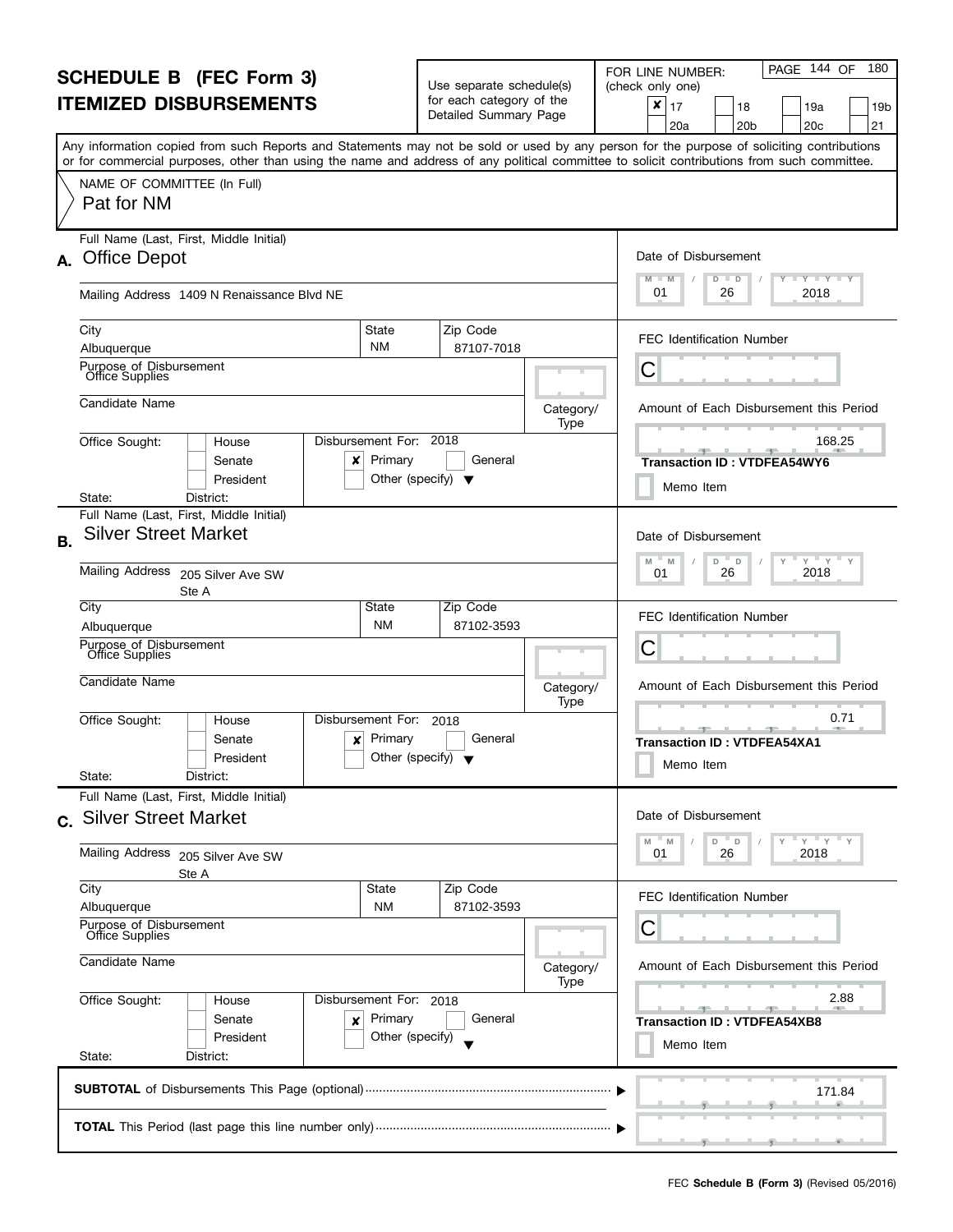# SCHEDULE B (FEC Form 3)
# ITEMIZED DISBURSEMENTS

Use separate schedule(s) for each category of the Detailed Summary Page

FOR LINE NUMBER: (check only one)

- [x] 17
- [ ] 18
- [ ] 19a
- [ ] 19b
- [ ] 20a
- [ ] 20b
- [ ] 20c
- [ ] 21

PAGE 144 OF 180

Any information copied from such Reports and Statements may not be sold or used by any person for the purpose of soliciting contributions or for commercial purposes, other than using the name and address of any political committee to solicit contributions from such committee.

NAME OF COMMITTEE (In Full)
Pat for NM

---

**A.** Full Name (Last, First, Middle Initial): Office Depot

Mailing Address: 1409 N Renaissance Blvd NE

City: Albuquerque | State: NM | Zip Code: 87107-7018

Purpose of Disbursement: Office Supplies

Candidate Name:

Category/Type:

Office Sought: [ ] House [ ] Senate [ ] President

State: District:

Disbursement For: 2018 [x] Primary [ ] General [ ] Other (specify)

Date of Disbursement: 01 / 26 / 2018

FEC Identification Number: C

Amount of Each Disbursement this Period: 168.25

Transaction ID : VTDFEA54WY6

[ ] Memo Item

---

**B.** Full Name (Last, First, Middle Initial): Silver Street Market

Mailing Address: 205 Silver Ave SW, Ste A

City: Albuquerque | State: NM | Zip Code: 87102-3593

Purpose of Disbursement: Office Supplies

Candidate Name:

Category/Type:

Office Sought: [ ] House [ ] Senate [ ] President

State: District:

Disbursement For: 2018 [x] Primary [ ] General [ ] Other (specify)

Date of Disbursement: 01 / 26 / 2018

FEC Identification Number: C

Amount of Each Disbursement this Period: 0.71

Transaction ID : VTDFEA54XA1

[ ] Memo Item

---

**C.** Full Name (Last, First, Middle Initial): Silver Street Market

Mailing Address: 205 Silver Ave SW, Ste A

City: Albuquerque | State: NM | Zip Code: 87102-3593

Purpose of Disbursement: Office Supplies

Candidate Name:

Category/Type:

Office Sought: [ ] House [ ] Senate [ ] President

State: District:

Disbursement For: 2018 [x] Primary [ ] General [ ] Other (specify)

Date of Disbursement: 01 / 26 / 2018

FEC Identification Number: C

Amount of Each Disbursement this Period: 2.88

Transaction ID : VTDFEA54XB8

[ ] Memo Item

---

**SUBTOTAL** of Disbursements This Page (optional): 171.84

**TOTAL** This Period (last page this line number only):

FEC **Schedule B (Form 3)** (Revised 05/2016)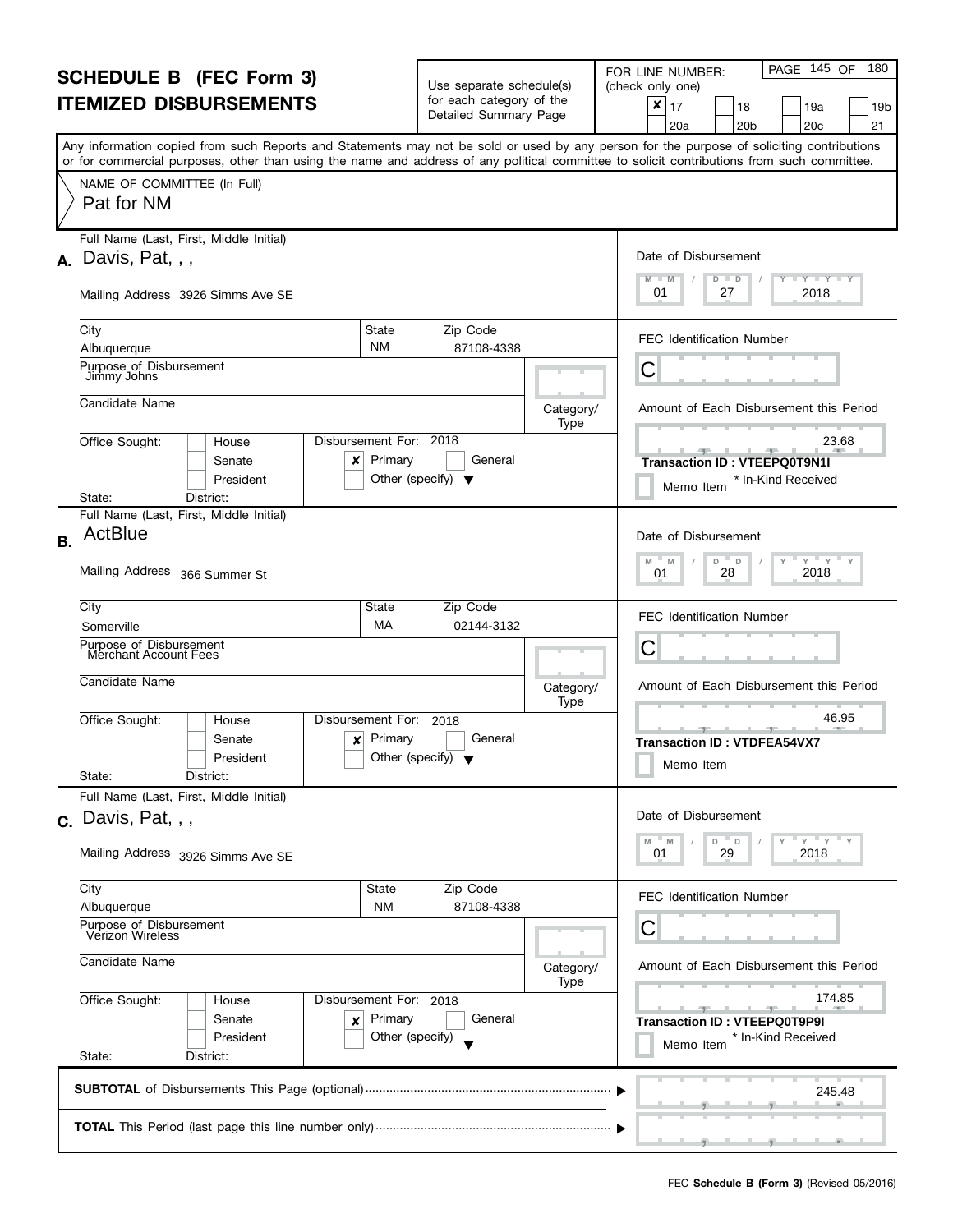# SCHEDULE B (FEC Form 3)
# ITEMIZED DISBURSEMENTS

Use separate schedule(s) for each category of the Detailed Summary Page

FOR LINE NUMBER: (check only one)

- [x] 17
- [ ] 18
- [ ] 19a
- [ ] 19b
- [ ] 20a
- [ ] 20b
- [ ] 20c
- [ ] 21

Any information copied from such Reports and Statements may not be sold or used by any person for the purpose of soliciting contributions or for commercial purposes, other than using the name and address of any political committee to solicit contributions from such committee.

NAME OF COMMITTEE (In Full)
Pat for NM

---

**A.** Full Name (Last, First, Middle Initial): Davis, Pat, , ,

Mailing Address: 3926 Simms Ave SE

City: Albuquerque | State: NM | Zip Code: 87108-4338

Purpose of Disbursement: Jimmy Johns

Candidate Name:

Category/Type:

Office Sought: [ ] House [ ] Senate [ ] President

State: District:

Disbursement For: 2018 [x] Primary [ ] General [ ] Other (specify)

Date of Disbursement: 01 / 27 / 2018

FEC Identification Number: C

Amount of Each Disbursement this Period: 23.68

**Transaction ID : VTEEPQ0T9N1I**

[ ] Memo Item * In-Kind Received

---

**B.** Full Name (Last, First, Middle Initial): ActBlue

Mailing Address: 366 Summer St

City: Somerville | State: MA | Zip Code: 02144-3132

Purpose of Disbursement: Merchant Account Fees

Candidate Name:

Category/Type:

Office Sought: [ ] House [ ] Senate [ ] President

State: District:

Disbursement For: 2018 [x] Primary [ ] General [ ] Other (specify)

Date of Disbursement: 01 / 28 / 2018

FEC Identification Number: C

Amount of Each Disbursement this Period: 46.95

**Transaction ID : VTDFEA54VX7**

[ ] Memo Item

---

**C.** Full Name (Last, First, Middle Initial): Davis, Pat, , ,

Mailing Address: 3926 Simms Ave SE

City: Albuquerque | State: NM | Zip Code: 87108-4338

Purpose of Disbursement: Verizon Wireless

Candidate Name:

Category/Type:

Office Sought: [ ] House [ ] Senate [ ] President

State: District:

Disbursement For: 2018 [x] Primary [ ] General [ ] Other (specify)

Date of Disbursement: 01 / 29 / 2018

FEC Identification Number: C

Amount of Each Disbursement this Period: 174.85

**Transaction ID : VTEEPQ0T9P9I**

[ ] Memo Item * In-Kind Received

---

**SUBTOTAL** of Disbursements This Page (optional): 245.48

**TOTAL** This Period (last page this line number only):

FEC **Schedule B (Form 3)** (Revised 05/2016)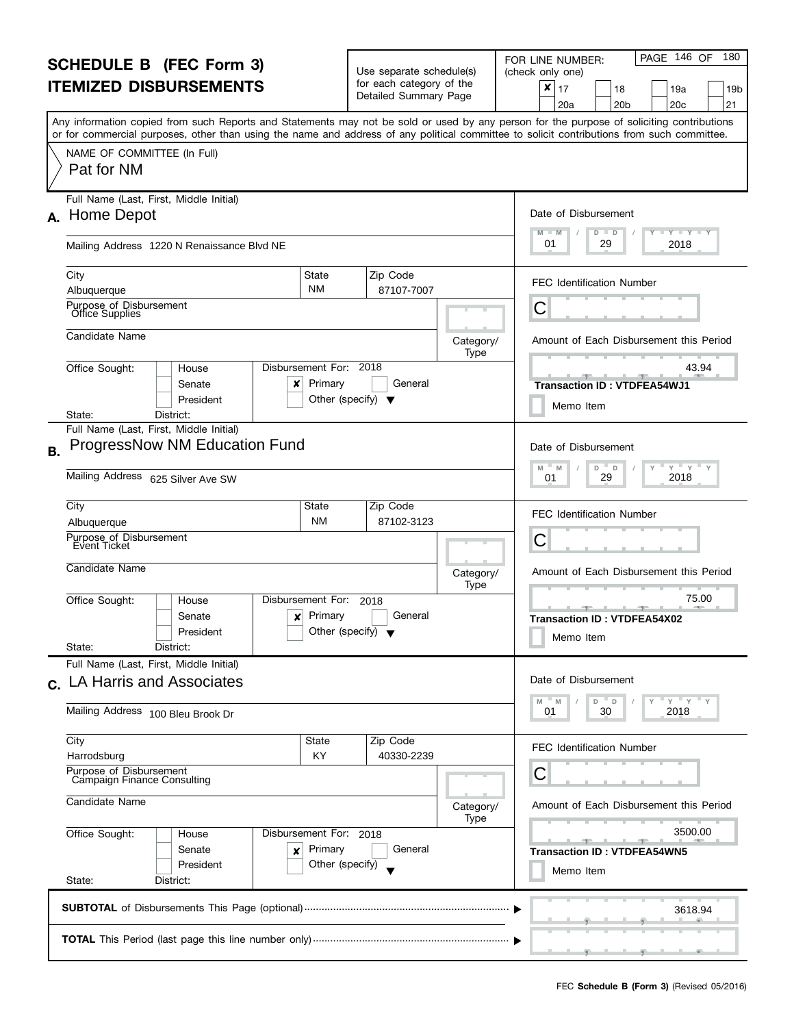# SCHEDULE B (FEC Form 3)
# ITEMIZED DISBURSEMENTS

Use separate schedule(s) for each category of the Detailed Summary Page

FOR LINE NUMBER: (check only one)

- [x] 17
- [ ] 18
- [ ] 19a
- [ ] 19b
- [ ] 20a
- [ ] 20b
- [ ] 20c
- [ ] 21

Any information copied from such Reports and Statements may not be sold or used by any person for the purpose of soliciting contributions or for commercial purposes, other than using the name and address of any political committee to solicit contributions from such committee.

NAME OF COMMITTEE (In Full)
Pat for NM

---

**A.** Full Name (Last, First, Middle Initial): Home Depot

Mailing Address: 1220 N Renaissance Blvd NE

City: Albuquerque | State: NM | Zip Code: 87107-7007

Purpose of Disbursement: Office Supplies

Candidate Name:

Category/Type:

Office Sought: [ ] House [ ] Senate [ ] President

State: District:

Disbursement For: 2018 [x] Primary [ ] General [ ] Other (specify)

Date of Disbursement: 01 / 29 / 2018

FEC Identification Number: C

Amount of Each Disbursement this Period: 43.94

Transaction ID : VTDFEA54WJ1

[ ] Memo Item

---

**B.** Full Name (Last, First, Middle Initial): ProgressNow NM Education Fund

Mailing Address: 625 Silver Ave SW

City: Albuquerque | State: NM | Zip Code: 87102-3123

Purpose of Disbursement: Event Ticket

Candidate Name:

Category/Type:

Office Sought: [ ] House [ ] Senate [ ] President

State: District:

Disbursement For: 2018 [x] Primary [ ] General [ ] Other (specify)

Date of Disbursement: 01 / 29 / 2018

FEC Identification Number: C

Amount of Each Disbursement this Period: 75.00

Transaction ID : VTDFEA54X02

[ ] Memo Item

---

**C.** Full Name (Last, First, Middle Initial): LA Harris and Associates

Mailing Address: 100 Bleu Brook Dr

City: Harrodsburg | State: KY | Zip Code: 40330-2239

Purpose of Disbursement: Campaign Finance Consulting

Candidate Name:

Category/Type:

Office Sought: [ ] House [ ] Senate [ ] President

State: District:

Disbursement For: 2018 [x] Primary [ ] General [ ] Other (specify)

Date of Disbursement: 01 / 30 / 2018

FEC Identification Number: C

Amount of Each Disbursement this Period: 3500.00

Transaction ID : VTDFEA54WN5

[ ] Memo Item

---

**SUBTOTAL** of Disbursements This Page (optional): 3618.94

**TOTAL** This Period (last page this line number only):

FEC **Schedule B (Form 3)** (Revised 05/2016)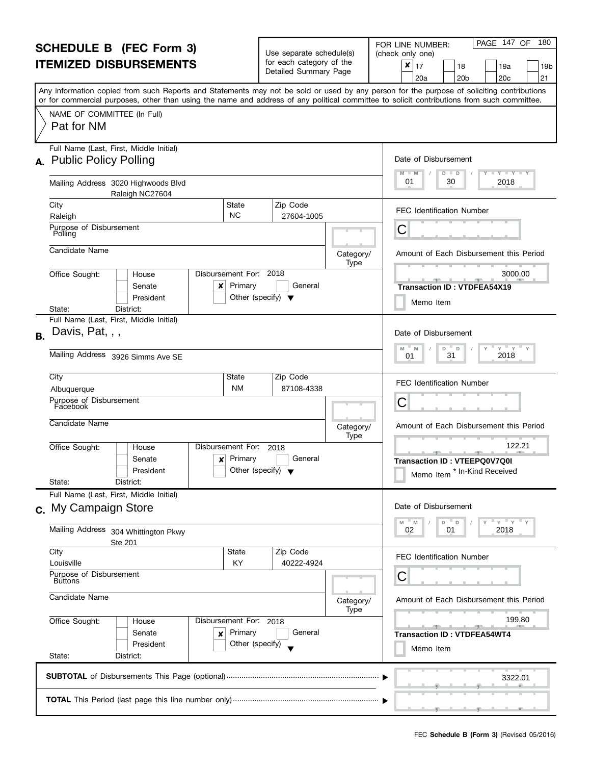# SCHEDULE B (FEC Form 3)
# ITEMIZED DISBURSEMENTS

Use separate schedule(s) for each category of the Detailed Summary Page

FOR LINE NUMBER: (check only one)

- [x] 17
- [ ] 18
- [ ] 19a
- [ ] 19b
- [ ] 20a
- [ ] 20b
- [ ] 20c
- [ ] 21

Any information copied from such Reports and Statements may not be sold or used by any person for the purpose of soliciting contributions or for commercial purposes, other than using the name and address of any political committee to solicit contributions from such committee.

NAME OF COMMITTEE (In Full)
Pat for NM

---

## A.

Full Name (Last, First, Middle Initial): Public Policy Polling

Mailing Address: 3020 Highwoods Blvd, Raleigh NC27604

City: Raleigh | State: NC | Zip Code: 27604-1005

Purpose of Disbursement: Polling

Candidate Name:

Category/Type:

Office Sought: House [ ] Senate [ ] President [ ]
State: District:

Disbursement For: 2018 — [x] Primary [ ] General [ ] Other (specify)

Date of Disbursement: 01 / 30 / 2018

FEC Identification Number: C

Amount of Each Disbursement this Period: 3000.00

Transaction ID : VTDFEA54X19

[ ] Memo Item

---

## B.

Full Name (Last, First, Middle Initial): Davis, Pat, , ,

Mailing Address: 3926 Simms Ave SE

City: Albuquerque | State: NM | Zip Code: 87108-4338

Purpose of Disbursement: Facebook

Candidate Name:

Category/Type:

Office Sought: House [ ] Senate [ ] President [ ]
State: District:

Disbursement For: 2018 — [x] Primary [ ] General [ ] Other (specify)

Date of Disbursement: 01 / 31 / 2018

FEC Identification Number: C

Amount of Each Disbursement this Period: 122.21

Transaction ID : VTEEPQ0V7Q0I

[ ] Memo Item * In-Kind Received

---

## C.

Full Name (Last, First, Middle Initial): My Campaign Store

Mailing Address: 304 Whittington Pkwy, Ste 201

City: Louisville | State: KY | Zip Code: 40222-4924

Purpose of Disbursement: Buttons

Candidate Name:

Category/Type:

Office Sought: House [ ] Senate [ ] President [ ]
State: District:

Disbursement For: 2018 — [x] Primary [ ] General [ ] Other (specify)

Date of Disbursement: 02 / 01 / 2018

FEC Identification Number: C

Amount of Each Disbursement this Period: 199.80

Transaction ID : VTDFEA54WT4

[ ] Memo Item

---

**SUBTOTAL** of Disbursements This Page (optional): 3322.01

**TOTAL** This Period (last page this line number only):

FEC **Schedule B (Form 3)** (Revised 05/2016)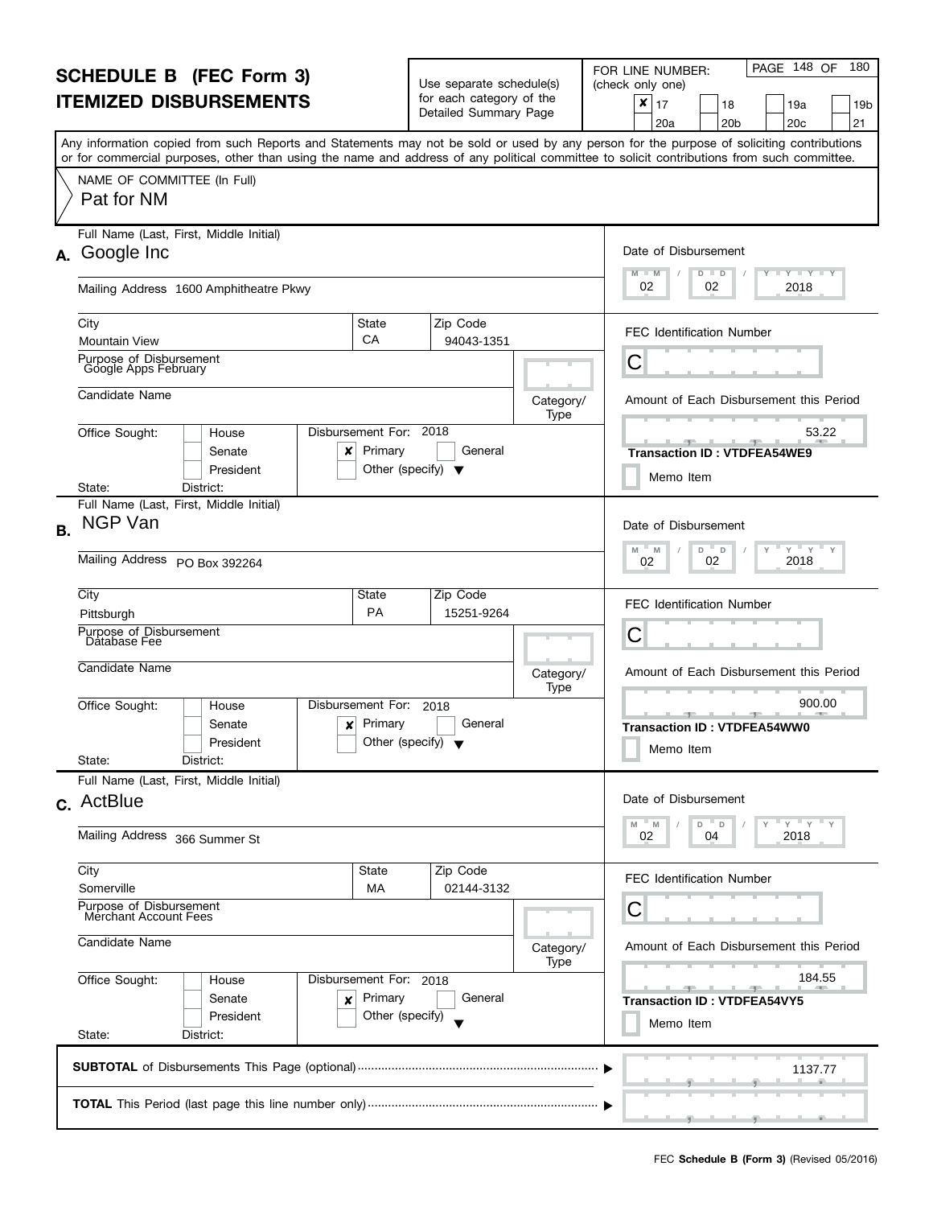# SCHEDULE B (FEC Form 3)
# ITEMIZED DISBURSEMENTS

Use separate schedule(s) for each category of the Detailed Summary Page

FOR LINE NUMBER: (check only one)

- [x] 17
- [ ] 18
- [ ] 19a
- [ ] 19b
- [ ] 20a
- [ ] 20b
- [ ] 20c
- [ ] 21

PAGE 148 OF 180

Any information copied from such Reports and Statements may not be sold or used by any person for the purpose of soliciting contributions or for commercial purposes, other than using the name and address of any political committee to solicit contributions from such committee.

NAME OF COMMITTEE (In Full)
Pat for NM

---

**A.** Full Name (Last, First, Middle Initial): Google Inc

Mailing Address: 1600 Amphitheatre Pkwy

City: Mountain View | State: CA | Zip Code: 94043-1351

Purpose of Disbursement: Google Apps February

Candidate Name:

Category/Type:

Office Sought: [ ] House [ ] Senate [ ] President

State: District:

Disbursement For: 2018 [x] Primary [ ] General [ ] Other (specify)

Date of Disbursement: 02 / 02 / 2018

FEC Identification Number: C

Amount of Each Disbursement this Period: 53.22

Transaction ID : VTDFEA54WE9

[ ] Memo Item

---

**B.** Full Name (Last, First, Middle Initial): NGP Van

Mailing Address: PO Box 392264

City: Pittsburgh | State: PA | Zip Code: 15251-9264

Purpose of Disbursement: Database Fee

Candidate Name:

Category/Type:

Office Sought: [ ] House [ ] Senate [ ] President

State: District:

Disbursement For: 2018 [x] Primary [ ] General [ ] Other (specify)

Date of Disbursement: 02 / 02 / 2018

FEC Identification Number: C

Amount of Each Disbursement this Period: 900.00

Transaction ID : VTDFEA54WW0

[ ] Memo Item

---

**C.** Full Name (Last, First, Middle Initial): ActBlue

Mailing Address: 366 Summer St

City: Somerville | State: MA | Zip Code: 02144-3132

Purpose of Disbursement: Merchant Account Fees

Candidate Name:

Category/Type:

Office Sought: [ ] House [ ] Senate [ ] President

State: District:

Disbursement For: 2018 [x] Primary [ ] General [ ] Other (specify)

Date of Disbursement: 02 / 04 / 2018

FEC Identification Number: C

Amount of Each Disbursement this Period: 184.55

Transaction ID : VTDFEA54VY5

[ ] Memo Item

---

**SUBTOTAL** of Disbursements This Page (optional): 1137.77

**TOTAL** This Period (last page this line number only):

FEC **Schedule B (Form 3)** (Revised 05/2016)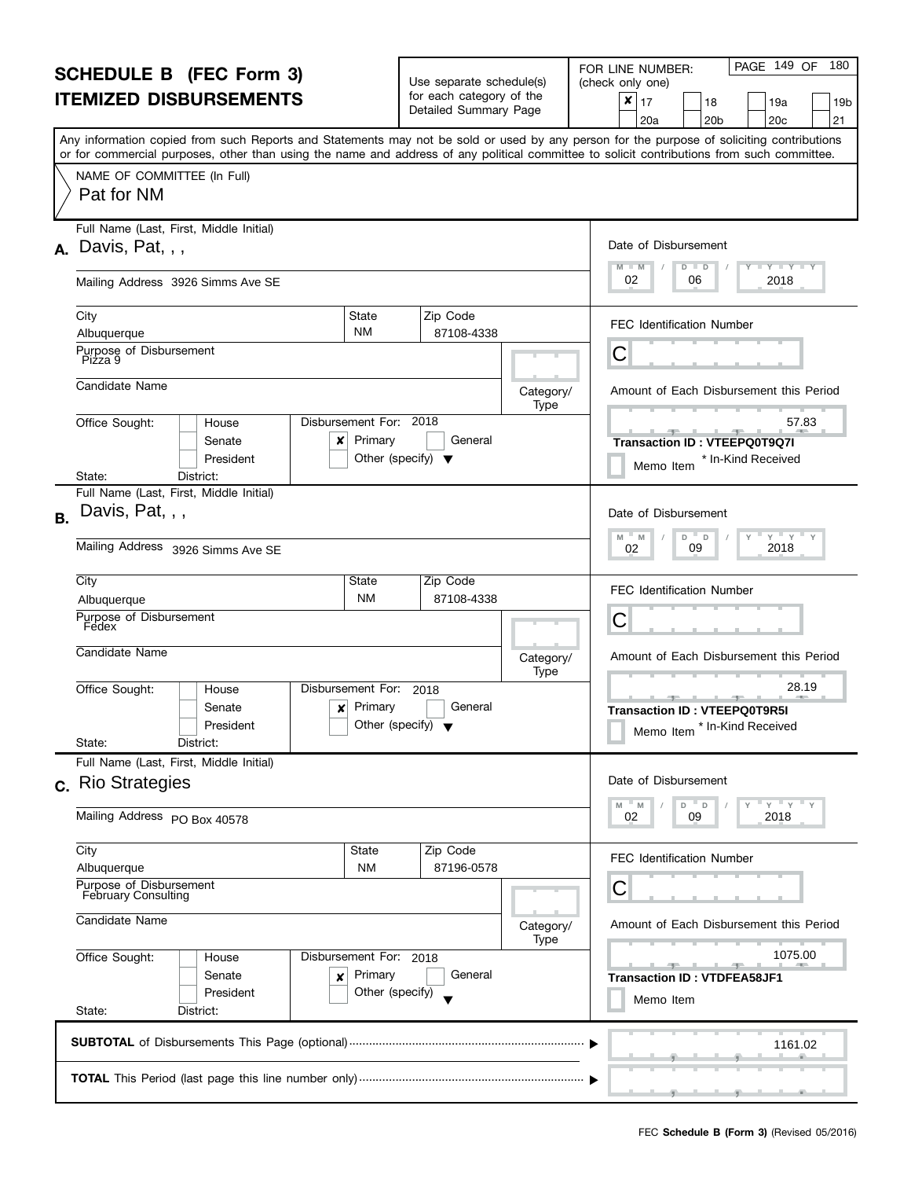# SCHEDULE B (FEC Form 3)
# ITEMIZED DISBURSEMENTS

Use separate schedule(s) for each category of the Detailed Summary Page

FOR LINE NUMBER: (check only one)

- [x] 17
- [ ] 18
- [ ] 19a
- [ ] 19b
- [ ] 20a
- [ ] 20b
- [ ] 20c
- [ ] 21

Any information copied from such Reports and Statements may not be sold or used by any person for the purpose of soliciting contributions or for commercial purposes, other than using the name and address of any political committee to solicit contributions from such committee.

NAME OF COMMITTEE (In Full)
Pat for NM

---

**A.** Full Name (Last, First, Middle Initial): Davis, Pat, , ,

Mailing Address: 3926 Simms Ave SE

City: Albuquerque | State: NM | Zip Code: 87108-4338

Purpose of Disbursement: Pizza 9

Candidate Name:

Category/Type:

Office Sought: [ ] House [ ] Senate [ ] President

State: District:

Disbursement For: 2018 [x] Primary [ ] General [ ] Other (specify)

Date of Disbursement: 02 / 06 / 2018

FEC Identification Number: C

Amount of Each Disbursement this Period: 57.83

**Transaction ID : VTEEPQ0T9Q7I**

[ ] Memo Item * In-Kind Received

---

**B.** Full Name (Last, First, Middle Initial): Davis, Pat, , ,

Mailing Address: 3926 Simms Ave SE

City: Albuquerque | State: NM | Zip Code: 87108-4338

Purpose of Disbursement: Fedex

Candidate Name:

Category/Type:

Office Sought: [ ] House [ ] Senate [ ] President

State: District:

Disbursement For: 2018 [x] Primary [ ] General [ ] Other (specify)

Date of Disbursement: 02 / 09 / 2018

FEC Identification Number: C

Amount of Each Disbursement this Period: 28.19

**Transaction ID : VTEEPQ0T9R5I**

[ ] Memo Item * In-Kind Received

---

**C.** Full Name (Last, First, Middle Initial): Rio Strategies

Mailing Address: PO Box 40578

City: Albuquerque | State: NM | Zip Code: 87196-0578

Purpose of Disbursement: February Consulting

Candidate Name:

Category/Type:

Office Sought: [ ] House [ ] Senate [ ] President

State: District:

Disbursement For: 2018 [x] Primary [ ] General [ ] Other (specify)

Date of Disbursement: 02 / 09 / 2018

FEC Identification Number: C

Amount of Each Disbursement this Period: 1075.00

**Transaction ID : VTDFEA58JF1**

[ ] Memo Item

---

**SUBTOTAL** of Disbursements This Page (optional): 1161.02

**TOTAL** This Period (last page this line number only):

FEC **Schedule B (Form 3)** (Revised 05/2016)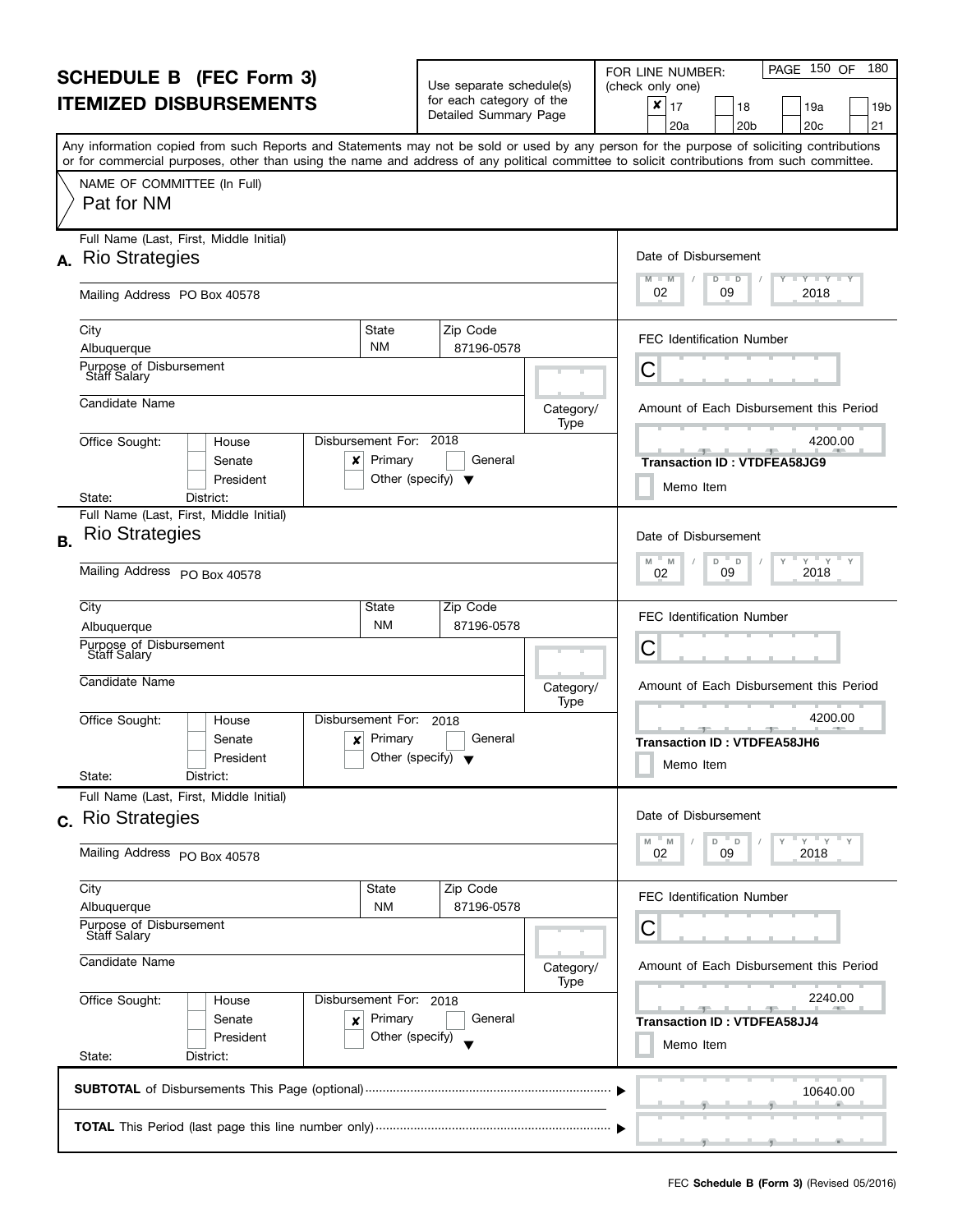# SCHEDULE B (FEC Form 3)
# ITEMIZED DISBURSEMENTS

Use separate schedule(s) for each category of the Detailed Summary Page

FOR LINE NUMBER: (check only one)

- [x] 17
- [ ] 18
- [ ] 19a
- [ ] 19b
- [ ] 20a
- [ ] 20b
- [ ] 20c
- [ ] 21

Any information copied from such Reports and Statements may not be sold or used by any person for the purpose of soliciting contributions or for commercial purposes, other than using the name and address of any political committee to solicit contributions from such committee.

NAME OF COMMITTEE (In Full)
Pat for NM

---

## A.

| Field | Value |
|---|---|
| Full Name (Last, First, Middle Initial) | Rio Strategies |
| Mailing Address | PO Box 40578 |
| City | Albuquerque |
| State | NM |
| Zip Code | 87196-0578 |
| Purpose of Disbursement | Staff Salary |
| Candidate Name | |
| Category/Type | |
| Office Sought | House [ ] Senate [ ] President [ ] |
| State / District | |
| Disbursement For | 2018 [x] Primary [ ] General [ ] Other (specify) |
| Date of Disbursement | 02 / 09 / 2018 |
| FEC Identification Number | C |
| Amount of Each Disbursement this Period | 4200.00 |
| Transaction ID | VTDFEA58JG9 |
| Memo Item | [ ] |

## B.

| Field | Value |
|---|---|
| Full Name (Last, First, Middle Initial) | Rio Strategies |
| Mailing Address | PO Box 40578 |
| City | Albuquerque |
| State | NM |
| Zip Code | 87196-0578 |
| Purpose of Disbursement | Staff Salary |
| Candidate Name | |
| Category/Type | |
| Office Sought | House [ ] Senate [ ] President [ ] |
| State / District | |
| Disbursement For | 2018 [x] Primary [ ] General [ ] Other (specify) |
| Date of Disbursement | 02 / 09 / 2018 |
| FEC Identification Number | C |
| Amount of Each Disbursement this Period | 4200.00 |
| Transaction ID | VTDFEA58JH6 |
| Memo Item | [ ] |

## C.

| Field | Value |
|---|---|
| Full Name (Last, First, Middle Initial) | Rio Strategies |
| Mailing Address | PO Box 40578 |
| City | Albuquerque |
| State | NM |
| Zip Code | 87196-0578 |
| Purpose of Disbursement | Staff Salary |
| Candidate Name | |
| Category/Type | |
| Office Sought | House [ ] Senate [ ] President [ ] |
| State / District | |
| Disbursement For | 2018 [x] Primary [ ] General [ ] Other (specify) |
| Date of Disbursement | 02 / 09 / 2018 |
| FEC Identification Number | C |
| Amount of Each Disbursement this Period | 2240.00 |
| Transaction ID | VTDFEA58JJ4 |
| Memo Item | [ ] |

---

**SUBTOTAL** of Disbursements This Page (optional) ........ 10640.00

**TOTAL** This Period (last page this line number only) ........

FEC **Schedule B (Form 3)** (Revised 05/2016)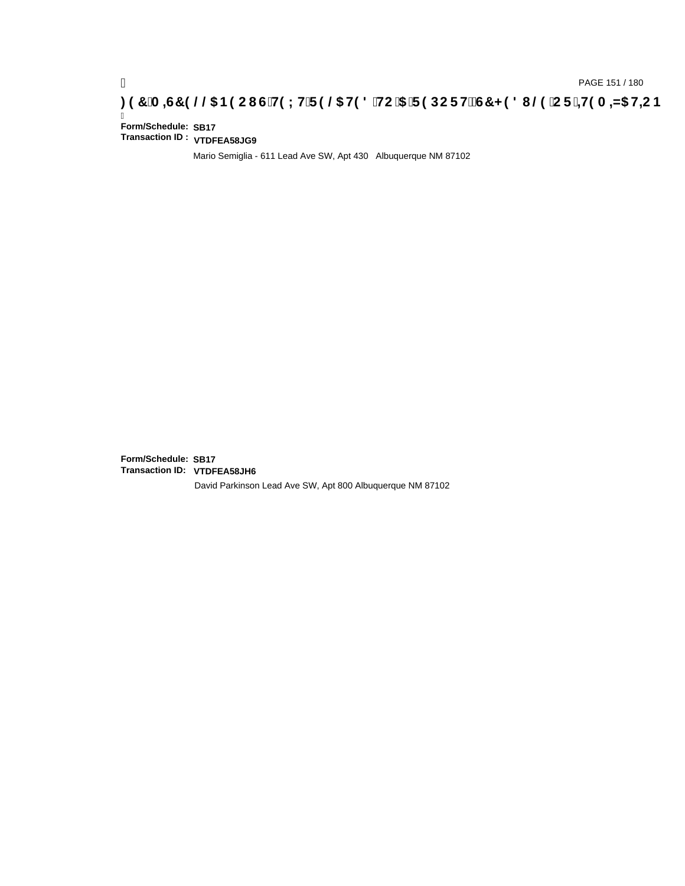**Form/Schedule:** **SB17**
**Transaction ID :** **VTDFEA58JG9**

Mario Semiglia - 611 Lead Ave SW, Apt 430 Albuquerque NM 87102

**Form/Schedule:** **SB17**
**Transaction ID:** **VTDFEA58JH6**

David Parkinson Lead Ave SW, Apt 800 Albuquerque NM 87102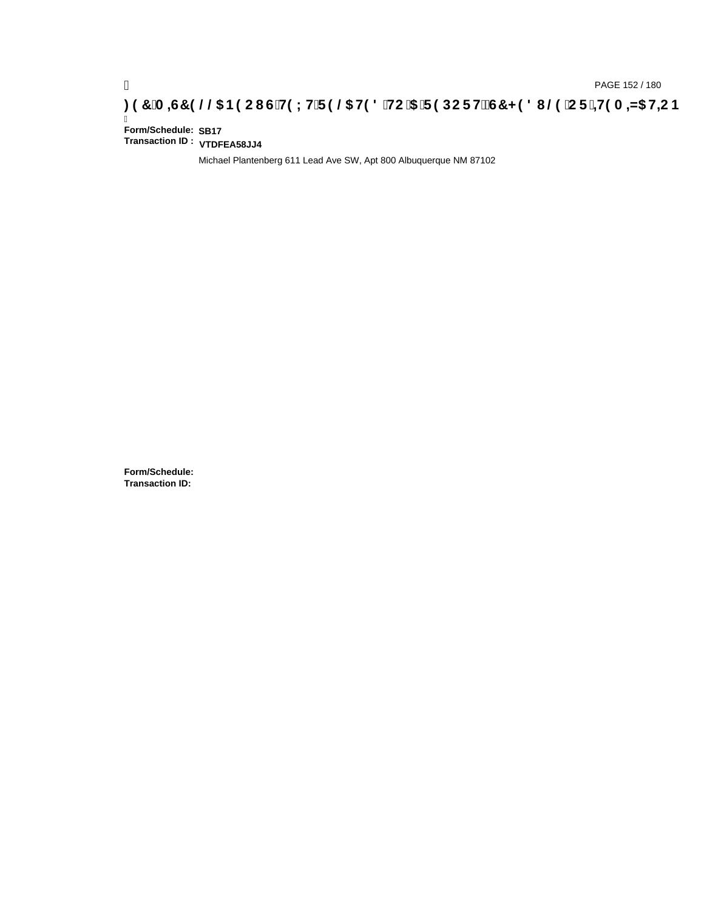# FEC MISCELLANEOUS TEXT RELATED TO A REPORT, SCHEDULE OR ITEMIZATION

**Form/Schedule:** **SB17**
**Transaction ID :** **VTDFEA58JJ4**

Michael Plantenberg 611 Lead Ave SW, Apt 800 Albuquerque NM 87102

**Form/Schedule:**
**Transaction ID:**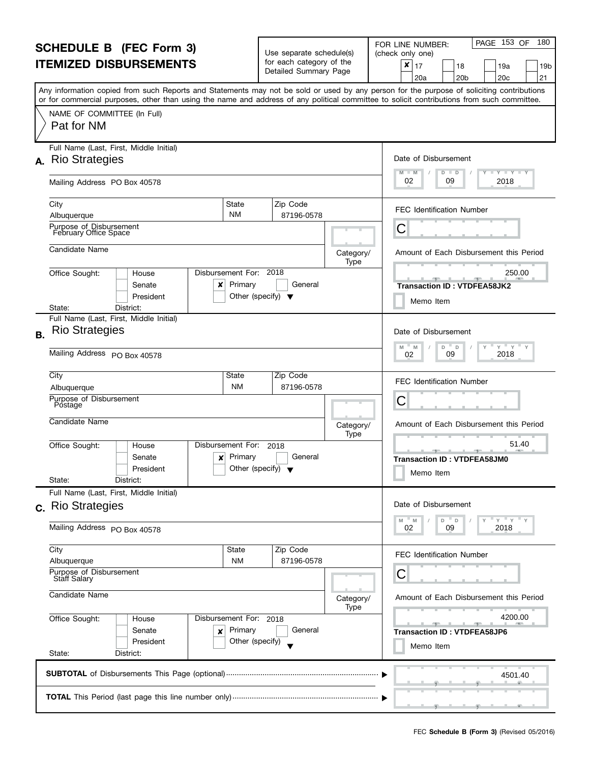# SCHEDULE B (FEC Form 3)
# ITEMIZED DISBURSEMENTS

Use separate schedule(s) for each category of the Detailed Summary Page

FOR LINE NUMBER: (check only one)

- [x] 17
- [ ] 18
- [ ] 19a
- [ ] 19b
- [ ] 20a
- [ ] 20b
- [ ] 20c
- [ ] 21

Any information copied from such Reports and Statements may not be sold or used by any person for the purpose of soliciting contributions or for commercial purposes, other than using the name and address of any political committee to solicit contributions from such committee.

NAME OF COMMITTEE (In Full)

Pat for NM

---

**A.** Full Name (Last, First, Middle Initial): Rio Strategies

Mailing Address: PO Box 40578

City: Albuquerque | State: NM | Zip Code: 87196-0578

Purpose of Disbursement: February Office Space

Candidate Name:

Category/Type:

Office Sought: [ ] House [ ] Senate [ ] President

State: District:

Disbursement For: 2018 [x] Primary [ ] General [ ] Other (specify)

Date of Disbursement: 02 / 09 / 2018

FEC Identification Number: C

Amount of Each Disbursement this Period: 250.00

Transaction ID : VTDFEA58JK2

[ ] Memo Item

---

**B.** Full Name (Last, First, Middle Initial): Rio Strategies

Mailing Address: PO Box 40578

City: Albuquerque | State: NM | Zip Code: 87196-0578

Purpose of Disbursement: Postage

Candidate Name:

Category/Type:

Office Sought: [ ] House [ ] Senate [ ] President

State: District:

Disbursement For: 2018 [x] Primary [ ] General [ ] Other (specify)

Date of Disbursement: 02 / 09 / 2018

FEC Identification Number: C

Amount of Each Disbursement this Period: 51.40

Transaction ID : VTDFEA58JM0

[ ] Memo Item

---

**C.** Full Name (Last, First, Middle Initial): Rio Strategies

Mailing Address: PO Box 40578

City: Albuquerque | State: NM | Zip Code: 87196-0578

Purpose of Disbursement: Staff Salary

Candidate Name:

Category/Type:

Office Sought: [ ] House [ ] Senate [ ] President

State: District:

Disbursement For: 2018 [x] Primary [ ] General [ ] Other (specify)

Date of Disbursement: 02 / 09 / 2018

FEC Identification Number: C

Amount of Each Disbursement this Period: 4200.00

Transaction ID : VTDFEA58JP6

[ ] Memo Item

---

**SUBTOTAL** of Disbursements This Page (optional): 4501.40

**TOTAL** This Period (last page this line number only):

FEC **Schedule B (Form 3)** (Revised 05/2016)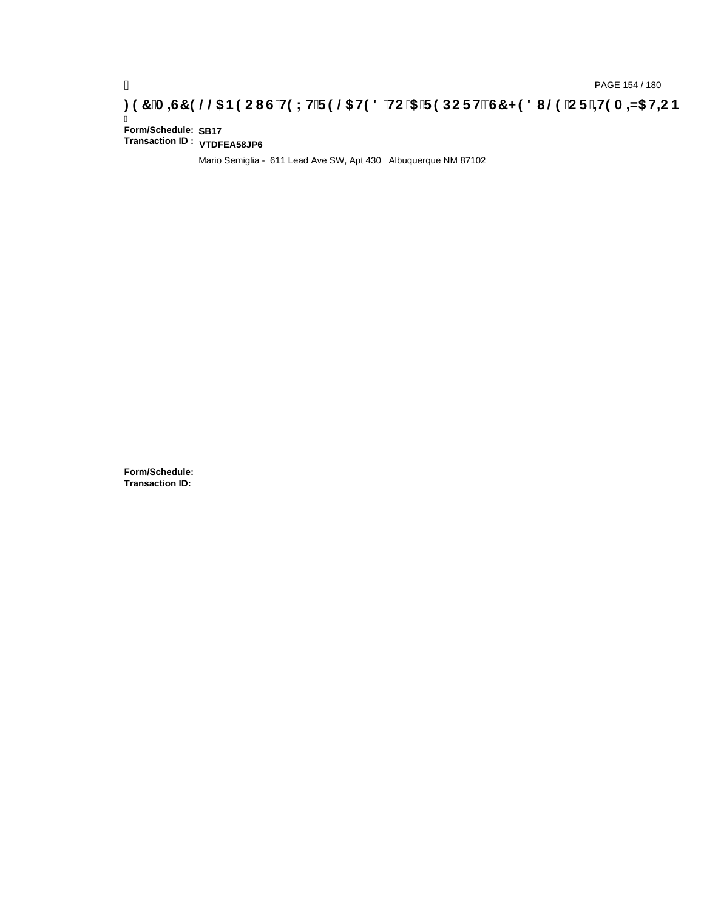**FEC MISCELLANEOUS TEXT RELATED TO A REPORT, SCHEDULE OR ITEMIZATION**

**Form/Schedule:** **SB17**
**Transaction ID :** **VTDFEA58JP6**

Mario Semiglia - 611 Lead Ave SW, Apt 430 Albuquerque NM 87102

**Form/Schedule:**
**Transaction ID:**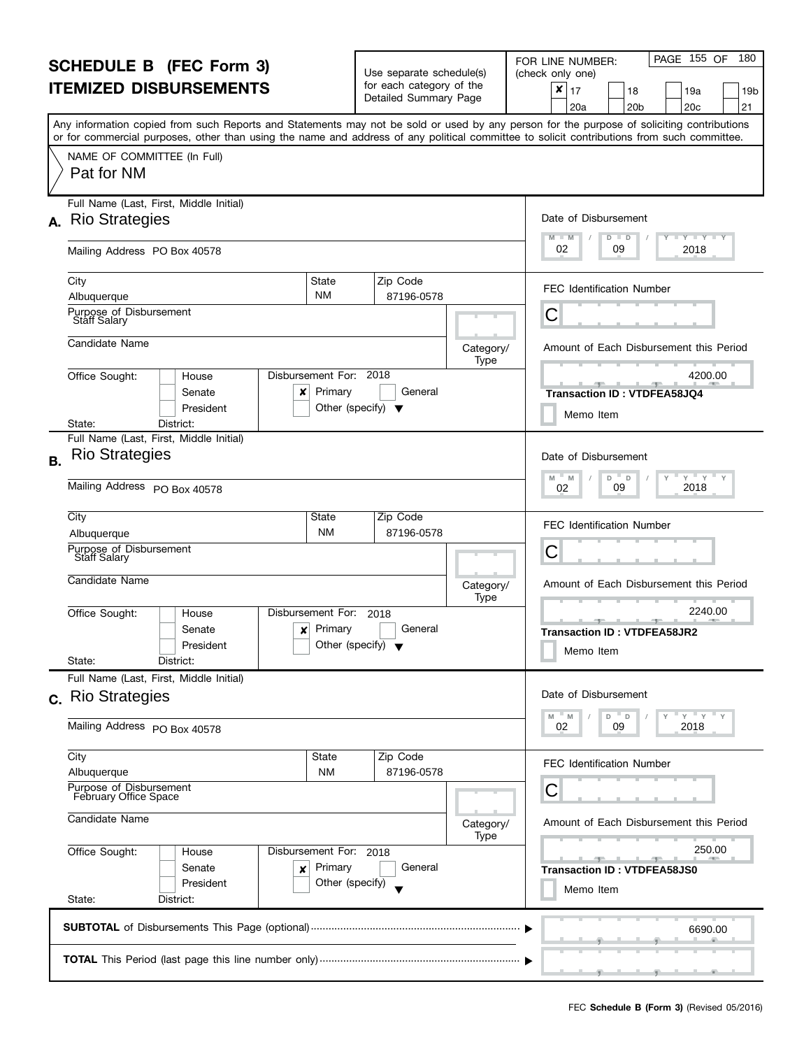# SCHEDULE B (FEC Form 3)
## ITEMIZED DISBURSEMENTS

Use separate schedule(s) for each category of the Detailed Summary Page

FOR LINE NUMBER: (check only one)

- [x] 17
- [ ] 18
- [ ] 19a
- [ ] 19b
- [ ] 20a
- [ ] 20b
- [ ] 20c
- [ ] 21

PAGE 155 OF 180

Any information copied from such Reports and Statements may not be sold or used by any person for the purpose of soliciting contributions or for commercial purposes, other than using the name and address of any political committee to solicit contributions from such committee.

NAME OF COMMITTEE (In Full)
Pat for NM

---

**A.** Full Name (Last, First, Middle Initial): Rio Strategies

Mailing Address: PO Box 40578

City: Albuquerque | State: NM | Zip Code: 87196-0578

Purpose of Disbursement: Staff Salary

Candidate Name:

Category/Type:

Office Sought: [ ] House [ ] Senate [ ] President

State: District:

Disbursement For: 2018 [x] Primary [ ] General [ ] Other (specify)

Date of Disbursement: 02 / 09 / 2018

FEC Identification Number: C

Amount of Each Disbursement this Period: 4200.00

Transaction ID : VTDFEA58JQ4

[ ] Memo Item

---

**B.** Full Name (Last, First, Middle Initial): Rio Strategies

Mailing Address: PO Box 40578

City: Albuquerque | State: NM | Zip Code: 87196-0578

Purpose of Disbursement: Staff Salary

Candidate Name:

Category/Type:

Office Sought: [ ] House [ ] Senate [ ] President

State: District:

Disbursement For: 2018 [x] Primary [ ] General [ ] Other (specify)

Date of Disbursement: 02 / 09 / 2018

FEC Identification Number: C

Amount of Each Disbursement this Period: 2240.00

Transaction ID : VTDFEA58JR2

[ ] Memo Item

---

**C.** Full Name (Last, First, Middle Initial): Rio Strategies

Mailing Address: PO Box 40578

City: Albuquerque | State: NM | Zip Code: 87196-0578

Purpose of Disbursement: February Office Space

Candidate Name:

Category/Type:

Office Sought: [ ] House [ ] Senate [ ] President

State: District:

Disbursement For: 2018 [x] Primary [ ] General [ ] Other (specify)

Date of Disbursement: 02 / 09 / 2018

FEC Identification Number: C

Amount of Each Disbursement this Period: 250.00

Transaction ID : VTDFEA58JS0

[ ] Memo Item

---

**SUBTOTAL** of Disbursements This Page (optional): 6690.00

**TOTAL** This Period (last page this line number only):

FEC **Schedule B (Form 3)** (Revised 05/2016)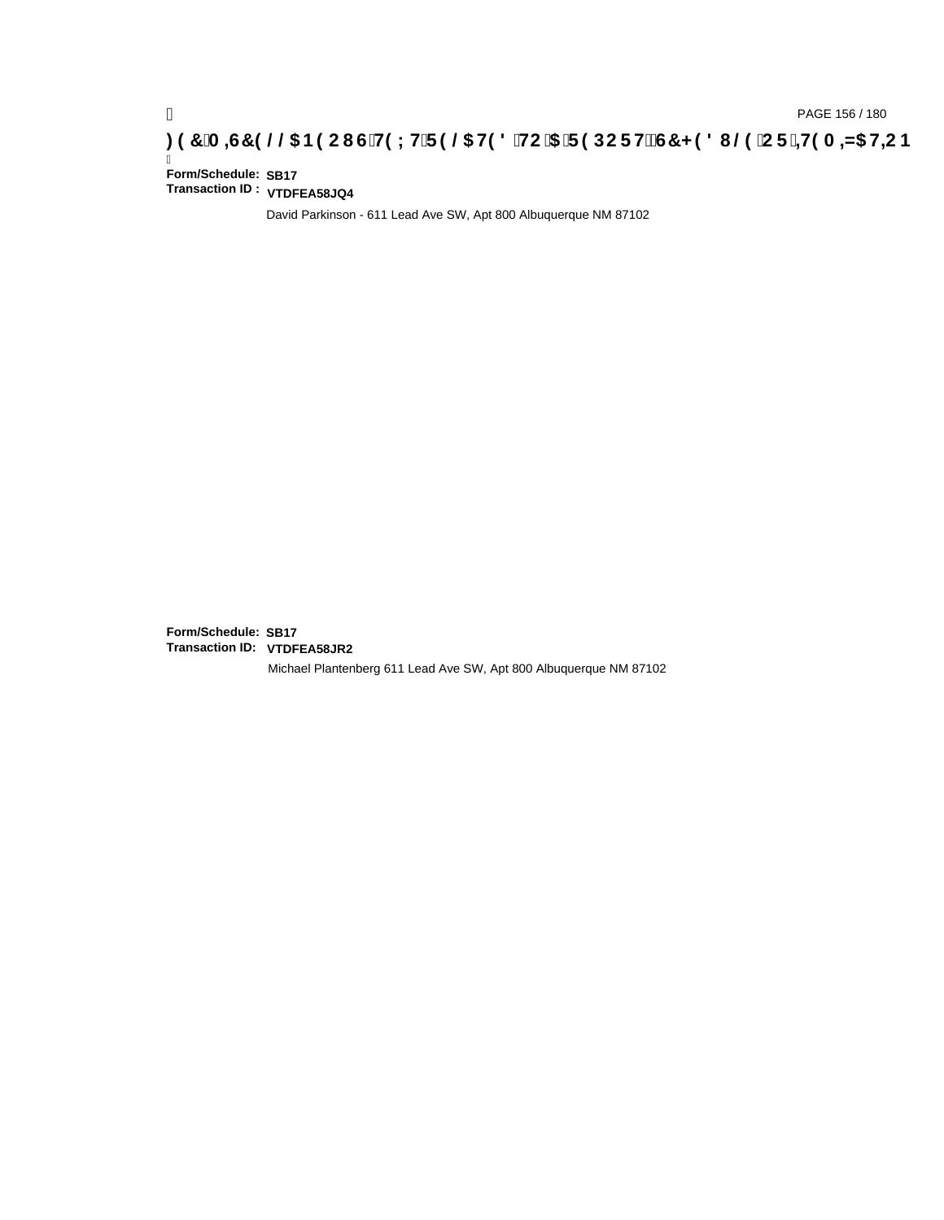**Form/Schedule:** **SB17**
**Transaction ID :** **VTDFEA58JQ4**

David Parkinson - 611 Lead Ave SW, Apt 800 Albuquerque NM 87102

**Form/Schedule:** **SB17**
**Transaction ID:** **VTDFEA58JR2**

Michael Plantenberg 611 Lead Ave SW, Apt 800 Albuquerque NM 87102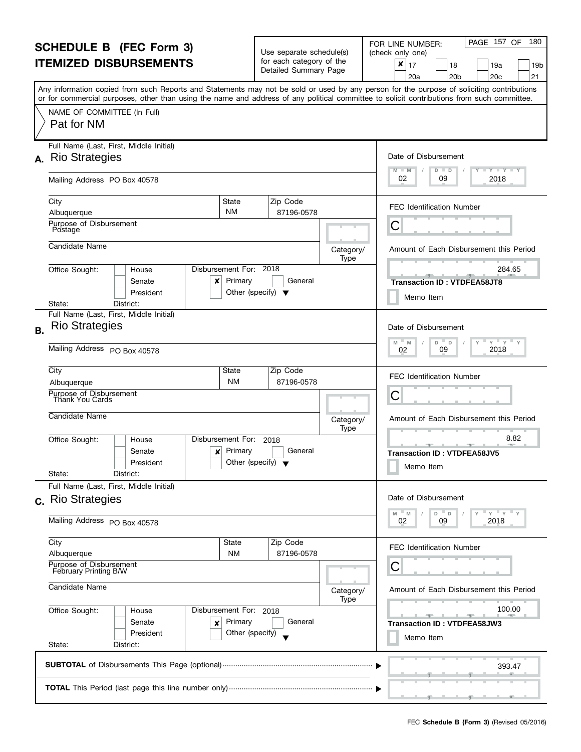# SCHEDULE B (FEC Form 3)
# ITEMIZED DISBURSEMENTS

Use separate schedule(s) for each category of the Detailed Summary Page

FOR LINE NUMBER: (check only one)

- [x] 17
- [ ] 18
- [ ] 19a
- [ ] 19b
- [ ] 20a
- [ ] 20b
- [ ] 20c
- [ ] 21

Any information copied from such Reports and Statements may not be sold or used by any person for the purpose of soliciting contributions or for commercial purposes, other than using the name and address of any political committee to solicit contributions from such committee.

NAME OF COMMITTEE (In Full)
Pat for NM

---

## A.

Full Name (Last, First, Middle Initial): Rio Strategies

Mailing Address: PO Box 40578

City: Albuquerque | State: NM | Zip Code: 87196-0578

Purpose of Disbursement: Postage

Candidate Name:

Category/Type:

Office Sought: [ ] House [ ] Senate [ ] President

State: District:

Disbursement For: 2018 [x] Primary [ ] General [ ] Other (specify)

Date of Disbursement: 02/09/2018

FEC Identification Number: C

Amount of Each Disbursement this Period: 284.65

**Transaction ID : VTDFEA58JT8**

[ ] Memo Item

---

## B.

Full Name (Last, First, Middle Initial): Rio Strategies

Mailing Address: PO Box 40578

City: Albuquerque | State: NM | Zip Code: 87196-0578

Purpose of Disbursement: Thank You Cards

Candidate Name:

Category/Type:

Office Sought: [ ] House [ ] Senate [ ] President

State: District:

Disbursement For: 2018 [x] Primary [ ] General [ ] Other (specify)

Date of Disbursement: 02/09/2018

FEC Identification Number: C

Amount of Each Disbursement this Period: 8.82

**Transaction ID : VTDFEA58JV5**

[ ] Memo Item

---

## C.

Full Name (Last, First, Middle Initial): Rio Strategies

Mailing Address: PO Box 40578

City: Albuquerque | State: NM | Zip Code: 87196-0578

Purpose of Disbursement: February Printing B/W

Candidate Name:

Category/Type:

Office Sought: [ ] House [ ] Senate [ ] President

State: District:

Disbursement For: 2018 [x] Primary [ ] General [ ] Other (specify)

Date of Disbursement: 02/09/2018

FEC Identification Number: C

Amount of Each Disbursement this Period: 100.00

**Transaction ID : VTDFEA58JW3**

[ ] Memo Item

---

**SUBTOTAL** of Disbursements This Page (optional): 393.47

**TOTAL** This Period (last page this line number only):

FEC **Schedule B (Form 3)** (Revised 05/2016)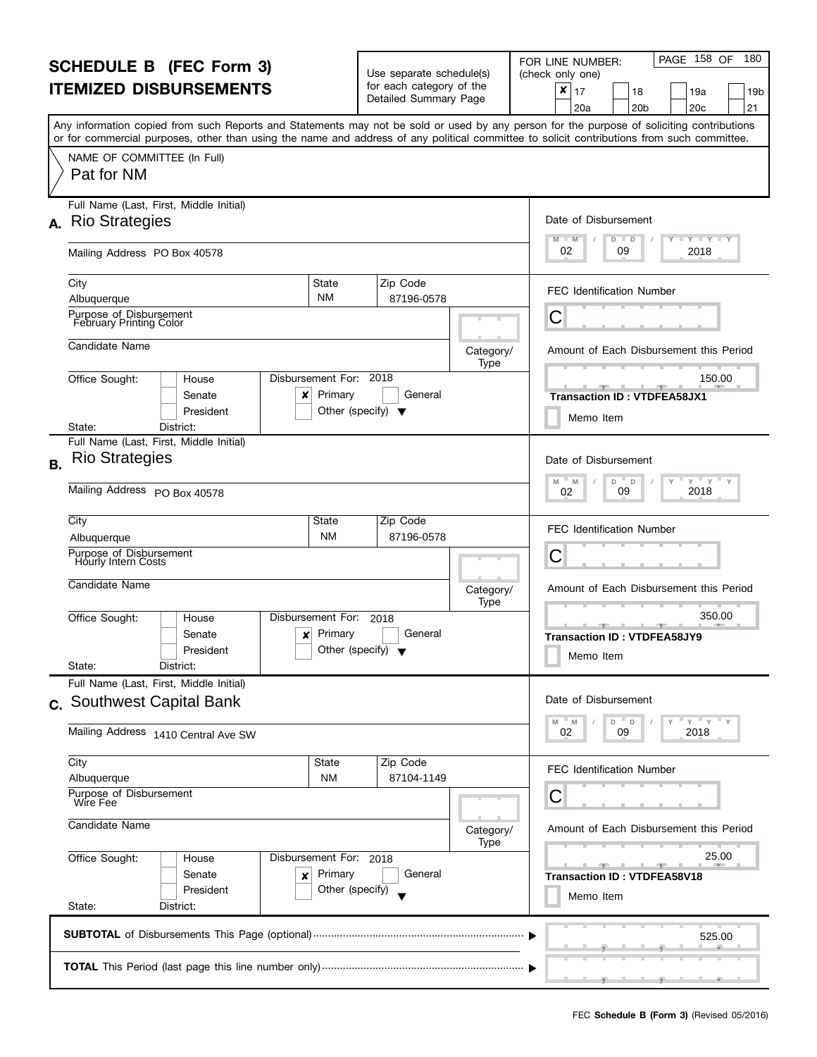# SCHEDULE B (FEC Form 3)
# ITEMIZED DISBURSEMENTS

Use separate schedule(s) for each category of the Detailed Summary Page

FOR LINE NUMBER: (check only one)

- [x] 17
- [ ] 18
- [ ] 19a
- [ ] 19b
- [ ] 20a
- [ ] 20b
- [ ] 20c
- [ ] 21

PAGE 158 OF 180

Any information copied from such Reports and Statements may not be sold or used by any person for the purpose of soliciting contributions or for commercial purposes, other than using the name and address of any political committee to solicit contributions from such committee.

NAME OF COMMITTEE (In Full)
Pat for NM

---

## A.

Full Name (Last, First, Middle Initial): Rio Strategies

Mailing Address: PO Box 40578

City: Albuquerque | State: NM | Zip Code: 87196-0578

Purpose of Disbursement: February Printing Color

Candidate Name:

Category/Type:

Office Sought: [ ] House [ ] Senate [ ] President

State: District:

Disbursement For: 2018 [x] Primary [ ] General [ ] Other (specify)

Date of Disbursement: 02 / 09 / 2018

FEC Identification Number: C

Amount of Each Disbursement this Period: 150.00

Transaction ID : VTDFEA58JX1

[ ] Memo Item

---

## B.

Full Name (Last, First, Middle Initial): Rio Strategies

Mailing Address: PO Box 40578

City: Albuquerque | State: NM | Zip Code: 87196-0578

Purpose of Disbursement: Hourly Intern Costs

Candidate Name:

Category/Type:

Office Sought: [ ] House [ ] Senate [ ] President

State: District:

Disbursement For: 2018 [x] Primary [ ] General [ ] Other (specify)

Date of Disbursement: 02 / 09 / 2018

FEC Identification Number: C

Amount of Each Disbursement this Period: 350.00

Transaction ID : VTDFEA58JY9

[ ] Memo Item

---

## C.

Full Name (Last, First, Middle Initial): Southwest Capital Bank

Mailing Address: 1410 Central Ave SW

City: Albuquerque | State: NM | Zip Code: 87104-1149

Purpose of Disbursement: Wire Fee

Candidate Name:

Category/Type:

Office Sought: [ ] House [ ] Senate [ ] President

State: District:

Disbursement For: 2018 [x] Primary [ ] General [ ] Other (specify)

Date of Disbursement: 02 / 09 / 2018

FEC Identification Number: C

Amount of Each Disbursement this Period: 25.00

Transaction ID : VTDFEA58V18

[ ] Memo Item

---

**SUBTOTAL** of Disbursements This Page (optional): 525.00

**TOTAL** This Period (last page this line number only):

FEC **Schedule B (Form 3)** (Revised 05/2016)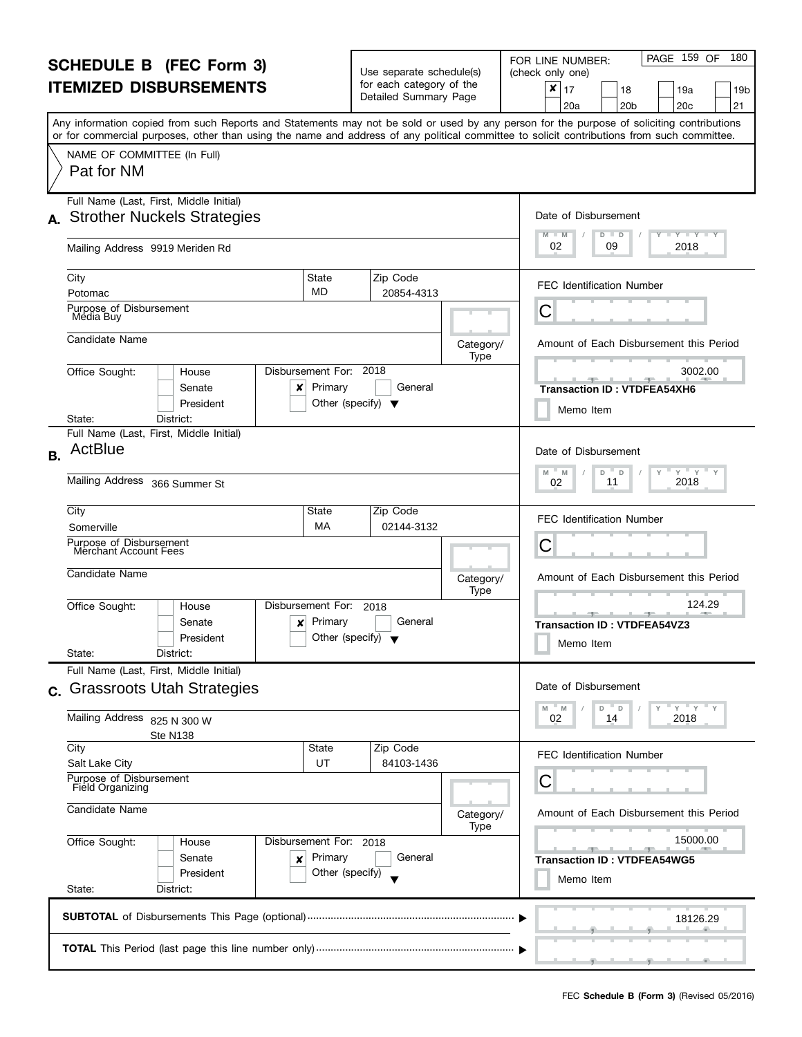# SCHEDULE B (FEC Form 3)
# ITEMIZED DISBURSEMENTS

Use separate schedule(s) for each category of the Detailed Summary Page

FOR LINE NUMBER: (check only one)

- [x] 17
- [ ] 18
- [ ] 19a
- [ ] 19b
- [ ] 20a
- [ ] 20b
- [ ] 20c
- [ ] 21

Any information copied from such Reports and Statements may not be sold or used by any person for the purpose of soliciting contributions or for commercial purposes, other than using the name and address of any political committee to solicit contributions from such committee.

NAME OF COMMITTEE (In Full)
Pat for NM

---

## A.

**Full Name (Last, First, Middle Initial):** Strother Nuckels Strategies

**Mailing Address:** 9919 Meriden Rd

**City:** Potomac | **State:** MD | **Zip Code:** 20854-4313

**Purpose of Disbursement:** Media Buy

**Candidate Name:**

**Category/Type:**

**Office Sought:** [ ] House [ ] Senate [ ] President

**State:** **District:**

**Disbursement For:** 2018 [x] Primary [ ] General [ ] Other (specify)

**Date of Disbursement:** 02 / 09 / 2018

**FEC Identification Number:** C

**Amount of Each Disbursement this Period:** 3002.00

**Transaction ID : VTDFEA54XH6**

[ ] Memo Item

---

## B.

**Full Name (Last, First, Middle Initial):** ActBlue

**Mailing Address:** 366 Summer St

**City:** Somerville | **State:** MA | **Zip Code:** 02144-3132

**Purpose of Disbursement:** Merchant Account Fees

**Candidate Name:**

**Category/Type:**

**Office Sought:** [ ] House [ ] Senate [ ] President

**State:** **District:**

**Disbursement For:** 2018 [x] Primary [ ] General [ ] Other (specify)

**Date of Disbursement:** 02 / 11 / 2018

**FEC Identification Number:** C

**Amount of Each Disbursement this Period:** 124.29

**Transaction ID : VTDFEA54VZ3**

[ ] Memo Item

---

## C.

**Full Name (Last, First, Middle Initial):** Grassroots Utah Strategies

**Mailing Address:** 825 N 300 W, Ste N138

**City:** Salt Lake City | **State:** UT | **Zip Code:** 84103-1436

**Purpose of Disbursement:** Field Organizing

**Candidate Name:**

**Category/Type:**

**Office Sought:** [ ] House [ ] Senate [ ] President

**State:** **District:**

**Disbursement For:** 2018 [x] Primary [ ] General [ ] Other (specify)

**Date of Disbursement:** 02 / 14 / 2018

**FEC Identification Number:** C

**Amount of Each Disbursement this Period:** 15000.00

**Transaction ID : VTDFEA54WG5**

[ ] Memo Item

---

**SUBTOTAL** of Disbursements This Page (optional): 18126.29

**TOTAL** This Period (last page this line number only):

FEC **Schedule B (Form 3)** (Revised 05/2016)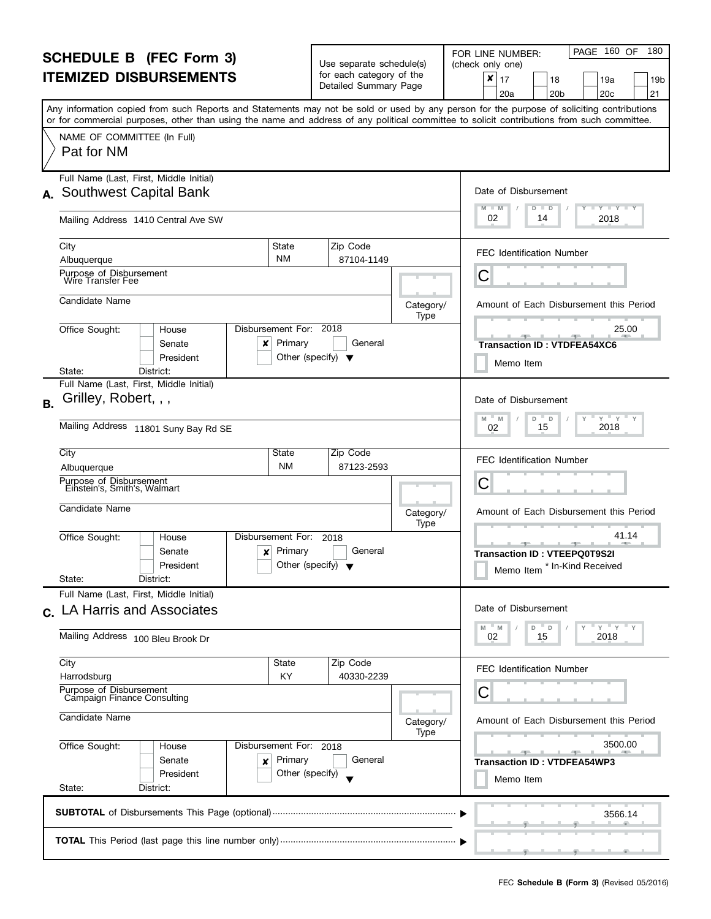# SCHEDULE B (FEC Form 3)
# ITEMIZED DISBURSEMENTS

Use separate schedule(s) for each category of the Detailed Summary Page

FOR LINE NUMBER: (check only one)

- [x] 17
- [ ] 18
- [ ] 19a
- [ ] 19b
- [ ] 20a
- [ ] 20b
- [ ] 20c
- [ ] 21

Any information copied from such Reports and Statements may not be sold or used by any person for the purpose of soliciting contributions or for commercial purposes, other than using the name and address of any political committee to solicit contributions from such committee.

NAME OF COMMITTEE (In Full)
Pat for NM

---

**A.** Full Name (Last, First, Middle Initial): Southwest Capital Bank

Mailing Address: 1410 Central Ave SW

City: Albuquerque | State: NM | Zip Code: 87104-1149

Purpose of Disbursement: Wire Transfer Fee

Candidate Name:

Category/Type:

Office Sought: House / Senate / President
State: District:

Disbursement For: 2018 — [x] Primary [ ] General [ ] Other (specify)

Date of Disbursement: 02 / 14 / 2018

FEC Identification Number: C

Amount of Each Disbursement this Period: 25.00

Transaction ID : VTDFEA54XC6

[ ] Memo Item

---

**B.** Full Name (Last, First, Middle Initial): Grilley, Robert, , ,

Mailing Address: 11801 Suny Bay Rd SE

City: Albuquerque | State: NM | Zip Code: 87123-2593

Purpose of Disbursement: Einstein's, Smith's, Walmart

Candidate Name:

Category/Type:

Office Sought: House / Senate / President
State: District:

Disbursement For: 2018 — [x] Primary [ ] General [ ] Other (specify)

Date of Disbursement: 02 / 15 / 2018

FEC Identification Number: C

Amount of Each Disbursement this Period: 41.14

Transaction ID : VTEEPQ0T9S2I

[ ] Memo Item * In-Kind Received

---

**C.** Full Name (Last, First, Middle Initial): LA Harris and Associates

Mailing Address: 100 Bleu Brook Dr

City: Harrodsburg | State: KY | Zip Code: 40330-2239

Purpose of Disbursement: Campaign Finance Consulting

Candidate Name:

Category/Type:

Office Sought: House / Senate / President
State: District:

Disbursement For: 2018 — [x] Primary [ ] General [ ] Other (specify)

Date of Disbursement: 02 / 15 / 2018

FEC Identification Number: C

Amount of Each Disbursement this Period: 3500.00

Transaction ID : VTDFEA54WP3

[ ] Memo Item

---

**SUBTOTAL** of Disbursements This Page (optional): 3566.14

**TOTAL** This Period (last page this line number only):

FEC **Schedule B (Form 3)** (Revised 05/2016)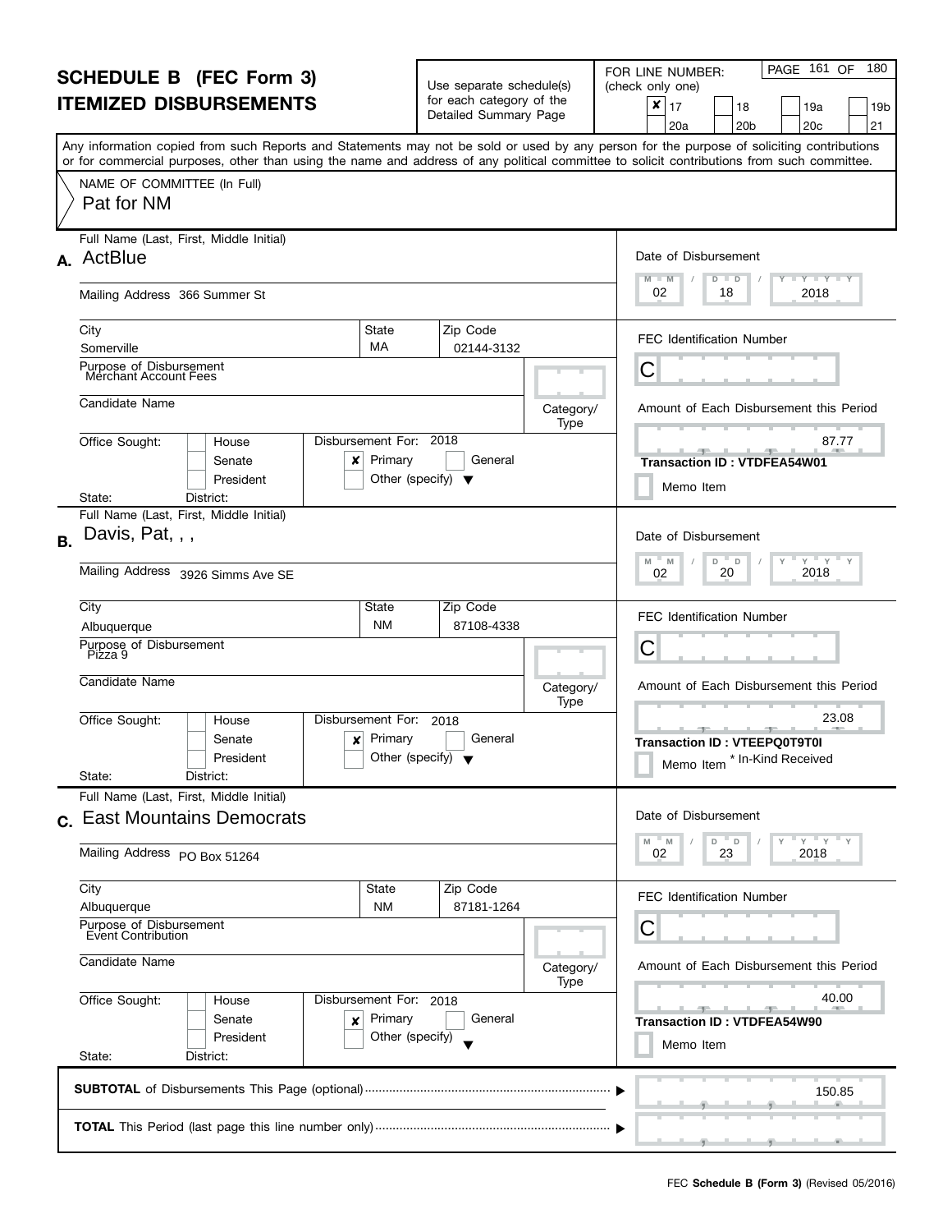# SCHEDULE B (FEC Form 3)
# ITEMIZED DISBURSEMENTS

Use separate schedule(s) for each category of the Detailed Summary Page

FOR LINE NUMBER: (check only one)

- [x] 17
- [ ] 18
- [ ] 19a
- [ ] 19b
- [ ] 20a
- [ ] 20b
- [ ] 20c
- [ ] 21

Any information copied from such Reports and Statements may not be sold or used by any person for the purpose of soliciting contributions or for commercial purposes, other than using the name and address of any political committee to solicit contributions from such committee.

NAME OF COMMITTEE (In Full)
Pat for NM

---

**A.** Full Name (Last, First, Middle Initial): ActBlue

Mailing Address: 366 Summer St

City: Somerville | State: MA | Zip Code: 02144-3132

Purpose of Disbursement: Merchant Account Fees

Candidate Name:

Category/Type:

Office Sought: [ ] House [ ] Senate [ ] President

State: District:

Disbursement For: 2018 [x] Primary [ ] General [ ] Other (specify)

Date of Disbursement: 02 / 18 / 2018

FEC Identification Number: C

Amount of Each Disbursement this Period: 87.77

Transaction ID : VTDFEA54W01

[ ] Memo Item

---

**B.** Full Name (Last, First, Middle Initial): Davis, Pat, , ,

Mailing Address: 3926 Simms Ave SE

City: Albuquerque | State: NM | Zip Code: 87108-4338

Purpose of Disbursement: Pizza 9

Candidate Name:

Category/Type:

Office Sought: [ ] House [ ] Senate [ ] President

State: District:

Disbursement For: 2018 [x] Primary [ ] General [ ] Other (specify)

Date of Disbursement: 02 / 20 / 2018

FEC Identification Number: C

Amount of Each Disbursement this Period: 23.08

Transaction ID : VTEEPQ0T9T0I

[ ] Memo Item * In-Kind Received

---

**C.** Full Name (Last, First, Middle Initial): East Mountains Democrats

Mailing Address: PO Box 51264

City: Albuquerque | State: NM | Zip Code: 87181-1264

Purpose of Disbursement: Event Contribution

Candidate Name:

Category/Type:

Office Sought: [ ] House [ ] Senate [ ] President

State: District:

Disbursement For: 2018 [x] Primary [ ] General [ ] Other (specify)

Date of Disbursement: 02 / 23 / 2018

FEC Identification Number: C

Amount of Each Disbursement this Period: 40.00

Transaction ID : VTDFEA54W90

[ ] Memo Item

---

**SUBTOTAL** of Disbursements This Page (optional): 150.85

**TOTAL** This Period (last page this line number only):

FEC **Schedule B (Form 3)** (Revised 05/2016)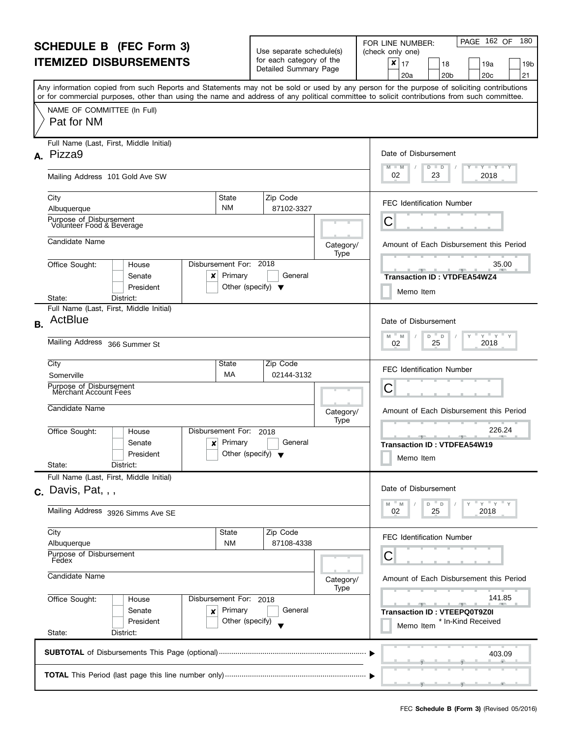# SCHEDULE B (FEC Form 3)
## ITEMIZED DISBURSEMENTS

Use separate schedule(s) for each category of the Detailed Summary Page

FOR LINE NUMBER: (check only one)

- [x] 17
- [ ] 18
- [ ] 19a
- [ ] 19b
- [ ] 20a
- [ ] 20b
- [ ] 20c
- [ ] 21

Any information copied from such Reports and Statements may not be sold or used by any person for the purpose of soliciting contributions or for commercial purposes, other than using the name and address of any political committee to solicit contributions from such committee.

NAME OF COMMITTEE (In Full)
Pat for NM

---

**A.** Full Name (Last, First, Middle Initial): Pizza9

Mailing Address: 101 Gold Ave SW

City: Albuquerque | State: NM | Zip Code: 87102-3327

Purpose of Disbursement: Volunteer Food & Beverage

Candidate Name:

Category/Type:

Office Sought: [ ] House [ ] Senate [ ] President

State: District:

Disbursement For: 2018 [x] Primary [ ] General [ ] Other (specify)

Date of Disbursement: 02 / 23 / 2018

FEC Identification Number: C

Amount of Each Disbursement this Period: 35.00

Transaction ID : VTDFEA54WZ4

[ ] Memo Item

---

**B.** Full Name (Last, First, Middle Initial): ActBlue

Mailing Address: 366 Summer St

City: Somerville | State: MA | Zip Code: 02144-3132

Purpose of Disbursement: Merchant Account Fees

Candidate Name:

Category/Type:

Office Sought: [ ] House [ ] Senate [ ] President

State: District:

Disbursement For: 2018 [x] Primary [ ] General [ ] Other (specify)

Date of Disbursement: 02 / 25 / 2018

FEC Identification Number: C

Amount of Each Disbursement this Period: 226.24

Transaction ID : VTDFEA54W19

[ ] Memo Item

---

**C.** Full Name (Last, First, Middle Initial): Davis, Pat, , ,

Mailing Address: 3926 Simms Ave SE

City: Albuquerque | State: NM | Zip Code: 87108-4338

Purpose of Disbursement: Fedex

Candidate Name:

Category/Type:

Office Sought: [ ] House [ ] Senate [ ] President

State: District:

Disbursement For: 2018 [x] Primary [ ] General [ ] Other (specify)

Date of Disbursement: 02 / 25 / 2018

FEC Identification Number: C

Amount of Each Disbursement this Period: 141.85

Transaction ID : VTEEPQ0T9Z0I

[ ] Memo Item * In-Kind Received

---

**SUBTOTAL** of Disbursements This Page (optional): 403.09

**TOTAL** This Period (last page this line number only):

FEC **Schedule B (Form 3)** (Revised 05/2016)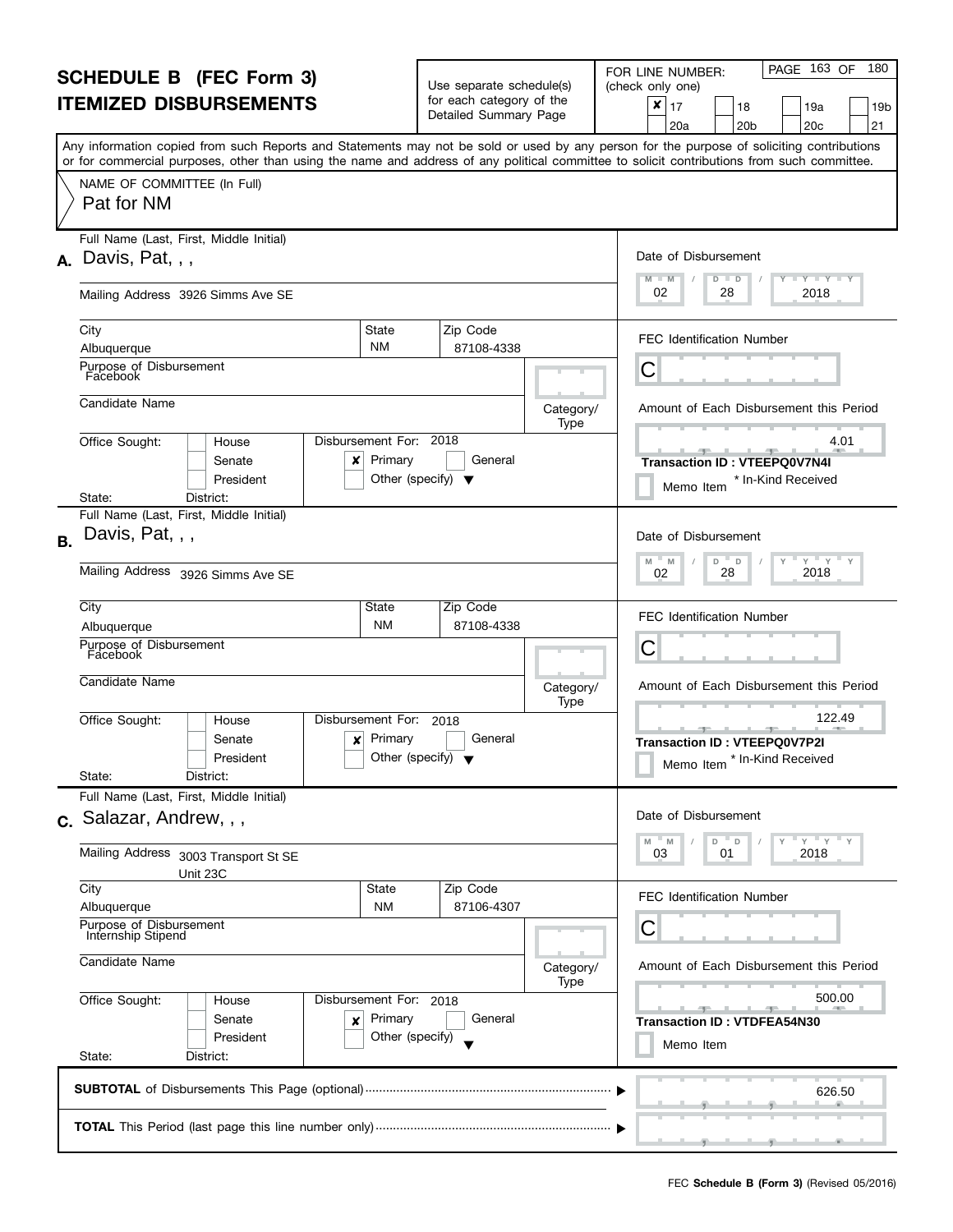# SCHEDULE B (FEC Form 3)
# ITEMIZED DISBURSEMENTS

Use separate schedule(s) for each category of the Detailed Summary Page

FOR LINE NUMBER: (check only one)

- [x] 17
- [ ] 18
- [ ] 19a
- [ ] 19b
- [ ] 20a
- [ ] 20b
- [ ] 20c
- [ ] 21

Any information copied from such Reports and Statements may not be sold or used by any person for the purpose of soliciting contributions or for commercial purposes, other than using the name and address of any political committee to solicit contributions from such committee.

NAME OF COMMITTEE (In Full)
Pat for NM

---

**A.** Full Name (Last, First, Middle Initial): Davis, Pat, , ,

Mailing Address: 3926 Simms Ave SE

City: Albuquerque | State: NM | Zip Code: 87108-4338

Purpose of Disbursement: Facebook

Candidate Name:

Category/Type:

Office Sought: [ ] House [ ] Senate [ ] President

State: District:

Disbursement For: 2018 [x] Primary [ ] General [ ] Other (specify)

Date of Disbursement: 02 / 28 / 2018

FEC Identification Number: C

Amount of Each Disbursement this Period: 4.01

**Transaction ID : VTEEPQ0V7N4I**

[ ] Memo Item * In-Kind Received

---

**B.** Full Name (Last, First, Middle Initial): Davis, Pat, , ,

Mailing Address: 3926 Simms Ave SE

City: Albuquerque | State: NM | Zip Code: 87108-4338

Purpose of Disbursement: Facebook

Candidate Name:

Category/Type:

Office Sought: [ ] House [ ] Senate [ ] President

State: District:

Disbursement For: 2018 [x] Primary [ ] General [ ] Other (specify)

Date of Disbursement: 02 / 28 / 2018

FEC Identification Number: C

Amount of Each Disbursement this Period: 122.49

**Transaction ID : VTEEPQ0V7P2I**

[ ] Memo Item * In-Kind Received

---

**C.** Full Name (Last, First, Middle Initial): Salazar, Andrew, , ,

Mailing Address: 3003 Transport St SE
Unit 23C

City: Albuquerque | State: NM | Zip Code: 87106-4307

Purpose of Disbursement: Internship Stipend

Candidate Name:

Category/Type:

Office Sought: [ ] House [ ] Senate [ ] President

State: District:

Disbursement For: 2018 [x] Primary [ ] General [ ] Other (specify)

Date of Disbursement: 03 / 01 / 2018

FEC Identification Number: C

Amount of Each Disbursement this Period: 500.00

**Transaction ID : VTDFEA54N30**

[ ] Memo Item

---

**SUBTOTAL** of Disbursements This Page (optional): 626.50

**TOTAL** This Period (last page this line number only):

FEC **Schedule B (Form 3)** (Revised 05/2016)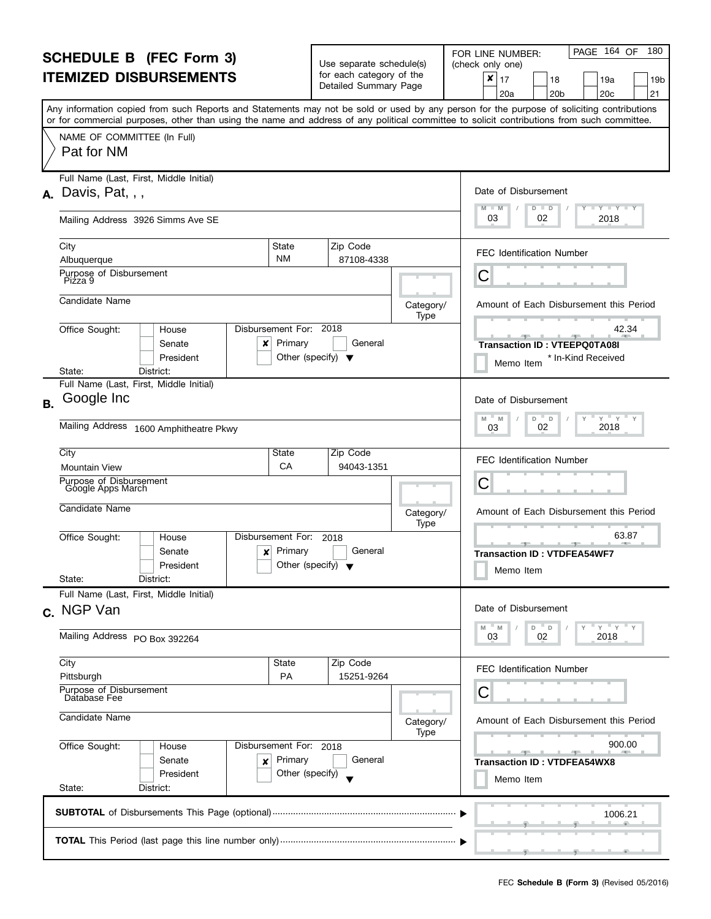# SCHEDULE B (FEC Form 3)
# ITEMIZED DISBURSEMENTS

Use separate schedule(s) for each category of the Detailed Summary Page

FOR LINE NUMBER: (check only one)

- [x] 17
- [ ] 18
- [ ] 19a
- [ ] 19b
- [ ] 20a
- [ ] 20b
- [ ] 20c
- [ ] 21

PAGE 164 OF 180

Any information copied from such Reports and Statements may not be sold or used by any person for the purpose of soliciting contributions or for commercial purposes, other than using the name and address of any political committee to solicit contributions from such committee.

NAME OF COMMITTEE (In Full)
Pat for NM

---

**A.** Full Name (Last, First, Middle Initial): Davis, Pat, , ,

Mailing Address: 3926 Simms Ave SE

City: Albuquerque | State: NM | Zip Code: 87108-4338

Purpose of Disbursement: Pizza 9

Candidate Name:

Category/Type:

Office Sought: [ ] House [ ] Senate [ ] President

State: District:

Disbursement For: 2018 [x] Primary [ ] General [ ] Other (specify)

Date of Disbursement: 03 / 02 / 2018

FEC Identification Number: C

Amount of Each Disbursement this Period: 42.34

Transaction ID : VTEEPQ0TA08I

[ ] Memo Item * In-Kind Received

---

**B.** Full Name (Last, First, Middle Initial): Google Inc

Mailing Address: 1600 Amphitheatre Pkwy

City: Mountain View | State: CA | Zip Code: 94043-1351

Purpose of Disbursement: Google Apps March

Candidate Name:

Category/Type:

Office Sought: [ ] House [ ] Senate [ ] President

State: District:

Disbursement For: 2018 [x] Primary [ ] General [ ] Other (specify)

Date of Disbursement: 03 / 02 / 2018

FEC Identification Number: C

Amount of Each Disbursement this Period: 63.87

Transaction ID : VTDFEA54WF7

[ ] Memo Item

---

**C.** Full Name (Last, First, Middle Initial): NGP Van

Mailing Address: PO Box 392264

City: Pittsburgh | State: PA | Zip Code: 15251-9264

Purpose of Disbursement: Database Fee

Candidate Name:

Category/Type:

Office Sought: [ ] House [ ] Senate [ ] President

State: District:

Disbursement For: 2018 [x] Primary [ ] General [ ] Other (specify)

Date of Disbursement: 03 / 02 / 2018

FEC Identification Number: C

Amount of Each Disbursement this Period: 900.00

Transaction ID : VTDFEA54WX8

[ ] Memo Item

---

**SUBTOTAL** of Disbursements This Page (optional) ........ 1006.21

**TOTAL** This Period (last page this line number only) ........

FEC **Schedule B (Form 3)** (Revised 05/2016)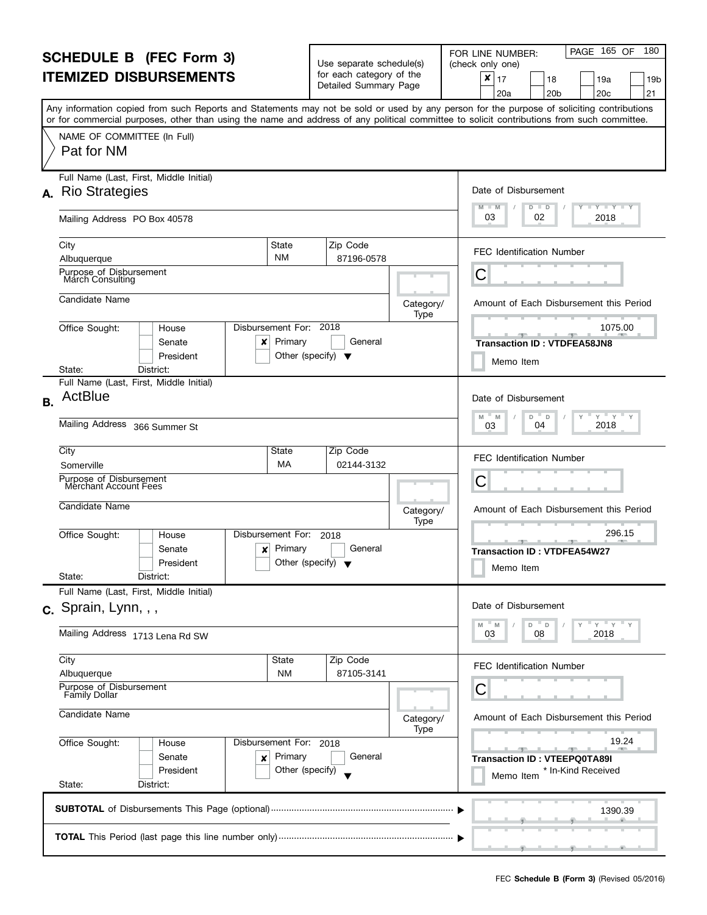# SCHEDULE B (FEC Form 3)
## ITEMIZED DISBURSEMENTS

Use separate schedule(s) for each category of the Detailed Summary Page

FOR LINE NUMBER: (check only one)

- [x] 17
- [ ] 18
- [ ] 19a
- [ ] 19b
- [ ] 20a
- [ ] 20b
- [ ] 20c
- [ ] 21

Any information copied from such Reports and Statements may not be sold or used by any person for the purpose of soliciting contributions or for commercial purposes, other than using the name and address of any political committee to solicit contributions from such committee.

NAME OF COMMITTEE (In Full)
Pat for NM

---

**A.** Full Name (Last, First, Middle Initial): Rio Strategies

Mailing Address: PO Box 40578

City: Albuquerque | State: NM | Zip Code: 87196-0578

Purpose of Disbursement: March Consulting

Candidate Name:

Category/Type:

Office Sought: House / Senate / President — State: District:

Disbursement For: 2018 — [x] Primary [ ] General [ ] Other (specify)

Date of Disbursement: 03 / 02 / 2018

FEC Identification Number: C

Amount of Each Disbursement this Period: 1075.00

Transaction ID : VTDFEA58JN8

[ ] Memo Item

---

**B.** Full Name (Last, First, Middle Initial): ActBlue

Mailing Address: 366 Summer St

City: Somerville | State: MA | Zip Code: 02144-3132

Purpose of Disbursement: Merchant Account Fees

Candidate Name:

Category/Type:

Office Sought: House / Senate / President — State: District:

Disbursement For: 2018 — [x] Primary [ ] General [ ] Other (specify)

Date of Disbursement: 03 / 04 / 2018

FEC Identification Number: C

Amount of Each Disbursement this Period: 296.15

Transaction ID : VTDFEA54W27

[ ] Memo Item

---

**C.** Full Name (Last, First, Middle Initial): Sprain, Lynn, , ,

Mailing Address: 1713 Lena Rd SW

City: Albuquerque | State: NM | Zip Code: 87105-3141

Purpose of Disbursement: Family Dollar

Candidate Name:

Category/Type:

Office Sought: House / Senate / President — State: District:

Disbursement For: 2018 — [x] Primary [ ] General [ ] Other (specify)

Date of Disbursement: 03 / 08 / 2018

FEC Identification Number: C

Amount of Each Disbursement this Period: 19.24

Transaction ID : VTEEPQ0TA89I

[ ] Memo Item * In-Kind Received

---

**SUBTOTAL** of Disbursements This Page (optional): 1390.39

**TOTAL** This Period (last page this line number only):

FEC **Schedule B (Form 3)** (Revised 05/2016)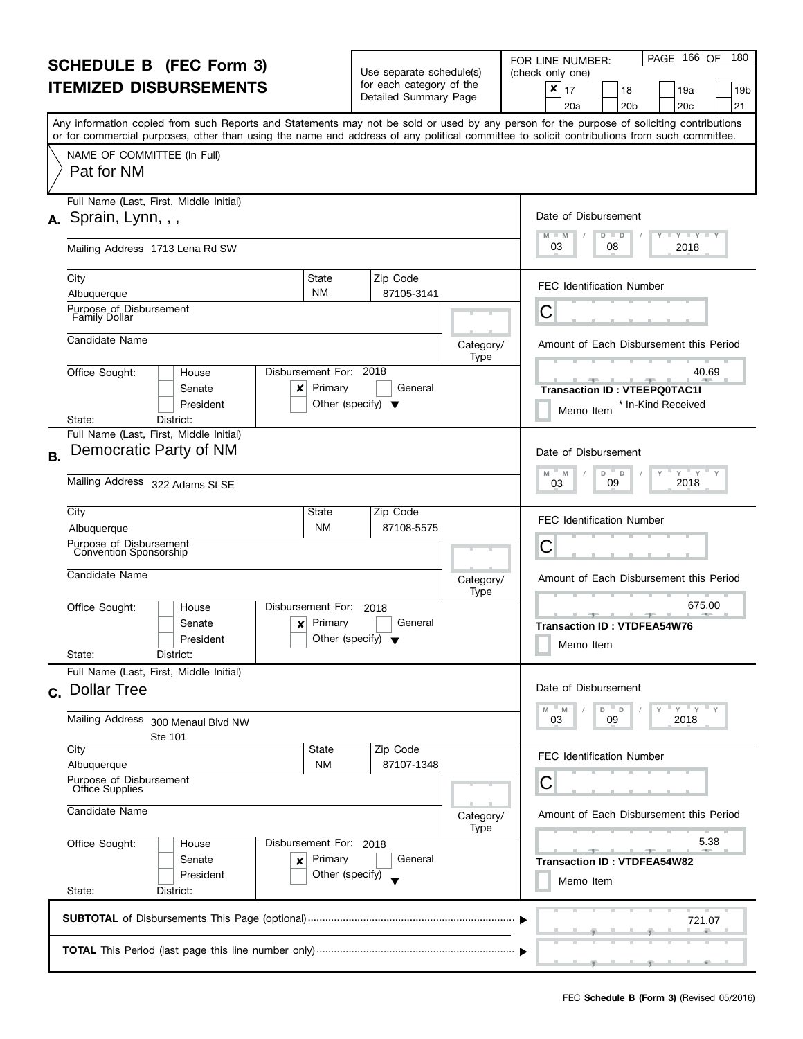# SCHEDULE B (FEC Form 3)
# ITEMIZED DISBURSEMENTS

Use separate schedule(s) for each category of the Detailed Summary Page

FOR LINE NUMBER: (check only one)

- [x] 17
- [ ] 18
- [ ] 19a
- [ ] 19b
- [ ] 20a
- [ ] 20b
- [ ] 20c
- [ ] 21

Any information copied from such Reports and Statements may not be sold or used by any person for the purpose of soliciting contributions or for commercial purposes, other than using the name and address of any political committee to solicit contributions from such committee.

NAME OF COMMITTEE (In Full)
Pat for NM

---

**A.** Full Name (Last, First, Middle Initial): Sprain, Lynn, , ,

Mailing Address: 1713 Lena Rd SW

City: Albuquerque | State: NM | Zip Code: 87105-3141

Purpose of Disbursement: Family Dollar

Candidate Name:

Category/Type:

Office Sought: [ ] House [ ] Senate [ ] President
State: District:

Disbursement For: 2018 [x] Primary [ ] General [ ] Other (specify)

Date of Disbursement: 03 / 08 / 2018

FEC Identification Number: C

Amount of Each Disbursement this Period: 40.69

Transaction ID : VTEEPQ0TAC1I

[ ] Memo Item * In-Kind Received

---

**B.** Full Name (Last, First, Middle Initial): Democratic Party of NM

Mailing Address: 322 Adams St SE

City: Albuquerque | State: NM | Zip Code: 87108-5575

Purpose of Disbursement: Convention Sponsorship

Candidate Name:

Category/Type:

Office Sought: [ ] House [ ] Senate [ ] President
State: District:

Disbursement For: 2018 [x] Primary [ ] General [ ] Other (specify)

Date of Disbursement: 03 / 09 / 2018

FEC Identification Number: C

Amount of Each Disbursement this Period: 675.00

Transaction ID : VTDFEA54W76

[ ] Memo Item

---

**C.** Full Name (Last, First, Middle Initial): Dollar Tree

Mailing Address: 300 Menaul Blvd NW
Ste 101

City: Albuquerque | State: NM | Zip Code: 87107-1348

Purpose of Disbursement: Office Supplies

Candidate Name:

Category/Type:

Office Sought: [ ] House [ ] Senate [ ] President
State: District:

Disbursement For: 2018 [x] Primary [ ] General [ ] Other (specify)

Date of Disbursement: 03 / 09 / 2018

FEC Identification Number: C

Amount of Each Disbursement this Period: 5.38

Transaction ID : VTDFEA54W82

[ ] Memo Item

---

**SUBTOTAL** of Disbursements This Page (optional): 721.07

**TOTAL** This Period (last page this line number only):

FEC **Schedule B (Form 3)** (Revised 05/2016)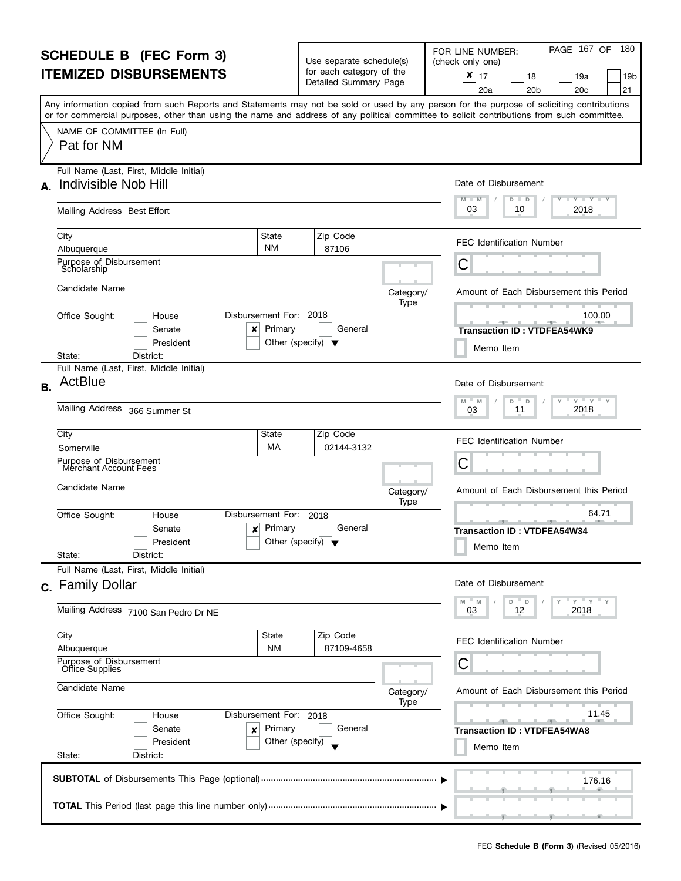# SCHEDULE B (FEC Form 3)
# ITEMIZED DISBURSEMENTS

Use separate schedule(s) for each category of the Detailed Summary Page

FOR LINE NUMBER: (check only one)

- [x] 17
- [ ] 18
- [ ] 19a
- [ ] 19b
- [ ] 20a
- [ ] 20b
- [ ] 20c
- [ ] 21

Any information copied from such Reports and Statements may not be sold or used by any person for the purpose of soliciting contributions or for commercial purposes, other than using the name and address of any political committee to solicit contributions from such committee.

NAME OF COMMITTEE (In Full)
Pat for NM

---

**A.** Full Name (Last, First, Middle Initial): Indivisible Nob Hill

Mailing Address: Best Effort

City: Albuquerque | State: NM | Zip Code: 87106

Purpose of Disbursement: Scholarship

Candidate Name:

Category/Type:

Office Sought: [ ] House [ ] Senate [ ] President
State: District:

Disbursement For: 2018 [x] Primary [ ] General [ ] Other (specify)

Date of Disbursement: 03 / 10 / 2018

FEC Identification Number: C

Amount of Each Disbursement this Period: 100.00

Transaction ID : VTDFEA54WK9

[ ] Memo Item

---

**B.** Full Name (Last, First, Middle Initial): ActBlue

Mailing Address: 366 Summer St

City: Somerville | State: MA | Zip Code: 02144-3132

Purpose of Disbursement: Merchant Account Fees

Candidate Name:

Category/Type:

Office Sought: [ ] House [ ] Senate [ ] President
State: District:

Disbursement For: 2018 [x] Primary [ ] General [ ] Other (specify)

Date of Disbursement: 03 / 11 / 2018

FEC Identification Number: C

Amount of Each Disbursement this Period: 64.71

Transaction ID : VTDFEA54W34

[ ] Memo Item

---

**C.** Full Name (Last, First, Middle Initial): Family Dollar

Mailing Address: 7100 San Pedro Dr NE

City: Albuquerque | State: NM | Zip Code: 87109-4658

Purpose of Disbursement: Office Supplies

Candidate Name:

Category/Type:

Office Sought: [ ] House [ ] Senate [ ] President
State: District:

Disbursement For: 2018 [x] Primary [ ] General [ ] Other (specify)

Date of Disbursement: 03 / 12 / 2018

FEC Identification Number: C

Amount of Each Disbursement this Period: 11.45

Transaction ID : VTDFEA54WA8

[ ] Memo Item

---

**SUBTOTAL** of Disbursements This Page (optional): 176.16

**TOTAL** This Period (last page this line number only):

FEC **Schedule B (Form 3)** (Revised 05/2016)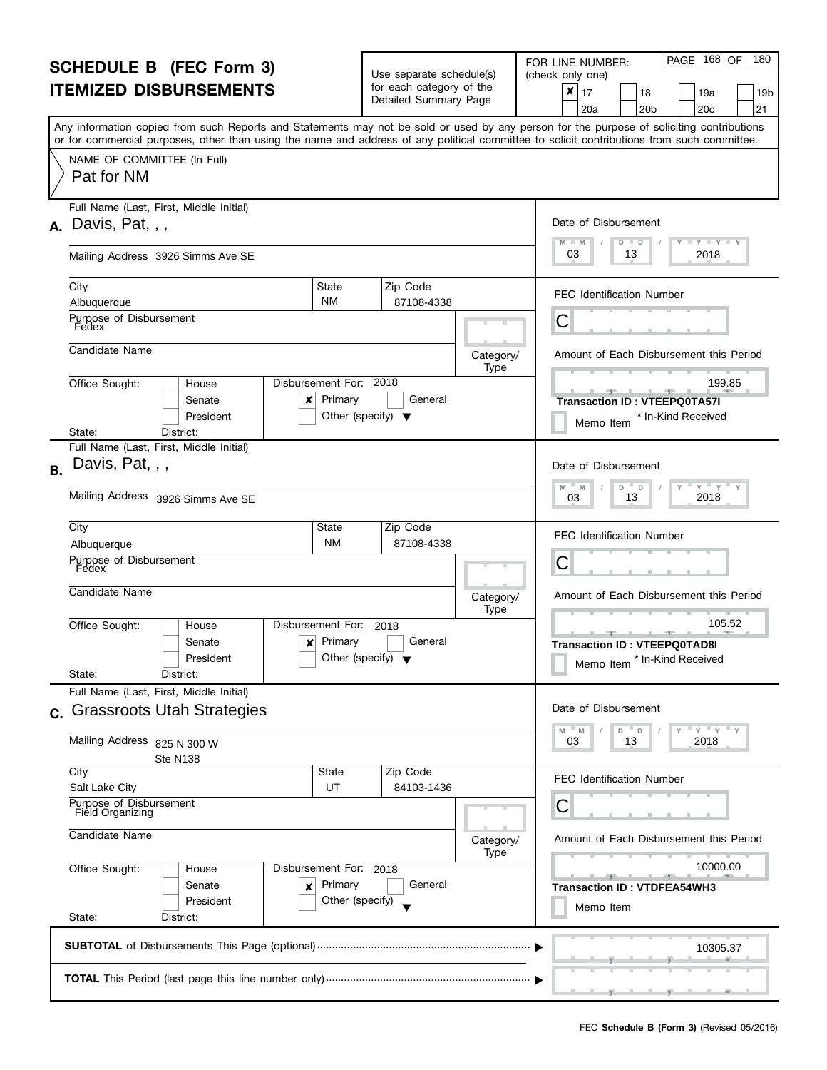# SCHEDULE B (FEC Form 3)
# ITEMIZED DISBURSEMENTS

Use separate schedule(s) for each category of the Detailed Summary Page

FOR LINE NUMBER: (check only one)

- [x] 17
- [ ] 18
- [ ] 19a
- [ ] 19b
- [ ] 20a
- [ ] 20b
- [ ] 20c
- [ ] 21

PAGE 168 OF 180

Any information copied from such Reports and Statements may not be sold or used by any person for the purpose of soliciting contributions or for commercial purposes, other than using the name and address of any political committee to solicit contributions from such committee.

NAME OF COMMITTEE (In Full)
Pat for NM

---

**A.** Full Name (Last, First, Middle Initial): Davis, Pat, , ,

Mailing Address: 3926 Simms Ave SE

City: Albuquerque | State: NM | Zip Code: 87108-4338

Purpose of Disbursement: Fedex

Candidate Name:

Category/Type:

Office Sought: [ ] House [ ] Senate [ ] President

State: District:

Disbursement For: 2018 [x] Primary [ ] General [ ] Other (specify)

Date of Disbursement: 03 / 13 / 2018

FEC Identification Number: C

Amount of Each Disbursement this Period: 199.85

Transaction ID : VTEEPQ0TA57I

[ ] Memo Item * In-Kind Received

---

**B.** Full Name (Last, First, Middle Initial): Davis, Pat, , ,

Mailing Address: 3926 Simms Ave SE

City: Albuquerque | State: NM | Zip Code: 87108-4338

Purpose of Disbursement: Fedex

Candidate Name:

Category/Type:

Office Sought: [ ] House [ ] Senate [ ] President

State: District:

Disbursement For: 2018 [x] Primary [ ] General [ ] Other (specify)

Date of Disbursement: 03 / 13 / 2018

FEC Identification Number: C

Amount of Each Disbursement this Period: 105.52

Transaction ID : VTEEPQ0TAD8I

[ ] Memo Item * In-Kind Received

---

**C.** Full Name (Last, First, Middle Initial): Grassroots Utah Strategies

Mailing Address: 825 N 300 W, Ste N138

City: Salt Lake City | State: UT | Zip Code: 84103-1436

Purpose of Disbursement: Field Organizing

Candidate Name:

Category/Type:

Office Sought: [ ] House [ ] Senate [ ] President

State: District:

Disbursement For: 2018 [x] Primary [ ] General [ ] Other (specify)

Date of Disbursement: 03 / 13 / 2018

FEC Identification Number: C

Amount of Each Disbursement this Period: 10000.00

Transaction ID : VTDFEA54WH3

[ ] Memo Item

---

**SUBTOTAL** of Disbursements This Page (optional): 10305.37

**TOTAL** This Period (last page this line number only):

FEC **Schedule B (Form 3)** (Revised 05/2016)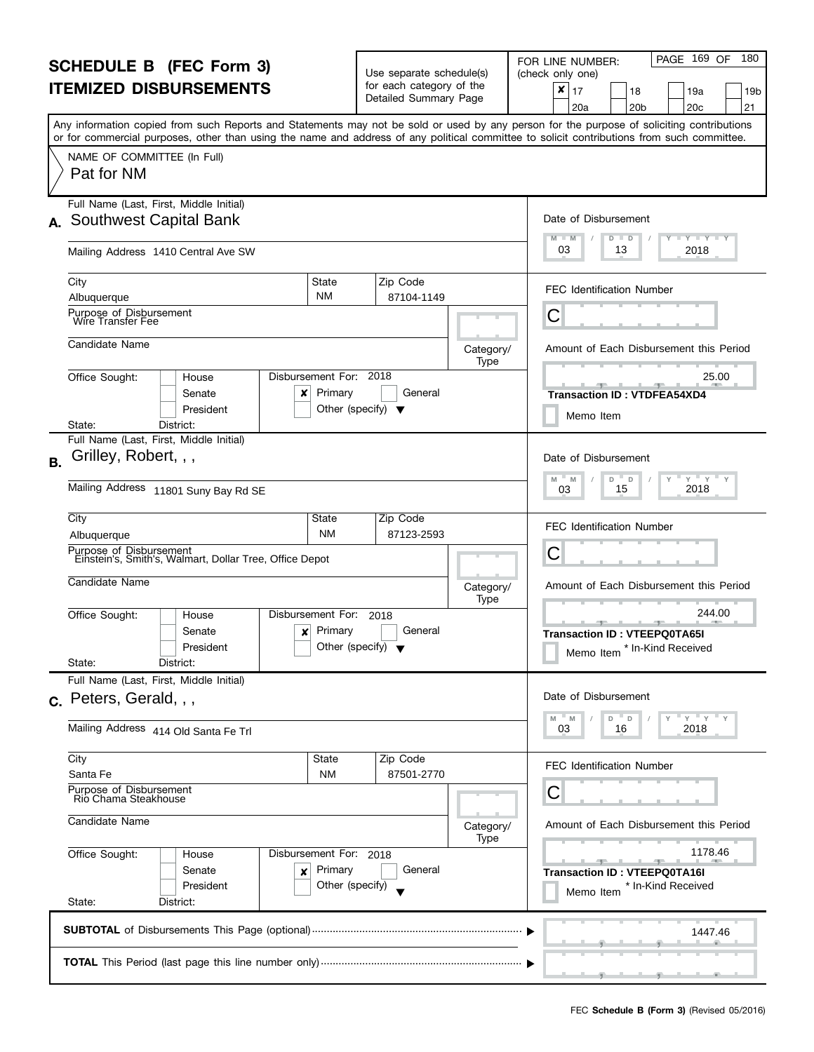# SCHEDULE B (FEC Form 3)
# ITEMIZED DISBURSEMENTS

Use separate schedule(s) for each category of the Detailed Summary Page

FOR LINE NUMBER: (check only one)

- [x] 17
- [ ] 18
- [ ] 19a
- [ ] 19b
- [ ] 20a
- [ ] 20b
- [ ] 20c
- [ ] 21

Any information copied from such Reports and Statements may not be sold or used by any person for the purpose of soliciting contributions or for commercial purposes, other than using the name and address of any political committee to solicit contributions from such committee.

NAME OF COMMITTEE (In Full)
Pat for NM

---

**A.** Full Name (Last, First, Middle Initial): Southwest Capital Bank

Mailing Address: 1410 Central Ave SW

City: Albuquerque | State: NM | Zip Code: 87104-1149

Purpose of Disbursement: Wire Transfer Fee

Candidate Name:

Category/Type:

Office Sought: [ ] House [ ] Senate [ ] President

State: District:

Disbursement For: 2018 [x] Primary [ ] General [ ] Other (specify)

Date of Disbursement: 03 / 13 / 2018

FEC Identification Number: C

Amount of Each Disbursement this Period: 25.00

Transaction ID : VTDFEA54XD4

[ ] Memo Item

---

**B.** Full Name (Last, First, Middle Initial): Grilley, Robert, , ,

Mailing Address: 11801 Suny Bay Rd SE

City: Albuquerque | State: NM | Zip Code: 87123-2593

Purpose of Disbursement: Einstein's, Smith's, Walmart, Dollar Tree, Office Depot

Candidate Name:

Category/Type:

Office Sought: [ ] House [ ] Senate [ ] President

State: District:

Disbursement For: 2018 [x] Primary [ ] General [ ] Other (specify)

Date of Disbursement: 03 / 15 / 2018

FEC Identification Number: C

Amount of Each Disbursement this Period: 244.00

Transaction ID : VTEEPQ0TA65I

[ ] Memo Item * In-Kind Received

---

**C.** Full Name (Last, First, Middle Initial): Peters, Gerald, , ,

Mailing Address: 414 Old Santa Fe Trl

City: Santa Fe | State: NM | Zip Code: 87501-2770

Purpose of Disbursement: Rio Chama Steakhouse

Candidate Name:

Category/Type:

Office Sought: [ ] House [ ] Senate [ ] President

State: District:

Disbursement For: 2018 [x] Primary [ ] General [ ] Other (specify)

Date of Disbursement: 03 / 16 / 2018

FEC Identification Number: C

Amount of Each Disbursement this Period: 1178.46

Transaction ID : VTEEPQ0TA16I

[ ] Memo Item * In-Kind Received

---

**SUBTOTAL** of Disbursements This Page (optional): 1447.46

**TOTAL** This Period (last page this line number only):

FEC **Schedule B (Form 3)** (Revised 05/2016)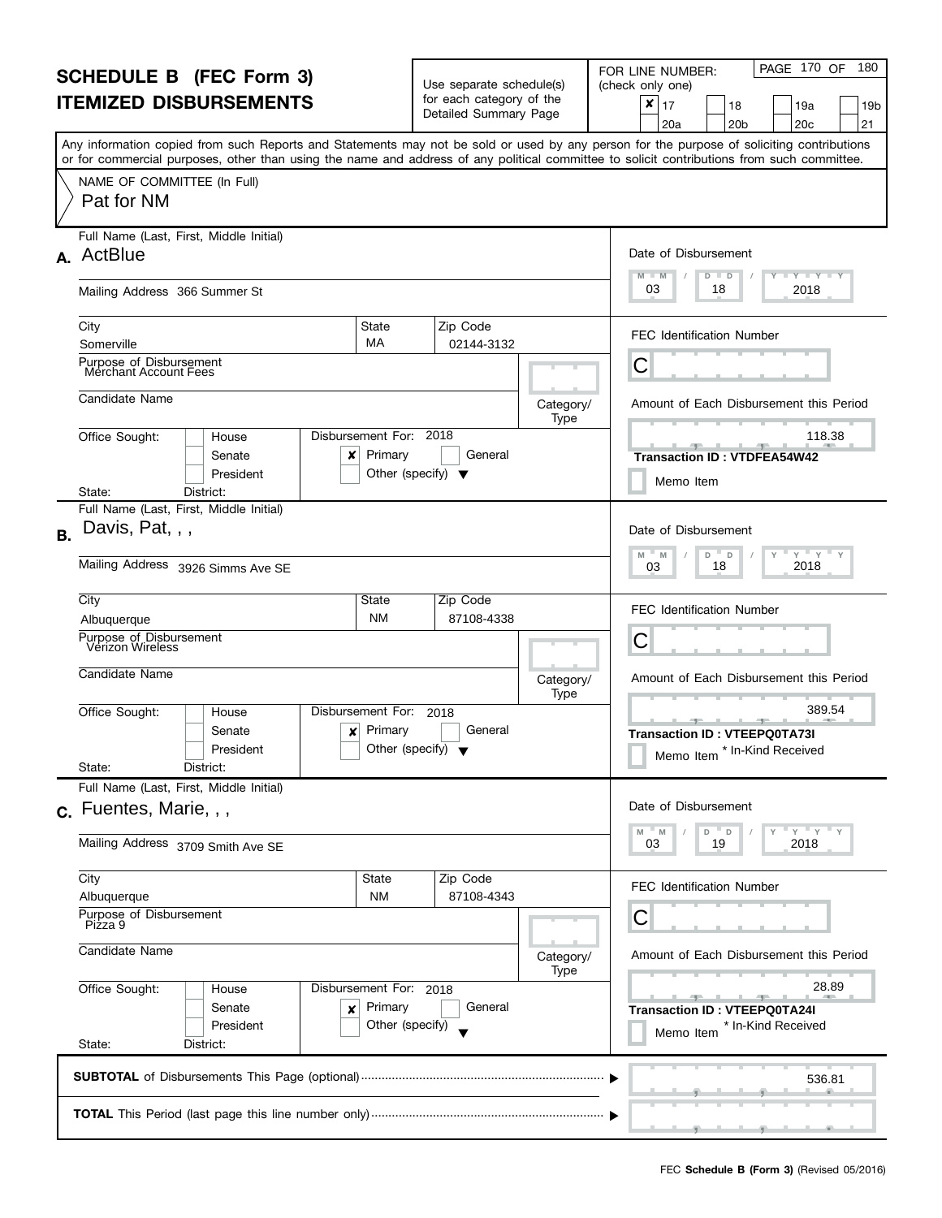# SCHEDULE B (FEC Form 3)
# ITEMIZED DISBURSEMENTS

Use separate schedule(s) for each category of the Detailed Summary Page

FOR LINE NUMBER: (check only one)

- [x] 17
- [ ] 18
- [ ] 19a
- [ ] 19b
- [ ] 20a
- [ ] 20b
- [ ] 20c
- [ ] 21

Any information copied from such Reports and Statements may not be sold or used by any person for the purpose of soliciting contributions or for commercial purposes, other than using the name and address of any political committee to solicit contributions from such committee.

NAME OF COMMITTEE (In Full): Pat for NM

---

## A.

**Full Name (Last, First, Middle Initial):** ActBlue

**Mailing Address:** 366 Summer St

**City:** Somerville | **State:** MA | **Zip Code:** 02144-3132

**Purpose of Disbursement:** Merchant Account Fees

**Candidate Name:**

**Category/Type:**

**Office Sought:** [ ] House [ ] Senate [ ] President

**State:** **District:**

**Disbursement For:** 2018 [x] Primary [ ] General [ ] Other (specify)

**Date of Disbursement:** 03 / 18 / 2018

**FEC Identification Number:** C

**Amount of Each Disbursement this Period:** 118.38

**Transaction ID : VTDFEA54W42**

[ ] Memo Item

---

## B.

**Full Name (Last, First, Middle Initial):** Davis, Pat, , ,

**Mailing Address:** 3926 Simms Ave SE

**City:** Albuquerque | **State:** NM | **Zip Code:** 87108-4338

**Purpose of Disbursement:** Verizon Wireless

**Candidate Name:**

**Category/Type:**

**Office Sought:** [ ] House [ ] Senate [ ] President

**State:** **District:**

**Disbursement For:** 2018 [x] Primary [ ] General [ ] Other (specify)

**Date of Disbursement:** 03 / 18 / 2018

**FEC Identification Number:** C

**Amount of Each Disbursement this Period:** 389.54

**Transaction ID : VTEEPQ0TA73I**

[ ] Memo Item * In-Kind Received

---

## C.

**Full Name (Last, First, Middle Initial):** Fuentes, Marie, , ,

**Mailing Address:** 3709 Smith Ave SE

**City:** Albuquerque | **State:** NM | **Zip Code:** 87108-4343

**Purpose of Disbursement:** Pizza 9

**Candidate Name:**

**Category/Type:**

**Office Sought:** [ ] House [ ] Senate [ ] President

**State:** **District:**

**Disbursement For:** 2018 [x] Primary [ ] General [ ] Other (specify)

**Date of Disbursement:** 03 / 19 / 2018

**FEC Identification Number:** C

**Amount of Each Disbursement this Period:** 28.89

**Transaction ID : VTEEPQ0TA24I**

[ ] Memo Item * In-Kind Received

---

**SUBTOTAL** of Disbursements This Page (optional): 536.81

**TOTAL** This Period (last page this line number only):

FEC **Schedule B (Form 3)** (Revised 05/2016)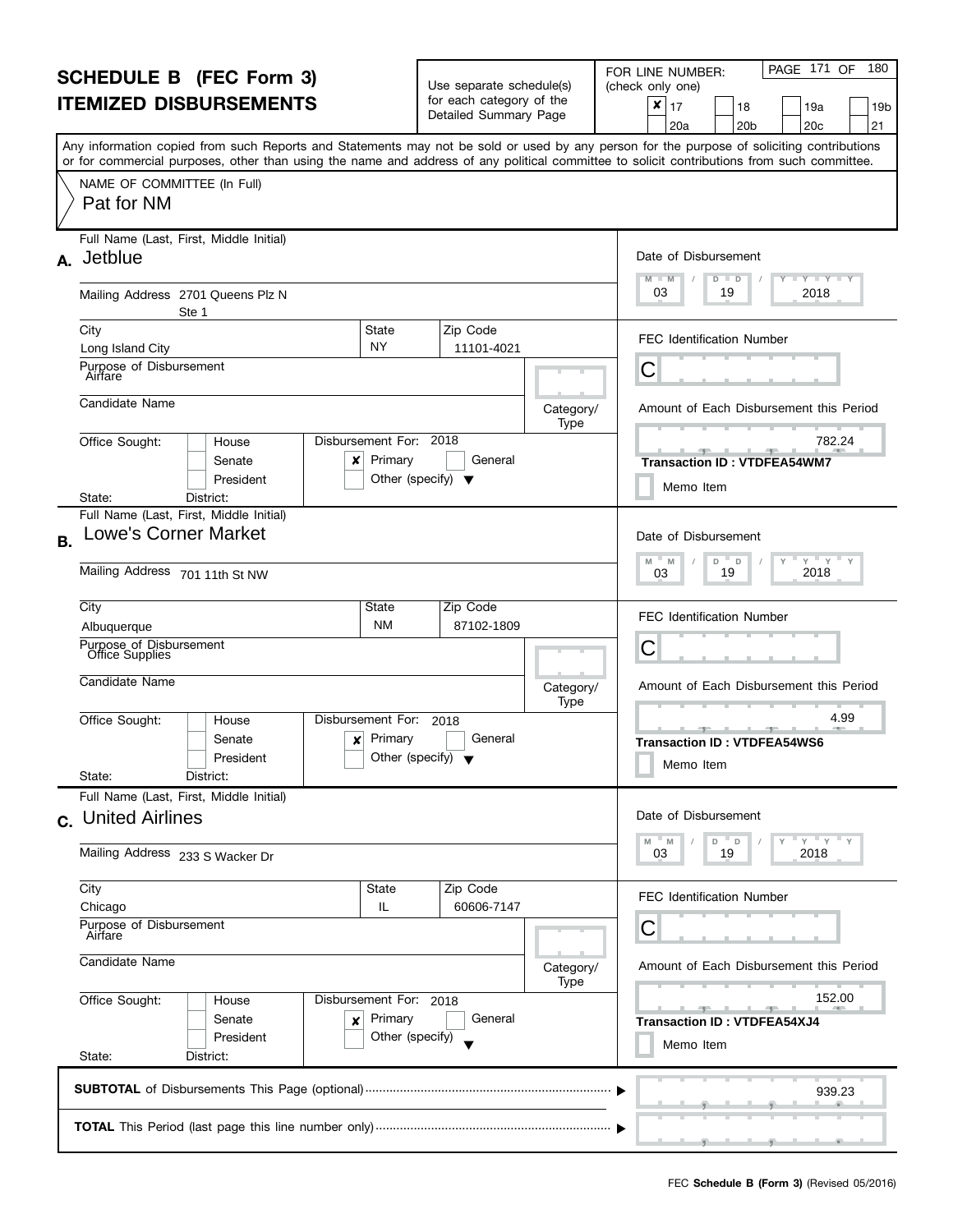# SCHEDULE B (FEC Form 3)
# ITEMIZED DISBURSEMENTS

Use separate schedule(s) for each category of the Detailed Summary Page

FOR LINE NUMBER: (check only one)

- [x] 17
- [ ] 18
- [ ] 19a
- [ ] 19b
- [ ] 20a
- [ ] 20b
- [ ] 20c
- [ ] 21

Any information copied from such Reports and Statements may not be sold or used by any person for the purpose of soliciting contributions or for commercial purposes, other than using the name and address of any political committee to solicit contributions from such committee.

NAME OF COMMITTEE (In Full)
Pat for NM

---

## A.

**Full Name (Last, First, Middle Initial):** Jetblue

**Mailing Address:** 2701 Queens Plz N, Ste 1

**City:** Long Island City | **State:** NY | **Zip Code:** 11101-4021

**Purpose of Disbursement:** Airfare

**Candidate Name:**

**Category/Type:**

**Office Sought:** [ ] House [ ] Senate [ ] President

**State:** | **District:**

**Disbursement For:** 2018 — [x] Primary [ ] General [ ] Other (specify)

**Date of Disbursement:** 03 / 19 / 2018

**FEC Identification Number:** C

**Amount of Each Disbursement this Period:** 782.24

**Transaction ID :** VTDFEA54WM7

[ ] Memo Item

---

## B.

**Full Name (Last, First, Middle Initial):** Lowe's Corner Market

**Mailing Address:** 701 11th St NW

**City:** Albuquerque | **State:** NM | **Zip Code:** 87102-1809

**Purpose of Disbursement:** Office Supplies

**Candidate Name:**

**Category/Type:**

**Office Sought:** [ ] House [ ] Senate [ ] President

**State:** | **District:**

**Disbursement For:** 2018 — [x] Primary [ ] General [ ] Other (specify)

**Date of Disbursement:** 03 / 19 / 2018

**FEC Identification Number:** C

**Amount of Each Disbursement this Period:** 4.99

**Transaction ID :** VTDFEA54WS6

[ ] Memo Item

---

## C.

**Full Name (Last, First, Middle Initial):** United Airlines

**Mailing Address:** 233 S Wacker Dr

**City:** Chicago | **State:** IL | **Zip Code:** 60606-7147

**Purpose of Disbursement:** Airfare

**Candidate Name:**

**Category/Type:**

**Office Sought:** [ ] House [ ] Senate [ ] President

**State:** | **District:**

**Disbursement For:** 2018 — [x] Primary [ ] General [ ] Other (specify)

**Date of Disbursement:** 03 / 19 / 2018

**FEC Identification Number:** C

**Amount of Each Disbursement this Period:** 152.00

**Transaction ID :** VTDFEA54XJ4

[ ] Memo Item

---

**SUBTOTAL** of Disbursements This Page (optional): 939.23

**TOTAL** This Period (last page this line number only):

FEC **Schedule B (Form 3)** (Revised 05/2016)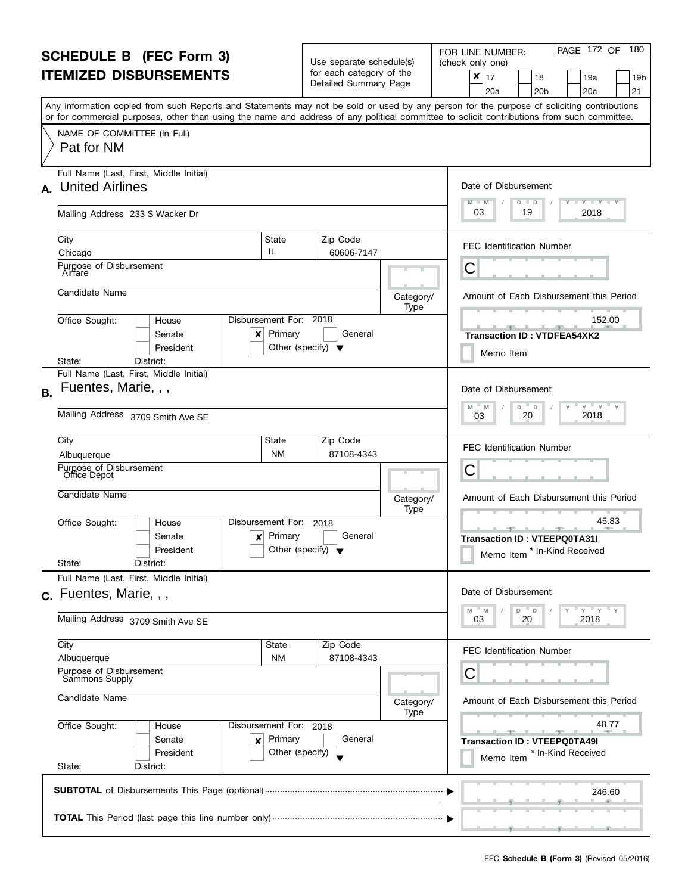# SCHEDULE B (FEC Form 3)
# ITEMIZED DISBURSEMENTS

Use separate schedule(s) for each category of the Detailed Summary Page

FOR LINE NUMBER: (check only one)

- [x] 17
- [ ] 18
- [ ] 19a
- [ ] 19b
- [ ] 20a
- [ ] 20b
- [ ] 20c
- [ ] 21

Any information copied from such Reports and Statements may not be sold or used by any person for the purpose of soliciting contributions or for commercial purposes, other than using the name and address of any political committee to solicit contributions from such committee.

NAME OF COMMITTEE (In Full)
Pat for NM

---

**A.** Full Name (Last, First, Middle Initial): United Airlines

Mailing Address: 233 S Wacker Dr

City: Chicago | State: IL | Zip Code: 60606-7147

Purpose of Disbursement: Airfare

Candidate Name:

Category/Type:

Office Sought: [ ] House [ ] Senate [ ] President

State: District:

Disbursement For: 2018 [x] Primary [ ] General [ ] Other (specify)

Date of Disbursement: 03 / 19 / 2018

FEC Identification Number: C

Amount of Each Disbursement this Period: 152.00

Transaction ID : VTDFEA54XK2

[ ] Memo Item

---

**B.** Full Name (Last, First, Middle Initial): Fuentes, Marie, , ,

Mailing Address: 3709 Smith Ave SE

City: Albuquerque | State: NM | Zip Code: 87108-4343

Purpose of Disbursement: Office Depot

Candidate Name:

Category/Type:

Office Sought: [ ] House [ ] Senate [ ] President

State: District:

Disbursement For: 2018 [x] Primary [ ] General [ ] Other (specify)

Date of Disbursement: 03 / 20 / 2018

FEC Identification Number: C

Amount of Each Disbursement this Period: 45.83

Transaction ID : VTEEPQ0TA31I

[ ] Memo Item * In-Kind Received

---

**C.** Full Name (Last, First, Middle Initial): Fuentes, Marie, , ,

Mailing Address: 3709 Smith Ave SE

City: Albuquerque | State: NM | Zip Code: 87108-4343

Purpose of Disbursement: Sammons Supply

Candidate Name:

Category/Type:

Office Sought: [ ] House [ ] Senate [ ] President

State: District:

Disbursement For: 2018 [x] Primary [ ] General [ ] Other (specify)

Date of Disbursement: 03 / 20 / 2018

FEC Identification Number: C

Amount of Each Disbursement this Period: 48.77

Transaction ID : VTEEPQ0TA49I

[ ] Memo Item * In-Kind Received

---

**SUBTOTAL** of Disbursements This Page (optional): 246.60

**TOTAL** This Period (last page this line number only):

FEC **Schedule B (Form 3)** (Revised 05/2016)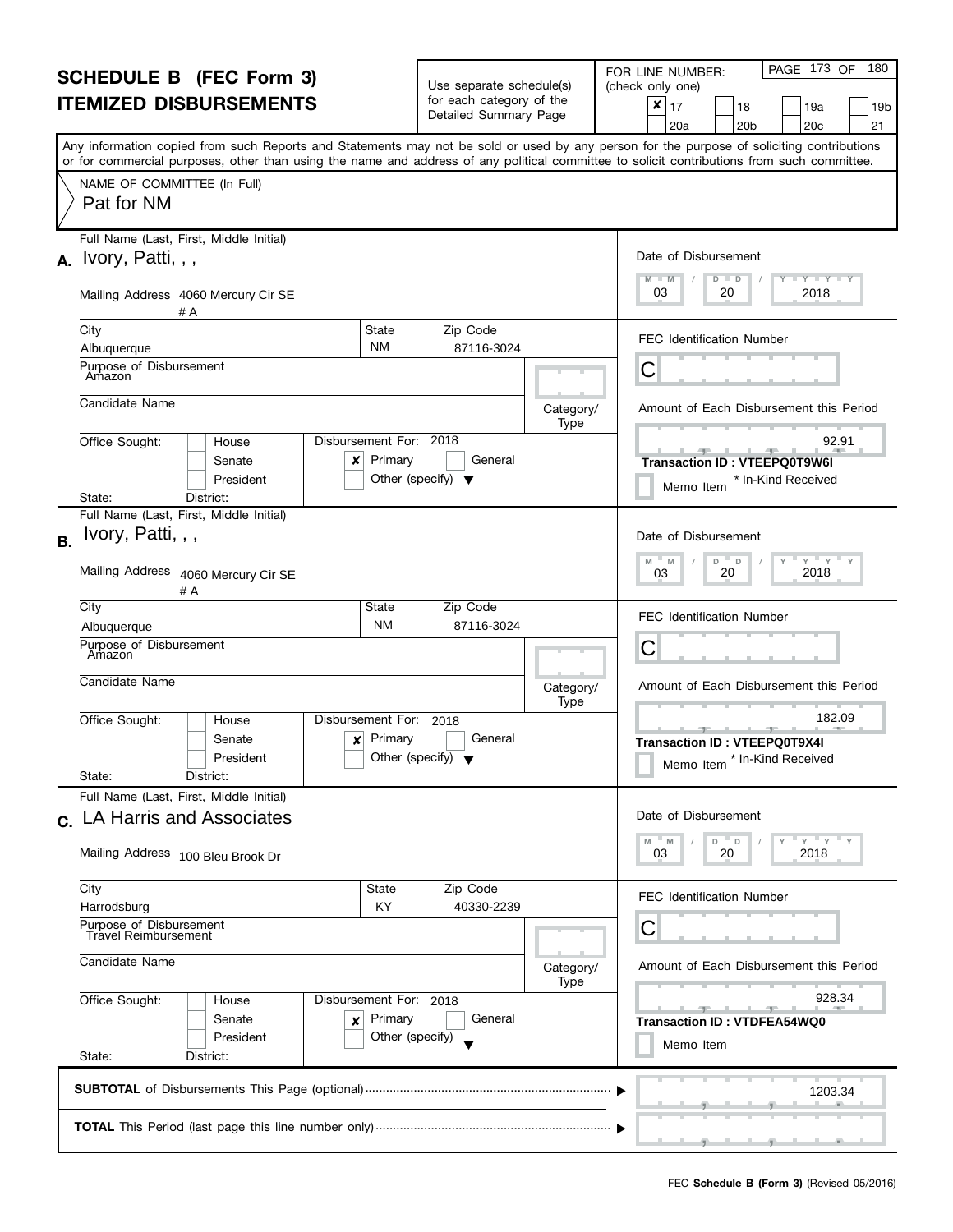# SCHEDULE B (FEC Form 3)
# ITEMIZED DISBURSEMENTS

Use separate schedule(s) for each category of the Detailed Summary Page

FOR LINE NUMBER: (check only one)

- [x] 17
- [ ] 18
- [ ] 19a
- [ ] 19b
- [ ] 20a
- [ ] 20b
- [ ] 20c
- [ ] 21

Any information copied from such Reports and Statements may not be sold or used by any person for the purpose of soliciting contributions or for commercial purposes, other than using the name and address of any political committee to solicit contributions from such committee.

NAME OF COMMITTEE (In Full)
Pat for NM

---

**A.** Full Name (Last, First, Middle Initial): Ivory, Patti, , ,

Mailing Address: 4060 Mercury Cir SE # A

City: Albuquerque | State: NM | Zip Code: 87116-3024

Purpose of Disbursement: Amazon

Candidate Name:

Category/Type:

Office Sought: House / Senate / President

State: District:

Disbursement For: 2018 — [x] Primary [ ] General [ ] Other (specify)

Date of Disbursement: 03 / 20 / 2018

FEC Identification Number: C

Amount of Each Disbursement this Period: 92.91

**Transaction ID : VTEEPQ0T9W6I**

Memo Item * In-Kind Received

---

**B.** Full Name (Last, First, Middle Initial): Ivory, Patti, , ,

Mailing Address: 4060 Mercury Cir SE # A

City: Albuquerque | State: NM | Zip Code: 87116-3024

Purpose of Disbursement: Amazon

Candidate Name:

Category/Type:

Office Sought: House / Senate / President

State: District:

Disbursement For: 2018 — [x] Primary [ ] General [ ] Other (specify)

Date of Disbursement: 03 / 20 / 2018

FEC Identification Number: C

Amount of Each Disbursement this Period: 182.09

**Transaction ID : VTEEPQ0T9X4I**

Memo Item * In-Kind Received

---

**C.** Full Name (Last, First, Middle Initial): LA Harris and Associates

Mailing Address: 100 Bleu Brook Dr

City: Harrodsburg | State: KY | Zip Code: 40330-2239

Purpose of Disbursement: Travel Reimbursement

Candidate Name:

Category/Type:

Office Sought: House / Senate / President

State: District:

Disbursement For: 2018 — [x] Primary [ ] General [ ] Other (specify)

Date of Disbursement: 03 / 20 / 2018

FEC Identification Number: C

Amount of Each Disbursement this Period: 928.34

**Transaction ID : VTDFEA54WQ0**

Memo Item

---

**SUBTOTAL** of Disbursements This Page (optional): 1203.34

**TOTAL** This Period (last page this line number only):

FEC **Schedule B (Form 3)** (Revised 05/2016)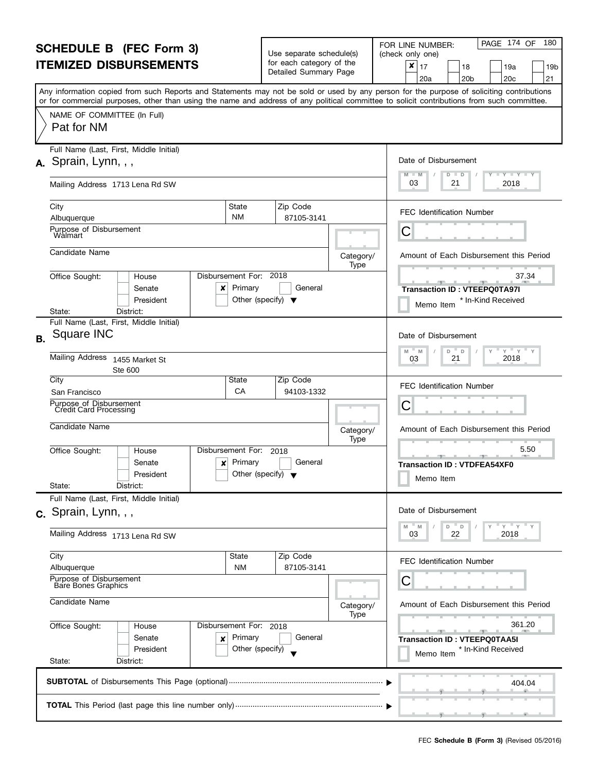# SCHEDULE B (FEC Form 3)
## ITEMIZED DISBURSEMENTS

Use separate schedule(s) for each category of the Detailed Summary Page

FOR LINE NUMBER: (check only one)

- [x] 17
- [ ] 18
- [ ] 19a
- [ ] 19b
- [ ] 20a
- [ ] 20b
- [ ] 20c
- [ ] 21

Any information copied from such Reports and Statements may not be sold or used by any person for the purpose of soliciting contributions or for commercial purposes, other than using the name and address of any political committee to solicit contributions from such committee.

NAME OF COMMITTEE (In Full)
Pat for NM

---

**A.** Full Name (Last, First, Middle Initial): Sprain, Lynn, , ,

Mailing Address: 1713 Lena Rd SW

City: Albuquerque | State: NM | Zip Code: 87105-3141

Purpose of Disbursement: Walmart

Candidate Name:

Category/Type:

Office Sought: [ ] House [ ] Senate [ ] President
State: District:

Disbursement For: 2018 [x] Primary [ ] General [ ] Other (specify)

Date of Disbursement: 03 / 21 / 2018

FEC Identification Number: C

Amount of Each Disbursement this Period: 37.34

Transaction ID : VTEEPQ0TA97I

Memo Item * In-Kind Received

---

**B.** Full Name (Last, First, Middle Initial): Square INC

Mailing Address: 1455 Market St, Ste 600

City: San Francisco | State: CA | Zip Code: 94103-1332

Purpose of Disbursement: Credit Card Processing

Candidate Name:

Category/Type:

Office Sought: [ ] House [ ] Senate [ ] President
State: District:

Disbursement For: 2018 [x] Primary [ ] General [ ] Other (specify)

Date of Disbursement: 03 / 21 / 2018

FEC Identification Number: C

Amount of Each Disbursement this Period: 5.50

Transaction ID : VTDFEA54XF0

Memo Item

---

**C.** Full Name (Last, First, Middle Initial): Sprain, Lynn, , ,

Mailing Address: 1713 Lena Rd SW

City: Albuquerque | State: NM | Zip Code: 87105-3141

Purpose of Disbursement: Bare Bones Graphics

Candidate Name:

Category/Type:

Office Sought: [ ] House [ ] Senate [ ] President
State: District:

Disbursement For: 2018 [x] Primary [ ] General [ ] Other (specify)

Date of Disbursement: 03 / 22 / 2018

FEC Identification Number: C

Amount of Each Disbursement this Period: 361.20

Transaction ID : VTEEPQ0TAA5I

Memo Item * In-Kind Received

---

**SUBTOTAL** of Disbursements This Page (optional): 404.04

**TOTAL** This Period (last page this line number only):

FEC **Schedule B (Form 3)** (Revised 05/2016)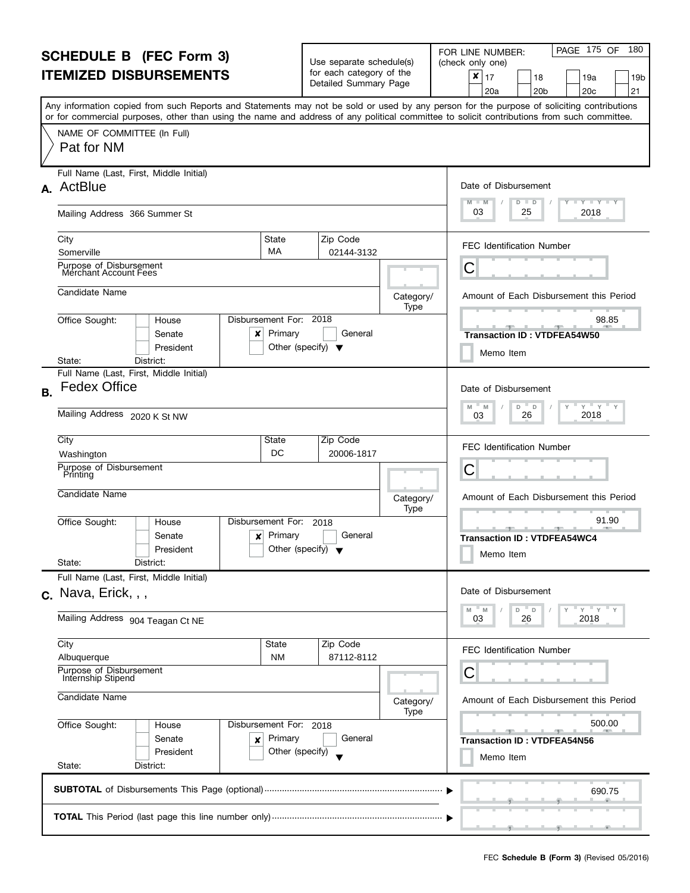# SCHEDULE B (FEC Form 3)
# ITEMIZED DISBURSEMENTS

Use separate schedule(s) for each category of the Detailed Summary Page

FOR LINE NUMBER: (check only one)

- [x] 17
- [ ] 18
- [ ] 19a
- [ ] 19b
- [ ] 20a
- [ ] 20b
- [ ] 20c
- [ ] 21

Any information copied from such Reports and Statements may not be sold or used by any person for the purpose of soliciting contributions or for commercial purposes, other than using the name and address of any political committee to solicit contributions from such committee.

NAME OF COMMITTEE (In Full): Pat for NM

---

## A.

**Full Name (Last, First, Middle Initial):** ActBlue

**Mailing Address:** 366 Summer St

**City:** Somerville | **State:** MA | **Zip Code:** 02144-3132

**Purpose of Disbursement:** Merchant Account Fees

**Candidate Name:**

**Category/Type:**

**Office Sought:** [ ] House [ ] Senate [ ] President

**State:** **District:**

**Disbursement For:** 2018 [x] Primary [ ] General [ ] Other (specify)

**Date of Disbursement:** 03 / 25 / 2018

**FEC Identification Number:** C

**Amount of Each Disbursement this Period:** 98.85

**Transaction ID : VTDFEA54W50**

[ ] Memo Item

---

## B.

**Full Name (Last, First, Middle Initial):** Fedex Office

**Mailing Address:** 2020 K St NW

**City:** Washington | **State:** DC | **Zip Code:** 20006-1817

**Purpose of Disbursement:** Printing

**Candidate Name:**

**Category/Type:**

**Office Sought:** [ ] House [ ] Senate [ ] President

**State:** **District:**

**Disbursement For:** 2018 [x] Primary [ ] General [ ] Other (specify)

**Date of Disbursement:** 03 / 26 / 2018

**FEC Identification Number:** C

**Amount of Each Disbursement this Period:** 91.90

**Transaction ID : VTDFEA54WC4**

[ ] Memo Item

---

## C.

**Full Name (Last, First, Middle Initial):** Nava, Erick, , ,

**Mailing Address:** 904 Teagan Ct NE

**City:** Albuquerque | **State:** NM | **Zip Code:** 87112-8112

**Purpose of Disbursement:** Internship Stipend

**Candidate Name:**

**Category/Type:**

**Office Sought:** [ ] House [ ] Senate [ ] President

**State:** **District:**

**Disbursement For:** 2018 [x] Primary [ ] General [ ] Other (specify)

**Date of Disbursement:** 03 / 26 / 2018

**FEC Identification Number:** C

**Amount of Each Disbursement this Period:** 500.00

**Transaction ID : VTDFEA54N56**

[ ] Memo Item

---

**SUBTOTAL** of Disbursements This Page (optional) ........ 690.75

**TOTAL** This Period (last page this line number only) ........

FEC **Schedule B (Form 3)** (Revised 05/2016)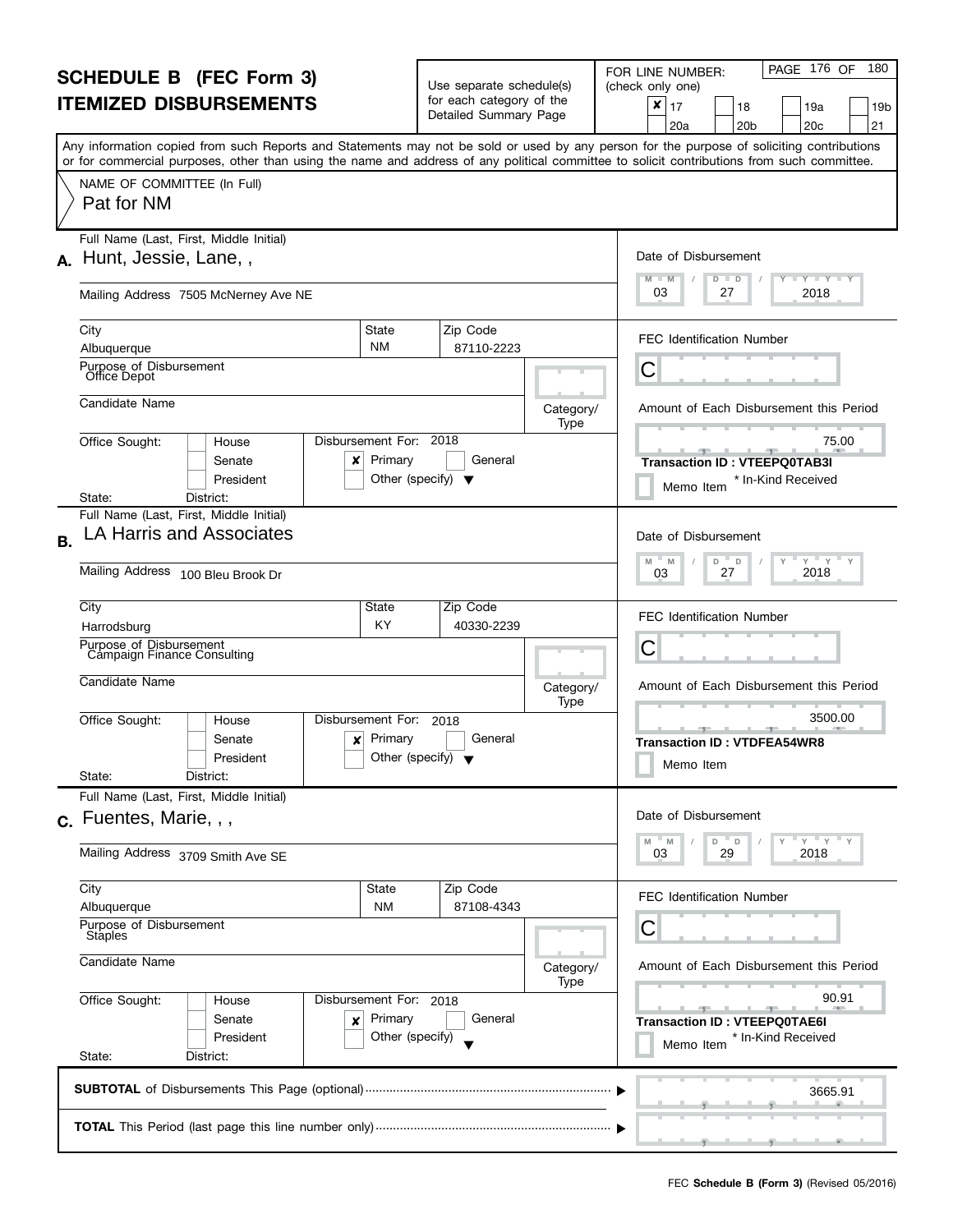# SCHEDULE B (FEC Form 3)
# ITEMIZED DISBURSEMENTS

Use separate schedule(s) for each category of the Detailed Summary Page

FOR LINE NUMBER: (check only one)

- [x] 17
- [ ] 18
- [ ] 19a
- [ ] 19b
- [ ] 20a
- [ ] 20b
- [ ] 20c
- [ ] 21

PAGE 176 OF 180

Any information copied from such Reports and Statements may not be sold or used by any person for the purpose of soliciting contributions or for commercial purposes, other than using the name and address of any political committee to solicit contributions from such committee.

NAME OF COMMITTEE (In Full)
Pat for NM

---

**A.** Full Name (Last, First, Middle Initial): Hunt, Jessie, Lane, ,

Mailing Address: 7505 McNerney Ave NE

City: Albuquerque | State: NM | Zip Code: 87110-2223

Purpose of Disbursement: Office Depot

Candidate Name:

Category/Type:

Office Sought: [ ] House [ ] Senate [ ] President
State: District:

Disbursement For: 2018 [x] Primary [ ] General [ ] Other (specify)

Date of Disbursement: 03 / 27 / 2018

FEC Identification Number: C

Amount of Each Disbursement this Period: 75.00

Transaction ID : VTEEPQ0TAB3I

[ ] Memo Item * In-Kind Received

---

**B.** Full Name (Last, First, Middle Initial): LA Harris and Associates

Mailing Address: 100 Bleu Brook Dr

City: Harrodsburg | State: KY | Zip Code: 40330-2239

Purpose of Disbursement: Campaign Finance Consulting

Candidate Name:

Category/Type:

Office Sought: [ ] House [ ] Senate [ ] President
State: District:

Disbursement For: 2018 [x] Primary [ ] General [ ] Other (specify)

Date of Disbursement: 03 / 27 / 2018

FEC Identification Number: C

Amount of Each Disbursement this Period: 3500.00

Transaction ID : VTDFEA54WR8

[ ] Memo Item

---

**C.** Full Name (Last, First, Middle Initial): Fuentes, Marie, , ,

Mailing Address: 3709 Smith Ave SE

City: Albuquerque | State: NM | Zip Code: 87108-4343

Purpose of Disbursement: Staples

Candidate Name:

Category/Type:

Office Sought: [ ] House [ ] Senate [ ] President
State: District:

Disbursement For: 2018 [x] Primary [ ] General [ ] Other (specify)

Date of Disbursement: 03 / 29 / 2018

FEC Identification Number: C

Amount of Each Disbursement this Period: 90.91

Transaction ID : VTEEPQ0TAE6I

[ ] Memo Item * In-Kind Received

---

**SUBTOTAL** of Disbursements This Page (optional): 3665.91

**TOTAL** This Period (last page this line number only):

FEC **Schedule B (Form 3)** (Revised 05/2016)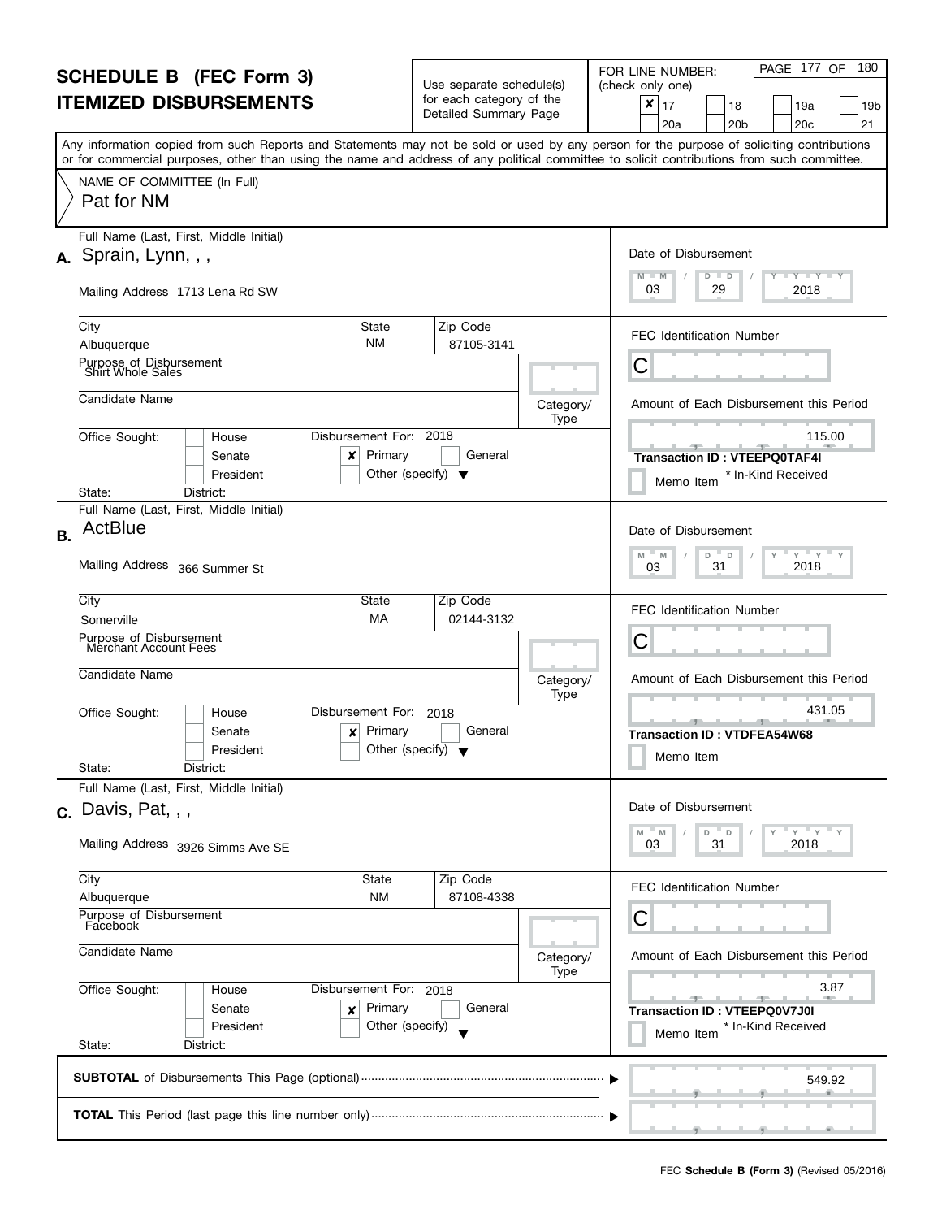# SCHEDULE B (FEC Form 3)
# ITEMIZED DISBURSEMENTS

Use separate schedule(s) for each category of the Detailed Summary Page

FOR LINE NUMBER: (check only one)

- [x] 17
- [ ] 18
- [ ] 19a
- [ ] 19b
- [ ] 20a
- [ ] 20b
- [ ] 20c
- [ ] 21

Any information copied from such Reports and Statements may not be sold or used by any person for the purpose of soliciting contributions or for commercial purposes, other than using the name and address of any political committee to solicit contributions from such committee.

NAME OF COMMITTEE (In Full)
Pat for NM

---

**A.** Full Name (Last, First, Middle Initial): Sprain, Lynn, , ,

Mailing Address: 1713 Lena Rd SW

City: Albuquerque | State: NM | Zip Code: 87105-3141

Purpose of Disbursement: Shirt Whole Sales

Candidate Name:

Category/Type:

Office Sought: [ ] House [ ] Senate [ ] President

State: District:

Disbursement For: 2018 [x] Primary [ ] General [ ] Other (specify)

Date of Disbursement: 03 / 29 / 2018

FEC Identification Number: C

Amount of Each Disbursement this Period: 115.00

**Transaction ID : VTEEPQ0TAF4I**

[ ] Memo Item * In-Kind Received

---

**B.** Full Name (Last, First, Middle Initial): ActBlue

Mailing Address: 366 Summer St

City: Somerville | State: MA | Zip Code: 02144-3132

Purpose of Disbursement: Merchant Account Fees

Candidate Name:

Category/Type:

Office Sought: [ ] House [ ] Senate [ ] President

State: District:

Disbursement For: 2018 [x] Primary [ ] General [ ] Other (specify)

Date of Disbursement: 03 / 31 / 2018

FEC Identification Number: C

Amount of Each Disbursement this Period: 431.05

**Transaction ID : VTDFEA54W68**

[ ] Memo Item

---

**C.** Full Name (Last, First, Middle Initial): Davis, Pat, , ,

Mailing Address: 3926 Simms Ave SE

City: Albuquerque | State: NM | Zip Code: 87108-4338

Purpose of Disbursement: Facebook

Candidate Name:

Category/Type:

Office Sought: [ ] House [ ] Senate [ ] President

State: District:

Disbursement For: 2018 [x] Primary [ ] General [ ] Other (specify)

Date of Disbursement: 03 / 31 / 2018

FEC Identification Number: C

Amount of Each Disbursement this Period: 3.87

**Transaction ID : VTEEPQ0V7J0I**

[ ] Memo Item * In-Kind Received

---

**SUBTOTAL** of Disbursements This Page (optional): 549.92

**TOTAL** This Period (last page this line number only):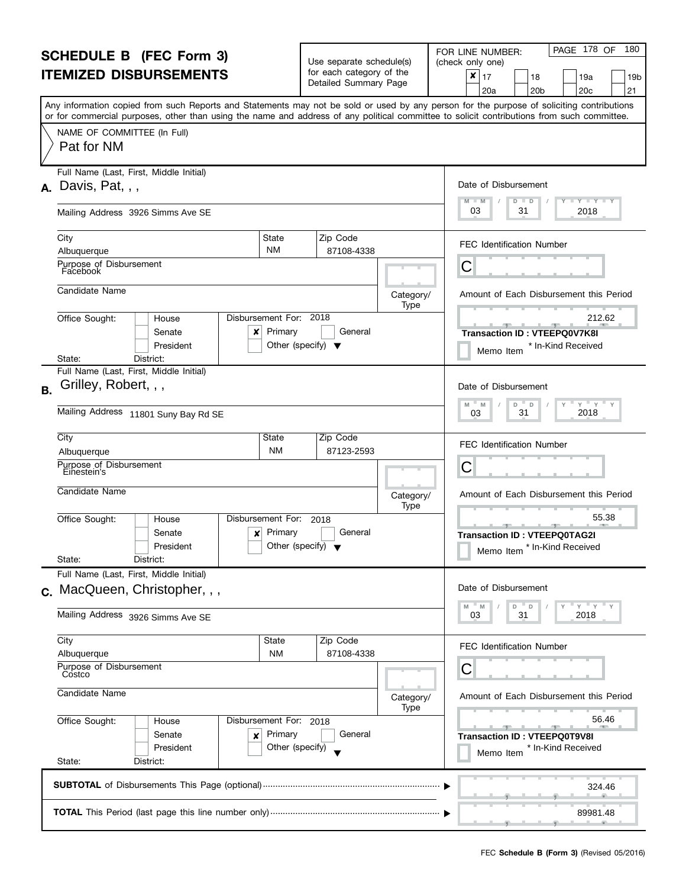# SCHEDULE B (FEC Form 3)
# ITEMIZED DISBURSEMENTS

Use separate schedule(s) for each category of the Detailed Summary Page

FOR LINE NUMBER: (check only one)

- [x] 17
- [ ] 18
- [ ] 19a
- [ ] 19b
- [ ] 20a
- [ ] 20b
- [ ] 20c
- [ ] 21

Any information copied from such Reports and Statements may not be sold or used by any person for the purpose of soliciting contributions or for commercial purposes, other than using the name and address of any political committee to solicit contributions from such committee.

NAME OF COMMITTEE (In Full)
Pat for NM

---

**A.** Full Name (Last, First, Middle Initial): Davis, Pat, , ,

Mailing Address: 3926 Simms Ave SE

City: Albuquerque | State: NM | Zip Code: 87108-4338

Purpose of Disbursement: Facebook

Candidate Name:

Category/Type:

Office Sought: House / Senate / President
State: District:

Disbursement For: 2018 — [x] Primary [ ] General [ ] Other (specify)

Date of Disbursement: 03 / 31 / 2018

FEC Identification Number: C

Amount of Each Disbursement this Period: 212.62

Transaction ID : VTEEPQ0V7K8I

Memo Item * In-Kind Received

---

**B.** Full Name (Last, First, Middle Initial): Grilley, Robert, , ,

Mailing Address: 11801 Suny Bay Rd SE

City: Albuquerque | State: NM | Zip Code: 87123-2593

Purpose of Disbursement: Einestein's

Candidate Name:

Category/Type:

Office Sought: House / Senate / President
State: District:

Disbursement For: 2018 — [x] Primary [ ] General [ ] Other (specify)

Date of Disbursement: 03 / 31 / 2018

FEC Identification Number: C

Amount of Each Disbursement this Period: 55.38

Transaction ID : VTEEPQ0TAG2I

Memo Item * In-Kind Received

---

**C.** Full Name (Last, First, Middle Initial): MacQueen, Christopher, , ,

Mailing Address: 3926 Simms Ave SE

City: Albuquerque | State: NM | Zip Code: 87108-4338

Purpose of Disbursement: Costco

Candidate Name:

Category/Type:

Office Sought: House / Senate / President
State: District:

Disbursement For: 2018 — [x] Primary [ ] General [ ] Other (specify)

Date of Disbursement: 03 / 31 / 2018

FEC Identification Number: C

Amount of Each Disbursement this Period: 56.46

Transaction ID : VTEEPQ0T9V8I

Memo Item * In-Kind Received

---

**SUBTOTAL** of Disbursements This Page (optional): 324.46

**TOTAL** This Period (last page this line number only): 89981.48

FEC **Schedule B (Form 3)** (Revised 05/2016)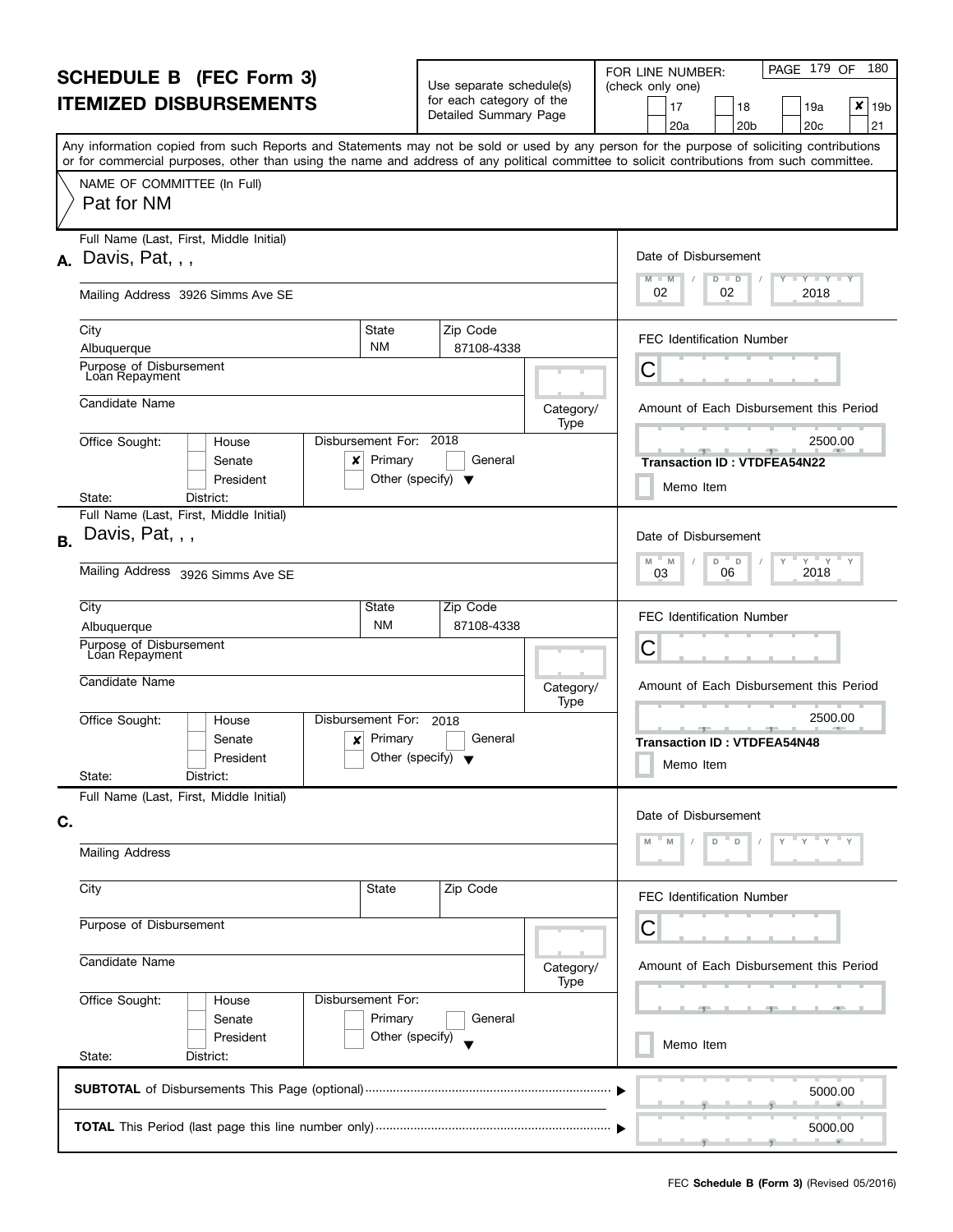# SCHEDULE B (FEC Form 3)
# ITEMIZED DISBURSEMENTS

Use separate schedule(s) for each category of the Detailed Summary Page

FOR LINE NUMBER: (check only one)

| | | | |
|---|---|---|---|
| 17 | 18 | 19a | ✘ 19b |
| 20a | 20b | 20c | 21 |

Any information copied from such Reports and Statements may not be sold or used by any person for the purpose of soliciting contributions or for commercial purposes, other than using the name and address of any political committee to solicit contributions from such committee.

NAME OF COMMITTEE (In Full)
Pat for NM

---

**A.** Full Name (Last, First, Middle Initial): Davis, Pat, , ,

Mailing Address: 3926 Simms Ave SE

City: Albuquerque | State: NM | Zip Code: 87108-4338

Purpose of Disbursement: Loan Repayment

Candidate Name:

Category/Type:

Office Sought: House / Senate / President

State: District:

Disbursement For: 2018 — ✘ Primary / General / Other (specify)

Date of Disbursement: 02 / 02 / 2018

FEC Identification Number: C

Amount of Each Disbursement this Period: 2500.00

**Transaction ID : VTDFEA54N22**

Memo Item

---

**B.** Full Name (Last, First, Middle Initial): Davis, Pat, , ,

Mailing Address: 3926 Simms Ave SE

City: Albuquerque | State: NM | Zip Code: 87108-4338

Purpose of Disbursement: Loan Repayment

Candidate Name:

Category/Type:

Office Sought: House / Senate / President

State: District:

Disbursement For: 2018 — ✘ Primary / General / Other (specify)

Date of Disbursement: 03 / 06 / 2018

FEC Identification Number: C

Amount of Each Disbursement this Period: 2500.00

**Transaction ID : VTDFEA54N48**

Memo Item

---

**C.** Full Name (Last, First, Middle Initial):

Mailing Address:

City: | State: | Zip Code:

Purpose of Disbursement:

Candidate Name:

Category/Type:

Office Sought: House / Senate / President

State: District:

Disbursement For: Primary / General / Other (specify)

Date of Disbursement: M M / D D / Y Y Y Y

FEC Identification Number: C

Amount of Each Disbursement this Period:

Memo Item

---

**SUBTOTAL** of Disbursements This Page (optional) ▶ 5000.00

**TOTAL** This Period (last page this line number only) ▶ 5000.00

FEC **Schedule B (Form 3)** (Revised 05/2016)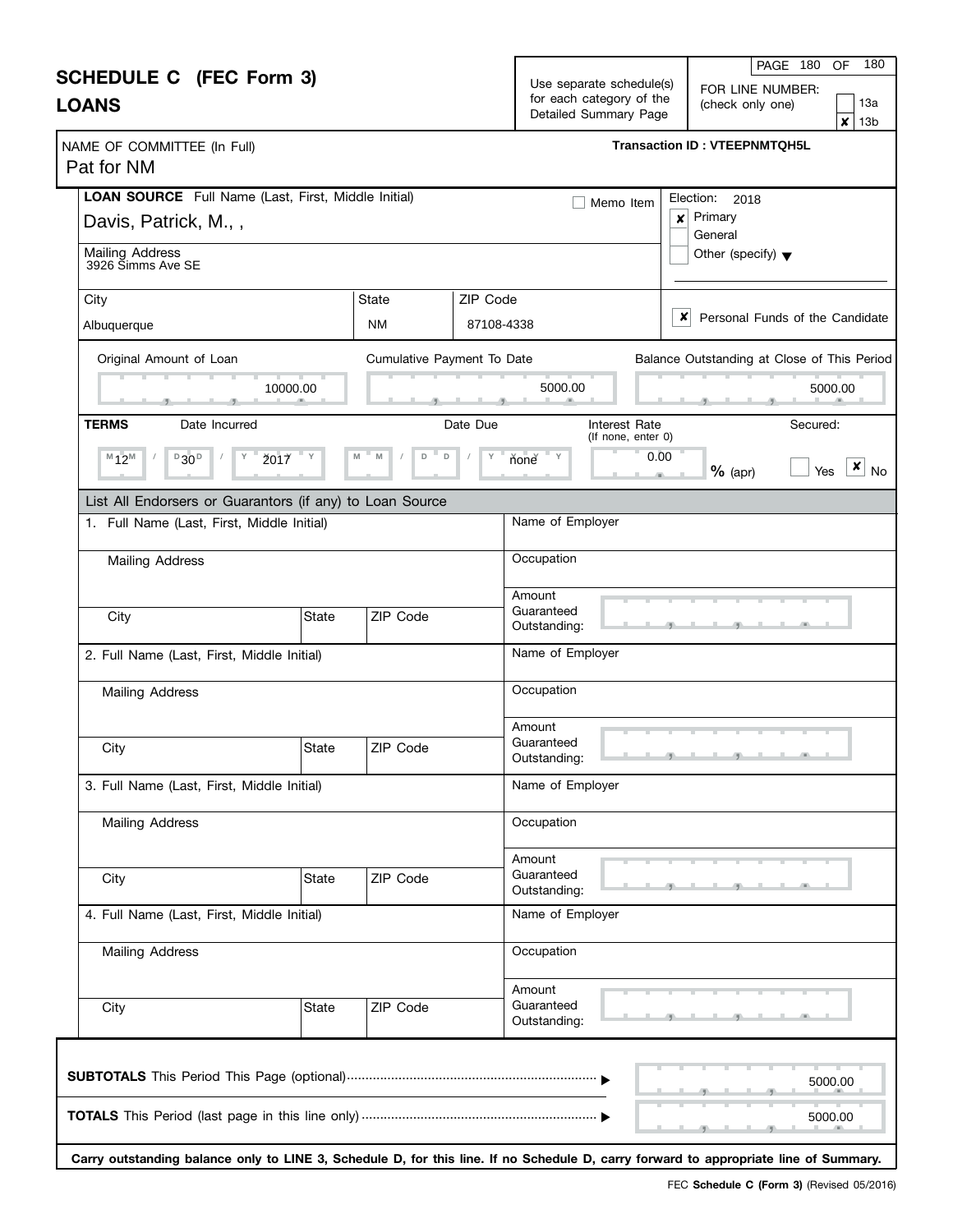# SCHEDULE C (FEC Form 3)
# LOANS

Use separate schedule(s) for each category of the Detailed Summary Page

FOR LINE NUMBER: (check only one)

- [ ] 13a
- [x] 13b

NAME OF COMMITTEE (In Full)
Pat for NM

**Transaction ID : VTEEPNMTQH5L**

**LOAN SOURCE** Full Name (Last, First, Middle Initial)
Davis, Patrick, M., ,

- [ ] Memo Item

Election: 2018
- [x] Primary
- [ ] General
- [ ] Other (specify)

Mailing Address
3926 Simms Ave SE

| City | State | ZIP Code |
|---|---|---|
| Albuquerque | NM | 87108-4338 |

- [x] Personal Funds of the Candidate

| Original Amount of Loan | Cumulative Payment To Date | Balance Outstanding at Close of This Period |
|---|---|---|
| 10000.00 | 5000.00 | 5000.00 |

**TERMS**

| Date Incurred | Date Due | Interest Rate (If none, enter 0) | Secured: |
|---|---|---|---|
| 12 / 30 / 2017 | none | 0.00 % (apr) | [ ] Yes [x] No |

List All Endorsers or Guarantors (if any) to Loan Source

1. Full Name (Last, First, Middle Initial)
   Mailing Address
   City / State / ZIP Code
   Name of Employer
   Occupation
   Amount Guaranteed Outstanding:

2. Full Name (Last, First, Middle Initial)
   Mailing Address
   City / State / ZIP Code
   Name of Employer
   Occupation
   Amount Guaranteed Outstanding:

3. Full Name (Last, First, Middle Initial)
   Mailing Address
   City / State / ZIP Code
   Name of Employer
   Occupation
   Amount Guaranteed Outstanding:

4. Full Name (Last, First, Middle Initial)
   Mailing Address
   City / State / ZIP Code
   Name of Employer
   Occupation
   Amount Guaranteed Outstanding:

**SUBTOTALS** This Period This Page (optional) ........ 5000.00

**TOTALS** This Period (last page in this line only) ........ 5000.00

**Carry outstanding balance only to LINE 3, Schedule D, for this line. If no Schedule D, carry forward to appropriate line of Summary.**

FEC **Schedule C (Form 3)** (Revised 05/2016)